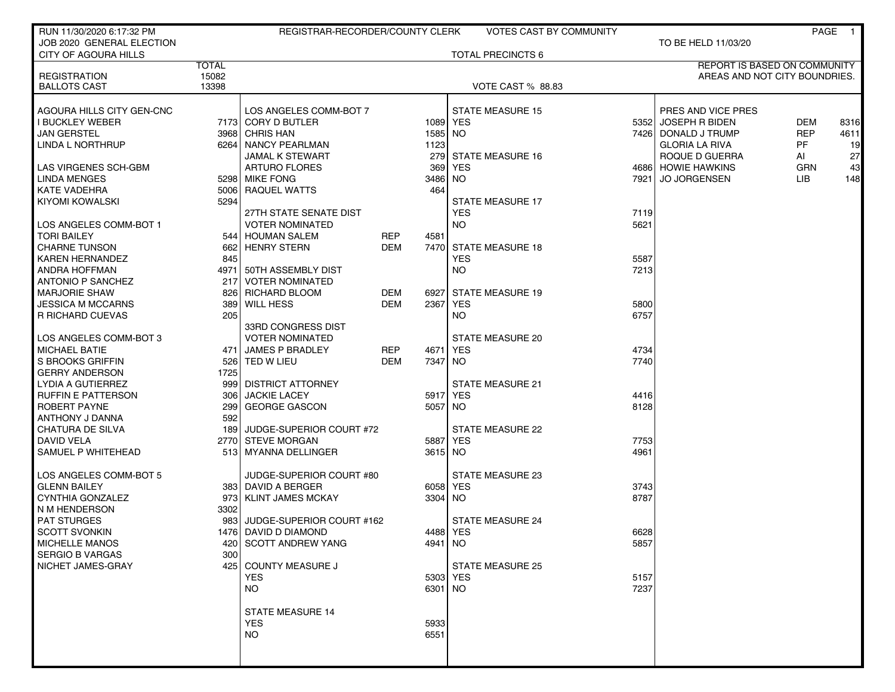RUN 11/30/2020 6:17:32 PM — REGISTRAR-RECORDER/COUNTY CLERK — VOTES CAST BY COMMUNITY

JOB 2020 GENERAL ELECTION — TO BE HELD 11/03/20

CITY OF AGOURA HILLS — TOTAL PRECINCTS 6

| | TOTAL |
|---|---|
| REGISTRATION | 15082 |
| BALLOTS CAST | 13398 |

VOTE CAST % 88.83

REPORT IS BASED ON COMMUNITY AREAS AND NOT CITY BOUNDRIES.

### AGOURA HILLS CITY GEN-CNC

| Candidate | Votes |
|---|---|
| I BUCKLEY WEBER | 7173 |
| JAN GERSTEL | 3968 |
| LINDA L NORTHRUP | 6264 |

### LAS VIRGENES SCH-GBM

| Candidate | Votes |
|---|---|
| LINDA MENGES | 5298 |
| KATE VADEHRA | 5006 |
| KIYOMI KOWALSKI | 5294 |

### LOS ANGELES COMM-BOT 1

| Candidate | Votes |
|---|---|
| TORI BAILEY | 544 |
| CHARNE TUNSON | 662 |
| KAREN HERNANDEZ | 845 |
| ANDRA HOFFMAN | 4971 |
| ANTONIO P SANCHEZ | 217 |
| MARJORIE SHAW | 826 |
| JESSICA M MCCARNS | 389 |
| R RICHARD CUEVAS | 205 |

### LOS ANGELES COMM-BOT 3

| Candidate | Votes |
|---|---|
| MICHAEL BATIE | 471 |
| S BROOKS GRIFFIN | 526 |
| GERRY ANDERSON | 1725 |
| LYDIA A GUTIERREZ | 999 |
| RUFFIN E PATTERSON | 306 |
| ROBERT PAYNE | 299 |
| ANTHONY J DANNA | 592 |
| CHATURA DE SILVA | 189 |
| DAVID VELA | 2770 |
| SAMUEL P WHITEHEAD | 513 |

### LOS ANGELES COMM-BOT 5

| Candidate | Votes |
|---|---|
| GLENN BAILEY | 383 |
| CYNTHIA GONZALEZ | 973 |
| N M HENDERSON | 3302 |
| PAT STURGES | 983 |
| SCOTT SVONKIN | 1476 |
| MICHELLE MANOS | 420 |
| SERGIO B VARGAS | 300 |
| NICHET JAMES-GRAY | 425 |

### LOS ANGELES COMM-BOT 7

| Candidate | Votes |
|---|---|
| CORY D BUTLER | 1089 |
| CHRIS HAN | 1585 |
| NANCY PEARLMAN | 1123 |
| JAMAL K STEWART | 279 |
| ARTURO FLORES | 369 |
| MIKE FONG | 3486 |
| RAQUEL WATTS | 464 |

### 27TH STATE SENATE DIST — VOTER NOMINATED

| Candidate | Party | Votes |
|---|---|---|
| HOUMAN SALEM | REP | 4581 |
| HENRY STERN | DEM | 7470 |

### 50TH ASSEMBLY DIST — VOTER NOMINATED

| Candidate | Party | Votes |
|---|---|---|
| RICHARD BLOOM | DEM | 6927 |
| WILL HESS | DEM | 2367 |

### 33RD CONGRESS DIST — VOTER NOMINATED

| Candidate | Party | Votes |
|---|---|---|
| JAMES P BRADLEY | REP | 4671 |
| TED W LIEU | DEM | 7347 |

### DISTRICT ATTORNEY

| Candidate | Votes |
|---|---|
| JACKIE LACEY | 5917 |
| GEORGE GASCON | 5057 |

### JUDGE-SUPERIOR COURT #72

| Candidate | Votes |
|---|---|
| STEVE MORGAN | 5887 |
| MYANNA DELLINGER | 3615 |

### JUDGE-SUPERIOR COURT #80

| Candidate | Votes |
|---|---|
| DAVID A BERGER | 6058 |
| KLINT JAMES MCKAY | 3304 |

### JUDGE-SUPERIOR COURT #162

| Candidate | Votes |
|---|---|
| DAVID D DIAMOND | 4488 |
| SCOTT ANDREW YANG | 4941 |

### COUNTY MEASURE J

| Choice | Votes |
|---|---|
| YES | 5303 |
| NO | 6301 |

### STATE MEASURES

| Measure | YES | NO |
|---|---|---|
| STATE MEASURE 14 | 5933 | 6551 |
| STATE MEASURE 15 | 5352 | 7426 |
| STATE MEASURE 16 | 4686 | 7921 |
| STATE MEASURE 17 | 7119 | 5621 |
| STATE MEASURE 18 | 5587 | 7213 |
| STATE MEASURE 19 | 5800 | 6757 |
| STATE MEASURE 20 | 4734 | 7740 |
| STATE MEASURE 21 | 4416 | 8128 |
| STATE MEASURE 22 | 7753 | 4961 |
| STATE MEASURE 23 | 3743 | 8787 |
| STATE MEASURE 24 | 6628 | 5857 |
| STATE MEASURE 25 | 5157 | 7237 |

### PRES AND VICE PRES

| Candidate | Party | Votes |
|---|---|---|
| JOSEPH R BIDEN | DEM | 8316 |
| DONALD J TRUMP | REP | 4611 |
| GLORIA LA RIVA | PF | 19 |
| ROQUE D GUERRA | AI | 27 |
| HOWIE HAWKINS | GRN | 43 |
| JO JORGENSEN | LIB | 148 |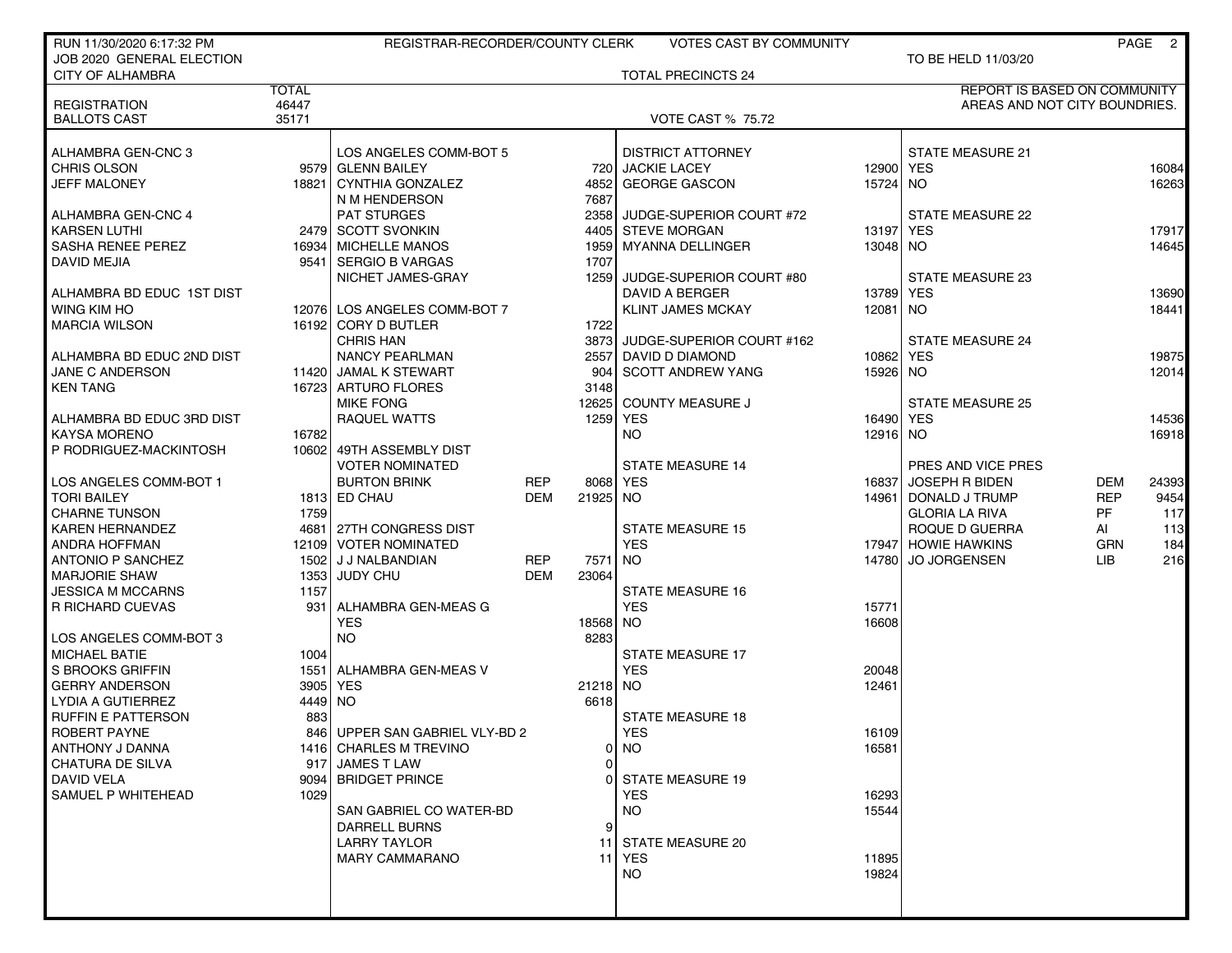RUN 11/30/2020 6:17:32 PM — REGISTRAR-RECORDER/COUNTY CLERK — VOTES CAST BY COMMUNITY

JOB 2020 GENERAL ELECTION — TO BE HELD 11/03/20

CITY OF ALHAMBRA — TOTAL PRECINCTS 24

REPORT IS BASED ON COMMUNITY AREAS AND NOT CITY BOUNDRIES.

| | TOTAL |
|---|---|
| REGISTRATION | 46447 |
| BALLOTS CAST | 35171 |

VOTE CAST % 75.72

**ALHAMBRA GEN-CNC 3**

| Candidate | Votes |
|---|---|
| CHRIS OLSON | 9579 |
| JEFF MALONEY | 18821 |

**ALHAMBRA GEN-CNC 4**

| Candidate | Votes |
|---|---|
| KARSEN LUTHI | 2479 |
| SASHA RENEE PEREZ | 16934 |
| DAVID MEJIA | 9541 |

**ALHAMBRA BD EDUC 1ST DIST**

| Candidate | Votes |
|---|---|
| WING KIM HO | 12076 |
| MARCIA WILSON | 16192 |

**ALHAMBRA BD EDUC 2ND DIST**

| Candidate | Votes |
|---|---|
| JANE C ANDERSON | 11420 |
| KEN TANG | 16723 |

**ALHAMBRA BD EDUC 3RD DIST**

| Candidate | Votes |
|---|---|
| KAYSA MORENO | 16782 |
| P RODRIGUEZ-MACKINTOSH | 10602 |

**LOS ANGELES COMM-BOT 1**

| Candidate | Votes |
|---|---|
| TORI BAILEY | 1813 |
| CHARNE TUNSON | 1759 |
| KAREN HERNANDEZ | 4681 |
| ANDRA HOFFMAN | 12109 |
| ANTONIO P SANCHEZ | 1502 |
| MARJORIE SHAW | 1353 |
| JESSICA M MCCARNS | 1157 |
| R RICHARD CUEVAS | 931 |

**LOS ANGELES COMM-BOT 3**

| Candidate | Votes |
|---|---|
| MICHAEL BATIE | 1004 |
| S BROOKS GRIFFIN | 1551 |
| GERRY ANDERSON | 3905 |
| LYDIA A GUTIERREZ | 4449 |
| RUFFIN E PATTERSON | 883 |
| ROBERT PAYNE | 846 |
| ANTHONY J DANNA | 1416 |
| CHATURA DE SILVA | 917 |
| DAVID VELA | 9094 |
| SAMUEL P WHITEHEAD | 1029 |

**LOS ANGELES COMM-BOT 5**

| Candidate | Votes |
|---|---|
| GLENN BAILEY | 720 |
| CYNTHIA GONZALEZ | 4852 |
| N M HENDERSON | 7687 |
| PAT STURGES | 2358 |
| SCOTT SVONKIN | 4405 |
| MICHELLE MANOS | 1959 |
| SERGIO B VARGAS | 1707 |
| NICHET JAMES-GRAY | 1259 |

**LOS ANGELES COMM-BOT 7**

| Candidate | Votes |
|---|---|
| CORY D BUTLER | 1722 |
| CHRIS HAN | 3873 |
| NANCY PEARLMAN | 2557 |
| JAMAL K STEWART | 904 |
| ARTURO FLORES | 3148 |
| MIKE FONG | 12625 |
| RAQUEL WATTS | 1259 |

**49TH ASSEMBLY DIST VOTER NOMINATED**

| Candidate | Party | Votes |
|---|---|---|
| BURTON BRINK | REP | 8068 |
| ED CHAU | DEM | 21925 |

**27TH CONGRESS DIST VOTER NOMINATED**

| Candidate | Party | Votes |
|---|---|---|
| J J NALBANDIAN | REP | 7571 |
| JUDY CHU | DEM | 23064 |

**ALHAMBRA GEN-MEAS G**

| | Votes |
|---|---|
| YES | 18568 |
| NO | 8283 |

**ALHAMBRA GEN-MEAS V**

| | Votes |
|---|---|
| YES | 21218 |
| NO | 6618 |

**UPPER SAN GABRIEL VLY-BD 2**

| Candidate | Votes |
|---|---|
| CHARLES M TREVINO | 0 |
| JAMES T LAW | 0 |
| BRIDGET PRINCE | 0 |

**SAN GABRIEL CO WATER-BD**

| Candidate | Votes |
|---|---|
| DARRELL BURNS | 9 |
| LARRY TAYLOR | 11 |
| MARY CAMMARANO | 11 |

**DISTRICT ATTORNEY**

| Candidate | Votes |
|---|---|
| JACKIE LACEY | 12900 |
| GEORGE GASCON | 15724 |

**JUDGE-SUPERIOR COURT #72**

| Candidate | Votes |
|---|---|
| STEVE MORGAN | 13197 |
| MYANNA DELLINGER | 13048 |

**JUDGE-SUPERIOR COURT #80**

| Candidate | Votes |
|---|---|
| DAVID A BERGER | 13789 |
| KLINT JAMES MCKAY | 12081 |

**JUDGE-SUPERIOR COURT #162**

| Candidate | Votes |
|---|---|
| DAVID D DIAMOND | 10862 |
| SCOTT ANDREW YANG | 15926 |

**COUNTY MEASURE J**

| | Votes |
|---|---|
| YES | 16490 |
| NO | 12916 |

**STATE MEASURE 14**

| | Votes |
|---|---|
| YES | 16837 |
| NO | 14961 |

**STATE MEASURE 15**

| | Votes |
|---|---|
| YES | 17947 |
| NO | 14780 |

**STATE MEASURE 16**

| | Votes |
|---|---|
| YES | 15771 |
| NO | 16608 |

**STATE MEASURE 17**

| | Votes |
|---|---|
| YES | 20048 |
| NO | 12461 |

**STATE MEASURE 18**

| | Votes |
|---|---|
| YES | 16109 |
| NO | 16581 |

**STATE MEASURE 19**

| | Votes |
|---|---|
| YES | 16293 |
| NO | 15544 |

**STATE MEASURE 20**

| | Votes |
|---|---|
| YES | 11895 |
| NO | 19824 |

**STATE MEASURE 21**

| | Votes |
|---|---|
| YES | 16084 |
| NO | 16263 |

**STATE MEASURE 22**

| | Votes |
|---|---|
| YES | 17917 |
| NO | 14645 |

**STATE MEASURE 23**

| | Votes |
|---|---|
| YES | 13690 |
| NO | 18441 |

**STATE MEASURE 24**

| | Votes |
|---|---|
| YES | 19875 |
| NO | 12014 |

**STATE MEASURE 25**

| | Votes |
|---|---|
| YES | 14536 |
| NO | 16918 |

**PRES AND VICE PRES**

| Candidate | Party | Votes |
|---|---|---|
| JOSEPH R BIDEN | DEM | 24393 |
| DONALD J TRUMP | REP | 9454 |
| GLORIA LA RIVA | PF | 117 |
| ROQUE D GUERRA | AI | 113 |
| HOWIE HAWKINS | GRN | 184 |
| JO JORGENSEN | LIB | 216 |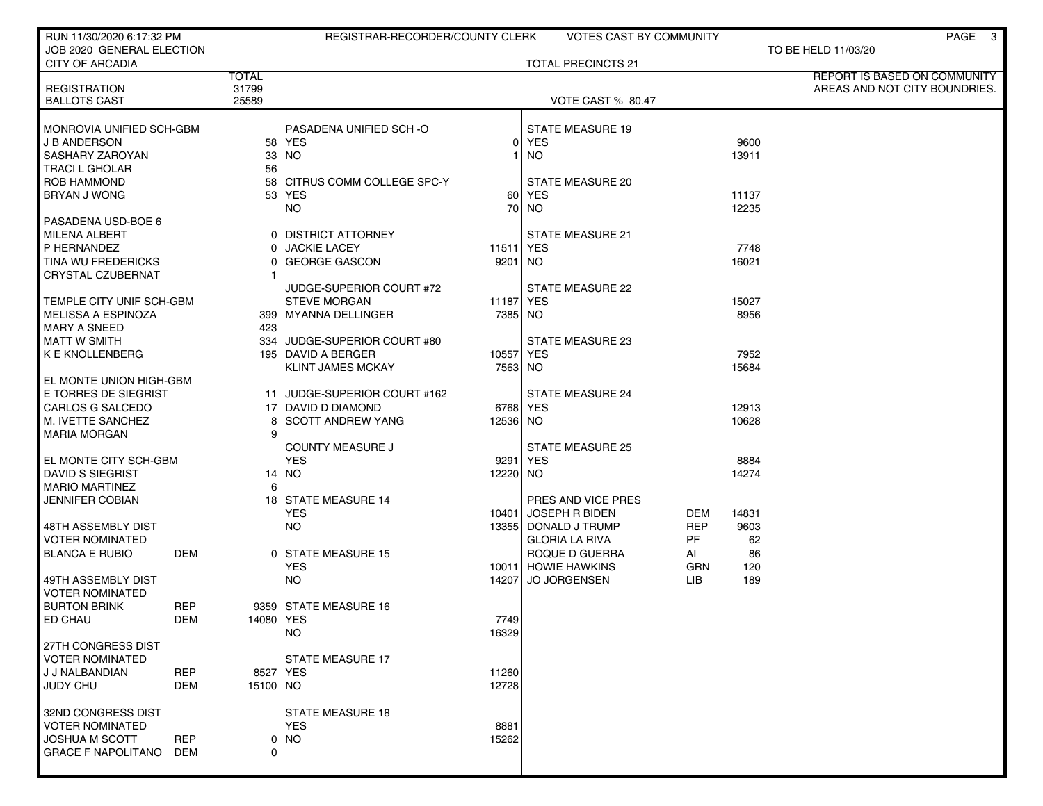RUN 11/30/2020 6:17:32 PM — REGISTRAR-RECORDER/COUNTY CLERK — VOTES CAST BY COMMUNITY

JOB 2020 GENERAL ELECTION — TO BE HELD 11/03/20

CITY OF ARCADIA — TOTAL PRECINCTS 21

REPORT IS BASED ON COMMUNITY AREAS AND NOT CITY BOUNDRIES.

| | | TOTAL |
|---|---|---|
| REGISTRATION | | 31799 |
| BALLOTS CAST | | 25589 |

VOTE CAST % 80.47

| Contest / Candidate | Party | Total |
|---|---|---|
| **MONROVIA UNIFIED SCH-GBM** | | |
| J B ANDERSON | | 58 |
| SASHARY ZAROYAN | | 33 |
| TRACI L GHOLAR | | 56 |
| ROB HAMMOND | | 58 |
| BRYAN J WONG | | 53 |
| **PASADENA USD-BOE 6** | | |
| MILENA ALBERT | | 0 |
| P HERNANDEZ | | 0 |
| TINA WU FREDERICKS | | 0 |
| CRYSTAL CZUBERNAT | | 1 |
| **TEMPLE CITY UNIF SCH-GBM** | | |
| MELISSA A ESPINOZA | | 399 |
| MARY A SNEED | | 423 |
| MATT W SMITH | | 334 |
| K E KNOLLENBERG | | 195 |
| **EL MONTE UNION HIGH-GBM** | | |
| E TORRES DE SIEGRIST | | 11 |
| CARLOS G SALCEDO | | 17 |
| M. IVETTE SANCHEZ | | 8 |
| MARIA MORGAN | | 9 |
| **EL MONTE CITY SCH-GBM** | | |
| DAVID S SIEGRIST | | 14 |
| MARIO MARTINEZ | | 6 |
| JENNIFER COBIAN | | 18 |
| **48TH ASSEMBLY DIST VOTER NOMINATED** | | |
| BLANCA E RUBIO | DEM | 0 |
| **49TH ASSEMBLY DIST VOTER NOMINATED** | | |
| BURTON BRINK | REP | 9359 |
| ED CHAU | DEM | 14080 |
| **27TH CONGRESS DIST VOTER NOMINATED** | | |
| J J NALBANDIAN | REP | 8527 |
| JUDY CHU | DEM | 15100 |
| **32ND CONGRESS DIST VOTER NOMINATED** | | |
| JOSHUA M SCOTT | REP | 0 |
| GRACE F NAPOLITANO | DEM | 0 |
| **PASADENA UNIFIED SCH -O** | | |
| YES | | 0 |
| NO | | 1 |
| **CITRUS COMM COLLEGE SPC-Y** | | |
| YES | | 60 |
| NO | | 70 |
| **DISTRICT ATTORNEY** | | |
| JACKIE LACEY | | 11511 |
| GEORGE GASCON | | 9201 |
| **JUDGE-SUPERIOR COURT #72** | | |
| STEVE MORGAN | | 11187 |
| MYANNA DELLINGER | | 7385 |
| **JUDGE-SUPERIOR COURT #80** | | |
| DAVID A BERGER | | 10557 |
| KLINT JAMES MCKAY | | 7563 |
| **JUDGE-SUPERIOR COURT #162** | | |
| DAVID D DIAMOND | | 6768 |
| SCOTT ANDREW YANG | | 12536 |
| **COUNTY MEASURE J** | | |
| YES | | 9291 |
| NO | | 12220 |
| **STATE MEASURE 14** | | |
| YES | | 10401 |
| NO | | 13355 |
| **STATE MEASURE 15** | | |
| YES | | 10011 |
| NO | | 14207 |
| **STATE MEASURE 16** | | |
| YES | | 7749 |
| NO | | 16329 |
| **STATE MEASURE 17** | | |
| YES | | 11260 |
| NO | | 12728 |
| **STATE MEASURE 18** | | |
| YES | | 8881 |
| NO | | 15262 |
| **STATE MEASURE 19** | | |
| YES | | 9600 |
| NO | | 13911 |
| **STATE MEASURE 20** | | |
| YES | | 11137 |
| NO | | 12235 |
| **STATE MEASURE 21** | | |
| YES | | 7748 |
| NO | | 16021 |
| **STATE MEASURE 22** | | |
| YES | | 15027 |
| NO | | 8956 |
| **STATE MEASURE 23** | | |
| YES | | 7952 |
| NO | | 15684 |
| **STATE MEASURE 24** | | |
| YES | | 12913 |
| NO | | 10628 |
| **STATE MEASURE 25** | | |
| YES | | 8884 |
| NO | | 14274 |
| **PRES AND VICE PRES** | | |
| JOSEPH R BIDEN | DEM | 14831 |
| DONALD J TRUMP | REP | 9603 |
| GLORIA LA RIVA | PF | 62 |
| ROQUE D GUERRA | AI | 86 |
| HOWIE HAWKINS | GRN | 120 |
| JO JORGENSEN | LIB | 189 |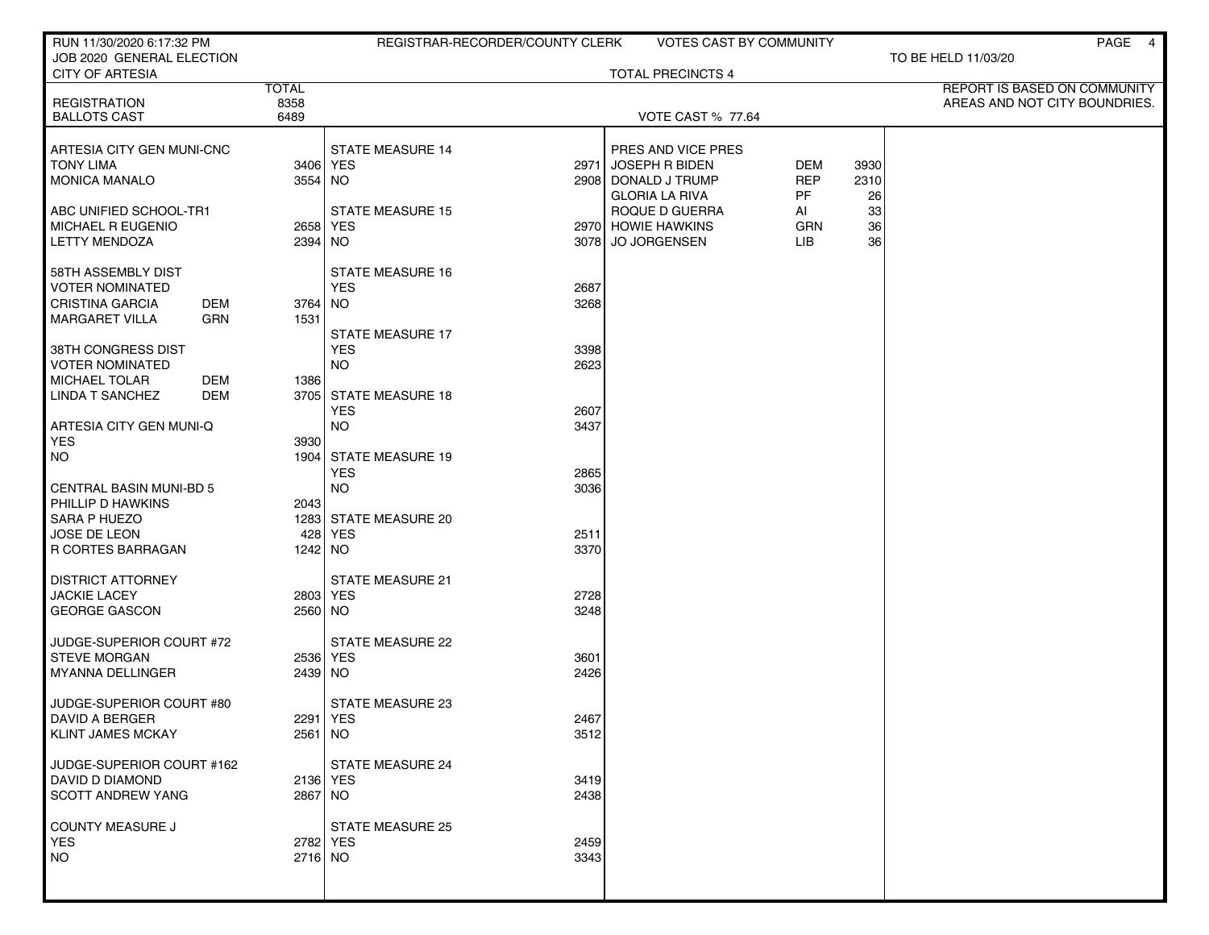RUN 11/30/2020 6:17:32 PM — REGISTRAR-RECORDER/COUNTY CLERK — VOTES CAST BY COMMUNITY

JOB 2020 GENERAL ELECTION — TO BE HELD 11/03/20

CITY OF ARTESIA — TOTAL PRECINCTS 4

| | TOTAL |
|---|---|
| REGISTRATION | 8358 |
| BALLOTS CAST | 6489 |

VOTE CAST % 77.64

REPORT IS BASED ON COMMUNITY AREAS AND NOT CITY BOUNDRIES.

| ARTESIA CITY GEN MUNI-CNC | | |
|---|---|---|
| TONY LIMA | | 3406 |
| MONICA MANALO | | 3554 |

| ABC UNIFIED SCHOOL-TR1 | | |
|---|---|---|
| MICHAEL R EUGENIO | | 2658 |
| LETTY MENDOZA | | 2394 |

| 58TH ASSEMBLY DIST VOTER NOMINATED | | |
|---|---|---|
| CRISTINA GARCIA | DEM | 3764 |
| MARGARET VILLA | GRN | 1531 |

| 38TH CONGRESS DIST VOTER NOMINATED | | |
|---|---|---|
| MICHAEL TOLAR | DEM | 1386 |
| LINDA T SANCHEZ | DEM | 3705 |

| ARTESIA CITY GEN MUNI-Q | | |
|---|---|---|
| YES | | 3930 |
| NO | | 1904 |

| CENTRAL BASIN MUNI-BD 5 | | |
|---|---|---|
| PHILLIP D HAWKINS | | 2043 |
| SARA P HUEZO | | 1283 |
| JOSE DE LEON | | 428 |
| R CORTES BARRAGAN | | 1242 |

| DISTRICT ATTORNEY | | |
|---|---|---|
| JACKIE LACEY | | 2803 |
| GEORGE GASCON | | 2560 |

| JUDGE-SUPERIOR COURT #72 | | |
|---|---|---|
| STEVE MORGAN | | 2536 |
| MYANNA DELLINGER | | 2439 |

| JUDGE-SUPERIOR COURT #80 | | |
|---|---|---|
| DAVID A BERGER | | 2291 |
| KLINT JAMES MCKAY | | 2561 |

| JUDGE-SUPERIOR COURT #162 | | |
|---|---|---|
| DAVID D DIAMOND | | 2136 |
| SCOTT ANDREW YANG | | 2867 |

| COUNTY MEASURE J | | |
|---|---|---|
| YES | | 2782 |
| NO | | 2716 |

| STATE MEASURE | YES | NO |
|---|---|---|
| STATE MEASURE 14 | 2971 | 2908 |
| STATE MEASURE 15 | 2970 | 3078 |
| STATE MEASURE 16 | 2687 | 3268 |
| STATE MEASURE 17 | 3398 | 2623 |
| STATE MEASURE 18 | 2607 | 3437 |
| STATE MEASURE 19 | 2865 | 3036 |
| STATE MEASURE 20 | 2511 | 3370 |
| STATE MEASURE 21 | 2728 | 3248 |
| STATE MEASURE 22 | 3601 | 2426 |
| STATE MEASURE 23 | 2467 | 3512 |
| STATE MEASURE 24 | 3419 | 2438 |
| STATE MEASURE 25 | 2459 | 3343 |

| PRES AND VICE PRES | | |
|---|---|---|
| JOSEPH R BIDEN | DEM | 3930 |
| DONALD J TRUMP | REP | 2310 |
| GLORIA LA RIVA | PF | 26 |
| ROQUE D GUERRA | AI | 33 |
| HOWIE HAWKINS | GRN | 36 |
| JO JORGENSEN | LIB | 36 |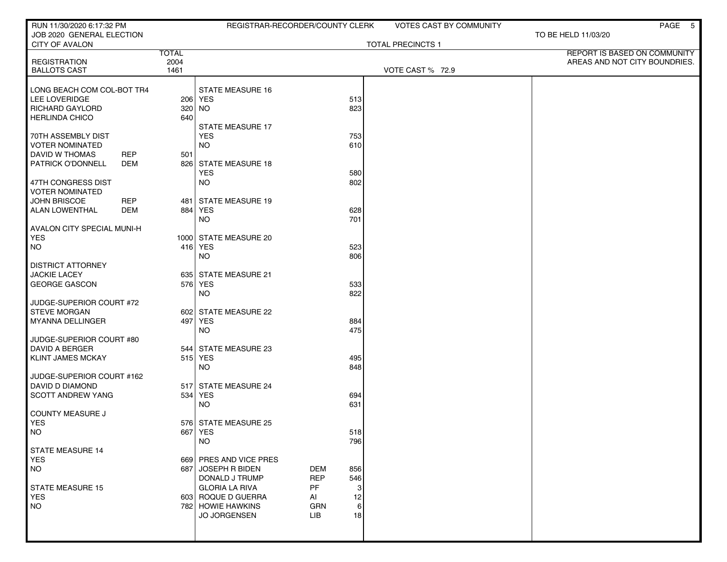RUN 11/30/2020 6:17:32 PM — REGISTRAR-RECORDER/COUNTY CLERK — VOTES CAST BY COMMUNITY

JOB 2020 GENERAL ELECTION — TO BE HELD 11/03/20

CITY OF AVALON — TOTAL PRECINCTS 1

REPORT IS BASED ON COMMUNITY AREAS AND NOT CITY BOUNDRIES.

| | | TOTAL |
|---|---|---|
| REGISTRATION | | 2004 |
| BALLOTS CAST | | 1461 |

VOTE CAST % 72.9

| Contest / Candidate | Party | Votes |
|---|---|---|
| **LONG BEACH COM COL-BOT TR4** | | |
| LEE LOVERIDGE | | 206 |
| RICHARD GAYLORD | | 320 |
| HERLINDA CHICO | | 640 |
| **70TH ASSEMBLY DIST VOTER NOMINATED** | | |
| DAVID W THOMAS | REP | 501 |
| PATRICK O'DONNELL | DEM | 826 |
| **47TH CONGRESS DIST VOTER NOMINATED** | | |
| JOHN BRISCOE | REP | 481 |
| ALAN LOWENTHAL | DEM | 884 |
| **AVALON CITY SPECIAL MUNI-H** | | |
| YES | | 1000 |
| NO | | 416 |
| **DISTRICT ATTORNEY** | | |
| JACKIE LACEY | | 635 |
| GEORGE GASCON | | 576 |
| **JUDGE-SUPERIOR COURT #72** | | |
| STEVE MORGAN | | 602 |
| MYANNA DELLINGER | | 497 |
| **JUDGE-SUPERIOR COURT #80** | | |
| DAVID A BERGER | | 544 |
| KLINT JAMES MCKAY | | 515 |
| **JUDGE-SUPERIOR COURT #162** | | |
| DAVID D DIAMOND | | 517 |
| SCOTT ANDREW YANG | | 534 |
| **COUNTY MEASURE J** | | |
| YES | | 576 |
| NO | | 667 |
| **STATE MEASURE 14** | | |
| YES | | 669 |
| NO | | 687 |
| **STATE MEASURE 15** | | |
| YES | | 603 |
| NO | | 782 |
| **STATE MEASURE 16** | | |
| YES | | 513 |
| NO | | 823 |
| **STATE MEASURE 17** | | |
| YES | | 753 |
| NO | | 610 |
| **STATE MEASURE 18** | | |
| YES | | 580 |
| NO | | 802 |
| **STATE MEASURE 19** | | |
| YES | | 628 |
| NO | | 701 |
| **STATE MEASURE 20** | | |
| YES | | 523 |
| NO | | 806 |
| **STATE MEASURE 21** | | |
| YES | | 533 |
| NO | | 822 |
| **STATE MEASURE 22** | | |
| YES | | 884 |
| NO | | 475 |
| **STATE MEASURE 23** | | |
| YES | | 495 |
| NO | | 848 |
| **STATE MEASURE 24** | | |
| YES | | 694 |
| NO | | 631 |
| **STATE MEASURE 25** | | |
| YES | | 518 |
| NO | | 796 |
| **PRES AND VICE PRES** | | |
| JOSEPH R BIDEN | DEM | 856 |
| DONALD J TRUMP | REP | 546 |
| GLORIA LA RIVA | PF | 3 |
| ROQUE D GUERRA | AI | 12 |
| HOWIE HAWKINS | GRN | 6 |
| JO JORGENSEN | LIB | 18 |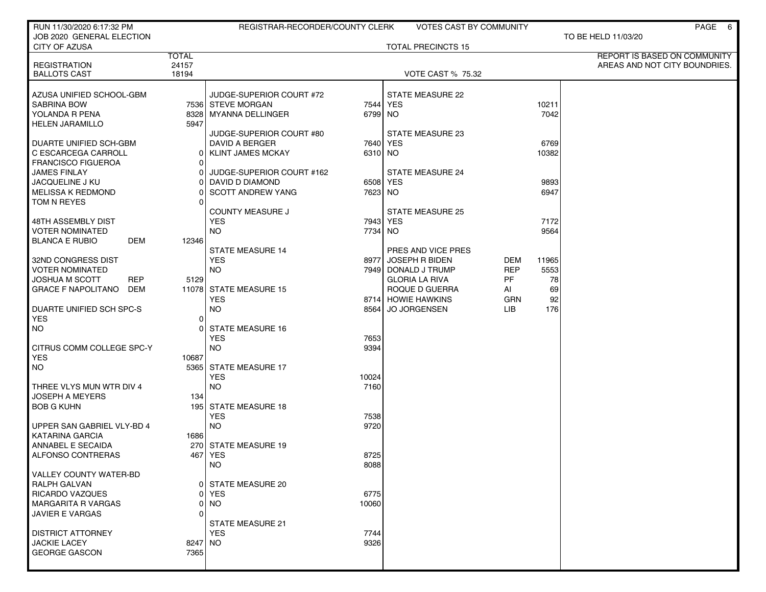RUN 11/30/2020 6:17:32 PM — REGISTRAR-RECORDER/COUNTY CLERK — VOTES CAST BY COMMUNITY

JOB 2020 GENERAL ELECTION — TO BE HELD 11/03/20

CITY OF AZUSA — TOTAL PRECINCTS 15

REPORT IS BASED ON COMMUNITY AREAS AND NOT CITY BOUNDRIES.

| | TOTAL |
|---|---|
| REGISTRATION | 24157 |
| BALLOTS CAST | 18194 |

VOTE CAST % 75.32

**AZUSA UNIFIED SCHOOL-GBM**

| Candidate | | Votes |
|---|---|---|
| SABRINA BOW | | 7536 |
| YOLANDA R PENA | | 8328 |
| HELEN JARAMILLO | | 5947 |

**DUARTE UNIFIED SCH-GBM**

| Candidate | | Votes |
|---|---|---|
| C ESCARCEGA CARROLL | | 0 |
| FRANCISCO FIGUEROA | | 0 |
| JAMES FINLAY | | 0 |
| JACQUELINE J KU | | 0 |
| MELISSA K REDMOND | | 0 |
| TOM N REYES | | 0 |

**48TH ASSEMBLY DIST**
VOTER NOMINATED

| Candidate | Party | Votes |
|---|---|---|
| BLANCA E RUBIO | DEM | 12346 |

**32ND CONGRESS DIST**
VOTER NOMINATED

| Candidate | Party | Votes |
|---|---|---|
| JOSHUA M SCOTT | REP | 5129 |
| GRACE F NAPOLITANO | DEM | 11078 |

**DUARTE UNIFIED SCH SPC-S**

| | Votes |
|---|---|
| YES | 0 |
| NO | 0 |

**CITRUS COMM COLLEGE SPC-Y**

| | Votes |
|---|---|
| YES | 10687 |
| NO | 5365 |

**THREE VLYS MUN WTR DIV 4**

| Candidate | Votes |
|---|---|
| JOSEPH A MEYERS | 134 |
| BOB G KUHN | 195 |

**UPPER SAN GABRIEL VLY-BD 4**

| Candidate | Votes |
|---|---|
| KATARINA GARCIA | 1686 |
| ANNABEL E SECAIDA | 270 |
| ALFONSO CONTRERAS | 467 |

**VALLEY COUNTY WATER-BD**

| Candidate | Votes |
|---|---|
| RALPH GALVAN | 0 |
| RICARDO VAZQUES | 0 |
| MARGARITA R VARGAS | 0 |
| JAVIER E VARGAS | 0 |

**DISTRICT ATTORNEY**

| Candidate | Votes |
|---|---|
| JACKIE LACEY | 8247 |
| GEORGE GASCON | 7365 |

**JUDGE-SUPERIOR COURT #72**

| Candidate | Votes |
|---|---|
| STEVE MORGAN | 7544 |
| MYANNA DELLINGER | 6799 |

**JUDGE-SUPERIOR COURT #80**

| Candidate | Votes |
|---|---|
| DAVID A BERGER | 7640 |
| KLINT JAMES MCKAY | 6310 |

**JUDGE-SUPERIOR COURT #162**

| Candidate | Votes |
|---|---|
| DAVID D DIAMOND | 6508 |
| SCOTT ANDREW YANG | 7623 |

**COUNTY MEASURE J**

| | Votes |
|---|---|
| YES | 7943 |
| NO | 7734 |

**STATE MEASURE 14**

| | Votes |
|---|---|
| YES | 8977 |
| NO | 7949 |

**STATE MEASURE 15**

| | Votes |
|---|---|
| YES | 8714 |
| NO | 8564 |

**STATE MEASURE 16**

| | Votes |
|---|---|
| YES | 7653 |
| NO | 9394 |

**STATE MEASURE 17**

| | Votes |
|---|---|
| YES | 10024 |
| NO | 7160 |

**STATE MEASURE 18**

| | Votes |
|---|---|
| YES | 7538 |
| NO | 9720 |

**STATE MEASURE 19**

| | Votes |
|---|---|
| YES | 8725 |
| NO | 8088 |

**STATE MEASURE 20**

| | Votes |
|---|---|
| YES | 6775 |
| NO | 10060 |

**STATE MEASURE 21**

| | Votes |
|---|---|
| YES | 7744 |
| NO | 9326 |

**STATE MEASURE 22**

| | Votes |
|---|---|
| YES | 10211 |
| NO | 7042 |

**STATE MEASURE 23**

| | Votes |
|---|---|
| YES | 6769 |
| NO | 10382 |

**STATE MEASURE 24**

| | Votes |
|---|---|
| YES | 9893 |
| NO | 6947 |

**STATE MEASURE 25**

| | Votes |
|---|---|
| YES | 7172 |
| NO | 9564 |

**PRES AND VICE PRES**

| Candidate | Party | Votes |
|---|---|---|
| JOSEPH R BIDEN | DEM | 11965 |
| DONALD J TRUMP | REP | 5553 |
| GLORIA LA RIVA | PF | 78 |
| ROQUE D GUERRA | AI | 69 |
| HOWIE HAWKINS | GRN | 92 |
| JO JORGENSEN | LIB | 176 |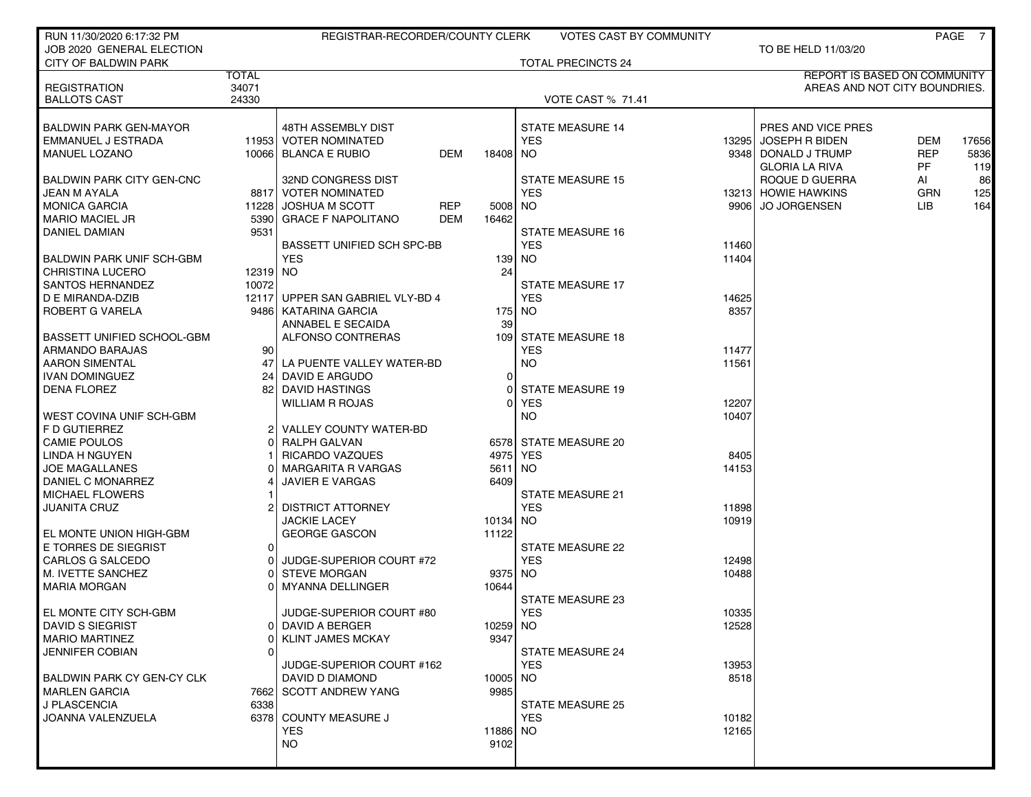RUN 11/30/2020 6:17:32 PM — REGISTRAR-RECORDER/COUNTY CLERK — VOTES CAST BY COMMUNITY

JOB 2020 GENERAL ELECTION — TO BE HELD 11/03/20

CITY OF BALDWIN PARK — TOTAL PRECINCTS 24

REPORT IS BASED ON COMMUNITY AREAS AND NOT CITY BOUNDRIES.

| | TOTAL |
|---|---|
| REGISTRATION | 34071 |
| BALLOTS CAST | 24330 |

VOTE CAST % 71.41

| Contest / Candidate | Votes |
|---|---|
| **BALDWIN PARK GEN-MAYOR** | |
| EMMANUEL J ESTRADA | 11953 |
| MANUEL LOZANO | 10066 |
| **BALDWIN PARK CITY GEN-CNC** | |
| JEAN M AYALA | 8817 |
| MONICA GARCIA | 11228 |
| MARIO MACIEL JR | 5390 |
| DANIEL DAMIAN | 9531 |
| **BALDWIN PARK UNIF SCH-GBM** | |
| CHRISTINA LUCERO | 12319 |
| SANTOS HERNANDEZ | 10072 |
| D E MIRANDA-DZIB | 12117 |
| ROBERT G VARELA | 9486 |
| **BASSETT UNIFIED SCHOOL-GBM** | |
| ARMANDO BARAJAS | 90 |
| AARON SIMENTAL | 47 |
| IVAN DOMINGUEZ | 24 |
| DENA FLOREZ | 82 |
| **WEST COVINA UNIF SCH-GBM** | |
| F D GUTIERREZ | 2 |
| CAMIE POULOS | 0 |
| LINDA H NGUYEN | 1 |
| JOE MAGALLANES | 0 |
| DANIEL C MONARREZ | 4 |
| MICHAEL FLOWERS | 1 |
| JUANITA CRUZ | 2 |
| **EL MONTE UNION HIGH-GBM** | |
| E TORRES DE SIEGRIST | 0 |
| CARLOS G SALCEDO | 0 |
| M. IVETTE SANCHEZ | 0 |
| MARIA MORGAN | 0 |
| **EL MONTE CITY SCH-GBM** | |
| DAVID S SIEGRIST | 0 |
| MARIO MARTINEZ | 0 |
| JENNIFER COBIAN | 0 |
| **BALDWIN PARK CY GEN-CY CLK** | |
| MARLEN GARCIA | 7662 |
| J PLASCENCIA | 6338 |
| JOANNA VALENZUELA | 6378 |

| Contest / Candidate | Party | Votes |
|---|---|---|
| **48TH ASSEMBLY DIST** | | |
| VOTER NOMINATED | | |
| BLANCA E RUBIO | DEM | 18408 |
| **32ND CONGRESS DIST** | | |
| VOTER NOMINATED | | |
| JOSHUA M SCOTT | REP | 5008 |
| GRACE F NAPOLITANO | DEM | 16462 |
| **BASSETT UNIFIED SCH SPC-BB** | | |
| YES | | 139 |
| NO | | 24 |
| **UPPER SAN GABRIEL VLY-BD 4** | | |
| KATARINA GARCIA | | 175 |
| ANNABEL E SECAIDA | | 39 |
| ALFONSO CONTRERAS | | 109 |
| **LA PUENTE VALLEY WATER-BD** | | |
| DAVID E ARGUDO | | 0 |
| DAVID HASTINGS | | 0 |
| WILLIAM R ROJAS | | 0 |
| **VALLEY COUNTY WATER-BD** | | |
| RALPH GALVAN | | 6578 |
| RICARDO VAZQUES | | 4975 |
| MARGARITA R VARGAS | | 5611 |
| JAVIER E VARGAS | | 6409 |
| **DISTRICT ATTORNEY** | | |
| JACKIE LACEY | | 10134 |
| GEORGE GASCON | | 11122 |
| **JUDGE-SUPERIOR COURT #72** | | |
| STEVE MORGAN | | 9375 |
| MYANNA DELLINGER | | 10644 |
| **JUDGE-SUPERIOR COURT #80** | | |
| DAVID A BERGER | | 10259 |
| KLINT JAMES MCKAY | | 9347 |
| **JUDGE-SUPERIOR COURT #162** | | |
| DAVID D DIAMOND | | 10005 |
| SCOTT ANDREW YANG | | 9985 |
| **COUNTY MEASURE J** | | |
| YES | | 11886 |
| NO | | 9102 |

| Measure | YES | NO |
|---|---|---|
| STATE MEASURE 14 | 13295 | 9348 |
| STATE MEASURE 15 | 13213 | 9906 |
| STATE MEASURE 16 | 11460 | 11404 |
| STATE MEASURE 17 | 14625 | 8357 |
| STATE MEASURE 18 | 11477 | 11561 |
| STATE MEASURE 19 | 12207 | 10407 |
| STATE MEASURE 20 | 8405 | 14153 |
| STATE MEASURE 21 | 11898 | 10919 |
| STATE MEASURE 22 | 12498 | 10488 |
| STATE MEASURE 23 | 10335 | 12528 |
| STATE MEASURE 24 | 13953 | 8518 |
| STATE MEASURE 25 | 10182 | 12165 |

| PRES AND VICE PRES | Party | Votes |
|---|---|---|
| JOSEPH R BIDEN | DEM | 17656 |
| DONALD J TRUMP | REP | 5836 |
| GLORIA LA RIVA | PF | 119 |
| ROQUE D GUERRA | AI | 86 |
| HOWIE HAWKINS | GRN | 125 |
| JO JORGENSEN | LIB | 164 |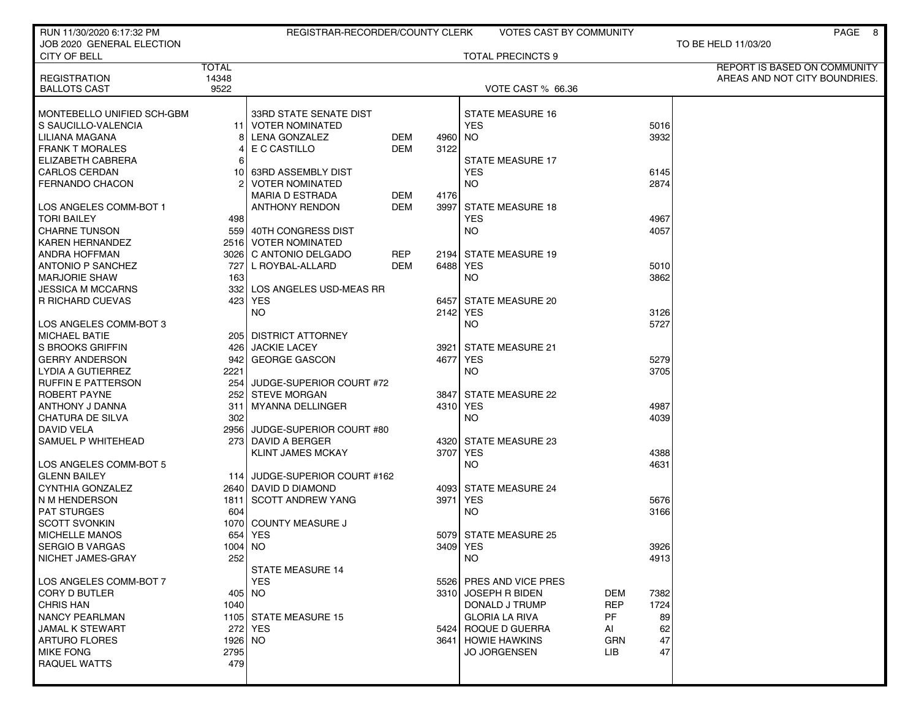RUN 11/30/2020 6:17:32 PM — REGISTRAR-RECORDER/COUNTY CLERK — VOTES CAST BY COMMUNITY

JOB 2020 GENERAL ELECTION — TO BE HELD 11/03/20

CITY OF BELL — TOTAL PRECINCTS 9

REPORT IS BASED ON COMMUNITY AREAS AND NOT CITY BOUNDRIES.

| | TOTAL |
|---|---|
| REGISTRATION | 14348 |
| BALLOTS CAST | 9522 |

VOTE CAST % 66.36

| Contest / Candidate | Votes |
|---|---|
| **MONTEBELLO UNIFIED SCH-GBM** | |
| S SAUCILLO-VALENCIA | 11 |
| LILIANA MAGANA | 8 |
| FRANK T MORALES | 4 |
| ELIZABETH CABRERA | 6 |
| CARLOS CERDAN | 10 |
| FERNANDO CHACON | 2 |
| **LOS ANGELES COMM-BOT 1** | |
| TORI BAILEY | 498 |
| CHARNE TUNSON | 559 |
| KAREN HERNANDEZ | 2516 |
| ANDRA HOFFMAN | 3026 |
| ANTONIO P SANCHEZ | 727 |
| MARJORIE SHAW | 163 |
| JESSICA M MCCARNS | 332 |
| R RICHARD CUEVAS | 423 |
| **LOS ANGELES COMM-BOT 3** | |
| MICHAEL BATIE | 205 |
| S BROOKS GRIFFIN | 426 |
| GERRY ANDERSON | 942 |
| LYDIA A GUTIERREZ | 2221 |
| RUFFIN E PATTERSON | 254 |
| ROBERT PAYNE | 252 |
| ANTHONY J DANNA | 311 |
| CHATURA DE SILVA | 302 |
| DAVID VELA | 2956 |
| SAMUEL P WHITEHEAD | 273 |
| **LOS ANGELES COMM-BOT 5** | |
| GLENN BAILEY | 114 |
| CYNTHIA GONZALEZ | 2640 |
| N M HENDERSON | 1811 |
| PAT STURGES | 604 |
| SCOTT SVONKIN | 1070 |
| MICHELLE MANOS | 654 |
| SERGIO B VARGAS | 1004 |
| NICHET JAMES-GRAY | 252 |
| **LOS ANGELES COMM-BOT 7** | |
| CORY D BUTLER | 405 |
| CHRIS HAN | 1040 |
| NANCY PEARLMAN | 1105 |
| JAMAL K STEWART | 272 |
| ARTURO FLORES | 1926 |
| MIKE FONG | 2795 |
| RAQUEL WATTS | 479 |

| Contest / Candidate | Party | Votes |
|---|---|---|
| **33RD STATE SENATE DIST VOTER NOMINATED** | | |
| LENA GONZALEZ | DEM | 4960 |
| E C CASTILLO | DEM | 3122 |
| **63RD ASSEMBLY DIST VOTER NOMINATED** | | |
| MARIA D ESTRADA | DEM | 4176 |
| ANTHONY RENDON | DEM | 3997 |
| **40TH CONGRESS DIST VOTER NOMINATED** | | |
| C ANTONIO DELGADO | REP | 2194 |
| L ROYBAL-ALLARD | DEM | 6488 |
| **LOS ANGELES USD-MEAS RR** | | |
| YES | | 6457 |
| NO | | 2142 |
| **DISTRICT ATTORNEY** | | |
| JACKIE LACEY | | 3921 |
| GEORGE GASCON | | 4677 |
| **JUDGE-SUPERIOR COURT #72** | | |
| STEVE MORGAN | | 3847 |
| MYANNA DELLINGER | | 4310 |
| **JUDGE-SUPERIOR COURT #80** | | |
| DAVID A BERGER | | 4320 |
| KLINT JAMES MCKAY | | 3707 |
| **JUDGE-SUPERIOR COURT #162** | | |
| DAVID D DIAMOND | | 4093 |
| SCOTT ANDREW YANG | | 3971 |
| **COUNTY MEASURE J** | | |
| YES | | 5079 |
| NO | | 3409 |
| **STATE MEASURE 14** | | |
| YES | | 5526 |
| NO | | 3310 |
| **STATE MEASURE 15** | | |
| YES | | 5424 |
| NO | | 3641 |

| Contest / Candidate | Party | Votes |
|---|---|---|
| **STATE MEASURE 16** | | |
| YES | | 5016 |
| NO | | 3932 |
| **STATE MEASURE 17** | | |
| YES | | 6145 |
| NO | | 2874 |
| **STATE MEASURE 18** | | |
| YES | | 4967 |
| NO | | 4057 |
| **STATE MEASURE 19** | | |
| YES | | 5010 |
| NO | | 3862 |
| **STATE MEASURE 20** | | |
| YES | | 3126 |
| NO | | 5727 |
| **STATE MEASURE 21** | | |
| YES | | 5279 |
| NO | | 3705 |
| **STATE MEASURE 22** | | |
| YES | | 4987 |
| NO | | 4039 |
| **STATE MEASURE 23** | | |
| YES | | 4388 |
| NO | | 4631 |
| **STATE MEASURE 24** | | |
| YES | | 5676 |
| NO | | 3166 |
| **STATE MEASURE 25** | | |
| YES | | 3926 |
| NO | | 4913 |
| **PRES AND VICE PRES** | | |
| JOSEPH R BIDEN | DEM | 7382 |
| DONALD J TRUMP | REP | 1724 |
| GLORIA LA RIVA | PF | 89 |
| ROQUE D GUERRA | AI | 62 |
| HOWIE HAWKINS | GRN | 47 |
| JO JORGENSEN | LIB | 47 |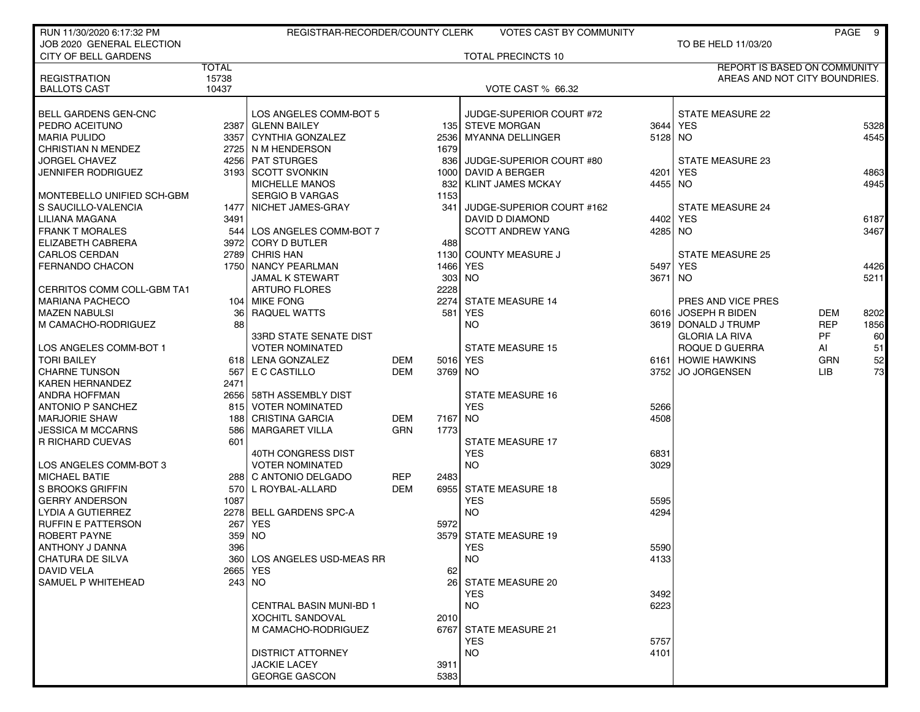RUN 11/30/2020 6:17:32 PM — REGISTRAR-RECORDER/COUNTY CLERK — VOTES CAST BY COMMUNITY

JOB 2020 GENERAL ELECTION — TO BE HELD 11/03/20

CITY OF BELL GARDENS — TOTAL PRECINCTS 10

REPORT IS BASED ON COMMUNITY AREAS AND NOT CITY BOUNDRIES.

| | TOTAL |
|---|---|
| REGISTRATION | 15738 |
| BALLOTS CAST | 10437 |

VOTE CAST % 66.32

| BELL GARDENS GEN-CNC | |
|---|---|
| PEDRO ACEITUNO | 2387 |
| MARIA PULIDO | 3357 |
| CHRISTIAN N MENDEZ | 2725 |
| JORGEL CHAVEZ | 4256 |
| JENNIFER RODRIGUEZ | 3193 |

| MONTEBELLO UNIFIED SCH-GBM | |
|---|---|
| S SAUCILLO-VALENCIA | 1477 |
| LILIANA MAGANA | 3491 |
| FRANK T MORALES | 544 |
| ELIZABETH CABRERA | 3972 |
| CARLOS CERDAN | 2789 |
| FERNANDO CHACON | 1750 |

| CERRITOS COMM COLL-GBM TA1 | |
|---|---|
| MARIANA PACHECO | 104 |
| MAZEN NABULSI | 36 |
| M CAMACHO-RODRIGUEZ | 88 |

| LOS ANGELES COMM-BOT 1 | |
|---|---|
| TORI BAILEY | 618 |
| CHARNE TUNSON | 567 |
| KAREN HERNANDEZ | 2471 |
| ANDRA HOFFMAN | 2656 |
| ANTONIO P SANCHEZ | 815 |
| MARJORIE SHAW | 188 |
| JESSICA M MCCARNS | 586 |
| R RICHARD CUEVAS | 601 |

| LOS ANGELES COMM-BOT 3 | |
|---|---|
| MICHAEL BATIE | 288 |
| S BROOKS GRIFFIN | 570 |
| GERRY ANDERSON | 1087 |
| LYDIA A GUTIERREZ | 2278 |
| RUFFIN E PATTERSON | 267 |
| ROBERT PAYNE | 359 |
| ANTHONY J DANNA | 396 |
| CHATURA DE SILVA | 360 |
| DAVID VELA | 2665 |
| SAMUEL P WHITEHEAD | 243 |

| LOS ANGELES COMM-BOT 5 | |
|---|---|
| GLENN BAILEY | 135 |
| CYNTHIA GONZALEZ | 2536 |
| N M HENDERSON | 1679 |
| PAT STURGES | 836 |
| SCOTT SVONKIN | 1000 |
| MICHELLE MANOS | 832 |
| SERGIO B VARGAS | 1153 |
| NICHET JAMES-GRAY | 341 |

| LOS ANGELES COMM-BOT 7 | |
|---|---|
| CORY D BUTLER | 488 |
| CHRIS HAN | 1130 |
| NANCY PEARLMAN | 1466 |
| JAMAL K STEWART | 303 |
| ARTURO FLORES | 2228 |
| MIKE FONG | 2274 |
| RAQUEL WATTS | 581 |

| 33RD STATE SENATE DIST VOTER NOMINATED | | |
|---|---|---|
| LENA GONZALEZ | DEM | 5016 |
| E C CASTILLO | DEM | 3769 |

| 58TH ASSEMBLY DIST VOTER NOMINATED | | |
|---|---|---|
| CRISTINA GARCIA | DEM | 7167 |
| MARGARET VILLA | GRN | 1773 |

| 40TH CONGRESS DIST VOTER NOMINATED | | |
|---|---|---|
| C ANTONIO DELGADO | REP | 2483 |
| L ROYBAL-ALLARD | DEM | 6955 |

| BELL GARDENS SPC-A | |
|---|---|
| YES | 5972 |
| NO | 3579 |

| LOS ANGELES USD-MEAS RR | |
|---|---|
| YES | 62 |
| NO | 26 |

| CENTRAL BASIN MUNI-BD 1 | |
|---|---|
| XOCHITL SANDOVAL | 2010 |
| M CAMACHO-RODRIGUEZ | 6767 |

| DISTRICT ATTORNEY | |
|---|---|
| JACKIE LACEY | 3911 |
| GEORGE GASCON | 5383 |

| JUDGE-SUPERIOR COURT #72 | |
|---|---|
| STEVE MORGAN | 3644 |
| MYANNA DELLINGER | 5128 |

| JUDGE-SUPERIOR COURT #80 | |
|---|---|
| DAVID A BERGER | 4201 |
| KLINT JAMES MCKAY | 4455 |

| JUDGE-SUPERIOR COURT #162 | |
|---|---|
| DAVID D DIAMOND | 4402 |
| SCOTT ANDREW YANG | 4285 |

| COUNTY MEASURE J | |
|---|---|
| YES | 5497 |
| NO | 3671 |

| STATE MEASURE 14 | |
|---|---|
| YES | 6016 |
| NO | 3619 |

| STATE MEASURE 15 | |
|---|---|
| YES | 6161 |
| NO | 3752 |

| STATE MEASURE 16 | |
|---|---|
| YES | 5266 |
| NO | 4508 |

| STATE MEASURE 17 | |
|---|---|
| YES | 6831 |
| NO | 3029 |

| STATE MEASURE 18 | |
|---|---|
| YES | 5595 |
| NO | 4294 |

| STATE MEASURE 19 | |
|---|---|
| YES | 5590 |
| NO | 4133 |

| STATE MEASURE 20 | |
|---|---|
| YES | 3492 |
| NO | 6223 |

| STATE MEASURE 21 | |
|---|---|
| YES | 5757 |
| NO | 4101 |

| STATE MEASURE 22 | |
|---|---|
| YES | 5328 |
| NO | 4545 |

| STATE MEASURE 23 | |
|---|---|
| YES | 4863 |
| NO | 4945 |

| STATE MEASURE 24 | |
|---|---|
| YES | 6187 |
| NO | 3467 |

| STATE MEASURE 25 | |
|---|---|
| YES | 4426 |
| NO | 5211 |

| PRES AND VICE PRES | | |
|---|---|---|
| JOSEPH R BIDEN | DEM | 8202 |
| DONALD J TRUMP | REP | 1856 |
| GLORIA LA RIVA | PF | 60 |
| ROQUE D GUERRA | AI | 51 |
| HOWIE HAWKINS | GRN | 52 |
| JO JORGENSEN | LIB | 73 |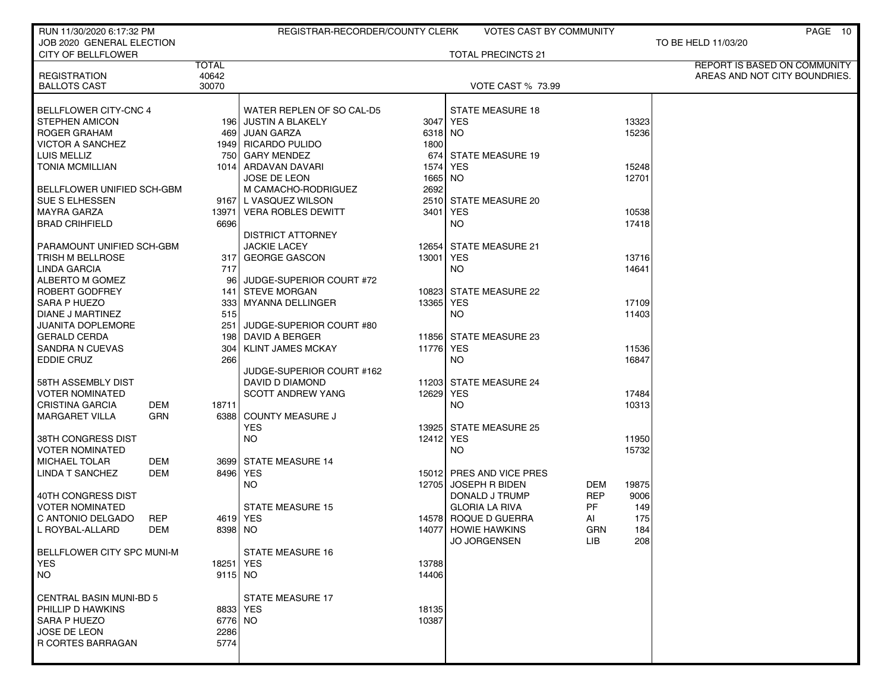RUN 11/30/2020 6:17:32 PM — REGISTRAR-RECORDER/COUNTY CLERK — VOTES CAST BY COMMUNITY

JOB 2020 GENERAL ELECTION — TO BE HELD 11/03/20

CITY OF BELLFLOWER — TOTAL PRECINCTS 21

REPORT IS BASED ON COMMUNITY AREAS AND NOT CITY BOUNDRIES.

| | TOTAL |
|---|---|
| REGISTRATION | 40642 |
| BALLOTS CAST | 30070 |

VOTE CAST % 73.99

| BELLFLOWER CITY-CNC 4 | | |
|---|---|---|
| STEPHEN AMICON | | 196 |
| ROGER GRAHAM | | 469 |
| VICTOR A SANCHEZ | | 1949 |
| LUIS MELLIZ | | 750 |
| TONIA MCMILLIAN | | 1014 |
| **BELLFLOWER UNIFIED SCH-GBM** | | |
| SUE S ELHESSEN | | 9167 |
| MAYRA GARZA | | 13971 |
| BRAD CRIHFIELD | | 6696 |
| **PARAMOUNT UNIFIED SCH-GBM** | | |
| TRISH M BELLROSE | | 317 |
| LINDA GARCIA | | 717 |
| ALBERTO M GOMEZ | | 96 |
| ROBERT GODFREY | | 141 |
| SARA P HUEZO | | 333 |
| DIANE J MARTINEZ | | 515 |
| JUANITA DOPLEMORE | | 251 |
| GERALD CERDA | | 198 |
| SANDRA N CUEVAS | | 304 |
| EDDIE CRUZ | | 266 |
| **58TH ASSEMBLY DIST VOTER NOMINATED** | | |
| CRISTINA GARCIA | DEM | 18711 |
| MARGARET VILLA | GRN | 6388 |
| **38TH CONGRESS DIST VOTER NOMINATED** | | |
| MICHAEL TOLAR | DEM | 3699 |
| LINDA T SANCHEZ | DEM | 8496 |
| **40TH CONGRESS DIST VOTER NOMINATED** | | |
| C ANTONIO DELGADO | REP | 4619 |
| L ROYBAL-ALLARD | DEM | 8398 |
| **BELLFLOWER CITY SPC MUNI-M** | | |
| YES | | 18251 |
| NO | | 9115 |
| **CENTRAL BASIN MUNI-BD 5** | | |
| PHILLIP D HAWKINS | | 8833 |
| SARA P HUEZO | | 6776 |
| JOSE DE LEON | | 2286 |
| R CORTES BARRAGAN | | 5774 |

| WATER REPLEN OF SO CAL-D5 | |
|---|---|
| JUSTIN A BLAKELY | 3047 |
| JUAN GARZA | 6318 |
| RICARDO PULIDO | 1800 |
| GARY MENDEZ | 674 |
| ARDAVAN DAVARI | 1574 |
| JOSE DE LEON | 1665 |
| M CAMACHO-RODRIGUEZ | 2692 |
| L VASQUEZ WILSON | 2510 |
| VERA ROBLES DEWITT | 3401 |
| **DISTRICT ATTORNEY** | |
| JACKIE LACEY | 12654 |
| GEORGE GASCON | 13001 |
| **JUDGE-SUPERIOR COURT #72** | |
| STEVE MORGAN | 10823 |
| MYANNA DELLINGER | 13365 |
| **JUDGE-SUPERIOR COURT #80** | |
| DAVID A BERGER | 11856 |
| KLINT JAMES MCKAY | 11776 |
| **JUDGE-SUPERIOR COURT #162** | |
| DAVID D DIAMOND | 11203 |
| SCOTT ANDREW YANG | 12629 |
| **COUNTY MEASURE J** | |
| YES | 13925 |
| NO | 12412 |
| **STATE MEASURE 14** | |
| YES | 15012 |
| NO | 12705 |
| **STATE MEASURE 15** | |
| YES | 14578 |
| NO | 14077 |
| **STATE MEASURE 16** | |
| YES | 13788 |
| NO | 14406 |
| **STATE MEASURE 17** | |
| YES | 18135 |
| NO | 10387 |

| STATE MEASURE 18 | | |
|---|---|---|
| YES | | 13323 |
| NO | | 15236 |
| **STATE MEASURE 19** | | |
| YES | | 15248 |
| NO | | 12701 |
| **STATE MEASURE 20** | | |
| YES | | 10538 |
| NO | | 17418 |
| **STATE MEASURE 21** | | |
| YES | | 13716 |
| NO | | 14641 |
| **STATE MEASURE 22** | | |
| YES | | 17109 |
| NO | | 11403 |
| **STATE MEASURE 23** | | |
| YES | | 11536 |
| NO | | 16847 |
| **STATE MEASURE 24** | | |
| YES | | 17484 |
| NO | | 10313 |
| **STATE MEASURE 25** | | |
| YES | | 11950 |
| NO | | 15732 |
| **PRES AND VICE PRES** | | |
| JOSEPH R BIDEN | DEM | 19875 |
| DONALD J TRUMP | REP | 9006 |
| GLORIA LA RIVA | PF | 149 |
| ROQUE D GUERRA | AI | 175 |
| HOWIE HAWKINS | GRN | 184 |
| JO JORGENSEN | LIB | 208 |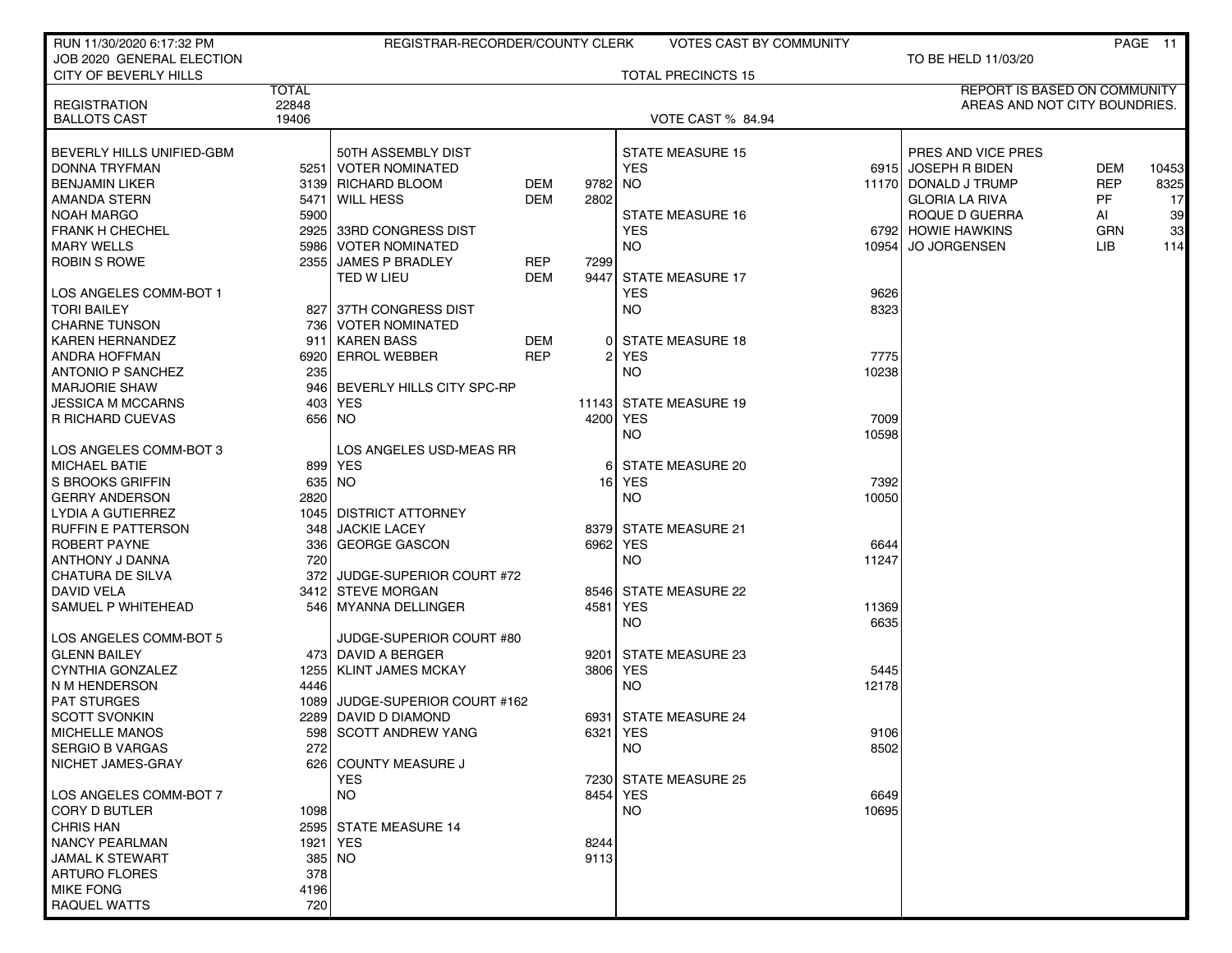RUN 11/30/2020 6:17:32 PM — REGISTRAR-RECORDER/COUNTY CLERK — VOTES CAST BY COMMUNITY

JOB 2020 GENERAL ELECTION — TO BE HELD 11/03/20

CITY OF BEVERLY HILLS — TOTAL PRECINCTS 15

REPORT IS BASED ON COMMUNITY AREAS AND NOT CITY BOUNDRIES.

| | TOTAL |
|---|---|
| REGISTRATION | 22848 |
| BALLOTS CAST | 19406 |

VOTE CAST % 84.94

| BEVERLY HILLS UNIFIED-GBM | |
|---|---|
| DONNA TRYFMAN | 5251 |
| BENJAMIN LIKER | 3139 |
| AMANDA STERN | 5471 |
| NOAH MARGO | 5900 |
| FRANK H CHECHEL | 2925 |
| MARY WELLS | 5986 |
| ROBIN S ROWE | 2355 |

| LOS ANGELES COMM-BOT 1 | |
|---|---|
| TORI BAILEY | 827 |
| CHARNE TUNSON | 736 |
| KAREN HERNANDEZ | 911 |
| ANDRA HOFFMAN | 6920 |
| ANTONIO P SANCHEZ | 235 |
| MARJORIE SHAW | 946 |
| JESSICA M MCCARNS | 403 |
| R RICHARD CUEVAS | 656 |

| LOS ANGELES COMM-BOT 3 | |
|---|---|
| MICHAEL BATIE | 899 |
| S BROOKS GRIFFIN | 635 |
| GERRY ANDERSON | 2820 |
| LYDIA A GUTIERREZ | 1045 |
| RUFFIN E PATTERSON | 348 |
| ROBERT PAYNE | 336 |
| ANTHONY J DANNA | 720 |
| CHATURA DE SILVA | 372 |
| DAVID VELA | 3412 |
| SAMUEL P WHITEHEAD | 546 |

| LOS ANGELES COMM-BOT 5 | |
|---|---|
| GLENN BAILEY | 473 |
| CYNTHIA GONZALEZ | 1255 |
| N M HENDERSON | 4446 |
| PAT STURGES | 1089 |
| SCOTT SVONKIN | 2289 |
| MICHELLE MANOS | 598 |
| SERGIO B VARGAS | 272 |
| NICHET JAMES-GRAY | 626 |

| LOS ANGELES COMM-BOT 7 | |
|---|---|
| CORY D BUTLER | 1098 |
| CHRIS HAN | 2595 |
| NANCY PEARLMAN | 1921 |
| JAMAL K STEWART | 385 |
| ARTURO FLORES | 378 |
| MIKE FONG | 4196 |
| RAQUEL WATTS | 720 |

| 50TH ASSEMBLY DIST VOTER NOMINATED | | |
|---|---|---|
| RICHARD BLOOM | DEM | 9782 |
| WILL HESS | DEM | 2802 |

| 33RD CONGRESS DIST VOTER NOMINATED | | |
|---|---|---|
| JAMES P BRADLEY | REP | 7299 |
| TED W LIEU | DEM | 9447 |

| 37TH CONGRESS DIST VOTER NOMINATED | | |
|---|---|---|
| KAREN BASS | DEM | 0 |
| ERROL WEBBER | REP | 2 |

| BEVERLY HILLS CITY SPC-RP | |
|---|---|
| YES | 11143 |
| NO | 4200 |

| LOS ANGELES USD-MEAS RR | |
|---|---|
| YES | 6 |
| NO | 16 |

| DISTRICT ATTORNEY | |
|---|---|
| JACKIE LACEY | 8379 |
| GEORGE GASCON | 6962 |

| JUDGE-SUPERIOR COURT #72 | |
|---|---|
| STEVE MORGAN | 8546 |
| MYANNA DELLINGER | 4581 |

| JUDGE-SUPERIOR COURT #80 | |
|---|---|
| DAVID A BERGER | 9201 |
| KLINT JAMES MCKAY | 3806 |

| JUDGE-SUPERIOR COURT #162 | |
|---|---|
| DAVID D DIAMOND | 6931 |
| SCOTT ANDREW YANG | 6321 |

| COUNTY MEASURE J | |
|---|---|
| YES | 7230 |
| NO | 8454 |

| STATE MEASURE 14 | |
|---|---|
| YES | 8244 |
| NO | 9113 |

| STATE MEASURE | YES | NO |
|---|---|---|
| STATE MEASURE 15 | 6915 | 11170 |
| STATE MEASURE 16 | 6792 | 10954 |
| STATE MEASURE 17 | 9626 | 8323 |
| STATE MEASURE 18 | 7775 | 10238 |
| STATE MEASURE 19 | 7009 | 10598 |
| STATE MEASURE 20 | 7392 | 10050 |
| STATE MEASURE 21 | 6644 | 11247 |
| STATE MEASURE 22 | 11369 | 6635 |
| STATE MEASURE 23 | 5445 | 12178 |
| STATE MEASURE 24 | 9106 | 8502 |
| STATE MEASURE 25 | 6649 | 10695 |

| PRES AND VICE PRES | | |
|---|---|---|
| JOSEPH R BIDEN | DEM | 10453 |
| DONALD J TRUMP | REP | 8325 |
| GLORIA LA RIVA | PF | 17 |
| ROQUE D GUERRA | AI | 39 |
| HOWIE HAWKINS | GRN | 33 |
| JO JORGENSEN | LIB | 114 |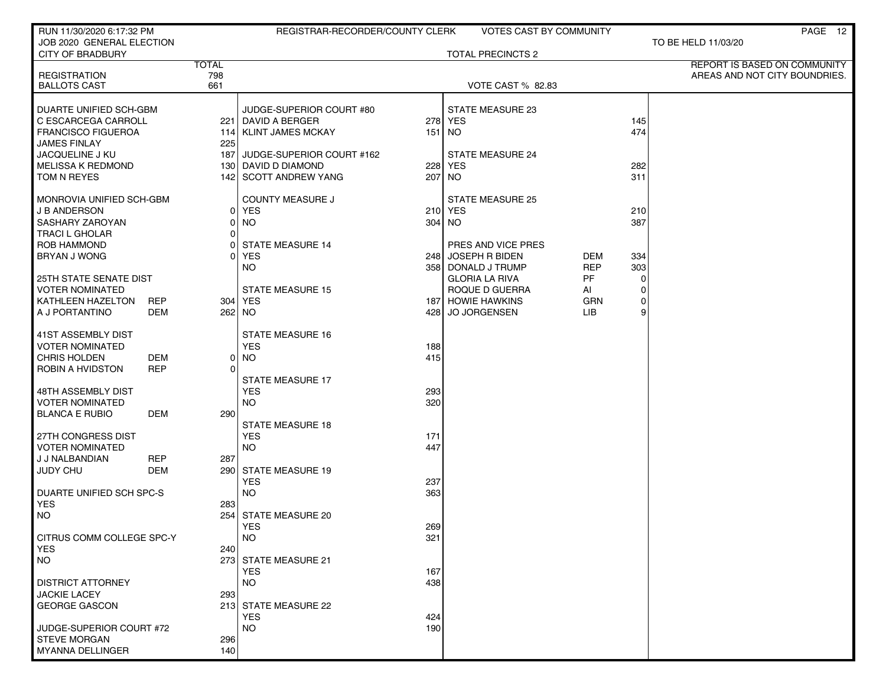RUN 11/30/2020 6:17:32 PM — REGISTRAR-RECORDER/COUNTY CLERK — VOTES CAST BY COMMUNITY

JOB 2020 GENERAL ELECTION — TO BE HELD 11/03/20

CITY OF BRADBURY — TOTAL PRECINCTS 2

REPORT IS BASED ON COMMUNITY AREAS AND NOT CITY BOUNDRIES.

| | | TOTAL |
|---|---|---|
| REGISTRATION | | 798 |
| BALLOTS CAST | | 661 |

VOTE CAST % 82.83

| Contest / Candidate | Party | Votes |
|---|---|---|
| **DUARTE UNIFIED SCH-GBM** | | |
| C ESCARCEGA CARROLL | | 221 |
| FRANCISCO FIGUEROA | | 114 |
| JAMES FINLAY | | 225 |
| JACQUELINE J KU | | 187 |
| MELISSA K REDMOND | | 130 |
| TOM N REYES | | 142 |
| **MONROVIA UNIFIED SCH-GBM** | | |
| J B ANDERSON | | 0 |
| SASHARY ZAROYAN | | 0 |
| TRACI L GHOLAR | | 0 |
| ROB HAMMOND | | 0 |
| BRYAN J WONG | | 0 |
| **25TH STATE SENATE DIST** | | |
| VOTER NOMINATED | | |
| KATHLEEN HAZELTON | REP | 304 |
| A J PORTANTINO | DEM | 262 |
| **41ST ASSEMBLY DIST** | | |
| VOTER NOMINATED | | |
| CHRIS HOLDEN | DEM | 0 |
| ROBIN A HVIDSTON | REP | 0 |
| **48TH ASSEMBLY DIST** | | |
| VOTER NOMINATED | | |
| BLANCA E RUBIO | DEM | 290 |
| **27TH CONGRESS DIST** | | |
| VOTER NOMINATED | | |
| J J NALBANDIAN | REP | 287 |
| JUDY CHU | DEM | 290 |
| **DUARTE UNIFIED SCH SPC-S** | | |
| YES | | 283 |
| NO | | 254 |
| **CITRUS COMM COLLEGE SPC-Y** | | |
| YES | | 240 |
| NO | | 273 |
| **DISTRICT ATTORNEY** | | |
| JACKIE LACEY | | 293 |
| GEORGE GASCON | | 213 |
| **JUDGE-SUPERIOR COURT #72** | | |
| STEVE MORGAN | | 296 |
| MYANNA DELLINGER | | 140 |
| **JUDGE-SUPERIOR COURT #80** | | |
| DAVID A BERGER | | 278 |
| KLINT JAMES MCKAY | | 151 |
| **JUDGE-SUPERIOR COURT #162** | | |
| DAVID D DIAMOND | | 228 |
| SCOTT ANDREW YANG | | 207 |
| **COUNTY MEASURE J** | | |
| YES | | 210 |
| NO | | 304 |
| **STATE MEASURE 14** | | |
| YES | | 248 |
| NO | | 358 |
| **STATE MEASURE 15** | | |
| YES | | 187 |
| NO | | 428 |
| **STATE MEASURE 16** | | |
| YES | | 188 |
| NO | | 415 |
| **STATE MEASURE 17** | | |
| YES | | 293 |
| NO | | 320 |
| **STATE MEASURE 18** | | |
| YES | | 171 |
| NO | | 447 |
| **STATE MEASURE 19** | | |
| YES | | 237 |
| NO | | 363 |
| **STATE MEASURE 20** | | |
| YES | | 269 |
| NO | | 321 |
| **STATE MEASURE 21** | | |
| YES | | 167 |
| NO | | 438 |
| **STATE MEASURE 22** | | |
| YES | | 424 |
| NO | | 190 |
| **STATE MEASURE 23** | | |
| YES | | 145 |
| NO | | 474 |
| **STATE MEASURE 24** | | |
| YES | | 282 |
| NO | | 311 |
| **STATE MEASURE 25** | | |
| YES | | 210 |
| NO | | 387 |
| **PRES AND VICE PRES** | | |
| JOSEPH R BIDEN | DEM | 334 |
| DONALD J TRUMP | REP | 303 |
| GLORIA LA RIVA | PF | 0 |
| ROQUE D GUERRA | AI | 0 |
| HOWIE HAWKINS | GRN | 0 |
| JO JORGENSEN | LIB | 9 |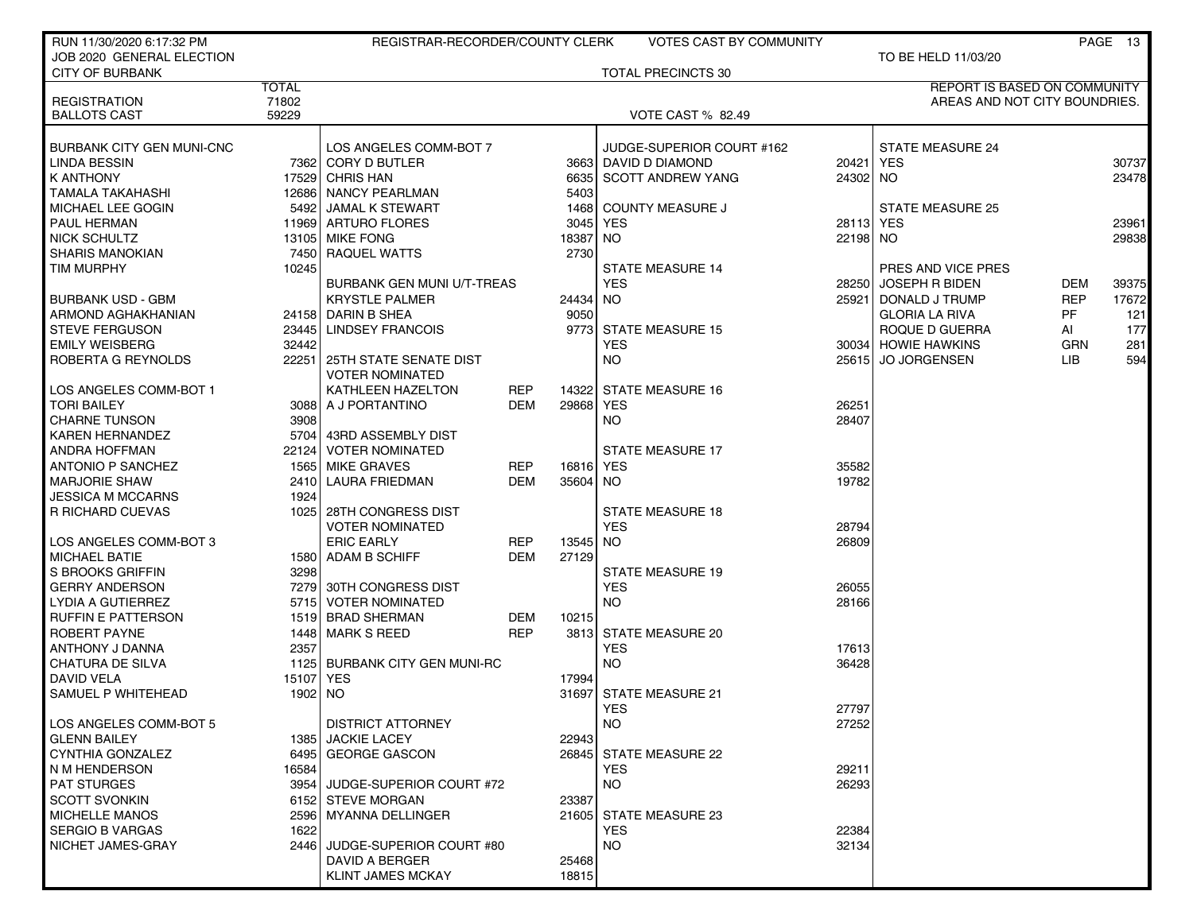RUN 11/30/2020 6:17:32 PM — REGISTRAR-RECORDER/COUNTY CLERK — VOTES CAST BY COMMUNITY

JOB 2020 GENERAL ELECTION — TO BE HELD 11/03/20

CITY OF BURBANK — TOTAL PRECINCTS 30

| | TOTAL |
|---|---|
| REGISTRATION | 71802 |
| BALLOTS CAST | 59229 |

VOTE CAST % 82.49

REPORT IS BASED ON COMMUNITY AREAS AND NOT CITY BOUNDRIES.

| BURBANK CITY GEN MUNI-CNC | |
|---|---|
| LINDA BESSIN | 7362 |
| K ANTHONY | 17529 |
| TAMALA TAKAHASHI | 12686 |
| MICHAEL LEE GOGIN | 5492 |
| PAUL HERMAN | 11969 |
| NICK SCHULTZ | 13105 |
| SHARIS MANOKIAN | 7450 |
| TIM MURPHY | 10245 |

| BURBANK USD - GBM | |
|---|---|
| ARMOND AGHAKHANIAN | 24158 |
| STEVE FERGUSON | 23445 |
| EMILY WEISBERG | 32442 |
| ROBERTA G REYNOLDS | 22251 |

| LOS ANGELES COMM-BOT 1 | |
|---|---|
| TORI BAILEY | 3088 |
| CHARNE TUNSON | 3908 |
| KAREN HERNANDEZ | 5704 |
| ANDRA HOFFMAN | 22124 |
| ANTONIO P SANCHEZ | 1565 |
| MARJORIE SHAW | 2410 |
| JESSICA M MCCARNS | 1924 |
| R RICHARD CUEVAS | 1025 |

| LOS ANGELES COMM-BOT 3 | |
|---|---|
| MICHAEL BATIE | 1580 |
| S BROOKS GRIFFIN | 3298 |
| GERRY ANDERSON | 7279 |
| LYDIA A GUTIERREZ | 5715 |
| RUFFIN E PATTERSON | 1519 |
| ROBERT PAYNE | 1448 |
| ANTHONY J DANNA | 2357 |
| CHATURA DE SILVA | 1125 |
| DAVID VELA | 15107 |
| SAMUEL P WHITEHEAD | 1902 |

| LOS ANGELES COMM-BOT 5 | |
|---|---|
| GLENN BAILEY | 1385 |
| CYNTHIA GONZALEZ | 6495 |
| N M HENDERSON | 16584 |
| PAT STURGES | 3954 |
| SCOTT SVONKIN | 6152 |
| MICHELLE MANOS | 2596 |
| SERGIO B VARGAS | 1622 |
| NICHET JAMES-GRAY | 2446 |

| LOS ANGELES COMM-BOT 7 | |
|---|---|
| CORY D BUTLER | 3663 |
| CHRIS HAN | 6635 |
| NANCY PEARLMAN | 5403 |
| JAMAL K STEWART | 1468 |
| ARTURO FLORES | 3045 |
| MIKE FONG | 18387 |
| RAQUEL WATTS | 2730 |

| BURBANK GEN MUNI U/T-TREAS | |
|---|---|
| KRYSTLE PALMER | 24434 |
| DARIN B SHEA | 9050 |
| LINDSEY FRANCOIS | 9773 |

| 25TH STATE SENATE DIST VOTER NOMINATED | | |
|---|---|---|
| KATHLEEN HAZELTON | REP | 14322 |
| A J PORTANTINO | DEM | 29868 |

| 43RD ASSEMBLY DIST VOTER NOMINATED | | |
|---|---|---|
| MIKE GRAVES | REP | 16816 |
| LAURA FRIEDMAN | DEM | 35604 |

| 28TH CONGRESS DIST VOTER NOMINATED | | |
|---|---|---|
| ERIC EARLY | REP | 13545 |
| ADAM B SCHIFF | DEM | 27129 |

| 30TH CONGRESS DIST VOTER NOMINATED | | |
|---|---|---|
| BRAD SHERMAN | DEM | 10215 |
| MARK S REED | REP | 3813 |

| BURBANK CITY GEN MUNI-RC | |
|---|---|
| YES | 17994 |
| NO | 31697 |

| DISTRICT ATTORNEY | |
|---|---|
| JACKIE LACEY | 22943 |
| GEORGE GASCON | 26845 |

| JUDGE-SUPERIOR COURT #72 | |
|---|---|
| STEVE MORGAN | 23387 |
| MYANNA DELLINGER | 21605 |

| JUDGE-SUPERIOR COURT #80 | |
|---|---|
| DAVID A BERGER | 25468 |
| KLINT JAMES MCKAY | 18815 |

| JUDGE-SUPERIOR COURT #162 | |
|---|---|
| DAVID D DIAMOND | 20421 |
| SCOTT ANDREW YANG | 24302 |

| COUNTY MEASURE J | |
|---|---|
| YES | 28113 |
| NO | 22198 |

| STATE MEASURE 14 | |
|---|---|
| YES | 28250 |
| NO | 25921 |

| STATE MEASURE 15 | |
|---|---|
| YES | 30034 |
| NO | 25615 |

| STATE MEASURE 16 | |
|---|---|
| YES | 26251 |
| NO | 28407 |

| STATE MEASURE 17 | |
|---|---|
| YES | 35582 |
| NO | 19782 |

| STATE MEASURE 18 | |
|---|---|
| YES | 28794 |
| NO | 26809 |

| STATE MEASURE 19 | |
|---|---|
| YES | 26055 |
| NO | 28166 |

| STATE MEASURE 20 | |
|---|---|
| YES | 17613 |
| NO | 36428 |

| STATE MEASURE 21 | |
|---|---|
| YES | 27797 |
| NO | 27252 |

| STATE MEASURE 22 | |
|---|---|
| YES | 29211 |
| NO | 26293 |

| STATE MEASURE 23 | |
|---|---|
| YES | 22384 |
| NO | 32134 |

| STATE MEASURE 24 | |
|---|---|
| YES | 30737 |
| NO | 23478 |

| STATE MEASURE 25 | |
|---|---|
| YES | 23961 |
| NO | 29838 |

| PRES AND VICE PRES | | |
|---|---|---|
| JOSEPH R BIDEN | DEM | 39375 |
| DONALD J TRUMP | REP | 17672 |
| GLORIA LA RIVA | PF | 121 |
| ROQUE D GUERRA | AI | 177 |
| HOWIE HAWKINS | GRN | 281 |
| JO JORGENSEN | LIB | 594 |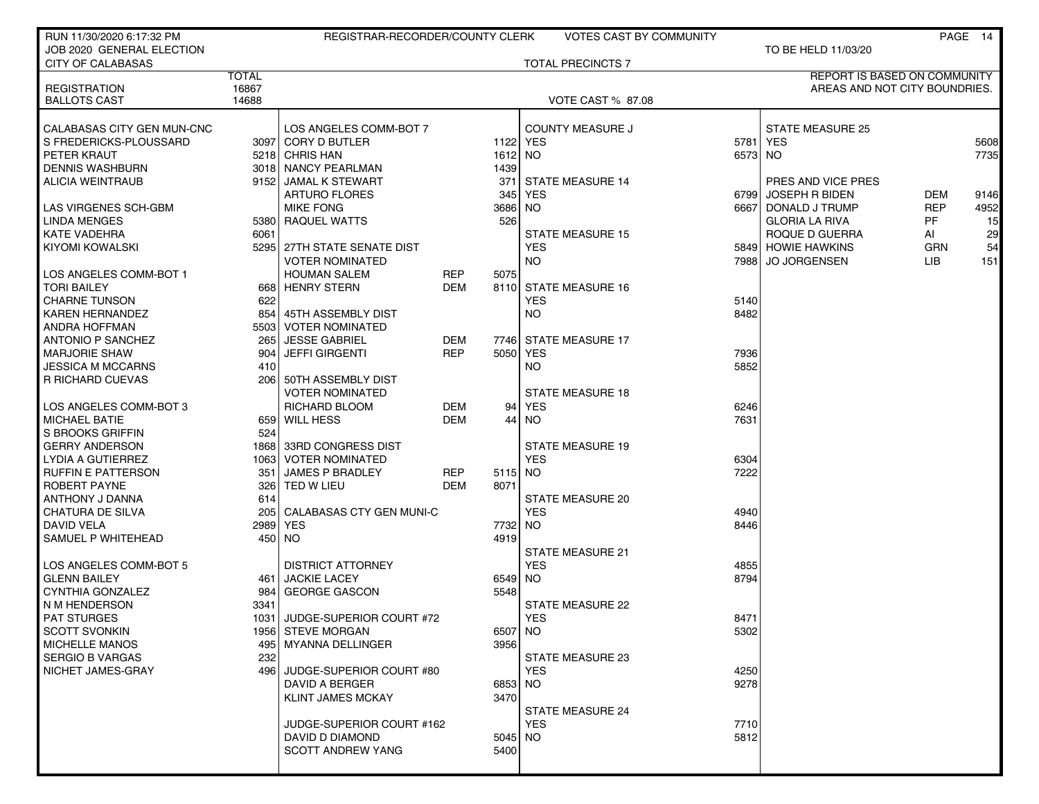JOB 2020 GENERAL ELECTION — REGISTRAR-RECORDER/COUNTY CLERK — VOTES CAST BY COMMUNITY — TO BE HELD 11/03/20

CITY OF CALABASAS — TOTAL PRECINCTS 7

REPORT IS BASED ON COMMUNITY AREAS AND NOT CITY BOUNDRIES.

| | TOTAL |
|---|---|
| REGISTRATION | 16867 |
| BALLOTS CAST | 14688 |

VOTE CAST % 87.08

**CALABASAS CITY GEN MUN-CNC**

| Candidate | Votes |
|---|---|
| S FREDERICKS-PLOUSSARD | 3097 |
| PETER KRAUT | 5218 |
| DENNIS WASHBURN | 3018 |
| ALICIA WEINTRAUB | 9152 |

**LAS VIRGENES SCH-GBM**

| Candidate | Votes |
|---|---|
| LINDA MENGES | 5380 |
| KATE VADEHRA | 6061 |
| KIYOMI KOWALSKI | 5295 |

**LOS ANGELES COMM-BOT 1**

| Candidate | Votes |
|---|---|
| TORI BAILEY | 668 |
| CHARNE TUNSON | 622 |
| KAREN HERNANDEZ | 854 |
| ANDRA HOFFMAN | 5503 |
| ANTONIO P SANCHEZ | 265 |
| MARJORIE SHAW | 904 |
| JESSICA M MCCARNS | 410 |
| R RICHARD CUEVAS | 206 |

**LOS ANGELES COMM-BOT 3**

| Candidate | Votes |
|---|---|
| MICHAEL BATIE | 659 |
| S BROOKS GRIFFIN | 524 |
| GERRY ANDERSON | 1868 |
| LYDIA A GUTIERREZ | 1063 |
| RUFFIN E PATTERSON | 351 |
| ROBERT PAYNE | 326 |
| ANTHONY J DANNA | 614 |
| CHATURA DE SILVA | 205 |
| DAVID VELA | 2989 |
| SAMUEL P WHITEHEAD | 450 |

**LOS ANGELES COMM-BOT 5**

| Candidate | Votes |
|---|---|
| GLENN BAILEY | 461 |
| CYNTHIA GONZALEZ | 984 |
| N M HENDERSON | 3341 |
| PAT STURGES | 1031 |
| SCOTT SVONKIN | 1956 |
| MICHELLE MANOS | 495 |
| SERGIO B VARGAS | 232 |
| NICHET JAMES-GRAY | 496 |

**LOS ANGELES COMM-BOT 7**

| Candidate | Votes |
|---|---|
| CORY D BUTLER | 1122 |
| CHRIS HAN | 1612 |
| NANCY PEARLMAN | 1439 |
| JAMAL K STEWART | 371 |
| ARTURO FLORES | 345 |
| MIKE FONG | 3686 |
| RAQUEL WATTS | 526 |

**27TH STATE SENATE DIST — VOTER NOMINATED**

| Candidate | Party | Votes |
|---|---|---|
| HOUMAN SALEM | REP | 5075 |
| HENRY STERN | DEM | 8110 |

**45TH ASSEMBLY DIST — VOTER NOMINATED**

| Candidate | Party | Votes |
|---|---|---|
| JESSE GABRIEL | DEM | 7746 |
| JEFFI GIRGENTI | REP | 5050 |

**50TH ASSEMBLY DIST — VOTER NOMINATED**

| Candidate | Party | Votes |
|---|---|---|
| RICHARD BLOOM | DEM | 94 |
| WILL HESS | DEM | 44 |

**33RD CONGRESS DIST — VOTER NOMINATED**

| Candidate | Party | Votes |
|---|---|---|
| JAMES P BRADLEY | REP | 5115 |
| TED W LIEU | DEM | 8071 |

**CALABASAS CTY GEN MUNI-C**

| | Votes |
|---|---|
| YES | 7732 |
| NO | 4919 |

**DISTRICT ATTORNEY**

| Candidate | Votes |
|---|---|
| JACKIE LACEY | 6549 |
| GEORGE GASCON | 5548 |

**JUDGE-SUPERIOR COURT #72**

| Candidate | Votes |
|---|---|
| STEVE MORGAN | 6507 |
| MYANNA DELLINGER | 3956 |

**JUDGE-SUPERIOR COURT #80**

| Candidate | Votes |
|---|---|
| DAVID A BERGER | 6853 |
| KLINT JAMES MCKAY | 3470 |

**JUDGE-SUPERIOR COURT #162**

| Candidate | Votes |
|---|---|
| DAVID D DIAMOND | 5045 |
| SCOTT ANDREW YANG | 5400 |

**COUNTY MEASURE J AND STATE MEASURES**

| Measure | YES | NO |
|---|---|---|
| COUNTY MEASURE J | 5781 | 6573 |
| STATE MEASURE 14 | 6799 | 6667 |
| STATE MEASURE 15 | 5849 | 7988 |
| STATE MEASURE 16 | 5140 | 8482 |
| STATE MEASURE 17 | 7936 | 5852 |
| STATE MEASURE 18 | 6246 | 7631 |
| STATE MEASURE 19 | 6304 | 7222 |
| STATE MEASURE 20 | 4940 | 8446 |
| STATE MEASURE 21 | 4855 | 8794 |
| STATE MEASURE 22 | 8471 | 5302 |
| STATE MEASURE 23 | 4250 | 9278 |
| STATE MEASURE 24 | 7710 | 5812 |
| STATE MEASURE 25 | 5608 | 7735 |

**PRES AND VICE PRES**

| Candidate | Party | Votes |
|---|---|---|
| JOSEPH R BIDEN | DEM | 9146 |
| DONALD J TRUMP | REP | 4952 |
| GLORIA LA RIVA | PF | 15 |
| ROQUE D GUERRA | AI | 29 |
| HOWIE HAWKINS | GRN | 54 |
| JO JORGENSEN | LIB | 151 |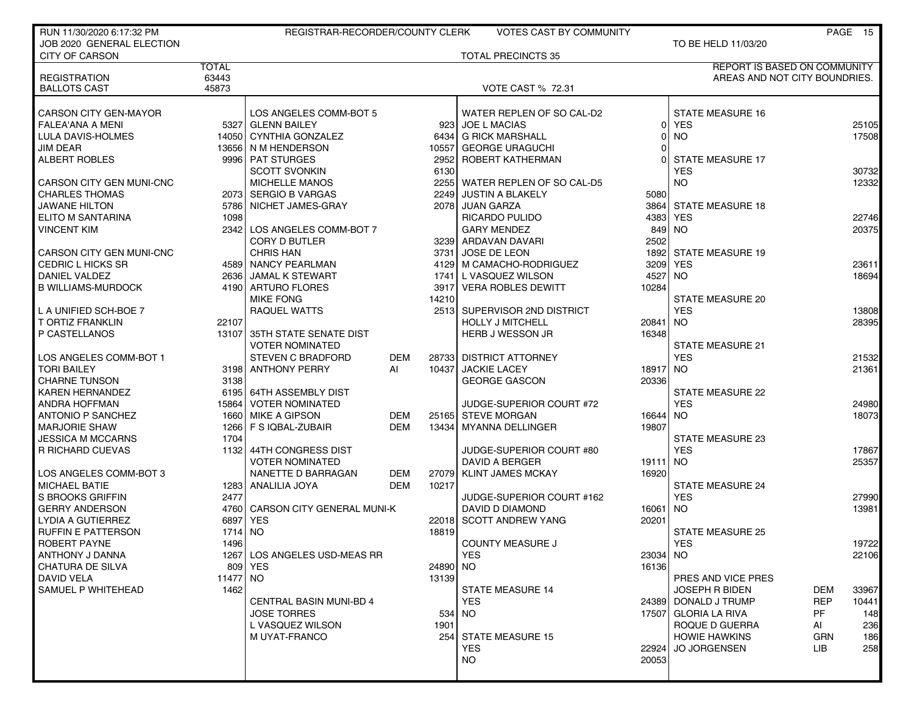RUN 11/30/2020 6:17:32 PM — REGISTRAR-RECORDER/COUNTY CLERK — VOTES CAST BY COMMUNITY

JOB 2020 GENERAL ELECTION — TO BE HELD 11/03/20

CITY OF CARSON — TOTAL PRECINCTS 35

| | TOTAL |
|---|---|
| REGISTRATION | 63443 |
| BALLOTS CAST | 45873 |

VOTE CAST % 72.31

REPORT IS BASED ON COMMUNITY AREAS AND NOT CITY BOUNDRIES.

| CARSON CITY GEN-MAYOR | |
|---|---|
| FALEA'ANA A MENI | 5327 |
| LULA DAVIS-HOLMES | 14050 |
| JIM DEAR | 13656 |
| ALBERT ROBLES | 9996 |

| CARSON CITY GEN MUNI-CNC | |
|---|---|
| CHARLES THOMAS | 2073 |
| JAWANE HILTON | 5786 |
| ELITO M SANTARINA | 1098 |
| VINCENT KIM | 2342 |

| CARSON CITY GEN MUNI-CNC | |
|---|---|
| CEDRIC L HICKS SR | 4589 |
| DANIEL VALDEZ | 2636 |
| B WILLIAMS-MURDOCK | 4190 |

| L A UNIFIED SCH-BOE 7 | |
|---|---|
| T ORTIZ FRANKLIN | 22107 |
| P CASTELLANOS | 13107 |

| LOS ANGELES COMM-BOT 1 | |
|---|---|
| TORI BAILEY | 3198 |
| CHARNE TUNSON | 3138 |
| KAREN HERNANDEZ | 6195 |
| ANDRA HOFFMAN | 15864 |
| ANTONIO P SANCHEZ | 1660 |
| MARJORIE SHAW | 1266 |
| JESSICA M MCCARNS | 1704 |
| R RICHARD CUEVAS | 1132 |

| LOS ANGELES COMM-BOT 3 | |
|---|---|
| MICHAEL BATIE | 1283 |
| S BROOKS GRIFFIN | 2477 |
| GERRY ANDERSON | 4760 |
| LYDIA A GUTIERREZ | 6897 |
| RUFFIN E PATTERSON | 1714 |
| ROBERT PAYNE | 1496 |
| ANTHONY J DANNA | 1267 |
| CHATURA DE SILVA | 809 |
| DAVID VELA | 11477 |
| SAMUEL P WHITEHEAD | 1462 |

| LOS ANGELES COMM-BOT 5 | |
|---|---|
| GLENN BAILEY | 923 |
| CYNTHIA GONZALEZ | 6434 |
| N M HENDERSON | 10557 |
| PAT STURGES | 2952 |
| SCOTT SVONKIN | 6130 |
| MICHELLE MANOS | 2255 |
| SERGIO B VARGAS | 2249 |
| NICHET JAMES-GRAY | 2078 |

| LOS ANGELES COMM-BOT 7 | |
|---|---|
| CORY D BUTLER | 3239 |
| CHRIS HAN | 3731 |
| NANCY PEARLMAN | 4129 |
| JAMAL K STEWART | 1741 |
| ARTURO FLORES | 3917 |
| MIKE FONG | 14210 |
| RAQUEL WATTS | 2513 |

| 35TH STATE SENATE DIST VOTER NOMINATED | | |
|---|---|---|
| STEVEN C BRADFORD | DEM | 28733 |
| ANTHONY PERRY | AI | 10437 |

| 64TH ASSEMBLY DIST VOTER NOMINATED | | |
|---|---|---|
| MIKE A GIPSON | DEM | 25165 |
| F S IQBAL-ZUBAIR | DEM | 13434 |

| 44TH CONGRESS DIST VOTER NOMINATED | | |
|---|---|---|
| NANETTE D BARRAGAN | DEM | 27079 |
| ANALILIA JOYA | DEM | 10217 |

| CARSON CITY GENERAL MUNI-K | |
|---|---|
| YES | 22018 |
| NO | 18819 |

| LOS ANGELES USD-MEAS RR | |
|---|---|
| YES | 24890 |
| NO | 13139 |

| CENTRAL BASIN MUNI-BD 4 | |
|---|---|
| JOSE TORRES | 534 |
| L VASQUEZ WILSON | 1901 |
| M UYAT-FRANCO | 254 |

| WATER REPLEN OF SO CAL-D2 | |
|---|---|
| JOE L MACIAS | 0 |
| G RICK MARSHALL | 0 |
| GEORGE URAGUCHI | 0 |
| ROBERT KATHERMAN | 0 |

| WATER REPLEN OF SO CAL-D5 | |
|---|---|
| JUSTIN A BLAKELY | 5080 |
| JUAN GARZA | 3864 |
| RICARDO PULIDO | 4383 |
| GARY MENDEZ | 849 |
| ARDAVAN DAVARI | 2502 |
| JOSE DE LEON | 1892 |
| M CAMACHO-RODRIGUEZ | 3209 |
| L VASQUEZ WILSON | 4527 |
| VERA ROBLES DEWITT | 10284 |

| SUPERVISOR 2ND DISTRICT | |
|---|---|
| HOLLY J MITCHELL | 20841 |
| HERB J WESSON JR | 16348 |

| DISTRICT ATTORNEY | |
|---|---|
| JACKIE LACEY | 18917 |
| GEORGE GASCON | 20336 |

| JUDGE-SUPERIOR COURT #72 | |
|---|---|
| STEVE MORGAN | 16644 |
| MYANNA DELLINGER | 19807 |

| JUDGE-SUPERIOR COURT #80 | |
|---|---|
| DAVID A BERGER | 19111 |
| KLINT JAMES MCKAY | 16920 |

| JUDGE-SUPERIOR COURT #162 | |
|---|---|
| DAVID D DIAMOND | 16061 |
| SCOTT ANDREW YANG | 20201 |

| COUNTY MEASURE J | |
|---|---|
| YES | 23034 |
| NO | 16136 |

| STATE MEASURE 14 | |
|---|---|
| YES | 24389 |
| NO | 17507 |

| STATE MEASURE 15 | |
|---|---|
| YES | 22924 |
| NO | 20053 |

| STATE MEASURE 16 | |
|---|---|
| YES | 25105 |
| NO | 17508 |

| STATE MEASURE 17 | |
|---|---|
| YES | 30732 |
| NO | 12332 |

| STATE MEASURE 18 | |
|---|---|
| YES | 22746 |
| NO | 20375 |

| STATE MEASURE 19 | |
|---|---|
| YES | 23611 |
| NO | 18694 |

| STATE MEASURE 20 | |
|---|---|
| YES | 13808 |
| NO | 28395 |

| STATE MEASURE 21 | |
|---|---|
| YES | 21532 |
| NO | 21361 |

| STATE MEASURE 22 | |
|---|---|
| YES | 24980 |
| NO | 18073 |

| STATE MEASURE 23 | |
|---|---|
| YES | 17867 |
| NO | 25357 |

| STATE MEASURE 24 | |
|---|---|
| YES | 27990 |
| NO | 13981 |

| STATE MEASURE 25 | |
|---|---|
| YES | 19722 |
| NO | 22106 |

| PRES AND VICE PRES | | |
|---|---|---|
| JOSEPH R BIDEN | DEM | 33967 |
| DONALD J TRUMP | REP | 10441 |
| GLORIA LA RIVA | PF | 148 |
| ROQUE D GUERRA | AI | 236 |
| HOWIE HAWKINS | GRN | 186 |
| JO JORGENSEN | LIB | 258 |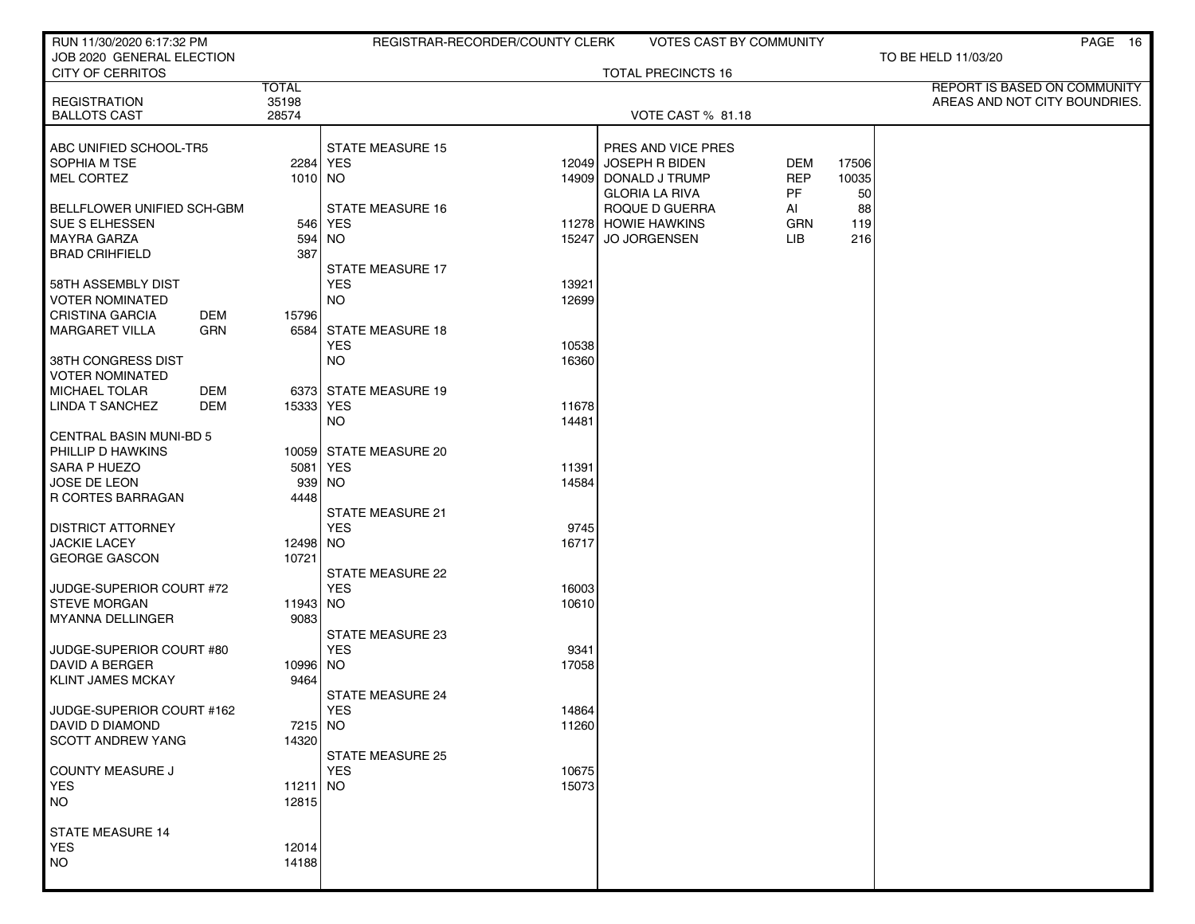RUN 11/30/2020 6:17:32 PM — REGISTRAR-RECORDER/COUNTY CLERK — VOTES CAST BY COMMUNITY

JOB 2020 GENERAL ELECTION — TO BE HELD 11/03/20

CITY OF CERRITOS — TOTAL PRECINCTS 16

REPORT IS BASED ON COMMUNITY AREAS AND NOT CITY BOUNDRIES.

| | TOTAL |
|---|---|
| REGISTRATION | 35198 |
| BALLOTS CAST | 28574 |

VOTE CAST % 81.18

| Contest / Candidate | Party | Votes |
|---|---|---|
| **ABC UNIFIED SCHOOL-TR5** | | |
| SOPHIA M TSE | | 2284 |
| MEL CORTEZ | | 1010 |
| **BELLFLOWER UNIFIED SCH-GBM** | | |
| SUE S ELHESSEN | | 546 |
| MAYRA GARZA | | 594 |
| BRAD CRIHFIELD | | 387 |
| **58TH ASSEMBLY DIST VOTER NOMINATED** | | |
| CRISTINA GARCIA | DEM | 15796 |
| MARGARET VILLA | GRN | 6584 |
| **38TH CONGRESS DIST VOTER NOMINATED** | | |
| MICHAEL TOLAR | DEM | 6373 |
| LINDA T SANCHEZ | DEM | 15333 |
| **CENTRAL BASIN MUNI-BD 5** | | |
| PHILLIP D HAWKINS | | 10059 |
| SARA P HUEZO | | 5081 |
| JOSE DE LEON | | 939 |
| R CORTES BARRAGAN | | 4448 |
| **DISTRICT ATTORNEY** | | |
| JACKIE LACEY | | 12498 |
| GEORGE GASCON | | 10721 |
| **JUDGE-SUPERIOR COURT #72** | | |
| STEVE MORGAN | | 11943 |
| MYANNA DELLINGER | | 9083 |
| **JUDGE-SUPERIOR COURT #80** | | |
| DAVID A BERGER | | 10996 |
| KLINT JAMES MCKAY | | 9464 |
| **JUDGE-SUPERIOR COURT #162** | | |
| DAVID D DIAMOND | | 7215 |
| SCOTT ANDREW YANG | | 14320 |
| **COUNTY MEASURE J** | | |
| YES | | 11211 |
| NO | | 12815 |
| **STATE MEASURE 14** | | |
| YES | | 12014 |
| NO | | 14188 |

| Measure | YES | NO |
|---|---|---|
| STATE MEASURE 15 | 12049 | 14909 |
| STATE MEASURE 16 | 11278 | 15247 |
| STATE MEASURE 17 | 13921 | 12699 |
| STATE MEASURE 18 | 10538 | 16360 |
| STATE MEASURE 19 | 11678 | 14481 |
| STATE MEASURE 20 | 11391 | 14584 |
| STATE MEASURE 21 | 9745 | 16717 |
| STATE MEASURE 22 | 16003 | 10610 |
| STATE MEASURE 23 | 9341 | 17058 |
| STATE MEASURE 24 | 14864 | 11260 |
| STATE MEASURE 25 | 10675 | 15073 |

| PRES AND VICE PRES | Party | Votes |
|---|---|---|
| JOSEPH R BIDEN | DEM | 17506 |
| DONALD J TRUMP | REP | 10035 |
| GLORIA LA RIVA | PF | 50 |
| ROQUE D GUERRA | AI | 88 |
| HOWIE HAWKINS | GRN | 119 |
| JO JORGENSEN | LIB | 216 |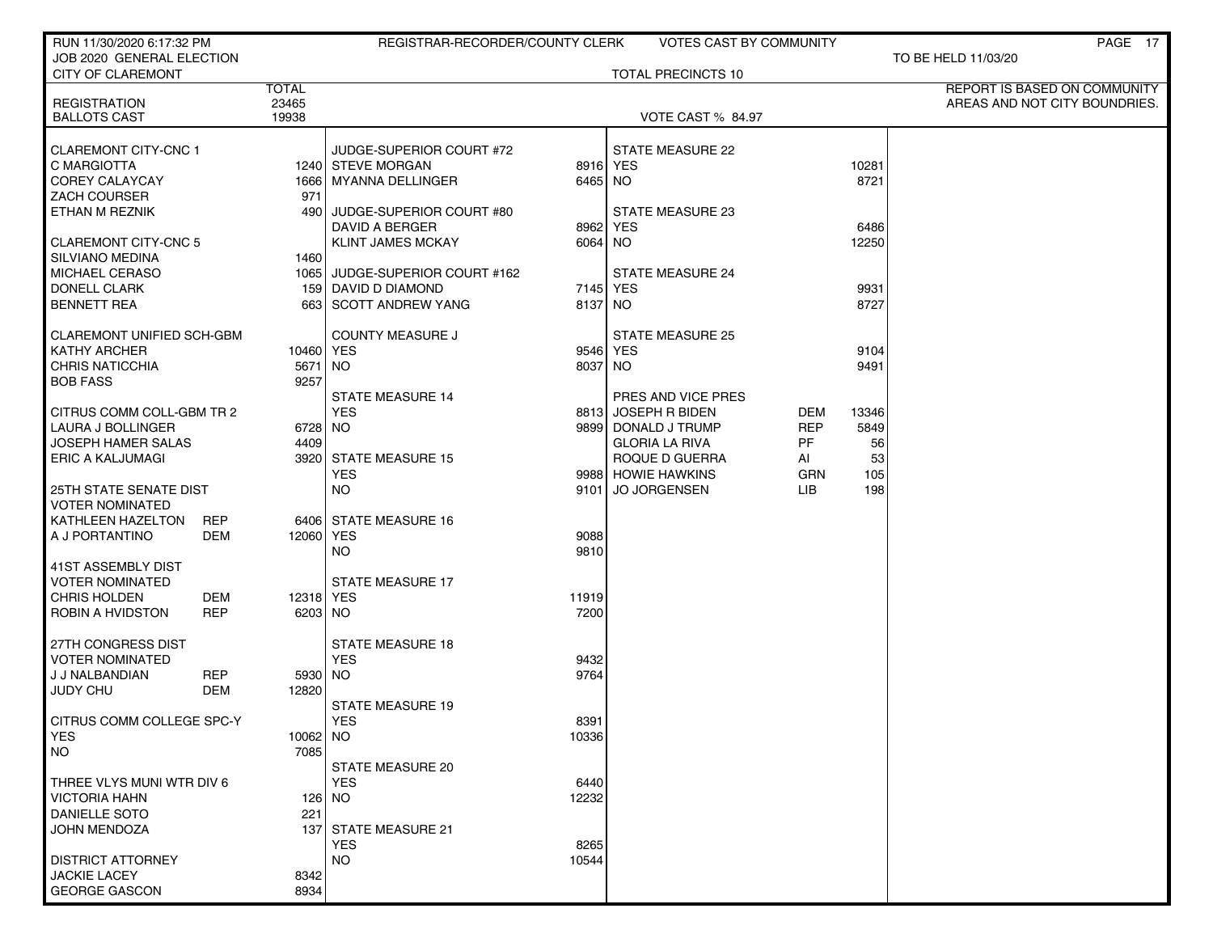RUN 11/30/2020 6:17:32 PM — REGISTRAR-RECORDER/COUNTY CLERK — VOTES CAST BY COMMUNITY

JOB 2020 GENERAL ELECTION — TO BE HELD 11/03/20

CITY OF CLAREMONT — TOTAL PRECINCTS 10

REPORT IS BASED ON COMMUNITY AREAS AND NOT CITY BOUNDRIES.

| | TOTAL |
|---|---|
| REGISTRATION | 23465 |
| BALLOTS CAST | 19938 |

VOTE CAST % 84.97

| Contest / Candidate | Party | Votes |
|---|---|---|
| **CLAREMONT CITY-CNC 1** | | |
| C MARGIOTTA | | 1240 |
| COREY CALAYCAY | | 1666 |
| ZACH COURSER | | 971 |
| ETHAN M REZNIK | | 490 |
| **CLAREMONT CITY-CNC 5** | | |
| SILVIANO MEDINA | | 1460 |
| MICHAEL CERASO | | 1065 |
| DONELL CLARK | | 159 |
| BENNETT REA | | 663 |
| **CLAREMONT UNIFIED SCH-GBM** | | |
| KATHY ARCHER | | 10460 |
| CHRIS NATICCHIA | | 5671 |
| BOB FASS | | 9257 |
| **CITRUS COMM COLL-GBM TR 2** | | |
| LAURA J BOLLINGER | | 6728 |
| JOSEPH HAMER SALAS | | 4409 |
| ERIC A KALJUMAGI | | 3920 |
| **25TH STATE SENATE DIST VOTER NOMINATED** | | |
| KATHLEEN HAZELTON | REP | 6406 |
| A J PORTANTINO | DEM | 12060 |
| **41ST ASSEMBLY DIST VOTER NOMINATED** | | |
| CHRIS HOLDEN | DEM | 12318 |
| ROBIN A HVIDSTON | REP | 6203 |
| **27TH CONGRESS DIST VOTER NOMINATED** | | |
| J J NALBANDIAN | REP | 5930 |
| JUDY CHU | DEM | 12820 |
| **CITRUS COMM COLLEGE SPC-Y** | | |
| YES | | 10062 |
| NO | | 7085 |
| **THREE VLYS MUNI WTR DIV 6** | | |
| VICTORIA HAHN | | 126 |
| DANIELLE SOTO | | 221 |
| JOHN MENDOZA | | 137 |
| **DISTRICT ATTORNEY** | | |
| JACKIE LACEY | | 8342 |
| GEORGE GASCON | | 8934 |
| **JUDGE-SUPERIOR COURT #72** | | |
| STEVE MORGAN | | 8916 |
| MYANNA DELLINGER | | 6465 |
| **JUDGE-SUPERIOR COURT #80** | | |
| DAVID A BERGER | | 8962 |
| KLINT JAMES MCKAY | | 6064 |
| **JUDGE-SUPERIOR COURT #162** | | |
| DAVID D DIAMOND | | 7145 |
| SCOTT ANDREW YANG | | 8137 |
| **COUNTY MEASURE J** | | |
| YES | | 9546 |
| NO | | 8037 |
| **STATE MEASURE 14** | | |
| YES | | 8813 |
| NO | | 9899 |
| **STATE MEASURE 15** | | |
| YES | | 9988 |
| NO | | 9101 |
| **STATE MEASURE 16** | | |
| YES | | 9088 |
| NO | | 9810 |
| **STATE MEASURE 17** | | |
| YES | | 11919 |
| NO | | 7200 |
| **STATE MEASURE 18** | | |
| YES | | 9432 |
| NO | | 9764 |
| **STATE MEASURE 19** | | |
| YES | | 8391 |
| NO | | 10336 |
| **STATE MEASURE 20** | | |
| YES | | 6440 |
| NO | | 12232 |
| **STATE MEASURE 21** | | |
| YES | | 8265 |
| NO | | 10544 |
| **STATE MEASURE 22** | | |
| YES | | 10281 |
| NO | | 8721 |
| **STATE MEASURE 23** | | |
| YES | | 6486 |
| NO | | 12250 |
| **STATE MEASURE 24** | | |
| YES | | 9931 |
| NO | | 8727 |
| **STATE MEASURE 25** | | |
| YES | | 9104 |
| NO | | 9491 |
| **PRES AND VICE PRES** | | |
| JOSEPH R BIDEN | DEM | 13346 |
| DONALD J TRUMP | REP | 5849 |
| GLORIA LA RIVA | PF | 56 |
| ROQUE D GUERRA | AI | 53 |
| HOWIE HAWKINS | GRN | 105 |
| JO JORGENSEN | LIB | 198 |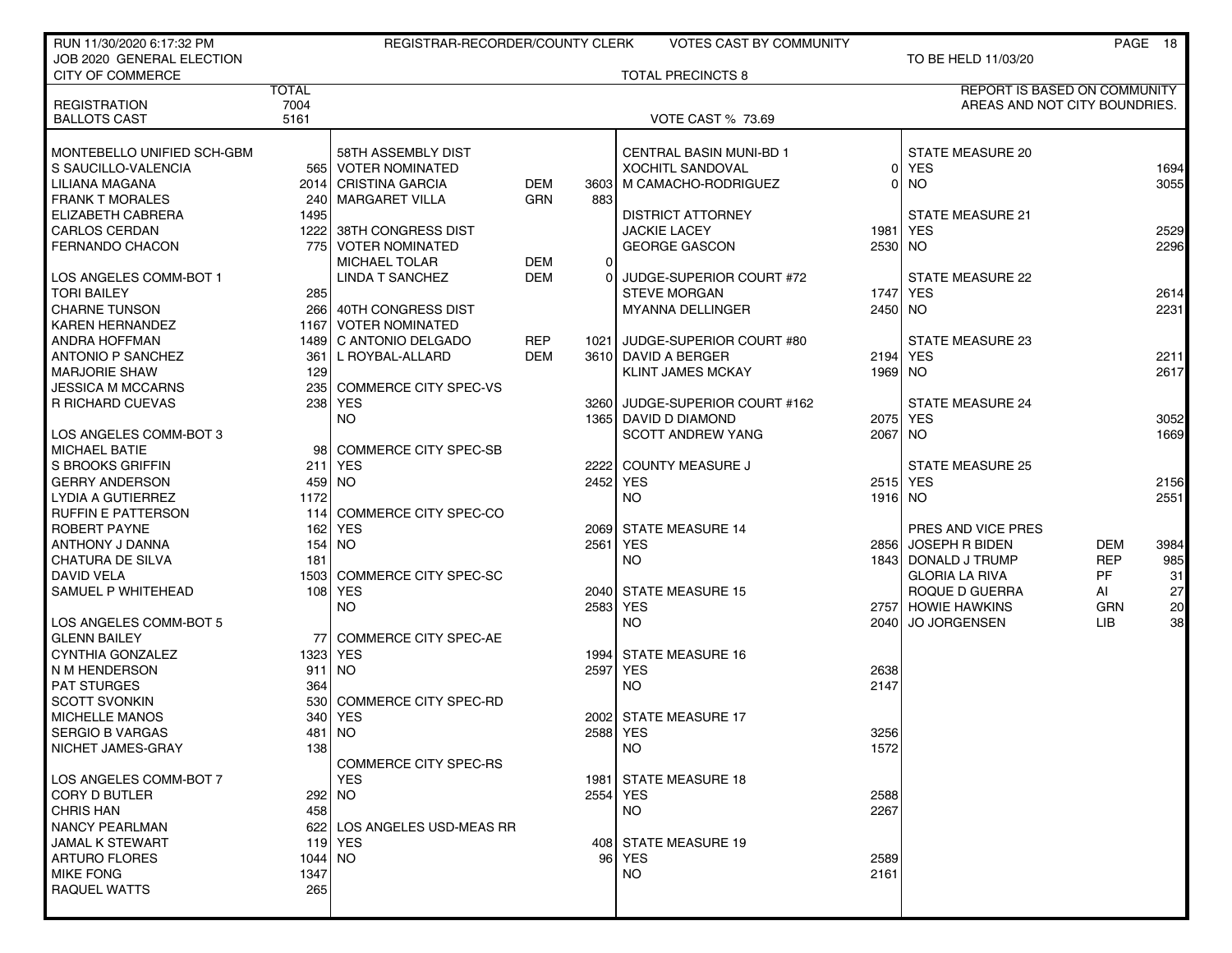RUN 11/30/2020 6:17:32 PM — REGISTRAR-RECORDER/COUNTY CLERK — VOTES CAST BY COMMUNITY

JOB 2020 GENERAL ELECTION — TO BE HELD 11/03/20

CITY OF COMMERCE — TOTAL PRECINCTS 8

| | TOTAL |
|---|---|
| REGISTRATION | 7004 |
| BALLOTS CAST | 5161 |

VOTE CAST % 73.69

REPORT IS BASED ON COMMUNITY AREAS AND NOT CITY BOUNDRIES.

| MONTEBELLO UNIFIED SCH-GBM | |
|---|---|
| S SAUCILLO-VALENCIA | 565 |
| LILIANA MAGANA | 2014 |
| FRANK T MORALES | 240 |
| ELIZABETH CABRERA | 1495 |
| CARLOS CERDAN | 1222 |
| FERNANDO CHACON | 775 |

| LOS ANGELES COMM-BOT 1 | |
|---|---|
| TORI BAILEY | 285 |
| CHARNE TUNSON | 266 |
| KAREN HERNANDEZ | 1167 |
| ANDRA HOFFMAN | 1489 |
| ANTONIO P SANCHEZ | 361 |
| MARJORIE SHAW | 129 |
| JESSICA M MCCARNS | 235 |
| R RICHARD CUEVAS | 238 |

| LOS ANGELES COMM-BOT 3 | |
|---|---|
| MICHAEL BATIE | 98 |
| S BROOKS GRIFFIN | 211 |
| GERRY ANDERSON | 459 |
| LYDIA A GUTIERREZ | 1172 |
| RUFFIN E PATTERSON | 114 |
| ROBERT PAYNE | 162 |
| ANTHONY J DANNA | 154 |
| CHATURA DE SILVA | 181 |
| DAVID VELA | 1503 |
| SAMUEL P WHITEHEAD | 108 |

| LOS ANGELES COMM-BOT 5 | |
|---|---|
| GLENN BAILEY | 77 |
| CYNTHIA GONZALEZ | 1323 |
| N M HENDERSON | 911 |
| PAT STURGES | 364 |
| SCOTT SVONKIN | 530 |
| MICHELLE MANOS | 340 |
| SERGIO B VARGAS | 481 |
| NICHET JAMES-GRAY | 138 |

| LOS ANGELES COMM-BOT 7 | |
|---|---|
| CORY D BUTLER | 292 |
| CHRIS HAN | 458 |
| NANCY PEARLMAN | 622 |
| JAMAL K STEWART | 119 |
| ARTURO FLORES | 1044 |
| MIKE FONG | 1347 |
| RAQUEL WATTS | 265 |

| 58TH ASSEMBLY DIST VOTER NOMINATED | | |
|---|---|---|
| CRISTINA GARCIA | DEM | 3603 |
| MARGARET VILLA | GRN | 883 |

| 38TH CONGRESS DIST VOTER NOMINATED | | |
|---|---|---|
| MICHAEL TOLAR | DEM | 0 |
| LINDA T SANCHEZ | DEM | 0 |

| 40TH CONGRESS DIST VOTER NOMINATED | | |
|---|---|---|
| C ANTONIO DELGADO | REP | 1021 |
| L ROYBAL-ALLARD | DEM | 3610 |

| COMMERCE CITY SPEC-VS | |
|---|---|
| YES | 3260 |
| NO | 1365 |

| COMMERCE CITY SPEC-SB | |
|---|---|
| YES | 2222 |
| NO | 2452 |

| COMMERCE CITY SPEC-CO | |
|---|---|
| YES | 2069 |
| NO | 2561 |

| COMMERCE CITY SPEC-SC | |
|---|---|
| YES | 2040 |
| NO | 2583 |

| COMMERCE CITY SPEC-AE | |
|---|---|
| YES | 1994 |
| NO | 2597 |

| COMMERCE CITY SPEC-RD | |
|---|---|
| YES | 2002 |
| NO | 2588 |

| COMMERCE CITY SPEC-RS | |
|---|---|
| YES | 1981 |
| NO | 2554 |

| LOS ANGELES USD-MEAS RR | |
|---|---|
| YES | 408 |
| NO | 96 |

| CENTRAL BASIN MUNI-BD 1 | |
|---|---|
| XOCHITL SANDOVAL | 0 |
| M CAMACHO-RODRIGUEZ | 0 |

| DISTRICT ATTORNEY | |
|---|---|
| JACKIE LACEY | 1981 |
| GEORGE GASCON | 2530 |

| JUDGE-SUPERIOR COURT #72 | |
|---|---|
| STEVE MORGAN | 1747 |
| MYANNA DELLINGER | 2450 |

| JUDGE-SUPERIOR COURT #80 | |
|---|---|
| DAVID A BERGER | 2194 |
| KLINT JAMES MCKAY | 1969 |

| JUDGE-SUPERIOR COURT #162 | |
|---|---|
| DAVID D DIAMOND | 2075 |
| SCOTT ANDREW YANG | 2067 |

| COUNTY MEASURE J | |
|---|---|
| YES | 2515 |
| NO | 1916 |

| STATE MEASURE 14 | |
|---|---|
| YES | 2856 |
| NO | 1843 |

| STATE MEASURE 15 | |
|---|---|
| YES | 2757 |
| NO | 2040 |

| STATE MEASURE 16 | |
|---|---|
| YES | 2638 |
| NO | 2147 |

| STATE MEASURE 17 | |
|---|---|
| YES | 3256 |
| NO | 1572 |

| STATE MEASURE 18 | |
|---|---|
| YES | 2588 |
| NO | 2267 |

| STATE MEASURE 19 | |
|---|---|
| YES | 2589 |
| NO | 2161 |

| STATE MEASURE 20 | |
|---|---|
| YES | 1694 |
| NO | 3055 |

| STATE MEASURE 21 | |
|---|---|
| YES | 2529 |
| NO | 2296 |

| STATE MEASURE 22 | |
|---|---|
| YES | 2614 |
| NO | 2231 |

| STATE MEASURE 23 | |
|---|---|
| YES | 2211 |
| NO | 2617 |

| STATE MEASURE 24 | |
|---|---|
| YES | 3052 |
| NO | 1669 |

| STATE MEASURE 25 | |
|---|---|
| YES | 2156 |
| NO | 2551 |

| PRES AND VICE PRES | | |
|---|---|---|
| JOSEPH R BIDEN | DEM | 3984 |
| DONALD J TRUMP | REP | 985 |
| GLORIA LA RIVA | PF | 31 |
| ROQUE D GUERRA | AI | 27 |
| HOWIE HAWKINS | GRN | 20 |
| JO JORGENSEN | LIB | 38 |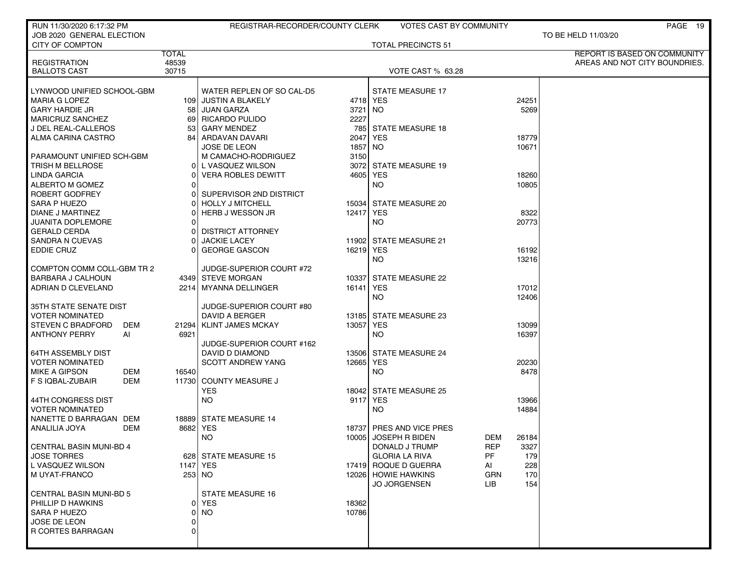REGISTRAR-RECORDER/COUNTY CLERK — VOTES CAST BY COMMUNITY

JOB 2020 GENERAL ELECTION — TO BE HELD 11/03/20

CITY OF COMPTON — TOTAL PRECINCTS 51

REPORT IS BASED ON COMMUNITY AREAS AND NOT CITY BOUNDRIES.

| | TOTAL |
|---|---|
| REGISTRATION | 48539 |
| BALLOTS CAST | 30715 |

VOTE CAST % 63.28

**LYNWOOD UNIFIED SCHOOL-GBM**

| Candidate | Votes |
|---|---|
| MARIA G LOPEZ | 109 |
| GARY HARDIE JR | 58 |
| MARICRUZ SANCHEZ | 69 |
| J DEL REAL-CALLEROS | 53 |
| ALMA CARINA CASTRO | 84 |

**PARAMOUNT UNIFIED SCH-GBM**

| Candidate | Votes |
|---|---|
| TRISH M BELLROSE | 0 |
| LINDA GARCIA | 0 |
| ALBERTO M GOMEZ | 0 |
| ROBERT GODFREY | 0 |
| SARA P HUEZO | 0 |
| DIANE J MARTINEZ | 0 |
| JUANITA DOPLEMORE | 0 |
| GERALD CERDA | 0 |
| SANDRA N CUEVAS | 0 |
| EDDIE CRUZ | 0 |

**COMPTON COMM COLL-GBM TR 2**

| Candidate | Votes |
|---|---|
| BARBARA J CALHOUN | 4349 |
| ADRIAN D CLEVELAND | 2214 |

**35TH STATE SENATE DIST — VOTER NOMINATED**

| Candidate | Party | Votes |
|---|---|---|
| STEVEN C BRADFORD | DEM | 21294 |
| ANTHONY PERRY | AI | 6921 |

**64TH ASSEMBLY DIST — VOTER NOMINATED**

| Candidate | Party | Votes |
|---|---|---|
| MIKE A GIPSON | DEM | 16540 |
| F S IQBAL-ZUBAIR | DEM | 11730 |

**44TH CONGRESS DIST — VOTER NOMINATED**

| Candidate | Party | Votes |
|---|---|---|
| NANETTE D BARRAGAN | DEM | 18889 |
| ANALILIA JOYA | DEM | 8682 |

**CENTRAL BASIN MUNI-BD 4**

| Candidate | Votes |
|---|---|
| JOSE TORRES | 628 |
| L VASQUEZ WILSON | 1147 |
| M UYAT-FRANCO | 253 |

**CENTRAL BASIN MUNI-BD 5**

| Candidate | Votes |
|---|---|
| PHILLIP D HAWKINS | 0 |
| SARA P HUEZO | 0 |
| JOSE DE LEON | 0 |
| R CORTES BARRAGAN | 0 |

**WATER REPLEN OF SO CAL-D5**

| Candidate | Votes |
|---|---|
| JUSTIN A BLAKELY | 4718 |
| JUAN GARZA | 3721 |
| RICARDO PULIDO | 2227 |
| GARY MENDEZ | 785 |
| ARDAVAN DAVARI | 2047 |
| JOSE DE LEON | 1857 |
| M CAMACHO-RODRIGUEZ | 3150 |
| L VASQUEZ WILSON | 3072 |
| VERA ROBLES DEWITT | 4605 |

**SUPERVISOR 2ND DISTRICT**

| Candidate | Votes |
|---|---|
| HOLLY J MITCHELL | 15034 |
| HERB J WESSON JR | 12417 |

**DISTRICT ATTORNEY**

| Candidate | Votes |
|---|---|
| JACKIE LACEY | 11902 |
| GEORGE GASCON | 16219 |

**JUDGE-SUPERIOR COURT #72**

| Candidate | Votes |
|---|---|
| STEVE MORGAN | 10337 |
| MYANNA DELLINGER | 16141 |

**JUDGE-SUPERIOR COURT #80**

| Candidate | Votes |
|---|---|
| DAVID A BERGER | 13185 |
| KLINT JAMES MCKAY | 13057 |

**JUDGE-SUPERIOR COURT #162**

| Candidate | Votes |
|---|---|
| DAVID D DIAMOND | 13506 |
| SCOTT ANDREW YANG | 12665 |

**COUNTY MEASURE J**

| | Votes |
|---|---|
| YES | 18042 |
| NO | 9117 |

**STATE MEASURE 14**

| | Votes |
|---|---|
| YES | 18737 |
| NO | 10005 |

**STATE MEASURE 15**

| | Votes |
|---|---|
| YES | 17419 |
| NO | 12026 |

**STATE MEASURE 16**

| | Votes |
|---|---|
| YES | 18362 |
| NO | 10786 |

**STATE MEASURE 17**

| | Votes |
|---|---|
| YES | 24251 |
| NO | 5269 |

**STATE MEASURE 18**

| | Votes |
|---|---|
| YES | 18779 |
| NO | 10671 |

**STATE MEASURE 19**

| | Votes |
|---|---|
| YES | 18260 |
| NO | 10805 |

**STATE MEASURE 20**

| | Votes |
|---|---|
| YES | 8322 |
| NO | 20773 |

**STATE MEASURE 21**

| | Votes |
|---|---|
| YES | 16192 |
| NO | 13216 |

**STATE MEASURE 22**

| | Votes |
|---|---|
| YES | 17012 |
| NO | 12406 |

**STATE MEASURE 23**

| | Votes |
|---|---|
| YES | 13099 |
| NO | 16397 |

**STATE MEASURE 24**

| | Votes |
|---|---|
| YES | 20230 |
| NO | 8478 |

**STATE MEASURE 25**

| | Votes |
|---|---|
| YES | 13966 |
| NO | 14884 |

**PRES AND VICE PRES**

| Candidate | Party | Votes |
|---|---|---|
| JOSEPH R BIDEN | DEM | 26184 |
| DONALD J TRUMP | REP | 3327 |
| GLORIA LA RIVA | PF | 179 |
| ROQUE D GUERRA | AI | 228 |
| HOWIE HAWKINS | GRN | 170 |
| JO JORGENSEN | LIB | 154 |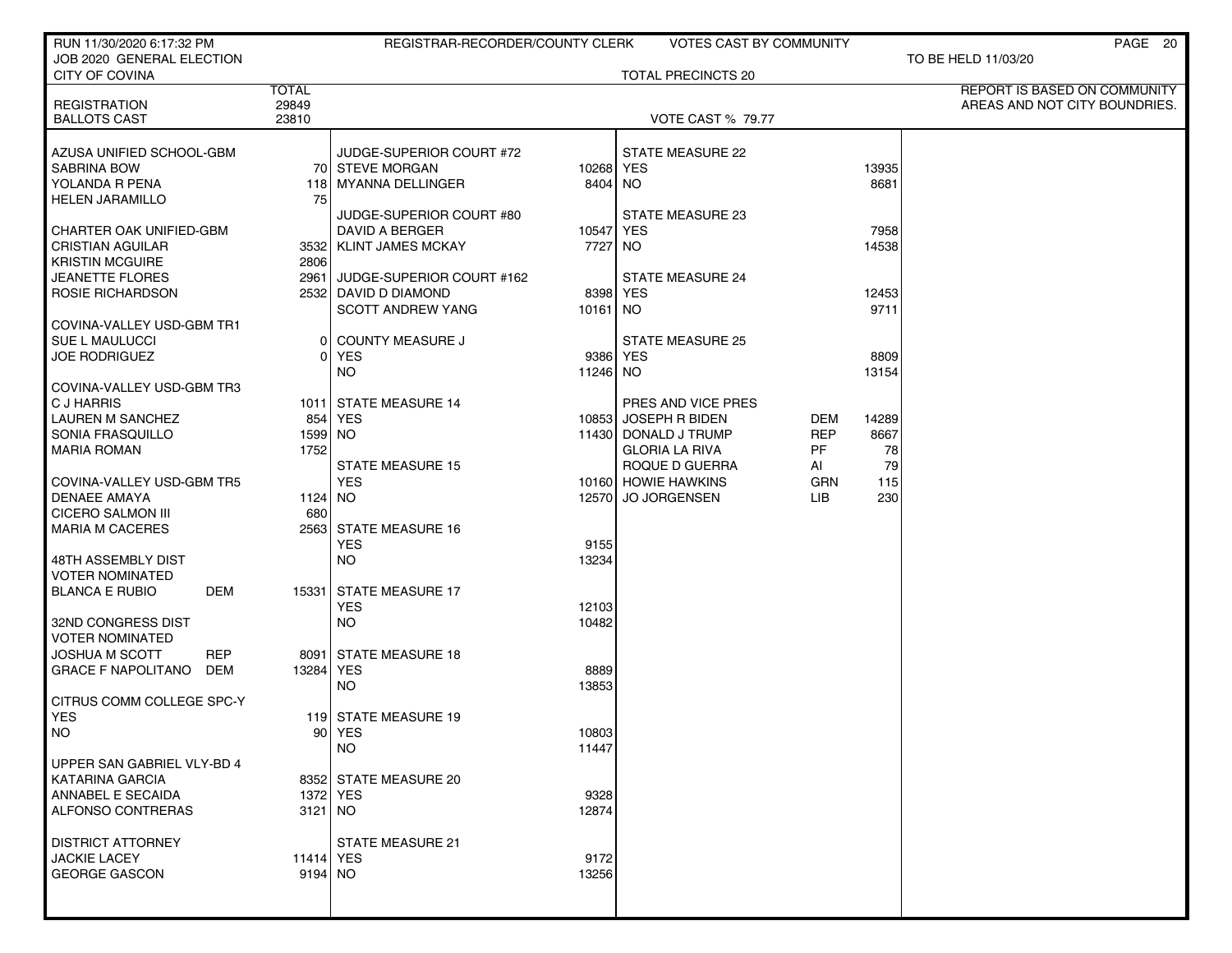RUN 11/30/2020 6:17:32 PM — REGISTRAR-RECORDER/COUNTY CLERK — VOTES CAST BY COMMUNITY

JOB 2020 GENERAL ELECTION — TO BE HELD 11/03/2020

CITY OF COVINA — TOTAL PRECINCTS 20

REPORT IS BASED ON COMMUNITY AREAS AND NOT CITY BOUNDRIES.

| | TOTAL |
|---|---|
| REGISTRATION | 29849 |
| BALLOTS CAST | 23810 |

VOTE CAST % 79.77

| Contest / Candidate | Party | Votes |
|---|---|---|
| **AZUSA UNIFIED SCHOOL-GBM** | | |
| SABRINA BOW | | 70 |
| YOLANDA R PENA | | 118 |
| HELEN JARAMILLO | | 75 |
| **CHARTER OAK UNIFIED-GBM** | | |
| CRISTIAN AGUILAR | | 3532 |
| KRISTIN MCGUIRE | | 2806 |
| JEANETTE FLORES | | 2961 |
| ROSIE RICHARDSON | | 2532 |
| **COVINA-VALLEY USD-GBM TR1** | | |
| SUE L MAULUCCI | | 0 |
| JOE RODRIGUEZ | | 0 |
| **COVINA-VALLEY USD-GBM TR3** | | |
| C J HARRIS | | 1011 |
| LAUREN M SANCHEZ | | 854 |
| SONIA FRASQUILLO | | 1599 |
| MARIA ROMAN | | 1752 |
| **COVINA-VALLEY USD-GBM TR5** | | |
| DENAEE AMAYA | | 1124 |
| CICERO SALMON III | | 680 |
| MARIA M CACERES | | 2563 |
| **48TH ASSEMBLY DIST VOTER NOMINATED** | | |
| BLANCA E RUBIO | DEM | 15331 |
| **32ND CONGRESS DIST VOTER NOMINATED** | | |
| JOSHUA M SCOTT | REP | 8091 |
| GRACE F NAPOLITANO | DEM | 13284 |
| **CITRUS COMM COLLEGE SPC-Y** | | |
| YES | | 119 |
| NO | | 90 |
| **UPPER SAN GABRIEL VLY-BD 4** | | |
| KATARINA GARCIA | | 8352 |
| ANNABEL E SECAIDA | | 1372 |
| ALFONSO CONTRERAS | | 3121 |
| **DISTRICT ATTORNEY** | | |
| JACKIE LACEY | | 11414 |
| GEORGE GASCON | | 9194 |
| **JUDGE-SUPERIOR COURT #72** | | |
| STEVE MORGAN | | 10268 |
| MYANNA DELLINGER | | 8404 |
| **JUDGE-SUPERIOR COURT #80** | | |
| DAVID A BERGER | | 10547 |
| KLINT JAMES MCKAY | | 7727 |
| **JUDGE-SUPERIOR COURT #162** | | |
| DAVID D DIAMOND | | 8398 |
| SCOTT ANDREW YANG | | 10161 |
| **COUNTY MEASURE J** | | |
| YES | | 9386 |
| NO | | 11246 |
| **STATE MEASURE 14** | | |
| YES | | 10853 |
| NO | | 11430 |
| **STATE MEASURE 15** | | |
| YES | | 10160 |
| NO | | 12570 |
| **STATE MEASURE 16** | | |
| YES | | 9155 |
| NO | | 13234 |
| **STATE MEASURE 17** | | |
| YES | | 12103 |
| NO | | 10482 |
| **STATE MEASURE 18** | | |
| YES | | 8889 |
| NO | | 13853 |
| **STATE MEASURE 19** | | |
| YES | | 10803 |
| NO | | 11447 |
| **STATE MEASURE 20** | | |
| YES | | 9328 |
| NO | | 12874 |
| **STATE MEASURE 21** | | |
| YES | | 9172 |
| NO | | 13256 |
| **STATE MEASURE 22** | | |
| YES | | 13935 |
| NO | | 8681 |
| **STATE MEASURE 23** | | |
| YES | | 7958 |
| NO | | 14538 |
| **STATE MEASURE 24** | | |
| YES | | 12453 |
| NO | | 9711 |
| **STATE MEASURE 25** | | |
| YES | | 8809 |
| NO | | 13154 |
| **PRES AND VICE PRES** | | |
| JOSEPH R BIDEN | DEM | 14289 |
| DONALD J TRUMP | REP | 8667 |
| GLORIA LA RIVA | PF | 78 |
| ROQUE D GUERRA | AI | 79 |
| HOWIE HAWKINS | GRN | 115 |
| JO JORGENSEN | LIB | 230 |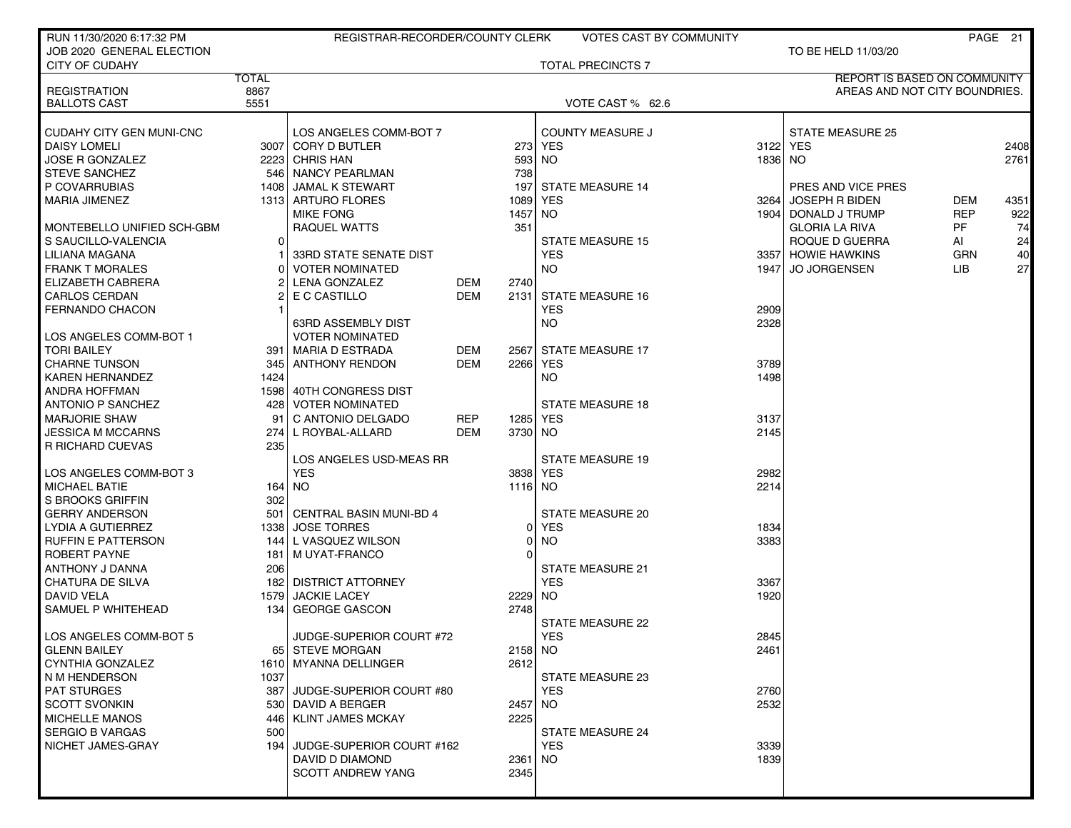RUN 11/30/2020 6:17:32 PM — REGISTRAR-RECORDER/COUNTY CLERK — VOTES CAST BY COMMUNITY

JOB 2020 GENERAL ELECTION — TO BE HELD 11/03/20

CITY OF CUDAHY — TOTAL PRECINCTS 7

REPORT IS BASED ON COMMUNITY AREAS AND NOT CITY BOUNDRIES.

| | TOTAL |
|---|---|
| REGISTRATION | 8867 |
| BALLOTS CAST | 5551 |

VOTE CAST % 62.6

| CUDAHY CITY GEN MUNI-CNC | |
|---|---|
| DAISY LOMELI | 3007 |
| JOSE R GONZALEZ | 2223 |
| STEVE SANCHEZ | 546 |
| P COVARRUBIAS | 1408 |
| MARIA JIMENEZ | 1313 |

| MONTEBELLO UNIFIED SCH-GBM | |
|---|---|
| S SAUCILLO-VALENCIA | 0 |
| LILIANA MAGANA | 1 |
| FRANK T MORALES | 0 |
| ELIZABETH CABRERA | 2 |
| CARLOS CERDAN | 2 |
| FERNANDO CHACON | 1 |

| LOS ANGELES COMM-BOT 1 | |
|---|---|
| TORI BAILEY | 391 |
| CHARNE TUNSON | 345 |
| KAREN HERNANDEZ | 1424 |
| ANDRA HOFFMAN | 1598 |
| ANTONIO P SANCHEZ | 428 |
| MARJORIE SHAW | 91 |
| JESSICA M MCCARNS | 274 |
| R RICHARD CUEVAS | 235 |

| LOS ANGELES COMM-BOT 3 | |
|---|---|
| MICHAEL BATIE | 164 |
| S BROOKS GRIFFIN | 302 |
| GERRY ANDERSON | 501 |
| LYDIA A GUTIERREZ | 1338 |
| RUFFIN E PATTERSON | 144 |
| ROBERT PAYNE | 181 |
| ANTHONY J DANNA | 206 |
| CHATURA DE SILVA | 182 |
| DAVID VELA | 1579 |
| SAMUEL P WHITEHEAD | 134 |

| LOS ANGELES COMM-BOT 5 | |
|---|---|
| GLENN BAILEY | 65 |
| CYNTHIA GONZALEZ | 1610 |
| N M HENDERSON | 1037 |
| PAT STURGES | 387 |
| SCOTT SVONKIN | 530 |
| MICHELLE MANOS | 446 |
| SERGIO B VARGAS | 500 |
| NICHET JAMES-GRAY | 194 |

| LOS ANGELES COMM-BOT 7 | |
|---|---|
| CORY D BUTLER | 273 |
| CHRIS HAN | 593 |
| NANCY PEARLMAN | 738 |
| JAMAL K STEWART | 197 |
| ARTURO FLORES | 1089 |
| MIKE FONG | 1457 |
| RAQUEL WATTS | 351 |

| 33RD STATE SENATE DIST VOTER NOMINATED | | |
|---|---|---|
| LENA GONZALEZ | DEM | 2740 |
| E C CASTILLO | DEM | 2131 |

| 63RD ASSEMBLY DIST VOTER NOMINATED | | |
|---|---|---|
| MARIA D ESTRADA | DEM | 2567 |
| ANTHONY RENDON | DEM | 2266 |

| 40TH CONGRESS DIST VOTER NOMINATED | | |
|---|---|---|
| C ANTONIO DELGADO | REP | 1285 |
| L ROYBAL-ALLARD | DEM | 3730 |

| LOS ANGELES USD-MEAS RR | |
|---|---|
| YES | 3838 |
| NO | 1116 |

| CENTRAL BASIN MUNI-BD 4 | |
|---|---|
| JOSE TORRES | 0 |
| L VASQUEZ WILSON | 0 |
| M UYAT-FRANCO | 0 |

| DISTRICT ATTORNEY | |
|---|---|
| JACKIE LACEY | 2229 |
| GEORGE GASCON | 2748 |

| JUDGE-SUPERIOR COURT #72 | |
|---|---|
| STEVE MORGAN | 2158 |
| MYANNA DELLINGER | 2612 |

| JUDGE-SUPERIOR COURT #80 | |
|---|---|
| DAVID A BERGER | 2457 |
| KLINT JAMES MCKAY | 2225 |

| JUDGE-SUPERIOR COURT #162 | |
|---|---|
| DAVID D DIAMOND | 2361 |
| SCOTT ANDREW YANG | 2345 |

| MEASURE | YES | NO |
|---|---|---|
| COUNTY MEASURE J | 3122 | 1836 |
| STATE MEASURE 14 | 3264 | 1904 |
| STATE MEASURE 15 | 3357 | 1947 |
| STATE MEASURE 16 | 2909 | 2328 |
| STATE MEASURE 17 | 3789 | 1498 |
| STATE MEASURE 18 | 3137 | 2145 |
| STATE MEASURE 19 | 2982 | 2214 |
| STATE MEASURE 20 | 1834 | 3383 |
| STATE MEASURE 21 | 3367 | 1920 |
| STATE MEASURE 22 | 2845 | 2461 |
| STATE MEASURE 23 | 2760 | 2532 |
| STATE MEASURE 24 | 3339 | 1839 |
| STATE MEASURE 25 | 2408 | 2761 |

| PRES AND VICE PRES | | |
|---|---|---|
| JOSEPH R BIDEN | DEM | 4351 |
| DONALD J TRUMP | REP | 922 |
| GLORIA LA RIVA | PF | 74 |
| ROQUE D GUERRA | AI | 24 |
| HOWIE HAWKINS | GRN | 40 |
| JO JORGENSEN | LIB | 27 |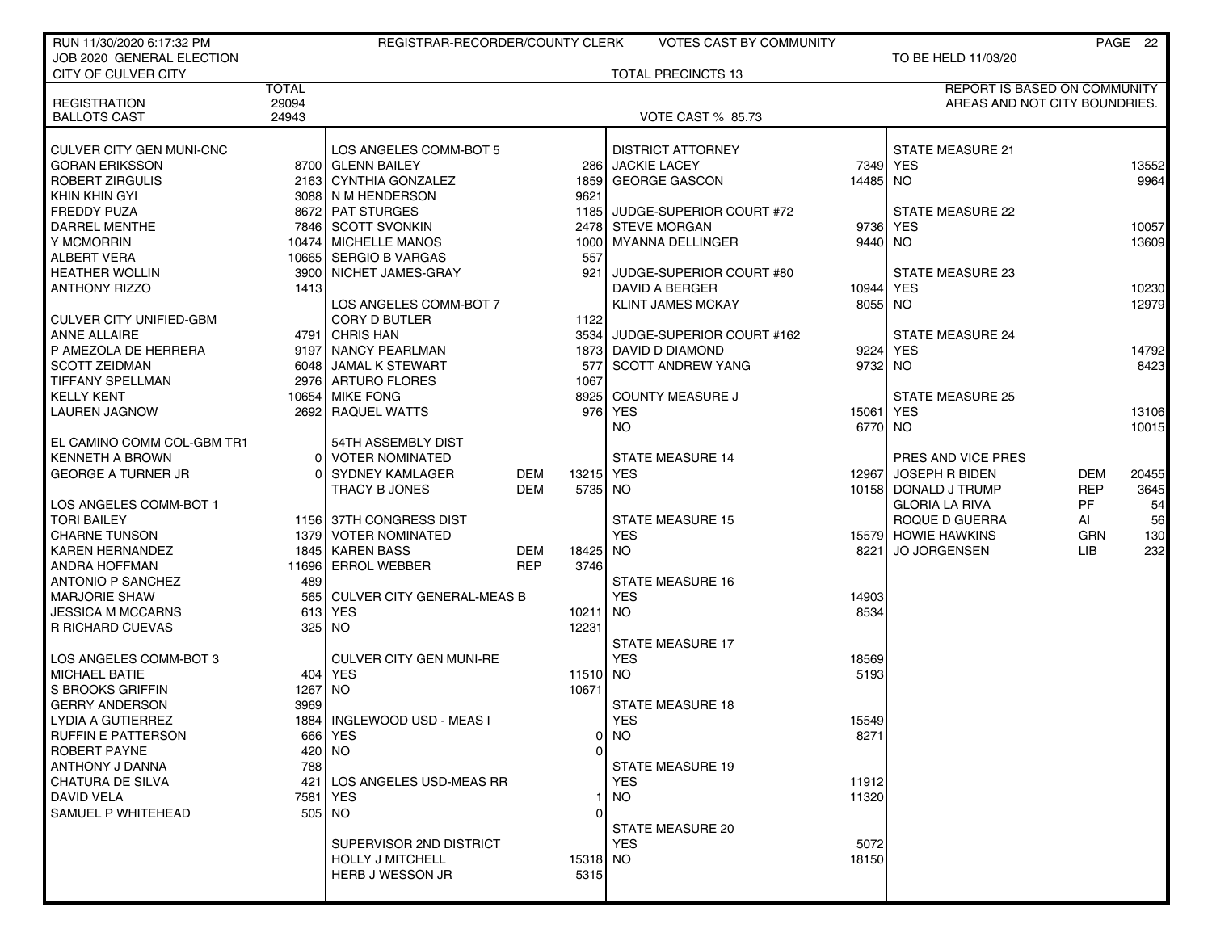RUN 11/30/2020 6:17:32 PM — REGISTRAR-RECORDER/COUNTY CLERK — VOTES CAST BY COMMUNITY

JOB 2020 GENERAL ELECTION — TO BE HELD 11/03/20

CITY OF CULVER CITY — TOTAL PRECINCTS 13

REPORT IS BASED ON COMMUNITY AREAS AND NOT CITY BOUNDRIES.

| | TOTAL |
|---|---|
| REGISTRATION | 29094 |
| BALLOTS CAST | 24943 |

VOTE CAST % 85.73

### CULVER CITY GEN MUNI-CNC

| Candidate | Votes |
|---|---|
| GORAN ERIKSSON | 8700 |
| ROBERT ZIRGULIS | 2163 |
| KHIN KHIN GYI | 3088 |
| FREDDY PUZA | 8672 |
| DARREL MENTHE | 7846 |
| Y MCMORRIN | 10474 |
| ALBERT VERA | 10665 |
| HEATHER WOLLIN | 3900 |
| ANTHONY RIZZO | 1413 |

### CULVER CITY UNIFIED-GBM

| Candidate | Votes |
|---|---|
| ANNE ALLAIRE | 4791 |
| P AMEZOLA DE HERRERA | 9197 |
| SCOTT ZEIDMAN | 6048 |
| TIFFANY SPELLMAN | 2976 |
| KELLY KENT | 10654 |
| LAUREN JAGNOW | 2692 |

### EL CAMINO COMM COL-GBM TR1

| Candidate | Votes |
|---|---|
| KENNETH A BROWN | 0 |
| GEORGE A TURNER JR | 0 |

### LOS ANGELES COMM-BOT 1

| Candidate | Votes |
|---|---|
| TORI BAILEY | 1156 |
| CHARNE TUNSON | 1379 |
| KAREN HERNANDEZ | 1845 |
| ANDRA HOFFMAN | 11696 |
| ANTONIO P SANCHEZ | 489 |
| MARJORIE SHAW | 565 |
| JESSICA M MCCARNS | 613 |
| R RICHARD CUEVAS | 325 |

### LOS ANGELES COMM-BOT 3

| Candidate | Votes |
|---|---|
| MICHAEL BATIE | 404 |
| S BROOKS GRIFFIN | 1267 |
| GERRY ANDERSON | 3969 |
| LYDIA A GUTIERREZ | 1884 |
| RUFFIN E PATTERSON | 666 |
| ROBERT PAYNE | 420 |
| ANTHONY J DANNA | 788 |
| CHATURA DE SILVA | 421 |
| DAVID VELA | 7581 |
| SAMUEL P WHITEHEAD | 505 |

### LOS ANGELES COMM-BOT 5

| Candidate | Votes |
|---|---|
| GLENN BAILEY | 286 |
| CYNTHIA GONZALEZ | 1859 |
| N M HENDERSON | 9621 |
| PAT STURGES | 1185 |
| SCOTT SVONKIN | 2478 |
| MICHELLE MANOS | 1000 |
| SERGIO B VARGAS | 557 |
| NICHET JAMES-GRAY | 921 |

### LOS ANGELES COMM-BOT 7

| Candidate | Votes |
|---|---|
| CORY D BUTLER | 1122 |
| CHRIS HAN | 3534 |
| NANCY PEARLMAN | 1873 |
| JAMAL K STEWART | 577 |
| ARTURO FLORES | 1067 |
| MIKE FONG | 8925 |
| RAQUEL WATTS | 976 |

### 54TH ASSEMBLY DIST — VOTER NOMINATED

| Candidate | Party | Votes |
|---|---|---|
| SYDNEY KAMLAGER | DEM | 13215 |
| TRACY B JONES | DEM | 5735 |

### 37TH CONGRESS DIST — VOTER NOMINATED

| Candidate | Party | Votes |
|---|---|---|
| KAREN BASS | DEM | 18425 |
| ERROL WEBBER | REP | 3746 |

### CULVER CITY GENERAL-MEAS B

| | Votes |
|---|---|
| YES | 10211 |
| NO | 12231 |

### CULVER CITY GEN MUNI-RE

| | Votes |
|---|---|
| YES | 11510 |
| NO | 10671 |

### INGLEWOOD USD - MEAS I

| | Votes |
|---|---|
| YES | 0 |
| NO | 0 |

### LOS ANGELES USD-MEAS RR

| | Votes |
|---|---|
| YES | 1 |
| NO | 0 |

### SUPERVISOR 2ND DISTRICT

| Candidate | Votes |
|---|---|
| HOLLY J MITCHELL | 15318 |
| HERB J WESSON JR | 5315 |

### DISTRICT ATTORNEY

| Candidate | Votes |
|---|---|
| JACKIE LACEY | 7349 |
| GEORGE GASCON | 14485 |

### JUDGE-SUPERIOR COURT #72

| Candidate | Votes |
|---|---|
| STEVE MORGAN | 9736 |
| MYANNA DELLINGER | 9440 |

### JUDGE-SUPERIOR COURT #80

| Candidate | Votes |
|---|---|
| DAVID A BERGER | 10944 |
| KLINT JAMES MCKAY | 8055 |

### JUDGE-SUPERIOR COURT #162

| Candidate | Votes |
|---|---|
| DAVID D DIAMOND | 9224 |
| SCOTT ANDREW YANG | 9732 |

### COUNTY MEASURE J

| | Votes |
|---|---|
| YES | 15061 |
| NO | 6770 |

### STATE MEASURES

| Measure | YES | NO |
|---|---|---|
| STATE MEASURE 14 | 12967 | 10158 |
| STATE MEASURE 15 | 15579 | 8221 |
| STATE MEASURE 16 | 14903 | 8534 |
| STATE MEASURE 17 | 18569 | 5193 |
| STATE MEASURE 18 | 15549 | 8271 |
| STATE MEASURE 19 | 11912 | 11320 |
| STATE MEASURE 20 | 5072 | 18150 |
| STATE MEASURE 21 | 13552 | 9964 |
| STATE MEASURE 22 | 10057 | 13609 |
| STATE MEASURE 23 | 10230 | 12979 |
| STATE MEASURE 24 | 14792 | 8423 |
| STATE MEASURE 25 | 13106 | 10015 |

### PRES AND VICE PRES

| Candidate | Party | Votes |
|---|---|---|
| JOSEPH R BIDEN | DEM | 20455 |
| DONALD J TRUMP | REP | 3645 |
| GLORIA LA RIVA | PF | 54 |
| ROQUE D GUERRA | AI | 56 |
| HOWIE HAWKINS | GRN | 130 |
| JO JORGENSEN | LIB | 232 |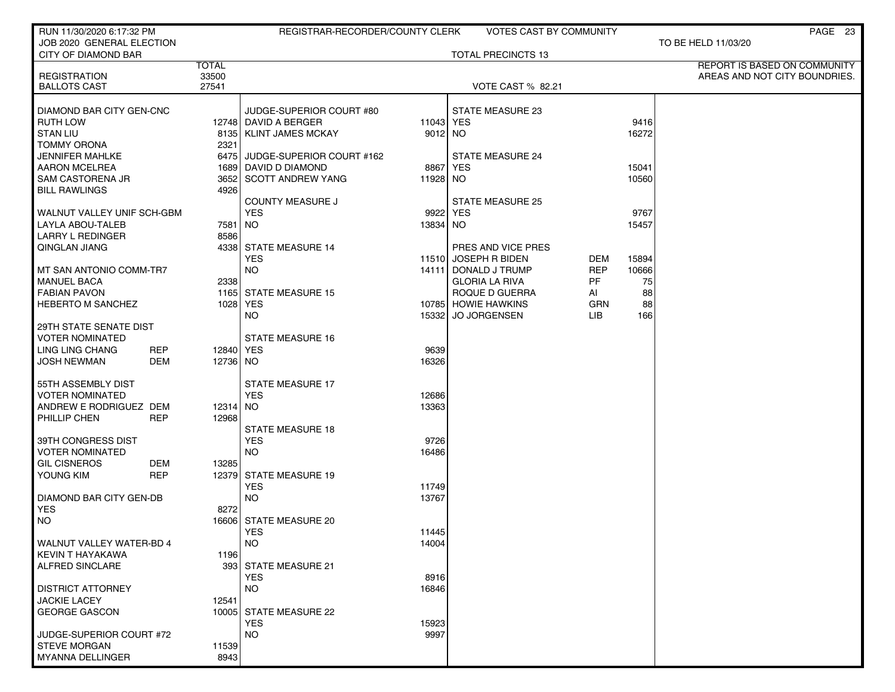RUN 11/30/2020 6:17:32 PM — REGISTRAR-RECORDER/COUNTY CLERK — VOTES CAST BY COMMUNITY

JOB 2020 GENERAL ELECTION — TO BE HELD 11/03/20

CITY OF DIAMOND BAR — TOTAL PRECINCTS 13

REPORT IS BASED ON COMMUNITY AREAS AND NOT CITY BOUNDRIES.

| | TOTAL |
|---|---|
| REGISTRATION | 33500 |
| BALLOTS CAST | 27541 |

VOTE CAST % 82.21

| DIAMOND BAR CITY GEN-CNC | | |
|---|---|---|
| RUTH LOW | | 12748 |
| STAN LIU | | 8135 |
| TOMMY ORONA | | 2321 |
| JENNIFER MAHLKE | | 6475 |
| AARON MCELREA | | 1689 |
| SAM CASTORENA JR | | 3652 |
| BILL RAWLINGS | | 4926 |
| **WALNUT VALLEY UNIF SCH-GBM** | | |
| LAYLA ABOU-TALEB | | 7581 |
| LARRY L REDINGER | | 8586 |
| QINGLAN JIANG | | 4338 |
| **MT SAN ANTONIO COMM-TR7** | | |
| MANUEL BACA | | 2338 |
| FABIAN PAVON | | 1165 |
| HEBERTO M SANCHEZ | | 1028 |
| **29TH STATE SENATE DIST VOTER NOMINATED** | | |
| LING LING CHANG | REP | 12840 |
| JOSH NEWMAN | DEM | 12736 |
| **55TH ASSEMBLY DIST VOTER NOMINATED** | | |
| ANDREW E RODRIGUEZ | DEM | 12314 |
| PHILLIP CHEN | REP | 12968 |
| **39TH CONGRESS DIST VOTER NOMINATED** | | |
| GIL CISNEROS | DEM | 13285 |
| YOUNG KIM | REP | 12379 |
| **DIAMOND BAR CITY GEN-DB** | | |
| YES | | 8272 |
| NO | | 16606 |
| **WALNUT VALLEY WATER-BD 4** | | |
| KEVIN T HAYAKAWA | | 1196 |
| ALFRED SINCLARE | | 393 |
| **DISTRICT ATTORNEY** | | |
| JACKIE LACEY | | 12541 |
| GEORGE GASCON | | 10005 |
| **JUDGE-SUPERIOR COURT #72** | | |
| STEVE MORGAN | | 11539 |
| MYANNA DELLINGER | | 8943 |

| JUDGE-SUPERIOR COURT #80 | |
|---|---|
| DAVID A BERGER | 11043 |
| KLINT JAMES MCKAY | 9012 |
| **JUDGE-SUPERIOR COURT #162** | |
| DAVID D DIAMOND | 8867 |
| SCOTT ANDREW YANG | 11928 |
| **COUNTY MEASURE J** | |
| YES | 9922 |
| NO | 13834 |
| **STATE MEASURE 14** | |
| YES | 11510 |
| NO | 14111 |
| **STATE MEASURE 15** | |
| YES | 10785 |
| NO | 15332 |
| **STATE MEASURE 16** | |
| YES | 9639 |
| NO | 16326 |
| **STATE MEASURE 17** | |
| YES | 12686 |
| NO | 13363 |
| **STATE MEASURE 18** | |
| YES | 9726 |
| NO | 16486 |
| **STATE MEASURE 19** | |
| YES | 11749 |
| NO | 13767 |
| **STATE MEASURE 20** | |
| YES | 11445 |
| NO | 14004 |
| **STATE MEASURE 21** | |
| YES | 8916 |
| NO | 16846 |
| **STATE MEASURE 22** | |
| YES | 15923 |
| NO | 9997 |

| STATE MEASURE 23 | | |
|---|---|---|
| YES | | 9416 |
| NO | | 16272 |
| **STATE MEASURE 24** | | |
| YES | | 15041 |
| NO | | 10560 |
| **STATE MEASURE 25** | | |
| YES | | 9767 |
| NO | | 15457 |
| **PRES AND VICE PRES** | | |
| JOSEPH R BIDEN | DEM | 15894 |
| DONALD J TRUMP | REP | 10666 |
| GLORIA LA RIVA | PF | 75 |
| ROQUE D GUERRA | AI | 88 |
| HOWIE HAWKINS | GRN | 88 |
| JO JORGENSEN | LIB | 166 |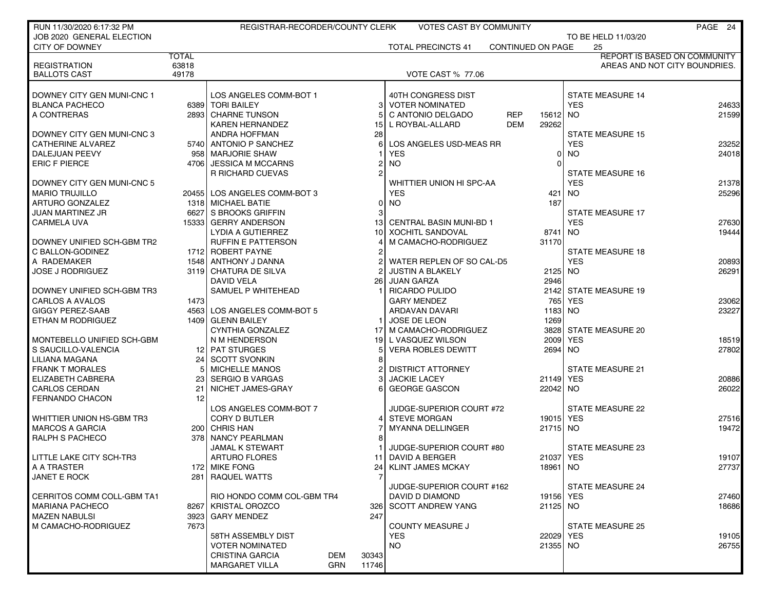RUN 11/30/2020 6:17:32 PM — REGISTRAR-RECORDER/COUNTY CLERK — VOTES CAST BY COMMUNITY

JOB 2020 GENERAL ELECTION — TO BE HELD 11/03/20

CITY OF DOWNEY — TOTAL PRECINCTS 41 — CONTINUED ON PAGE 25

REPORT IS BASED ON COMMUNITY AREAS AND NOT CITY BOUNDRIES.

| | TOTAL |
|---|---|
| REGISTRATION | 63818 |
| BALLOTS CAST | 49178 |

VOTE CAST % 77.06

| Contest / Candidate | Votes |
|---|---|
| **DOWNEY CITY GEN MUNI-CNC 1** | |
| BLANCA PACHECO | 6389 |
| A CONTRERAS | 2893 |
| **DOWNEY CITY GEN MUNI-CNC 3** | |
| CATHERINE ALVAREZ | 5740 |
| DALEJUAN PEEVY | 958 |
| ERIC F PIERCE | 4706 |
| **DOWNEY CITY GEN MUNI-CNC 5** | |
| MARIO TRUJILLO | 20455 |
| ARTURO GONZALEZ | 1318 |
| JUAN MARTINEZ JR | 6627 |
| CARMELA UVA | 15333 |
| **DOWNEY UNIFIED SCH-GBM TR2** | |
| C BALLON-GODINEZ | 1712 |
| A RADEMAKER | 1548 |
| JOSE J RODRIGUEZ | 3119 |
| **DOWNEY UNIFIED SCH-GBM TR3** | |
| CARLOS A AVALOS | 1473 |
| GIGGY PEREZ-SAAB | 4563 |
| ETHAN M RODRIGUEZ | 1409 |
| **MONTEBELLO UNIFIED SCH-GBM** | |
| S SAUCILLO-VALENCIA | 12 |
| LILIANA MAGANA | 24 |
| FRANK T MORALES | 5 |
| ELIZABETH CABRERA | 23 |
| CARLOS CERDAN | 21 |
| FERNANDO CHACON | 12 |
| **WHITTIER UNION HS-GBM TR3** | |
| MARCOS A GARCIA | 200 |
| RALPH S PACHECO | 378 |
| **LITTLE LAKE CITY SCH-TR3** | |
| A A TRASTER | 172 |
| JANET E ROCK | 281 |
| **CERRITOS COMM COLL-GBM TA1** | |
| MARIANA PACHECO | 8267 |
| MAZEN NABULSI | 3923 |
| M CAMACHO-RODRIGUEZ | 7673 |

| Contest / Candidate | Party | Votes |
|---|---|---|
| **LOS ANGELES COMM-BOT 1** | | |
| TORI BAILEY | | 3 |
| CHARNE TUNSON | | 5 |
| KAREN HERNANDEZ | | 15 |
| ANDRA HOFFMAN | | 28 |
| ANTONIO P SANCHEZ | | 6 |
| MARJORIE SHAW | | 1 |
| JESSICA M MCCARNS | | 2 |
| R RICHARD CUEVAS | | 2 |
| **LOS ANGELES COMM-BOT 3** | | |
| MICHAEL BATIE | | 0 |
| S BROOKS GRIFFIN | | 3 |
| GERRY ANDERSON | | 13 |
| LYDIA A GUTIERREZ | | 10 |
| RUFFIN E PATTERSON | | 4 |
| ROBERT PAYNE | | 2 |
| ANTHONY J DANNA | | 2 |
| CHATURA DE SILVA | | 2 |
| DAVID VELA | | 26 |
| SAMUEL P WHITEHEAD | | 1 |
| **LOS ANGELES COMM-BOT 5** | | |
| GLENN BAILEY | | 1 |
| CYNTHIA GONZALEZ | | 17 |
| N M HENDERSON | | 19 |
| PAT STURGES | | 5 |
| SCOTT SVONKIN | | 8 |
| MICHELLE MANOS | | 2 |
| SERGIO B VARGAS | | 3 |
| NICHET JAMES-GRAY | | 6 |
| **LOS ANGELES COMM-BOT 7** | | |
| CORY D BUTLER | | 4 |
| CHRIS HAN | | 7 |
| NANCY PEARLMAN | | 8 |
| JAMAL K STEWART | | 1 |
| ARTURO FLORES | | 11 |
| MIKE FONG | | 24 |
| RAQUEL WATTS | | 7 |
| **RIO HONDO COMM COL-GBM TR4** | | |
| KRISTAL OROZCO | | 326 |
| GARY MENDEZ | | 247 |
| **58TH ASSEMBLY DIST** | | |
| VOTER NOMINATED | | |
| CRISTINA GARCIA | DEM | 30343 |
| MARGARET VILLA | GRN | 11746 |

| Contest / Candidate | Party | Votes |
|---|---|---|
| **40TH CONGRESS DIST** | | |
| VOTER NOMINATED | | |
| C ANTONIO DELGADO | REP | 15612 |
| L ROYBAL-ALLARD | DEM | 29262 |
| **LOS ANGELES USD-MEAS RR** | | |
| YES | | 0 |
| NO | | 0 |
| **WHITTIER UNION HI SPC-AA** | | |
| YES | | 421 |
| NO | | 187 |
| **CENTRAL BASIN MUNI-BD 1** | | |
| XOCHITL SANDOVAL | | 8741 |
| M CAMACHO-RODRIGUEZ | | 31170 |
| **WATER REPLEN OF SO CAL-D5** | | |
| JUSTIN A BLAKELY | | 2125 |
| JUAN GARZA | | 2946 |
| RICARDO PULIDO | | 2142 |
| GARY MENDEZ | | 765 |
| ARDAVAN DAVARI | | 1183 |
| JOSE DE LEON | | 1269 |
| M CAMACHO-RODRIGUEZ | | 3828 |
| L VASQUEZ WILSON | | 2009 |
| VERA ROBLES DEWITT | | 2694 |
| **DISTRICT ATTORNEY** | | |
| JACKIE LACEY | | 21149 |
| GEORGE GASCON | | 22042 |
| **JUDGE-SUPERIOR COURT #72** | | |
| STEVE MORGAN | | 19015 |
| MYANNA DELLINGER | | 21715 |
| **JUDGE-SUPERIOR COURT #80** | | |
| DAVID A BERGER | | 21037 |
| KLINT JAMES MCKAY | | 18961 |
| **JUDGE-SUPERIOR COURT #162** | | |
| DAVID D DIAMOND | | 19156 |
| SCOTT ANDREW YANG | | 21125 |
| **COUNTY MEASURE J** | | |
| YES | | 22029 |
| NO | | 21355 |

| Contest | Votes |
|---|---|
| **STATE MEASURE 14** | |
| YES | 24633 |
| NO | 21599 |
| **STATE MEASURE 15** | |
| YES | 23252 |
| NO | 24018 |
| **STATE MEASURE 16** | |
| YES | 21378 |
| NO | 25296 |
| **STATE MEASURE 17** | |
| YES | 27630 |
| NO | 19444 |
| **STATE MEASURE 18** | |
| YES | 20893 |
| NO | 26291 |
| **STATE MEASURE 19** | |
| YES | 23062 |
| NO | 23227 |
| **STATE MEASURE 20** | |
| YES | 18519 |
| NO | 27802 |
| **STATE MEASURE 21** | |
| YES | 20886 |
| NO | 26022 |
| **STATE MEASURE 22** | |
| YES | 27516 |
| NO | 19472 |
| **STATE MEASURE 23** | |
| YES | 19107 |
| NO | 27737 |
| **STATE MEASURE 24** | |
| YES | 27460 |
| NO | 18686 |
| **STATE MEASURE 25** | |
| YES | 19105 |
| NO | 26755 |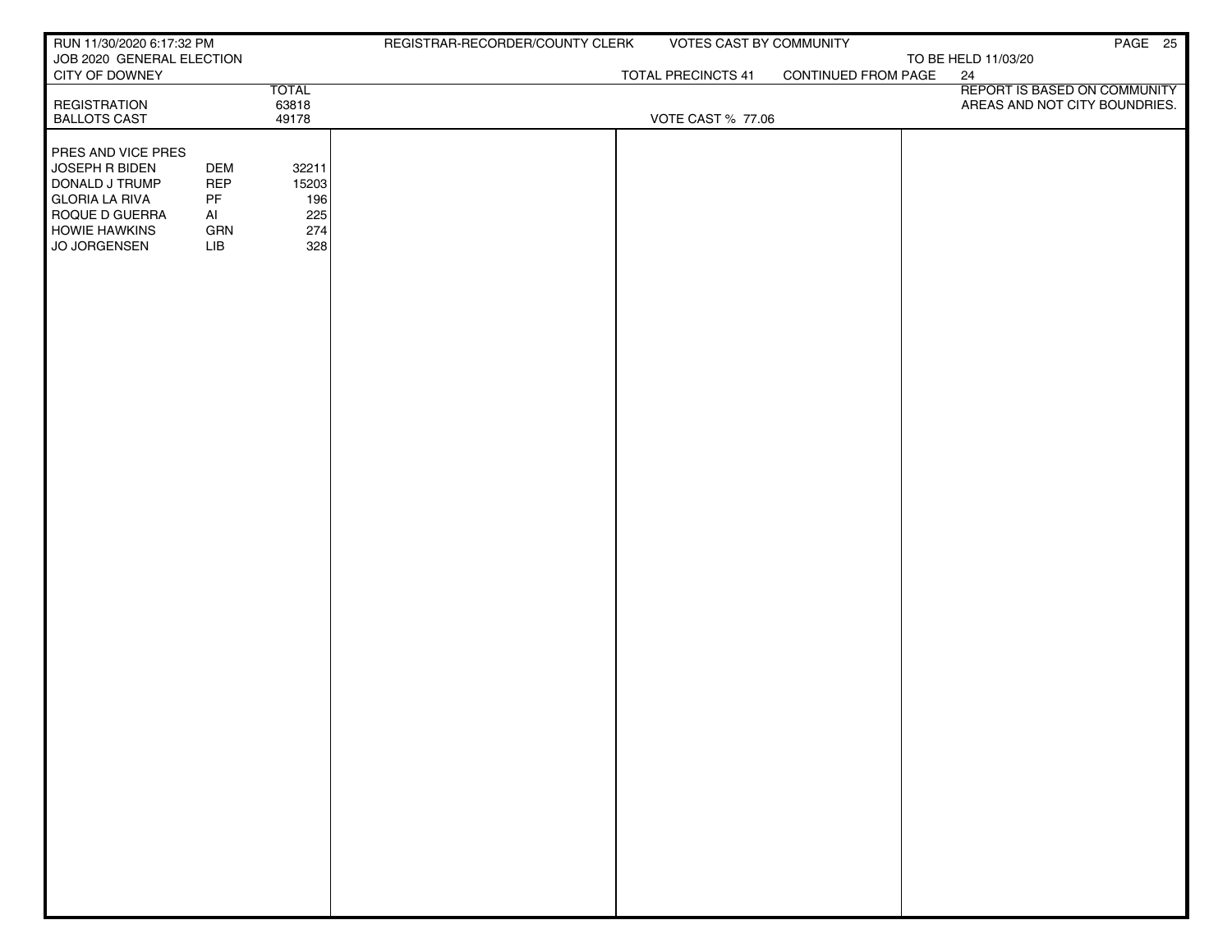RUN 11/30/2020 6:17:32 PM | REGISTRAR-RECORDER/COUNTY CLERK | VOTES CAST BY COMMUNITY

JOB 2020 GENERAL ELECTION | TO BE HELD 11/03/20

CITY OF DOWNEY | TOTAL PRECINCTS 41 | CONTINUED FROM PAGE 24

REPORT IS BASED ON COMMUNITY AREAS AND NOT CITY BOUNDRIES.

| | | TOTAL |
|---|---|---|
| REGISTRATION | | 63818 |
| BALLOTS CAST | | 49178 |

VOTE CAST % 77.06

| PRES AND VICE PRES | | |
|---|---|---|
| JOSEPH R BIDEN | DEM | 32211 |
| DONALD J TRUMP | REP | 15203 |
| GLORIA LA RIVA | PF | 196 |
| ROQUE D GUERRA | AI | 225 |
| HOWIE HAWKINS | GRN | 274 |
| JO JORGENSEN | LIB | 328 |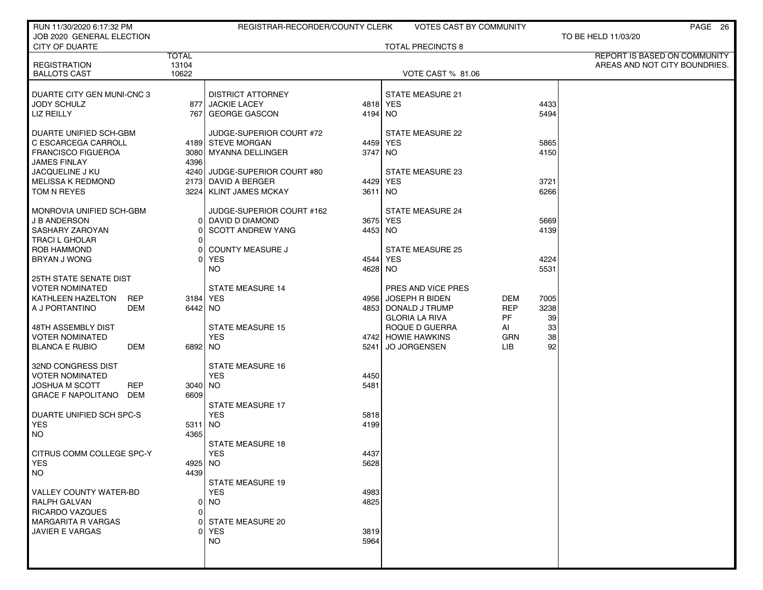RUN 11/30/2020 6:17:32 PM — REGISTRAR-RECORDER/COUNTY CLERK — VOTES CAST BY COMMUNITY

JOB 2020 GENERAL ELECTION — TO BE HELD 11/03/20

CITY OF DUARTE — TOTAL PRECINCTS 8

| | TOTAL |
|---|---|
| REGISTRATION | 13104 |
| BALLOTS CAST | 10622 |

VOTE CAST % 81.06

REPORT IS BASED ON COMMUNITY AREAS AND NOT CITY BOUNDRIES.

| DUARTE CITY GEN MUNI-CNC 3 | | |
|---|---|---|
| JODY SCHULZ | | 877 |
| LIZ REILLY | | 767 |

| DUARTE UNIFIED SCH-GBM | | |
|---|---|---|
| C ESCARCEGA CARROLL | | 4189 |
| FRANCISCO FIGUEROA | | 3080 |
| JAMES FINLAY | | 4396 |
| JACQUELINE J KU | | 4240 |
| MELISSA K REDMOND | | 2173 |
| TOM N REYES | | 3224 |

| MONROVIA UNIFIED SCH-GBM | | |
|---|---|---|
| J B ANDERSON | | 0 |
| SASHARY ZAROYAN | | 0 |
| TRACI L GHOLAR | | 0 |
| ROB HAMMOND | | 0 |
| BRYAN J WONG | | 0 |

| 25TH STATE SENATE DIST VOTER NOMINATED | | |
|---|---|---|
| KATHLEEN HAZELTON | REP | 3184 |
| A J PORTANTINO | DEM | 6442 |

| 48TH ASSEMBLY DIST VOTER NOMINATED | | |
|---|---|---|
| BLANCA E RUBIO | DEM | 6892 |

| 32ND CONGRESS DIST VOTER NOMINATED | | |
|---|---|---|
| JOSHUA M SCOTT | REP | 3040 |
| GRACE F NAPOLITANO | DEM | 6609 |

| DUARTE UNIFIED SCH SPC-S | | |
|---|---|---|
| YES | | 5311 |
| NO | | 4365 |

| CITRUS COMM COLLEGE SPC-Y | | |
|---|---|---|
| YES | | 4925 |
| NO | | 4439 |

| VALLEY COUNTY WATER-BD | | |
|---|---|---|
| RALPH GALVAN | | 0 |
| RICARDO VAZQUES | | 0 |
| MARGARITA R VARGAS | | 0 |
| JAVIER E VARGAS | | 0 |

| DISTRICT ATTORNEY | |
|---|---|
| JACKIE LACEY | 4818 |
| GEORGE GASCON | 4194 |

| JUDGE-SUPERIOR COURT #72 | |
|---|---|
| STEVE MORGAN | 4459 |
| MYANNA DELLINGER | 3747 |

| JUDGE-SUPERIOR COURT #80 | |
|---|---|
| DAVID A BERGER | 4429 |
| KLINT JAMES MCKAY | 3611 |

| JUDGE-SUPERIOR COURT #162 | |
|---|---|
| DAVID D DIAMOND | 3675 |
| SCOTT ANDREW YANG | 4453 |

| COUNTY MEASURE J | |
|---|---|
| YES | 4544 |
| NO | 4628 |

| STATE MEASURE 14 | |
|---|---|
| YES | 4956 |
| NO | 4853 |

| STATE MEASURE 15 | |
|---|---|
| YES | 4742 |
| NO | 5241 |

| STATE MEASURE 16 | |
|---|---|
| YES | 4450 |
| NO | 5481 |

| STATE MEASURE 17 | |
|---|---|
| YES | 5818 |
| NO | 4199 |

| STATE MEASURE 18 | |
|---|---|
| YES | 4437 |
| NO | 5628 |

| STATE MEASURE 19 | |
|---|---|
| YES | 4983 |
| NO | 4825 |

| STATE MEASURE 20 | |
|---|---|
| YES | 3819 |
| NO | 5964 |

| STATE MEASURE 21 | |
|---|---|
| YES | 4433 |
| NO | 5494 |

| STATE MEASURE 22 | |
|---|---|
| YES | 5865 |
| NO | 4150 |

| STATE MEASURE 23 | |
|---|---|
| YES | 3721 |
| NO | 6266 |

| STATE MEASURE 24 | |
|---|---|
| YES | 5669 |
| NO | 4139 |

| STATE MEASURE 25 | |
|---|---|
| YES | 4224 |
| NO | 5531 |

| PRES AND VICE PRES | | |
|---|---|---|
| JOSEPH R BIDEN | DEM | 7005 |
| DONALD J TRUMP | REP | 3238 |
| GLORIA LA RIVA | PF | 39 |
| ROQUE D GUERRA | AI | 33 |
| HOWIE HAWKINS | GRN | 38 |
| JO JORGENSEN | LIB | 92 |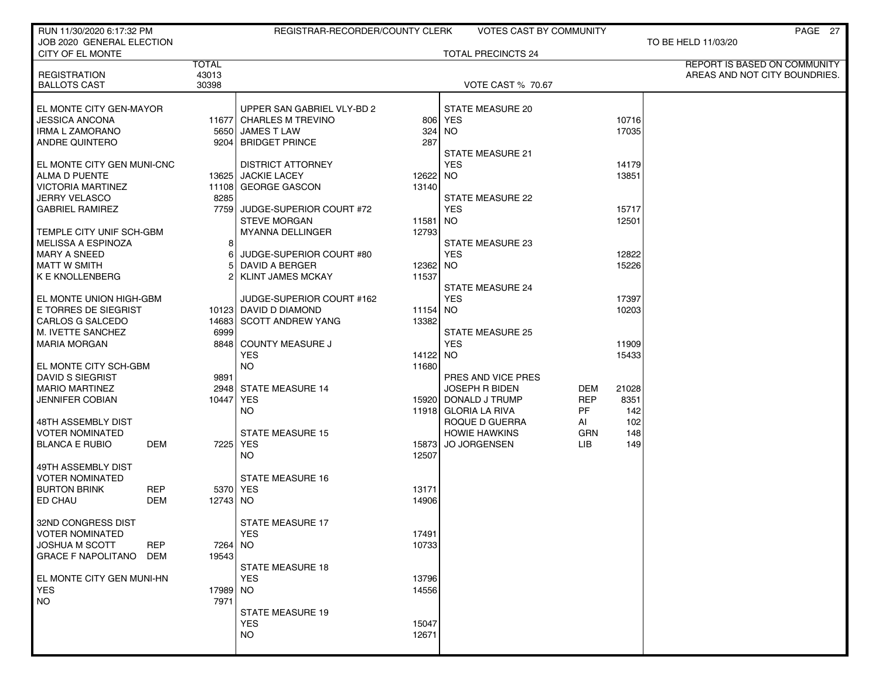RUN 11/30/2020 6:17:32 PM — REGISTRAR-RECORDER/COUNTY CLERK — VOTES CAST BY COMMUNITY

JOB 2020 GENERAL ELECTION — TO BE HELD 11/03/20

CITY OF EL MONTE — TOTAL PRECINCTS 24

REPORT IS BASED ON COMMUNITY AREAS AND NOT CITY BOUNDRIES.

| | TOTAL |
|---|---|
| REGISTRATION | 43013 |
| BALLOTS CAST | 30398 |

VOTE CAST % 70.67

| EL MONTE CITY GEN-MAYOR | | |
|---|---|---|
| JESSICA ANCONA | | 11677 |
| IRMA L ZAMORANO | | 5650 |
| ANDRE QUINTERO | | 9204 |

| EL MONTE CITY GEN MUNI-CNC | | |
|---|---|---|
| ALMA D PUENTE | | 13625 |
| VICTORIA MARTINEZ | | 11108 |
| JERRY VELASCO | | 8285 |
| GABRIEL RAMIREZ | | 7759 |

| TEMPLE CITY UNIF SCH-GBM | | |
|---|---|---|
| MELISSA A ESPINOZA | | 8 |
| MARY A SNEED | | 6 |
| MATT W SMITH | | 5 |
| K E KNOLLENBERG | | 2 |

| EL MONTE UNION HIGH-GBM | | |
|---|---|---|
| E TORRES DE SIEGRIST | | 10123 |
| CARLOS G SALCEDO | | 14683 |
| M. IVETTE SANCHEZ | | 6999 |
| MARIA MORGAN | | 8848 |

| EL MONTE CITY SCH-GBM | | |
|---|---|---|
| DAVID S SIEGRIST | | 9891 |
| MARIO MARTINEZ | | 2948 |
| JENNIFER COBIAN | | 10447 |

| 48TH ASSEMBLY DIST VOTER NOMINATED | | |
|---|---|---|
| BLANCA E RUBIO | DEM | 7225 |

| 49TH ASSEMBLY DIST VOTER NOMINATED | | |
|---|---|---|
| BURTON BRINK | REP | 5370 |
| ED CHAU | DEM | 12743 |

| 32ND CONGRESS DIST VOTER NOMINATED | | |
|---|---|---|
| JOSHUA M SCOTT | REP | 7264 |
| GRACE F NAPOLITANO | DEM | 19543 |

| EL MONTE CITY GEN MUNI-HN | | |
|---|---|---|
| YES | | 17989 |
| NO | | 7971 |

| UPPER SAN GABRIEL VLY-BD 2 | |
|---|---|
| CHARLES M TREVINO | 806 |
| JAMES T LAW | 324 |
| BRIDGET PRINCE | 287 |

| DISTRICT ATTORNEY | |
|---|---|
| JACKIE LACEY | 12622 |
| GEORGE GASCON | 13140 |

| JUDGE-SUPERIOR COURT #72 | |
|---|---|
| STEVE MORGAN | 11581 |
| MYANNA DELLINGER | 12793 |

| JUDGE-SUPERIOR COURT #80 | |
|---|---|
| DAVID A BERGER | 12362 |
| KLINT JAMES MCKAY | 11537 |

| JUDGE-SUPERIOR COURT #162 | |
|---|---|
| DAVID D DIAMOND | 11154 |
| SCOTT ANDREW YANG | 13382 |

| COUNTY MEASURE J | |
|---|---|
| YES | 14122 |
| NO | 11680 |

| STATE MEASURE 14 | |
|---|---|
| YES | 15920 |
| NO | 11918 |

| STATE MEASURE 15 | |
|---|---|
| YES | 15873 |
| NO | 12507 |

| STATE MEASURE 16 | |
|---|---|
| YES | 13171 |
| NO | 14906 |

| STATE MEASURE 17 | |
|---|---|
| YES | 17491 |
| NO | 10733 |

| STATE MEASURE 18 | |
|---|---|
| YES | 13796 |
| NO | 14556 |

| STATE MEASURE 19 | |
|---|---|
| YES | 15047 |
| NO | 12671 |

| STATE MEASURE 20 | |
|---|---|
| YES | 10716 |
| NO | 17035 |

| STATE MEASURE 21 | |
|---|---|
| YES | 14179 |
| NO | 13851 |

| STATE MEASURE 22 | |
|---|---|
| YES | 15717 |
| NO | 12501 |

| STATE MEASURE 23 | |
|---|---|
| YES | 12822 |
| NO | 15226 |

| STATE MEASURE 24 | |
|---|---|
| YES | 17397 |
| NO | 10203 |

| STATE MEASURE 25 | |
|---|---|
| YES | 11909 |
| NO | 15433 |

| PRES AND VICE PRES | | |
|---|---|---|
| JOSEPH R BIDEN | DEM | 21028 |
| DONALD J TRUMP | REP | 8351 |
| GLORIA LA RIVA | PF | 142 |
| ROQUE D GUERRA | AI | 102 |
| HOWIE HAWKINS | GRN | 148 |
| JO JORGENSEN | LIB | 149 |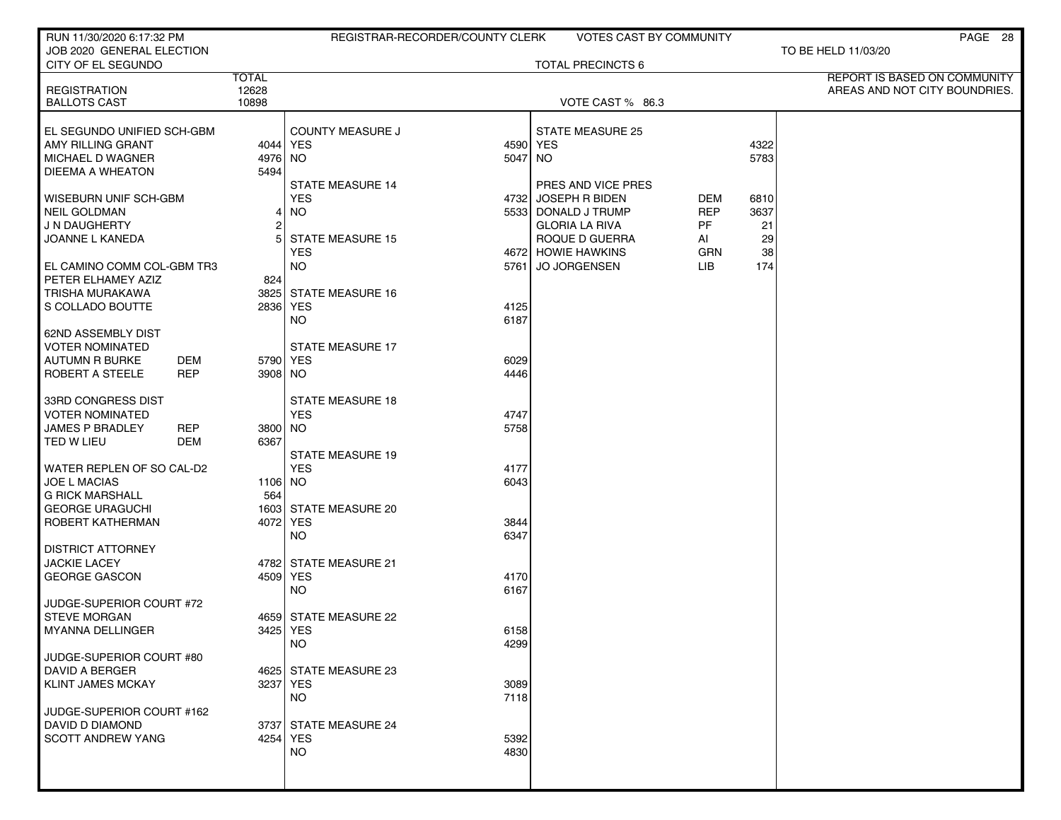RUN 11/30/2020 6:17:32 PM — REGISTRAR-RECORDER/COUNTY CLERK — VOTES CAST BY COMMUNITY

JOB 2020 GENERAL ELECTION — TO BE HELD 11/03/20

CITY OF EL SEGUNDO — TOTAL PRECINCTS 6

REPORT IS BASED ON COMMUNITY AREAS AND NOT CITY BOUNDRIES.

| | TOTAL |
|---|---|
| REGISTRATION | 12628 |
| BALLOTS CAST | 10898 |

VOTE CAST % 86.3

### EL SEGUNDO UNIFIED SCH-GBM

| Candidate | Votes |
|---|---|
| AMY RILLING GRANT | 4044 |
| MICHAEL D WAGNER | 4976 |
| DIEEMA A WHEATON | 5494 |

### WISEBURN UNIF SCH-GBM

| Candidate | Votes |
|---|---|
| NEIL GOLDMAN | 4 |
| J N DAUGHERTY | 2 |
| JOANNE L KANEDA | 5 |

### EL CAMINO COMM COL-GBM TR3

| Candidate | Votes |
|---|---|
| PETER ELHAMEY AZIZ | 824 |
| TRISHA MURAKAWA | 3825 |
| S COLLADO BOUTTE | 2836 |

### 62ND ASSEMBLY DIST VOTER NOMINATED

| Candidate | Party | Votes |
|---|---|---|
| AUTUMN R BURKE | DEM | 5790 |
| ROBERT A STEELE | REP | 3908 |

### 33RD CONGRESS DIST VOTER NOMINATED

| Candidate | Party | Votes |
|---|---|---|
| JAMES P BRADLEY | REP | 3800 |
| TED W LIEU | DEM | 6367 |

### WATER REPLEN OF SO CAL-D2

| Candidate | Votes |
|---|---|
| JOE L MACIAS | 1106 |
| G RICK MARSHALL | 564 |
| GEORGE URAGUCHI | 1603 |
| ROBERT KATHERMAN | 4072 |

### DISTRICT ATTORNEY

| Candidate | Votes |
|---|---|
| JACKIE LACEY | 4782 |
| GEORGE GASCON | 4509 |

### JUDGE-SUPERIOR COURT #72

| Candidate | Votes |
|---|---|
| STEVE MORGAN | 4659 |
| MYANNA DELLINGER | 3425 |

### JUDGE-SUPERIOR COURT #80

| Candidate | Votes |
|---|---|
| DAVID A BERGER | 4625 |
| KLINT JAMES MCKAY | 3237 |

### JUDGE-SUPERIOR COURT #162

| Candidate | Votes |
|---|---|
| DAVID D DIAMOND | 3737 |
| SCOTT ANDREW YANG | 4254 |

### MEASURES

| Measure | YES | NO |
|---|---|---|
| COUNTY MEASURE J | 4590 | 5047 |
| STATE MEASURE 14 | 4732 | 5533 |
| STATE MEASURE 15 | 4672 | 5761 |
| STATE MEASURE 16 | 4125 | 6187 |
| STATE MEASURE 17 | 6029 | 4446 |
| STATE MEASURE 18 | 4747 | 5758 |
| STATE MEASURE 19 | 4177 | 6043 |
| STATE MEASURE 20 | 3844 | 6347 |
| STATE MEASURE 21 | 4170 | 6167 |
| STATE MEASURE 22 | 6158 | 4299 |
| STATE MEASURE 23 | 3089 | 7118 |
| STATE MEASURE 24 | 5392 | 4830 |
| STATE MEASURE 25 | 4322 | 5783 |

### PRES AND VICE PRES

| Candidate | Party | Votes |
|---|---|---|
| JOSEPH R BIDEN | DEM | 6810 |
| DONALD J TRUMP | REP | 3637 |
| GLORIA LA RIVA | PF | 21 |
| ROQUE D GUERRA | AI | 29 |
| HOWIE HAWKINS | GRN | 38 |
| JO JORGENSEN | LIB | 174 |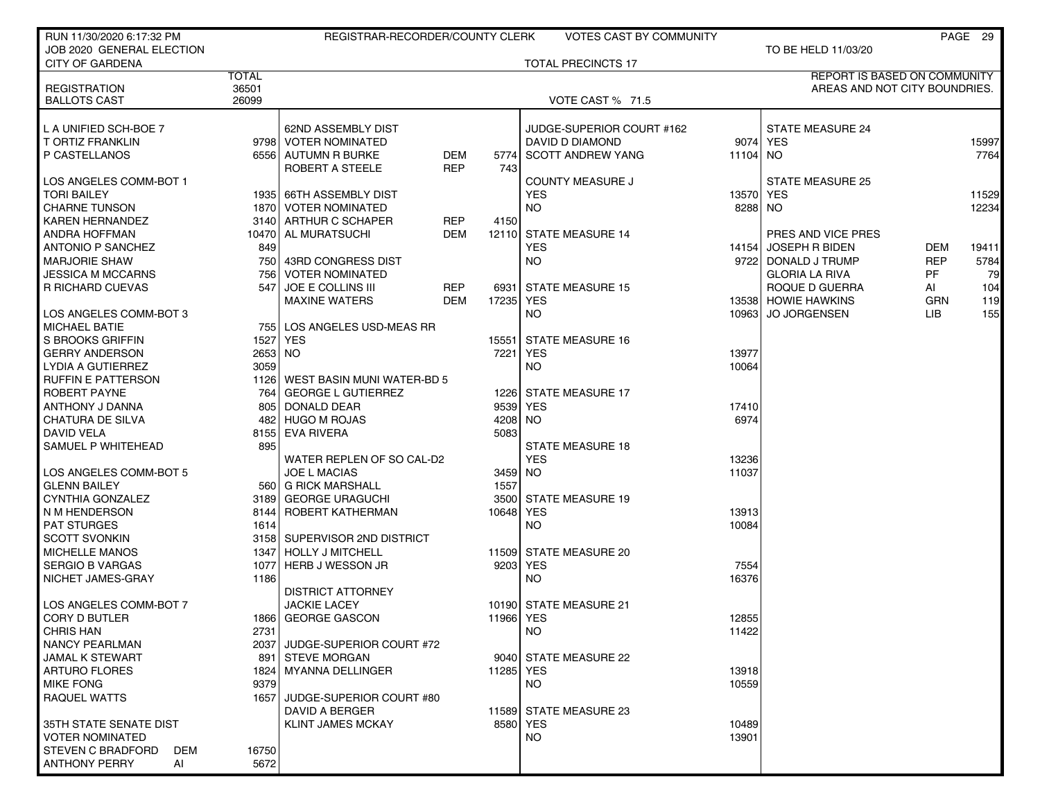RUN 11/30/2020 6:17:32 PM — REGISTRAR-RECORDER/COUNTY CLERK — VOTES CAST BY COMMUNITY

JOB 2020 GENERAL ELECTION — TO BE HELD 11/03/20

CITY OF GARDENA — TOTAL PRECINCTS 17

REPORT IS BASED ON COMMUNITY AREAS AND NOT CITY BOUNDRIES.

| | TOTAL |
|---|---|
| REGISTRATION | 36501 |
| BALLOTS CAST | 26099 |

VOTE CAST % 71.5

**L A UNIFIED SCH-BOE 7**

| Candidate | Votes |
|---|---|
| T ORTIZ FRANKLIN | 9798 |
| P CASTELLANOS | 6556 |

**LOS ANGELES COMM-BOT 1**

| Candidate | Votes |
|---|---|
| TORI BAILEY | 1935 |
| CHARNE TUNSON | 1870 |
| KAREN HERNANDEZ | 3140 |
| ANDRA HOFFMAN | 10470 |
| ANTONIO P SANCHEZ | 849 |
| MARJORIE SHAW | 750 |
| JESSICA M MCCARNS | 756 |
| R RICHARD CUEVAS | 547 |

**LOS ANGELES COMM-BOT 3**

| Candidate | Votes |
|---|---|
| MICHAEL BATIE | 755 |
| S BROOKS GRIFFIN | 1527 |
| GERRY ANDERSON | 2653 |
| LYDIA A GUTIERREZ | 3059 |
| RUFFIN E PATTERSON | 1126 |
| ROBERT PAYNE | 764 |
| ANTHONY J DANNA | 805 |
| CHATURA DE SILVA | 482 |
| DAVID VELA | 8155 |
| SAMUEL P WHITEHEAD | 895 |

**LOS ANGELES COMM-BOT 5**

| Candidate | Votes |
|---|---|
| GLENN BAILEY | 560 |
| CYNTHIA GONZALEZ | 3189 |
| N M HENDERSON | 8144 |
| PAT STURGES | 1614 |
| SCOTT SVONKIN | 3158 |
| MICHELLE MANOS | 1347 |
| SERGIO B VARGAS | 1077 |
| NICHET JAMES-GRAY | 1186 |

**LOS ANGELES COMM-BOT 7**

| Candidate | Votes |
|---|---|
| CORY D BUTLER | 1866 |
| CHRIS HAN | 2731 |
| NANCY PEARLMAN | 2037 |
| JAMAL K STEWART | 891 |
| ARTURO FLORES | 1824 |
| MIKE FONG | 9379 |
| RAQUEL WATTS | 1657 |

**35TH STATE SENATE DIST — VOTER NOMINATED**

| Candidate | Party | Votes |
|---|---|---|
| STEVEN C BRADFORD | DEM | 16750 |
| ANTHONY PERRY | AI | 5672 |

**62ND ASSEMBLY DIST — VOTER NOMINATED**

| Candidate | Party | Votes |
|---|---|---|
| AUTUMN R BURKE | DEM | 5774 |
| ROBERT A STEELE | REP | 743 |

**66TH ASSEMBLY DIST — VOTER NOMINATED**

| Candidate | Party | Votes |
|---|---|---|
| ARTHUR C SCHAPER | REP | 4150 |
| AL MURATSUCHI | DEM | 12110 |

**43RD CONGRESS DIST — VOTER NOMINATED**

| Candidate | Party | Votes |
|---|---|---|
| JOE E COLLINS III | REP | 6931 |
| MAXINE WATERS | DEM | 17235 |

**LOS ANGELES USD-MEAS RR**

| | Votes |
|---|---|
| YES | 15551 |
| NO | 7221 |

**WEST BASIN MUNI WATER-BD 5**

| Candidate | Votes |
|---|---|
| GEORGE L GUTIERREZ | 1226 |
| DONALD DEAR | 9539 |
| HUGO M ROJAS | 4208 |
| EVA RIVERA | 5083 |

**WATER REPLEN OF SO CAL-D2**

| Candidate | Votes |
|---|---|
| JOE L MACIAS | 3459 |
| G RICK MARSHALL | 1557 |
| GEORGE URAGUCHI | 3500 |
| ROBERT KATHERMAN | 10648 |

**SUPERVISOR 2ND DISTRICT**

| Candidate | Votes |
|---|---|
| HOLLY J MITCHELL | 11509 |
| HERB J WESSON JR | 9203 |

**DISTRICT ATTORNEY**

| Candidate | Votes |
|---|---|
| JACKIE LACEY | 10190 |
| GEORGE GASCON | 11966 |

**JUDGE-SUPERIOR COURT #72**

| Candidate | Votes |
|---|---|
| STEVE MORGAN | 9040 |
| MYANNA DELLINGER | 11285 |

**JUDGE-SUPERIOR COURT #80**

| Candidate | Votes |
|---|---|
| DAVID A BERGER | 11589 |
| KLINT JAMES MCKAY | 8580 |

**JUDGE-SUPERIOR COURT #162**

| Candidate | Votes |
|---|---|
| DAVID D DIAMOND | 9074 |
| SCOTT ANDREW YANG | 11104 |

**COUNTY MEASURE J**

| | Votes |
|---|---|
| YES | 13570 |
| NO | 8288 |

**STATE MEASURE 14**

| | Votes |
|---|---|
| YES | 14154 |
| NO | 9722 |

**STATE MEASURE 15**

| | Votes |
|---|---|
| YES | 13538 |
| NO | 10963 |

**STATE MEASURE 16**

| | Votes |
|---|---|
| YES | 13977 |
| NO | 10064 |

**STATE MEASURE 17**

| | Votes |
|---|---|
| YES | 17410 |
| NO | 6974 |

**STATE MEASURE 18**

| | Votes |
|---|---|
| YES | 13236 |
| NO | 11037 |

**STATE MEASURE 19**

| | Votes |
|---|---|
| YES | 13913 |
| NO | 10084 |

**STATE MEASURE 20**

| | Votes |
|---|---|
| YES | 7554 |
| NO | 16376 |

**STATE MEASURE 21**

| | Votes |
|---|---|
| YES | 12855 |
| NO | 11422 |

**STATE MEASURE 22**

| | Votes |
|---|---|
| YES | 13918 |
| NO | 10559 |

**STATE MEASURE 23**

| | Votes |
|---|---|
| YES | 10489 |
| NO | 13901 |

**STATE MEASURE 24**

| | Votes |
|---|---|
| YES | 15997 |
| NO | 7764 |

**STATE MEASURE 25**

| | Votes |
|---|---|
| YES | 11529 |
| NO | 12234 |

**PRES AND VICE PRES**

| Candidate | Party | Votes |
|---|---|---|
| JOSEPH R BIDEN | DEM | 19411 |
| DONALD J TRUMP | REP | 5784 |
| GLORIA LA RIVA | PF | 79 |
| ROQUE D GUERRA | AI | 104 |
| HOWIE HAWKINS | GRN | 119 |
| JO JORGENSEN | LIB | 155 |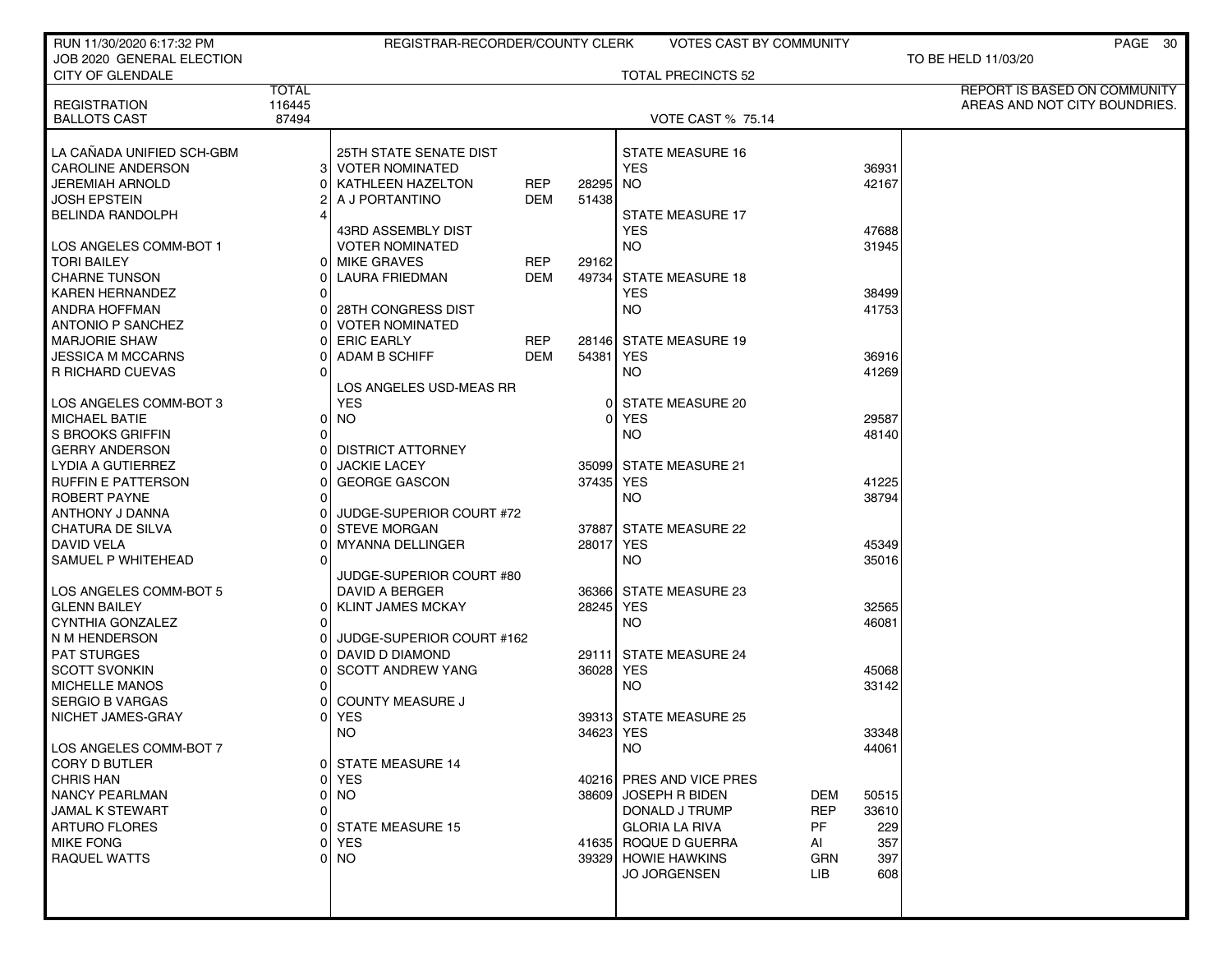RUN 11/30/2020 6:17:32 PM — REGISTRAR-RECORDER/COUNTY CLERK — VOTES CAST BY COMMUNITY

JOB 2020 GENERAL ELECTION — TO BE HELD 11/03/20

CITY OF GLENDALE — TOTAL PRECINCTS 52

REPORT IS BASED ON COMMUNITY AREAS AND NOT CITY BOUNDRIES.

| | TOTAL |
|---|---|
| REGISTRATION | 116445 |
| BALLOTS CAST | 87494 |

VOTE CAST % 75.14

| LA CAÑADA UNIFIED SCH-GBM | |
|---|---|
| CAROLINE ANDERSON | 3 |
| JEREMIAH ARNOLD | 0 |
| JOSH EPSTEIN | 2 |
| BELINDA RANDOLPH | 4 |

| LOS ANGELES COMM-BOT 1 | |
|---|---|
| TORI BAILEY | 0 |
| CHARNE TUNSON | 0 |
| KAREN HERNANDEZ | 0 |
| ANDRA HOFFMAN | 0 |
| ANTONIO P SANCHEZ | 0 |
| MARJORIE SHAW | 0 |
| JESSICA M MCCARNS | 0 |
| R RICHARD CUEVAS | 0 |

| LOS ANGELES COMM-BOT 3 | |
|---|---|
| MICHAEL BATIE | 0 |
| S BROOKS GRIFFIN | 0 |
| GERRY ANDERSON | 0 |
| LYDIA A GUTIERREZ | 0 |
| RUFFIN E PATTERSON | 0 |
| ROBERT PAYNE | 0 |
| ANTHONY J DANNA | 0 |
| CHATURA DE SILVA | 0 |
| DAVID VELA | 0 |
| SAMUEL P WHITEHEAD | 0 |

| LOS ANGELES COMM-BOT 5 | |
|---|---|
| GLENN BAILEY | 0 |
| CYNTHIA GONZALEZ | 0 |
| N M HENDERSON | 0 |
| PAT STURGES | 0 |
| SCOTT SVONKIN | 0 |
| MICHELLE MANOS | 0 |
| SERGIO B VARGAS | 0 |
| NICHET JAMES-GRAY | 0 |

| LOS ANGELES COMM-BOT 7 | |
|---|---|
| CORY D BUTLER | 0 |
| CHRIS HAN | 0 |
| NANCY PEARLMAN | 0 |
| JAMAL K STEWART | 0 |
| ARTURO FLORES | 0 |
| MIKE FONG | 0 |
| RAQUEL WATTS | 0 |

| 25TH STATE SENATE DIST VOTER NOMINATED | | |
|---|---|---|
| KATHLEEN HAZELTON | REP | 28295 |
| A J PORTANTINO | DEM | 51438 |

| 43RD ASSEMBLY DIST VOTER NOMINATED | | |
|---|---|---|
| MIKE GRAVES | REP | 29162 |
| LAURA FRIEDMAN | DEM | 49734 |

| 28TH CONGRESS DIST VOTER NOMINATED | | |
|---|---|---|
| ERIC EARLY | REP | 28146 |
| ADAM B SCHIFF | DEM | 54381 |

| LOS ANGELES USD-MEAS RR | |
|---|---|
| YES | 0 |
| NO | 0 |

| DISTRICT ATTORNEY | |
|---|---|
| JACKIE LACEY | 35099 |
| GEORGE GASCON | 37435 |

| JUDGE-SUPERIOR COURT #72 | |
|---|---|
| STEVE MORGAN | 37887 |
| MYANNA DELLINGER | 28017 |

| JUDGE-SUPERIOR COURT #80 | |
|---|---|
| DAVID A BERGER | 36366 |
| KLINT JAMES MCKAY | 28245 |

| JUDGE-SUPERIOR COURT #162 | |
|---|---|
| DAVID D DIAMOND | 29111 |
| SCOTT ANDREW YANG | 36028 |

| COUNTY MEASURE J | |
|---|---|
| YES | 39313 |
| NO | 34623 |

| STATE MEASURE 14 | |
|---|---|
| YES | 40216 |
| NO | 38609 |

| STATE MEASURE 15 | |
|---|---|
| YES | 41635 |
| NO | 39329 |

| STATE MEASURE 16 | |
|---|---|
| YES | 36931 |
| NO | 42167 |

| STATE MEASURE 17 | |
|---|---|
| YES | 47688 |
| NO | 31945 |

| STATE MEASURE 18 | |
|---|---|
| YES | 38499 |
| NO | 41753 |

| STATE MEASURE 19 | |
|---|---|
| YES | 36916 |
| NO | 41269 |

| STATE MEASURE 20 | |
|---|---|
| YES | 29587 |
| NO | 48140 |

| STATE MEASURE 21 | |
|---|---|
| YES | 41225 |
| NO | 38794 |

| STATE MEASURE 22 | |
|---|---|
| YES | 45349 |
| NO | 35016 |

| STATE MEASURE 23 | |
|---|---|
| YES | 32565 |
| NO | 46081 |

| STATE MEASURE 24 | |
|---|---|
| YES | 45068 |
| NO | 33142 |

| STATE MEASURE 25 | |
|---|---|
| YES | 33348 |
| NO | 44061 |

| PRES AND VICE PRES | | |
|---|---|---|
| JOSEPH R BIDEN | DEM | 50515 |
| DONALD J TRUMP | REP | 33610 |
| GLORIA LA RIVA | PF | 229 |
| ROQUE D GUERRA | AI | 357 |
| HOWIE HAWKINS | GRN | 397 |
| JO JORGENSEN | LIB | 608 |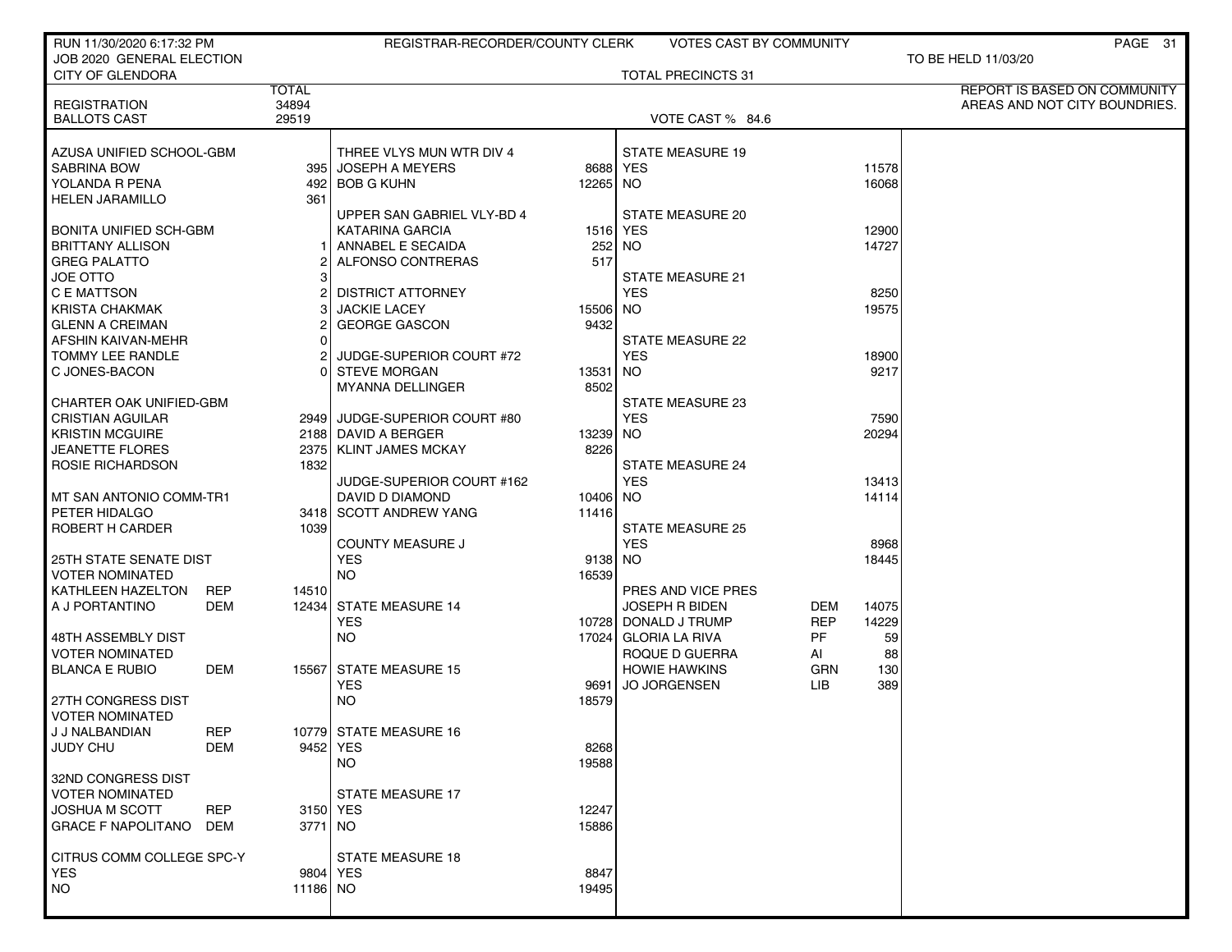RUN 11/30/2020 6:17:32 PM — REGISTRAR-RECORDER/COUNTY CLERK — VOTES CAST BY COMMUNITY

JOB 2020 GENERAL ELECTION — TO BE HELD 11/03/20

CITY OF GLENDORA — TOTAL PRECINCTS 31

REPORT IS BASED ON COMMUNITY AREAS AND NOT CITY BOUNDRIES.

| | TOTAL |
|---|---|
| REGISTRATION | 34894 |
| BALLOTS CAST | 29519 |

VOTE CAST % 84.6

| Contest / Candidate | Party | Votes |
|---|---|---|
| **AZUSA UNIFIED SCHOOL-GBM** | | |
| SABRINA BOW | | 395 |
| YOLANDA R PENA | | 492 |
| HELEN JARAMILLO | | 361 |
| **BONITA UNIFIED SCH-GBM** | | |
| BRITTANY ALLISON | | 1 |
| GREG PALATTO | | 2 |
| JOE OTTO | | 3 |
| C E MATTSON | | 2 |
| KRISTA CHAKMAK | | 3 |
| GLENN A CREIMAN | | 2 |
| AFSHIN KAIVAN-MEHR | | 0 |
| TOMMY LEE RANDLE | | 2 |
| C JONES-BACON | | 0 |
| **CHARTER OAK UNIFIED-GBM** | | |
| CRISTIAN AGUILAR | | 2949 |
| KRISTIN MCGUIRE | | 2188 |
| JEANETTE FLORES | | 2375 |
| ROSIE RICHARDSON | | 1832 |
| **MT SAN ANTONIO COMM-TR1** | | |
| PETER HIDALGO | | 3418 |
| ROBERT H CARDER | | 1039 |
| **25TH STATE SENATE DIST VOTER NOMINATED** | | |
| KATHLEEN HAZELTON | REP | 14510 |
| A J PORTANTINO | DEM | 12434 |
| **48TH ASSEMBLY DIST VOTER NOMINATED** | | |
| BLANCA E RUBIO | DEM | 15567 |
| **27TH CONGRESS DIST VOTER NOMINATED** | | |
| J J NALBANDIAN | REP | 10779 |
| JUDY CHU | DEM | 9452 |
| **32ND CONGRESS DIST VOTER NOMINATED** | | |
| JOSHUA M SCOTT | REP | 3150 |
| GRACE F NAPOLITANO | DEM | 3771 |
| **CITRUS COMM COLLEGE SPC-Y** | | |
| YES | | 9804 |
| NO | | 11186 |
| **THREE VLYS MUN WTR DIV 4** | | |
| JOSEPH A MEYERS | | 8688 |
| BOB G KUHN | | 12265 |
| **UPPER SAN GABRIEL VLY-BD 4** | | |
| KATARINA GARCIA | | 1516 |
| ANNABEL E SECAIDA | | 252 |
| ALFONSO CONTRERAS | | 517 |
| **DISTRICT ATTORNEY** | | |
| JACKIE LACEY | | 15506 |
| GEORGE GASCON | | 9432 |
| **JUDGE-SUPERIOR COURT #72** | | |
| STEVE MORGAN | | 13531 |
| MYANNA DELLINGER | | 8502 |
| **JUDGE-SUPERIOR COURT #80** | | |
| DAVID A BERGER | | 13239 |
| KLINT JAMES MCKAY | | 8226 |
| **JUDGE-SUPERIOR COURT #162** | | |
| DAVID D DIAMOND | | 10406 |
| SCOTT ANDREW YANG | | 11416 |
| **COUNTY MEASURE J** | | |
| YES | | 9138 |
| NO | | 16539 |
| **STATE MEASURE 14** | | |
| YES | | 10728 |
| NO | | 17024 |
| **STATE MEASURE 15** | | |
| YES | | 9691 |
| NO | | 18579 |
| **STATE MEASURE 16** | | |
| YES | | 8268 |
| NO | | 19588 |
| **STATE MEASURE 17** | | |
| YES | | 12247 |
| NO | | 15886 |
| **STATE MEASURE 18** | | |
| YES | | 8847 |
| NO | | 19495 |
| **STATE MEASURE 19** | | |
| YES | | 11578 |
| NO | | 16068 |
| **STATE MEASURE 20** | | |
| YES | | 12900 |
| NO | | 14727 |
| **STATE MEASURE 21** | | |
| YES | | 8250 |
| NO | | 19575 |
| **STATE MEASURE 22** | | |
| YES | | 18900 |
| NO | | 9217 |
| **STATE MEASURE 23** | | |
| YES | | 7590 |
| NO | | 20294 |
| **STATE MEASURE 24** | | |
| YES | | 13413 |
| NO | | 14114 |
| **STATE MEASURE 25** | | |
| YES | | 8968 |
| NO | | 18445 |
| **PRES AND VICE PRES** | | |
| JOSEPH R BIDEN | DEM | 14075 |
| DONALD J TRUMP | REP | 14229 |
| GLORIA LA RIVA | PF | 59 |
| ROQUE D GUERRA | AI | 88 |
| HOWIE HAWKINS | GRN | 130 |
| JO JORGENSEN | LIB | 389 |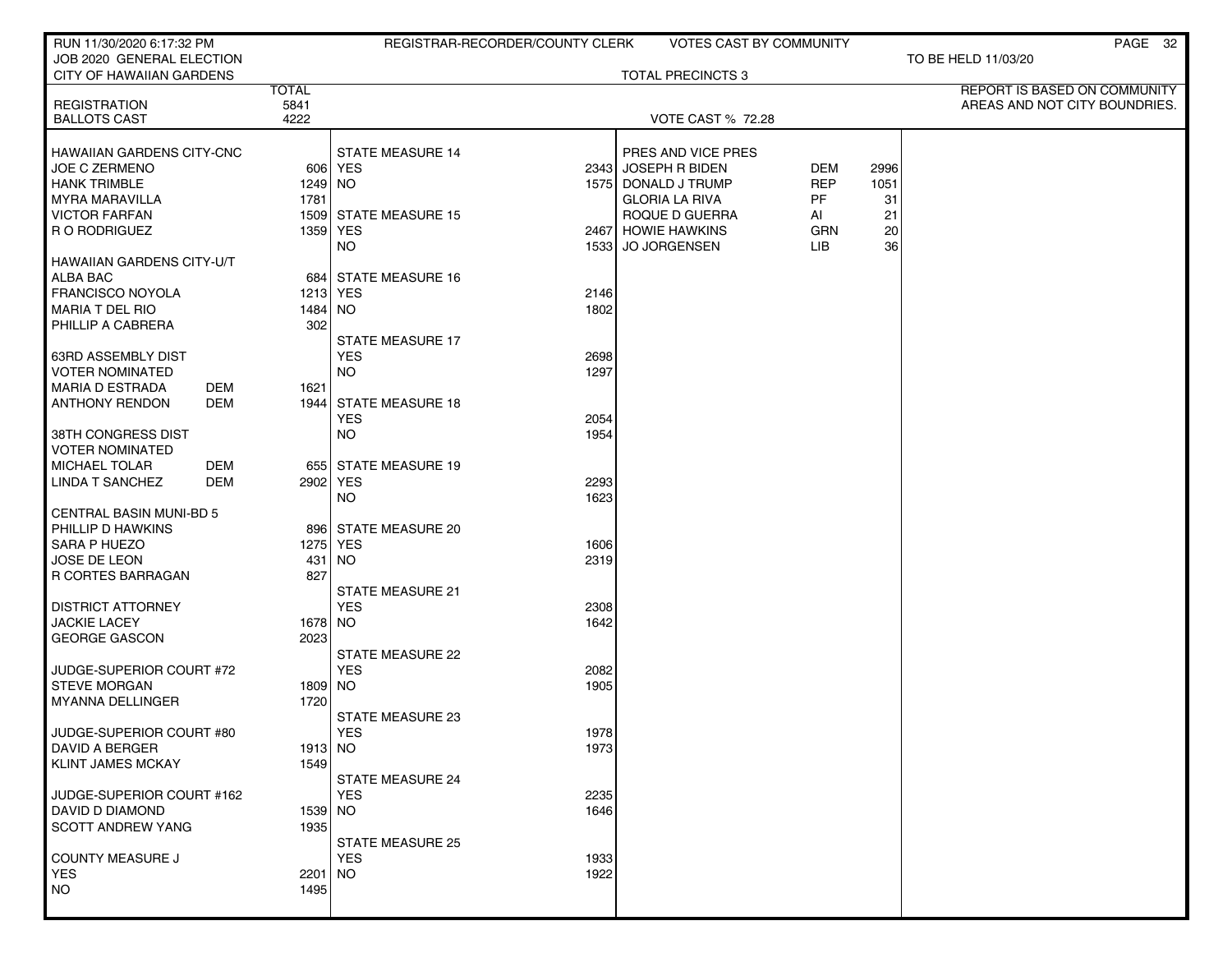RUN 11/30/2020 6:17:32 PM — REGISTRAR-RECORDER/COUNTY CLERK — VOTES CAST BY COMMUNITY

JOB 2020 GENERAL ELECTION — TO BE HELD 11/03/20

CITY OF HAWAIIAN GARDENS — TOTAL PRECINCTS 3

REPORT IS BASED ON COMMUNITY AREAS AND NOT CITY BOUNDRIES.

| | TOTAL |
|---|---|
| REGISTRATION | 5841 |
| BALLOTS CAST | 4222 |

VOTE CAST % 72.28

| HAWAIIAN GARDENS CITY-CNC | | |
|---|---|---|
| JOE C ZERMENO | | 606 |
| HANK TRIMBLE | | 1249 |
| MYRA MARAVILLA | | 1781 |
| VICTOR FARFAN | | 1509 |
| R O RODRIGUEZ | | 1359 |
| **HAWAIIAN GARDENS CITY-U/T** | | |
| ALBA BAC | | 684 |
| FRANCISCO NOYOLA | | 1213 |
| MARIA T DEL RIO | | 1484 |
| PHILLIP A CABRERA | | 302 |
| **63RD ASSEMBLY DIST VOTER NOMINATED** | | |
| MARIA D ESTRADA | DEM | 1621 |
| ANTHONY RENDON | DEM | 1944 |
| **38TH CONGRESS DIST VOTER NOMINATED** | | |
| MICHAEL TOLAR | DEM | 655 |
| LINDA T SANCHEZ | DEM | 2902 |
| **CENTRAL BASIN MUNI-BD 5** | | |
| PHILLIP D HAWKINS | | 896 |
| SARA P HUEZO | | 1275 |
| JOSE DE LEON | | 431 |
| R CORTES BARRAGAN | | 827 |
| **DISTRICT ATTORNEY** | | |
| JACKIE LACEY | | 1678 |
| GEORGE GASCON | | 2023 |
| **JUDGE-SUPERIOR COURT #72** | | |
| STEVE MORGAN | | 1809 |
| MYANNA DELLINGER | | 1720 |
| **JUDGE-SUPERIOR COURT #80** | | |
| DAVID A BERGER | | 1913 |
| KLINT JAMES MCKAY | | 1549 |
| **JUDGE-SUPERIOR COURT #162** | | |
| DAVID D DIAMOND | | 1539 |
| SCOTT ANDREW YANG | | 1935 |
| **COUNTY MEASURE J** | | |
| YES | | 2201 |
| NO | | 1495 |

| STATE MEASURE | YES | NO |
|---|---|---|
| STATE MEASURE 14 | 2343 | 1575 |
| STATE MEASURE 15 | 2467 | 1533 |
| STATE MEASURE 16 | 2146 | 1802 |
| STATE MEASURE 17 | 2698 | 1297 |
| STATE MEASURE 18 | 2054 | 1954 |
| STATE MEASURE 19 | 2293 | 1623 |
| STATE MEASURE 20 | 1606 | 2319 |
| STATE MEASURE 21 | 2308 | 1642 |
| STATE MEASURE 22 | 2082 | 1905 |
| STATE MEASURE 23 | 1978 | 1973 |
| STATE MEASURE 24 | 2235 | 1646 |
| STATE MEASURE 25 | 1933 | 1922 |

| PRES AND VICE PRES | | |
|---|---|---|
| JOSEPH R BIDEN | DEM | 2996 |
| DONALD J TRUMP | REP | 1051 |
| GLORIA LA RIVA | PF | 31 |
| ROQUE D GUERRA | AI | 21 |
| HOWIE HAWKINS | GRN | 20 |
| JO JORGENSEN | LIB | 36 |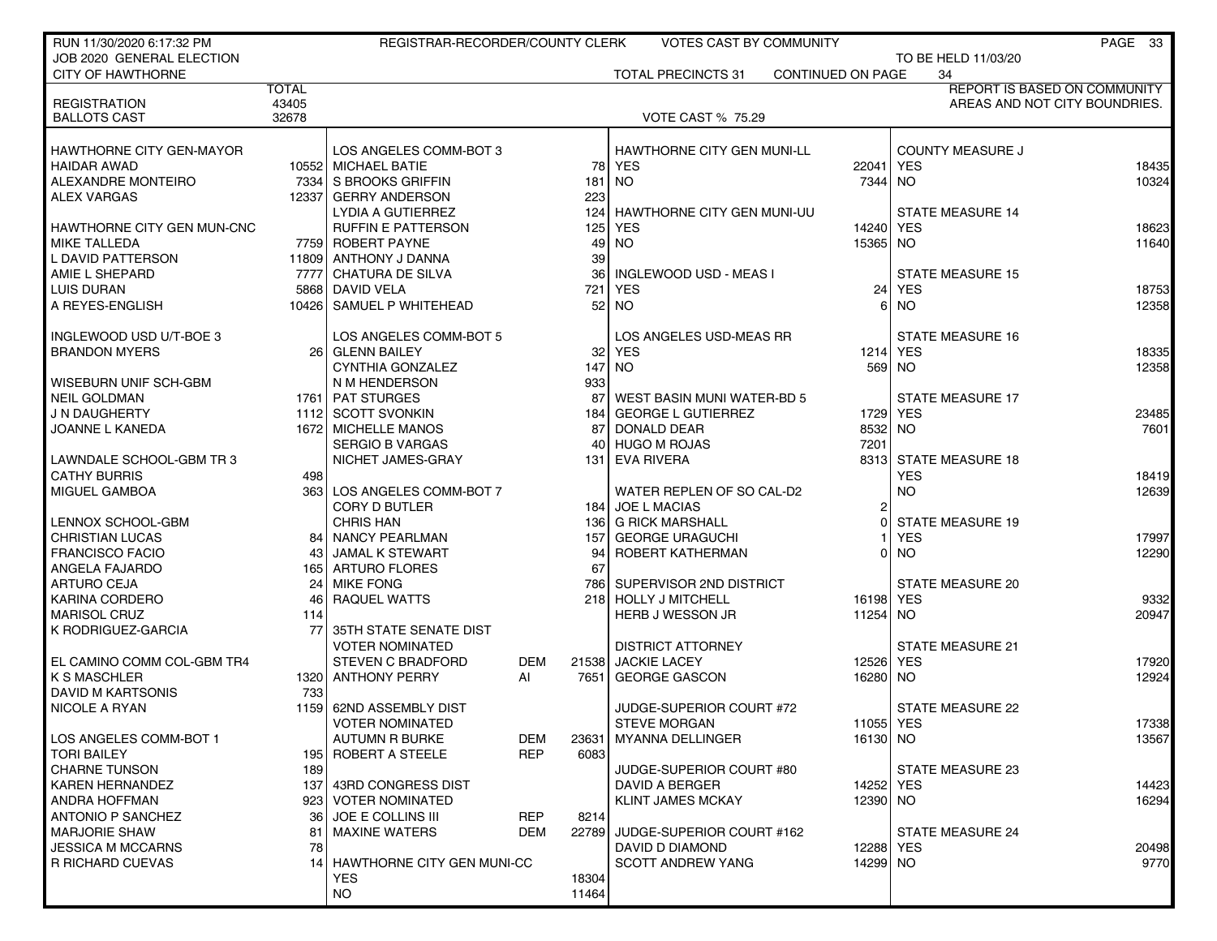RUN 11/30/2020 6:17:32 PM — REGISTRAR-RECORDER/COUNTY CLERK — VOTES CAST BY COMMUNITY

JOB 2020 GENERAL ELECTION — TO BE HELD 11/03/20

CITY OF HAWTHORNE — TOTAL PRECINCTS 31 — CONTINUED ON PAGE 34

REPORT IS BASED ON COMMUNITY AREAS AND NOT CITY BOUNDRIES.

| | TOTAL |
|---|---|
| REGISTRATION | 43405 |
| BALLOTS CAST | 32678 |

VOTE CAST % 75.29

| HAWTHORNE CITY GEN-MAYOR | |
|---|---|
| HAIDAR AWAD | 10552 |
| ALEXANDRE MONTEIRO | 7334 |
| ALEX VARGAS | 12337 |

| HAWTHORNE CITY GEN MUN-CNC | |
|---|---|
| MIKE TALLEDA | 7759 |
| L DAVID PATTERSON | 11809 |
| AMIE L SHEPARD | 7777 |
| LUIS DURAN | 5868 |
| A REYES-ENGLISH | 10426 |

| INGLEWOOD USD U/T-BOE 3 | |
|---|---|
| BRANDON MYERS | 26 |

| WISEBURN UNIF SCH-GBM | |
|---|---|
| NEIL GOLDMAN | 1761 |
| J N DAUGHERTY | 1112 |
| JOANNE L KANEDA | 1672 |

| LAWNDALE SCHOOL-GBM TR 3 | |
|---|---|
| CATHY BURRIS | 498 |
| MIGUEL GAMBOA | 363 |

| LENNOX SCHOOL-GBM | |
|---|---|
| CHRISTIAN LUCAS | 84 |
| FRANCISCO FACIO | 43 |
| ANGELA FAJARDO | 165 |
| ARTURO CEJA | 24 |
| KARINA CORDERO | 46 |
| MARISOL CRUZ | 114 |
| K RODRIGUEZ-GARCIA | 77 |

| EL CAMINO COMM COL-GBM TR4 | |
|---|---|
| K S MASCHLER | 1320 |
| DAVID M KARTSONIS | 733 |
| NICOLE A RYAN | 1159 |

| LOS ANGELES COMM-BOT 1 | |
|---|---|
| TORI BAILEY | 195 |
| CHARNE TUNSON | 189 |
| KAREN HERNANDEZ | 137 |
| ANDRA HOFFMAN | 923 |
| ANTONIO P SANCHEZ | 36 |
| MARJORIE SHAW | 81 |
| JESSICA M MCCARNS | 78 |
| R RICHARD CUEVAS | 14 |

| LOS ANGELES COMM-BOT 3 | |
|---|---|
| MICHAEL BATIE | 78 |
| S BROOKS GRIFFIN | 181 |
| GERRY ANDERSON | 223 |
| LYDIA A GUTIERREZ | 124 |
| RUFFIN E PATTERSON | 125 |
| ROBERT PAYNE | 49 |
| ANTHONY J DANNA | 39 |
| CHATURA DE SILVA | 36 |
| DAVID VELA | 721 |
| SAMUEL P WHITEHEAD | 52 |

| LOS ANGELES COMM-BOT 5 | |
|---|---|
| GLENN BAILEY | 32 |
| CYNTHIA GONZALEZ | 147 |
| N M HENDERSON | 933 |
| PAT STURGES | 87 |
| SCOTT SVONKIN | 184 |
| MICHELLE MANOS | 87 |
| SERGIO B VARGAS | 40 |
| NICHET JAMES-GRAY | 131 |

| LOS ANGELES COMM-BOT 7 | |
|---|---|
| CORY D BUTLER | 184 |
| CHRIS HAN | 136 |
| NANCY PEARLMAN | 157 |
| JAMAL K STEWART | 94 |
| ARTURO FLORES | 67 |
| MIKE FONG | 786 |
| RAQUEL WATTS | 218 |

| 35TH STATE SENATE DIST VOTER NOMINATED | | |
|---|---|---|
| STEVEN C BRADFORD | DEM | 21538 |
| ANTHONY PERRY | AI | 7651 |

| 62ND ASSEMBLY DIST VOTER NOMINATED | | |
|---|---|---|
| AUTUMN R BURKE | DEM | 23631 |
| ROBERT A STEELE | REP | 6083 |

| 43RD CONGRESS DIST VOTER NOMINATED | | |
|---|---|---|
| JOE E COLLINS III | REP | 8214 |
| MAXINE WATERS | DEM | 22789 |

| HAWTHORNE CITY GEN MUNI-CC | |
|---|---|
| YES | 18304 |
| NO | 11464 |

| HAWTHORNE CITY GEN MUNI-LL | |
|---|---|
| YES | 22041 |
| NO | 7344 |

| HAWTHORNE CITY GEN MUNI-UU | |
|---|---|
| YES | 14240 |
| NO | 15365 |

| INGLEWOOD USD - MEAS I | |
|---|---|
| YES | 24 |
| NO | 6 |

| LOS ANGELES USD-MEAS RR | |
|---|---|
| YES | 1214 |
| NO | 569 |

| WEST BASIN MUNI WATER-BD 5 | |
|---|---|
| GEORGE L GUTIERREZ | 1729 |
| DONALD DEAR | 8532 |
| HUGO M ROJAS | 7201 |
| EVA RIVERA | 8313 |

| WATER REPLEN OF SO CAL-D2 | |
|---|---|
| JOE L MACIAS | 2 |
| G RICK MARSHALL | 0 |
| GEORGE URAGUCHI | 1 |
| ROBERT KATHERMAN | 0 |

| SUPERVISOR 2ND DISTRICT | |
|---|---|
| HOLLY J MITCHELL | 16198 |
| HERB J WESSON JR | 11254 |

| DISTRICT ATTORNEY | |
|---|---|
| JACKIE LACEY | 12526 |
| GEORGE GASCON | 16280 |

| JUDGE-SUPERIOR COURT #72 | |
|---|---|
| STEVE MORGAN | 11055 |
| MYANNA DELLINGER | 16130 |

| JUDGE-SUPERIOR COURT #80 | |
|---|---|
| DAVID A BERGER | 14252 |
| KLINT JAMES MCKAY | 12390 |

| JUDGE-SUPERIOR COURT #162 | |
|---|---|
| DAVID D DIAMOND | 12288 |
| SCOTT ANDREW YANG | 14299 |

| COUNTY MEASURE J | |
|---|---|
| YES | 18435 |
| NO | 10324 |

| STATE MEASURE 14 | |
|---|---|
| YES | 18623 |
| NO | 11640 |

| STATE MEASURE 15 | |
|---|---|
| YES | 18753 |
| NO | 12358 |

| STATE MEASURE 16 | |
|---|---|
| YES | 18335 |
| NO | 12358 |

| STATE MEASURE 17 | |
|---|---|
| YES | 23485 |
| NO | 7601 |

| STATE MEASURE 18 | |
|---|---|
| YES | 18419 |
| NO | 12639 |

| STATE MEASURE 19 | |
|---|---|
| YES | 17997 |
| NO | 12290 |

| STATE MEASURE 20 | |
|---|---|
| YES | 9332 |
| NO | 20947 |

| STATE MEASURE 21 | |
|---|---|
| YES | 17920 |
| NO | 12924 |

| STATE MEASURE 22 | |
|---|---|
| YES | 17338 |
| NO | 13567 |

| STATE MEASURE 23 | |
|---|---|
| YES | 14423 |
| NO | 16294 |

| STATE MEASURE 24 | |
|---|---|
| YES | 20498 |
| NO | 9770 |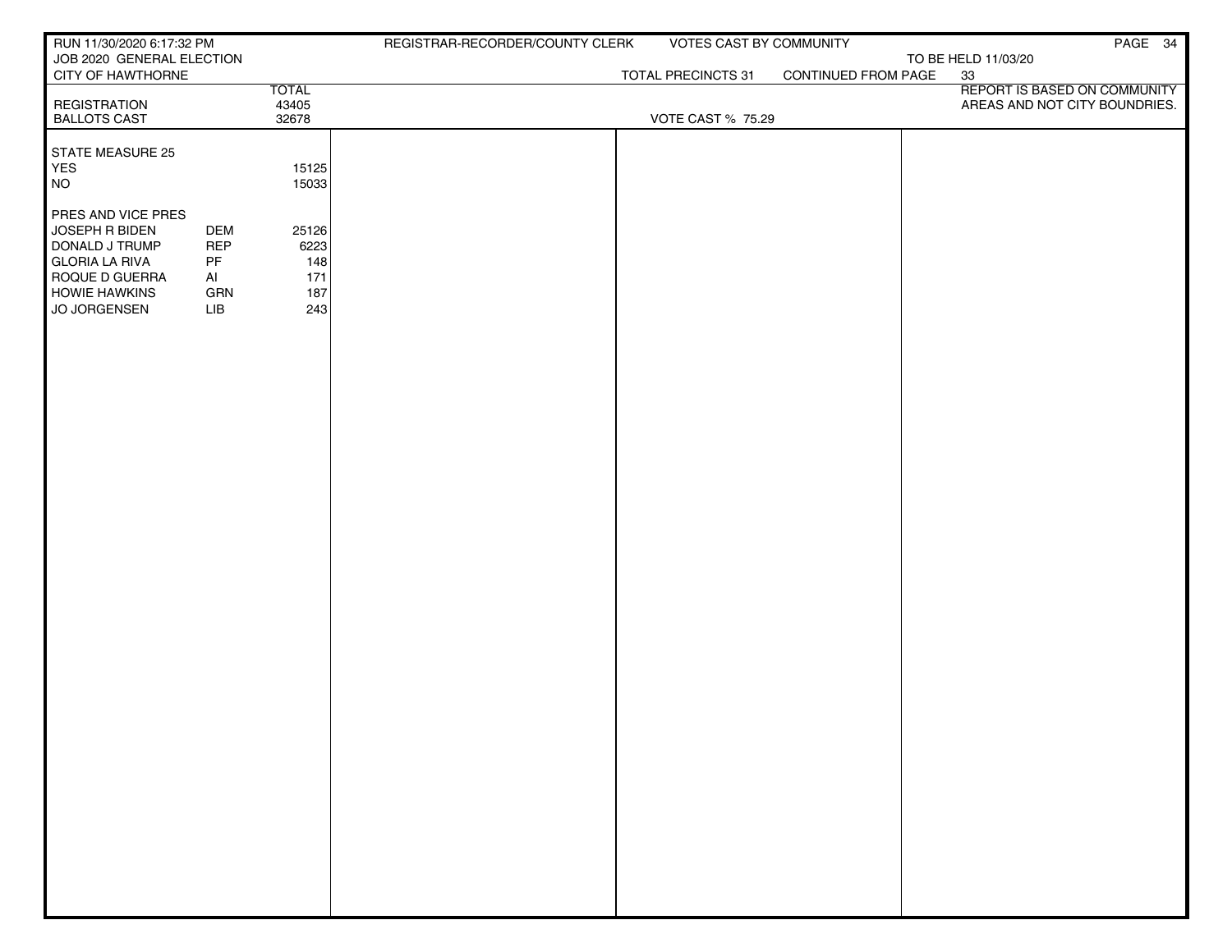RUN 11/30/2020 6:17:32 PM
JOB 2020 GENERAL ELECTION
CITY OF HAWTHORNE

REGISTRAR-RECORDER/COUNTY CLERK — VOTES CAST BY COMMUNITY

TO BE HELD 11/03/20

TOTAL PRECINCTS 31 — CONTINUED FROM PAGE 33

REPORT IS BASED ON COMMUNITY AREAS AND NOT CITY BOUNDRIES.

| | | TOTAL |
|---|---|---|
| REGISTRATION | | 43405 |
| BALLOTS CAST | | 32678 |

VOTE CAST % 75.29

| STATE MEASURE 25 | | |
|---|---|---|
| YES | | 15125 |
| NO | | 15033 |

| PRES AND VICE PRES | | |
|---|---|---|
| JOSEPH R BIDEN | DEM | 25126 |
| DONALD J TRUMP | REP | 6223 |
| GLORIA LA RIVA | PF | 148 |
| ROQUE D GUERRA | AI | 171 |
| HOWIE HAWKINS | GRN | 187 |
| JO JORGENSEN | LIB | 243 |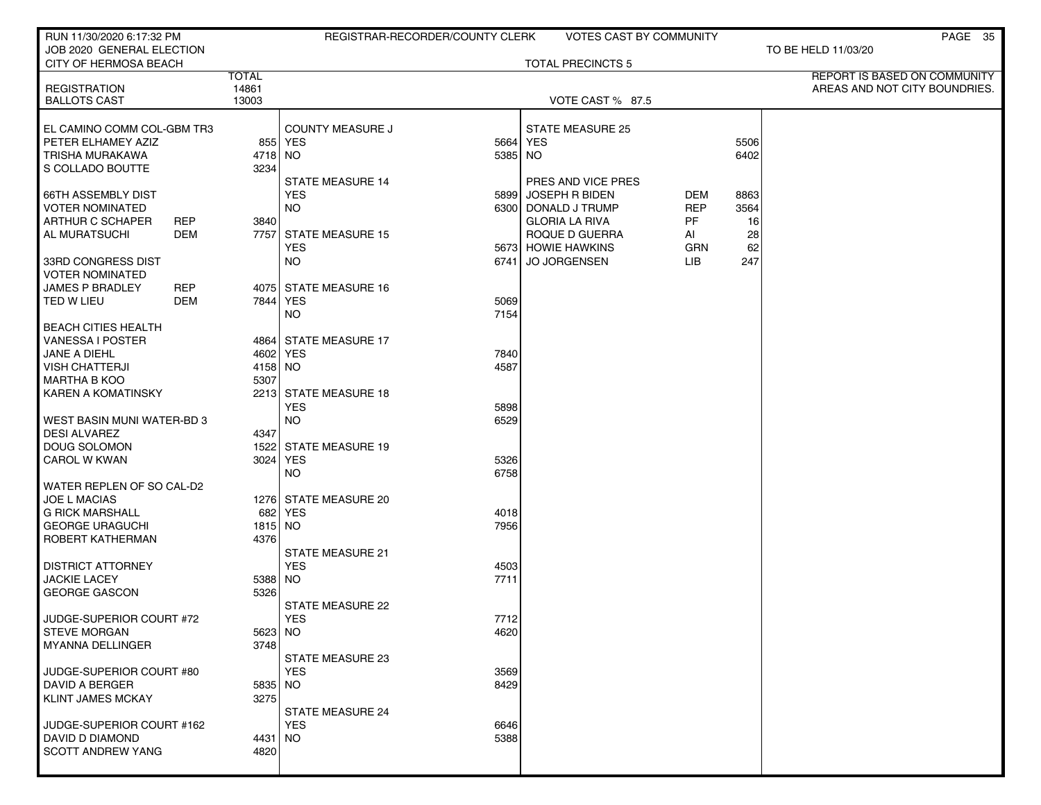RUN 11/30/2020 6:17:32 PM — REGISTRAR-RECORDER/COUNTY CLERK — VOTES CAST BY COMMUNITY

JOB 2020 GENERAL ELECTION — TO BE HELD 11/03/20

CITY OF HERMOSA BEACH — TOTAL PRECINCTS 5

| | TOTAL |
|---|---|
| REGISTRATION | 14861 |
| BALLOTS CAST | 13003 |

VOTE CAST % 87.5

REPORT IS BASED ON COMMUNITY AREAS AND NOT CITY BOUNDRIES.

**EL CAMINO COMM COL-GBM TR3**

| Candidate | | Votes |
|---|---|---|
| PETER ELHAMEY AZIZ | | 855 |
| TRISHA MURAKAWA | | 4718 |
| S COLLADO BOUTTE | | 3234 |

**66TH ASSEMBLY DIST VOTER NOMINATED**

| Candidate | Party | Votes |
|---|---|---|
| ARTHUR C SCHAPER | REP | 3840 |
| AL MURATSUCHI | DEM | 7757 |

**33RD CONGRESS DIST VOTER NOMINATED**

| Candidate | Party | Votes |
|---|---|---|
| JAMES P BRADLEY | REP | 4075 |
| TED W LIEU | DEM | 7844 |

**BEACH CITIES HEALTH**

| Candidate | Votes |
|---|---|
| VANESSA I POSTER | 4864 |
| JANE A DIEHL | 4602 |
| VISH CHATTERJI | 4158 |
| MARTHA B KOO | 5307 |
| KAREN A KOMATINSKY | 2213 |

**WEST BASIN MUNI WATER-BD 3**

| Candidate | Votes |
|---|---|
| DESI ALVAREZ | 4347 |
| DOUG SOLOMON | 1522 |
| CAROL W KWAN | 3024 |

**WATER REPLEN OF SO CAL-D2**

| Candidate | Votes |
|---|---|
| JOE L MACIAS | 1276 |
| G RICK MARSHALL | 682 |
| GEORGE URAGUCHI | 1815 |
| ROBERT KATHERMAN | 4376 |

**DISTRICT ATTORNEY**

| Candidate | Votes |
|---|---|
| JACKIE LACEY | 5388 |
| GEORGE GASCON | 5326 |

**JUDGE-SUPERIOR COURT #72**

| Candidate | Votes |
|---|---|
| STEVE MORGAN | 5623 |
| MYANNA DELLINGER | 3748 |

**JUDGE-SUPERIOR COURT #80**

| Candidate | Votes |
|---|---|
| DAVID A BERGER | 5835 |
| KLINT JAMES MCKAY | 3275 |

**JUDGE-SUPERIOR COURT #162**

| Candidate | Votes |
|---|---|
| DAVID D DIAMOND | 4431 |
| SCOTT ANDREW YANG | 4820 |

**MEASURES**

| Measure | YES | NO |
|---|---|---|
| COUNTY MEASURE J | 5664 | 5385 |
| STATE MEASURE 14 | 5899 | 6300 |
| STATE MEASURE 15 | 5673 | 6741 |
| STATE MEASURE 16 | 5069 | 7154 |
| STATE MEASURE 17 | 7840 | 4587 |
| STATE MEASURE 18 | 5898 | 6529 |
| STATE MEASURE 19 | 5326 | 6758 |
| STATE MEASURE 20 | 4018 | 7956 |
| STATE MEASURE 21 | 4503 | 7711 |
| STATE MEASURE 22 | 7712 | 4620 |
| STATE MEASURE 23 | 3569 | 8429 |
| STATE MEASURE 24 | 6646 | 5388 |
| STATE MEASURE 25 | 5506 | 6402 |

**PRES AND VICE PRES**

| Candidate | Party | Votes |
|---|---|---|
| JOSEPH R BIDEN | DEM | 8863 |
| DONALD J TRUMP | REP | 3564 |
| GLORIA LA RIVA | PF | 16 |
| ROQUE D GUERRA | AI | 28 |
| HOWIE HAWKINS | GRN | 62 |
| JO JORGENSEN | LIB | 247 |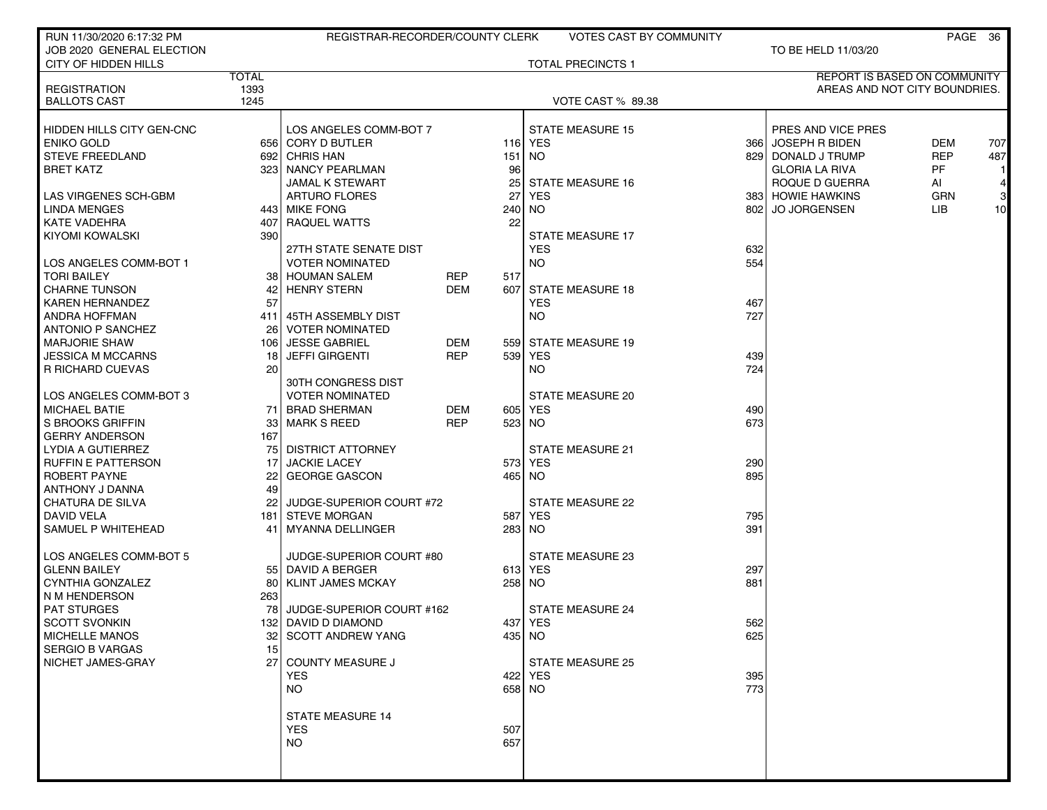RUN 11/30/2020 6:17:32 PM — REGISTRAR-RECORDER/COUNTY CLERK — VOTES CAST BY COMMUNITY

JOB 2020 GENERAL ELECTION — TO BE HELD 11/03/20

CITY OF HIDDEN HILLS — TOTAL PRECINCTS 1

REPORT IS BASED ON COMMUNITY AREAS AND NOT CITY BOUNDRIES.

| | TOTAL |
|---|---|
| REGISTRATION | 1393 |
| BALLOTS CAST | 1245 |

VOTE CAST % 89.38

### HIDDEN HILLS CITY GEN-CNC

| Candidate | Votes |
|---|---|
| ENIKO GOLD | 656 |
| STEVE FREEDLAND | 692 |
| BRET KATZ | 323 |

### LAS VIRGENES SCH-GBM

| Candidate | Votes |
|---|---|
| LINDA MENGES | 443 |
| KATE VADEHRA | 407 |
| KIYOMI KOWALSKI | 390 |

### LOS ANGELES COMM-BOT 1

| Candidate | Votes |
|---|---|
| TORI BAILEY | 38 |
| CHARNE TUNSON | 42 |
| KAREN HERNANDEZ | 57 |
| ANDRA HOFFMAN | 411 |
| ANTONIO P SANCHEZ | 26 |
| MARJORIE SHAW | 106 |
| JESSICA M MCCARNS | 18 |
| R RICHARD CUEVAS | 20 |

### LOS ANGELES COMM-BOT 3

| Candidate | Votes |
|---|---|
| MICHAEL BATIE | 71 |
| S BROOKS GRIFFIN | 33 |
| GERRY ANDERSON | 167 |
| LYDIA A GUTIERREZ | 75 |
| RUFFIN E PATTERSON | 17 |
| ROBERT PAYNE | 22 |
| ANTHONY J DANNA | 49 |
| CHATURA DE SILVA | 22 |
| DAVID VELA | 181 |
| SAMUEL P WHITEHEAD | 41 |

### LOS ANGELES COMM-BOT 5

| Candidate | Votes |
|---|---|
| GLENN BAILEY | 55 |
| CYNTHIA GONZALEZ | 80 |
| N M HENDERSON | 263 |
| PAT STURGES | 78 |
| SCOTT SVONKIN | 132 |
| MICHELLE MANOS | 32 |
| SERGIO B VARGAS | 15 |
| NICHET JAMES-GRAY | 27 |

### LOS ANGELES COMM-BOT 7

| Candidate | Votes |
|---|---|
| CORY D BUTLER | 116 |
| CHRIS HAN | 151 |
| NANCY PEARLMAN | 96 |
| JAMAL K STEWART | 25 |
| ARTURO FLORES | 27 |
| MIKE FONG | 240 |
| RAQUEL WATTS | 22 |

### 27TH STATE SENATE DIST — VOTER NOMINATED

| Candidate | Party | Votes |
|---|---|---|
| HOUMAN SALEM | REP | 517 |
| HENRY STERN | DEM | 607 |

### 45TH ASSEMBLY DIST — VOTER NOMINATED

| Candidate | Party | Votes |
|---|---|---|
| JESSE GABRIEL | DEM | 559 |
| JEFFI GIRGENTI | REP | 539 |

### 30TH CONGRESS DIST — VOTER NOMINATED

| Candidate | Party | Votes |
|---|---|---|
| BRAD SHERMAN | DEM | 605 |
| MARK S REED | REP | 523 |

### DISTRICT ATTORNEY

| Candidate | Votes |
|---|---|
| JACKIE LACEY | 573 |
| GEORGE GASCON | 465 |

### JUDGE-SUPERIOR COURT #72

| Candidate | Votes |
|---|---|
| STEVE MORGAN | 587 |
| MYANNA DELLINGER | 283 |

### JUDGE-SUPERIOR COURT #80

| Candidate | Votes |
|---|---|
| DAVID A BERGER | 613 |
| KLINT JAMES MCKAY | 258 |

### JUDGE-SUPERIOR COURT #162

| Candidate | Votes |
|---|---|
| DAVID D DIAMOND | 437 |
| SCOTT ANDREW YANG | 435 |

### COUNTY MEASURE J

| | Votes |
|---|---|
| YES | 422 |
| NO | 658 |

### STATE MEASURES

| Measure | YES | NO |
|---|---|---|
| STATE MEASURE 14 | 507 | 657 |
| STATE MEASURE 15 | 366 | 829 |
| STATE MEASURE 16 | 383 | 802 |
| STATE MEASURE 17 | 632 | 554 |
| STATE MEASURE 18 | 467 | 727 |
| STATE MEASURE 19 | 439 | 724 |
| STATE MEASURE 20 | 490 | 673 |
| STATE MEASURE 21 | 290 | 895 |
| STATE MEASURE 22 | 795 | 391 |
| STATE MEASURE 23 | 297 | 881 |
| STATE MEASURE 24 | 562 | 625 |
| STATE MEASURE 25 | 395 | 773 |

### PRES AND VICE PRES

| Candidate | Party | Votes |
|---|---|---|
| JOSEPH R BIDEN | DEM | 707 |
| DONALD J TRUMP | REP | 487 |
| GLORIA LA RIVA | PF | 1 |
| ROQUE D GUERRA | AI | 4 |
| HOWIE HAWKINS | GRN | 3 |
| JO JORGENSEN | LIB | 10 |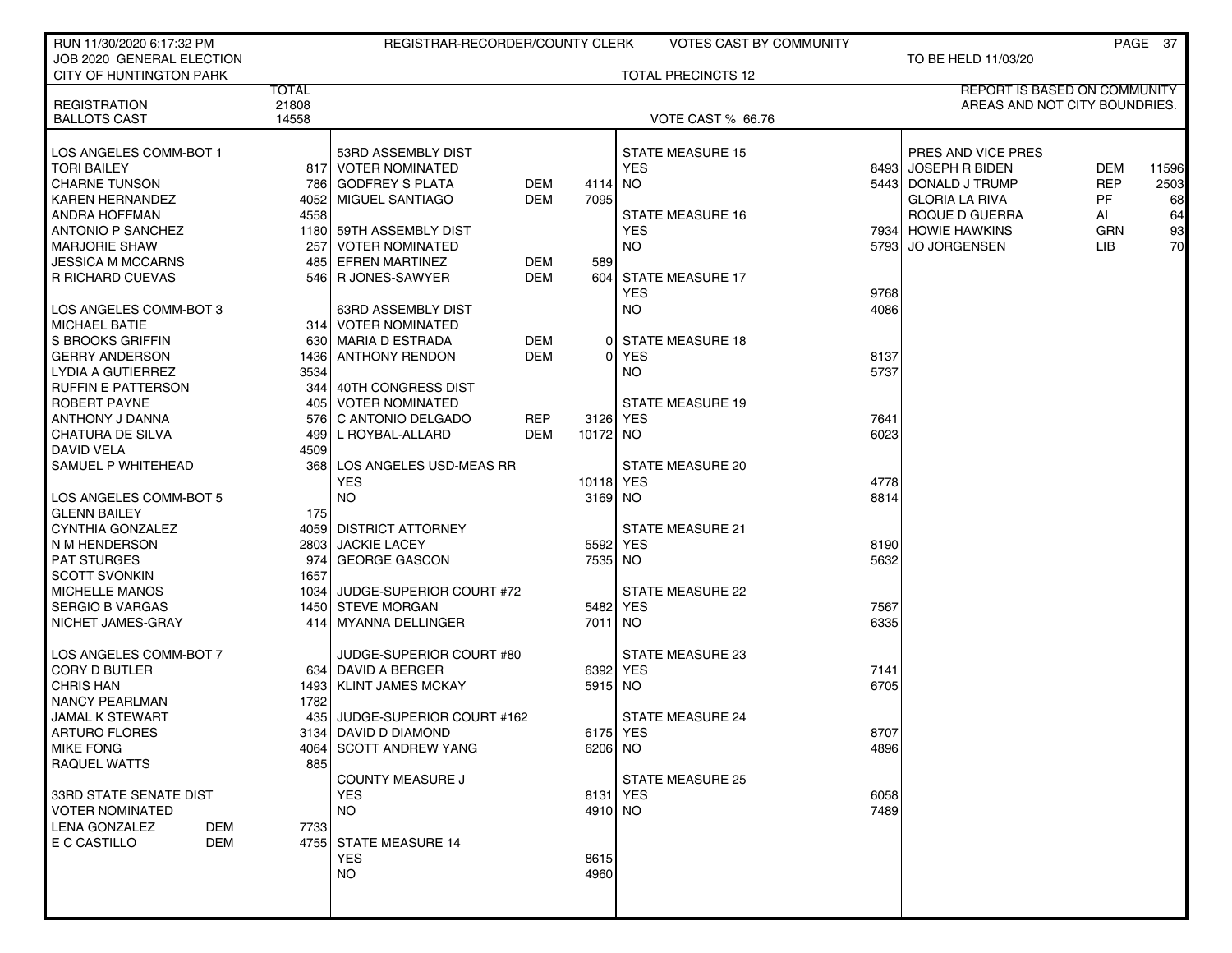RUN 11/30/2020 6:17:32 PM — REGISTRAR-RECORDER/COUNTY CLERK — VOTES CAST BY COMMUNITY

JOB 2020 GENERAL ELECTION — TO BE HELD 11/03/20

CITY OF HUNTINGTON PARK — TOTAL PRECINCTS 12

| | TOTAL |
|---|---|
| REGISTRATION | 21808 |
| BALLOTS CAST | 14558 |

VOTE CAST % 66.76

REPORT IS BASED ON COMMUNITY AREAS AND NOT CITY BOUNDRIES.

| LOS ANGELES COMM-BOT 1 | |
|---|---|
| TORI BAILEY | 817 |
| CHARNE TUNSON | 786 |
| KAREN HERNANDEZ | 4052 |
| ANDRA HOFFMAN | 4558 |
| ANTONIO P SANCHEZ | 1180 |
| MARJORIE SHAW | 257 |
| JESSICA M MCCARNS | 485 |
| R RICHARD CUEVAS | 546 |

| LOS ANGELES COMM-BOT 3 | |
|---|---|
| MICHAEL BATIE | 314 |
| S BROOKS GRIFFIN | 630 |
| GERRY ANDERSON | 1436 |
| LYDIA A GUTIERREZ | 3534 |
| RUFFIN E PATTERSON | 344 |
| ROBERT PAYNE | 405 |
| ANTHONY J DANNA | 576 |
| CHATURA DE SILVA | 499 |
| DAVID VELA | 4509 |
| SAMUEL P WHITEHEAD | 368 |

| LOS ANGELES COMM-BOT 5 | |
|---|---|
| GLENN BAILEY | 175 |
| CYNTHIA GONZALEZ | 4059 |
| N M HENDERSON | 2803 |
| PAT STURGES | 974 |
| SCOTT SVONKIN | 1657 |
| MICHELLE MANOS | 1034 |
| SERGIO B VARGAS | 1450 |
| NICHET JAMES-GRAY | 414 |

| LOS ANGELES COMM-BOT 7 | |
|---|---|
| CORY D BUTLER | 634 |
| CHRIS HAN | 1493 |
| NANCY PEARLMAN | 1782 |
| JAMAL K STEWART | 435 |
| ARTURO FLORES | 3134 |
| MIKE FONG | 4064 |
| RAQUEL WATTS | 885 |

| 33RD STATE SENATE DIST VOTER NOMINATED | | |
|---|---|---|
| LENA GONZALEZ | DEM | 7733 |
| E C CASTILLO | DEM | 4755 |

| 53RD ASSEMBLY DIST VOTER NOMINATED | | |
|---|---|---|
| GODFREY S PLATA | DEM | 4114 |
| MIGUEL SANTIAGO | DEM | 7095 |

| 59TH ASSEMBLY DIST VOTER NOMINATED | | |
|---|---|---|
| EFREN MARTINEZ | DEM | 589 |
| R JONES-SAWYER | DEM | 604 |

| 63RD ASSEMBLY DIST VOTER NOMINATED | | |
|---|---|---|
| MARIA D ESTRADA | DEM | 0 |
| ANTHONY RENDON | DEM | 0 |

| 40TH CONGRESS DIST VOTER NOMINATED | | |
|---|---|---|
| C ANTONIO DELGADO | REP | 3126 |
| L ROYBAL-ALLARD | DEM | 10172 |

| LOS ANGELES USD-MEAS RR | |
|---|---|
| YES | 10118 |
| NO | 3169 |

| DISTRICT ATTORNEY | |
|---|---|
| JACKIE LACEY | 5592 |
| GEORGE GASCON | 7535 |

| JUDGE-SUPERIOR COURT #72 | |
|---|---|
| STEVE MORGAN | 5482 |
| MYANNA DELLINGER | 7011 |

| JUDGE-SUPERIOR COURT #80 | |
|---|---|
| DAVID A BERGER | 6392 |
| KLINT JAMES MCKAY | 5915 |

| JUDGE-SUPERIOR COURT #162 | |
|---|---|
| DAVID D DIAMOND | 6175 |
| SCOTT ANDREW YANG | 6206 |

| COUNTY MEASURE J | |
|---|---|
| YES | 8131 |
| NO | 4910 |

| STATE MEASURE | YES | NO |
|---|---|---|
| STATE MEASURE 14 | 8615 | 4960 |
| STATE MEASURE 15 | 8493 | 5443 |
| STATE MEASURE 16 | 7934 | 5793 |
| STATE MEASURE 17 | 9768 | 4086 |
| STATE MEASURE 18 | 8137 | 5737 |
| STATE MEASURE 19 | 7641 | 6023 |
| STATE MEASURE 20 | 4778 | 8814 |
| STATE MEASURE 21 | 8190 | 5632 |
| STATE MEASURE 22 | 7567 | 6335 |
| STATE MEASURE 23 | 7141 | 6705 |
| STATE MEASURE 24 | 8707 | 4896 |
| STATE MEASURE 25 | 6058 | 7489 |

| PRES AND VICE PRES | | |
|---|---|---|
| JOSEPH R BIDEN | DEM | 11596 |
| DONALD J TRUMP | REP | 2503 |
| GLORIA LA RIVA | PF | 68 |
| ROQUE D GUERRA | AI | 64 |
| HOWIE HAWKINS | GRN | 93 |
| JO JORGENSEN | LIB | 70 |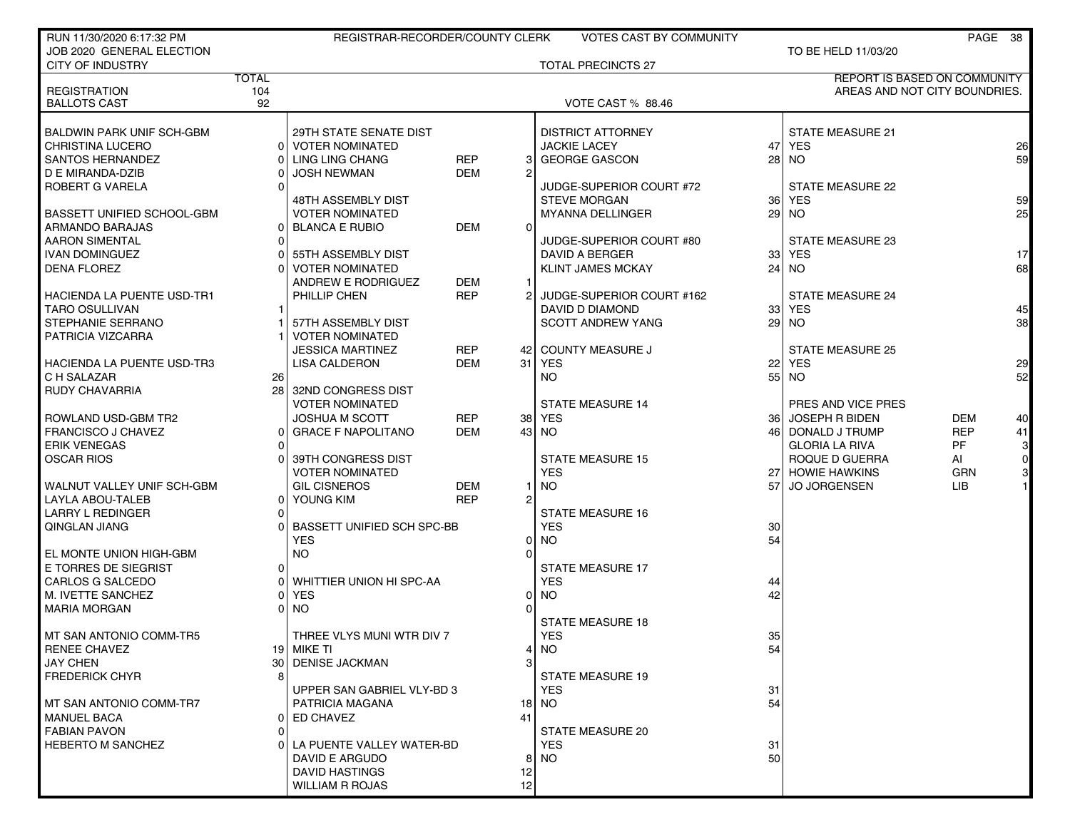RUN 11/30/2020 6:17:32 PM — REGISTRAR-RECORDER/COUNTY CLERK — VOTES CAST BY COMMUNITY

JOB 2020 GENERAL ELECTION — TO BE HELD 11/03/20

CITY OF INDUSTRY — TOTAL PRECINCTS 27

REPORT IS BASED ON COMMUNITY AREAS AND NOT CITY BOUNDRIES.

| | TOTAL |
|---|---|
| REGISTRATION | 104 |
| BALLOTS CAST | 92 |

VOTE CAST % 88.46

| BALDWIN PARK UNIF SCH-GBM | |
|---|---|
| CHRISTINA LUCERO | 0 |
| SANTOS HERNANDEZ | 0 |
| D E MIRANDA-DZIB | 0 |
| ROBERT G VARELA | 0 |

| BASSETT UNIFIED SCHOOL-GBM | |
|---|---|
| ARMANDO BARAJAS | 0 |
| AARON SIMENTAL | 0 |
| IVAN DOMINGUEZ | 0 |
| DENA FLOREZ | 0 |

| HACIENDA LA PUENTE USD-TR1 | |
|---|---|
| TARO OSULLIVAN | 1 |
| STEPHANIE SERRANO | 1 |
| PATRICIA VIZCARRA | 1 |

| HACIENDA LA PUENTE USD-TR3 | |
|---|---|
| C H SALAZAR | 26 |
| RUDY CHAVARRIA | 28 |

| ROWLAND USD-GBM TR2 | |
|---|---|
| FRANCISCO J CHAVEZ | 0 |
| ERIK VENEGAS | 0 |
| OSCAR RIOS | 0 |

| WALNUT VALLEY UNIF SCH-GBM | |
|---|---|
| LAYLA ABOU-TALEB | 0 |
| LARRY L REDINGER | 0 |
| QINGLAN JIANG | 0 |

| EL MONTE UNION HIGH-GBM | |
|---|---|
| E TORRES DE SIEGRIST | 0 |
| CARLOS G SALCEDO | 0 |
| M. IVETTE SANCHEZ | 0 |
| MARIA MORGAN | 0 |

| MT SAN ANTONIO COMM-TR5 | |
|---|---|
| RENEE CHAVEZ | 19 |
| JAY CHEN | 30 |
| FREDERICK CHYR | 8 |

| MT SAN ANTONIO COMM-TR7 | |
|---|---|
| MANUEL BACA | 0 |
| FABIAN PAVON | 0 |
| HEBERTO M SANCHEZ | 0 |

| 29TH STATE SENATE DIST VOTER NOMINATED | | |
|---|---|---|
| LING LING CHANG | REP | 3 |
| JOSH NEWMAN | DEM | 2 |

| 48TH ASSEMBLY DIST VOTER NOMINATED | | |
|---|---|---|
| BLANCA E RUBIO | DEM | 0 |

| 55TH ASSEMBLY DIST VOTER NOMINATED | | |
|---|---|---|
| ANDREW E RODRIGUEZ | DEM | 1 |
| PHILLIP CHEN | REP | 2 |

| 57TH ASSEMBLY DIST VOTER NOMINATED | | |
|---|---|---|
| JESSICA MARTINEZ | REP | 42 |
| LISA CALDERON | DEM | 31 |

| 32ND CONGRESS DIST VOTER NOMINATED | | |
|---|---|---|
| JOSHUA M SCOTT | REP | 38 |
| GRACE F NAPOLITANO | DEM | 43 |

| 39TH CONGRESS DIST VOTER NOMINATED | | |
|---|---|---|
| GIL CISNEROS | DEM | 1 |
| YOUNG KIM | REP | 2 |

| BASSETT UNIFIED SCH SPC-BB | |
|---|---|
| YES | 0 |
| NO | 0 |

| WHITTIER UNION HI SPC-AA | |
|---|---|
| YES | 0 |
| NO | 0 |

| THREE VLYS MUNI WTR DIV 7 | |
|---|---|
| MIKE TI | 4 |
| DENISE JACKMAN | 3 |

| UPPER SAN GABRIEL VLY-BD 3 | |
|---|---|
| PATRICIA MAGANA | 18 |
| ED CHAVEZ | 41 |

| LA PUENTE VALLEY WATER-BD | |
|---|---|
| DAVID E ARGUDO | 8 |
| DAVID HASTINGS | 12 |
| WILLIAM R ROJAS | 12 |

| DISTRICT ATTORNEY | |
|---|---|
| JACKIE LACEY | 47 |
| GEORGE GASCON | 28 |

| JUDGE-SUPERIOR COURT #72 | |
|---|---|
| STEVE MORGAN | 36 |
| MYANNA DELLINGER | 29 |

| JUDGE-SUPERIOR COURT #80 | |
|---|---|
| DAVID A BERGER | 33 |
| KLINT JAMES MCKAY | 24 |

| JUDGE-SUPERIOR COURT #162 | |
|---|---|
| DAVID D DIAMOND | 33 |
| SCOTT ANDREW YANG | 29 |

| COUNTY MEASURE J | |
|---|---|
| YES | 22 |
| NO | 55 |

| STATE MEASURE 14 | |
|---|---|
| YES | 36 |
| NO | 46 |

| STATE MEASURE 15 | |
|---|---|
| YES | 27 |
| NO | 57 |

| STATE MEASURE 16 | |
|---|---|
| YES | 30 |
| NO | 54 |

| STATE MEASURE 17 | |
|---|---|
| YES | 44 |
| NO | 42 |

| STATE MEASURE 18 | |
|---|---|
| YES | 35 |
| NO | 54 |

| STATE MEASURE 19 | |
|---|---|
| YES | 31 |
| NO | 54 |

| STATE MEASURE 20 | |
|---|---|
| YES | 31 |
| NO | 50 |

| STATE MEASURE 21 | |
|---|---|
| YES | 26 |
| NO | 59 |

| STATE MEASURE 22 | |
|---|---|
| YES | 59 |
| NO | 25 |

| STATE MEASURE 23 | |
|---|---|
| YES | 17 |
| NO | 68 |

| STATE MEASURE 24 | |
|---|---|
| YES | 45 |
| NO | 38 |

| STATE MEASURE 25 | |
|---|---|
| YES | 29 |
| NO | 52 |

| PRES AND VICE PRES | | |
|---|---|---|
| JOSEPH R BIDEN | DEM | 40 |
| DONALD J TRUMP | REP | 41 |
| GLORIA LA RIVA | PF | 3 |
| ROQUE D GUERRA | AI | 0 |
| HOWIE HAWKINS | GRN | 3 |
| JO JORGENSEN | LIB | 1 |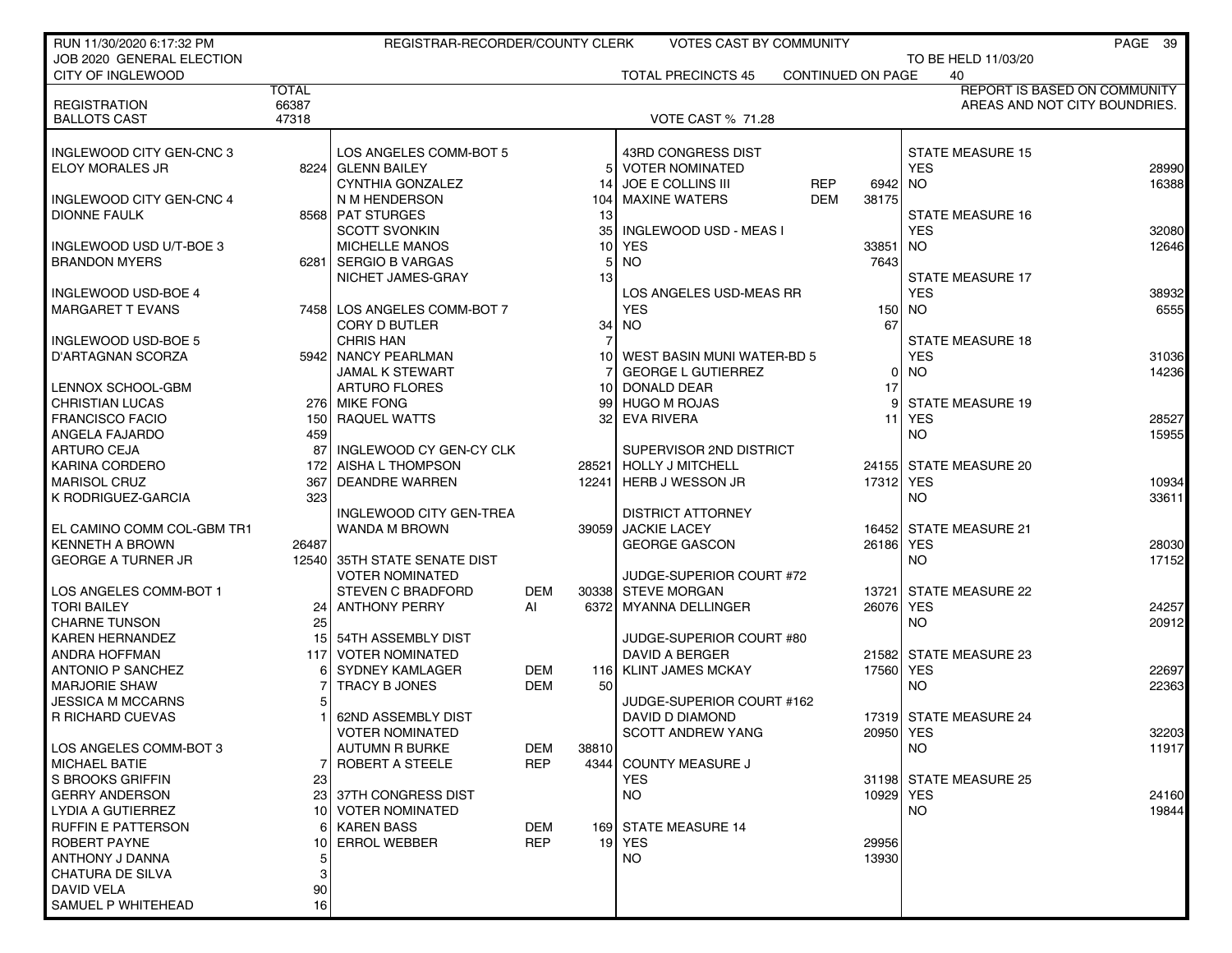RUN 11/30/2020 6:17:32 PM — REGISTRAR-RECORDER/COUNTY CLERK — VOTES CAST BY COMMUNITY

JOB 2020 GENERAL ELECTION — TO BE HELD 11/03/20

CITY OF INGLEWOOD — TOTAL PRECINCTS 45 — CONTINUED ON PAGE 40

REPORT IS BASED ON COMMUNITY AREAS AND NOT CITY BOUNDRIES.

| | TOTAL |
|---|---|
| REGISTRATION | 66387 |
| BALLOTS CAST | 47318 |

VOTE CAST % 71.28

| Contest / Candidate | Votes |
|---|---|
| **INGLEWOOD CITY GEN-CNC 3** | |
| ELOY MORALES JR | 8224 |
| **INGLEWOOD CITY GEN-CNC 4** | |
| DIONNE FAULK | 8568 |
| **INGLEWOOD USD U/T-BOE 3** | |
| BRANDON MYERS | 6281 |
| **INGLEWOOD USD-BOE 4** | |
| MARGARET T EVANS | 7458 |
| **INGLEWOOD USD-BOE 5** | |
| D'ARTAGNAN SCORZA | 5942 |
| **LENNOX SCHOOL-GBM** | |
| CHRISTIAN LUCAS | 276 |
| FRANCISCO FACIO | 150 |
| ANGELA FAJARDO | 459 |
| ARTURO CEJA | 87 |
| KARINA CORDERO | 172 |
| MARISOL CRUZ | 367 |
| K RODRIGUEZ-GARCIA | 323 |
| **EL CAMINO COMM COL-GBM TR1** | |
| KENNETH A BROWN | 26487 |
| GEORGE A TURNER JR | 12540 |
| **LOS ANGELES COMM-BOT 1** | |
| TORI BAILEY | 24 |
| CHARNE TUNSON | 25 |
| KAREN HERNANDEZ | 15 |
| ANDRA HOFFMAN | 117 |
| ANTONIO P SANCHEZ | 6 |
| MARJORIE SHAW | 7 |
| JESSICA M MCCARNS | 5 |
| R RICHARD CUEVAS | 1 |
| **LOS ANGELES COMM-BOT 3** | |
| MICHAEL BATIE | 7 |
| S BROOKS GRIFFIN | 23 |
| GERRY ANDERSON | 23 |
| LYDIA A GUTIERREZ | 10 |
| RUFFIN E PATTERSON | 6 |
| ROBERT PAYNE | 10 |
| ANTHONY J DANNA | 5 |
| CHATURA DE SILVA | 3 |
| DAVID VELA | 90 |
| SAMUEL P WHITEHEAD | 16 |

| Contest / Candidate | Party | Votes |
|---|---|---|
| **LOS ANGELES COMM-BOT 5** | | |
| GLENN BAILEY | | 5 |
| CYNTHIA GONZALEZ | | 14 |
| N M HENDERSON | | 104 |
| PAT STURGES | | 13 |
| SCOTT SVONKIN | | 35 |
| MICHELLE MANOS | | 10 |
| SERGIO B VARGAS | | 5 |
| NICHET JAMES-GRAY | | 13 |
| **LOS ANGELES COMM-BOT 7** | | |
| CORY D BUTLER | | 34 |
| CHRIS HAN | | 7 |
| NANCY PEARLMAN | | 10 |
| JAMAL K STEWART | | 7 |
| ARTURO FLORES | | 10 |
| MIKE FONG | | 99 |
| RAQUEL WATTS | | 32 |
| **INGLEWOOD CY GEN-CY CLK** | | |
| AISHA L THOMPSON | | 28521 |
| DEANDRE WARREN | | 12241 |
| **INGLEWOOD CITY GEN-TREA** | | |
| WANDA M BROWN | | 39059 |
| **35TH STATE SENATE DIST VOTER NOMINATED** | | |
| STEVEN C BRADFORD | DEM | 30338 |
| ANTHONY PERRY | AI | 6372 |
| **54TH ASSEMBLY DIST VOTER NOMINATED** | | |
| SYDNEY KAMLAGER | DEM | 116 |
| TRACY B JONES | DEM | 50 |
| **62ND ASSEMBLY DIST VOTER NOMINATED** | | |
| AUTUMN R BURKE | DEM | 38810 |
| ROBERT A STEELE | REP | 4344 |
| **37TH CONGRESS DIST VOTER NOMINATED** | | |
| KAREN BASS | DEM | 169 |
| ERROL WEBBER | REP | 19 |

| Contest / Candidate | Party | Votes |
|---|---|---|
| **43RD CONGRESS DIST VOTER NOMINATED** | | |
| JOE E COLLINS III | REP | 6942 |
| MAXINE WATERS | DEM | 38175 |
| **INGLEWOOD USD - MEAS I** | | |
| YES | | 33851 |
| NO | | 7643 |
| **LOS ANGELES USD-MEAS RR** | | |
| YES | | 150 |
| NO | | 67 |
| **WEST BASIN MUNI WATER-BD 5** | | |
| GEORGE L GUTIERREZ | | 0 |
| DONALD DEAR | | 17 |
| HUGO M ROJAS | | 9 |
| EVA RIVERA | | 11 |
| **SUPERVISOR 2ND DISTRICT** | | |
| HOLLY J MITCHELL | | 24155 |
| HERB J WESSON JR | | 17312 |
| **DISTRICT ATTORNEY** | | |
| JACKIE LACEY | | 16452 |
| GEORGE GASCON | | 26186 |
| **JUDGE-SUPERIOR COURT #72** | | |
| STEVE MORGAN | | 13721 |
| MYANNA DELLINGER | | 26076 |
| **JUDGE-SUPERIOR COURT #80** | | |
| DAVID A BERGER | | 21582 |
| KLINT JAMES MCKAY | | 17560 |
| **JUDGE-SUPERIOR COURT #162** | | |
| DAVID D DIAMOND | | 17319 |
| SCOTT ANDREW YANG | | 20950 |
| **COUNTY MEASURE J** | | |
| YES | | 31198 |
| NO | | 10929 |
| **STATE MEASURE 14** | | |
| YES | | 29956 |
| NO | | 13930 |

| Contest / Choice | Votes |
|---|---|
| **STATE MEASURE 15** | |
| YES | 28990 |
| NO | 16388 |
| **STATE MEASURE 16** | |
| YES | 32080 |
| NO | 12646 |
| **STATE MEASURE 17** | |
| YES | 38932 |
| NO | 6555 |
| **STATE MEASURE 18** | |
| YES | 31036 |
| NO | 14236 |
| **STATE MEASURE 19** | |
| YES | 28527 |
| NO | 15955 |
| **STATE MEASURE 20** | |
| YES | 10934 |
| NO | 33611 |
| **STATE MEASURE 21** | |
| YES | 28030 |
| NO | 17152 |
| **STATE MEASURE 22** | |
| YES | 24257 |
| NO | 20912 |
| **STATE MEASURE 23** | |
| YES | 22697 |
| NO | 22363 |
| **STATE MEASURE 24** | |
| YES | 32203 |
| NO | 11917 |
| **STATE MEASURE 25** | |
| YES | 24160 |
| NO | 19844 |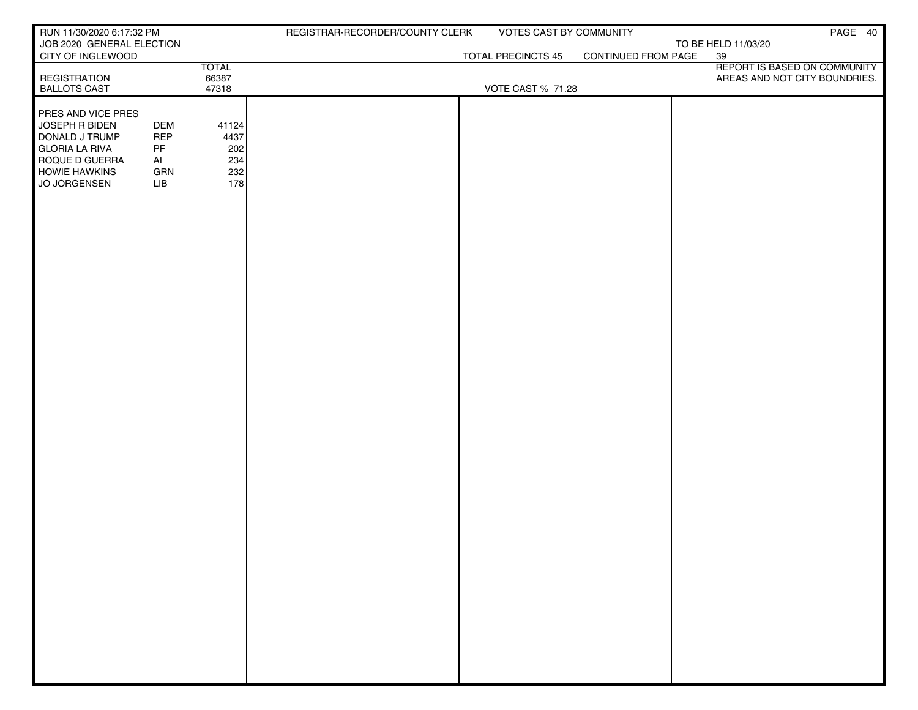REGISTRAR-RECORDER/COUNTY CLERK — VOTES CAST BY COMMUNITY

RUN 11/30/2020 6:17:32 PM

JOB 2020 GENERAL ELECTION — TO BE HELD 11/03/20

CITY OF INGLEWOOD — TOTAL PRECINCTS 45 — CONTINUED FROM PAGE 39

REPORT IS BASED ON COMMUNITY AREAS AND NOT CITY BOUNDRIES.

| | | TOTAL |
|---|---|---|
| REGISTRATION | | 66387 |
| BALLOTS CAST | | 47318 |

VOTE CAST % 71.28

| PRES AND VICE PRES | | |
|---|---|---|
| JOSEPH R BIDEN | DEM | 41124 |
| DONALD J TRUMP | REP | 4437 |
| GLORIA LA RIVA | PF | 202 |
| ROQUE D GUERRA | AI | 234 |
| HOWIE HAWKINS | GRN | 232 |
| JO JORGENSEN | LIB | 178 |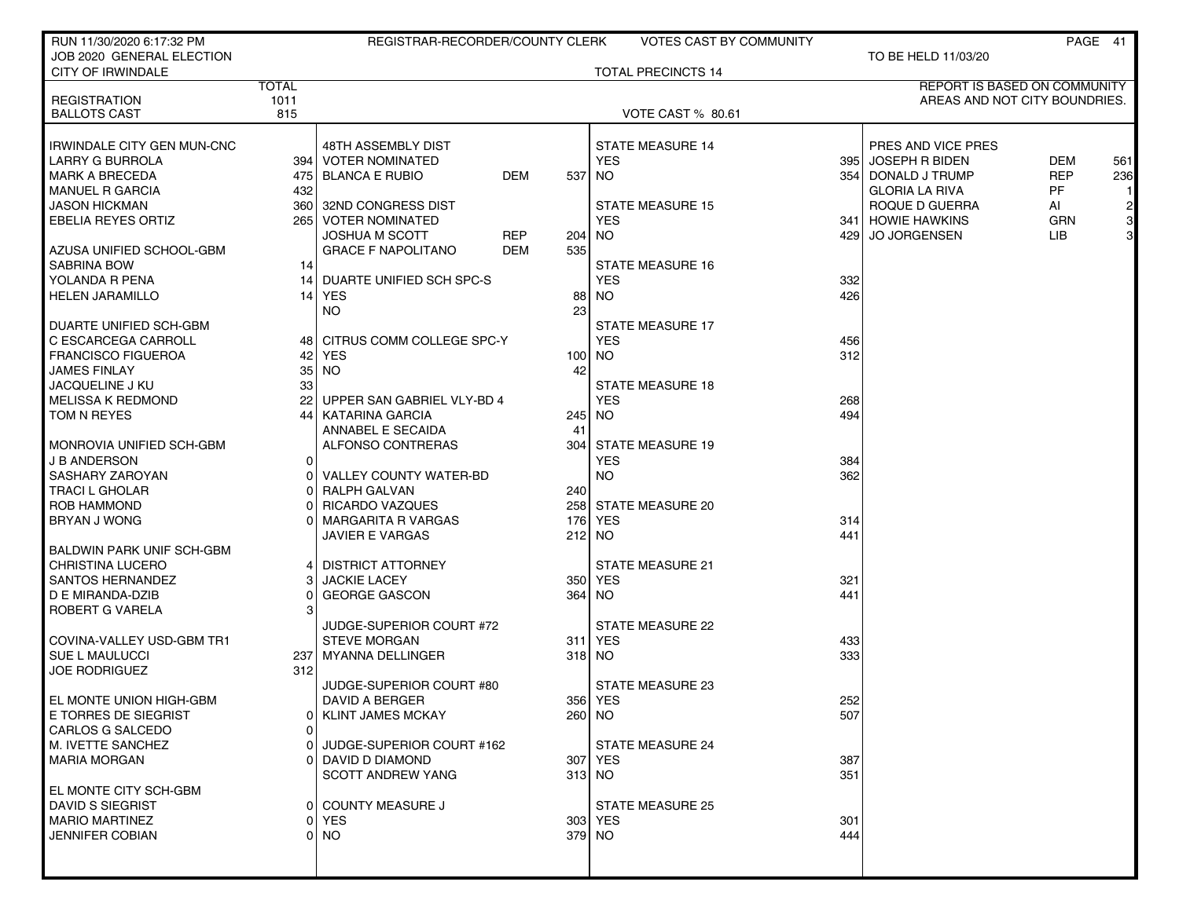RUN 11/30/2020 6:17:32 PM — REGISTRAR-RECORDER/COUNTY CLERK — VOTES CAST BY COMMUNITY

JOB 2020 GENERAL ELECTION — TO BE HELD 11/03/20

CITY OF IRWINDALE — TOTAL PRECINCTS 14

REPORT IS BASED ON COMMUNITY AREAS AND NOT CITY BOUNDRIES.

| | TOTAL |
|---|---|
| REGISTRATION | 1011 |
| BALLOTS CAST | 815 |

VOTE CAST % 80.61

| IRWINDALE CITY GEN MUN-CNC | |
|---|---|
| LARRY G BURROLA | 394 |
| MARK A BRECEDA | 475 |
| MANUEL R GARCIA | 432 |
| JASON HICKMAN | 360 |
| EBELIA REYES ORTIZ | 265 |

| AZUSA UNIFIED SCHOOL-GBM | |
|---|---|
| SABRINA BOW | 14 |
| YOLANDA R PENA | 14 |
| HELEN JARAMILLO | 14 |

| DUARTE UNIFIED SCH-GBM | |
|---|---|
| C ESCARCEGA CARROLL | 48 |
| FRANCISCO FIGUEROA | 42 |
| JAMES FINLAY | 35 |
| JACQUELINE J KU | 33 |
| MELISSA K REDMOND | 22 |
| TOM N REYES | 44 |

| MONROVIA UNIFIED SCH-GBM | |
|---|---|
| J B ANDERSON | 0 |
| SASHARY ZAROYAN | 0 |
| TRACI L GHOLAR | 0 |
| ROB HAMMOND | 0 |
| BRYAN J WONG | 0 |

| BALDWIN PARK UNIF SCH-GBM | |
|---|---|
| CHRISTINA LUCERO | 4 |
| SANTOS HERNANDEZ | 3 |
| D E MIRANDA-DZIB | 0 |
| ROBERT G VARELA | 3 |

| COVINA-VALLEY USD-GBM TR1 | |
|---|---|
| SUE L MAULUCCI | 237 |
| JOE RODRIGUEZ | 312 |

| EL MONTE UNION HIGH-GBM | |
|---|---|
| E TORRES DE SIEGRIST | 0 |
| CARLOS G SALCEDO | 0 |
| M. IVETTE SANCHEZ | 0 |
| MARIA MORGAN | 0 |

| EL MONTE CITY SCH-GBM | |
|---|---|
| DAVID S SIEGRIST | 0 |
| MARIO MARTINEZ | 0 |
| JENNIFER COBIAN | 0 |

| 48TH ASSEMBLY DIST VOTER NOMINATED | | |
|---|---|---|
| BLANCA E RUBIO | DEM | 537 |

| 32ND CONGRESS DIST VOTER NOMINATED | | |
|---|---|---|
| JOSHUA M SCOTT | REP | 204 |
| GRACE F NAPOLITANO | DEM | 535 |

| DUARTE UNIFIED SCH SPC-S | |
|---|---|
| YES | 88 |
| NO | 23 |

| CITRUS COMM COLLEGE SPC-Y | |
|---|---|
| YES | 100 |
| NO | 42 |

| UPPER SAN GABRIEL VLY-BD 4 | |
|---|---|
| KATARINA GARCIA | 245 |
| ANNABEL E SECAIDA | 41 |
| ALFONSO CONTRERAS | 304 |

| VALLEY COUNTY WATER-BD | |
|---|---|
| RALPH GALVAN | 240 |
| RICARDO VAZQUES | 258 |
| MARGARITA R VARGAS | 176 |
| JAVIER E VARGAS | 212 |

| DISTRICT ATTORNEY | |
|---|---|
| JACKIE LACEY | 350 |
| GEORGE GASCON | 364 |

| JUDGE-SUPERIOR COURT #72 | |
|---|---|
| STEVE MORGAN | 311 |
| MYANNA DELLINGER | 318 |

| JUDGE-SUPERIOR COURT #80 | |
|---|---|
| DAVID A BERGER | 356 |
| KLINT JAMES MCKAY | 260 |

| JUDGE-SUPERIOR COURT #162 | |
|---|---|
| DAVID D DIAMOND | 307 |
| SCOTT ANDREW YANG | 313 |

| COUNTY MEASURE J | |
|---|---|
| YES | 303 |
| NO | 379 |

| STATE MEASURE | YES | NO |
|---|---|---|
| STATE MEASURE 14 | 395 | 354 |
| STATE MEASURE 15 | 341 | 429 |
| STATE MEASURE 16 | 332 | 426 |
| STATE MEASURE 17 | 456 | 312 |
| STATE MEASURE 18 | 268 | 494 |
| STATE MEASURE 19 | 384 | 362 |
| STATE MEASURE 20 | 314 | 441 |
| STATE MEASURE 21 | 321 | 441 |
| STATE MEASURE 22 | 433 | 333 |
| STATE MEASURE 23 | 252 | 507 |
| STATE MEASURE 24 | 387 | 351 |
| STATE MEASURE 25 | 301 | 444 |

| PRES AND VICE PRES | | |
|---|---|---|
| JOSEPH R BIDEN | DEM | 561 |
| DONALD J TRUMP | REP | 236 |
| GLORIA LA RIVA | PF | 1 |
| ROQUE D GUERRA | AI | 2 |
| HOWIE HAWKINS | GRN | 3 |
| JO JORGENSEN | LIB | 3 |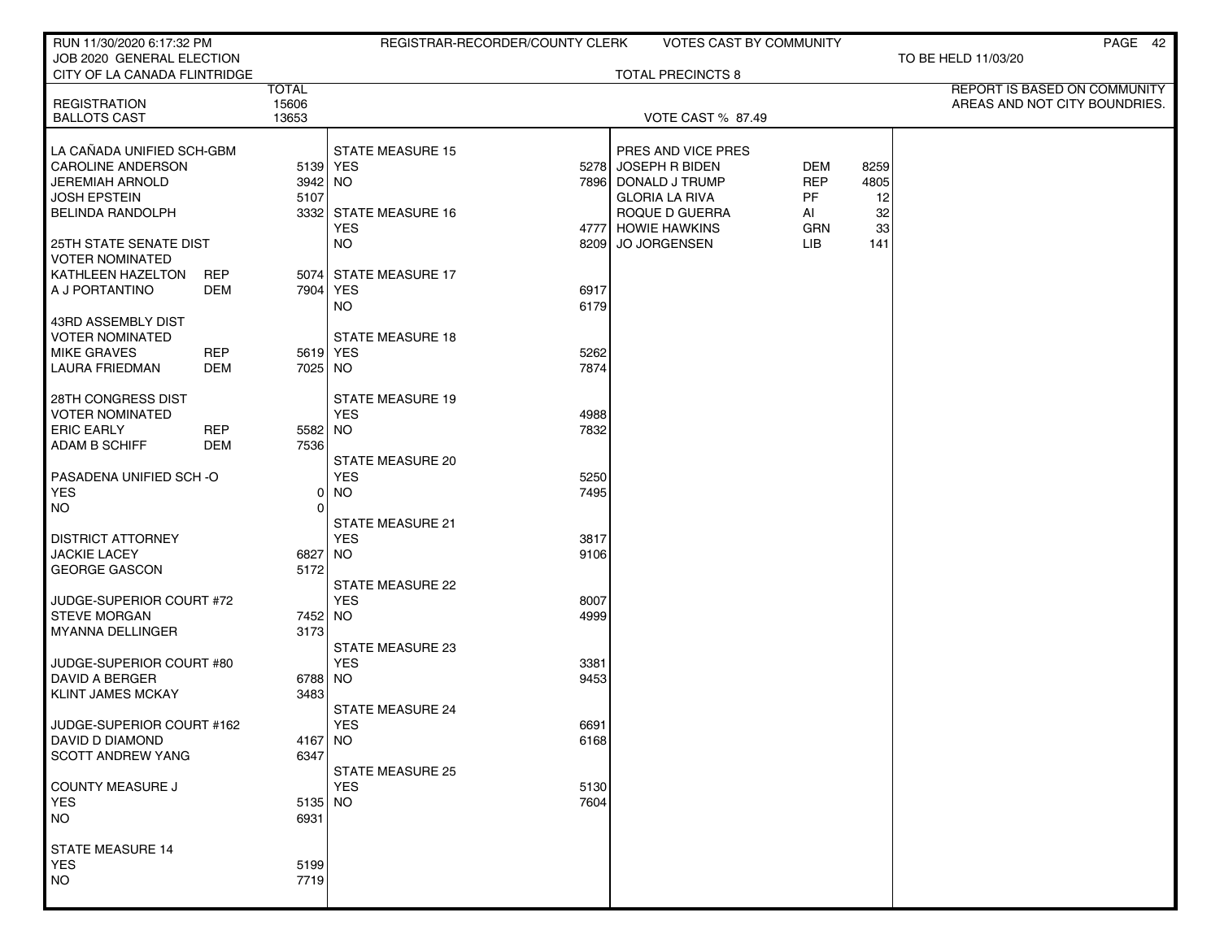RUN 11/30/2020 6:17:32 PM — REGISTRAR-RECORDER/COUNTY CLERK — VOTES CAST BY COMMUNITY

JOB 2020 GENERAL ELECTION — TO BE HELD 11/03/20

CITY OF LA CANADA FLINTRIDGE — TOTAL PRECINCTS 8

REPORT IS BASED ON COMMUNITY AREAS AND NOT CITY BOUNDRIES.

| | TOTAL |
|---|---|
| REGISTRATION | 15606 |
| BALLOTS CAST | 13653 |

VOTE CAST % 87.49

| Contest | Party | Votes |
|---|---|---|
| **LA CAÑADA UNIFIED SCH-GBM** | | |
| CAROLINE ANDERSON | | 5139 |
| JEREMIAH ARNOLD | | 3942 |
| JOSH EPSTEIN | | 5107 |
| BELINDA RANDOLPH | | 3332 |
| **25TH STATE SENATE DIST VOTER NOMINATED** | | |
| KATHLEEN HAZELTON | REP | 5074 |
| A J PORTANTINO | DEM | 7904 |
| **43RD ASSEMBLY DIST VOTER NOMINATED** | | |
| MIKE GRAVES | REP | 5619 |
| LAURA FRIEDMAN | DEM | 7025 |
| **28TH CONGRESS DIST VOTER NOMINATED** | | |
| ERIC EARLY | REP | 5582 |
| ADAM B SCHIFF | DEM | 7536 |
| **PASADENA UNIFIED SCH -O** | | |
| YES | | 0 |
| NO | | 0 |
| **DISTRICT ATTORNEY** | | |
| JACKIE LACEY | | 6827 |
| GEORGE GASCON | | 5172 |
| **JUDGE-SUPERIOR COURT #72** | | |
| STEVE MORGAN | | 7452 |
| MYANNA DELLINGER | | 3173 |
| **JUDGE-SUPERIOR COURT #80** | | |
| DAVID A BERGER | | 6788 |
| KLINT JAMES MCKAY | | 3483 |
| **JUDGE-SUPERIOR COURT #162** | | |
| DAVID D DIAMOND | | 4167 |
| SCOTT ANDREW YANG | | 6347 |
| **COUNTY MEASURE J** | | |
| YES | | 5135 |
| NO | | 6931 |
| **STATE MEASURE 14** | | |
| YES | | 5199 |
| NO | | 7719 |
| **STATE MEASURE 15** | | |
| YES | | 5278 |
| NO | | 7896 |
| **STATE MEASURE 16** | | |
| YES | | 4777 |
| NO | | 8209 |
| **STATE MEASURE 17** | | |
| YES | | 6917 |
| NO | | 6179 |
| **STATE MEASURE 18** | | |
| YES | | 5262 |
| NO | | 7874 |
| **STATE MEASURE 19** | | |
| YES | | 4988 |
| NO | | 7832 |
| **STATE MEASURE 20** | | |
| YES | | 5250 |
| NO | | 7495 |
| **STATE MEASURE 21** | | |
| YES | | 3817 |
| NO | | 9106 |
| **STATE MEASURE 22** | | |
| YES | | 8007 |
| NO | | 4999 |
| **STATE MEASURE 23** | | |
| YES | | 3381 |
| NO | | 9453 |
| **STATE MEASURE 24** | | |
| YES | | 6691 |
| NO | | 6168 |
| **STATE MEASURE 25** | | |
| YES | | 5130 |
| NO | | 7604 |
| **PRES AND VICE PRES** | | |
| JOSEPH R BIDEN | DEM | 8259 |
| DONALD J TRUMP | REP | 4805 |
| GLORIA LA RIVA | PF | 12 |
| ROQUE D GUERRA | AI | 32 |
| HOWIE HAWKINS | GRN | 33 |
| JO JORGENSEN | LIB | 141 |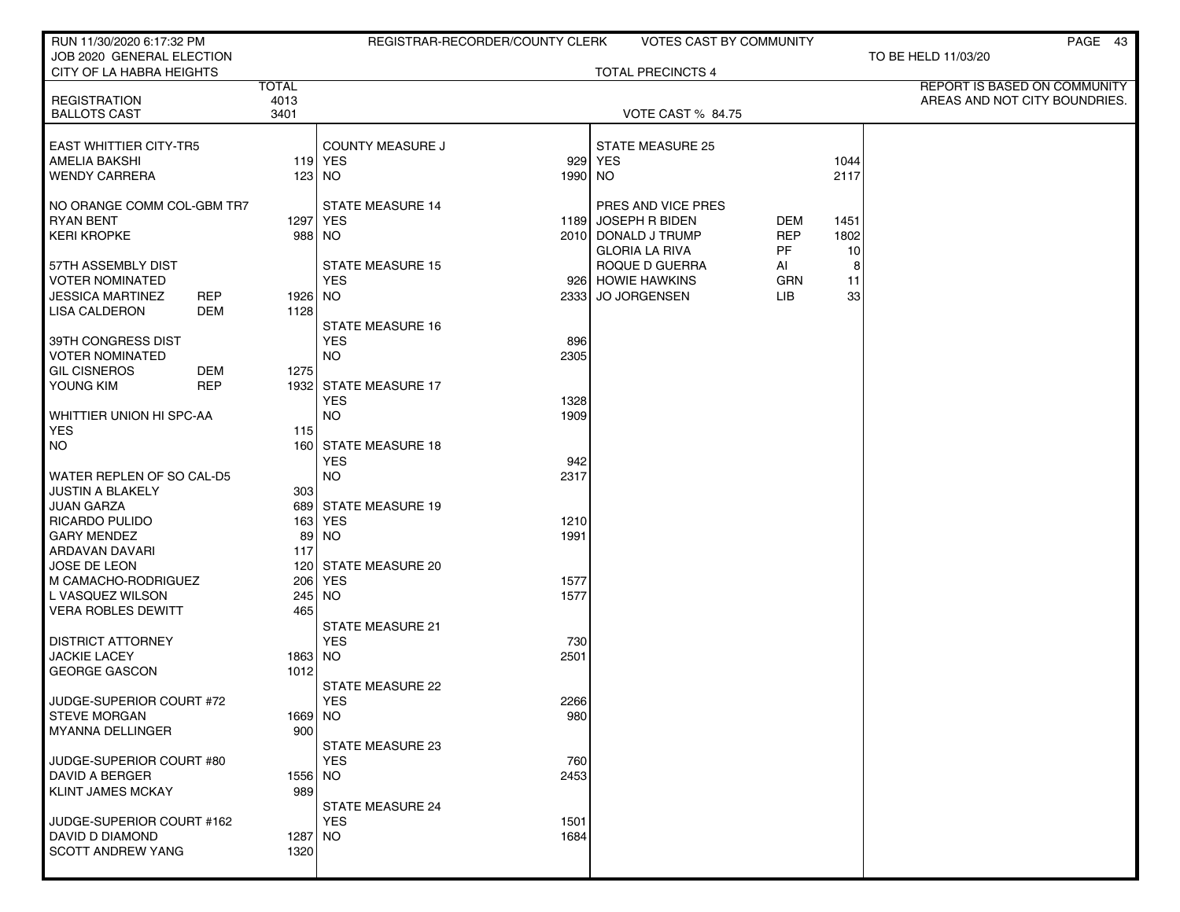RUN 11/30/2020 6:17:32 PM — REGISTRAR-RECORDER/COUNTY CLERK — VOTES CAST BY COMMUNITY

JOB 2020 GENERAL ELECTION — TO BE HELD 11/03/20

CITY OF LA HABRA HEIGHTS — TOTAL PRECINCTS 4

REPORT IS BASED ON COMMUNITY AREAS AND NOT CITY BOUNDRIES.

| | TOTAL |
|---|---|
| REGISTRATION | 4013 |
| BALLOTS CAST | 3401 |

VOTE CAST % 84.75

**EAST WHITTIER CITY-TR5**

| Candidate | Votes |
|---|---|
| AMELIA BAKSHI | 119 |
| WENDY CARRERA | 123 |

**NO ORANGE COMM COL-GBM TR7**

| Candidate | Votes |
|---|---|
| RYAN BENT | 1297 |
| KERI KROPKE | 988 |

**57TH ASSEMBLY DIST**
VOTER NOMINATED

| Candidate | Party | Votes |
|---|---|---|
| JESSICA MARTINEZ | REP | 1926 |
| LISA CALDERON | DEM | 1128 |

**39TH CONGRESS DIST**
VOTER NOMINATED

| Candidate | Party | Votes |
|---|---|---|
| GIL CISNEROS | DEM | 1275 |
| YOUNG KIM | REP | 1932 |

**WHITTIER UNION HI SPC-AA**

| | Votes |
|---|---|
| YES | 115 |
| NO | 160 |

**WATER REPLEN OF SO CAL-D5**

| Candidate | Votes |
|---|---|
| JUSTIN A BLAKELY | 303 |
| JUAN GARZA | 689 |
| RICARDO PULIDO | 163 |
| GARY MENDEZ | 89 |
| ARDAVAN DAVARI | 117 |
| JOSE DE LEON | 120 |
| M CAMACHO-RODRIGUEZ | 206 |
| L VASQUEZ WILSON | 245 |
| VERA ROBLES DEWITT | 465 |

**DISTRICT ATTORNEY**

| Candidate | Votes |
|---|---|
| JACKIE LACEY | 1863 |
| GEORGE GASCON | 1012 |

**JUDGE-SUPERIOR COURT #72**

| Candidate | Votes |
|---|---|
| STEVE MORGAN | 1669 |
| MYANNA DELLINGER | 900 |

**JUDGE-SUPERIOR COURT #80**

| Candidate | Votes |
|---|---|
| DAVID A BERGER | 1556 |
| KLINT JAMES MCKAY | 989 |

**JUDGE-SUPERIOR COURT #162**

| Candidate | Votes |
|---|---|
| DAVID D DIAMOND | 1287 |
| SCOTT ANDREW YANG | 1320 |

**COUNTY MEASURE J**

| | Votes |
|---|---|
| YES | 929 |
| NO | 1990 |

**STATE MEASURE 14**

| | Votes |
|---|---|
| YES | 1189 |
| NO | 2010 |

**STATE MEASURE 15**

| | Votes |
|---|---|
| YES | 926 |
| NO | 2333 |

**STATE MEASURE 16**

| | Votes |
|---|---|
| YES | 896 |
| NO | 2305 |

**STATE MEASURE 17**

| | Votes |
|---|---|
| YES | 1328 |
| NO | 1909 |

**STATE MEASURE 18**

| | Votes |
|---|---|
| YES | 942 |
| NO | 2317 |

**STATE MEASURE 19**

| | Votes |
|---|---|
| YES | 1210 |
| NO | 1991 |

**STATE MEASURE 20**

| | Votes |
|---|---|
| YES | 1577 |
| NO | 1577 |

**STATE MEASURE 21**

| | Votes |
|---|---|
| YES | 730 |
| NO | 2501 |

**STATE MEASURE 22**

| | Votes |
|---|---|
| YES | 2266 |
| NO | 980 |

**STATE MEASURE 23**

| | Votes |
|---|---|
| YES | 760 |
| NO | 2453 |

**STATE MEASURE 24**

| | Votes |
|---|---|
| YES | 1501 |
| NO | 1684 |

**STATE MEASURE 25**

| | Votes |
|---|---|
| YES | 1044 |
| NO | 2117 |

**PRES AND VICE PRES**

| Candidate | Party | Votes |
|---|---|---|
| JOSEPH R BIDEN | DEM | 1451 |
| DONALD J TRUMP | REP | 1802 |
| GLORIA LA RIVA | PF | 10 |
| ROQUE D GUERRA | AI | 8 |
| HOWIE HAWKINS | GRN | 11 |
| JO JORGENSEN | LIB | 33 |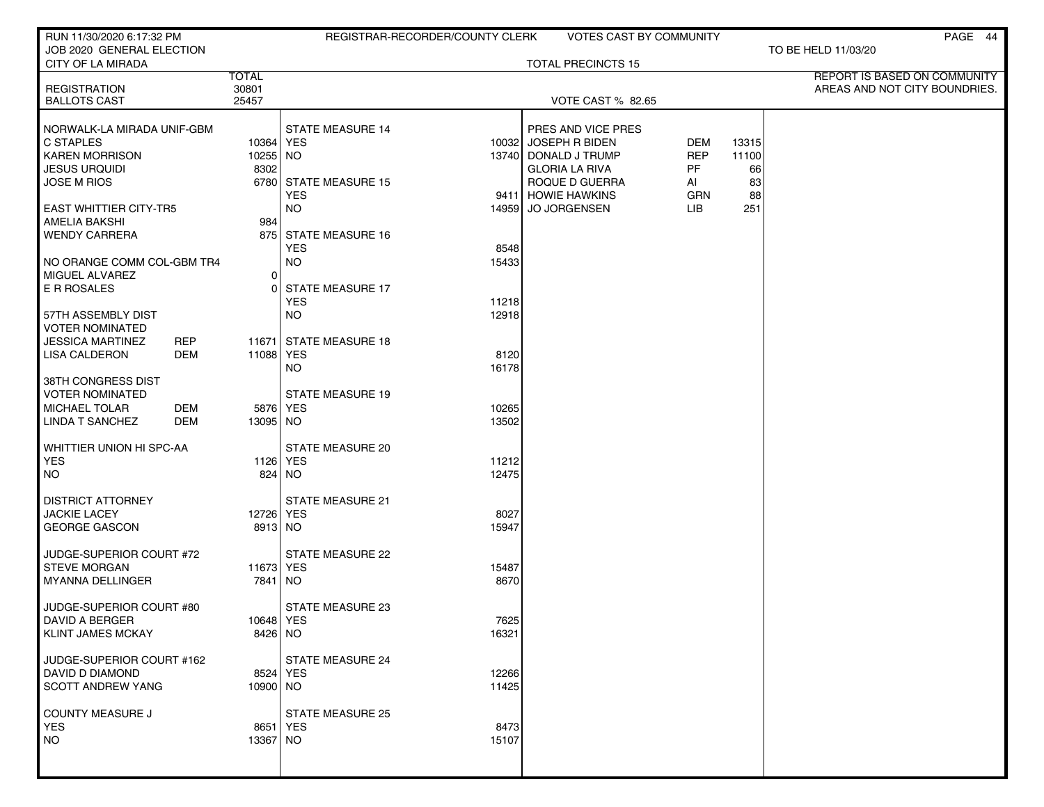RUN 11/30/2020 6:17:32 PM — REGISTRAR-RECORDER/COUNTY CLERK — VOTES CAST BY COMMUNITY

JOB 2020 GENERAL ELECTION — TO BE HELD 11/03/20

CITY OF LA MIRADA — TOTAL PRECINCTS 15

REPORT IS BASED ON COMMUNITY AREAS AND NOT CITY BOUNDRIES.

| | TOTAL |
|---|---|
| REGISTRATION | 30801 |
| BALLOTS CAST | 25457 |

VOTE CAST % 82.65

| NORWALK-LA MIRADA UNIF-GBM | | |
|---|---|---|
| C STAPLES | | 10364 |
| KAREN MORRISON | | 10255 |
| JESUS URQUIDI | | 8302 |
| JOSE M RIOS | | 6780 |
| **EAST WHITTIER CITY-TR5** | | |
| AMELIA BAKSHI | | 984 |
| WENDY CARRERA | | 875 |
| **NO ORANGE COMM COL-GBM TR4** | | |
| MIGUEL ALVAREZ | | 0 |
| E R ROSALES | | 0 |
| **57TH ASSEMBLY DIST VOTER NOMINATED** | | |
| JESSICA MARTINEZ | REP | 11671 |
| LISA CALDERON | DEM | 11088 |
| **38TH CONGRESS DIST VOTER NOMINATED** | | |
| MICHAEL TOLAR | DEM | 5876 |
| LINDA T SANCHEZ | DEM | 13095 |
| **WHITTIER UNION HI SPC-AA** | | |
| YES | | 1126 |
| NO | | 824 |
| **DISTRICT ATTORNEY** | | |
| JACKIE LACEY | | 12726 |
| GEORGE GASCON | | 8913 |
| **JUDGE-SUPERIOR COURT #72** | | |
| STEVE MORGAN | | 11673 |
| MYANNA DELLINGER | | 7841 |
| **JUDGE-SUPERIOR COURT #80** | | |
| DAVID A BERGER | | 10648 |
| KLINT JAMES MCKAY | | 8426 |
| **JUDGE-SUPERIOR COURT #162** | | |
| DAVID D DIAMOND | | 8524 |
| SCOTT ANDREW YANG | | 10900 |
| **COUNTY MEASURE J** | | |
| YES | | 8651 |
| NO | | 13367 |

| STATE MEASURE | YES | NO |
|---|---|---|
| STATE MEASURE 14 | 10032 | 13740 |
| STATE MEASURE 15 | 9411 | 14959 |
| STATE MEASURE 16 | 8548 | 15433 |
| STATE MEASURE 17 | 11218 | 12918 |
| STATE MEASURE 18 | 8120 | 16178 |
| STATE MEASURE 19 | 10265 | 13502 |
| STATE MEASURE 20 | 11212 | 12475 |
| STATE MEASURE 21 | 8027 | 15947 |
| STATE MEASURE 22 | 15487 | 8670 |
| STATE MEASURE 23 | 7625 | 16321 |
| STATE MEASURE 24 | 12266 | 11425 |
| STATE MEASURE 25 | 8473 | 15107 |

| PRES AND VICE PRES | | |
|---|---|---|
| JOSEPH R BIDEN | DEM | 13315 |
| DONALD J TRUMP | REP | 11100 |
| GLORIA LA RIVA | PF | 66 |
| ROQUE D GUERRA | AI | 83 |
| HOWIE HAWKINS | GRN | 88 |
| JO JORGENSEN | LIB | 251 |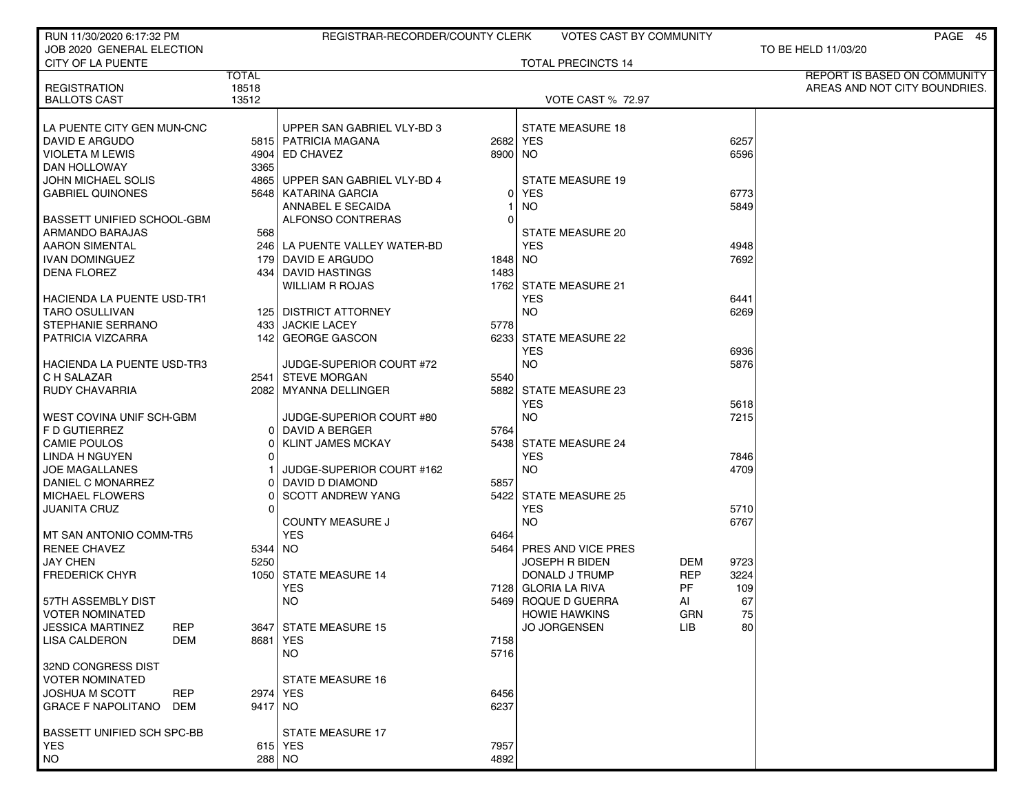RUN 11/30/2020 6:17:32 PM — REGISTRAR-RECORDER/COUNTY CLERK — VOTES CAST BY COMMUNITY

JOB 2020 GENERAL ELECTION — TO BE HELD 11/03/20

CITY OF LA PUENTE — TOTAL PRECINCTS 14

REPORT IS BASED ON COMMUNITY AREAS AND NOT CITY BOUNDRIES.

| | TOTAL |
|---|---|
| REGISTRATION | 18518 |
| BALLOTS CAST | 13512 |

VOTE CAST % 72.97

**LA PUENTE CITY GEN MUN-CNC**

| Candidate | Votes |
|---|---|
| DAVID E ARGUDO | 5815 |
| VIOLETA M LEWIS | 4904 |
| DAN HOLLOWAY | 3365 |
| JOHN MICHAEL SOLIS | 4865 |
| GABRIEL QUINONES | 5648 |

**BASSETT UNIFIED SCHOOL-GBM**

| Candidate | Votes |
|---|---|
| ARMANDO BARAJAS | 568 |
| AARON SIMENTAL | 246 |
| IVAN DOMINGUEZ | 179 |
| DENA FLOREZ | 434 |

**HACIENDA LA PUENTE USD-TR1**

| Candidate | Votes |
|---|---|
| TARO OSULLIVAN | 125 |
| STEPHANIE SERRANO | 433 |
| PATRICIA VIZCARRA | 142 |

**HACIENDA LA PUENTE USD-TR3**

| Candidate | Votes |
|---|---|
| C H SALAZAR | 2541 |
| RUDY CHAVARRIA | 2082 |

**WEST COVINA UNIF SCH-GBM**

| Candidate | Votes |
|---|---|
| F D GUTIERREZ | 0 |
| CAMIE POULOS | 0 |
| LINDA H NGUYEN | 0 |
| JOE MAGALLANES | 1 |
| DANIEL C MONARREZ | 0 |
| MICHAEL FLOWERS | 0 |
| JUANITA CRUZ | 0 |

**MT SAN ANTONIO COMM-TR5**

| Candidate | Votes |
|---|---|
| RENEE CHAVEZ | 5344 |
| JAY CHEN | 5250 |
| FREDERICK CHYR | 1050 |

**57TH ASSEMBLY DIST VOTER NOMINATED**

| Candidate | Party | Votes |
|---|---|---|
| JESSICA MARTINEZ | REP | 3647 |
| LISA CALDERON | DEM | 8681 |

**32ND CONGRESS DIST VOTER NOMINATED**

| Candidate | Party | Votes |
|---|---|---|
| JOSHUA M SCOTT | REP | 2974 |
| GRACE F NAPOLITANO | DEM | 9417 |

**BASSETT UNIFIED SCH SPC-BB**

| | Votes |
|---|---|
| YES | 615 |
| NO | 288 |

**UPPER SAN GABRIEL VLY-BD 3**

| Candidate | Votes |
|---|---|
| PATRICIA MAGANA | 2682 |
| ED CHAVEZ | 8900 |

**UPPER SAN GABRIEL VLY-BD 4**

| Candidate | Votes |
|---|---|
| KATARINA GARCIA | 0 |
| ANNABEL E SECAIDA | 1 |
| ALFONSO CONTRERAS | 0 |

**LA PUENTE VALLEY WATER-BD**

| Candidate | Votes |
|---|---|
| DAVID E ARGUDO | 1848 |
| DAVID HASTINGS | 1483 |
| WILLIAM R ROJAS | 1762 |

**DISTRICT ATTORNEY**

| Candidate | Votes |
|---|---|
| JACKIE LACEY | 5778 |
| GEORGE GASCON | 6233 |

**JUDGE-SUPERIOR COURT #72**

| Candidate | Votes |
|---|---|
| STEVE MORGAN | 5540 |
| MYANNA DELLINGER | 5882 |

**JUDGE-SUPERIOR COURT #80**

| Candidate | Votes |
|---|---|
| DAVID A BERGER | 5764 |
| KLINT JAMES MCKAY | 5438 |

**JUDGE-SUPERIOR COURT #162**

| Candidate | Votes |
|---|---|
| DAVID D DIAMOND | 5857 |
| SCOTT ANDREW YANG | 5422 |

**COUNTY MEASURE J**

| | Votes |
|---|---|
| YES | 6464 |
| NO | 5464 |

**STATE MEASURE 14**

| | Votes |
|---|---|
| YES | 7128 |
| NO | 5469 |

**STATE MEASURE 15**

| | Votes |
|---|---|
| YES | 7158 |
| NO | 5716 |

**STATE MEASURE 16**

| | Votes |
|---|---|
| YES | 6456 |
| NO | 6237 |

**STATE MEASURE 17**

| | Votes |
|---|---|
| YES | 7957 |
| NO | 4892 |

**STATE MEASURE 18**

| | Votes |
|---|---|
| YES | 6257 |
| NO | 6596 |

**STATE MEASURE 19**

| | Votes |
|---|---|
| YES | 6773 |
| NO | 5849 |

**STATE MEASURE 20**

| | Votes |
|---|---|
| YES | 4948 |
| NO | 7692 |

**STATE MEASURE 21**

| | Votes |
|---|---|
| YES | 6441 |
| NO | 6269 |

**STATE MEASURE 22**

| | Votes |
|---|---|
| YES | 6936 |
| NO | 5876 |

**STATE MEASURE 23**

| | Votes |
|---|---|
| YES | 5618 |
| NO | 7215 |

**STATE MEASURE 24**

| | Votes |
|---|---|
| YES | 7846 |
| NO | 4709 |

**STATE MEASURE 25**

| | Votes |
|---|---|
| YES | 5710 |
| NO | 6767 |

**PRES AND VICE PRES**

| Candidate | Party | Votes |
|---|---|---|
| JOSEPH R BIDEN | DEM | 9723 |
| DONALD J TRUMP | REP | 3224 |
| GLORIA LA RIVA | PF | 109 |
| ROQUE D GUERRA | AI | 67 |
| HOWIE HAWKINS | GRN | 75 |
| JO JORGENSEN | LIB | 80 |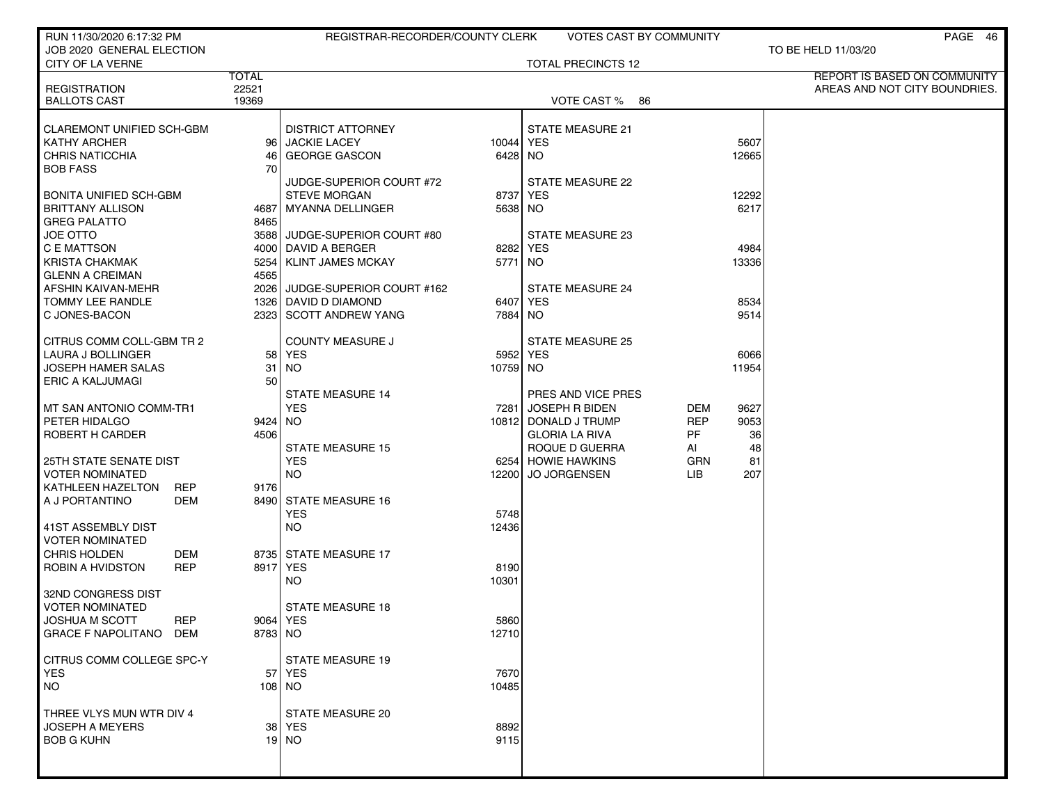RUN 11/30/2020 6:17:32 PM — REGISTRAR-RECORDER/COUNTY CLERK — VOTES CAST BY COMMUNITY

JOB 2020 GENERAL ELECTION — TO BE HELD 11/03/20

CITY OF LA VERNE — TOTAL PRECINCTS 12

REPORT IS BASED ON COMMUNITY AREAS AND NOT CITY BOUNDRIES.

| | TOTAL |
|---|---|
| REGISTRATION | 22521 |
| BALLOTS CAST | 19369 |

VOTE CAST % 86

| CLAREMONT UNIFIED SCH-GBM | | |
|---|---|---|
| KATHY ARCHER | | 96 |
| CHRIS NATICCHIA | | 46 |
| BOB FASS | | 70 |

| BONITA UNIFIED SCH-GBM | | |
|---|---|---|
| BRITTANY ALLISON | | 4687 |
| GREG PALATTO | | 8465 |
| JOE OTTO | | 3588 |
| C E MATTSON | | 4000 |
| KRISTA CHAKMAK | | 5254 |
| GLENN A CREIMAN | | 4565 |
| AFSHIN KAIVAN-MEHR | | 2026 |
| TOMMY LEE RANDLE | | 1326 |
| C JONES-BACON | | 2323 |

| CITRUS COMM COLL-GBM TR 2 | | |
|---|---|---|
| LAURA J BOLLINGER | | 58 |
| JOSEPH HAMER SALAS | | 31 |
| ERIC A KALJUMAGI | | 50 |

| MT SAN ANTONIO COMM-TR1 | | |
|---|---|---|
| PETER HIDALGO | | 9424 |
| ROBERT H CARDER | | 4506 |

| 25TH STATE SENATE DIST VOTER NOMINATED | | |
|---|---|---|
| KATHLEEN HAZELTON | REP | 9176 |
| A J PORTANTINO | DEM | 8490 |

| 41ST ASSEMBLY DIST VOTER NOMINATED | | |
|---|---|---|
| CHRIS HOLDEN | DEM | 8735 |
| ROBIN A HVIDSTON | REP | 8917 |

| 32ND CONGRESS DIST VOTER NOMINATED | | |
|---|---|---|
| JOSHUA M SCOTT | REP | 9064 |
| GRACE F NAPOLITANO | DEM | 8783 |

| CITRUS COMM COLLEGE SPC-Y | |
|---|---|
| YES | 57 |
| NO | 108 |

| THREE VLYS MUN WTR DIV 4 | |
|---|---|
| JOSEPH A MEYERS | 38 |
| BOB G KUHN | 19 |

| DISTRICT ATTORNEY | |
|---|---|
| JACKIE LACEY | 10044 |
| GEORGE GASCON | 6428 |

| JUDGE-SUPERIOR COURT #72 | |
|---|---|
| STEVE MORGAN | 8737 |
| MYANNA DELLINGER | 5638 |

| JUDGE-SUPERIOR COURT #80 | |
|---|---|
| DAVID A BERGER | 8282 |
| KLINT JAMES MCKAY | 5771 |

| JUDGE-SUPERIOR COURT #162 | |
|---|---|
| DAVID D DIAMOND | 6407 |
| SCOTT ANDREW YANG | 7884 |

| COUNTY MEASURE J | |
|---|---|
| YES | 5952 |
| NO | 10759 |

| STATE MEASURE 14 | |
|---|---|
| YES | 7281 |
| NO | 10812 |

| STATE MEASURE 15 | |
|---|---|
| YES | 6254 |
| NO | 12200 |

| STATE MEASURE 16 | |
|---|---|
| YES | 5748 |
| NO | 12436 |

| STATE MEASURE 17 | |
|---|---|
| YES | 8190 |
| NO | 10301 |

| STATE MEASURE 18 | |
|---|---|
| YES | 5860 |
| NO | 12710 |

| STATE MEASURE 19 | |
|---|---|
| YES | 7670 |
| NO | 10485 |

| STATE MEASURE 20 | |
|---|---|
| YES | 8892 |
| NO | 9115 |

| STATE MEASURE 21 | |
|---|---|
| YES | 5607 |
| NO | 12665 |

| STATE MEASURE 22 | |
|---|---|
| YES | 12292 |
| NO | 6217 |

| STATE MEASURE 23 | |
|---|---|
| YES | 4984 |
| NO | 13336 |

| STATE MEASURE 24 | |
|---|---|
| YES | 8534 |
| NO | 9514 |

| STATE MEASURE 25 | |
|---|---|
| YES | 6066 |
| NO | 11954 |

| PRES AND VICE PRES | | |
|---|---|---|
| JOSEPH R BIDEN | DEM | 9627 |
| DONALD J TRUMP | REP | 9053 |
| GLORIA LA RIVA | PF | 36 |
| ROQUE D GUERRA | AI | 48 |
| HOWIE HAWKINS | GRN | 81 |
| JO JORGENSEN | LIB | 207 |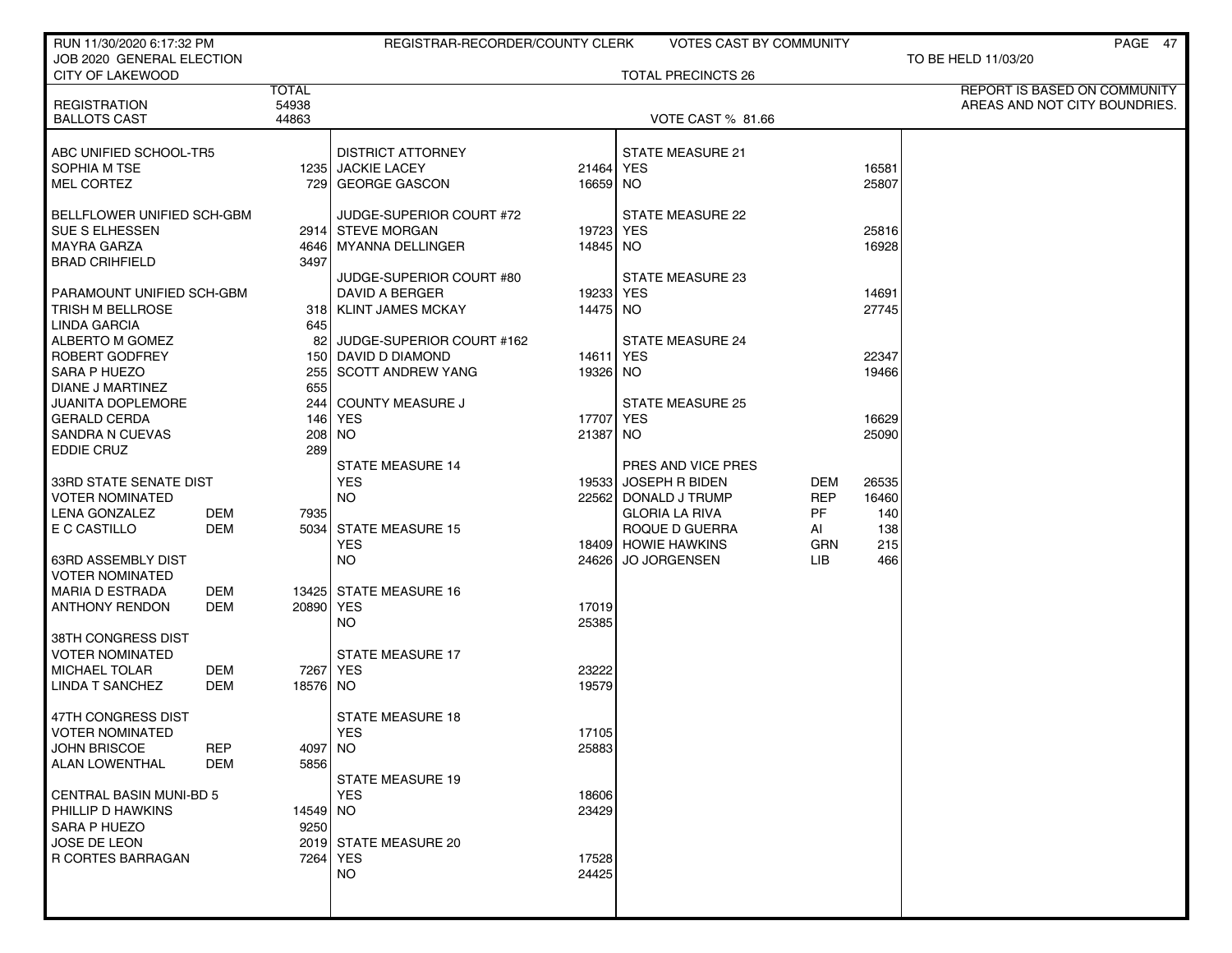RUN 11/30/2020 6:17:32 PM — REGISTRAR-RECORDER/COUNTY CLERK — VOTES CAST BY COMMUNITY

JOB 2020 GENERAL ELECTION — TO BE HELD 11/03/20

CITY OF LAKEWOOD — TOTAL PRECINCTS 26

REPORT IS BASED ON COMMUNITY AREAS AND NOT CITY BOUNDRIES.

| | TOTAL |
|---|---|
| REGISTRATION | 54938 |
| BALLOTS CAST | 44863 |

VOTE CAST % 81.66

| ABC UNIFIED SCHOOL-TR5 | | |
|---|---|---|
| SOPHIA M TSE | | 1235 |
| MEL CORTEZ | | 729 |

| BELLFLOWER UNIFIED SCH-GBM | | |
|---|---|---|
| SUE S ELHESSEN | | 2914 |
| MAYRA GARZA | | 4646 |
| BRAD CRIHFIELD | | 3497 |

| PARAMOUNT UNIFIED SCH-GBM | | |
|---|---|---|
| TRISH M BELLROSE | | 318 |
| LINDA GARCIA | | 645 |
| ALBERTO M GOMEZ | | 82 |
| ROBERT GODFREY | | 150 |
| SARA P HUEZO | | 255 |
| DIANE J MARTINEZ | | 655 |
| JUANITA DOPLEMORE | | 244 |
| GERALD CERDA | | 146 |
| SANDRA N CUEVAS | | 208 |
| EDDIE CRUZ | | 289 |

| 33RD STATE SENATE DIST VOTER NOMINATED | | |
|---|---|---|
| LENA GONZALEZ | DEM | 7935 |
| E C CASTILLO | DEM | 5034 |

| 63RD ASSEMBLY DIST VOTER NOMINATED | | |
|---|---|---|
| MARIA D ESTRADA | DEM | 13425 |
| ANTHONY RENDON | DEM | 20890 |

| 38TH CONGRESS DIST VOTER NOMINATED | | |
|---|---|---|
| MICHAEL TOLAR | DEM | 7267 |
| LINDA T SANCHEZ | DEM | 18576 |

| 47TH CONGRESS DIST VOTER NOMINATED | | |
|---|---|---|
| JOHN BRISCOE | REP | 4097 |
| ALAN LOWENTHAL | DEM | 5856 |

| CENTRAL BASIN MUNI-BD 5 | | |
|---|---|---|
| PHILLIP D HAWKINS | | 14549 |
| SARA P HUEZO | | 9250 |
| JOSE DE LEON | | 2019 |
| R CORTES BARRAGAN | | 7264 |

| DISTRICT ATTORNEY | |
|---|---|
| JACKIE LACEY | 21464 |
| GEORGE GASCON | 16659 |

| JUDGE-SUPERIOR COURT #72 | |
|---|---|
| STEVE MORGAN | 19723 |
| MYANNA DELLINGER | 14845 |

| JUDGE-SUPERIOR COURT #80 | |
|---|---|
| DAVID A BERGER | 19233 |
| KLINT JAMES MCKAY | 14475 |

| JUDGE-SUPERIOR COURT #162 | |
|---|---|
| DAVID D DIAMOND | 14611 |
| SCOTT ANDREW YANG | 19326 |

| COUNTY MEASURE J | |
|---|---|
| YES | 17707 |
| NO | 21387 |

| STATE MEASURE 14 | |
|---|---|
| YES | 19533 |
| NO | 22562 |

| STATE MEASURE 15 | |
|---|---|
| YES | 18409 |
| NO | 24626 |

| STATE MEASURE 16 | |
|---|---|
| YES | 17019 |
| NO | 25385 |

| STATE MEASURE 17 | |
|---|---|
| YES | 23222 |
| NO | 19579 |

| STATE MEASURE 18 | |
|---|---|
| YES | 17105 |
| NO | 25883 |

| STATE MEASURE 19 | |
|---|---|
| YES | 18606 |
| NO | 23429 |

| STATE MEASURE 20 | |
|---|---|
| YES | 17528 |
| NO | 24425 |

| STATE MEASURE 21 | |
|---|---|
| YES | 16581 |
| NO | 25807 |

| STATE MEASURE 22 | |
|---|---|
| YES | 25816 |
| NO | 16928 |

| STATE MEASURE 23 | |
|---|---|
| YES | 14691 |
| NO | 27745 |

| STATE MEASURE 24 | |
|---|---|
| YES | 22347 |
| NO | 19466 |

| STATE MEASURE 25 | |
|---|---|
| YES | 16629 |
| NO | 25090 |

| PRES AND VICE PRES | | |
|---|---|---|
| JOSEPH R BIDEN | DEM | 26535 |
| DONALD J TRUMP | REP | 16460 |
| GLORIA LA RIVA | PF | 140 |
| ROQUE D GUERRA | AI | 138 |
| HOWIE HAWKINS | GRN | 215 |
| JO JORGENSEN | LIB | 466 |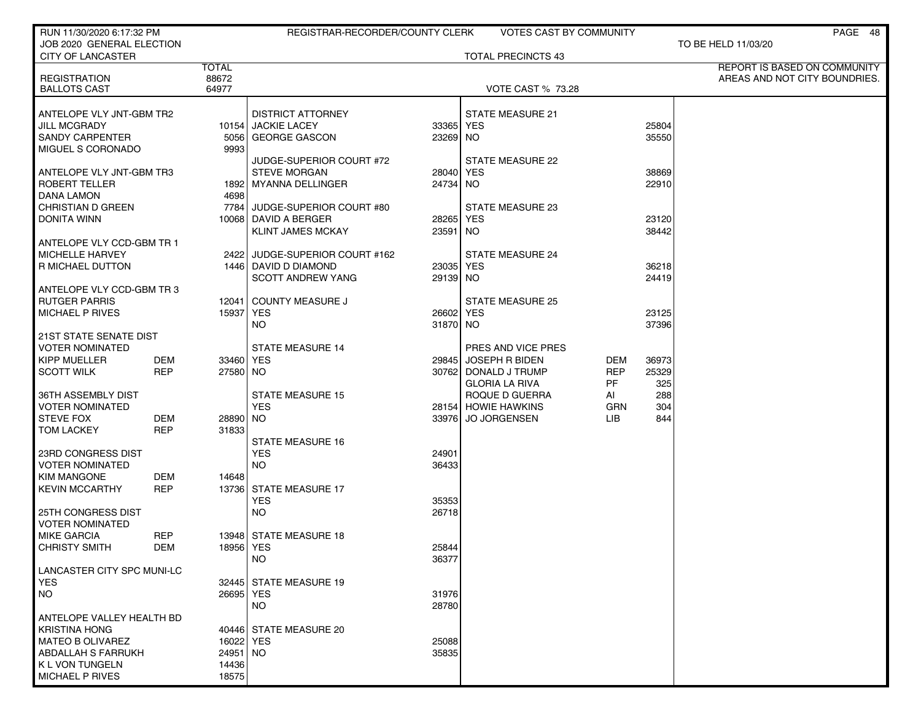RUN 11/30/2020 6:17:32 PM — REGISTRAR-RECORDER/COUNTY CLERK — VOTES CAST BY COMMUNITY

JOB 2020 GENERAL ELECTION — TO BE HELD 11/03/20

CITY OF LANCASTER — TOTAL PRECINCTS 43

REPORT IS BASED ON COMMUNITY AREAS AND NOT CITY BOUNDRIES.

| | TOTAL |
|---|---|
| REGISTRATION | 88672 |
| BALLOTS CAST | 64977 |

VOTE CAST % 73.28

| Contest / Candidate | Party | Votes |
|---|---|---|
| **ANTELOPE VLY JNT-GBM TR2** | | |
| JILL MCGRADY | | 10154 |
| SANDY CARPENTER | | 5056 |
| MIGUEL S CORONADO | | 9993 |
| **ANTELOPE VLY JNT-GBM TR3** | | |
| ROBERT TELLER | | 1892 |
| DANA LAMON | | 4698 |
| CHRISTIAN D GREEN | | 7784 |
| DONITA WINN | | 10068 |
| **ANTELOPE VLY CCD-GBM TR 1** | | |
| MICHELLE HARVEY | | 2422 |
| R MICHAEL DUTTON | | 1446 |
| **ANTELOPE VLY CCD-GBM TR 3** | | |
| RUTGER PARRIS | | 12041 |
| MICHAEL P RIVES | | 15937 |
| **21ST STATE SENATE DIST VOTER NOMINATED** | | |
| KIPP MUELLER | DEM | 33460 |
| SCOTT WILK | REP | 27580 |
| **36TH ASSEMBLY DIST VOTER NOMINATED** | | |
| STEVE FOX | DEM | 28890 |
| TOM LACKEY | REP | 31833 |
| **23RD CONGRESS DIST VOTER NOMINATED** | | |
| KIM MANGONE | DEM | 14648 |
| KEVIN MCCARTHY | REP | 13736 |
| **25TH CONGRESS DIST VOTER NOMINATED** | | |
| MIKE GARCIA | REP | 13948 |
| CHRISTY SMITH | DEM | 18956 |
| **LANCASTER CITY SPC MUNI-LC** | | |
| YES | | 32445 |
| NO | | 26695 |
| **ANTELOPE VALLEY HEALTH BD** | | |
| KRISTINA HONG | | 40446 |
| MATEO B OLIVAREZ | | 16022 |
| ABDALLAH S FARRUKH | | 24951 |
| K L VON TUNGELN | | 14436 |
| MICHAEL P RIVES | | 18575 |
| **DISTRICT ATTORNEY** | | |
| JACKIE LACEY | | 33365 |
| GEORGE GASCON | | 23269 |
| **JUDGE-SUPERIOR COURT #72** | | |
| STEVE MORGAN | | 28040 |
| MYANNA DELLINGER | | 24734 |
| **JUDGE-SUPERIOR COURT #80** | | |
| DAVID A BERGER | | 28265 |
| KLINT JAMES MCKAY | | 23591 |
| **JUDGE-SUPERIOR COURT #162** | | |
| DAVID D DIAMOND | | 23035 |
| SCOTT ANDREW YANG | | 29139 |
| **COUNTY MEASURE J** | | |
| YES | | 26602 |
| NO | | 31870 |
| **STATE MEASURE 14** | | |
| YES | | 29845 |
| NO | | 30762 |
| **STATE MEASURE 15** | | |
| YES | | 28154 |
| NO | | 33976 |
| **STATE MEASURE 16** | | |
| YES | | 24901 |
| NO | | 36433 |
| **STATE MEASURE 17** | | |
| YES | | 35353 |
| NO | | 26718 |
| **STATE MEASURE 18** | | |
| YES | | 25844 |
| NO | | 36377 |
| **STATE MEASURE 19** | | |
| YES | | 31976 |
| NO | | 28780 |
| **STATE MEASURE 20** | | |
| YES | | 25088 |
| NO | | 35835 |
| **STATE MEASURE 21** | | |
| YES | | 25804 |
| NO | | 35550 |
| **STATE MEASURE 22** | | |
| YES | | 38869 |
| NO | | 22910 |
| **STATE MEASURE 23** | | |
| YES | | 23120 |
| NO | | 38442 |
| **STATE MEASURE 24** | | |
| YES | | 36218 |
| NO | | 24419 |
| **STATE MEASURE 25** | | |
| YES | | 23125 |
| NO | | 37396 |
| **PRES AND VICE PRES** | | |
| JOSEPH R BIDEN | DEM | 36973 |
| DONALD J TRUMP | REP | 25329 |
| GLORIA LA RIVA | PF | 325 |
| ROQUE D GUERRA | AI | 288 |
| HOWIE HAWKINS | GRN | 304 |
| JO JORGENSEN | LIB | 844 |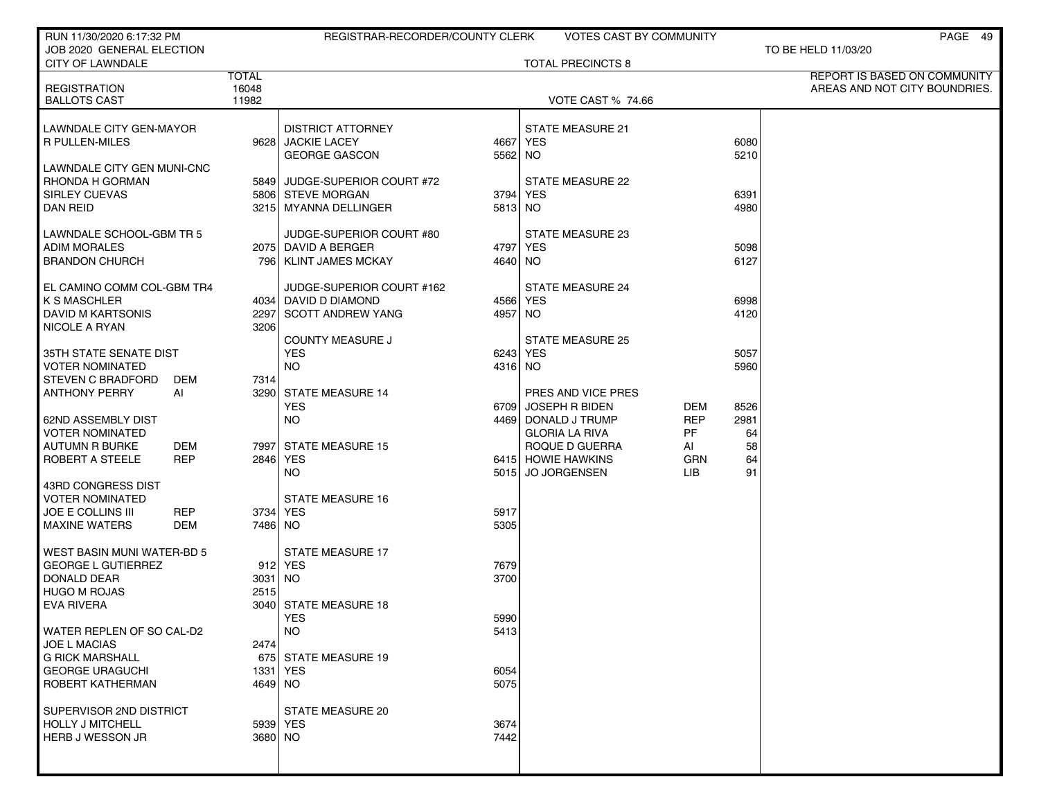RUN 11/30/2020 6:17:32 PM — REGISTRAR-RECORDER/COUNTY CLERK — VOTES CAST BY COMMUNITY

JOB 2020 GENERAL ELECTION — TO BE HELD 11/03/20

CITY OF LAWNDALE — TOTAL PRECINCTS 8

REPORT IS BASED ON COMMUNITY AREAS AND NOT CITY BOUNDRIES.

| | TOTAL |
|---|---|
| REGISTRATION | 16048 |
| BALLOTS CAST | 11982 |

VOTE CAST % 74.66

**LAWNDALE CITY GEN-MAYOR**

| Candidate | Votes |
|---|---|
| R PULLEN-MILES | 9628 |

**LAWNDALE CITY GEN MUNI-CNC**

| Candidate | Votes |
|---|---|
| RHONDA H GORMAN | 5849 |
| SIRLEY CUEVAS | 5806 |
| DAN REID | 3215 |

**LAWNDALE SCHOOL-GBM TR 5**

| Candidate | Votes |
|---|---|
| ADIM MORALES | 2075 |
| BRANDON CHURCH | 796 |

**EL CAMINO COMM COL-GBM TR4**

| Candidate | Votes |
|---|---|
| K S MASCHLER | 4034 |
| DAVID M KARTSONIS | 2297 |
| NICOLE A RYAN | 3206 |

**35TH STATE SENATE DIST**
VOTER NOMINATED

| Candidate | Party | Votes |
|---|---|---|
| STEVEN C BRADFORD | DEM | 7314 |
| ANTHONY PERRY | AI | 3290 |

**62ND ASSEMBLY DIST**
VOTER NOMINATED

| Candidate | Party | Votes |
|---|---|---|
| AUTUMN R BURKE | DEM | 7997 |
| ROBERT A STEELE | REP | 2846 |

**43RD CONGRESS DIST**
VOTER NOMINATED

| Candidate | Party | Votes |
|---|---|---|
| JOE E COLLINS III | REP | 3734 |
| MAXINE WATERS | DEM | 7486 |

**WEST BASIN MUNI WATER-BD 5**

| Candidate | Votes |
|---|---|
| GEORGE L GUTIERREZ | 912 |
| DONALD DEAR | 3031 |
| HUGO M ROJAS | 2515 |
| EVA RIVERA | 3040 |

**WATER REPLEN OF SO CAL-D2**

| Candidate | Votes |
|---|---|
| JOE L MACIAS | 2474 |
| G RICK MARSHALL | 675 |
| GEORGE URAGUCHI | 1331 |
| ROBERT KATHERMAN | 4649 |

**SUPERVISOR 2ND DISTRICT**

| Candidate | Votes |
|---|---|
| HOLLY J MITCHELL | 5939 |
| HERB J WESSON JR | 3680 |

**DISTRICT ATTORNEY**

| Candidate | Votes |
|---|---|
| JACKIE LACEY | 4667 |
| GEORGE GASCON | 5562 |

**JUDGE-SUPERIOR COURT #72**

| Candidate | Votes |
|---|---|
| STEVE MORGAN | 3794 |
| MYANNA DELLINGER | 5813 |

**JUDGE-SUPERIOR COURT #80**

| Candidate | Votes |
|---|---|
| DAVID A BERGER | 4797 |
| KLINT JAMES MCKAY | 4640 |

**JUDGE-SUPERIOR COURT #162**

| Candidate | Votes |
|---|---|
| DAVID D DIAMOND | 4566 |
| SCOTT ANDREW YANG | 4957 |

**COUNTY MEASURE J**

| | Votes |
|---|---|
| YES | 6243 |
| NO | 4316 |

**STATE MEASURE 14**

| | Votes |
|---|---|
| YES | 6709 |
| NO | 4469 |

**STATE MEASURE 15**

| | Votes |
|---|---|
| YES | 6415 |
| NO | 5015 |

**STATE MEASURE 16**

| | Votes |
|---|---|
| YES | 5917 |
| NO | 5305 |

**STATE MEASURE 17**

| | Votes |
|---|---|
| YES | 7679 |
| NO | 3700 |

**STATE MEASURE 18**

| | Votes |
|---|---|
| YES | 5990 |
| NO | 5413 |

**STATE MEASURE 19**

| | Votes |
|---|---|
| YES | 6054 |
| NO | 5075 |

**STATE MEASURE 20**

| | Votes |
|---|---|
| YES | 3674 |
| NO | 7442 |

**STATE MEASURE 21**

| | Votes |
|---|---|
| YES | 6080 |
| NO | 5210 |

**STATE MEASURE 22**

| | Votes |
|---|---|
| YES | 6391 |
| NO | 4980 |

**STATE MEASURE 23**

| | Votes |
|---|---|
| YES | 5098 |
| NO | 6127 |

**STATE MEASURE 24**

| | Votes |
|---|---|
| YES | 6998 |
| NO | 4120 |

**STATE MEASURE 25**

| | Votes |
|---|---|
| YES | 5057 |
| NO | 5960 |

**PRES AND VICE PRES**

| Candidate | Party | Votes |
|---|---|---|
| JOSEPH R BIDEN | DEM | 8526 |
| DONALD J TRUMP | REP | 2981 |
| GLORIA LA RIVA | PF | 64 |
| ROQUE D GUERRA | AI | 58 |
| HOWIE HAWKINS | GRN | 64 |
| JO JORGENSEN | LIB | 91 |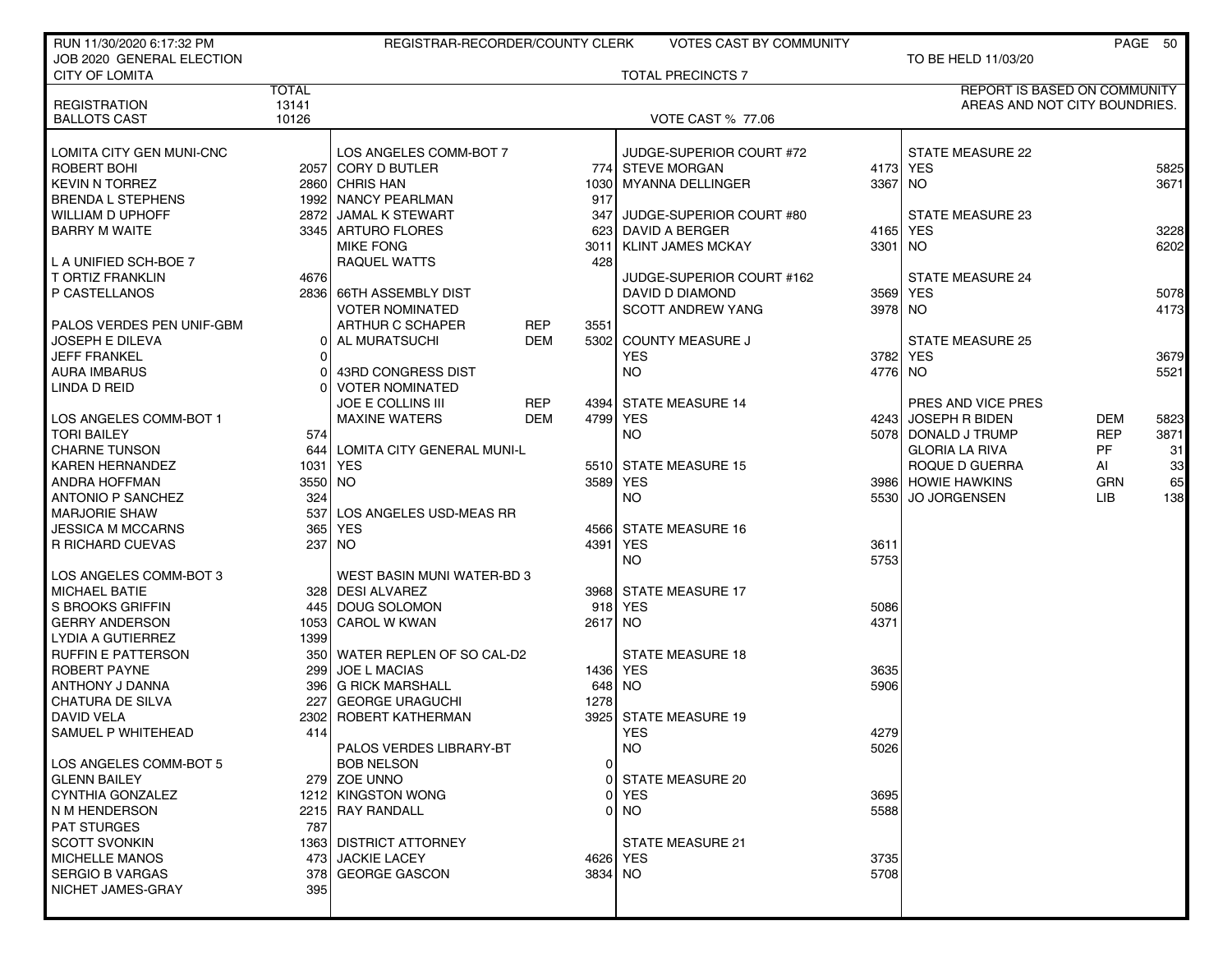RUN 11/30/2020 6:17:32 PM — REGISTRAR-RECORDER/COUNTY CLERK — VOTES CAST BY COMMUNITY

JOB 2020 GENERAL ELECTION — TO BE HELD 11/03/20

CITY OF LOMITA — TOTAL PRECINCTS 7

REPORT IS BASED ON COMMUNITY AREAS AND NOT CITY BOUNDRIES.

| | TOTAL |
|---|---|
| REGISTRATION | 13141 |
| BALLOTS CAST | 10126 |

VOTE CAST % 77.06

| LOMITA CITY GEN MUNI-CNC | |
|---|---|
| ROBERT BOHI | 2057 |
| KEVIN N TORREZ | 2860 |
| BRENDA L STEPHENS | 1992 |
| WILLIAM D UPHOFF | 2872 |
| BARRY M WAITE | 3345 |

| L A UNIFIED SCH-BOE 7 | |
|---|---|
| T ORTIZ FRANKLIN | 4676 |
| P CASTELLANOS | 2836 |

| PALOS VERDES PEN UNIF-GBM | |
|---|---|
| JOSEPH E DILEVA | 0 |
| JEFF FRANKEL | 0 |
| AURA IMBARUS | 0 |
| LINDA D REID | 0 |

| LOS ANGELES COMM-BOT 1 | |
|---|---|
| TORI BAILEY | 574 |
| CHARNE TUNSON | 644 |
| KAREN HERNANDEZ | 1031 |
| ANDRA HOFFMAN | 3550 |
| ANTONIO P SANCHEZ | 324 |
| MARJORIE SHAW | 537 |
| JESSICA M MCCARNS | 365 |
| R RICHARD CUEVAS | 237 |

| LOS ANGELES COMM-BOT 3 | |
|---|---|
| MICHAEL BATIE | 328 |
| S BROOKS GRIFFIN | 445 |
| GERRY ANDERSON | 1053 |
| LYDIA A GUTIERREZ | 1399 |
| RUFFIN E PATTERSON | 350 |
| ROBERT PAYNE | 299 |
| ANTHONY J DANNA | 396 |
| CHATURA DE SILVA | 227 |
| DAVID VELA | 2302 |
| SAMUEL P WHITEHEAD | 414 |

| LOS ANGELES COMM-BOT 5 | |
|---|---|
| GLENN BAILEY | 279 |
| CYNTHIA GONZALEZ | 1212 |
| N M HENDERSON | 2215 |
| PAT STURGES | 787 |
| SCOTT SVONKIN | 1363 |
| MICHELLE MANOS | 473 |
| SERGIO B VARGAS | 378 |
| NICHET JAMES-GRAY | 395 |

| LOS ANGELES COMM-BOT 7 | |
|---|---|
| CORY D BUTLER | 774 |
| CHRIS HAN | 1030 |
| NANCY PEARLMAN | 917 |
| JAMAL K STEWART | 347 |
| ARTURO FLORES | 623 |
| MIKE FONG | 3011 |
| RAQUEL WATTS | 428 |

| 66TH ASSEMBLY DIST VOTER NOMINATED | | |
|---|---|---|
| ARTHUR C SCHAPER | REP | 3551 |
| AL MURATSUCHI | DEM | 5302 |

| 43RD CONGRESS DIST VOTER NOMINATED | | |
|---|---|---|
| JOE E COLLINS III | REP | 4394 |
| MAXINE WATERS | DEM | 4799 |

| LOMITA CITY GENERAL MUNI-L | |
|---|---|
| YES | 5510 |
| NO | 3589 |

| LOS ANGELES USD-MEAS RR | |
|---|---|
| YES | 4566 |
| NO | 4391 |

| WEST BASIN MUNI WATER-BD 3 | |
|---|---|
| DESI ALVAREZ | 3968 |
| DOUG SOLOMON | 918 |
| CAROL W KWAN | 2617 |

| WATER REPLEN OF SO CAL-D2 | |
|---|---|
| JOE L MACIAS | 1436 |
| G RICK MARSHALL | 648 |
| GEORGE URAGUCHI | 1278 |
| ROBERT KATHERMAN | 3925 |

| PALOS VERDES LIBRARY-BT | |
|---|---|
| BOB NELSON | 0 |
| ZOE UNNO | 0 |
| KINGSTON WONG | 0 |
| RAY RANDALL | 0 |

| DISTRICT ATTORNEY | |
|---|---|
| JACKIE LACEY | 4626 |
| GEORGE GASCON | 3834 |

| JUDGE-SUPERIOR COURT #72 | |
|---|---|
| STEVE MORGAN | 4173 |
| MYANNA DELLINGER | 3367 |

| JUDGE-SUPERIOR COURT #80 | |
|---|---|
| DAVID A BERGER | 4165 |
| KLINT JAMES MCKAY | 3301 |

| JUDGE-SUPERIOR COURT #162 | |
|---|---|
| DAVID D DIAMOND | 3569 |
| SCOTT ANDREW YANG | 3978 |

| COUNTY MEASURE J | |
|---|---|
| YES | 3782 |
| NO | 4776 |

| STATE MEASURE 14 | |
|---|---|
| YES | 4243 |
| NO | 5078 |

| STATE MEASURE 15 | |
|---|---|
| YES | 3986 |
| NO | 5530 |

| STATE MEASURE 16 | |
|---|---|
| YES | 3611 |
| NO | 5753 |

| STATE MEASURE 17 | |
|---|---|
| YES | 5086 |
| NO | 4371 |

| STATE MEASURE 18 | |
|---|---|
| YES | 3635 |
| NO | 5906 |

| STATE MEASURE 19 | |
|---|---|
| YES | 4279 |
| NO | 5026 |

| STATE MEASURE 20 | |
|---|---|
| YES | 3695 |
| NO | 5588 |

| STATE MEASURE 21 | |
|---|---|
| YES | 3735 |
| NO | 5708 |

| STATE MEASURE 22 | |
|---|---|
| YES | 5825 |
| NO | 3671 |

| STATE MEASURE 23 | |
|---|---|
| YES | 3228 |
| NO | 6202 |

| STATE MEASURE 24 | |
|---|---|
| YES | 5078 |
| NO | 4173 |

| STATE MEASURE 25 | |
|---|---|
| YES | 3679 |
| NO | 5521 |

| PRES AND VICE PRES | | |
|---|---|---|
| JOSEPH R BIDEN | DEM | 5823 |
| DONALD J TRUMP | REP | 3871 |
| GLORIA LA RIVA | PF | 31 |
| ROQUE D GUERRA | AI | 33 |
| HOWIE HAWKINS | GRN | 65 |
| JO JORGENSEN | LIB | 138 |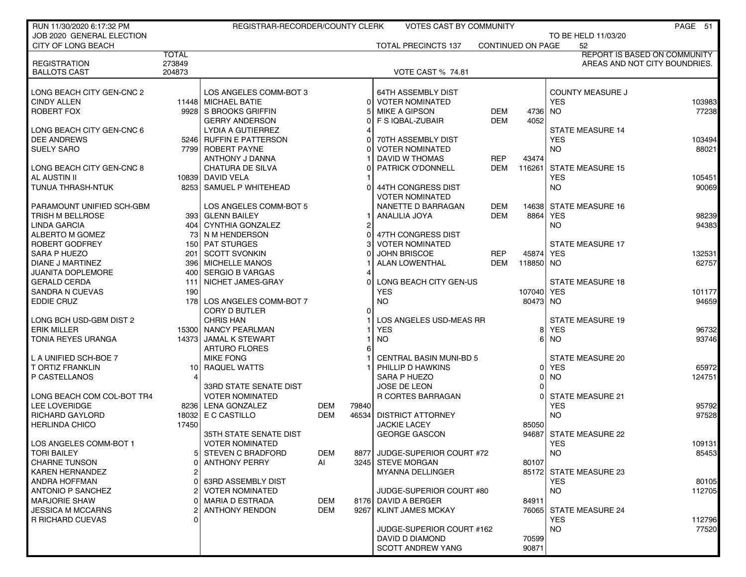RUN 11/30/2020 6:17:32 PM — REGISTRAR-RECORDER/COUNTY CLERK — VOTES CAST BY COMMUNITY

JOB 2020 GENERAL ELECTION — TO BE HELD 11/03/20

CITY OF LONG BEACH — TOTAL PRECINCTS 137 — CONTINUED ON PAGE 52

REPORT IS BASED ON COMMUNITY AREAS AND NOT CITY BOUNDRIES.

| | TOTAL |
|---|---|
| REGISTRATION | 273849 |
| BALLOTS CAST | 204873 |

VOTE CAST % 74.81

| LONG BEACH CITY GEN-CNC 2 | |
|---|---|
| CINDY ALLEN | 11448 |
| ROBERT FOX | 9928 |

| LONG BEACH CITY GEN-CNC 6 | |
|---|---|
| DEE ANDREWS | 5246 |
| SUELY SARO | 7799 |

| LONG BEACH CITY GEN-CNC 8 | |
|---|---|
| AL AUSTIN II | 10839 |
| TUNUA THRASH-NTUK | 8253 |

| PARAMOUNT UNIFIED SCH-GBM | |
|---|---|
| TRISH M BELLROSE | 393 |
| LINDA GARCIA | 404 |
| ALBERTO M GOMEZ | 73 |
| ROBERT GODFREY | 150 |
| SARA P HUEZO | 201 |
| DIANE J MARTINEZ | 396 |
| JUANITA DOPLEMORE | 400 |
| GERALD CERDA | 111 |
| SANDRA N CUEVAS | 190 |
| EDDIE CRUZ | 178 |

| LONG BCH USD-GBM DIST 2 | |
|---|---|
| ERIK MILLER | 15300 |
| TONIA REYES URANGA | 14373 |

| L A UNIFIED SCH-BOE 7 | |
|---|---|
| T ORTIZ FRANKLIN | 10 |
| P CASTELLANOS | 4 |

| LONG BEACH COM COL-BOT TR4 | |
|---|---|
| LEE LOVERIDGE | 8236 |
| RICHARD GAYLORD | 18032 |
| HERLINDA CHICO | 17450 |

| LOS ANGELES COMM-BOT 1 | |
|---|---|
| TORI BAILEY | 5 |
| CHARNE TUNSON | 0 |
| KAREN HERNANDEZ | 2 |
| ANDRA HOFFMAN | 0 |
| ANTONIO P SANCHEZ | 2 |
| MARJORIE SHAW | 0 |
| JESSICA M MCCARNS | 2 |
| R RICHARD CUEVAS | 0 |

| LOS ANGELES COMM-BOT 3 | |
|---|---|
| MICHAEL BATIE | 0 |
| S BROOKS GRIFFIN | 5 |
| GERRY ANDERSON | 0 |
| LYDIA A GUTIERREZ | 4 |
| RUFFIN E PATTERSON | 0 |
| ROBERT PAYNE | 0 |
| ANTHONY J DANNA | 1 |
| CHATURA DE SILVA | 0 |
| DAVID VELA | 1 |
| SAMUEL P WHITEHEAD | 0 |

| LOS ANGELES COMM-BOT 5 | |
|---|---|
| GLENN BAILEY | 1 |
| CYNTHIA GONZALEZ | 2 |
| N M HENDERSON | 0 |
| PAT STURGES | 3 |
| SCOTT SVONKIN | 0 |
| MICHELLE MANOS | 1 |
| SERGIO B VARGAS | 4 |
| NICHET JAMES-GRAY | 0 |

| LOS ANGELES COMM-BOT 7 | |
|---|---|
| CORY D BUTLER | 0 |
| CHRIS HAN | 1 |
| NANCY PEARLMAN | 1 |
| JAMAL K STEWART | 1 |
| ARTURO FLORES | 6 |
| MIKE FONG | 1 |
| RAQUEL WATTS | 1 |

| 33RD STATE SENATE DIST VOTER NOMINATED | | |
|---|---|---|
| LENA GONZALEZ | DEM | 79840 |
| E C CASTILLO | DEM | 46534 |

| 35TH STATE SENATE DIST VOTER NOMINATED | | |
|---|---|---|
| STEVEN C BRADFORD | DEM | 8877 |
| ANTHONY PERRY | AI | 3245 |

| 63RD ASSEMBLY DIST VOTER NOMINATED | | |
|---|---|---|
| MARIA D ESTRADA | DEM | 8176 |
| ANTHONY RENDON | DEM | 9267 |

| 64TH ASSEMBLY DIST VOTER NOMINATED | | |
|---|---|---|
| MIKE A GIPSON | DEM | 4736 |
| F S IQBAL-ZUBAIR | DEM | 4052 |

| 70TH ASSEMBLY DIST VOTER NOMINATED | | |
|---|---|---|
| DAVID W THOMAS | REP | 43474 |
| PATRICK O'DONNELL | DEM | 116261 |

| 44TH CONGRESS DIST VOTER NOMINATED | | |
|---|---|---|
| NANETTE D BARRAGAN | DEM | 14638 |
| ANALILIA JOYA | DEM | 8864 |

| 47TH CONGRESS DIST VOTER NOMINATED | | |
|---|---|---|
| JOHN BRISCOE | REP | 45874 |
| ALAN LOWENTHAL | DEM | 118850 |

| LONG BEACH CITY GEN-US | |
|---|---|
| YES | 107040 |
| NO | 80473 |

| LOS ANGELES USD-MEAS RR | |
|---|---|
| YES | 8 |
| NO | 6 |

| CENTRAL BASIN MUNI-BD 5 | |
|---|---|
| PHILLIP D HAWKINS | 0 |
| SARA P HUEZO | 0 |
| JOSE DE LEON | 0 |
| R CORTES BARRAGAN | 0 |

| DISTRICT ATTORNEY | |
|---|---|
| JACKIE LACEY | 85050 |
| GEORGE GASCON | 94687 |

| JUDGE-SUPERIOR COURT #72 | |
|---|---|
| STEVE MORGAN | 80107 |
| MYANNA DELLINGER | 85172 |

| JUDGE-SUPERIOR COURT #80 | |
|---|---|
| DAVID A BERGER | 84911 |
| KLINT JAMES MCKAY | 76065 |

| JUDGE-SUPERIOR COURT #162 | |
|---|---|
| DAVID D DIAMOND | 70599 |
| SCOTT ANDREW YANG | 90871 |

| COUNTY MEASURE J | |
|---|---|
| YES | 103983 |
| NO | 77238 |

| STATE MEASURE 14 | |
|---|---|
| YES | 103494 |
| NO | 88021 |

| STATE MEASURE 15 | |
|---|---|
| YES | 105451 |
| NO | 90069 |

| STATE MEASURE 16 | |
|---|---|
| YES | 98239 |
| NO | 94383 |

| STATE MEASURE 17 | |
|---|---|
| YES | 132531 |
| NO | 62757 |

| STATE MEASURE 18 | |
|---|---|
| YES | 101177 |
| NO | 94659 |

| STATE MEASURE 19 | |
|---|---|
| YES | 96732 |
| NO | 93746 |

| STATE MEASURE 20 | |
|---|---|
| YES | 65972 |
| NO | 124751 |

| STATE MEASURE 21 | |
|---|---|
| YES | 95792 |
| NO | 97528 |

| STATE MEASURE 22 | |
|---|---|
| YES | 109131 |
| NO | 85453 |

| STATE MEASURE 23 | |
|---|---|
| YES | 80105 |
| NO | 112705 |

| STATE MEASURE 24 | |
|---|---|
| YES | 112796 |
| NO | 77520 |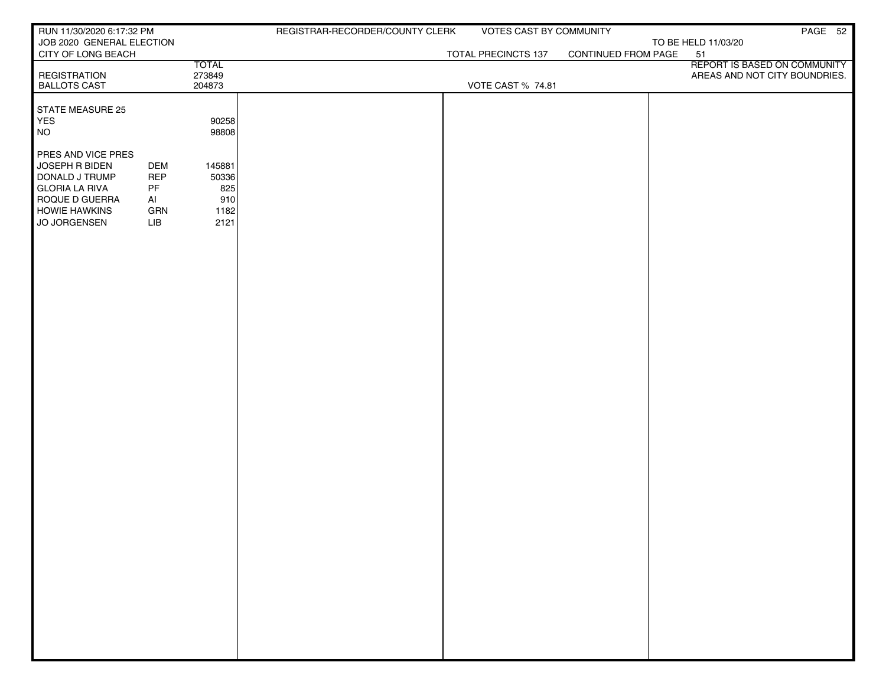RUN 11/30/2020 6:17:32 PM
JOB 2020 GENERAL ELECTION
CITY OF LONG BEACH

REGISTRAR-RECORDER/COUNTY CLERK — VOTES CAST BY COMMUNITY

TO BE HELD 11/03/20

TOTAL PRECINCTS 137 — CONTINUED FROM PAGE 51

REPORT IS BASED ON COMMUNITY AREAS AND NOT CITY BOUNDRIES.

| | | TOTAL |
|---|---|---|
| REGISTRATION | | 273849 |
| BALLOTS CAST | | 204873 |

VOTE CAST % 74.81

| | | |
|---|---|---|
| **STATE MEASURE 25** | | |
| YES | | 90258 |
| NO | | 98808 |
| **PRES AND VICE PRES** | | |
| JOSEPH R BIDEN | DEM | 145881 |
| DONALD J TRUMP | REP | 50336 |
| GLORIA LA RIVA | PF | 825 |
| ROQUE D GUERRA | AI | 910 |
| HOWIE HAWKINS | GRN | 1182 |
| JO JORGENSEN | LIB | 2121 |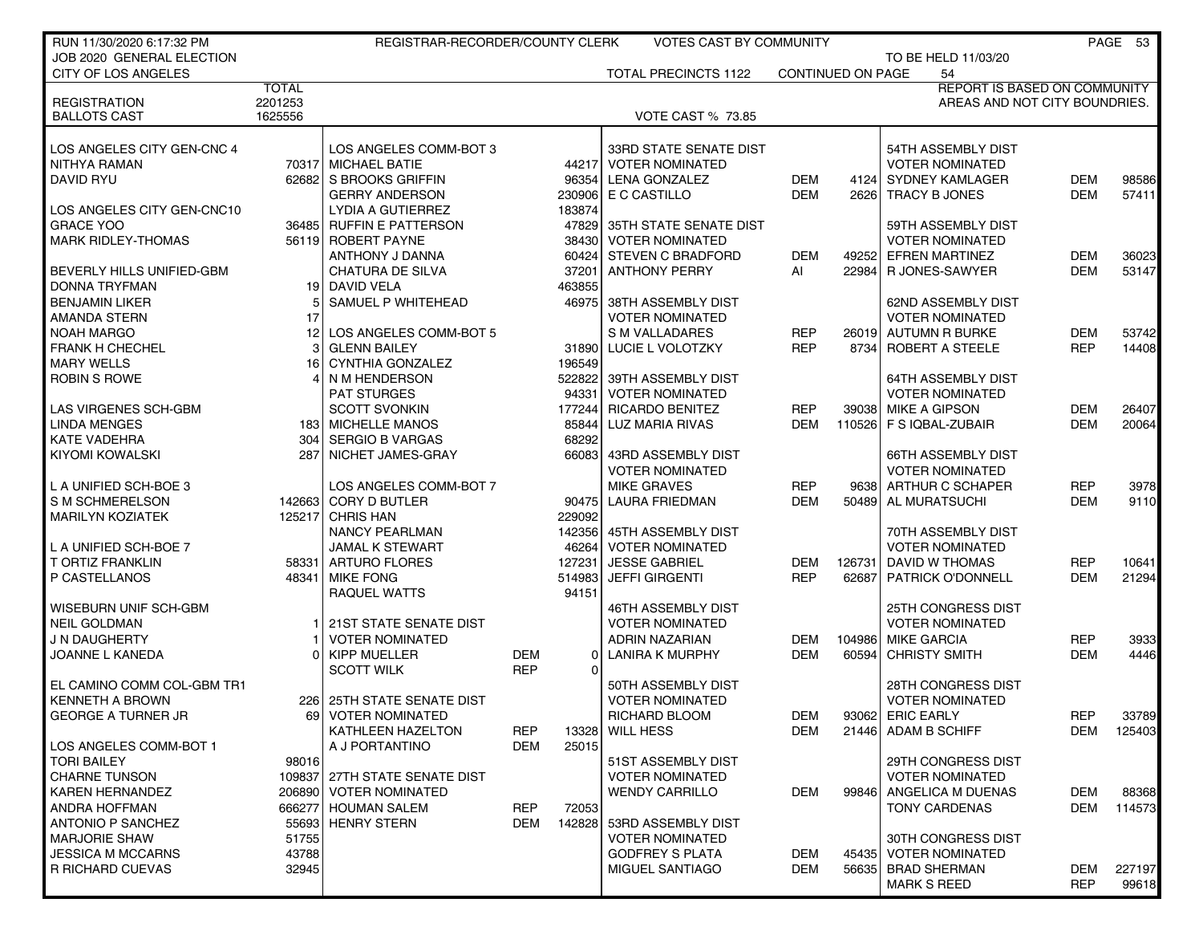RUN 11/30/2020 6:17:32 PM — REGISTRAR-RECORDER/COUNTY CLERK — VOTES CAST BY COMMUNITY

JOB 2020 GENERAL ELECTION — TO BE HELD 11/03/20

CITY OF LOS ANGELES — TOTAL PRECINCTS 1122 — CONTINUED ON PAGE 54

REPORT IS BASED ON COMMUNITY AREAS AND NOT CITY BOUNDRIES.

| | TOTAL |
|---|---|
| REGISTRATION | 2201253 |
| BALLOTS CAST | 1625556 |

VOTE CAST % 73.85

| Contest / Candidate | Votes |
|---|---|
| **LOS ANGELES CITY GEN-CNC 4** | |
| NITHYA RAMAN | 70317 |
| DAVID RYU | 62682 |
| **LOS ANGELES CITY GEN-CNC10** | |
| GRACE YOO | 36485 |
| MARK RIDLEY-THOMAS | 56119 |
| **BEVERLY HILLS UNIFIED-GBM** | |
| DONNA TRYFMAN | 19 |
| BENJAMIN LIKER | 5 |
| AMANDA STERN | 17 |
| NOAH MARGO | 12 |
| FRANK H CHECHEL | 3 |
| MARY WELLS | 16 |
| ROBIN S ROWE | 4 |
| **LAS VIRGENES SCH-GBM** | |
| LINDA MENGES | 183 |
| KATE VADEHRA | 304 |
| KIYOMI KOWALSKI | 287 |
| **L A UNIFIED SCH-BOE 3** | |
| S M SCHMERELSON | 142663 |
| MARILYN KOZIATEK | 125217 |
| **L A UNIFIED SCH-BOE 7** | |
| T ORTIZ FRANKLIN | 58331 |
| P CASTELLANOS | 48341 |
| **WISEBURN UNIF SCH-GBM** | |
| NEIL GOLDMAN | 1 |
| J N DAUGHERTY | 1 |
| JOANNE L KANEDA | 0 |
| **EL CAMINO COMM COL-GBM TR1** | |
| KENNETH A BROWN | 226 |
| GEORGE A TURNER JR | 69 |
| **LOS ANGELES COMM-BOT 1** | |
| TORI BAILEY | 98016 |
| CHARNE TUNSON | 109837 |
| KAREN HERNANDEZ | 206890 |
| ANDRA HOFFMAN | 666277 |
| ANTONIO P SANCHEZ | 55693 |
| MARJORIE SHAW | 51755 |
| JESSICA M MCCARNS | 43788 |
| R RICHARD CUEVAS | 32945 |

| Contest / Candidate | Votes |
|---|---|
| **LOS ANGELES COMM-BOT 3** | |
| MICHAEL BATIE | 44217 |
| S BROOKS GRIFFIN | 96354 |
| GERRY ANDERSON | 230906 |
| LYDIA A GUTIERREZ | 183874 |
| RUFFIN E PATTERSON | 47829 |
| ROBERT PAYNE | 38430 |
| ANTHONY J DANNA | 60424 |
| CHATURA DE SILVA | 37201 |
| DAVID VELA | 463855 |
| SAMUEL P WHITEHEAD | 46975 |
| **LOS ANGELES COMM-BOT 5** | |
| GLENN BAILEY | 31890 |
| CYNTHIA GONZALEZ | 196549 |
| N M HENDERSON | 522822 |
| PAT STURGES | 94331 |
| SCOTT SVONKIN | 177244 |
| MICHELLE MANOS | 85844 |
| SERGIO B VARGAS | 68292 |
| NICHET JAMES-GRAY | 66083 |
| **LOS ANGELES COMM-BOT 7** | |
| CORY D BUTLER | 90475 |
| CHRIS HAN | 229092 |
| NANCY PEARLMAN | 142356 |
| JAMAL K STEWART | 46264 |
| ARTURO FLORES | 127231 |
| MIKE FONG | 514983 |
| RAQUEL WATTS | 94151 |

| Contest / Candidate | Party | Votes |
|---|---|---|
| **21ST STATE SENATE DIST** | | |
| VOTER NOMINATED | | |
| KIPP MUELLER | DEM | 0 |
| SCOTT WILK | REP | 0 |
| **25TH STATE SENATE DIST** | | |
| VOTER NOMINATED | | |
| KATHLEEN HAZELTON | REP | 13328 |
| A J PORTANTINO | DEM | 25015 |
| **27TH STATE SENATE DIST** | | |
| VOTER NOMINATED | | |
| HOUMAN SALEM | REP | 72053 |
| HENRY STERN | DEM | 142828 |
| **33RD STATE SENATE DIST** | | |
| VOTER NOMINATED | | |
| LENA GONZALEZ | DEM | 4124 |
| E C CASTILLO | DEM | 2626 |
| **35TH STATE SENATE DIST** | | |
| VOTER NOMINATED | | |
| STEVEN C BRADFORD | DEM | 49252 |
| ANTHONY PERRY | AI | 22984 |
| **38TH ASSEMBLY DIST** | | |
| VOTER NOMINATED | | |
| S M VALLADARES | REP | 26019 |
| LUCIE L VOLOTZKY | REP | 8734 |
| **39TH ASSEMBLY DIST** | | |
| VOTER NOMINATED | | |
| RICARDO BENITEZ | REP | 39038 |
| LUZ MARIA RIVAS | DEM | 110526 |
| **43RD ASSEMBLY DIST** | | |
| VOTER NOMINATED | | |
| MIKE GRAVES | REP | 9638 |
| LAURA FRIEDMAN | DEM | 50489 |
| **45TH ASSEMBLY DIST** | | |
| VOTER NOMINATED | | |
| JESSE GABRIEL | DEM | 126731 |
| JEFFI GIRGENTI | REP | 62687 |
| **46TH ASSEMBLY DIST** | | |
| VOTER NOMINATED | | |
| ADRIN NAZARIAN | DEM | 104986 |
| LANIRA K MURPHY | DEM | 60594 |
| **50TH ASSEMBLY DIST** | | |
| VOTER NOMINATED | | |
| RICHARD BLOOM | DEM | 93062 |
| WILL HESS | DEM | 21446 |
| **51ST ASSEMBLY DIST** | | |
| VOTER NOMINATED | | |
| WENDY CARRILLO | DEM | 99846 |
| **53RD ASSEMBLY DIST** | | |
| VOTER NOMINATED | | |
| GODFREY S PLATA | DEM | 45435 |
| MIGUEL SANTIAGO | DEM | 56635 |

| Contest / Candidate | Party | Votes |
|---|---|---|
| **54TH ASSEMBLY DIST** | | |
| VOTER NOMINATED | | |
| SYDNEY KAMLAGER | DEM | 98586 |
| TRACY B JONES | DEM | 57411 |
| **59TH ASSEMBLY DIST** | | |
| VOTER NOMINATED | | |
| EFREN MARTINEZ | DEM | 36023 |
| R JONES-SAWYER | DEM | 53147 |
| **62ND ASSEMBLY DIST** | | |
| VOTER NOMINATED | | |
| AUTUMN R BURKE | DEM | 53742 |
| ROBERT A STEELE | REP | 14408 |
| **64TH ASSEMBLY DIST** | | |
| VOTER NOMINATED | | |
| MIKE A GIPSON | DEM | 26407 |
| F S IQBAL-ZUBAIR | DEM | 20064 |
| **66TH ASSEMBLY DIST** | | |
| VOTER NOMINATED | | |
| ARTHUR C SCHAPER | REP | 3978 |
| AL MURATSUCHI | DEM | 9110 |
| **70TH ASSEMBLY DIST** | | |
| VOTER NOMINATED | | |
| DAVID W THOMAS | REP | 10641 |
| PATRICK O'DONNELL | DEM | 21294 |
| **25TH CONGRESS DIST** | | |
| VOTER NOMINATED | | |
| MIKE GARCIA | REP | 3933 |
| CHRISTY SMITH | DEM | 4446 |
| **28TH CONGRESS DIST** | | |
| VOTER NOMINATED | | |
| ERIC EARLY | REP | 33789 |
| ADAM B SCHIFF | DEM | 125403 |
| **29TH CONGRESS DIST** | | |
| VOTER NOMINATED | | |
| ANGELICA M DUENAS | DEM | 88368 |
| TONY CARDENAS | DEM | 114573 |
| **30TH CONGRESS DIST** | | |
| VOTER NOMINATED | | |
| BRAD SHERMAN | DEM | 227197 |
| MARK S REED | REP | 99618 |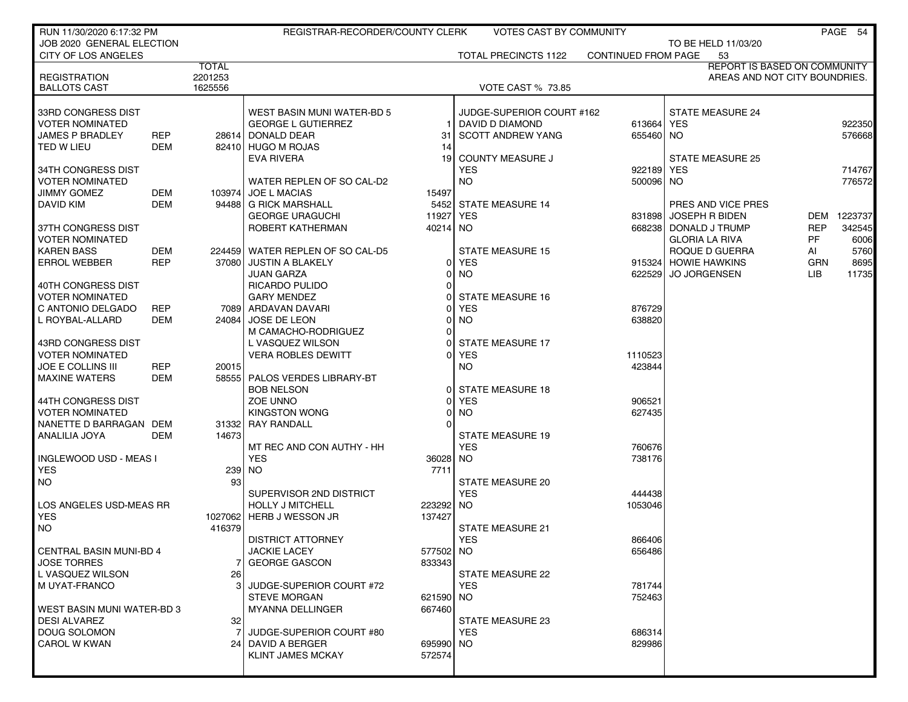RUN 11/30/2020 6:17:32 PM — REGISTRAR-RECORDER/COUNTY CLERK — VOTES CAST BY COMMUNITY

JOB 2020 GENERAL ELECTION — TO BE HELD 11/03/20

CITY OF LOS ANGELES — TOTAL PRECINCTS 1122 — CONTINUED FROM PAGE 53

REPORT IS BASED ON COMMUNITY AREAS AND NOT CITY BOUNDRIES.

| | TOTAL |
|---|---|
| REGISTRATION | 2201253 |
| BALLOTS CAST | 1625556 |

VOTE CAST % 73.85

**33RD CONGRESS DIST VOTER NOMINATED**

| | | |
|---|---|---|
| JAMES P BRADLEY | REP | 28614 |
| TED W LIEU | DEM | 82410 |

**34TH CONGRESS DIST VOTER NOMINATED**

| | | |
|---|---|---|
| JIMMY GOMEZ | DEM | 103974 |
| DAVID KIM | DEM | 94488 |

**37TH CONGRESS DIST VOTER NOMINATED**

| | | |
|---|---|---|
| KAREN BASS | DEM | 224459 |
| ERROL WEBBER | REP | 37080 |

**40TH CONGRESS DIST VOTER NOMINATED**

| | | |
|---|---|---|
| C ANTONIO DELGADO | REP | 7089 |
| L ROYBAL-ALLARD | DEM | 24084 |

**43RD CONGRESS DIST VOTER NOMINATED**

| | | |
|---|---|---|
| JOE E COLLINS III | REP | 20015 |
| MAXINE WATERS | DEM | 58555 |

**44TH CONGRESS DIST VOTER NOMINATED**

| | | |
|---|---|---|
| NANETTE D BARRAGAN | DEM | 31332 |
| ANALILIA JOYA | DEM | 14673 |

**INGLEWOOD USD - MEAS I**

| | |
|---|---|
| YES | 239 |
| NO | 93 |

**LOS ANGELES USD-MEAS RR**

| | |
|---|---|
| YES | 1027062 |
| NO | 416379 |

**CENTRAL BASIN MUNI-BD 4**

| | |
|---|---|
| JOSE TORRES | 7 |
| L VASQUEZ WILSON | 26 |
| M UYAT-FRANCO | 3 |

**WEST BASIN MUNI WATER-BD 3**

| | |
|---|---|
| DESI ALVAREZ | 32 |
| DOUG SOLOMON | 7 |
| CAROL W KWAN | 24 |

**WEST BASIN MUNI WATER-BD 5**

| | |
|---|---|
| GEORGE L GUTIERREZ | 1 |
| DONALD DEAR | 31 |
| HUGO M ROJAS | 14 |
| EVA RIVERA | 19 |

**WATER REPLEN OF SO CAL-D2**

| | |
|---|---|
| JOE L MACIAS | 15497 |
| G RICK MARSHALL | 5452 |
| GEORGE URAGUCHI | 11927 |
| ROBERT KATHERMAN | 40214 |

**WATER REPLEN OF SO CAL-D5**

| | |
|---|---|
| JUSTIN A BLAKELY | 0 |
| JUAN GARZA | 0 |
| RICARDO PULIDO | 0 |
| GARY MENDEZ | 0 |
| ARDAVAN DAVARI | 0 |
| JOSE DE LEON | 0 |
| M CAMACHO-RODRIGUEZ | 0 |
| L VASQUEZ WILSON | 0 |
| VERA ROBLES DEWITT | 0 |

**PALOS VERDES LIBRARY-BT**

| | |
|---|---|
| BOB NELSON | 0 |
| ZOE UNNO | 0 |
| KINGSTON WONG | 0 |
| RAY RANDALL | 0 |

**MT REC AND CON AUTHY - HH**

| | |
|---|---|
| YES | 36028 |
| NO | 7711 |

**SUPERVISOR 2ND DISTRICT**

| | |
|---|---|
| HOLLY J MITCHELL | 223292 |
| HERB J WESSON JR | 137427 |

**DISTRICT ATTORNEY**

| | |
|---|---|
| JACKIE LACEY | 577502 |
| GEORGE GASCON | 833343 |

**JUDGE-SUPERIOR COURT #72**

| | |
|---|---|
| STEVE MORGAN | 621590 |
| MYANNA DELLINGER | 667460 |

**JUDGE-SUPERIOR COURT #80**

| | |
|---|---|
| DAVID A BERGER | 695990 |
| KLINT JAMES MCKAY | 572574 |

**JUDGE-SUPERIOR COURT #162**

| | |
|---|---|
| DAVID D DIAMOND | 613664 |
| SCOTT ANDREW YANG | 655460 |

**COUNTY MEASURE J**

| | |
|---|---|
| YES | 922189 |
| NO | 500096 |

**STATE MEASURE 14**

| | |
|---|---|
| YES | 831898 |
| NO | 668238 |

**STATE MEASURE 15**

| | |
|---|---|
| YES | 915324 |
| NO | 622529 |

**STATE MEASURE 16**

| | |
|---|---|
| YES | 876729 |
| NO | 638820 |

**STATE MEASURE 17**

| | |
|---|---|
| YES | 1110523 |
| NO | 423844 |

**STATE MEASURE 18**

| | |
|---|---|
| YES | 906521 |
| NO | 627435 |

**STATE MEASURE 19**

| | |
|---|---|
| YES | 760676 |
| NO | 738176 |

**STATE MEASURE 20**

| | |
|---|---|
| YES | 444438 |
| NO | 1053046 |

**STATE MEASURE 21**

| | |
|---|---|
| YES | 866406 |
| NO | 656486 |

**STATE MEASURE 22**

| | |
|---|---|
| YES | 781744 |
| NO | 752463 |

**STATE MEASURE 23**

| | |
|---|---|
| YES | 686314 |
| NO | 829986 |

**STATE MEASURE 24**

| | |
|---|---|
| YES | 922350 |
| NO | 576668 |

**STATE MEASURE 25**

| | |
|---|---|
| YES | 714767 |
| NO | 776572 |

**PRES AND VICE PRES**

| | | |
|---|---|---|
| JOSEPH R BIDEN | DEM | 1223737 |
| DONALD J TRUMP | REP | 342545 |
| GLORIA LA RIVA | PF | 6006 |
| ROQUE D GUERRA | AI | 5760 |
| HOWIE HAWKINS | GRN | 8695 |
| JO JORGENSEN | LIB | 11735 |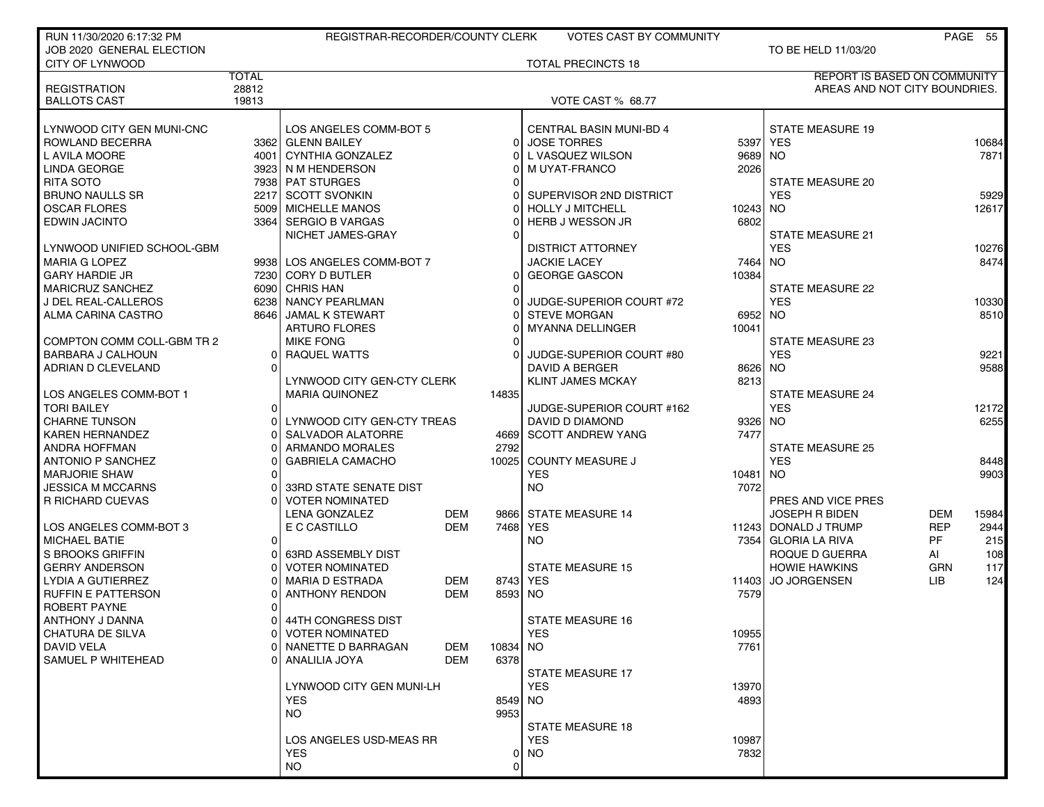RUN 11/30/2020 6:17:32 PM — REGISTRAR-RECORDER/COUNTY CLERK — VOTES CAST BY COMMUNITY

JOB 2020 GENERAL ELECTION — TO BE HELD 11/03/20

CITY OF LYNWOOD — TOTAL PRECINCTS 18

| | TOTAL |
|---|---|
| REGISTRATION | 28812 |
| BALLOTS CAST | 19813 |

VOTE CAST % 68.77

REPORT IS BASED ON COMMUNITY AREAS AND NOT CITY BOUNDRIES.

**LYNWOOD CITY GEN MUNI-CNC**

| Candidate | Votes |
|---|---|
| ROWLAND BECERRA | 3362 |
| L AVILA MOORE | 4001 |
| LINDA GEORGE | 3923 |
| RITA SOTO | 7938 |
| BRUNO NAULLS SR | 2217 |
| OSCAR FLORES | 5009 |
| EDWIN JACINTO | 3364 |

**LYNWOOD UNIFIED SCHOOL-GBM**

| Candidate | Votes |
|---|---|
| MARIA G LOPEZ | 9938 |
| GARY HARDIE JR | 7230 |
| MARICRUZ SANCHEZ | 6090 |
| J DEL REAL-CALLEROS | 6238 |
| ALMA CARINA CASTRO | 8646 |

**COMPTON COMM COLL-GBM TR 2**

| Candidate | Votes |
|---|---|
| BARBARA J CALHOUN | 0 |
| ADRIAN D CLEVELAND | 0 |

**LOS ANGELES COMM-BOT 1**

| Candidate | Votes |
|---|---|
| TORI BAILEY | 0 |
| CHARNE TUNSON | 0 |
| KAREN HERNANDEZ | 0 |
| ANDRA HOFFMAN | 0 |
| ANTONIO P SANCHEZ | 0 |
| MARJORIE SHAW | 0 |
| JESSICA M MCCARNS | 0 |
| R RICHARD CUEVAS | 0 |

**LOS ANGELES COMM-BOT 3**

| Candidate | Votes |
|---|---|
| MICHAEL BATIE | 0 |
| S BROOKS GRIFFIN | 0 |
| GERRY ANDERSON | 0 |
| LYDIA A GUTIERREZ | 0 |
| RUFFIN E PATTERSON | 0 |
| ROBERT PAYNE | 0 |
| ANTHONY J DANNA | 0 |
| CHATURA DE SILVA | 0 |
| DAVID VELA | 0 |
| SAMUEL P WHITEHEAD | 0 |

**LOS ANGELES COMM-BOT 5**

| Candidate | Votes |
|---|---|
| GLENN BAILEY | 0 |
| CYNTHIA GONZALEZ | 0 |
| N M HENDERSON | 0 |
| PAT STURGES | 0 |
| SCOTT SVONKIN | 0 |
| MICHELLE MANOS | 0 |
| SERGIO B VARGAS | 0 |
| NICHET JAMES-GRAY | 0 |

**LOS ANGELES COMM-BOT 7**

| Candidate | Votes |
|---|---|
| CORY D BUTLER | 0 |
| CHRIS HAN | 0 |
| NANCY PEARLMAN | 0 |
| JAMAL K STEWART | 0 |
| ARTURO FLORES | 0 |
| MIKE FONG | 0 |
| RAQUEL WATTS | 0 |

**LYNWOOD CITY GEN-CTY CLERK**

| Candidate | Votes |
|---|---|
| MARIA QUINONEZ | 14835 |

**LYNWOOD CITY GEN-CTY TREAS**

| Candidate | Votes |
|---|---|
| SALVADOR ALATORRE | 4669 |
| ARMANDO MORALES | 2792 |
| GABRIELA CAMACHO | 10025 |

**33RD STATE SENATE DIST — VOTER NOMINATED**

| Candidate | Party | Votes |
|---|---|---|
| LENA GONZALEZ | DEM | 9866 |
| E C CASTILLO | DEM | 7468 |

**63RD ASSEMBLY DIST — VOTER NOMINATED**

| Candidate | Party | Votes |
|---|---|---|
| MARIA D ESTRADA | DEM | 8743 |
| ANTHONY RENDON | DEM | 8593 |

**44TH CONGRESS DIST — VOTER NOMINATED**

| Candidate | Party | Votes |
|---|---|---|
| NANETTE D BARRAGAN | DEM | 10834 |
| ANALILIA JOYA | DEM | 6378 |

**LYNWOOD CITY GEN MUNI-LH**

| | Votes |
|---|---|
| YES | 8549 |
| NO | 9953 |

**LOS ANGELES USD-MEAS RR**

| | Votes |
|---|---|
| YES | 0 |
| NO | 0 |

**CENTRAL BASIN MUNI-BD 4**

| Candidate | Votes |
|---|---|
| JOSE TORRES | 5397 |
| L VASQUEZ WILSON | 9689 |
| M UYAT-FRANCO | 2026 |

**SUPERVISOR 2ND DISTRICT**

| Candidate | Votes |
|---|---|
| HOLLY J MITCHELL | 10243 |
| HERB J WESSON JR | 6802 |

**DISTRICT ATTORNEY**

| Candidate | Votes |
|---|---|
| JACKIE LACEY | 7464 |
| GEORGE GASCON | 10384 |

**JUDGE-SUPERIOR COURT #72**

| Candidate | Votes |
|---|---|
| STEVE MORGAN | 6952 |
| MYANNA DELLINGER | 10041 |

**JUDGE-SUPERIOR COURT #80**

| Candidate | Votes |
|---|---|
| DAVID A BERGER | 8626 |
| KLINT JAMES MCKAY | 8213 |

**JUDGE-SUPERIOR COURT #162**

| Candidate | Votes |
|---|---|
| DAVID D DIAMOND | 9326 |
| SCOTT ANDREW YANG | 7477 |

**COUNTY MEASURE J**

| | Votes |
|---|---|
| YES | 10481 |
| NO | 7072 |

**STATE MEASURE 14**

| | Votes |
|---|---|
| YES | 11243 |
| NO | 7354 |

**STATE MEASURE 15**

| | Votes |
|---|---|
| YES | 11403 |
| NO | 7579 |

**STATE MEASURE 16**

| | Votes |
|---|---|
| YES | 10955 |
| NO | 7761 |

**STATE MEASURE 17**

| | Votes |
|---|---|
| YES | 13970 |
| NO | 4893 |

**STATE MEASURE 18**

| | Votes |
|---|---|
| YES | 10987 |
| NO | 7832 |

**STATE MEASURE 19**

| | Votes |
|---|---|
| YES | 10684 |
| NO | 7871 |

**STATE MEASURE 20**

| | Votes |
|---|---|
| YES | 5929 |
| NO | 12617 |

**STATE MEASURE 21**

| | Votes |
|---|---|
| YES | 10276 |
| NO | 8474 |

**STATE MEASURE 22**

| | Votes |
|---|---|
| YES | 10330 |
| NO | 8510 |

**STATE MEASURE 23**

| | Votes |
|---|---|
| YES | 9221 |
| NO | 9588 |

**STATE MEASURE 24**

| | Votes |
|---|---|
| YES | 12172 |
| NO | 6255 |

**STATE MEASURE 25**

| | Votes |
|---|---|
| YES | 8448 |
| NO | 9903 |

**PRES AND VICE PRES**

| Candidate | Party | Votes |
|---|---|---|
| JOSEPH R BIDEN | DEM | 15984 |
| DONALD J TRUMP | REP | 2944 |
| GLORIA LA RIVA | PF | 215 |
| ROQUE D GUERRA | AI | 108 |
| HOWIE HAWKINS | GRN | 117 |
| JO JORGENSEN | LIB | 124 |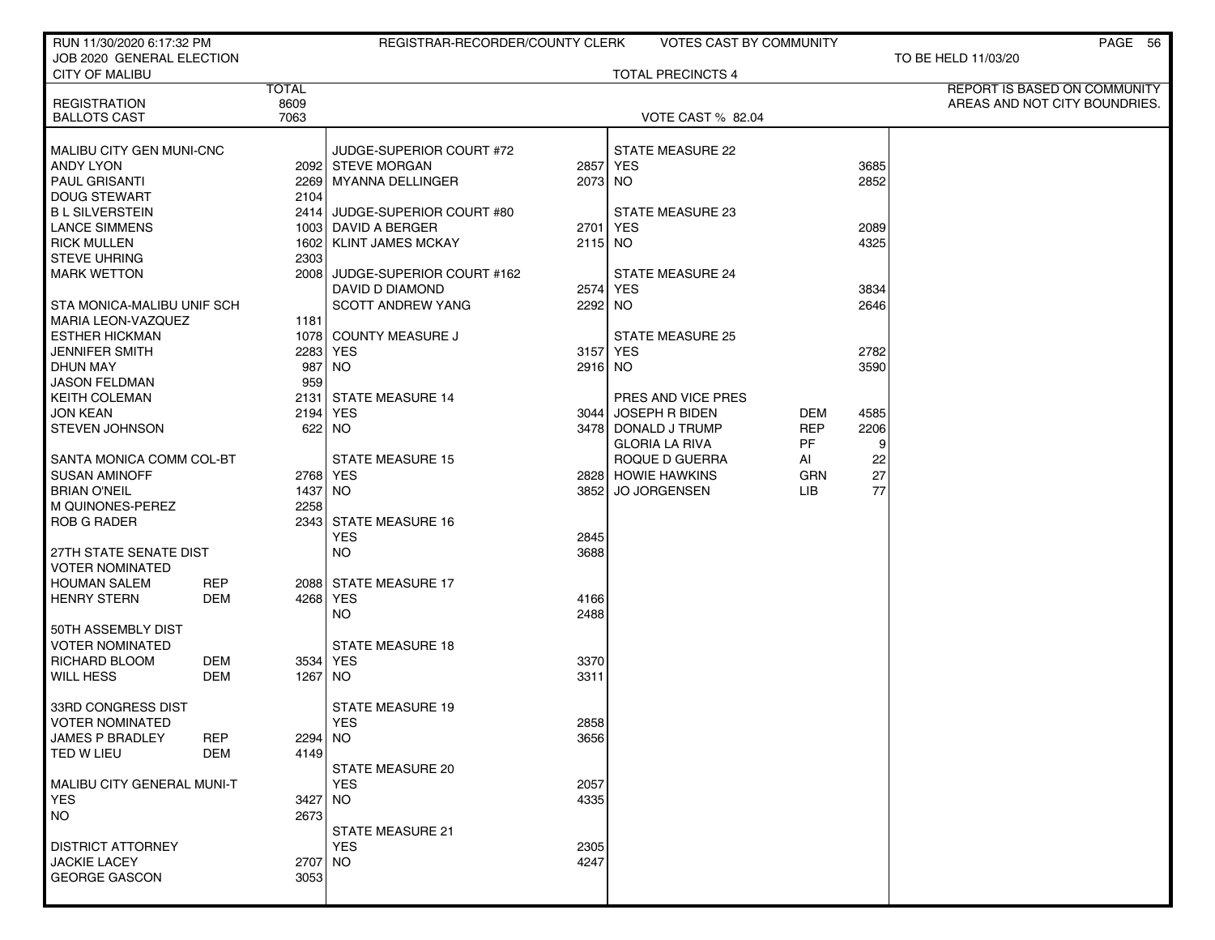RUN 11/30/2020 6:17:32 PM — REGISTRAR-RECORDER/COUNTY CLERK — VOTES CAST BY COMMUNITY

JOB 2020 GENERAL ELECTION — TO BE HELD 11/03/20

CITY OF MALIBU — TOTAL PRECINCTS 4

REPORT IS BASED ON COMMUNITY AREAS AND NOT CITY BOUNDRIES.

| | | TOTAL |
|---|---|---|
| REGISTRATION | | 8609 |
| BALLOTS CAST | | 7063 |

VOTE CAST % 82.04

| Contest / Candidate | Party | Votes |
|---|---|---|
| **MALIBU CITY GEN MUNI-CNC** | | |
| ANDY LYON | | 2092 |
| PAUL GRISANTI | | 2269 |
| DOUG STEWART | | 2104 |
| B L SILVERSTEIN | | 2414 |
| LANCE SIMMENS | | 1003 |
| RICK MULLEN | | 1602 |
| STEVE UHRING | | 2303 |
| MARK WETTON | | 2008 |
| **STA MONICA-MALIBU UNIF SCH** | | |
| MARIA LEON-VAZQUEZ | | 1181 |
| ESTHER HICKMAN | | 1078 |
| JENNIFER SMITH | | 2283 |
| DHUN MAY | | 987 |
| JASON FELDMAN | | 959 |
| KEITH COLEMAN | | 2131 |
| JON KEAN | | 2194 |
| STEVEN JOHNSON | | 622 |
| **SANTA MONICA COMM COL-BT** | | |
| SUSAN AMINOFF | | 2768 |
| BRIAN O'NEIL | | 1437 |
| M QUINONES-PEREZ | | 2258 |
| ROB G RADER | | 2343 |
| **27TH STATE SENATE DIST VOTER NOMINATED** | | |
| HOUMAN SALEM | REP | 2088 |
| HENRY STERN | DEM | 4268 |
| **50TH ASSEMBLY DIST VOTER NOMINATED** | | |
| RICHARD BLOOM | DEM | 3534 |
| WILL HESS | DEM | 1267 |
| **33RD CONGRESS DIST VOTER NOMINATED** | | |
| JAMES P BRADLEY | REP | 2294 |
| TED W LIEU | DEM | 4149 |
| **MALIBU CITY GENERAL MUNI-T** | | |
| YES | | 3427 |
| NO | | 2673 |
| **DISTRICT ATTORNEY** | | |
| JACKIE LACEY | | 2707 |
| GEORGE GASCON | | 3053 |
| **JUDGE-SUPERIOR COURT #72** | | |
| STEVE MORGAN | | 2857 |
| MYANNA DELLINGER | | 2073 |
| **JUDGE-SUPERIOR COURT #80** | | |
| DAVID A BERGER | | 2701 |
| KLINT JAMES MCKAY | | 2115 |
| **JUDGE-SUPERIOR COURT #162** | | |
| DAVID D DIAMOND | | 2574 |
| SCOTT ANDREW YANG | | 2292 |
| **COUNTY MEASURE J** | | |
| YES | | 3157 |
| NO | | 2916 |
| **STATE MEASURE 14** | | |
| YES | | 3044 |
| NO | | 3478 |
| **STATE MEASURE 15** | | |
| YES | | 2828 |
| NO | | 3852 |
| **STATE MEASURE 16** | | |
| YES | | 2845 |
| NO | | 3688 |
| **STATE MEASURE 17** | | |
| YES | | 4166 |
| NO | | 2488 |
| **STATE MEASURE 18** | | |
| YES | | 3370 |
| NO | | 3311 |
| **STATE MEASURE 19** | | |
| YES | | 2858 |
| NO | | 3656 |
| **STATE MEASURE 20** | | |
| YES | | 2057 |
| NO | | 4335 |
| **STATE MEASURE 21** | | |
| YES | | 2305 |
| NO | | 4247 |
| **STATE MEASURE 22** | | |
| YES | | 3685 |
| NO | | 2852 |
| **STATE MEASURE 23** | | |
| YES | | 2089 |
| NO | | 4325 |
| **STATE MEASURE 24** | | |
| YES | | 3834 |
| NO | | 2646 |
| **STATE MEASURE 25** | | |
| YES | | 2782 |
| NO | | 3590 |
| **PRES AND VICE PRES** | | |
| JOSEPH R BIDEN | DEM | 4585 |
| DONALD J TRUMP | REP | 2206 |
| GLORIA LA RIVA | PF | 9 |
| ROQUE D GUERRA | AI | 22 |
| HOWIE HAWKINS | GRN | 27 |
| JO JORGENSEN | LIB | 77 |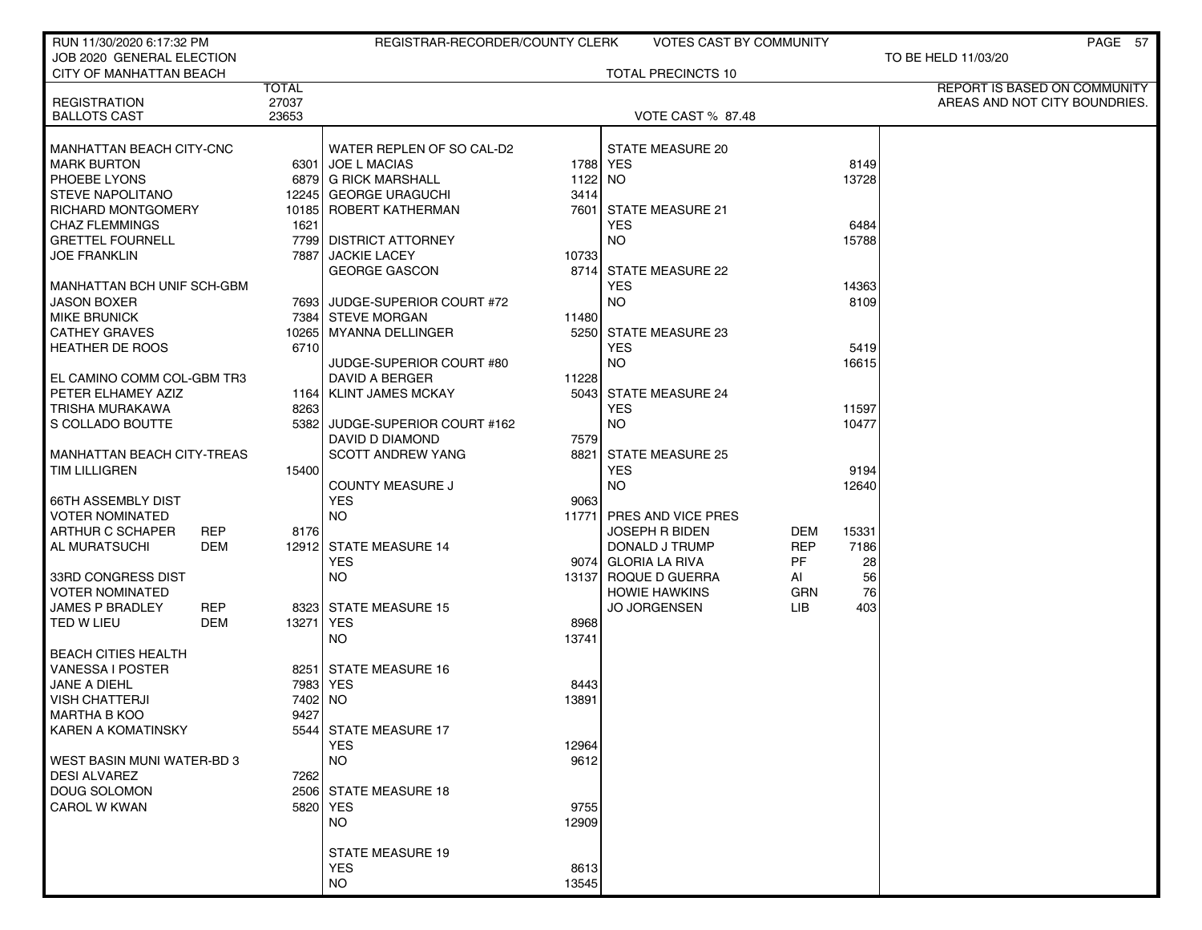RUN 11/30/2020 6:17:32 PM — REGISTRAR-RECORDER/COUNTY CLERK — VOTES CAST BY COMMUNITY

JOB 2020 GENERAL ELECTION — TO BE HELD 11/03/2020

CITY OF MANHATTAN BEACH — TOTAL PRECINCTS 10

REPORT IS BASED ON COMMUNITY AREAS AND NOT CITY BOUNDRIES.

| | TOTAL |
|---|---|
| REGISTRATION | 27037 |
| BALLOTS CAST | 23653 |

VOTE CAST % 87.48

| MANHATTAN BEACH CITY-CNC | | |
|---|---|---|
| MARK BURTON | | 6301 |
| PHOEBE LYONS | | 6879 |
| STEVE NAPOLITANO | | 12245 |
| RICHARD MONTGOMERY | | 10185 |
| CHAZ FLEMMINGS | | 1621 |
| GRETTEL FOURNELL | | 7799 |
| JOE FRANKLIN | | 7887 |
| **MANHATTAN BCH UNIF SCH-GBM** | | |
| JASON BOXER | | 7693 |
| MIKE BRUNICK | | 7384 |
| CATHEY GRAVES | | 10265 |
| HEATHER DE ROOS | | 6710 |
| **EL CAMINO COMM COL-GBM TR3** | | |
| PETER ELHAMEY AZIZ | | 1164 |
| TRISHA MURAKAWA | | 8263 |
| S COLLADO BOUTTE | | 5382 |
| **MANHATTAN BEACH CITY-TREAS** | | |
| TIM LILLIGREN | | 15400 |
| **66TH ASSEMBLY DIST VOTER NOMINATED** | | |
| ARTHUR C SCHAPER | REP | 8176 |
| AL MURATSUCHI | DEM | 12912 |
| **33RD CONGRESS DIST VOTER NOMINATED** | | |
| JAMES P BRADLEY | REP | 8323 |
| TED W LIEU | DEM | 13271 |
| **BEACH CITIES HEALTH** | | |
| VANESSA I POSTER | | 8251 |
| JANE A DIEHL | | 7983 |
| VISH CHATTERJI | | 7402 |
| MARTHA B KOO | | 9427 |
| KAREN A KOMATINSKY | | 5544 |
| **WEST BASIN MUNI WATER-BD 3** | | |
| DESI ALVAREZ | | 7262 |
| DOUG SOLOMON | | 2506 |
| CAROL W KWAN | | 5820 |

| WATER REPLEN OF SO CAL-D2 | |
|---|---|
| JOE L MACIAS | 1788 |
| G RICK MARSHALL | 1122 |
| GEORGE URAGUCHI | 3414 |
| ROBERT KATHERMAN | 7601 |
| **DISTRICT ATTORNEY** | |
| JACKIE LACEY | 10733 |
| GEORGE GASCON | 8714 |
| **JUDGE-SUPERIOR COURT #72** | |
| STEVE MORGAN | 11480 |
| MYANNA DELLINGER | 5250 |
| **JUDGE-SUPERIOR COURT #80** | |
| DAVID A BERGER | 11228 |
| KLINT JAMES MCKAY | 5043 |
| **JUDGE-SUPERIOR COURT #162** | |
| DAVID D DIAMOND | 7579 |
| SCOTT ANDREW YANG | 8821 |
| **COUNTY MEASURE J** | |
| YES | 9063 |
| NO | 11771 |
| **STATE MEASURE 14** | |
| YES | 9074 |
| NO | 13137 |
| **STATE MEASURE 15** | |
| YES | 8968 |
| NO | 13741 |
| **STATE MEASURE 16** | |
| YES | 8443 |
| NO | 13891 |
| **STATE MEASURE 17** | |
| YES | 12964 |
| NO | 9612 |
| **STATE MEASURE 18** | |
| YES | 9755 |
| NO | 12909 |
| **STATE MEASURE 19** | |
| YES | 8613 |
| NO | 13545 |

| STATE MEASURE 20 | | |
|---|---|---|
| YES | | 8149 |
| NO | | 13728 |
| **STATE MEASURE 21** | | |
| YES | | 6484 |
| NO | | 15788 |
| **STATE MEASURE 22** | | |
| YES | | 14363 |
| NO | | 8109 |
| **STATE MEASURE 23** | | |
| YES | | 5419 |
| NO | | 16615 |
| **STATE MEASURE 24** | | |
| YES | | 11597 |
| NO | | 10477 |
| **STATE MEASURE 25** | | |
| YES | | 9194 |
| NO | | 12640 |
| **PRES AND VICE PRES** | | |
| JOSEPH R BIDEN | DEM | 15331 |
| DONALD J TRUMP | REP | 7186 |
| GLORIA LA RIVA | PF | 28 |
| ROQUE D GUERRA | AI | 56 |
| HOWIE HAWKINS | GRN | 76 |
| JO JORGENSEN | LIB | 403 |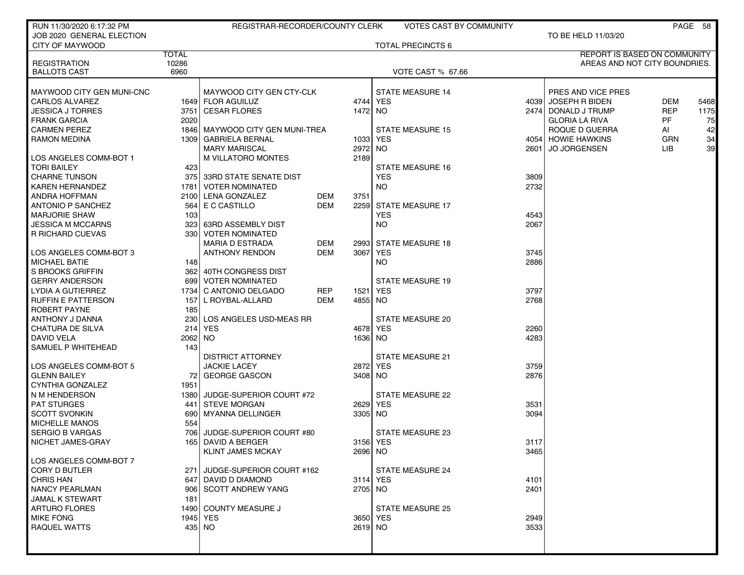RUN 11/30/2020 6:17:32 PM — REGISTRAR-RECORDER/COUNTY CLERK — VOTES CAST BY COMMUNITY

JOB 2020 GENERAL ELECTION — TO BE HELD 11/03/20

CITY OF MAYWOOD — TOTAL PRECINCTS 6

| | TOTAL |
|---|---|
| REGISTRATION | 10286 |
| BALLOTS CAST | 6960 |

VOTE CAST % 67.66

REPORT IS BASED ON COMMUNITY AREAS AND NOT CITY BOUNDRIES.

### MAYWOOD CITY GEN MUNI-CNC

| Candidate | Votes |
|---|---|
| CARLOS ALVAREZ | 1649 |
| JESSICA J TORRES | 3751 |
| FRANK GARCIA | 2020 |
| CARMEN PEREZ | 1846 |
| RAMON MEDINA | 1309 |

### LOS ANGELES COMM-BOT 1

| Candidate | Votes |
|---|---|
| TORI BAILEY | 423 |
| CHARNE TUNSON | 375 |
| KAREN HERNANDEZ | 1781 |
| ANDRA HOFFMAN | 2100 |
| ANTONIO P SANCHEZ | 564 |
| MARJORIE SHAW | 103 |
| JESSICA M MCCARNS | 323 |
| R RICHARD CUEVAS | 330 |

### LOS ANGELES COMM-BOT 3

| Candidate | Votes |
|---|---|
| MICHAEL BATIE | 148 |
| S BROOKS GRIFFIN | 362 |
| GERRY ANDERSON | 699 |
| LYDIA A GUTIERREZ | 1734 |
| RUFFIN E PATTERSON | 157 |
| ROBERT PAYNE | 185 |
| ANTHONY J DANNA | 230 |
| CHATURA DE SILVA | 214 |
| DAVID VELA | 2062 |
| SAMUEL P WHITEHEAD | 143 |

### LOS ANGELES COMM-BOT 5

| Candidate | Votes |
|---|---|
| GLENN BAILEY | 72 |
| CYNTHIA GONZALEZ | 1951 |
| N M HENDERSON | 1380 |
| PAT STURGES | 441 |
| SCOTT SVONKIN | 690 |
| MICHELLE MANOS | 554 |
| SERGIO B VARGAS | 706 |
| NICHET JAMES-GRAY | 165 |

### LOS ANGELES COMM-BOT 7

| Candidate | Votes |
|---|---|
| CORY D BUTLER | 271 |
| CHRIS HAN | 647 |
| NANCY PEARLMAN | 906 |
| JAMAL K STEWART | 181 |
| ARTURO FLORES | 1490 |
| MIKE FONG | 1945 |
| RAQUEL WATTS | 435 |

### MAYWOOD CITY GEN CTY-CLK

| Candidate | Votes |
|---|---|
| FLOR AGUILUZ | 4744 |
| CESAR FLORES | 1472 |

### MAYWOOD CITY GEN MUNI-TREA

| Candidate | Votes |
|---|---|
| GABRIELA BERNAL | 1033 |
| MARY MARISCAL | 2972 |
| M VILLATORO MONTES | 2189 |

### 33RD STATE SENATE DIST — VOTER NOMINATED

| Candidate | Party | Votes |
|---|---|---|
| LENA GONZALEZ | DEM | 3751 |
| E C CASTILLO | DEM | 2259 |

### 63RD ASSEMBLY DIST — VOTER NOMINATED

| Candidate | Party | Votes |
|---|---|---|
| MARIA D ESTRADA | DEM | 2993 |
| ANTHONY RENDON | DEM | 3067 |

### 40TH CONGRESS DIST — VOTER NOMINATED

| Candidate | Party | Votes |
|---|---|---|
| C ANTONIO DELGADO | REP | 1521 |
| L ROYBAL-ALLARD | DEM | 4855 |

### LOS ANGELES USD-MEAS RR

| | Votes |
|---|---|
| YES | 4678 |
| NO | 1636 |

### DISTRICT ATTORNEY

| Candidate | Votes |
|---|---|
| JACKIE LACEY | 2872 |
| GEORGE GASCON | 3408 |

### JUDGE-SUPERIOR COURT #72

| Candidate | Votes |
|---|---|
| STEVE MORGAN | 2629 |
| MYANNA DELLINGER | 3305 |

### JUDGE-SUPERIOR COURT #80

| Candidate | Votes |
|---|---|
| DAVID A BERGER | 3156 |
| KLINT JAMES MCKAY | 2696 |

### JUDGE-SUPERIOR COURT #162

| Candidate | Votes |
|---|---|
| DAVID D DIAMOND | 3114 |
| SCOTT ANDREW YANG | 2705 |

### COUNTY MEASURE J

| | Votes |
|---|---|
| YES | 3650 |
| NO | 2619 |

### STATE MEASURES

| Measure | YES | NO |
|---|---|---|
| STATE MEASURE 14 | 4039 | 2474 |
| STATE MEASURE 15 | 4054 | 2601 |
| STATE MEASURE 16 | 3809 | 2732 |
| STATE MEASURE 17 | 4543 | 2067 |
| STATE MEASURE 18 | 3745 | 2886 |
| STATE MEASURE 19 | 3797 | 2768 |
| STATE MEASURE 20 | 2260 | 4283 |
| STATE MEASURE 21 | 3759 | 2876 |
| STATE MEASURE 22 | 3531 | 3094 |
| STATE MEASURE 23 | 3117 | 3465 |
| STATE MEASURE 24 | 4101 | 2401 |
| STATE MEASURE 25 | 2949 | 3533 |

### PRES AND VICE PRES

| Candidate | Party | Votes |
|---|---|---|
| JOSEPH R BIDEN | DEM | 5468 |
| DONALD J TRUMP | REP | 1175 |
| GLORIA LA RIVA | PF | 75 |
| ROQUE D GUERRA | AI | 42 |
| HOWIE HAWKINS | GRN | 34 |
| JO JORGENSEN | LIB | 39 |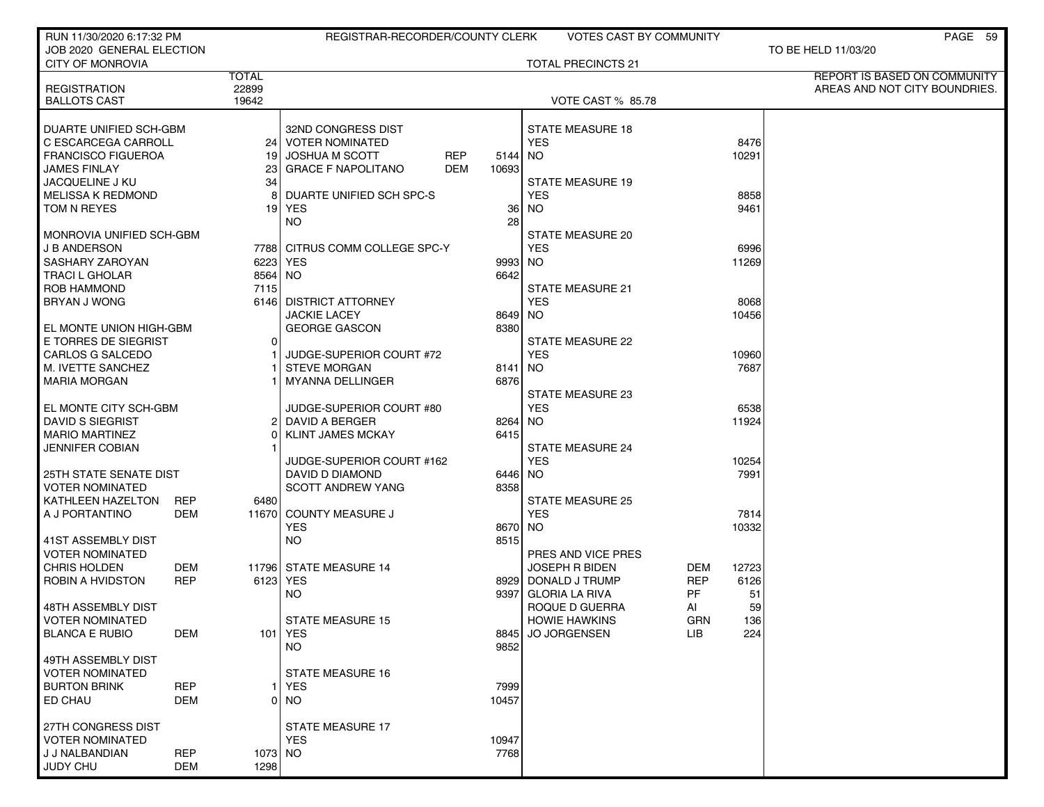RUN 11/30/2020 6:17:32 PM — REGISTRAR-RECORDER/COUNTY CLERK — VOTES CAST BY COMMUNITY

JOB 2020 GENERAL ELECTION — TO BE HELD 11/03/20

CITY OF MONROVIA — TOTAL PRECINCTS 21

REPORT IS BASED ON COMMUNITY AREAS AND NOT CITY BOUNDRIES.

| | TOTAL |
|---|---|
| REGISTRATION | 22899 |
| BALLOTS CAST | 19642 |

VOTE CAST % 85.78

| Contest / Candidate | Party | Votes |
|---|---|---|
| **DUARTE UNIFIED SCH-GBM** | | |
| C ESCARCEGA CARROLL | | 24 |
| FRANCISCO FIGUEROA | | 19 |
| JAMES FINLAY | | 23 |
| JACQUELINE J KU | | 34 |
| MELISSA K REDMOND | | 8 |
| TOM N REYES | | 19 |
| **MONROVIA UNIFIED SCH-GBM** | | |
| J B ANDERSON | | 7788 |
| SASHARY ZAROYAN | | 6223 |
| TRACI L GHOLAR | | 8564 |
| ROB HAMMOND | | 7115 |
| BRYAN J WONG | | 6146 |
| **EL MONTE UNION HIGH-GBM** | | |
| E TORRES DE SIEGRIST | | 0 |
| CARLOS G SALCEDO | | 1 |
| M. IVETTE SANCHEZ | | 1 |
| MARIA MORGAN | | 1 |
| **EL MONTE CITY SCH-GBM** | | |
| DAVID S SIEGRIST | | 2 |
| MARIO MARTINEZ | | 0 |
| JENNIFER COBIAN | | 1 |
| **25TH STATE SENATE DIST** | | |
| VOTER NOMINATED | | |
| KATHLEEN HAZELTON | REP | 6480 |
| A J PORTANTINO | DEM | 11670 |
| **41ST ASSEMBLY DIST** | | |
| VOTER NOMINATED | | |
| CHRIS HOLDEN | DEM | 11796 |
| ROBIN A HVIDSTON | REP | 6123 |
| **48TH ASSEMBLY DIST** | | |
| VOTER NOMINATED | | |
| BLANCA E RUBIO | DEM | 101 |
| **49TH ASSEMBLY DIST** | | |
| VOTER NOMINATED | | |
| BURTON BRINK | REP | 1 |
| ED CHAU | DEM | 0 |
| **27TH CONGRESS DIST** | | |
| VOTER NOMINATED | | |
| J J NALBANDIAN | REP | 1073 |
| JUDY CHU | DEM | 1298 |
| **32ND CONGRESS DIST** | | |
| VOTER NOMINATED | | |
| JOSHUA M SCOTT | REP | 5144 |
| GRACE F NAPOLITANO | DEM | 10693 |
| **DUARTE UNIFIED SCH SPC-S** | | |
| YES | | 36 |
| NO | | 28 |
| **CITRUS COMM COLLEGE SPC-Y** | | |
| YES | | 9993 |
| NO | | 6642 |
| **DISTRICT ATTORNEY** | | |
| JACKIE LACEY | | 8649 |
| GEORGE GASCON | | 8380 |
| **JUDGE-SUPERIOR COURT #72** | | |
| STEVE MORGAN | | 8141 |
| MYANNA DELLINGER | | 6876 |
| **JUDGE-SUPERIOR COURT #80** | | |
| DAVID A BERGER | | 8264 |
| KLINT JAMES MCKAY | | 6415 |
| **JUDGE-SUPERIOR COURT #162** | | |
| DAVID D DIAMOND | | 6446 |
| SCOTT ANDREW YANG | | 8358 |
| **COUNTY MEASURE J** | | |
| YES | | 8670 |
| NO | | 8515 |
| **STATE MEASURE 14** | | |
| YES | | 8929 |
| NO | | 9397 |
| **STATE MEASURE 15** | | |
| YES | | 8845 |
| NO | | 9852 |
| **STATE MEASURE 16** | | |
| YES | | 7999 |
| NO | | 10457 |
| **STATE MEASURE 17** | | |
| YES | | 10947 |
| NO | | 7768 |
| **STATE MEASURE 18** | | |
| YES | | 8476 |
| NO | | 10291 |
| **STATE MEASURE 19** | | |
| YES | | 8858 |
| NO | | 9461 |
| **STATE MEASURE 20** | | |
| YES | | 6996 |
| NO | | 11269 |
| **STATE MEASURE 21** | | |
| YES | | 8068 |
| NO | | 10456 |
| **STATE MEASURE 22** | | |
| YES | | 10960 |
| NO | | 7687 |
| **STATE MEASURE 23** | | |
| YES | | 6538 |
| NO | | 11924 |
| **STATE MEASURE 24** | | |
| YES | | 10254 |
| NO | | 7991 |
| **STATE MEASURE 25** | | |
| YES | | 7814 |
| NO | | 10332 |
| **PRES AND VICE PRES** | | |
| JOSEPH R BIDEN | DEM | 12723 |
| DONALD J TRUMP | REP | 6126 |
| GLORIA LA RIVA | PF | 51 |
| ROQUE D GUERRA | AI | 59 |
| HOWIE HAWKINS | GRN | 136 |
| JO JORGENSEN | LIB | 224 |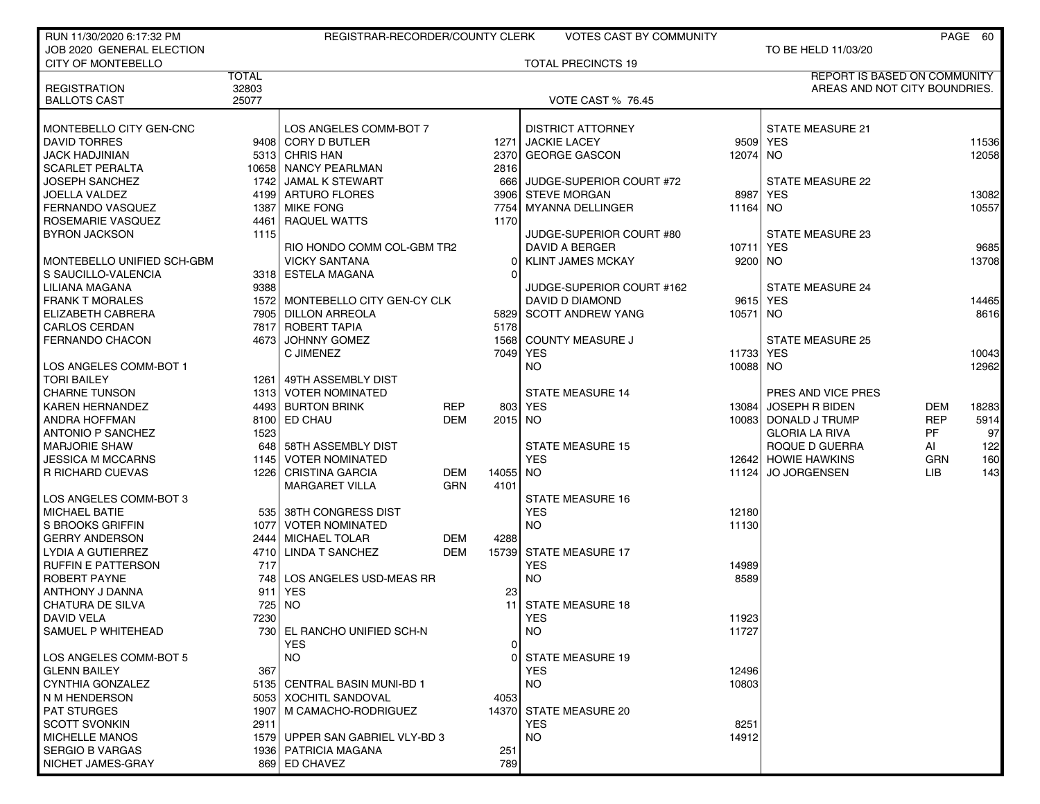RUN 11/30/2020 6:17:32 PM — REGISTRAR-RECORDER/COUNTY CLERK — VOTES CAST BY COMMUNITY

JOB 2020 GENERAL ELECTION — TO BE HELD 11/03/20

CITY OF MONTEBELLO — TOTAL PRECINCTS 19

| | TOTAL |
|---|---|
| REGISTRATION | 32803 |
| BALLOTS CAST | 25077 |

VOTE CAST % 76.45

REPORT IS BASED ON COMMUNITY AREAS AND NOT CITY BOUNDRIES.

**MONTEBELLO CITY GEN-CNC**

| Candidate | Votes |
|---|---|
| DAVID TORRES | 9408 |
| JACK HADJINIAN | 5313 |
| SCARLET PERALTA | 10658 |
| JOSEPH SANCHEZ | 1742 |
| JOELLA VALDEZ | 4199 |
| FERNANDO VASQUEZ | 1387 |
| ROSEMARIE VASQUEZ | 4461 |
| BYRON JACKSON | 1115 |

**MONTEBELLO UNIFIED SCH-GBM**

| Candidate | Votes |
|---|---|
| S SAUCILLO-VALENCIA | 3318 |
| LILIANA MAGANA | 9388 |
| FRANK T MORALES | 1572 |
| ELIZABETH CABRERA | 7905 |
| CARLOS CERDAN | 7817 |
| FERNANDO CHACON | 4673 |

**LOS ANGELES COMM-BOT 1**

| Candidate | Votes |
|---|---|
| TORI BAILEY | 1261 |
| CHARNE TUNSON | 1313 |
| KAREN HERNANDEZ | 4493 |
| ANDRA HOFFMAN | 8100 |
| ANTONIO P SANCHEZ | 1523 |
| MARJORIE SHAW | 648 |
| JESSICA M MCCARNS | 1145 |
| R RICHARD CUEVAS | 1226 |

**LOS ANGELES COMM-BOT 3**

| Candidate | Votes |
|---|---|
| MICHAEL BATIE | 535 |
| S BROOKS GRIFFIN | 1077 |
| GERRY ANDERSON | 2444 |
| LYDIA A GUTIERREZ | 4710 |
| RUFFIN E PATTERSON | 717 |
| ROBERT PAYNE | 748 |
| ANTHONY J DANNA | 911 |
| CHATURA DE SILVA | 725 |
| DAVID VELA | 7230 |
| SAMUEL P WHITEHEAD | 730 |

**LOS ANGELES COMM-BOT 5**

| Candidate | Votes |
|---|---|
| GLENN BAILEY | 367 |
| CYNTHIA GONZALEZ | 5135 |
| N M HENDERSON | 5053 |
| PAT STURGES | 1907 |
| SCOTT SVONKIN | 2911 |
| MICHELLE MANOS | 1579 |
| SERGIO B VARGAS | 1936 |
| NICHET JAMES-GRAY | 869 |

**LOS ANGELES COMM-BOT 7**

| Candidate | Votes |
|---|---|
| CORY D BUTLER | 1271 |
| CHRIS HAN | 2370 |
| NANCY PEARLMAN | 2816 |
| JAMAL K STEWART | 666 |
| ARTURO FLORES | 3906 |
| MIKE FONG | 7754 |
| RAQUEL WATTS | 1170 |

**RIO HONDO COMM COL-GBM TR2**

| Candidate | Votes |
|---|---|
| VICKY SANTANA | 0 |
| ESTELA MAGANA | 0 |

**MONTEBELLO CITY GEN-CY CLK**

| Candidate | Votes |
|---|---|
| DILLON ARREOLA | 5829 |
| ROBERT TAPIA | 5178 |
| JOHNNY GOMEZ | 1568 |
| C JIMENEZ | 7049 |

**49TH ASSEMBLY DIST — VOTER NOMINATED**

| Candidate | Party | Votes |
|---|---|---|
| BURTON BRINK | REP | 803 |
| ED CHAU | DEM | 2015 |

**58TH ASSEMBLY DIST — VOTER NOMINATED**

| Candidate | Party | Votes |
|---|---|---|
| CRISTINA GARCIA | DEM | 14055 |
| MARGARET VILLA | GRN | 4101 |

**38TH CONGRESS DIST — VOTER NOMINATED**

| Candidate | Party | Votes |
|---|---|---|
| MICHAEL TOLAR | DEM | 4288 |
| LINDA T SANCHEZ | DEM | 15739 |

**LOS ANGELES USD-MEAS RR**

| | Votes |
|---|---|
| YES | 23 |
| NO | 11 |

**EL RANCHO UNIFIED SCH-N**

| | Votes |
|---|---|
| YES | 0 |
| NO | 0 |

**CENTRAL BASIN MUNI-BD 1**

| Candidate | Votes |
|---|---|
| XOCHITL SANDOVAL | 4053 |
| M CAMACHO-RODRIGUEZ | 14370 |

**UPPER SAN GABRIEL VLY-BD 3**

| Candidate | Votes |
|---|---|
| PATRICIA MAGANA | 251 |
| ED CHAVEZ | 789 |

**DISTRICT ATTORNEY**

| Candidate | Votes |
|---|---|
| JACKIE LACEY | 9509 |
| GEORGE GASCON | 12074 |

**JUDGE-SUPERIOR COURT #72**

| Candidate | Votes |
|---|---|
| STEVE MORGAN | 8987 |
| MYANNA DELLINGER | 11164 |

**JUDGE-SUPERIOR COURT #80**

| Candidate | Votes |
|---|---|
| DAVID A BERGER | 10711 |
| KLINT JAMES MCKAY | 9200 |

**JUDGE-SUPERIOR COURT #162**

| Candidate | Votes |
|---|---|
| DAVID D DIAMOND | 9615 |
| SCOTT ANDREW YANG | 10571 |

**COUNTY MEASURE J**

| | Votes |
|---|---|
| YES | 11733 |
| NO | 10088 |

**STATE MEASURE 14**

| | Votes |
|---|---|
| YES | 13084 |
| NO | 10083 |

**STATE MEASURE 15**

| | Votes |
|---|---|
| YES | 12642 |
| NO | 11124 |

**STATE MEASURE 16**

| | Votes |
|---|---|
| YES | 12180 |
| NO | 11130 |

**STATE MEASURE 17**

| | Votes |
|---|---|
| YES | 14989 |
| NO | 8589 |

**STATE MEASURE 18**

| | Votes |
|---|---|
| YES | 11923 |
| NO | 11727 |

**STATE MEASURE 19**

| | Votes |
|---|---|
| YES | 12496 |
| NO | 10803 |

**STATE MEASURE 20**

| | Votes |
|---|---|
| YES | 8251 |
| NO | 14912 |

**STATE MEASURE 21**

| | Votes |
|---|---|
| YES | 11536 |
| NO | 12058 |

**STATE MEASURE 22**

| | Votes |
|---|---|
| YES | 13082 |
| NO | 10557 |

**STATE MEASURE 23**

| | Votes |
|---|---|
| YES | 9685 |
| NO | 13708 |

**STATE MEASURE 24**

| | Votes |
|---|---|
| YES | 14465 |
| NO | 8616 |

**STATE MEASURE 25**

| | Votes |
|---|---|
| YES | 10043 |
| NO | 12962 |

**PRES AND VICE PRES**

| Candidate | Party | Votes |
|---|---|---|
| JOSEPH R BIDEN | DEM | 18283 |
| DONALD J TRUMP | REP | 5914 |
| GLORIA LA RIVA | PF | 97 |
| ROQUE D GUERRA | AI | 122 |
| HOWIE HAWKINS | GRN | 160 |
| JO JORGENSEN | LIB | 143 |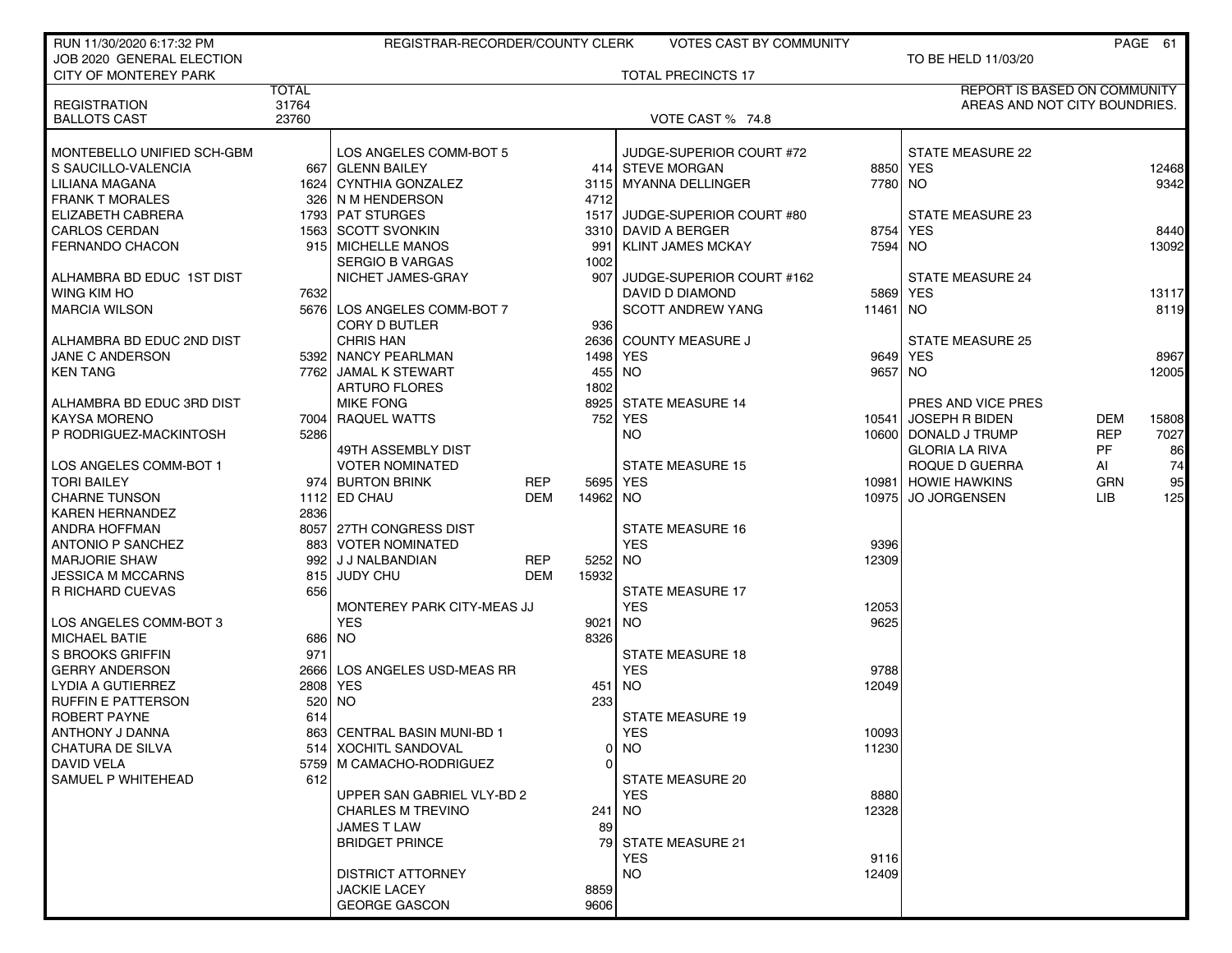RUN 11/30/2020 6:17:32 PM — REGISTRAR-RECORDER/COUNTY CLERK — VOTES CAST BY COMMUNITY

JOB 2020 GENERAL ELECTION — TO BE HELD 11/03/20

CITY OF MONTEREY PARK — TOTAL PRECINCTS 17

REPORT IS BASED ON COMMUNITY AREAS AND NOT CITY BOUNDRIES.

| | TOTAL |
|---|---|
| REGISTRATION | 31764 |
| BALLOTS CAST | 23760 |

VOTE CAST % 74.8

**MONTEBELLO UNIFIED SCH-GBM**

| Candidate | Votes |
|---|---|
| S SAUCILLO-VALENCIA | 667 |
| LILIANA MAGANA | 1624 |
| FRANK T MORALES | 326 |
| ELIZABETH CABRERA | 1793 |
| CARLOS CERDAN | 1563 |
| FERNANDO CHACON | 915 |

**ALHAMBRA BD EDUC 1ST DIST**

| Candidate | Votes |
|---|---|
| WING KIM HO | 7632 |
| MARCIA WILSON | 5676 |

**ALHAMBRA BD EDUC 2ND DIST**

| Candidate | Votes |
|---|---|
| JANE C ANDERSON | 5392 |
| KEN TANG | 7762 |

**ALHAMBRA BD EDUC 3RD DIST**

| Candidate | Votes |
|---|---|
| KAYSA MORENO | 7004 |
| P RODRIGUEZ-MACKINTOSH | 5286 |

**LOS ANGELES COMM-BOT 1**

| Candidate | Votes |
|---|---|
| TORI BAILEY | 974 |
| CHARNE TUNSON | 1112 |
| KAREN HERNANDEZ | 2836 |
| ANDRA HOFFMAN | 8057 |
| ANTONIO P SANCHEZ | 883 |
| MARJORIE SHAW | 992 |
| JESSICA M MCCARNS | 815 |
| R RICHARD CUEVAS | 656 |

**LOS ANGELES COMM-BOT 3**

| Candidate | Votes |
|---|---|
| MICHAEL BATIE | 686 |
| S BROOKS GRIFFIN | 971 |
| GERRY ANDERSON | 2666 |
| LYDIA A GUTIERREZ | 2808 |
| RUFFIN E PATTERSON | 520 |
| ROBERT PAYNE | 614 |
| ANTHONY J DANNA | 863 |
| CHATURA DE SILVA | 514 |
| DAVID VELA | 5759 |
| SAMUEL P WHITEHEAD | 612 |

**LOS ANGELES COMM-BOT 5**

| Candidate | Votes |
|---|---|
| GLENN BAILEY | 414 |
| CYNTHIA GONZALEZ | 3115 |
| N M HENDERSON | 4712 |
| PAT STURGES | 1517 |
| SCOTT SVONKIN | 3310 |
| MICHELLE MANOS | 991 |
| SERGIO B VARGAS | 1002 |
| NICHET JAMES-GRAY | 907 |

**LOS ANGELES COMM-BOT 7**

| Candidate | Votes |
|---|---|
| CORY D BUTLER | 936 |
| CHRIS HAN | 2636 |
| NANCY PEARLMAN | 1498 |
| JAMAL K STEWART | 455 |
| ARTURO FLORES | 1802 |
| MIKE FONG | 8925 |
| RAQUEL WATTS | 752 |

**49TH ASSEMBLY DIST**
**VOTER NOMINATED**

| Candidate | Party | Votes |
|---|---|---|
| BURTON BRINK | REP | 5695 |
| ED CHAU | DEM | 14962 |

**27TH CONGRESS DIST**
**VOTER NOMINATED**

| Candidate | Party | Votes |
|---|---|---|
| J J NALBANDIAN | REP | 5252 |
| JUDY CHU | DEM | 15932 |

**MONTEREY PARK CITY-MEAS JJ**

| | Votes |
|---|---|
| YES | 9021 |
| NO | 8326 |

**LOS ANGELES USD-MEAS RR**

| | Votes |
|---|---|
| YES | 451 |
| NO | 233 |

**CENTRAL BASIN MUNI-BD 1**

| Candidate | Votes |
|---|---|
| XOCHITL SANDOVAL | 0 |
| M CAMACHO-RODRIGUEZ | 0 |

**UPPER SAN GABRIEL VLY-BD 2**

| Candidate | Votes |
|---|---|
| CHARLES M TREVINO | 241 |
| JAMES T LAW | 89 |
| BRIDGET PRINCE | 79 |

**DISTRICT ATTORNEY**

| Candidate | Votes |
|---|---|
| JACKIE LACEY | 8859 |
| GEORGE GASCON | 9606 |

**JUDGE-SUPERIOR COURT #72**

| Candidate | Votes |
|---|---|
| STEVE MORGAN | 8850 |
| MYANNA DELLINGER | 7780 |

**JUDGE-SUPERIOR COURT #80**

| Candidate | Votes |
|---|---|
| DAVID A BERGER | 8754 |
| KLINT JAMES MCKAY | 7594 |

**JUDGE-SUPERIOR COURT #162**

| Candidate | Votes |
|---|---|
| DAVID D DIAMOND | 5869 |
| SCOTT ANDREW YANG | 11461 |

**COUNTY MEASURE J**

| | Votes |
|---|---|
| YES | 9649 |
| NO | 9657 |

**STATE MEASURE 14**

| | Votes |
|---|---|
| YES | 10541 |
| NO | 10600 |

**STATE MEASURE 15**

| | Votes |
|---|---|
| YES | 10981 |
| NO | 10975 |

**STATE MEASURE 16**

| | Votes |
|---|---|
| YES | 9396 |
| NO | 12309 |

**STATE MEASURE 17**

| | Votes |
|---|---|
| YES | 12053 |
| NO | 9625 |

**STATE MEASURE 18**

| | Votes |
|---|---|
| YES | 9788 |
| NO | 12049 |

**STATE MEASURE 19**

| | Votes |
|---|---|
| YES | 10093 |
| NO | 11230 |

**STATE MEASURE 20**

| | Votes |
|---|---|
| YES | 8880 |
| NO | 12328 |

**STATE MEASURE 21**

| | Votes |
|---|---|
| YES | 9116 |
| NO | 12409 |

**STATE MEASURE 22**

| | Votes |
|---|---|
| YES | 12468 |
| NO | 9342 |

**STATE MEASURE 23**

| | Votes |
|---|---|
| YES | 8440 |
| NO | 13092 |

**STATE MEASURE 24**

| | Votes |
|---|---|
| YES | 13117 |
| NO | 8119 |

**STATE MEASURE 25**

| | Votes |
|---|---|
| YES | 8967 |
| NO | 12005 |

**PRES AND VICE PRES**

| Candidate | Party | Votes |
|---|---|---|
| JOSEPH R BIDEN | DEM | 15808 |
| DONALD J TRUMP | REP | 7027 |
| GLORIA LA RIVA | PF | 86 |
| ROQUE D GUERRA | AI | 74 |
| HOWIE HAWKINS | GRN | 95 |
| JO JORGENSEN | LIB | 125 |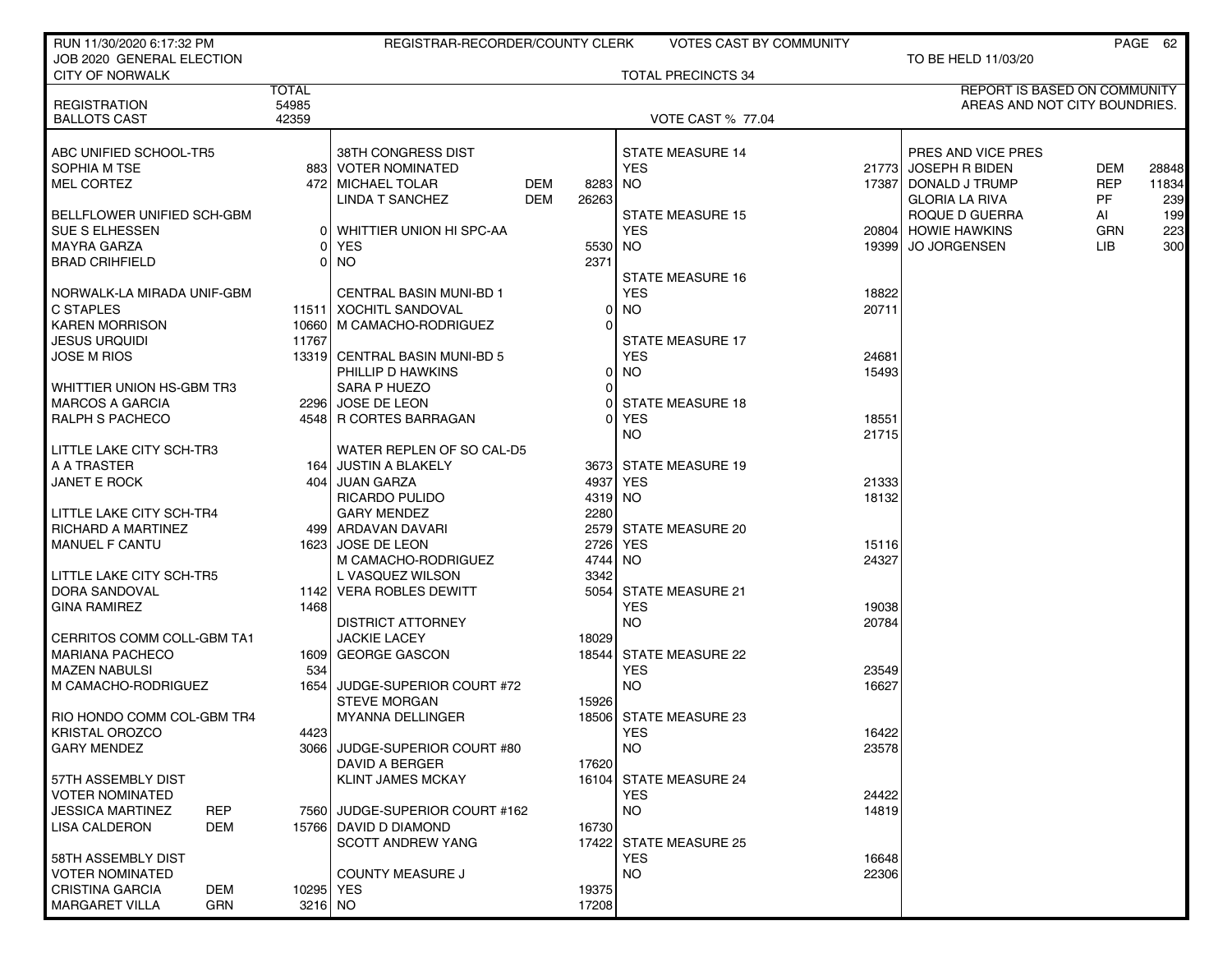RUN 11/30/2020 6:17:32 PM — REGISTRAR-RECORDER/COUNTY CLERK — VOTES CAST BY COMMUNITY

JOB 2020 GENERAL ELECTION — TO BE HELD 11/03/20

CITY OF NORWALK — TOTAL PRECINCTS 34

REPORT IS BASED ON COMMUNITY AREAS AND NOT CITY BOUNDRIES.

| | TOTAL |
|---|---|
| REGISTRATION | 54985 |
| BALLOTS CAST | 42359 |

VOTE CAST % 77.04

| Contest / Candidate | Party | Votes |
|---|---|---|
| **ABC UNIFIED SCHOOL-TR5** | | |
| SOPHIA M TSE | | 883 |
| MEL CORTEZ | | 472 |
| **BELLFLOWER UNIFIED SCH-GBM** | | |
| SUE S ELHESSEN | | 0 |
| MAYRA GARZA | | 0 |
| BRAD CRIHFIELD | | 0 |
| **NORWALK-LA MIRADA UNIF-GBM** | | |
| C STAPLES | | 11511 |
| KAREN MORRISON | | 10660 |
| JESUS URQUIDI | | 11767 |
| JOSE M RIOS | | 13319 |
| **WHITTIER UNION HS-GBM TR3** | | |
| MARCOS A GARCIA | | 2296 |
| RALPH S PACHECO | | 4548 |
| **LITTLE LAKE CITY SCH-TR3** | | |
| A A TRASTER | | 164 |
| JANET E ROCK | | 404 |
| **LITTLE LAKE CITY SCH-TR4** | | |
| RICHARD A MARTINEZ | | 499 |
| MANUEL F CANTU | | 1623 |
| **LITTLE LAKE CITY SCH-TR5** | | |
| DORA SANDOVAL | | 1142 |
| GINA RAMIREZ | | 1468 |
| **CERRITOS COMM COLL-GBM TA1** | | |
| MARIANA PACHECO | | 1609 |
| MAZEN NABULSI | | 534 |
| M CAMACHO-RODRIGUEZ | | 1654 |
| **RIO HONDO COMM COL-GBM TR4** | | |
| KRISTAL OROZCO | | 4423 |
| GARY MENDEZ | | 3066 |
| **57TH ASSEMBLY DIST VOTER NOMINATED** | | |
| JESSICA MARTINEZ | REP | 7560 |
| LISA CALDERON | DEM | 15766 |
| **58TH ASSEMBLY DIST VOTER NOMINATED** | | |
| CRISTINA GARCIA | DEM | 10295 |
| MARGARET VILLA | GRN | 3216 |
| **38TH CONGRESS DIST VOTER NOMINATED** | | |
| MICHAEL TOLAR | DEM | 8283 |
| LINDA T SANCHEZ | DEM | 26263 |
| **WHITTIER UNION HI SPC-AA** | | |
| YES | | 5530 |
| NO | | 2371 |
| **CENTRAL BASIN MUNI-BD 1** | | |
| XOCHITL SANDOVAL | | 0 |
| M CAMACHO-RODRIGUEZ | | 0 |
| **CENTRAL BASIN MUNI-BD 5** | | |
| PHILLIP D HAWKINS | | 0 |
| SARA P HUEZO | | 0 |
| JOSE DE LEON | | 0 |
| R CORTES BARRAGAN | | 0 |
| **WATER REPLEN OF SO CAL-D5** | | |
| JUSTIN A BLAKELY | | 3673 |
| JUAN GARZA | | 4937 |
| RICARDO PULIDO | | 4319 |
| GARY MENDEZ | | 2280 |
| ARDAVAN DAVARI | | 2579 |
| JOSE DE LEON | | 2726 |
| M CAMACHO-RODRIGUEZ | | 4744 |
| L VASQUEZ WILSON | | 3342 |
| VERA ROBLES DEWITT | | 5054 |
| **DISTRICT ATTORNEY** | | |
| JACKIE LACEY | | 18029 |
| GEORGE GASCON | | 18544 |
| **JUDGE-SUPERIOR COURT #72** | | |
| STEVE MORGAN | | 15926 |
| MYANNA DELLINGER | | 18506 |
| **JUDGE-SUPERIOR COURT #80** | | |
| DAVID A BERGER | | 17620 |
| KLINT JAMES MCKAY | | 16104 |
| **JUDGE-SUPERIOR COURT #162** | | |
| DAVID D DIAMOND | | 16730 |
| SCOTT ANDREW YANG | | 17422 |
| **COUNTY MEASURE J** | | |
| YES | | 19375 |
| NO | | 17208 |
| **STATE MEASURE 14** | | |
| YES | | 21773 |
| NO | | 17387 |
| **STATE MEASURE 15** | | |
| YES | | 20804 |
| NO | | 19399 |
| **STATE MEASURE 16** | | |
| YES | | 18822 |
| NO | | 20711 |
| **STATE MEASURE 17** | | |
| YES | | 24681 |
| NO | | 15493 |
| **STATE MEASURE 18** | | |
| YES | | 18551 |
| NO | | 21715 |
| **STATE MEASURE 19** | | |
| YES | | 21333 |
| NO | | 18132 |
| **STATE MEASURE 20** | | |
| YES | | 15116 |
| NO | | 24327 |
| **STATE MEASURE 21** | | |
| YES | | 19038 |
| NO | | 20784 |
| **STATE MEASURE 22** | | |
| YES | | 23549 |
| NO | | 16627 |
| **STATE MEASURE 23** | | |
| YES | | 16422 |
| NO | | 23578 |
| **STATE MEASURE 24** | | |
| YES | | 24422 |
| NO | | 14819 |
| **STATE MEASURE 25** | | |
| YES | | 16648 |
| NO | | 22306 |
| **PRES AND VICE PRES** | | |
| JOSEPH R BIDEN | DEM | 28848 |
| DONALD J TRUMP | REP | 11834 |
| GLORIA LA RIVA | PF | 239 |
| ROQUE D GUERRA | AI | 199 |
| HOWIE HAWKINS | GRN | 223 |
| JO JORGENSEN | LIB | 300 |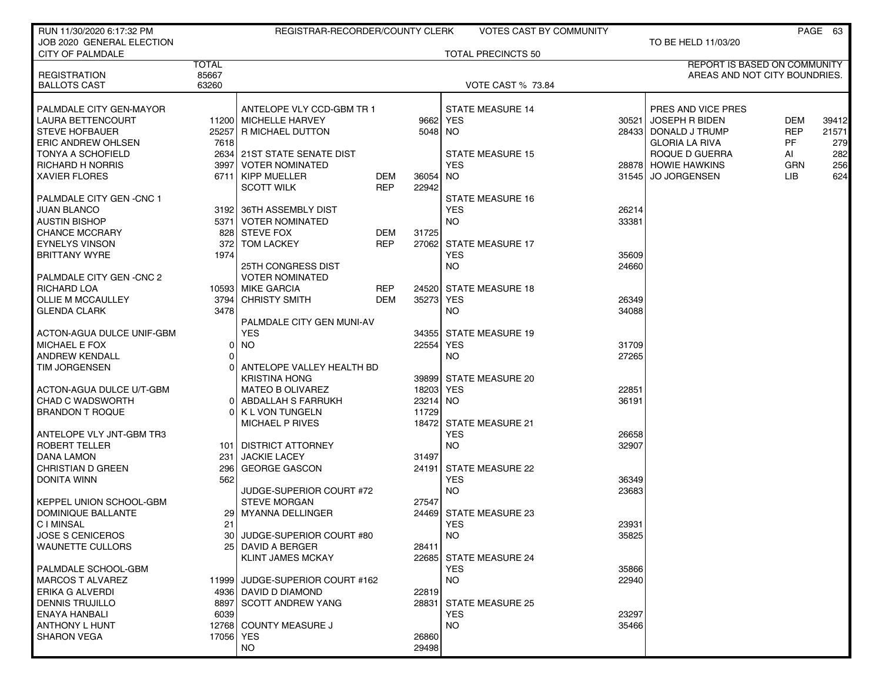RUN 11/30/2020 6:17:32 PM — REGISTRAR-RECORDER/COUNTY CLERK — VOTES CAST BY COMMUNITY

JOB 2020 GENERAL ELECTION — TO BE HELD 11/03/20

CITY OF PALMDALE — TOTAL PRECINCTS 50

REPORT IS BASED ON COMMUNITY AREAS AND NOT CITY BOUNDRIES.

| | TOTAL |
|---|---|
| REGISTRATION | 85667 |
| BALLOTS CAST | 63260 |

VOTE CAST % 73.84

| PALMDALE CITY GEN-MAYOR | |
|---|---|
| LAURA BETTENCOURT | 11200 |
| STEVE HOFBAUER | 25257 |
| ERIC ANDREW OHLSEN | 7618 |
| TONYA A SCHOFIELD | 2634 |
| RICHARD H NORRIS | 3997 |
| XAVIER FLORES | 6711 |

| PALMDALE CITY GEN -CNC 1 | |
|---|---|
| JUAN BLANCO | 3192 |
| AUSTIN BISHOP | 5371 |
| CHANCE MCCRARY | 828 |
| EYNELYS VINSON | 372 |
| BRITTANY WYRE | 1974 |

| PALMDALE CITY GEN -CNC 2 | |
|---|---|
| RICHARD LOA | 10593 |
| OLLIE M MCCAULLEY | 3794 |
| GLENDA CLARK | 3478 |

| ACTON-AGUA DULCE UNIF-GBM | |
|---|---|
| MICHAEL E FOX | 0 |
| ANDREW KENDALL | 0 |
| TIM JORGENSEN | 0 |

| ACTON-AGUA DULCE U/T-GBM | |
|---|---|
| CHAD C WADSWORTH | 0 |
| BRANDON T ROQUE | 0 |

| ANTELOPE VLY JNT-GBM TR3 | |
|---|---|
| ROBERT TELLER | 101 |
| DANA LAMON | 231 |
| CHRISTIAN D GREEN | 296 |
| DONITA WINN | 562 |

| KEPPEL UNION SCHOOL-GBM | |
|---|---|
| DOMINIQUE BALLANTE | 29 |
| C I MINSAL | 21 |
| JOSE S CENICEROS | 30 |
| WAUNETTE CULLORS | 25 |

| PALMDALE SCHOOL-GBM | |
|---|---|
| MARCOS T ALVAREZ | 11999 |
| ERIKA G ALVERDI | 4936 |
| DENNIS TRUJILLO | 8897 |
| ENAYA HANBALI | 6039 |
| ANTHONY L HUNT | 12768 |
| SHARON VEGA | 17056 |

| ANTELOPE VLY CCD-GBM TR 1 | | |
|---|---|---|
| MICHELLE HARVEY | | 9662 |
| R MICHAEL DUTTON | | 5048 |

| 21ST STATE SENATE DIST VOTER NOMINATED | | |
|---|---|---|
| KIPP MUELLER | DEM | 36054 |
| SCOTT WILK | REP | 22942 |

| 36TH ASSEMBLY DIST VOTER NOMINATED | | |
|---|---|---|
| STEVE FOX | DEM | 31725 |
| TOM LACKEY | REP | 27062 |

| 25TH CONGRESS DIST VOTER NOMINATED | | |
|---|---|---|
| MIKE GARCIA | REP | 24520 |
| CHRISTY SMITH | DEM | 35273 |

| PALMDALE CITY GEN MUNI-AV | |
|---|---|
| YES | 34355 |
| NO | 22554 |

| ANTELOPE VALLEY HEALTH BD | |
|---|---|
| KRISTINA HONG | 39899 |
| MATEO B OLIVAREZ | 18203 |
| ABDALLAH S FARRUKH | 23214 |
| K L VON TUNGELN | 11729 |
| MICHAEL P RIVES | 18472 |

| DISTRICT ATTORNEY | |
|---|---|
| JACKIE LACEY | 31497 |
| GEORGE GASCON | 24191 |

| JUDGE-SUPERIOR COURT #72 | |
|---|---|
| STEVE MORGAN | 27547 |
| MYANNA DELLINGER | 24469 |

| JUDGE-SUPERIOR COURT #80 | |
|---|---|
| DAVID A BERGER | 28411 |
| KLINT JAMES MCKAY | 22685 |

| JUDGE-SUPERIOR COURT #162 | |
|---|---|
| DAVID D DIAMOND | 22819 |
| SCOTT ANDREW YANG | 28831 |

| COUNTY MEASURE J | |
|---|---|
| YES | 26860 |
| NO | 29498 |

| MEASURE | YES | NO |
|---|---|---|
| STATE MEASURE 14 | 30521 | 28433 |
| STATE MEASURE 15 | 28878 | 31545 |
| STATE MEASURE 16 | 26214 | 33381 |
| STATE MEASURE 17 | 35609 | 24660 |
| STATE MEASURE 18 | 26349 | 34088 |
| STATE MEASURE 19 | 31709 | 27265 |
| STATE MEASURE 20 | 22851 | 36191 |
| STATE MEASURE 21 | 26658 | 32907 |
| STATE MEASURE 22 | 36349 | 23683 |
| STATE MEASURE 23 | 23931 | 35825 |
| STATE MEASURE 24 | 35866 | 22940 |
| STATE MEASURE 25 | 23297 | 35466 |

| PRES AND VICE PRES | | |
|---|---|---|
| JOSEPH R BIDEN | DEM | 39412 |
| DONALD J TRUMP | REP | 21571 |
| GLORIA LA RIVA | PF | 279 |
| ROQUE D GUERRA | AI | 282 |
| HOWIE HAWKINS | GRN | 256 |
| JO JORGENSEN | LIB | 624 |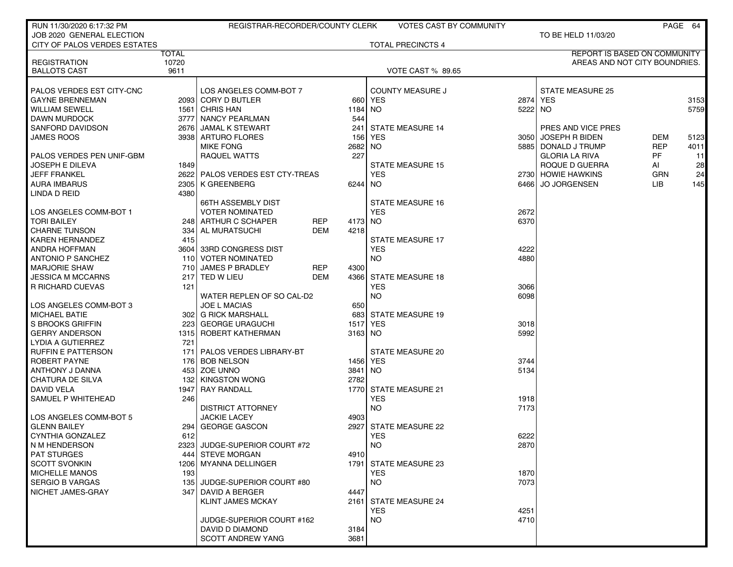RUN 11/30/2020 6:17:32 PM — REGISTRAR-RECORDER/COUNTY CLERK — VOTES CAST BY COMMUNITY

JOB 2020 GENERAL ELECTION — TO BE HELD 11/03/2020

CITY OF PALOS VERDES ESTATES — TOTAL PRECINCTS 4

REPORT IS BASED ON COMMUNITY AREAS AND NOT CITY BOUNDRIES.

| | TOTAL |
|---|---|
| REGISTRATION | 10720 |
| BALLOTS CAST | 9611 |

VOTE CAST % 89.65

| PALOS VERDES EST CITY-CNC | |
|---|---|
| GAYNE BRENNEMAN | 2093 |
| WILLIAM SEWELL | 1561 |
| DAWN MURDOCK | 3777 |
| SANFORD DAVIDSON | 2676 |
| JAMES ROOS | 3938 |

| PALOS VERDES PEN UNIF-GBM | |
|---|---|
| JOSEPH E DILEVA | 1849 |
| JEFF FRANKEL | 2622 |
| AURA IMBARUS | 2305 |
| LINDA D REID | 4380 |

| LOS ANGELES COMM-BOT 1 | |
|---|---|
| TORI BAILEY | 248 |
| CHARNE TUNSON | 334 |
| KAREN HERNANDEZ | 415 |
| ANDRA HOFFMAN | 3604 |
| ANTONIO P SANCHEZ | 110 |
| MARJORIE SHAW | 710 |
| JESSICA M MCCARNS | 217 |
| R RICHARD CUEVAS | 121 |

| LOS ANGELES COMM-BOT 3 | |
|---|---|
| MICHAEL BATIE | 302 |
| S BROOKS GRIFFIN | 223 |
| GERRY ANDERSON | 1315 |
| LYDIA A GUTIERREZ | 721 |
| RUFFIN E PATTERSON | 171 |
| ROBERT PAYNE | 176 |
| ANTHONY J DANNA | 453 |
| CHATURA DE SILVA | 132 |
| DAVID VELA | 1947 |
| SAMUEL P WHITEHEAD | 246 |

| LOS ANGELES COMM-BOT 5 | |
|---|---|
| GLENN BAILEY | 294 |
| CYNTHIA GONZALEZ | 612 |
| N M HENDERSON | 2323 |
| PAT STURGES | 444 |
| SCOTT SVONKIN | 1206 |
| MICHELLE MANOS | 193 |
| SERGIO B VARGAS | 135 |
| NICHET JAMES-GRAY | 347 |

| LOS ANGELES COMM-BOT 7 | |
|---|---|
| CORY D BUTLER | 660 |
| CHRIS HAN | 1184 |
| NANCY PEARLMAN | 544 |
| JAMAL K STEWART | 241 |
| ARTURO FLORES | 156 |
| MIKE FONG | 2682 |
| RAQUEL WATTS | 227 |

| PALOS VERDES EST CTY-TREAS | |
|---|---|
| K GREENBERG | 6244 |

| 66TH ASSEMBLY DIST VOTER NOMINATED | | |
|---|---|---|
| ARTHUR C SCHAPER | REP | 4173 |
| AL MURATSUCHI | DEM | 4218 |

| 33RD CONGRESS DIST VOTER NOMINATED | | |
|---|---|---|
| JAMES P BRADLEY | REP | 4300 |
| TED W LIEU | DEM | 4366 |

| WATER REPLEN OF SO CAL-D2 | |
|---|---|
| JOE L MACIAS | 650 |
| G RICK MARSHALL | 683 |
| GEORGE URAGUCHI | 1517 |
| ROBERT KATHERMAN | 3163 |

| PALOS VERDES LIBRARY-BT | |
|---|---|
| BOB NELSON | 1456 |
| ZOE UNNO | 3841 |
| KINGSTON WONG | 2782 |
| RAY RANDALL | 1770 |

| DISTRICT ATTORNEY | |
|---|---|
| JACKIE LACEY | 4903 |
| GEORGE GASCON | 2927 |

| JUDGE-SUPERIOR COURT #72 | |
|---|---|
| STEVE MORGAN | 4910 |
| MYANNA DELLINGER | 1791 |

| JUDGE-SUPERIOR COURT #80 | |
|---|---|
| DAVID A BERGER | 4447 |
| KLINT JAMES MCKAY | 2161 |

| JUDGE-SUPERIOR COURT #162 | |
|---|---|
| DAVID D DIAMOND | 3184 |
| SCOTT ANDREW YANG | 3681 |

| MEASURE | YES | NO |
|---|---|---|
| COUNTY MEASURE J | 2874 | 5222 |
| STATE MEASURE 14 | 3050 | 5885 |
| STATE MEASURE 15 | 2730 | 6466 |
| STATE MEASURE 16 | 2672 | 6370 |
| STATE MEASURE 17 | 4222 | 4880 |
| STATE MEASURE 18 | 3066 | 6098 |
| STATE MEASURE 19 | 3018 | 5992 |
| STATE MEASURE 20 | 3744 | 5134 |
| STATE MEASURE 21 | 1918 | 7173 |
| STATE MEASURE 22 | 6222 | 2870 |
| STATE MEASURE 23 | 1870 | 7073 |
| STATE MEASURE 24 | 4251 | 4710 |
| STATE MEASURE 25 | 3153 | 5759 |

| PRES AND VICE PRES | | |
|---|---|---|
| JOSEPH R BIDEN | DEM | 5123 |
| DONALD J TRUMP | REP | 4011 |
| GLORIA LA RIVA | PF | 11 |
| ROQUE D GUERRA | AI | 28 |
| HOWIE HAWKINS | GRN | 24 |
| JO JORGENSEN | LIB | 145 |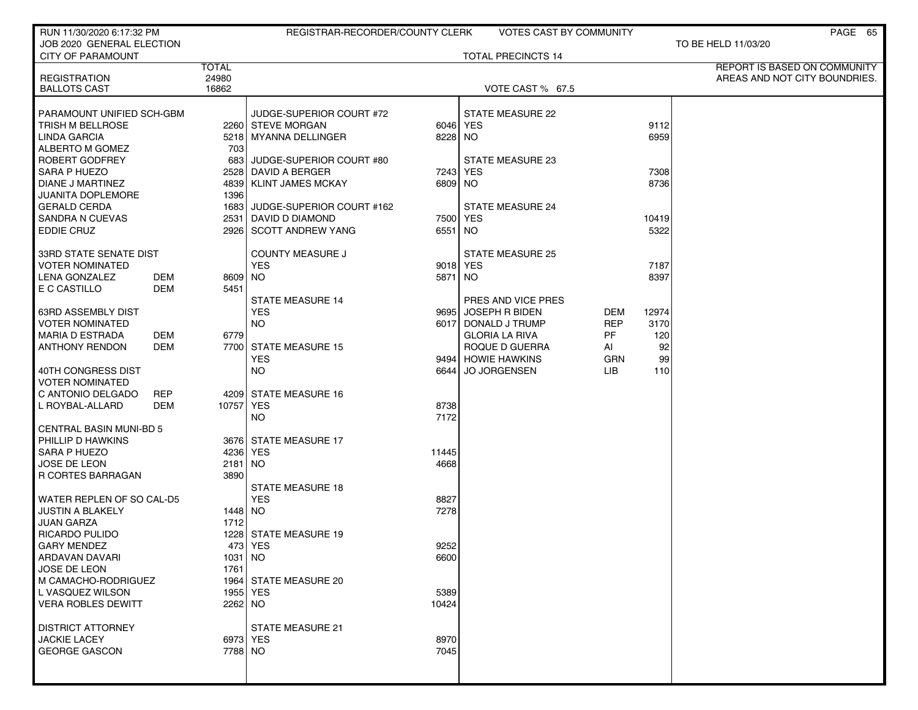RUN 11/30/2020 6:17:32 PM — REGISTRAR-RECORDER/COUNTY CLERK — VOTES CAST BY COMMUNITY

JOB 2020 GENERAL ELECTION — TO BE HELD 11/03/20

CITY OF PARAMOUNT — TOTAL PRECINCTS 14

REPORT IS BASED ON COMMUNITY AREAS AND NOT CITY BOUNDRIES.

| | TOTAL |
|---|---|
| REGISTRATION | 24980 |
| BALLOTS CAST | 16862 |

VOTE CAST % 67.5

| PARAMOUNT UNIFIED SCH-GBM | |
|---|---|
| TRISH M BELLROSE | 2260 |
| LINDA GARCIA | 5218 |
| ALBERTO M GOMEZ | 703 |
| ROBERT GODFREY | 683 |
| SARA P HUEZO | 2528 |
| DIANE J MARTINEZ | 4839 |
| JUANITA DOPLEMORE | 1396 |
| GERALD CERDA | 1683 |
| SANDRA N CUEVAS | 2531 |
| EDDIE CRUZ | 2926 |

| 33RD STATE SENATE DIST VOTER NOMINATED | | |
|---|---|---|
| LENA GONZALEZ | DEM | 8609 |
| E C CASTILLO | DEM | 5451 |

| 63RD ASSEMBLY DIST VOTER NOMINATED | | |
|---|---|---|
| MARIA D ESTRADA | DEM | 6779 |
| ANTHONY RENDON | DEM | 7700 |

| 40TH CONGRESS DIST VOTER NOMINATED | | |
|---|---|---|
| C ANTONIO DELGADO | REP | 4209 |
| L ROYBAL-ALLARD | DEM | 10757 |

| CENTRAL BASIN MUNI-BD 5 | |
|---|---|
| PHILLIP D HAWKINS | 3676 |
| SARA P HUEZO | 4236 |
| JOSE DE LEON | 2181 |
| R CORTES BARRAGAN | 3890 |

| WATER REPLEN OF SO CAL-D5 | |
|---|---|
| JUSTIN A BLAKELY | 1448 |
| JUAN GARZA | 1712 |
| RICARDO PULIDO | 1228 |
| GARY MENDEZ | 473 |
| ARDAVAN DAVARI | 1031 |
| JOSE DE LEON | 1761 |
| M CAMACHO-RODRIGUEZ | 1964 |
| L VASQUEZ WILSON | 1955 |
| VERA ROBLES DEWITT | 2262 |

| DISTRICT ATTORNEY | |
|---|---|
| JACKIE LACEY | 6973 |
| GEORGE GASCON | 7788 |

| JUDGE-SUPERIOR COURT #72 | |
|---|---|
| STEVE MORGAN | 6046 |
| MYANNA DELLINGER | 8228 |

| JUDGE-SUPERIOR COURT #80 | |
|---|---|
| DAVID A BERGER | 7243 |
| KLINT JAMES MCKAY | 6809 |

| JUDGE-SUPERIOR COURT #162 | |
|---|---|
| DAVID D DIAMOND | 7500 |
| SCOTT ANDREW YANG | 6551 |

| MEASURE | YES | NO |
|---|---|---|
| COUNTY MEASURE J | 9018 | 5871 |
| STATE MEASURE 14 | 9695 | 6017 |
| STATE MEASURE 15 | 9494 | 6644 |
| STATE MEASURE 16 | 8738 | 7172 |
| STATE MEASURE 17 | 11445 | 4668 |
| STATE MEASURE 18 | 8827 | 7278 |
| STATE MEASURE 19 | 9252 | 6600 |
| STATE MEASURE 20 | 5389 | 10424 |
| STATE MEASURE 21 | 8970 | 7045 |
| STATE MEASURE 22 | 9112 | 6959 |
| STATE MEASURE 23 | 7308 | 8736 |
| STATE MEASURE 24 | 10419 | 5322 |
| STATE MEASURE 25 | 7187 | 8397 |

| PRES AND VICE PRES | | |
|---|---|---|
| JOSEPH R BIDEN | DEM | 12974 |
| DONALD J TRUMP | REP | 3170 |
| GLORIA LA RIVA | PF | 120 |
| ROQUE D GUERRA | AI | 92 |
| HOWIE HAWKINS | GRN | 99 |
| JO JORGENSEN | LIB | 110 |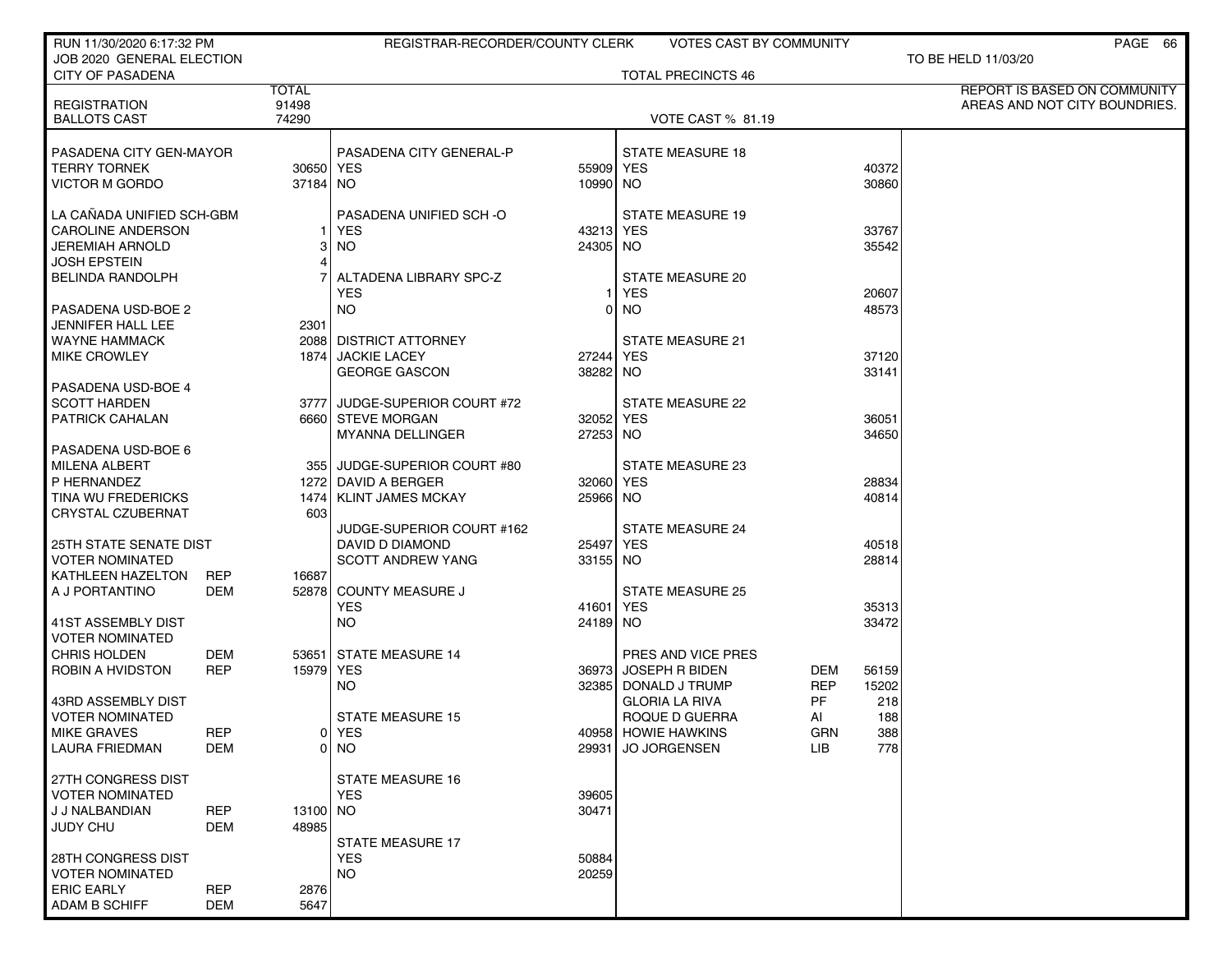RUN 11/30/2020 6:17:32 PM — REGISTRAR-RECORDER/COUNTY CLERK — VOTES CAST BY COMMUNITY

JOB 2020 GENERAL ELECTION — TO BE HELD 11/03/20

CITY OF PASADENA — TOTAL PRECINCTS 46

REPORT IS BASED ON COMMUNITY AREAS AND NOT CITY BOUNDRIES.

| | | TOTAL |
|---|---|---|
| REGISTRATION | | 91498 |
| BALLOTS CAST | | 74290 |

VOTE CAST % 81.19

| Contest / Candidate | Party | Votes |
|---|---|---|
| **PASADENA CITY GEN-MAYOR** | | |
| TERRY TORNEK | | 30650 |
| VICTOR M GORDO | | 37184 |
| **LA CAÑADA UNIFIED SCH-GBM** | | |
| CAROLINE ANDERSON | | 1 |
| JEREMIAH ARNOLD | | 3 |
| JOSH EPSTEIN | | 4 |
| BELINDA RANDOLPH | | 7 |
| **PASADENA USD-BOE 2** | | |
| JENNIFER HALL LEE | | 2301 |
| WAYNE HAMMACK | | 2088 |
| MIKE CROWLEY | | 1874 |
| **PASADENA USD-BOE 4** | | |
| SCOTT HARDEN | | 3777 |
| PATRICK CAHALAN | | 6660 |
| **PASADENA USD-BOE 6** | | |
| MILENA ALBERT | | 355 |
| P HERNANDEZ | | 1272 |
| TINA WU FREDERICKS | | 1474 |
| CRYSTAL CZUBERNAT | | 603 |
| **25TH STATE SENATE DIST VOTER NOMINATED** | | |
| KATHLEEN HAZELTON | REP | 16687 |
| A J PORTANTINO | DEM | 52878 |
| **41ST ASSEMBLY DIST VOTER NOMINATED** | | |
| CHRIS HOLDEN | DEM | 53651 |
| ROBIN A HVIDSTON | REP | 15979 |
| **43RD ASSEMBLY DIST VOTER NOMINATED** | | |
| MIKE GRAVES | REP | 0 |
| LAURA FRIEDMAN | DEM | 0 |
| **27TH CONGRESS DIST VOTER NOMINATED** | | |
| J J NALBANDIAN | REP | 13100 |
| JUDY CHU | DEM | 48985 |
| **28TH CONGRESS DIST VOTER NOMINATED** | | |
| ERIC EARLY | REP | 2876 |
| ADAM B SCHIFF | DEM | 5647 |
| **PASADENA CITY GENERAL-P** | | |
| YES | | 55909 |
| NO | | 10990 |
| **PASADENA UNIFIED SCH -O** | | |
| YES | | 43213 |
| NO | | 24305 |
| **ALTADENA LIBRARY SPC-Z** | | |
| YES | | 1 |
| NO | | 0 |
| **DISTRICT ATTORNEY** | | |
| JACKIE LACEY | | 27244 |
| GEORGE GASCON | | 38282 |
| **JUDGE-SUPERIOR COURT #72** | | |
| STEVE MORGAN | | 32052 |
| MYANNA DELLINGER | | 27253 |
| **JUDGE-SUPERIOR COURT #80** | | |
| DAVID A BERGER | | 32060 |
| KLINT JAMES MCKAY | | 25966 |
| **JUDGE-SUPERIOR COURT #162** | | |
| DAVID D DIAMOND | | 25497 |
| SCOTT ANDREW YANG | | 33155 |
| **COUNTY MEASURE J** | | |
| YES | | 41601 |
| NO | | 24189 |
| **STATE MEASURE 14** | | |
| YES | | 36973 |
| NO | | 32385 |
| **STATE MEASURE 15** | | |
| YES | | 40958 |
| NO | | 29931 |
| **STATE MEASURE 16** | | |
| YES | | 39605 |
| NO | | 30471 |
| **STATE MEASURE 17** | | |
| YES | | 50884 |
| NO | | 20259 |
| **STATE MEASURE 18** | | |
| YES | | 40372 |
| NO | | 30860 |
| **STATE MEASURE 19** | | |
| YES | | 33767 |
| NO | | 35542 |
| **STATE MEASURE 20** | | |
| YES | | 20607 |
| NO | | 48573 |
| **STATE MEASURE 21** | | |
| YES | | 37120 |
| NO | | 33141 |
| **STATE MEASURE 22** | | |
| YES | | 36051 |
| NO | | 34650 |
| **STATE MEASURE 23** | | |
| YES | | 28834 |
| NO | | 40814 |
| **STATE MEASURE 24** | | |
| YES | | 40518 |
| NO | | 28814 |
| **STATE MEASURE 25** | | |
| YES | | 35313 |
| NO | | 33472 |
| **PRES AND VICE PRES** | | |
| JOSEPH R BIDEN | DEM | 56159 |
| DONALD J TRUMP | REP | 15202 |
| GLORIA LA RIVA | PF | 218 |
| ROQUE D GUERRA | AI | 188 |
| HOWIE HAWKINS | GRN | 388 |
| JO JORGENSEN | LIB | 778 |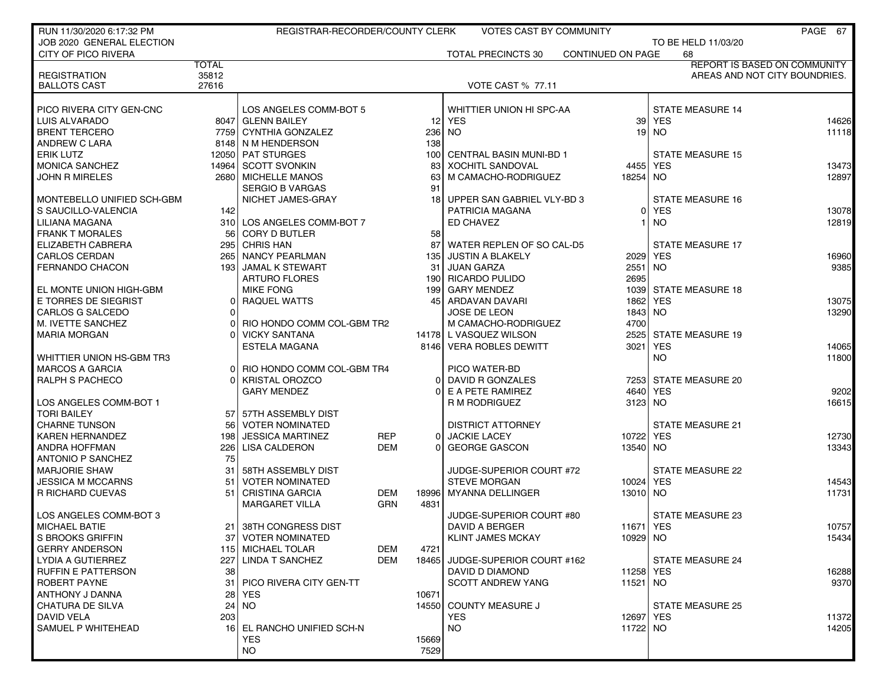RUN 11/30/2020 6:17:32 PM — REGISTRAR-RECORDER/COUNTY CLERK — VOTES CAST BY COMMUNITY

JOB 2020 GENERAL ELECTION — TO BE HELD 11/03/20

CITY OF PICO RIVERA — TOTAL PRECINCTS 30 — CONTINUED ON PAGE 68

REPORT IS BASED ON COMMUNITY AREAS AND NOT CITY BOUNDRIES.

| | TOTAL |
|---|---|
| REGISTRATION | 35812 |
| BALLOTS CAST | 27616 |

VOTE CAST % 77.11

| PICO RIVERA CITY GEN-CNC | |
|---|---|
| LUIS ALVARADO | 8047 |
| BRENT TERCERO | 7759 |
| ANDREW C LARA | 8148 |
| ERIK LUTZ | 12050 |
| MONICA SANCHEZ | 14964 |
| JOHN R MIRELES | 2680 |

| MONTEBELLO UNIFIED SCH-GBM | |
|---|---|
| S SAUCILLO-VALENCIA | 142 |
| LILIANA MAGANA | 310 |
| FRANK T MORALES | 56 |
| ELIZABETH CABRERA | 295 |
| CARLOS CERDAN | 265 |
| FERNANDO CHACON | 193 |

| EL MONTE UNION HIGH-GBM | |
|---|---|
| E TORRES DE SIEGRIST | 0 |
| CARLOS G SALCEDO | 0 |
| M. IVETTE SANCHEZ | 0 |
| MARIA MORGAN | 0 |

| WHITTIER UNION HS-GBM TR3 | |
|---|---|
| MARCOS A GARCIA | 0 |
| RALPH S PACHECO | 0 |

| LOS ANGELES COMM-BOT 1 | |
|---|---|
| TORI BAILEY | 57 |
| CHARNE TUNSON | 56 |
| KAREN HERNANDEZ | 198 |
| ANDRA HOFFMAN | 226 |
| ANTONIO P SANCHEZ | 75 |
| MARJORIE SHAW | 31 |
| JESSICA M MCCARNS | 51 |
| R RICHARD CUEVAS | 51 |

| LOS ANGELES COMM-BOT 3 | |
|---|---|
| MICHAEL BATIE | 21 |
| S BROOKS GRIFFIN | 37 |
| GERRY ANDERSON | 115 |
| LYDIA A GUTIERREZ | 227 |
| RUFFIN E PATTERSON | 38 |
| ROBERT PAYNE | 31 |
| ANTHONY J DANNA | 28 |
| CHATURA DE SILVA | 24 |
| DAVID VELA | 203 |
| SAMUEL P WHITEHEAD | 16 |

| LOS ANGELES COMM-BOT 5 | |
|---|---|
| GLENN BAILEY | 12 |
| CYNTHIA GONZALEZ | 236 |
| N M HENDERSON | 138 |
| PAT STURGES | 100 |
| SCOTT SVONKIN | 83 |
| MICHELLE MANOS | 63 |
| SERGIO B VARGAS | 91 |
| NICHET JAMES-GRAY | 18 |

| LOS ANGELES COMM-BOT 7 | |
|---|---|
| CORY D BUTLER | 58 |
| CHRIS HAN | 87 |
| NANCY PEARLMAN | 135 |
| JAMAL K STEWART | 31 |
| ARTURO FLORES | 190 |
| MIKE FONG | 199 |
| RAQUEL WATTS | 45 |

| RIO HONDO COMM COL-GBM TR2 | |
|---|---|
| VICKY SANTANA | 14178 |
| ESTELA MAGANA | 8146 |

| RIO HONDO COMM COL-GBM TR4 | |
|---|---|
| KRISTAL OROZCO | 0 |
| GARY MENDEZ | 0 |

| 57TH ASSEMBLY DIST VOTER NOMINATED | | |
|---|---|---|
| JESSICA MARTINEZ | REP | 0 |
| LISA CALDERON | DEM | 0 |

| 58TH ASSEMBLY DIST VOTER NOMINATED | | |
|---|---|---|
| CRISTINA GARCIA | DEM | 18996 |
| MARGARET VILLA | GRN | 4831 |

| 38TH CONGRESS DIST VOTER NOMINATED | | |
|---|---|---|
| MICHAEL TOLAR | DEM | 4721 |
| LINDA T SANCHEZ | DEM | 18465 |

| PICO RIVERA CITY GEN-TT | |
|---|---|
| YES | 10671 |
| NO | 14550 |

| EL RANCHO UNIFIED SCH-N | |
|---|---|
| YES | 15669 |
| NO | 7529 |

| WHITTIER UNION HI SPC-AA | |
|---|---|
| YES | 39 |
| NO | 19 |

| CENTRAL BASIN MUNI-BD 1 | |
|---|---|
| XOCHITL SANDOVAL | 4455 |
| M CAMACHO-RODRIGUEZ | 18254 |

| UPPER SAN GABRIEL VLY-BD 3 | |
|---|---|
| PATRICIA MAGANA | 0 |
| ED CHAVEZ | 1 |

| WATER REPLEN OF SO CAL-D5 | |
|---|---|
| JUSTIN A BLAKELY | 2029 |
| JUAN GARZA | 2551 |
| RICARDO PULIDO | 2695 |
| GARY MENDEZ | 1039 |
| ARDAVAN DAVARI | 1862 |
| JOSE DE LEON | 1843 |
| M CAMACHO-RODRIGUEZ | 4700 |
| L VASQUEZ WILSON | 2525 |
| VERA ROBLES DEWITT | 3021 |

| PICO WATER-BD | |
|---|---|
| DAVID R GONZALES | 7253 |
| E A PETE RAMIREZ | 4640 |
| R M RODRIGUEZ | 3123 |

| DISTRICT ATTORNEY | |
|---|---|
| JACKIE LACEY | 10722 |
| GEORGE GASCON | 13540 |

| JUDGE-SUPERIOR COURT #72 | |
|---|---|
| STEVE MORGAN | 10024 |
| MYANNA DELLINGER | 13010 |

| JUDGE-SUPERIOR COURT #80 | |
|---|---|
| DAVID A BERGER | 11671 |
| KLINT JAMES MCKAY | 10929 |

| JUDGE-SUPERIOR COURT #162 | |
|---|---|
| DAVID D DIAMOND | 11258 |
| SCOTT ANDREW YANG | 11521 |

| COUNTY MEASURE J | |
|---|---|
| YES | 12697 |
| NO | 11722 |

| STATE MEASURE | YES | NO |
|---|---|---|
| STATE MEASURE 14 | 14626 | 11118 |
| STATE MEASURE 15 | 13473 | 12897 |
| STATE MEASURE 16 | 13078 | 12819 |
| STATE MEASURE 17 | 16960 | 9385 |
| STATE MEASURE 18 | 13075 | 13290 |
| STATE MEASURE 19 | 14065 | 11800 |
| STATE MEASURE 20 | 9202 | 16615 |
| STATE MEASURE 21 | 12730 | 13343 |
| STATE MEASURE 22 | 14543 | 11731 |
| STATE MEASURE 23 | 10757 | 15434 |
| STATE MEASURE 24 | 16288 | 9370 |
| STATE MEASURE 25 | 11372 | 14205 |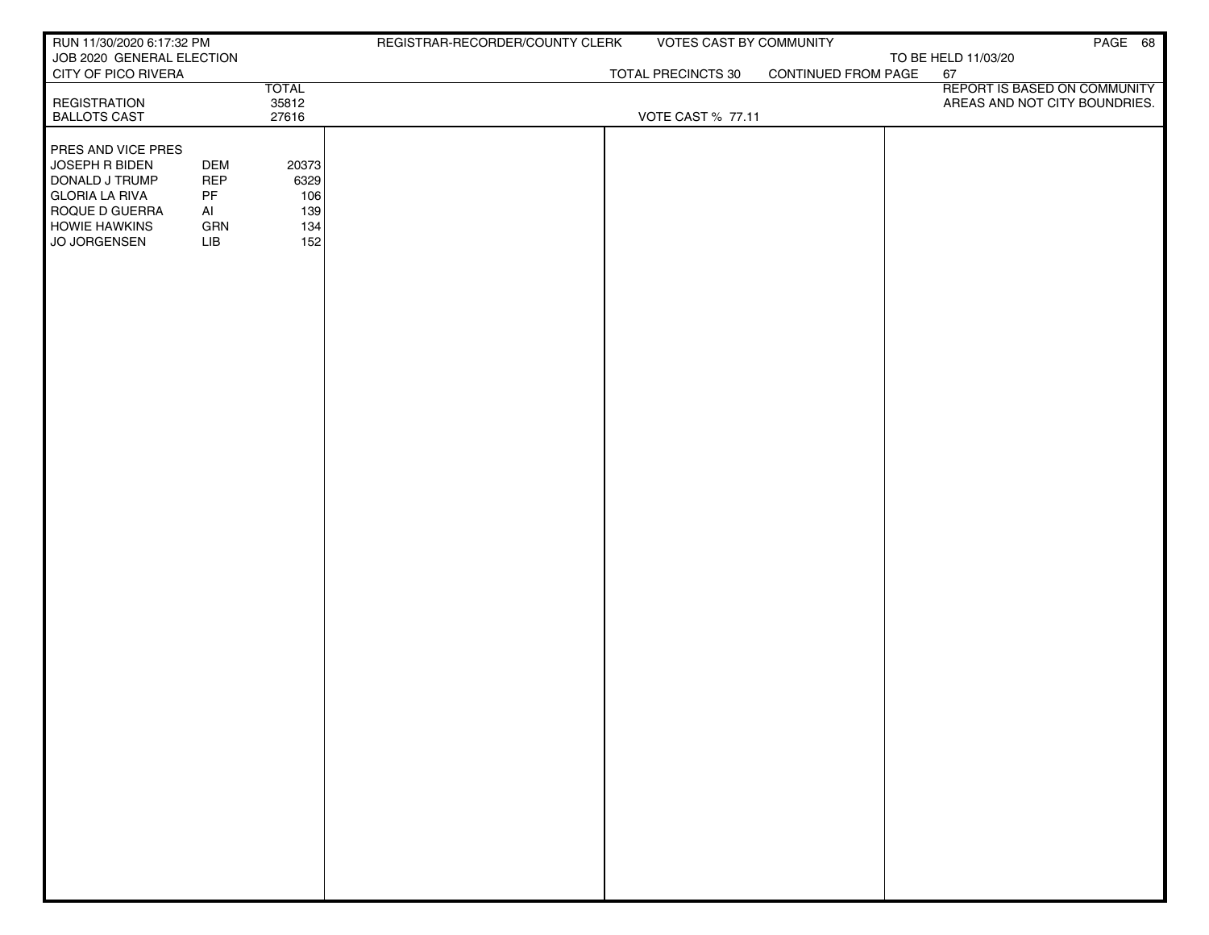REGISTRAR-RECORDER/COUNTY CLERK — VOTES CAST BY COMMUNITY

JOB 2020 GENERAL ELECTION — TO BE HELD 11/03/20

RUN 11/30/2020 6:17:32 PM

CITY OF PICO RIVERA — TOTAL PRECINCTS 30 — CONTINUED FROM PAGE 67

REPORT IS BASED ON COMMUNITY AREAS AND NOT CITY BOUNDRIES.

| | | TOTAL |
|---|---|---|
| REGISTRATION | | 35812 |
| BALLOTS CAST | | 27616 |

VOTE CAST % 77.11

| PRES AND VICE PRES | | |
|---|---|---|
| JOSEPH R BIDEN | DEM | 20373 |
| DONALD J TRUMP | REP | 6329 |
| GLORIA LA RIVA | PF | 106 |
| ROQUE D GUERRA | AI | 139 |
| HOWIE HAWKINS | GRN | 134 |
| JO JORGENSEN | LIB | 152 |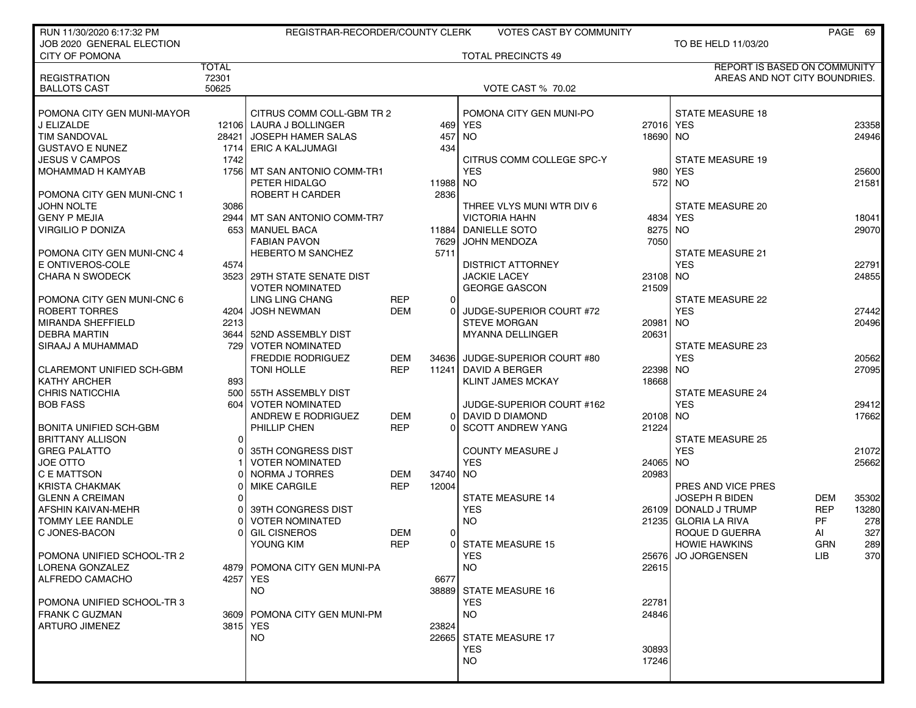RUN 11/30/2020 6:17:32 PM — REGISTRAR-RECORDER/COUNTY CLERK — VOTES CAST BY COMMUNITY

JOB 2020 GENERAL ELECTION — TO BE HELD 11/03/20

CITY OF POMONA — TOTAL PRECINCTS 49

REPORT IS BASED ON COMMUNITY AREAS AND NOT CITY BOUNDRIES.

| | TOTAL |
|---|---|
| REGISTRATION | 72301 |
| BALLOTS CAST | 50625 |

VOTE CAST % 70.02

| POMONA CITY GEN MUNI-MAYOR | |
|---|---|
| J ELIZALDE | 12106 |
| TIM SANDOVAL | 28421 |
| GUSTAVO E NUNEZ | 1714 |
| JESUS V CAMPOS | 1742 |
| MOHAMMAD H KAMYAB | 1756 |

| POMONA CITY GEN MUNI-CNC 1 | |
|---|---|
| JOHN NOLTE | 3086 |
| GENY P MEJIA | 2944 |
| VIRGILIO P DONIZA | 653 |

| POMONA CITY GEN MUNI-CNC 4 | |
|---|---|
| E ONTIVEROS-COLE | 4574 |
| CHARA N SWODECK | 3523 |

| POMONA CITY GEN MUNI-CNC 6 | |
|---|---|
| ROBERT TORRES | 4204 |
| MIRANDA SHEFFIELD | 2213 |
| DEBRA MARTIN | 3644 |
| SIRAAJ A MUHAMMAD | 729 |

| CLAREMONT UNIFIED SCH-GBM | |
|---|---|
| KATHY ARCHER | 893 |
| CHRIS NATICCHIA | 500 |
| BOB FASS | 604 |

| BONITA UNIFIED SCH-GBM | |
|---|---|
| BRITTANY ALLISON | 0 |
| GREG PALATTO | 0 |
| JOE OTTO | 1 |
| C E MATTSON | 0 |
| KRISTA CHAKMAK | 0 |
| GLENN A CREIMAN | 0 |
| AFSHIN KAIVAN-MEHR | 0 |
| TOMMY LEE RANDLE | 0 |
| C JONES-BACON | 0 |

| POMONA UNIFIED SCHOOL-TR 2 | |
|---|---|
| LORENA GONZALEZ | 4879 |
| ALFREDO CAMACHO | 4257 |

| POMONA UNIFIED SCHOOL-TR 3 | |
|---|---|
| FRANK C GUZMAN | 3609 |
| ARTURO JIMENEZ | 3815 |

| CITRUS COMM COLL-GBM TR 2 | |
|---|---|
| LAURA J BOLLINGER | 469 |
| JOSEPH HAMER SALAS | 457 |
| ERIC A KALJUMAGI | 434 |

| MT SAN ANTONIO COMM-TR1 | |
|---|---|
| PETER HIDALGO | 11988 |
| ROBERT H CARDER | 2836 |

| MT SAN ANTONIO COMM-TR7 | |
|---|---|
| MANUEL BACA | 11884 |
| FABIAN PAVON | 7629 |
| HEBERTO M SANCHEZ | 5711 |

| 29TH STATE SENATE DIST VOTER NOMINATED | | |
|---|---|---|
| LING LING CHANG | REP | 0 |
| JOSH NEWMAN | DEM | 0 |

| 52ND ASSEMBLY DIST VOTER NOMINATED | | |
|---|---|---|
| FREDDIE RODRIGUEZ | DEM | 34636 |
| TONI HOLLE | REP | 11241 |

| 55TH ASSEMBLY DIST VOTER NOMINATED | | |
|---|---|---|
| ANDREW E RODRIGUEZ | DEM | 0 |
| PHILLIP CHEN | REP | 0 |

| 35TH CONGRESS DIST VOTER NOMINATED | | |
|---|---|---|
| NORMA J TORRES | DEM | 34740 |
| MIKE CARGILE | REP | 12004 |

| 39TH CONGRESS DIST VOTER NOMINATED | | |
|---|---|---|
| GIL CISNEROS | DEM | 0 |
| YOUNG KIM | REP | 0 |

| POMONA CITY GEN MUNI-PA | |
|---|---|
| YES | 6677 |
| NO | 38889 |

| POMONA CITY GEN MUNI-PM | |
|---|---|
| YES | 23824 |
| NO | 22665 |

| POMONA CITY GEN MUNI-PO | |
|---|---|
| YES | 27016 |
| NO | 18690 |

| CITRUS COMM COLLEGE SPC-Y | |
|---|---|
| YES | 980 |
| NO | 572 |

| THREE VLYS MUNI WTR DIV 6 | |
|---|---|
| VICTORIA HAHN | 4834 |
| DANIELLE SOTO | 8275 |
| JOHN MENDOZA | 7050 |

| DISTRICT ATTORNEY | |
|---|---|
| JACKIE LACEY | 23108 |
| GEORGE GASCON | 21509 |

| JUDGE-SUPERIOR COURT #72 | |
|---|---|
| STEVE MORGAN | 20981 |
| MYANNA DELLINGER | 20631 |

| JUDGE-SUPERIOR COURT #80 | |
|---|---|
| DAVID A BERGER | 22398 |
| KLINT JAMES MCKAY | 18668 |

| JUDGE-SUPERIOR COURT #162 | |
|---|---|
| DAVID D DIAMOND | 20108 |
| SCOTT ANDREW YANG | 21224 |

| COUNTY MEASURE J | |
|---|---|
| YES | 24065 |
| NO | 20983 |

| STATE MEASURE 14 | |
|---|---|
| YES | 26109 |
| NO | 21235 |

| STATE MEASURE 15 | |
|---|---|
| YES | 25676 |
| NO | 22615 |

| STATE MEASURE 16 | |
|---|---|
| YES | 22781 |
| NO | 24846 |

| STATE MEASURE 17 | |
|---|---|
| YES | 30893 |
| NO | 17246 |

| STATE MEASURE 18 | |
|---|---|
| YES | 23358 |
| NO | 24946 |

| STATE MEASURE 19 | |
|---|---|
| YES | 25600 |
| NO | 21581 |

| STATE MEASURE 20 | |
|---|---|
| YES | 18041 |
| NO | 29070 |

| STATE MEASURE 21 | |
|---|---|
| YES | 22791 |
| NO | 24855 |

| STATE MEASURE 22 | |
|---|---|
| YES | 27442 |
| NO | 20496 |

| STATE MEASURE 23 | |
|---|---|
| YES | 20562 |
| NO | 27095 |

| STATE MEASURE 24 | |
|---|---|
| YES | 29412 |
| NO | 17662 |

| STATE MEASURE 25 | |
|---|---|
| YES | 21072 |
| NO | 25662 |

| PRES AND VICE PRES | | |
|---|---|---|
| JOSEPH R BIDEN | DEM | 35302 |
| DONALD J TRUMP | REP | 13280 |
| GLORIA LA RIVA | PF | 278 |
| ROQUE D GUERRA | AI | 327 |
| HOWIE HAWKINS | GRN | 289 |
| JO JORGENSEN | LIB | 370 |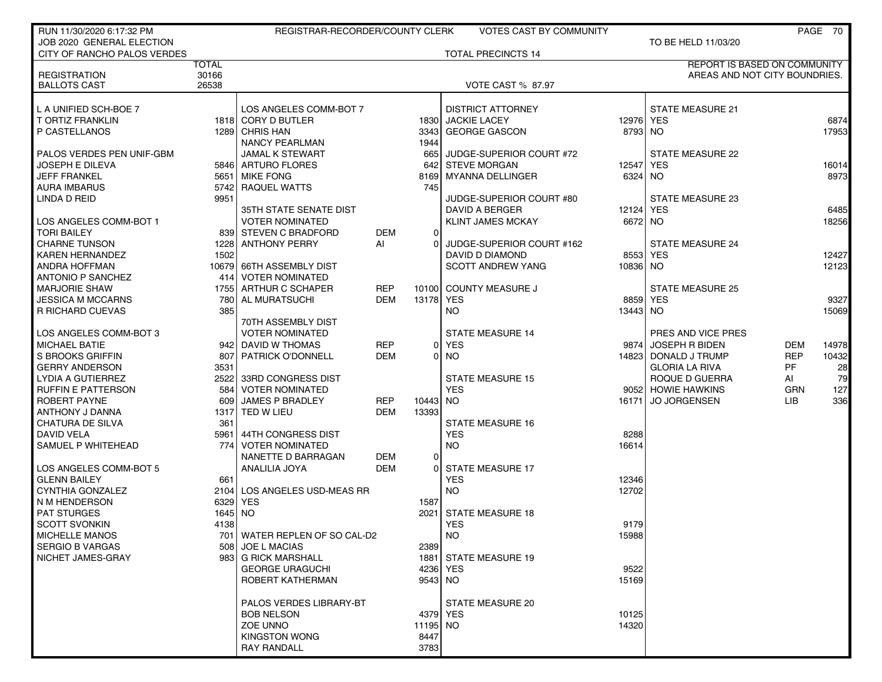RUN 11/30/2020 6:17:32 PM — REGISTRAR-RECORDER/COUNTY CLERK — VOTES CAST BY COMMUNITY

JOB 2020 GENERAL ELECTION — TO BE HELD 11/03/20

CITY OF RANCHO PALOS VERDES — TOTAL PRECINCTS 14

| | TOTAL |
|---|---|
| REGISTRATION | 30166 |
| BALLOTS CAST | 26538 |

VOTE CAST % 87.97

REPORT IS BASED ON COMMUNITY AREAS AND NOT CITY BOUNDRIES.

**L A UNIFIED SCH-BOE 7**

| Candidate | Votes |
|---|---|
| T ORTIZ FRANKLIN | 1818 |
| P CASTELLANOS | 1289 |

**PALOS VERDES PEN UNIF-GBM**

| Candidate | Votes |
|---|---|
| JOSEPH E DILEVA | 5846 |
| JEFF FRANKEL | 5651 |
| AURA IMBARUS | 5742 |
| LINDA D REID | 9951 |

**LOS ANGELES COMM-BOT 1**

| Candidate | Votes |
|---|---|
| TORI BAILEY | 839 |
| CHARNE TUNSON | 1228 |
| KAREN HERNANDEZ | 1502 |
| ANDRA HOFFMAN | 10679 |
| ANTONIO P SANCHEZ | 414 |
| MARJORIE SHAW | 1755 |
| JESSICA M MCCARNS | 780 |
| R RICHARD CUEVAS | 385 |

**LOS ANGELES COMM-BOT 3**

| Candidate | Votes |
|---|---|
| MICHAEL BATIE | 942 |
| S BROOKS GRIFFIN | 807 |
| GERRY ANDERSON | 3531 |
| LYDIA A GUTIERREZ | 2522 |
| RUFFIN E PATTERSON | 584 |
| ROBERT PAYNE | 609 |
| ANTHONY J DANNA | 1317 |
| CHATURA DE SILVA | 361 |
| DAVID VELA | 5961 |
| SAMUEL P WHITEHEAD | 774 |

**LOS ANGELES COMM-BOT 5**

| Candidate | Votes |
|---|---|
| GLENN BAILEY | 661 |
| CYNTHIA GONZALEZ | 2104 |
| N M HENDERSON | 6329 |
| PAT STURGES | 1645 |
| SCOTT SVONKIN | 4138 |
| MICHELLE MANOS | 701 |
| SERGIO B VARGAS | 508 |
| NICHET JAMES-GRAY | 983 |

**LOS ANGELES COMM-BOT 7**

| Candidate | Votes |
|---|---|
| CORY D BUTLER | 1830 |
| CHRIS HAN | 3343 |
| NANCY PEARLMAN | 1944 |
| JAMAL K STEWART | 665 |
| ARTURO FLORES | 642 |
| MIKE FONG | 8169 |
| RAQUEL WATTS | 745 |

**35TH STATE SENATE DIST — VOTER NOMINATED**

| Candidate | Party | Votes |
|---|---|---|
| STEVEN C BRADFORD | DEM | 0 |
| ANTHONY PERRY | AI | 0 |

**66TH ASSEMBLY DIST — VOTER NOMINATED**

| Candidate | Party | Votes |
|---|---|---|
| ARTHUR C SCHAPER | REP | 10100 |
| AL MURATSUCHI | DEM | 13178 |

**70TH ASSEMBLY DIST — VOTER NOMINATED**

| Candidate | Party | Votes |
|---|---|---|
| DAVID W THOMAS | REP | 0 |
| PATRICK O'DONNELL | DEM | 0 |

**33RD CONGRESS DIST — VOTER NOMINATED**

| Candidate | Party | Votes |
|---|---|---|
| JAMES P BRADLEY | REP | 10443 |
| TED W LIEU | DEM | 13393 |

**44TH CONGRESS DIST — VOTER NOMINATED**

| Candidate | Party | Votes |
|---|---|---|
| NANETTE D BARRAGAN | DEM | 0 |
| ANALILIA JOYA | DEM | 0 |

**LOS ANGELES USD-MEAS RR**

| | Votes |
|---|---|
| YES | 1587 |
| NO | 2021 |

**WATER REPLEN OF SO CAL-D2**

| Candidate | Votes |
|---|---|
| JOE L MACIAS | 2389 |
| G RICK MARSHALL | 1881 |
| GEORGE URAGUCHI | 4236 |
| ROBERT KATHERMAN | 9543 |

**PALOS VERDES LIBRARY-BT**

| Candidate | Votes |
|---|---|
| BOB NELSON | 4379 |
| ZOE UNNO | 11195 |
| KINGSTON WONG | 8447 |
| RAY RANDALL | 3783 |

**DISTRICT ATTORNEY**

| Candidate | Votes |
|---|---|
| JACKIE LACEY | 12976 |
| GEORGE GASCON | 8793 |

**JUDGE-SUPERIOR COURT #72**

| Candidate | Votes |
|---|---|
| STEVE MORGAN | 12547 |
| MYANNA DELLINGER | 6324 |

**JUDGE-SUPERIOR COURT #80**

| Candidate | Votes |
|---|---|
| DAVID A BERGER | 12124 |
| KLINT JAMES MCKAY | 6672 |

**JUDGE-SUPERIOR COURT #162**

| Candidate | Votes |
|---|---|
| DAVID D DIAMOND | 8553 |
| SCOTT ANDREW YANG | 10836 |

**COUNTY MEASURE J**

| | Votes |
|---|---|
| YES | 8859 |
| NO | 13443 |

**STATE MEASURE 14**

| | Votes |
|---|---|
| YES | 9874 |
| NO | 14823 |

**STATE MEASURE 15**

| | Votes |
|---|---|
| YES | 9052 |
| NO | 16171 |

**STATE MEASURE 16**

| | Votes |
|---|---|
| YES | 8288 |
| NO | 16614 |

**STATE MEASURE 17**

| | Votes |
|---|---|
| YES | 12346 |
| NO | 12702 |

**STATE MEASURE 18**

| | Votes |
|---|---|
| YES | 9179 |
| NO | 15988 |

**STATE MEASURE 19**

| | Votes |
|---|---|
| YES | 9522 |
| NO | 15169 |

**STATE MEASURE 20**

| | Votes |
|---|---|
| YES | 10125 |
| NO | 14320 |

**STATE MEASURE 21**

| | Votes |
|---|---|
| YES | 6874 |
| NO | 17953 |

**STATE MEASURE 22**

| | Votes |
|---|---|
| YES | 16014 |
| NO | 8973 |

**STATE MEASURE 23**

| | Votes |
|---|---|
| YES | 6485 |
| NO | 18256 |

**STATE MEASURE 24**

| | Votes |
|---|---|
| YES | 12427 |
| NO | 12123 |

**STATE MEASURE 25**

| | Votes |
|---|---|
| YES | 9327 |
| NO | 15069 |

**PRES AND VICE PRES**

| Candidate | Party | Votes |
|---|---|---|
| JOSEPH R BIDEN | DEM | 14978 |
| DONALD J TRUMP | REP | 10432 |
| GLORIA LA RIVA | PF | 28 |
| ROQUE D GUERRA | AI | 79 |
| HOWIE HAWKINS | GRN | 127 |
| JO JORGENSEN | LIB | 336 |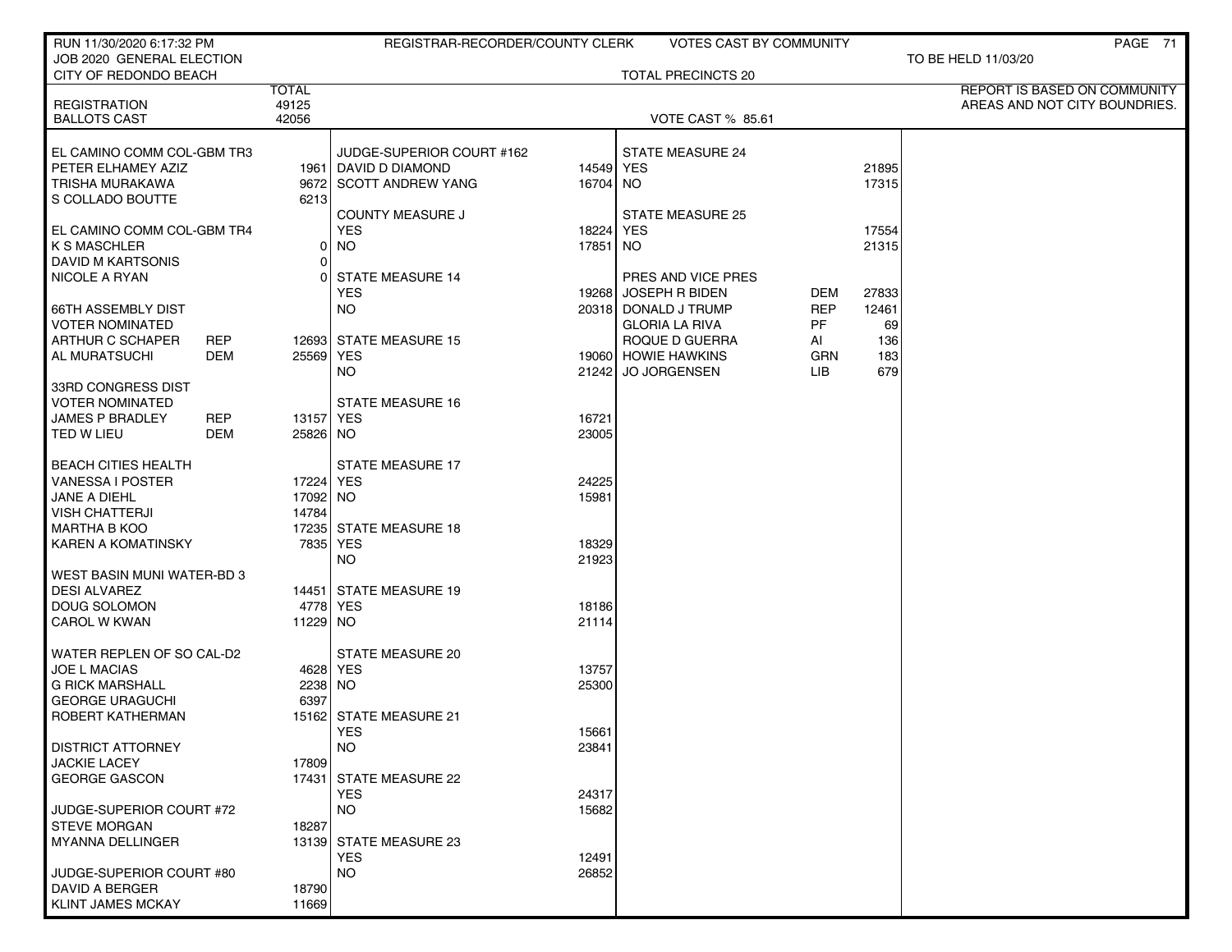RUN 11/30/2020 6:17:32 PM — REGISTRAR-RECORDER/COUNTY CLERK — VOTES CAST BY COMMUNITY

JOB 2020 GENERAL ELECTION — TO BE HELD 11/03/20

CITY OF REDONDO BEACH — TOTAL PRECINCTS 20

REPORT IS BASED ON COMMUNITY AREAS AND NOT CITY BOUNDRIES.

| | TOTAL |
|---|---|
| REGISTRATION | 49125 |
| BALLOTS CAST | 42056 |

VOTE CAST % 85.61

**EL CAMINO COMM COL-GBM TR3**

| Candidate | Votes |
|---|---|
| PETER ELHAMEY AZIZ | 1961 |
| TRISHA MURAKAWA | 9672 |
| S COLLADO BOUTTE | 6213 |

**EL CAMINO COMM COL-GBM TR4**

| Candidate | Votes |
|---|---|
| K S MASCHLER | 0 |
| DAVID M KARTSONIS | 0 |
| NICOLE A RYAN | 0 |

**66TH ASSEMBLY DIST VOTER NOMINATED**

| Candidate | Party | Votes |
|---|---|---|
| ARTHUR C SCHAPER | REP | 12693 |
| AL MURATSUCHI | DEM | 25569 |

**33RD CONGRESS DIST VOTER NOMINATED**

| Candidate | Party | Votes |
|---|---|---|
| JAMES P BRADLEY | REP | 13157 |
| TED W LIEU | DEM | 25826 |

**BEACH CITIES HEALTH**

| Candidate | Votes |
|---|---|
| VANESSA I POSTER | 17224 |
| JANE A DIEHL | 17092 |
| VISH CHATTERJI | 14784 |
| MARTHA B KOO | 17235 |
| KAREN A KOMATINSKY | 7835 |

**WEST BASIN MUNI WATER-BD 3**

| Candidate | Votes |
|---|---|
| DESI ALVAREZ | 14451 |
| DOUG SOLOMON | 4778 |
| CAROL W KWAN | 11229 |

**WATER REPLEN OF SO CAL-D2**

| Candidate | Votes |
|---|---|
| JOE L MACIAS | 4628 |
| G RICK MARSHALL | 2238 |
| GEORGE URAGUCHI | 6397 |
| ROBERT KATHERMAN | 15162 |

**DISTRICT ATTORNEY**

| Candidate | Votes |
|---|---|
| JACKIE LACEY | 17809 |
| GEORGE GASCON | 17431 |

**JUDGE-SUPERIOR COURT #72**

| Candidate | Votes |
|---|---|
| STEVE MORGAN | 18287 |
| MYANNA DELLINGER | 13139 |

**JUDGE-SUPERIOR COURT #80**

| Candidate | Votes |
|---|---|
| DAVID A BERGER | 18790 |
| KLINT JAMES MCKAY | 11669 |

**JUDGE-SUPERIOR COURT #162**

| Candidate | Votes |
|---|---|
| DAVID D DIAMOND | 14549 |
| SCOTT ANDREW YANG | 16704 |

**COUNTY MEASURE J**

| | Votes |
|---|---|
| YES | 18224 |
| NO | 17851 |

**STATE MEASURE 14**

| | Votes |
|---|---|
| YES | 19268 |
| NO | 20318 |

**STATE MEASURE 15**

| | Votes |
|---|---|
| YES | 19060 |
| NO | 21242 |

**STATE MEASURE 16**

| | Votes |
|---|---|
| YES | 16721 |
| NO | 23005 |

**STATE MEASURE 17**

| | Votes |
|---|---|
| YES | 24225 |
| NO | 15981 |

**STATE MEASURE 18**

| | Votes |
|---|---|
| YES | 18329 |
| NO | 21923 |

**STATE MEASURE 19**

| | Votes |
|---|---|
| YES | 18186 |
| NO | 21114 |

**STATE MEASURE 20**

| | Votes |
|---|---|
| YES | 13757 |
| NO | 25300 |

**STATE MEASURE 21**

| | Votes |
|---|---|
| YES | 15661 |
| NO | 23841 |

**STATE MEASURE 22**

| | Votes |
|---|---|
| YES | 24317 |
| NO | 15682 |

**STATE MEASURE 23**

| | Votes |
|---|---|
| YES | 12491 |
| NO | 26852 |

**STATE MEASURE 24**

| | Votes |
|---|---|
| YES | 21895 |
| NO | 17315 |

**STATE MEASURE 25**

| | Votes |
|---|---|
| YES | 17554 |
| NO | 21315 |

**PRES AND VICE PRES**

| Candidate | Party | Votes |
|---|---|---|
| JOSEPH R BIDEN | DEM | 27833 |
| DONALD J TRUMP | REP | 12461 |
| GLORIA LA RIVA | PF | 69 |
| ROQUE D GUERRA | AI | 136 |
| HOWIE HAWKINS | GRN | 183 |
| JO JORGENSEN | LIB | 679 |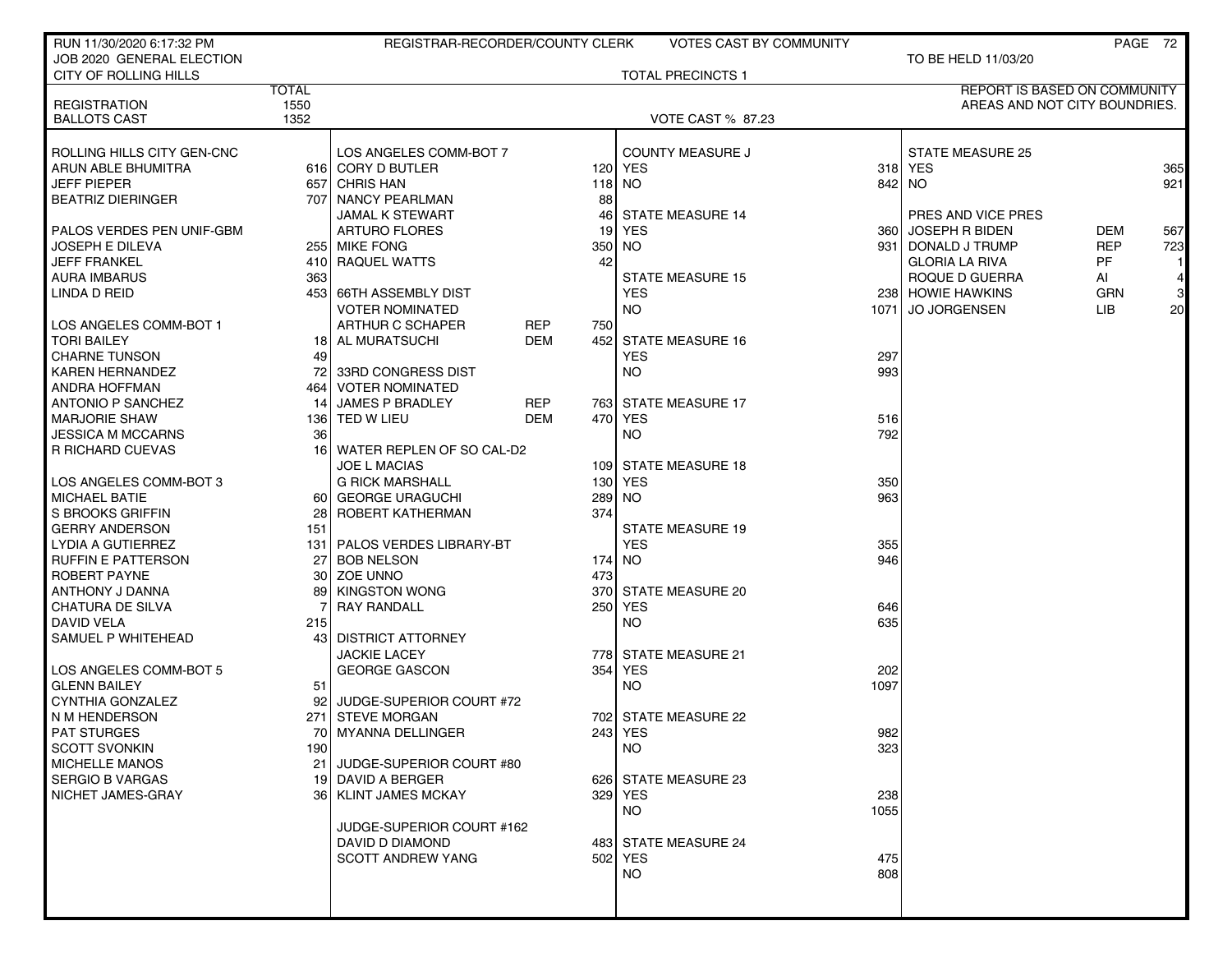RUN 11/30/2020 6:17:32 PM — REGISTRAR-RECORDER/COUNTY CLERK — VOTES CAST BY COMMUNITY

JOB 2020 GENERAL ELECTION — TO BE HELD 11/03/20

CITY OF ROLLING HILLS — TOTAL PRECINCTS 1

REPORT IS BASED ON COMMUNITY AREAS AND NOT CITY BOUNDRIES.

| | TOTAL |
|---|---|
| REGISTRATION | 1550 |
| BALLOTS CAST | 1352 |

VOTE CAST % 87.23

| ROLLING HILLS CITY GEN-CNC | |
|---|---|
| ARUN ABLE BHUMITRA | 616 |
| JEFF PIEPER | 657 |
| BEATRIZ DIERINGER | 707 |

| PALOS VERDES PEN UNIF-GBM | |
|---|---|
| JOSEPH E DILEVA | 255 |
| JEFF FRANKEL | 410 |
| AURA IMBARUS | 363 |
| LINDA D REID | 453 |

| LOS ANGELES COMM-BOT 1 | |
|---|---|
| TORI BAILEY | 18 |
| CHARNE TUNSON | 49 |
| KAREN HERNANDEZ | 72 |
| ANDRA HOFFMAN | 464 |
| ANTONIO P SANCHEZ | 14 |
| MARJORIE SHAW | 136 |
| JESSICA M MCCARNS | 36 |
| R RICHARD CUEVAS | 16 |

| LOS ANGELES COMM-BOT 3 | |
|---|---|
| MICHAEL BATIE | 60 |
| S BROOKS GRIFFIN | 28 |
| GERRY ANDERSON | 151 |
| LYDIA A GUTIERREZ | 131 |
| RUFFIN E PATTERSON | 27 |
| ROBERT PAYNE | 30 |
| ANTHONY J DANNA | 89 |
| CHATURA DE SILVA | 7 |
| DAVID VELA | 215 |
| SAMUEL P WHITEHEAD | 43 |

| LOS ANGELES COMM-BOT 5 | |
|---|---|
| GLENN BAILEY | 51 |
| CYNTHIA GONZALEZ | 92 |
| N M HENDERSON | 271 |
| PAT STURGES | 70 |
| SCOTT SVONKIN | 190 |
| MICHELLE MANOS | 21 |
| SERGIO B VARGAS | 19 |
| NICHET JAMES-GRAY | 36 |

| LOS ANGELES COMM-BOT 7 | |
|---|---|
| CORY D BUTLER | 120 |
| CHRIS HAN | 118 |
| NANCY PEARLMAN | 88 |
| JAMAL K STEWART | 46 |
| ARTURO FLORES | 19 |
| MIKE FONG | 350 |
| RAQUEL WATTS | 42 |

| 66TH ASSEMBLY DIST VOTER NOMINATED | | |
|---|---|---|
| ARTHUR C SCHAPER | REP | 750 |
| AL MURATSUCHI | DEM | 452 |

| 33RD CONGRESS DIST VOTER NOMINATED | | |
|---|---|---|
| JAMES P BRADLEY | REP | 763 |
| TED W LIEU | DEM | 470 |

| WATER REPLEN OF SO CAL-D2 | |
|---|---|
| JOE L MACIAS | 109 |
| G RICK MARSHALL | 130 |
| GEORGE URAGUCHI | 289 |
| ROBERT KATHERMAN | 374 |

| PALOS VERDES LIBRARY-BT | |
|---|---|
| BOB NELSON | 174 |
| ZOE UNNO | 473 |
| KINGSTON WONG | 370 |
| RAY RANDALL | 250 |

| DISTRICT ATTORNEY | |
|---|---|
| JACKIE LACEY | 778 |
| GEORGE GASCON | 354 |

| JUDGE-SUPERIOR COURT #72 | |
|---|---|
| STEVE MORGAN | 702 |
| MYANNA DELLINGER | 243 |

| JUDGE-SUPERIOR COURT #80 | |
|---|---|
| DAVID A BERGER | 626 |
| KLINT JAMES MCKAY | 329 |

| JUDGE-SUPERIOR COURT #162 | |
|---|---|
| DAVID D DIAMOND | 483 |
| SCOTT ANDREW YANG | 502 |

| MEASURE | YES | NO |
|---|---|---|
| COUNTY MEASURE J | 318 | 842 |
| STATE MEASURE 14 | 360 | 931 |
| STATE MEASURE 15 | 238 | 1071 |
| STATE MEASURE 16 | 297 | 993 |
| STATE MEASURE 17 | 516 | 792 |
| STATE MEASURE 18 | 350 | 963 |
| STATE MEASURE 19 | 355 | 946 |
| STATE MEASURE 20 | 646 | 635 |
| STATE MEASURE 21 | 202 | 1097 |
| STATE MEASURE 22 | 982 | 323 |
| STATE MEASURE 23 | 238 | 1055 |
| STATE MEASURE 24 | 475 | 808 |
| STATE MEASURE 25 | 365 | 921 |

| PRES AND VICE PRES | | |
|---|---|---|
| JOSEPH R BIDEN | DEM | 567 |
| DONALD J TRUMP | REP | 723 |
| GLORIA LA RIVA | PF | 1 |
| ROQUE D GUERRA | AI | 4 |
| HOWIE HAWKINS | GRN | 3 |
| JO JORGENSEN | LIB | 20 |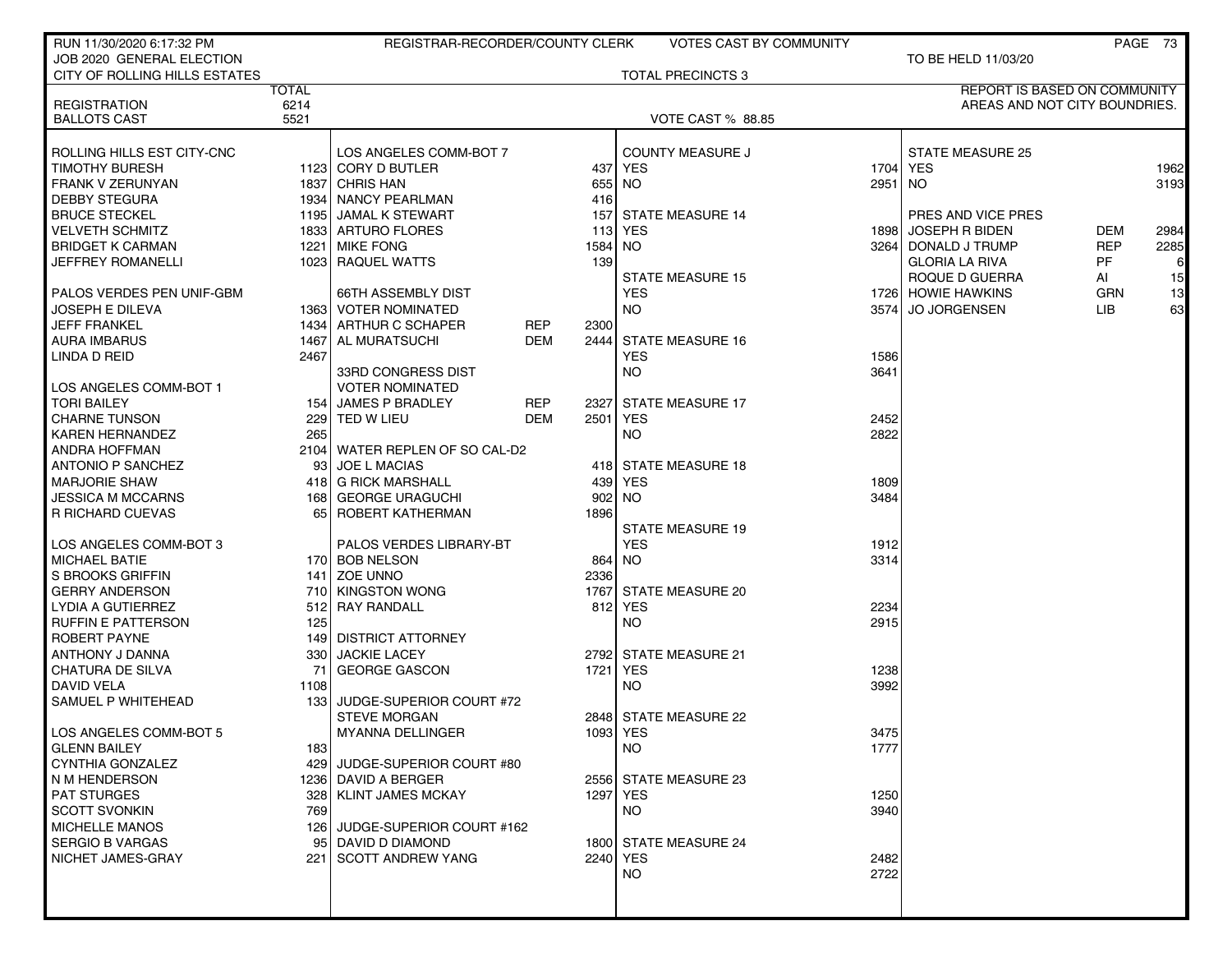RUN 11/30/2020 6:17:32 PM — REGISTRAR-RECORDER/COUNTY CLERK — VOTES CAST BY COMMUNITY

JOB 2020 GENERAL ELECTION — TO BE HELD 11/03/20

CITY OF ROLLING HILLS ESTATES — TOTAL PRECINCTS 3

REPORT IS BASED ON COMMUNITY AREAS AND NOT CITY BOUNDRIES.

| | TOTAL |
|---|---|
| REGISTRATION | 6214 |
| BALLOTS CAST | 5521 |

VOTE CAST % 88.85

| ROLLING HILLS EST CITY-CNC | |
|---|---|
| TIMOTHY BURESH | 1123 |
| FRANK V ZERUNYAN | 1837 |
| DEBBY STEGURA | 1934 |
| BRUCE STECKEL | 1195 |
| VELVETH SCHMITZ | 1833 |
| BRIDGET K CARMAN | 1221 |
| JEFFREY ROMANELLI | 1023 |

| PALOS VERDES PEN UNIF-GBM | |
|---|---|
| JOSEPH E DILEVA | 1363 |
| JEFF FRANKEL | 1434 |
| AURA IMBARUS | 1467 |
| LINDA D REID | 2467 |

| LOS ANGELES COMM-BOT 1 | |
|---|---|
| TORI BAILEY | 154 |
| CHARNE TUNSON | 229 |
| KAREN HERNANDEZ | 265 |
| ANDRA HOFFMAN | 2104 |
| ANTONIO P SANCHEZ | 93 |
| MARJORIE SHAW | 418 |
| JESSICA M MCCARNS | 168 |
| R RICHARD CUEVAS | 65 |

| LOS ANGELES COMM-BOT 3 | |
|---|---|
| MICHAEL BATIE | 170 |
| S BROOKS GRIFFIN | 141 |
| GERRY ANDERSON | 710 |
| LYDIA A GUTIERREZ | 512 |
| RUFFIN E PATTERSON | 125 |
| ROBERT PAYNE | 149 |
| ANTHONY J DANNA | 330 |
| CHATURA DE SILVA | 71 |
| DAVID VELA | 1108 |
| SAMUEL P WHITEHEAD | 133 |

| LOS ANGELES COMM-BOT 5 | |
|---|---|
| GLENN BAILEY | 183 |
| CYNTHIA GONZALEZ | 429 |
| N M HENDERSON | 1236 |
| PAT STURGES | 328 |
| SCOTT SVONKIN | 769 |
| MICHELLE MANOS | 126 |
| SERGIO B VARGAS | 95 |
| NICHET JAMES-GRAY | 221 |

| LOS ANGELES COMM-BOT 7 | |
|---|---|
| CORY D BUTLER | 437 |
| CHRIS HAN | 655 |
| NANCY PEARLMAN | 416 |
| JAMAL K STEWART | 157 |
| ARTURO FLORES | 113 |
| MIKE FONG | 1584 |
| RAQUEL WATTS | 139 |

| 66TH ASSEMBLY DIST VOTER NOMINATED | | |
|---|---|---|
| ARTHUR C SCHAPER | REP | 2300 |
| AL MURATSUCHI | DEM | 2444 |

| 33RD CONGRESS DIST VOTER NOMINATED | | |
|---|---|---|
| JAMES P BRADLEY | REP | 2327 |
| TED W LIEU | DEM | 2501 |

| WATER REPLEN OF SO CAL-D2 | |
|---|---|
| JOE L MACIAS | 418 |
| G RICK MARSHALL | 439 |
| GEORGE URAGUCHI | 902 |
| ROBERT KATHERMAN | 1896 |

| PALOS VERDES LIBRARY-BT | |
|---|---|
| BOB NELSON | 864 |
| ZOE UNNO | 2336 |
| KINGSTON WONG | 1767 |
| RAY RANDALL | 812 |

| DISTRICT ATTORNEY | |
|---|---|
| JACKIE LACEY | 2792 |
| GEORGE GASCON | 1721 |

| JUDGE-SUPERIOR COURT #72 | |
|---|---|
| STEVE MORGAN | 2848 |
| MYANNA DELLINGER | 1093 |

| JUDGE-SUPERIOR COURT #80 | |
|---|---|
| DAVID A BERGER | 2556 |
| KLINT JAMES MCKAY | 1297 |

| JUDGE-SUPERIOR COURT #162 | |
|---|---|
| DAVID D DIAMOND | 1800 |
| SCOTT ANDREW YANG | 2240 |

| MEASURE | YES | NO |
|---|---|---|
| COUNTY MEASURE J | 1704 | 2951 |
| STATE MEASURE 14 | 1898 | 3264 |
| STATE MEASURE 15 | 1726 | 3574 |
| STATE MEASURE 16 | 1586 | 3641 |
| STATE MEASURE 17 | 2452 | 2822 |
| STATE MEASURE 18 | 1809 | 3484 |
| STATE MEASURE 19 | 1912 | 3314 |
| STATE MEASURE 20 | 2234 | 2915 |
| STATE MEASURE 21 | 1238 | 3992 |
| STATE MEASURE 22 | 3475 | 1777 |
| STATE MEASURE 23 | 1250 | 3940 |
| STATE MEASURE 24 | 2482 | 2722 |
| STATE MEASURE 25 | 1962 | 3193 |

| PRES AND VICE PRES | | |
|---|---|---|
| JOSEPH R BIDEN | DEM | 2984 |
| DONALD J TRUMP | REP | 2285 |
| GLORIA LA RIVA | PF | 6 |
| ROQUE D GUERRA | AI | 15 |
| HOWIE HAWKINS | GRN | 13 |
| JO JORGENSEN | LIB | 63 |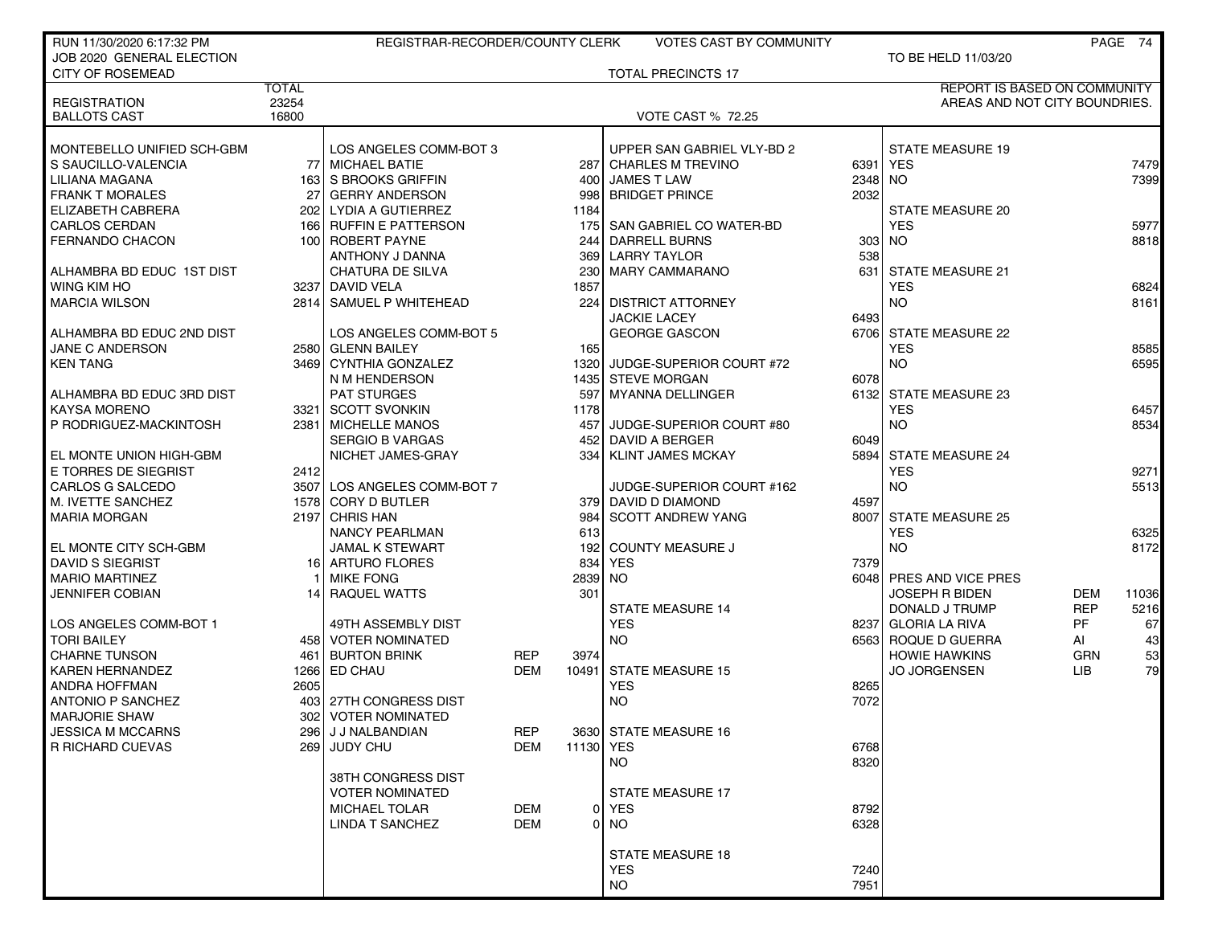RUN 11/30/2020 6:17:32 PM — REGISTRAR-RECORDER/COUNTY CLERK — VOTES CAST BY COMMUNITY

JOB 2020 GENERAL ELECTION — TO BE HELD 11/03/20

CITY OF ROSEMEAD — TOTAL PRECINCTS 17

REPORT IS BASED ON COMMUNITY AREAS AND NOT CITY BOUNDRIES.

| | TOTAL |
|---|---|
| REGISTRATION | 23254 |
| BALLOTS CAST | 16800 |

VOTE CAST % 72.25

| MONTEBELLO UNIFIED SCH-GBM | |
|---|---|
| S SAUCILLO-VALENCIA | 77 |
| LILIANA MAGANA | 163 |
| FRANK T MORALES | 27 |
| ELIZABETH CABRERA | 202 |
| CARLOS CERDAN | 166 |
| FERNANDO CHACON | 100 |

| ALHAMBRA BD EDUC 1ST DIST | |
|---|---|
| WING KIM HO | 3237 |
| MARCIA WILSON | 2814 |

| ALHAMBRA BD EDUC 2ND DIST | |
|---|---|
| JANE C ANDERSON | 2580 |
| KEN TANG | 3469 |

| ALHAMBRA BD EDUC 3RD DIST | |
|---|---|
| KAYSA MORENO | 3321 |
| P RODRIGUEZ-MACKINTOSH | 2381 |

| EL MONTE UNION HIGH-GBM | |
|---|---|
| E TORRES DE SIEGRIST | 2412 |
| CARLOS G SALCEDO | 3507 |
| M. IVETTE SANCHEZ | 1578 |
| MARIA MORGAN | 2197 |

| EL MONTE CITY SCH-GBM | |
|---|---|
| DAVID S SIEGRIST | 16 |
| MARIO MARTINEZ | 1 |
| JENNIFER COBIAN | 14 |

| LOS ANGELES COMM-BOT 1 | |
|---|---|
| TORI BAILEY | 458 |
| CHARNE TUNSON | 461 |
| KAREN HERNANDEZ | 1266 |
| ANDRA HOFFMAN | 2605 |
| ANTONIO P SANCHEZ | 403 |
| MARJORIE SHAW | 302 |
| JESSICA M MCCARNS | 296 |
| R RICHARD CUEVAS | 269 |

| LOS ANGELES COMM-BOT 3 | |
|---|---|
| MICHAEL BATIE | 287 |
| S BROOKS GRIFFIN | 400 |
| GERRY ANDERSON | 998 |
| LYDIA A GUTIERREZ | 1184 |
| RUFFIN E PATTERSON | 175 |
| ROBERT PAYNE | 244 |
| ANTHONY J DANNA | 369 |
| CHATURA DE SILVA | 230 |
| DAVID VELA | 1857 |
| SAMUEL P WHITEHEAD | 224 |

| LOS ANGELES COMM-BOT 5 | |
|---|---|
| GLENN BAILEY | 165 |
| CYNTHIA GONZALEZ | 1320 |
| N M HENDERSON | 1435 |
| PAT STURGES | 597 |
| SCOTT SVONKIN | 1178 |
| MICHELLE MANOS | 457 |
| SERGIO B VARGAS | 452 |
| NICHET JAMES-GRAY | 334 |

| LOS ANGELES COMM-BOT 7 | |
|---|---|
| CORY D BUTLER | 379 |
| CHRIS HAN | 984 |
| NANCY PEARLMAN | 613 |
| JAMAL K STEWART | 192 |
| ARTURO FLORES | 834 |
| MIKE FONG | 2839 |
| RAQUEL WATTS | 301 |

| 49TH ASSEMBLY DIST VOTER NOMINATED | | |
|---|---|---|
| BURTON BRINK | REP | 3974 |
| ED CHAU | DEM | 10491 |

| 27TH CONGRESS DIST VOTER NOMINATED | | |
|---|---|---|
| J J NALBANDIAN | REP | 3630 |
| JUDY CHU | DEM | 11130 |

| 38TH CONGRESS DIST VOTER NOMINATED | | |
|---|---|---|
| MICHAEL TOLAR | DEM | 0 |
| LINDA T SANCHEZ | DEM | 0 |

| UPPER SAN GABRIEL VLY-BD 2 | |
|---|---|
| CHARLES M TREVINO | 6391 |
| JAMES T LAW | 2348 |
| BRIDGET PRINCE | 2032 |

| SAN GABRIEL CO WATER-BD | |
|---|---|
| DARRELL BURNS | 303 |
| LARRY TAYLOR | 538 |
| MARY CAMMARANO | 631 |

| DISTRICT ATTORNEY | |
|---|---|
| JACKIE LACEY | 6493 |
| GEORGE GASCON | 6706 |

| JUDGE-SUPERIOR COURT #72 | |
|---|---|
| STEVE MORGAN | 6078 |
| MYANNA DELLINGER | 6132 |

| JUDGE-SUPERIOR COURT #80 | |
|---|---|
| DAVID A BERGER | 6049 |
| KLINT JAMES MCKAY | 5894 |

| JUDGE-SUPERIOR COURT #162 | |
|---|---|
| DAVID D DIAMOND | 4597 |
| SCOTT ANDREW YANG | 8007 |

| MEASURE | YES | NO |
|---|---|---|
| COUNTY MEASURE J | 7379 | 6048 |
| STATE MEASURE 14 | 8237 | 6563 |
| STATE MEASURE 15 | 8265 | 7072 |
| STATE MEASURE 16 | 6768 | 8320 |
| STATE MEASURE 17 | 8792 | 6328 |
| STATE MEASURE 18 | 7240 | 7951 |
| STATE MEASURE 19 | 7479 | 7399 |
| STATE MEASURE 20 | 5977 | 8818 |
| STATE MEASURE 21 | 6824 | 8161 |
| STATE MEASURE 22 | 8585 | 6595 |
| STATE MEASURE 23 | 6457 | 8534 |
| STATE MEASURE 24 | 9271 | 5513 |
| STATE MEASURE 25 | 6325 | 8172 |

| PRES AND VICE PRES | | |
|---|---|---|
| JOSEPH R BIDEN | DEM | 11036 |
| DONALD J TRUMP | REP | 5216 |
| GLORIA LA RIVA | PF | 67 |
| ROQUE D GUERRA | AI | 43 |
| HOWIE HAWKINS | GRN | 53 |
| JO JORGENSEN | LIB | 79 |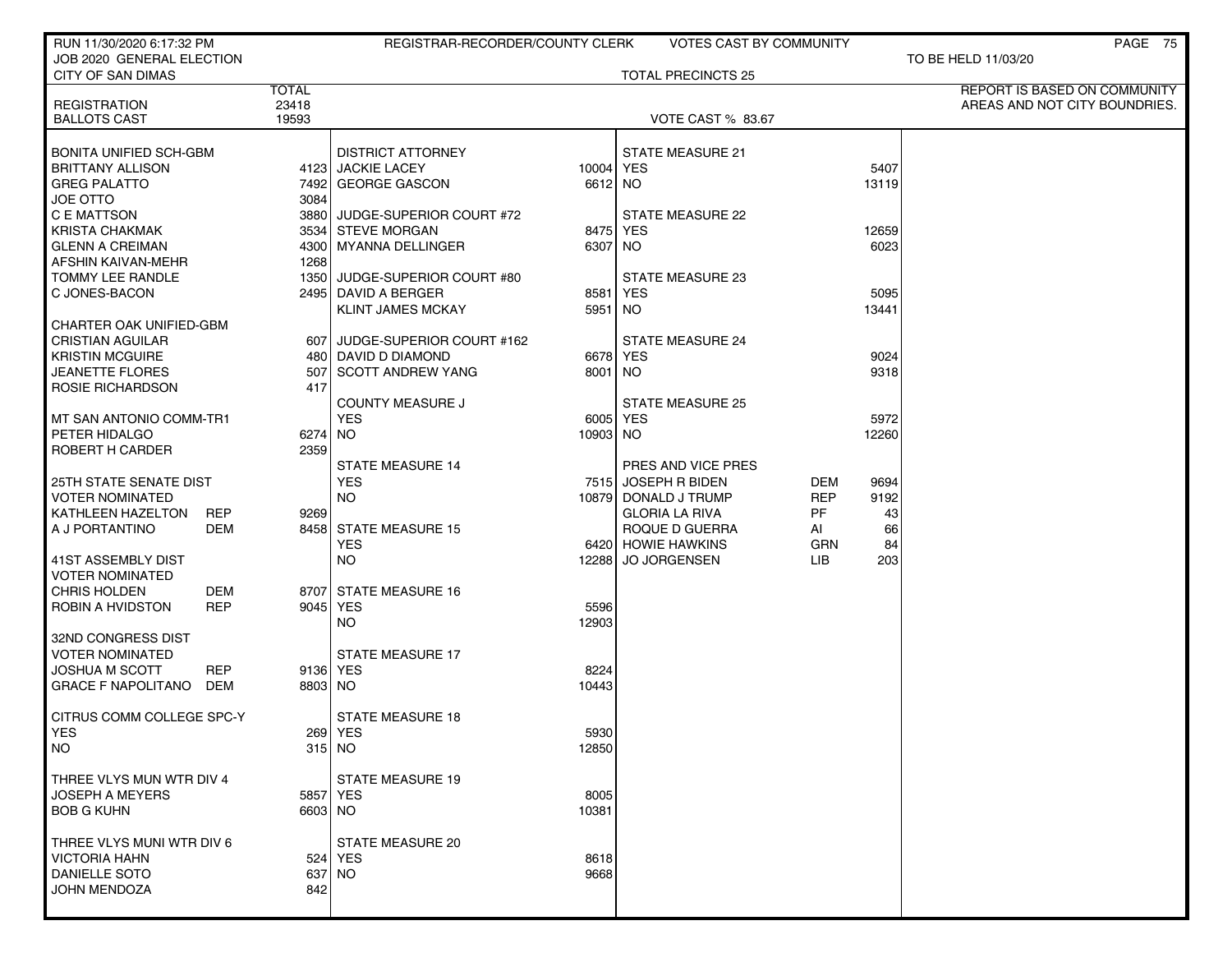RUN 11/30/2020 6:17:32 PM — REGISTRAR-RECORDER/COUNTY CLERK — VOTES CAST BY COMMUNITY

JOB 2020 GENERAL ELECTION — TO BE HELD 11/03/20

CITY OF SAN DIMAS — TOTAL PRECINCTS 25

REPORT IS BASED ON COMMUNITY AREAS AND NOT CITY BOUNDRIES.

| | TOTAL |
|---|---|
| REGISTRATION | 23418 |
| BALLOTS CAST | 19593 |

VOTE CAST % 83.67

| Contest / Candidate | Party | Votes |
|---|---|---|
| **BONITA UNIFIED SCH-GBM** | | |
| BRITTANY ALLISON | | 4123 |
| GREG PALATTO | | 7492 |
| JOE OTTO | | 3084 |
| C E MATTSON | | 3880 |
| KRISTA CHAKMAK | | 3534 |
| GLENN A CREIMAN | | 4300 |
| AFSHIN KAIVAN-MEHR | | 1268 |
| TOMMY LEE RANDLE | | 1350 |
| C JONES-BACON | | 2495 |
| **CHARTER OAK UNIFIED-GBM** | | |
| CRISTIAN AGUILAR | | 607 |
| KRISTIN MCGUIRE | | 480 |
| JEANETTE FLORES | | 507 |
| ROSIE RICHARDSON | | 417 |
| **MT SAN ANTONIO COMM-TR1** | | |
| PETER HIDALGO | | 6274 |
| ROBERT H CARDER | | 2359 |
| **25TH STATE SENATE DIST VOTER NOMINATED** | | |
| KATHLEEN HAZELTON | REP | 9269 |
| A J PORTANTINO | DEM | 8458 |
| **41ST ASSEMBLY DIST VOTER NOMINATED** | | |
| CHRIS HOLDEN | DEM | 8707 |
| ROBIN A HVIDSTON | REP | 9045 |
| **32ND CONGRESS DIST VOTER NOMINATED** | | |
| JOSHUA M SCOTT | REP | 9136 |
| GRACE F NAPOLITANO | DEM | 8803 |
| **CITRUS COMM COLLEGE SPC-Y** | | |
| YES | | 269 |
| NO | | 315 |
| **THREE VLYS MUN WTR DIV 4** | | |
| JOSEPH A MEYERS | | 5857 |
| BOB G KUHN | | 6603 |
| **THREE VLYS MUNI WTR DIV 6** | | |
| VICTORIA HAHN | | 524 |
| DANIELLE SOTO | | 637 |
| JOHN MENDOZA | | 842 |
| **DISTRICT ATTORNEY** | | |
| JACKIE LACEY | | 10004 |
| GEORGE GASCON | | 6612 |
| **JUDGE-SUPERIOR COURT #72** | | |
| STEVE MORGAN | | 8475 |
| MYANNA DELLINGER | | 6307 |
| **JUDGE-SUPERIOR COURT #80** | | |
| DAVID A BERGER | | 8581 |
| KLINT JAMES MCKAY | | 5951 |
| **JUDGE-SUPERIOR COURT #162** | | |
| DAVID D DIAMOND | | 6678 |
| SCOTT ANDREW YANG | | 8001 |
| **COUNTY MEASURE J** | | |
| YES | | 6005 |
| NO | | 10903 |
| **STATE MEASURE 14** | | |
| YES | | 7515 |
| NO | | 10879 |
| **STATE MEASURE 15** | | |
| YES | | 6420 |
| NO | | 12288 |
| **STATE MEASURE 16** | | |
| YES | | 5596 |
| NO | | 12903 |
| **STATE MEASURE 17** | | |
| YES | | 8224 |
| NO | | 10443 |
| **STATE MEASURE 18** | | |
| YES | | 5930 |
| NO | | 12850 |
| **STATE MEASURE 19** | | |
| YES | | 8005 |
| NO | | 10381 |
| **STATE MEASURE 20** | | |
| YES | | 8618 |
| NO | | 9668 |
| **STATE MEASURE 21** | | |
| YES | | 5407 |
| NO | | 13119 |
| **STATE MEASURE 22** | | |
| YES | | 12659 |
| NO | | 6023 |
| **STATE MEASURE 23** | | |
| YES | | 5095 |
| NO | | 13441 |
| **STATE MEASURE 24** | | |
| YES | | 9024 |
| NO | | 9318 |
| **STATE MEASURE 25** | | |
| YES | | 5972 |
| NO | | 12260 |
| **PRES AND VICE PRES** | | |
| JOSEPH R BIDEN | DEM | 9694 |
| DONALD J TRUMP | REP | 9192 |
| GLORIA LA RIVA | PF | 43 |
| ROQUE D GUERRA | AI | 66 |
| HOWIE HAWKINS | GRN | 84 |
| JO JORGENSEN | LIB | 203 |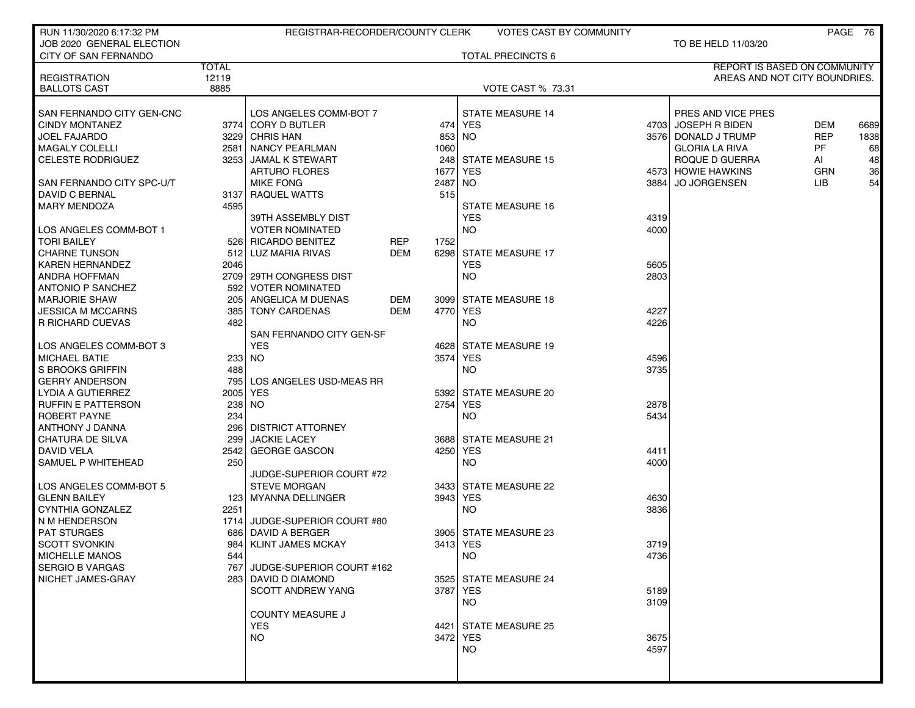RUN 11/30/2020 6:17:32 PM — REGISTRAR-RECORDER/COUNTY CLERK — VOTES CAST BY COMMUNITY

JOB 2020 GENERAL ELECTION — TO BE HELD 11/03/20

CITY OF SAN FERNANDO — TOTAL PRECINCTS 6

REPORT IS BASED ON COMMUNITY AREAS AND NOT CITY BOUNDRIES.

| | TOTAL |
|---|---|
| REGISTRATION | 12119 |
| BALLOTS CAST | 8885 |

VOTE CAST % 73.31

| SAN FERNANDO CITY GEN-CNC | |
|---|---|
| CINDY MONTANEZ | 3774 |
| JOEL FAJARDO | 3229 |
| MAGALY COLELLI | 2581 |
| CELESTE RODRIGUEZ | 3253 |

| SAN FERNANDO CITY SPC-U/T | |
|---|---|
| DAVID C BERNAL | 3137 |
| MARY MENDOZA | 4595 |

| LOS ANGELES COMM-BOT 1 | |
|---|---|
| TORI BAILEY | 526 |
| CHARNE TUNSON | 512 |
| KAREN HERNANDEZ | 2046 |
| ANDRA HOFFMAN | 2709 |
| ANTONIO P SANCHEZ | 592 |
| MARJORIE SHAW | 205 |
| JESSICA M MCCARNS | 385 |
| R RICHARD CUEVAS | 482 |

| LOS ANGELES COMM-BOT 3 | |
|---|---|
| MICHAEL BATIE | 233 |
| S BROOKS GRIFFIN | 488 |
| GERRY ANDERSON | 795 |
| LYDIA A GUTIERREZ | 2005 |
| RUFFIN E PATTERSON | 238 |
| ROBERT PAYNE | 234 |
| ANTHONY J DANNA | 296 |
| CHATURA DE SILVA | 299 |
| DAVID VELA | 2542 |
| SAMUEL P WHITEHEAD | 250 |

| LOS ANGELES COMM-BOT 5 | |
|---|---|
| GLENN BAILEY | 123 |
| CYNTHIA GONZALEZ | 2251 |
| N M HENDERSON | 1714 |
| PAT STURGES | 686 |
| SCOTT SVONKIN | 984 |
| MICHELLE MANOS | 544 |
| SERGIO B VARGAS | 767 |
| NICHET JAMES-GRAY | 283 |

| LOS ANGELES COMM-BOT 7 | |
|---|---|
| CORY D BUTLER | 474 |
| CHRIS HAN | 853 |
| NANCY PEARLMAN | 1060 |
| JAMAL K STEWART | 248 |
| ARTURO FLORES | 1677 |
| MIKE FONG | 2487 |
| RAQUEL WATTS | 515 |

| 39TH ASSEMBLY DIST VOTER NOMINATED | | |
|---|---|---|
| RICARDO BENITEZ | REP | 1752 |
| LUZ MARIA RIVAS | DEM | 6298 |

| 29TH CONGRESS DIST VOTER NOMINATED | | |
|---|---|---|
| ANGELICA M DUENAS | DEM | 3099 |
| TONY CARDENAS | DEM | 4770 |

| SAN FERNANDO CITY GEN-SF | |
|---|---|
| YES | 4628 |
| NO | 3574 |

| LOS ANGELES USD-MEAS RR | |
|---|---|
| YES | 5392 |
| NO | 2754 |

| DISTRICT ATTORNEY | |
|---|---|
| JACKIE LACEY | 3688 |
| GEORGE GASCON | 4250 |

| JUDGE-SUPERIOR COURT #72 | |
|---|---|
| STEVE MORGAN | 3433 |
| MYANNA DELLINGER | 3943 |

| JUDGE-SUPERIOR COURT #80 | |
|---|---|
| DAVID A BERGER | 3905 |
| KLINT JAMES MCKAY | 3413 |

| JUDGE-SUPERIOR COURT #162 | |
|---|---|
| DAVID D DIAMOND | 3525 |
| SCOTT ANDREW YANG | 3787 |

| COUNTY MEASURE J | |
|---|---|
| YES | 4421 |
| NO | 3472 |

| STATE MEASURE | YES | NO |
|---|---|---|
| STATE MEASURE 14 | 4703 | 3576 |
| STATE MEASURE 15 | 4573 | 3884 |
| STATE MEASURE 16 | 4319 | 4000 |
| STATE MEASURE 17 | 5605 | 2803 |
| STATE MEASURE 18 | 4227 | 4226 |
| STATE MEASURE 19 | 4596 | 3735 |
| STATE MEASURE 20 | 2878 | 5434 |
| STATE MEASURE 21 | 4411 | 4000 |
| STATE MEASURE 22 | 4630 | 3836 |
| STATE MEASURE 23 | 3719 | 4736 |
| STATE MEASURE 24 | 5189 | 3109 |
| STATE MEASURE 25 | 3675 | 4597 |

| PRES AND VICE PRES | | |
|---|---|---|
| JOSEPH R BIDEN | DEM | 6689 |
| DONALD J TRUMP | REP | 1838 |
| GLORIA LA RIVA | PF | 68 |
| ROQUE D GUERRA | AI | 48 |
| HOWIE HAWKINS | GRN | 36 |
| JO JORGENSEN | LIB | 54 |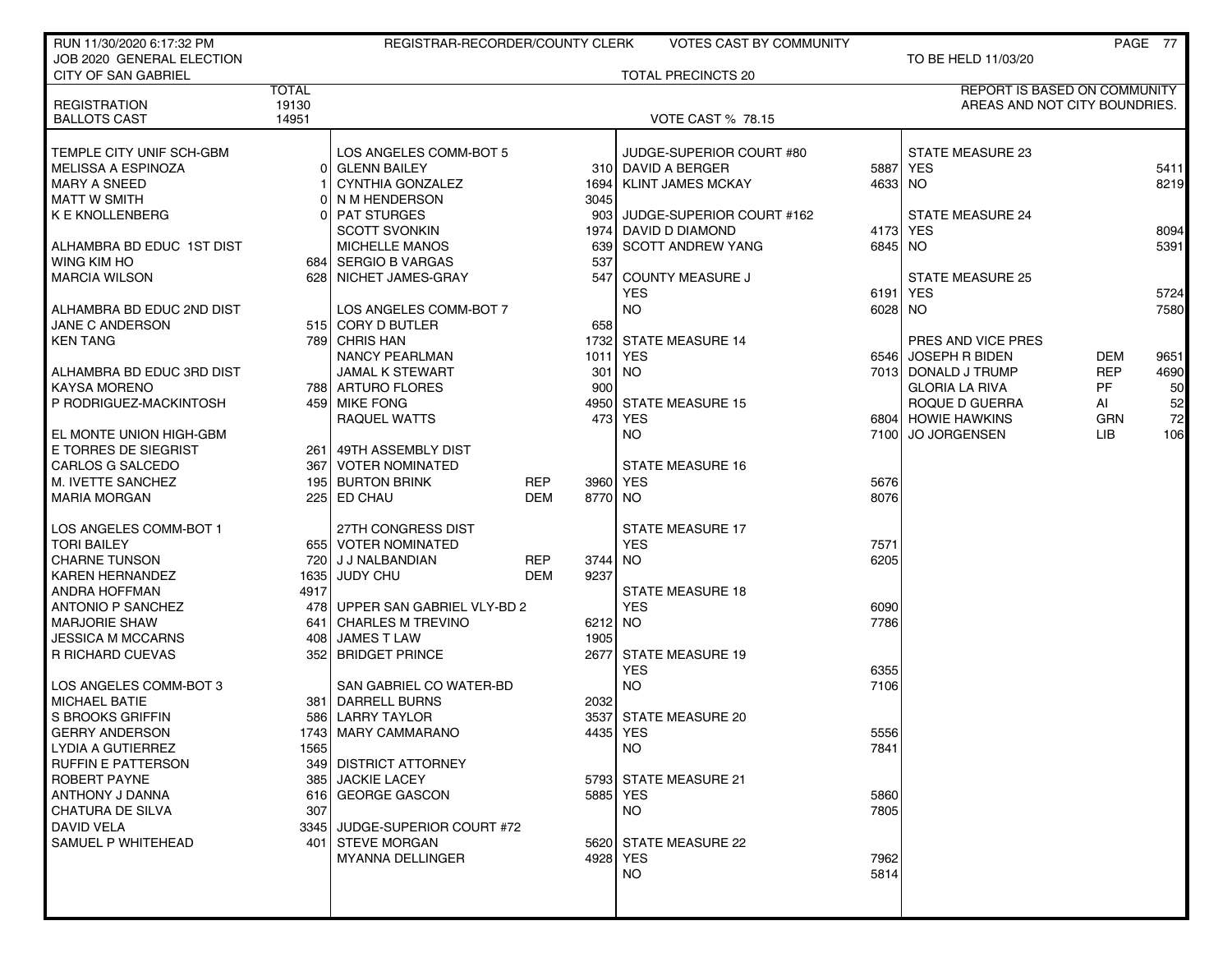RUN 11/30/2020 6:17:32 PM — REGISTRAR-RECORDER/COUNTY CLERK — VOTES CAST BY COMMUNITY

JOB 2020 GENERAL ELECTION — TO BE HELD 11/03/20

CITY OF SAN GABRIEL — TOTAL PRECINCTS 20

REPORT IS BASED ON COMMUNITY AREAS AND NOT CITY BOUNDRIES.

| | TOTAL |
|---|---|
| REGISTRATION | 19130 |
| BALLOTS CAST | 14951 |

VOTE CAST % 78.15

| Contest / Candidate | Party | Votes |
|---|---|---|
| **TEMPLE CITY UNIF SCH-GBM** | | |
| MELISSA A ESPINOZA | | 0 |
| MARY A SNEED | | 1 |
| MATT W SMITH | | 0 |
| K E KNOLLENBERG | | 0 |
| **ALHAMBRA BD EDUC 1ST DIST** | | |
| WING KIM HO | | 684 |
| MARCIA WILSON | | 628 |
| **ALHAMBRA BD EDUC 2ND DIST** | | |
| JANE C ANDERSON | | 515 |
| KEN TANG | | 789 |
| **ALHAMBRA BD EDUC 3RD DIST** | | |
| KAYSA MORENO | | 788 |
| P RODRIGUEZ-MACKINTOSH | | 459 |
| **EL MONTE UNION HIGH-GBM** | | |
| E TORRES DE SIEGRIST | | 261 |
| CARLOS G SALCEDO | | 367 |
| M. IVETTE SANCHEZ | | 195 |
| MARIA MORGAN | | 225 |
| **LOS ANGELES COMM-BOT 1** | | |
| TORI BAILEY | | 655 |
| CHARNE TUNSON | | 720 |
| KAREN HERNANDEZ | | 1635 |
| ANDRA HOFFMAN | | 4917 |
| ANTONIO P SANCHEZ | | 478 |
| MARJORIE SHAW | | 641 |
| JESSICA M MCCARNS | | 408 |
| R RICHARD CUEVAS | | 352 |
| **LOS ANGELES COMM-BOT 3** | | |
| MICHAEL BATIE | | 381 |
| S BROOKS GRIFFIN | | 586 |
| GERRY ANDERSON | | 1743 |
| LYDIA A GUTIERREZ | | 1565 |
| RUFFIN E PATTERSON | | 349 |
| ROBERT PAYNE | | 385 |
| ANTHONY J DANNA | | 616 |
| CHATURA DE SILVA | | 307 |
| DAVID VELA | | 3345 |
| SAMUEL P WHITEHEAD | | 401 |
| **LOS ANGELES COMM-BOT 5** | | |
| GLENN BAILEY | | 310 |
| CYNTHIA GONZALEZ | | 1694 |
| N M HENDERSON | | 3045 |
| PAT STURGES | | 903 |
| SCOTT SVONKIN | | 1974 |
| MICHELLE MANOS | | 639 |
| SERGIO B VARGAS | | 537 |
| NICHET JAMES-GRAY | | 547 |
| **LOS ANGELES COMM-BOT 7** | | |
| CORY D BUTLER | | 658 |
| CHRIS HAN | | 1732 |
| NANCY PEARLMAN | | 1011 |
| JAMAL K STEWART | | 301 |
| ARTURO FLORES | | 900 |
| MIKE FONG | | 4950 |
| RAQUEL WATTS | | 473 |
| **49TH ASSEMBLY DIST** | | |
| VOTER NOMINATED | | |
| BURTON BRINK | REP | 3960 |
| ED CHAU | DEM | 8770 |
| **27TH CONGRESS DIST** | | |
| VOTER NOMINATED | | |
| J J NALBANDIAN | REP | 3744 |
| JUDY CHU | DEM | 9237 |
| **UPPER SAN GABRIEL VLY-BD 2** | | |
| CHARLES M TREVINO | | 6212 |
| JAMES T LAW | | 1905 |
| BRIDGET PRINCE | | 2677 |
| **SAN GABRIEL CO WATER-BD** | | |
| DARRELL BURNS | | 2032 |
| LARRY TAYLOR | | 3537 |
| MARY CAMMARANO | | 4435 |
| **DISTRICT ATTORNEY** | | |
| JACKIE LACEY | | 5793 |
| GEORGE GASCON | | 5885 |
| **JUDGE-SUPERIOR COURT #72** | | |
| STEVE MORGAN | | 5620 |
| MYANNA DELLINGER | | 4928 |
| **JUDGE-SUPERIOR COURT #80** | | |
| DAVID A BERGER | | 5887 |
| KLINT JAMES MCKAY | | 4633 |
| **JUDGE-SUPERIOR COURT #162** | | |
| DAVID D DIAMOND | | 4173 |
| SCOTT ANDREW YANG | | 6845 |
| **COUNTY MEASURE J** | | |
| YES | | 6191 |
| NO | | 6028 |
| **STATE MEASURE 14** | | |
| YES | | 6546 |
| NO | | 7013 |
| **STATE MEASURE 15** | | |
| YES | | 6804 |
| NO | | 7100 |
| **STATE MEASURE 16** | | |
| YES | | 5676 |
| NO | | 8076 |
| **STATE MEASURE 17** | | |
| YES | | 7571 |
| NO | | 6205 |
| **STATE MEASURE 18** | | |
| YES | | 6090 |
| NO | | 7786 |
| **STATE MEASURE 19** | | |
| YES | | 6355 |
| NO | | 7106 |
| **STATE MEASURE 20** | | |
| YES | | 5556 |
| NO | | 7841 |
| **STATE MEASURE 21** | | |
| YES | | 5860 |
| NO | | 7805 |
| **STATE MEASURE 22** | | |
| YES | | 7962 |
| NO | | 5814 |
| **STATE MEASURE 23** | | |
| YES | | 5411 |
| NO | | 8219 |
| **STATE MEASURE 24** | | |
| YES | | 8094 |
| NO | | 5391 |
| **STATE MEASURE 25** | | |
| YES | | 5724 |
| NO | | 7580 |
| **PRES AND VICE PRES** | | |
| JOSEPH R BIDEN | DEM | 9651 |
| DONALD J TRUMP | REP | 4690 |
| GLORIA LA RIVA | PF | 50 |
| ROQUE D GUERRA | AI | 52 |
| HOWIE HAWKINS | GRN | 72 |
| JO JORGENSEN | LIB | 106 |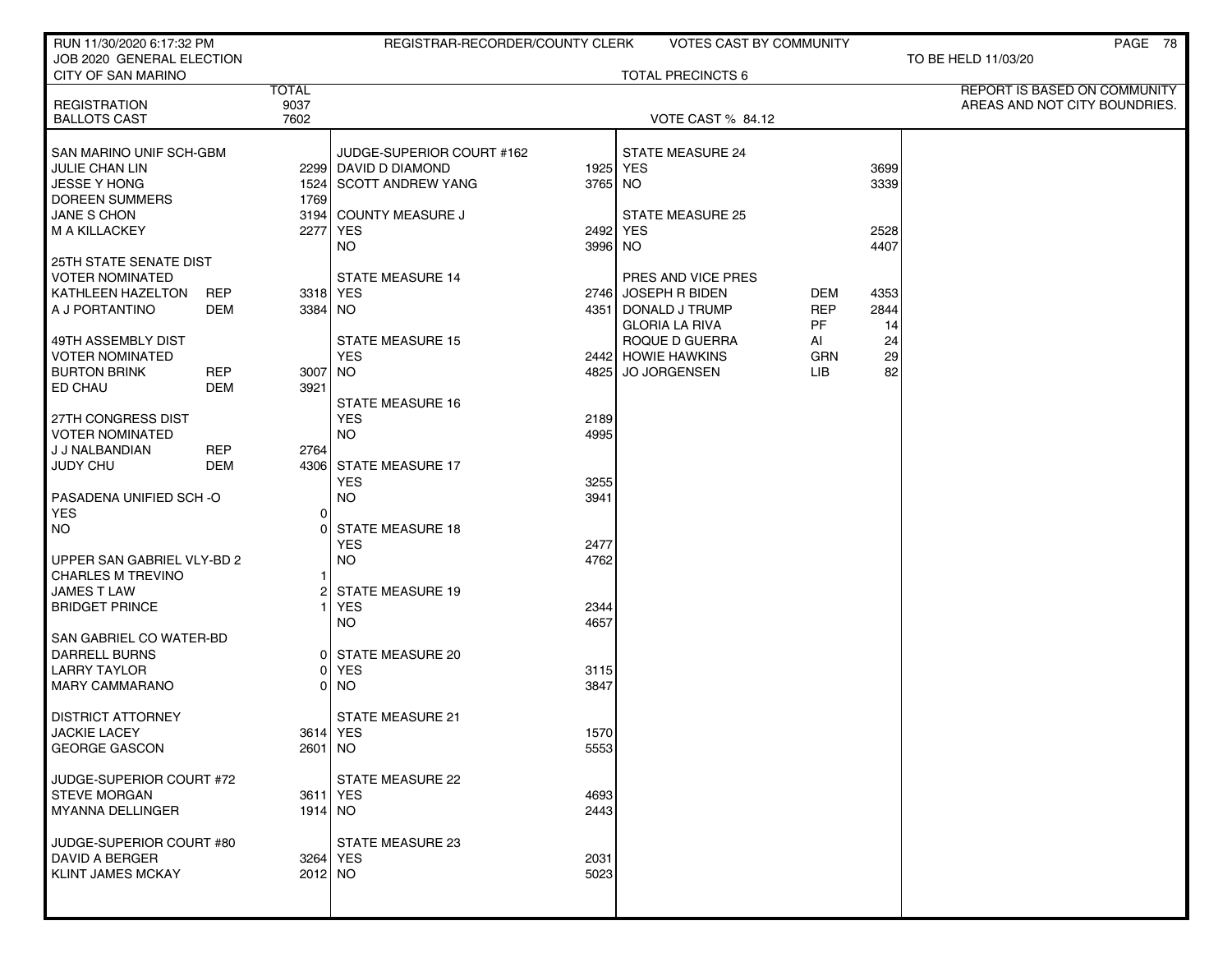RUN 11/30/2020 6:17:32 PM — REGISTRAR-RECORDER/COUNTY CLERK — VOTES CAST BY COMMUNITY

JOB 2020 GENERAL ELECTION — TO BE HELD 11/03/20

CITY OF SAN MARINO — TOTAL PRECINCTS 6

REPORT IS BASED ON COMMUNITY AREAS AND NOT CITY BOUNDRIES.

| | TOTAL |
|---|---|
| REGISTRATION | 9037 |
| BALLOTS CAST | 7602 |

VOTE CAST % 84.12

### SAN MARINO UNIF SCH-GBM

| Candidate | | Votes |
|---|---|---|
| JULIE CHAN LIN | | 2299 |
| JESSE Y HONG | | 1524 |
| DOREEN SUMMERS | | 1769 |
| JANE S CHON | | 3194 |
| M A KILLACKEY | | 2277 |

### 25TH STATE SENATE DIST VOTER NOMINATED

| Candidate | Party | Votes |
|---|---|---|
| KATHLEEN HAZELTON | REP | 3318 |
| A J PORTANTINO | DEM | 3384 |

### 49TH ASSEMBLY DIST VOTER NOMINATED

| Candidate | Party | Votes |
|---|---|---|
| BURTON BRINK | REP | 3007 |
| ED CHAU | DEM | 3921 |

### 27TH CONGRESS DIST VOTER NOMINATED

| Candidate | Party | Votes |
|---|---|---|
| J J NALBANDIAN | REP | 2764 |
| JUDY CHU | DEM | 4306 |

### PASADENA UNIFIED SCH -O

| | Votes |
|---|---|
| YES | 0 |
| NO | 0 |

### UPPER SAN GABRIEL VLY-BD 2

| Candidate | Votes |
|---|---|
| CHARLES M TREVINO | 1 |
| JAMES T LAW | 2 |
| BRIDGET PRINCE | 1 |

### SAN GABRIEL CO WATER-BD

| Candidate | Votes |
|---|---|
| DARRELL BURNS | 0 |
| LARRY TAYLOR | 0 |
| MARY CAMMARANO | 0 |

### DISTRICT ATTORNEY

| Candidate | Votes |
|---|---|
| JACKIE LACEY | 3614 |
| GEORGE GASCON | 2601 |

### JUDGE-SUPERIOR COURT #72

| Candidate | Votes |
|---|---|
| STEVE MORGAN | 3611 |
| MYANNA DELLINGER | 1914 |

### JUDGE-SUPERIOR COURT #80

| Candidate | Votes |
|---|---|
| DAVID A BERGER | 3264 |
| KLINT JAMES MCKAY | 2012 |

### JUDGE-SUPERIOR COURT #162

| Candidate | Votes |
|---|---|
| DAVID D DIAMOND | 1925 |
| SCOTT ANDREW YANG | 3765 |

### COUNTY MEASURE J

| | Votes |
|---|---|
| YES | 2492 |
| NO | 3996 |

### STATE MEASURE 14

| | Votes |
|---|---|
| YES | 2746 |
| NO | 4351 |

### STATE MEASURE 15

| | Votes |
|---|---|
| YES | 2442 |
| NO | 4825 |

### STATE MEASURE 16

| | Votes |
|---|---|
| YES | 2189 |
| NO | 4995 |

### STATE MEASURE 17

| | Votes |
|---|---|
| YES | 3255 |
| NO | 3941 |

### STATE MEASURE 18

| | Votes |
|---|---|
| YES | 2477 |
| NO | 4762 |

### STATE MEASURE 19

| | Votes |
|---|---|
| YES | 2344 |
| NO | 4657 |

### STATE MEASURE 20

| | Votes |
|---|---|
| YES | 3115 |
| NO | 3847 |

### STATE MEASURE 21

| | Votes |
|---|---|
| YES | 1570 |
| NO | 5553 |

### STATE MEASURE 22

| | Votes |
|---|---|
| YES | 4693 |
| NO | 2443 |

### STATE MEASURE 23

| | Votes |
|---|---|
| YES | 2031 |
| NO | 5023 |

### STATE MEASURE 24

| | Votes |
|---|---|
| YES | 3699 |
| NO | 3339 |

### STATE MEASURE 25

| | Votes |
|---|---|
| YES | 2528 |
| NO | 4407 |

### PRES AND VICE PRES

| Candidate | Party | Votes |
|---|---|---|
| JOSEPH R BIDEN | DEM | 4353 |
| DONALD J TRUMP | REP | 2844 |
| GLORIA LA RIVA | PF | 14 |
| ROQUE D GUERRA | AI | 24 |
| HOWIE HAWKINS | GRN | 29 |
| JO JORGENSEN | LIB | 82 |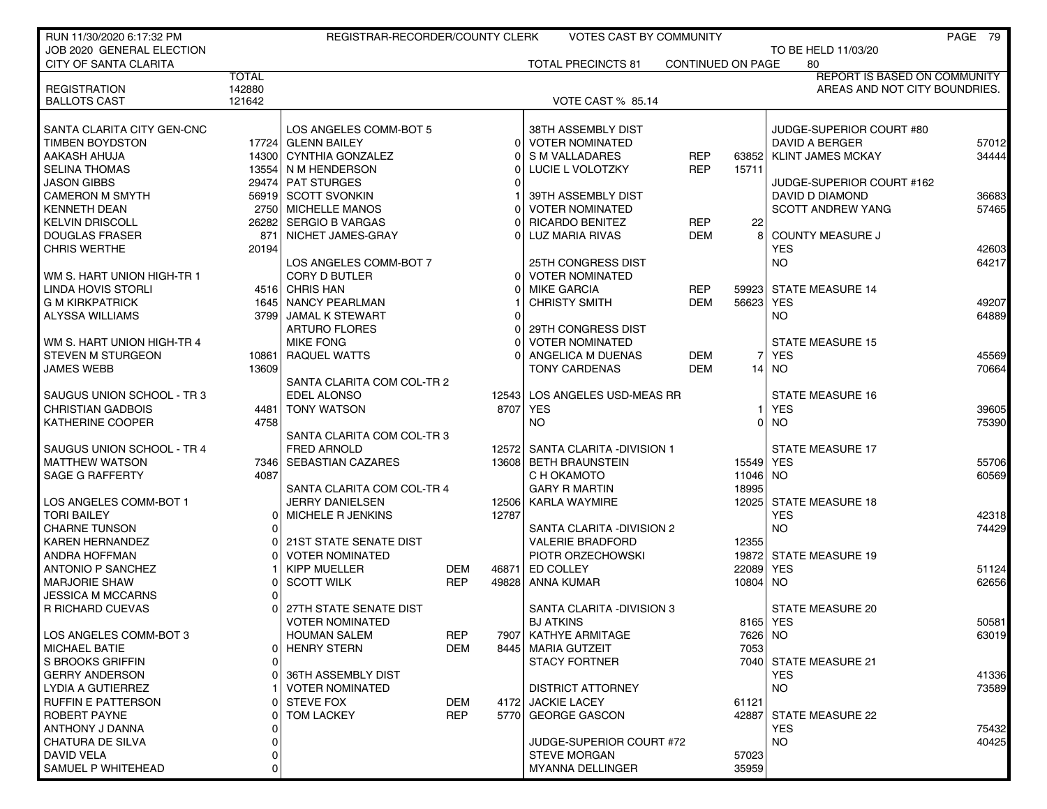RUN 11/30/2020 6:17:32 PM — REGISTRAR-RECORDER/COUNTY CLERK — VOTES CAST BY COMMUNITY

JOB 2020 GENERAL ELECTION — TO BE HELD 11/03/20

CITY OF SANTA CLARITA — TOTAL PRECINCTS 81 — CONTINUED ON PAGE 80

REPORT IS BASED ON COMMUNITY AREAS AND NOT CITY BOUNDRIES.

| | TOTAL |
|---|---|
| REGISTRATION | 142880 |
| BALLOTS CAST | 121642 |

VOTE CAST % 85.14

| SANTA CLARITA CITY GEN-CNC | |
|---|---|
| TIMBEN BOYDSTON | 17724 |
| AAKASH AHUJA | 14300 |
| SELINA THOMAS | 13554 |
| JASON GIBBS | 29474 |
| CAMERON M SMYTH | 56919 |
| KENNETH DEAN | 2750 |
| KELVIN DRISCOLL | 26282 |
| DOUGLAS FRASER | 871 |
| CHRIS WERTHE | 20194 |

| WM S. HART UNION HIGH-TR 1 | |
|---|---|
| LINDA HOVIS STORLI | 4516 |
| G M KIRKPATRICK | 1645 |
| ALYSSA WILLIAMS | 3799 |

| WM S. HART UNION HIGH-TR 4 | |
|---|---|
| STEVEN M STURGEON | 10861 |
| JAMES WEBB | 13609 |

| SAUGUS UNION SCHOOL - TR 3 | |
|---|---|
| CHRISTIAN GADBOIS | 4481 |
| KATHERINE COOPER | 4758 |

| SAUGUS UNION SCHOOL - TR 4 | |
|---|---|
| MATTHEW WATSON | 7346 |
| SAGE G RAFFERTY | 4087 |

| LOS ANGELES COMM-BOT 1 | |
|---|---|
| TORI BAILEY | 0 |
| CHARNE TUNSON | 0 |
| KAREN HERNANDEZ | 0 |
| ANDRA HOFFMAN | 0 |
| ANTONIO P SANCHEZ | 1 |
| MARJORIE SHAW | 0 |
| JESSICA M MCCARNS | 0 |
| R RICHARD CUEVAS | 0 |

| LOS ANGELES COMM-BOT 3 | |
|---|---|
| MICHAEL BATIE | 0 |
| S BROOKS GRIFFIN | 0 |
| GERRY ANDERSON | 0 |
| LYDIA A GUTIERREZ | 1 |
| RUFFIN E PATTERSON | 0 |
| ROBERT PAYNE | 0 |
| ANTHONY J DANNA | 0 |
| CHATURA DE SILVA | 0 |
| DAVID VELA | 0 |
| SAMUEL P WHITEHEAD | 0 |

| LOS ANGELES COMM-BOT 5 | |
|---|---|
| GLENN BAILEY | 0 |
| CYNTHIA GONZALEZ | 0 |
| N M HENDERSON | 0 |
| PAT STURGES | 0 |
| SCOTT SVONKIN | 1 |
| MICHELLE MANOS | 0 |
| SERGIO B VARGAS | 0 |
| NICHET JAMES-GRAY | 0 |

| LOS ANGELES COMM-BOT 7 | |
|---|---|
| CORY D BUTLER | 0 |
| CHRIS HAN | 0 |
| NANCY PEARLMAN | 1 |
| JAMAL K STEWART | 0 |
| ARTURO FLORES | 0 |
| MIKE FONG | 0 |
| RAQUEL WATTS | 0 |

| SANTA CLARITA COM COL-TR 2 | |
|---|---|
| EDEL ALONSO | 12543 |
| TONY WATSON | 8707 |

| SANTA CLARITA COM COL-TR 3 | |
|---|---|
| FRED ARNOLD | 12572 |
| SEBASTIAN CAZARES | 13608 |

| SANTA CLARITA COM COL-TR 4 | |
|---|---|
| JERRY DANIELSEN | 12506 |
| MICHELE R JENKINS | 12787 |

| 21ST STATE SENATE DIST VOTER NOMINATED | | |
|---|---|---|
| KIPP MUELLER | DEM | 46871 |
| SCOTT WILK | REP | 49828 |

| 27TH STATE SENATE DIST VOTER NOMINATED | | |
|---|---|---|
| HOUMAN SALEM | REP | 7907 |
| HENRY STERN | DEM | 8445 |

| 36TH ASSEMBLY DIST VOTER NOMINATED | | |
|---|---|---|
| STEVE FOX | DEM | 4172 |
| TOM LACKEY | REP | 5770 |

| 38TH ASSEMBLY DIST VOTER NOMINATED | | |
|---|---|---|
| S M VALLADARES | REP | 63852 |
| LUCIE L VOLOTZKY | REP | 15711 |

| 39TH ASSEMBLY DIST VOTER NOMINATED | | |
|---|---|---|
| RICARDO BENITEZ | REP | 22 |
| LUZ MARIA RIVAS | DEM | 8 |

| 25TH CONGRESS DIST VOTER NOMINATED | | |
|---|---|---|
| MIKE GARCIA | REP | 59923 |
| CHRISTY SMITH | DEM | 56623 |

| 29TH CONGRESS DIST VOTER NOMINATED | | |
|---|---|---|
| ANGELICA M DUENAS | DEM | 7 |
| TONY CARDENAS | DEM | 14 |

| LOS ANGELES USD-MEAS RR | |
|---|---|
| YES | 1 |
| NO | 0 |

| SANTA CLARITA -DIVISION 1 | |
|---|---|
| BETH BRAUNSTEIN | 15549 |
| C H OKAMOTO | 11046 |
| GARY R MARTIN | 18995 |
| KARLA WAYMIRE | 12025 |

| SANTA CLARITA -DIVISION 2 | |
|---|---|
| VALERIE BRADFORD | 12355 |
| PIOTR ORZECHOWSKI | 19872 |
| ED COLLEY | 22089 |
| ANNA KUMAR | 10804 |

| SANTA CLARITA -DIVISION 3 | |
|---|---|
| BJ ATKINS | 8165 |
| KATHYE ARMITAGE | 7626 |
| MARIA GUTZEIT | 7053 |
| STACY FORTNER | 7040 |

| DISTRICT ATTORNEY | |
|---|---|
| JACKIE LACEY | 61121 |
| GEORGE GASCON | 42887 |

| JUDGE-SUPERIOR COURT #72 | |
|---|---|
| STEVE MORGAN | 57023 |
| MYANNA DELLINGER | 35959 |

| JUDGE-SUPERIOR COURT #80 | |
|---|---|
| DAVID A BERGER | 57012 |
| KLINT JAMES MCKAY | 34444 |

| JUDGE-SUPERIOR COURT #162 | |
|---|---|
| DAVID D DIAMOND | 36683 |
| SCOTT ANDREW YANG | 57465 |

| COUNTY MEASURE J | |
|---|---|
| YES | 42603 |
| NO | 64217 |

| STATE MEASURE 14 | |
|---|---|
| YES | 49207 |
| NO | 64889 |

| STATE MEASURE 15 | |
|---|---|
| YES | 45569 |
| NO | 70664 |

| STATE MEASURE 16 | |
|---|---|
| YES | 39605 |
| NO | 75390 |

| STATE MEASURE 17 | |
|---|---|
| YES | 55706 |
| NO | 60569 |

| STATE MEASURE 18 | |
|---|---|
| YES | 42318 |
| NO | 74429 |

| STATE MEASURE 19 | |
|---|---|
| YES | 51124 |
| NO | 62656 |

| STATE MEASURE 20 | |
|---|---|
| YES | 50581 |
| NO | 63019 |

| STATE MEASURE 21 | |
|---|---|
| YES | 41336 |
| NO | 73589 |

| STATE MEASURE 22 | |
|---|---|
| YES | 75432 |
| NO | 40425 |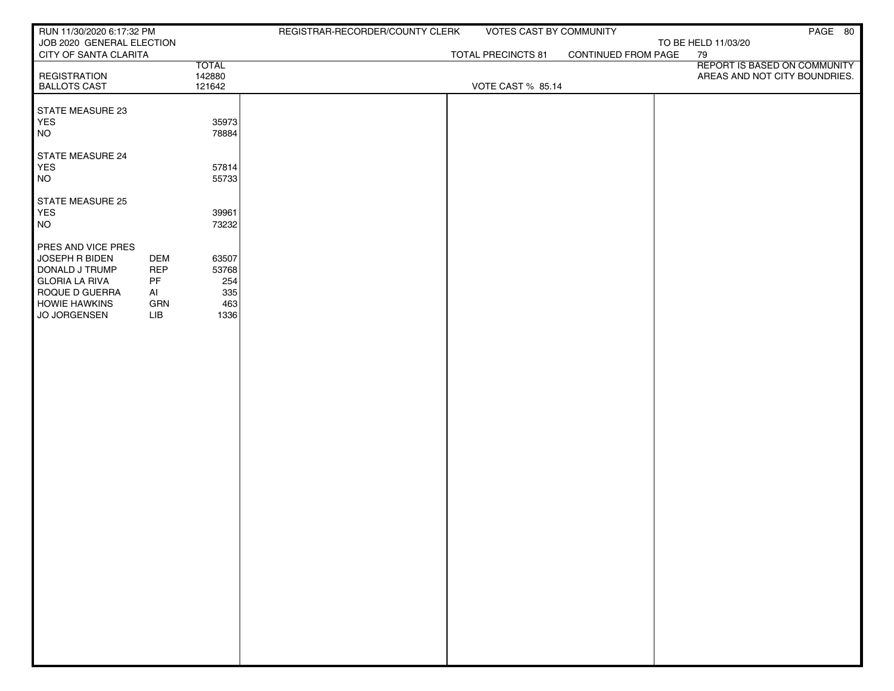RUN 11/30/2020 6:17:32 PM
JOB 2020 GENERAL ELECTION
CITY OF SANTA CLARITA

REGISTRAR-RECORDER/COUNTY CLERK — VOTES CAST BY COMMUNITY

TO BE HELD 11/03/20

TOTAL PRECINCTS 81 — CONTINUED FROM PAGE 79

REPORT IS BASED ON COMMUNITY AREAS AND NOT CITY BOUNDRIES.

VOTE CAST % 85.14

| | | TOTAL |
|---|---|---|
| REGISTRATION | | 142880 |
| BALLOTS CAST | | 121642 |
| **STATE MEASURE 23** | | |
| YES | | 35973 |
| NO | | 78884 |
| **STATE MEASURE 24** | | |
| YES | | 57814 |
| NO | | 55733 |
| **STATE MEASURE 25** | | |
| YES | | 39961 |
| NO | | 73232 |
| **PRES AND VICE PRES** | | |
| JOSEPH R BIDEN | DEM | 63507 |
| DONALD J TRUMP | REP | 53768 |
| GLORIA LA RIVA | PF | 254 |
| ROQUE D GUERRA | AI | 335 |
| HOWIE HAWKINS | GRN | 463 |
| JO JORGENSEN | LIB | 1336 |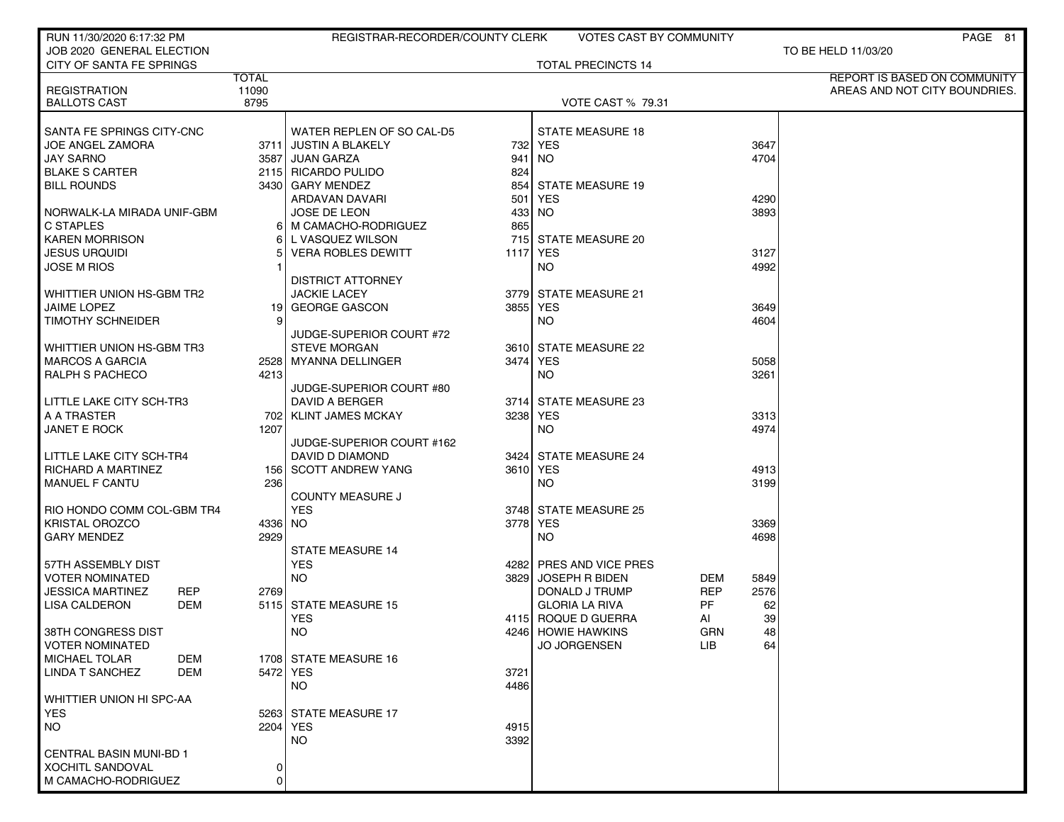RUN 11/30/2020 6:17:32 PM — REGISTRAR-RECORDER/COUNTY CLERK — VOTES CAST BY COMMUNITY

JOB 2020 GENERAL ELECTION — TO BE HELD 11/03/20

CITY OF SANTA FE SPRINGS — TOTAL PRECINCTS 14

REPORT IS BASED ON COMMUNITY AREAS AND NOT CITY BOUNDRIES.

| | TOTAL |
|---|---|
| REGISTRATION | 11090 |
| BALLOTS CAST | 8795 |

VOTE CAST % 79.31

| SANTA FE SPRINGS CITY-CNC | | |
|---|---|---|
| JOE ANGEL ZAMORA | | 3711 |
| JAY SARNO | | 3587 |
| BLAKE S CARTER | | 2115 |
| BILL ROUNDS | | 3430 |

| NORWALK-LA MIRADA UNIF-GBM | |
|---|---|
| C STAPLES | 6 |
| KAREN MORRISON | 6 |
| JESUS URQUIDI | 5 |
| JOSE M RIOS | 1 |

| WHITTIER UNION HS-GBM TR2 | |
|---|---|
| JAIME LOPEZ | 19 |
| TIMOTHY SCHNEIDER | 9 |

| WHITTIER UNION HS-GBM TR3 | |
|---|---|
| MARCOS A GARCIA | 2528 |
| RALPH S PACHECO | 4213 |

| LITTLE LAKE CITY SCH-TR3 | |
|---|---|
| A A TRASTER | 702 |
| JANET E ROCK | 1207 |

| LITTLE LAKE CITY SCH-TR4 | |
|---|---|
| RICHARD A MARTINEZ | 156 |
| MANUEL F CANTU | 236 |

| RIO HONDO COMM COL-GBM TR4 | |
|---|---|
| KRISTAL OROZCO | 4336 |
| GARY MENDEZ | 2929 |

| 57TH ASSEMBLY DIST VOTER NOMINATED | | |
|---|---|---|
| JESSICA MARTINEZ | REP | 2769 |
| LISA CALDERON | DEM | 5115 |

| 38TH CONGRESS DIST VOTER NOMINATED | | |
|---|---|---|
| MICHAEL TOLAR | DEM | 1708 |
| LINDA T SANCHEZ | DEM | 5472 |

| WHITTIER UNION HI SPC-AA | |
|---|---|
| YES | 5263 |
| NO | 2204 |

| CENTRAL BASIN MUNI-BD 1 | |
|---|---|
| XOCHITL SANDOVAL | 0 |
| M CAMACHO-RODRIGUEZ | 0 |

| WATER REPLEN OF SO CAL-D5 | |
|---|---|
| JUSTIN A BLAKELY | 732 |
| JUAN GARZA | 941 |
| RICARDO PULIDO | 824 |
| GARY MENDEZ | 854 |
| ARDAVAN DAVARI | 501 |
| JOSE DE LEON | 433 |
| M CAMACHO-RODRIGUEZ | 865 |
| L VASQUEZ WILSON | 715 |
| VERA ROBLES DEWITT | 1117 |

| DISTRICT ATTORNEY | |
|---|---|
| JACKIE LACEY | 3779 |
| GEORGE GASCON | 3855 |

| JUDGE-SUPERIOR COURT #72 | |
|---|---|
| STEVE MORGAN | 3610 |
| MYANNA DELLINGER | 3474 |

| JUDGE-SUPERIOR COURT #80 | |
|---|---|
| DAVID A BERGER | 3714 |
| KLINT JAMES MCKAY | 3238 |

| JUDGE-SUPERIOR COURT #162 | |
|---|---|
| DAVID D DIAMOND | 3424 |
| SCOTT ANDREW YANG | 3610 |

| COUNTY MEASURE J | |
|---|---|
| YES | 3748 |
| NO | 3778 |

| STATE MEASURE 14 | |
|---|---|
| YES | 4282 |
| NO | 3829 |

| STATE MEASURE 15 | |
|---|---|
| YES | 4115 |
| NO | 4246 |

| STATE MEASURE 16 | |
|---|---|
| YES | 3721 |
| NO | 4486 |

| STATE MEASURE 17 | |
|---|---|
| YES | 4915 |
| NO | 3392 |

| STATE MEASURE 18 | |
|---|---|
| YES | 3647 |
| NO | 4704 |

| STATE MEASURE 19 | |
|---|---|
| YES | 4290 |
| NO | 3893 |

| STATE MEASURE 20 | |
|---|---|
| YES | 3127 |
| NO | 4992 |

| STATE MEASURE 21 | |
|---|---|
| YES | 3649 |
| NO | 4604 |

| STATE MEASURE 22 | |
|---|---|
| YES | 5058 |
| NO | 3261 |

| STATE MEASURE 23 | |
|---|---|
| YES | 3313 |
| NO | 4974 |

| STATE MEASURE 24 | |
|---|---|
| YES | 4913 |
| NO | 3199 |

| STATE MEASURE 25 | |
|---|---|
| YES | 3369 |
| NO | 4698 |

| PRES AND VICE PRES | | |
|---|---|---|
| JOSEPH R BIDEN | DEM | 5849 |
| DONALD J TRUMP | REP | 2576 |
| GLORIA LA RIVA | PF | 62 |
| ROQUE D GUERRA | AI | 39 |
| HOWIE HAWKINS | GRN | 48 |
| JO JORGENSEN | LIB | 64 |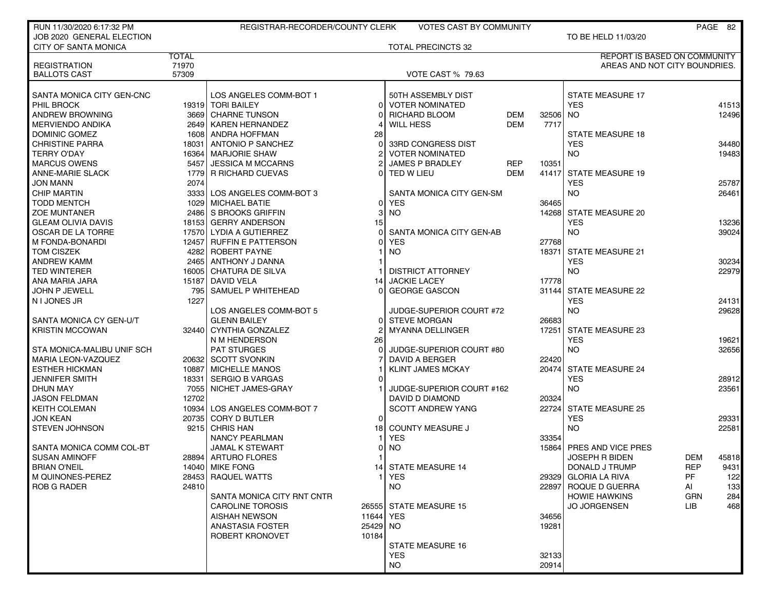RUN 11/30/2020 6:17:32 PM — REGISTRAR-RECORDER/COUNTY CLERK — VOTES CAST BY COMMUNITY

JOB 2020 GENERAL ELECTION — TO BE HELD 11/03/20

CITY OF SANTA MONICA — TOTAL PRECINCTS 32

REPORT IS BASED ON COMMUNITY AREAS AND NOT CITY BOUNDRIES.

| | TOTAL |
|---|---|
| REGISTRATION | 71970 |
| BALLOTS CAST | 57309 |

VOTE CAST % 79.63

| SANTA MONICA CITY GEN-CNC | |
|---|---|
| PHIL BROCK | 19319 |
| ANDREW BROWNING | 3669 |
| MERVIENDO ANDIKA | 2649 |
| DOMINIC GOMEZ | 1608 |
| CHRISTINE PARRA | 18031 |
| TERRY O'DAY | 16364 |
| MARCUS OWENS | 5457 |
| ANNE-MARIE SLACK | 1779 |
| JON MANN | 2074 |
| CHIP MARTIN | 3333 |
| TODD MENTCH | 1029 |
| ZOE MUNTANER | 2486 |
| GLEAM OLIVIA DAVIS | 18153 |
| OSCAR DE LA TORRE | 17570 |
| M FONDA-BONARDI | 12457 |
| TOM CISZEK | 4282 |
| ANDREW KAMM | 2465 |
| TED WINTERER | 16005 |
| ANA MARIA JARA | 15187 |
| JOHN P JEWELL | 795 |
| N I JONES JR | 1227 |

| SANTA MONICA CY GEN-U/T | |
|---|---|
| KRISTIN MCCOWAN | 32440 |

| STA MONICA-MALIBU UNIF SCH | |
|---|---|
| MARIA LEON-VAZQUEZ | 20632 |
| ESTHER HICKMAN | 10887 |
| JENNIFER SMITH | 18331 |
| DHUN MAY | 7055 |
| JASON FELDMAN | 12702 |
| KEITH COLEMAN | 10934 |
| JON KEAN | 20735 |
| STEVEN JOHNSON | 9215 |

| SANTA MONICA COMM COL-BT | |
|---|---|
| SUSAN AMINOFF | 28894 |
| BRIAN O'NEIL | 14040 |
| M QUINONES-PEREZ | 28453 |
| ROB G RADER | 24810 |

| LOS ANGELES COMM-BOT 1 | |
|---|---|
| TORI BAILEY | 0 |
| CHARNE TUNSON | 0 |
| KAREN HERNANDEZ | 4 |
| ANDRA HOFFMAN | 28 |
| ANTONIO P SANCHEZ | 0 |
| MARJORIE SHAW | 2 |
| JESSICA M MCCARNS | 2 |
| R RICHARD CUEVAS | 0 |

| LOS ANGELES COMM-BOT 3 | |
|---|---|
| MICHAEL BATIE | 0 |
| S BROOKS GRIFFIN | 3 |
| GERRY ANDERSON | 15 |
| LYDIA A GUTIERREZ | 0 |
| RUFFIN E PATTERSON | 0 |
| ROBERT PAYNE | 1 |
| ANTHONY J DANNA | 1 |
| CHATURA DE SILVA | 1 |
| DAVID VELA | 14 |
| SAMUEL P WHITEHEAD | 0 |

| LOS ANGELES COMM-BOT 5 | |
|---|---|
| GLENN BAILEY | 0 |
| CYNTHIA GONZALEZ | 2 |
| N M HENDERSON | 26 |
| PAT STURGES | 0 |
| SCOTT SVONKIN | 7 |
| MICHELLE MANOS | 1 |
| SERGIO B VARGAS | 0 |
| NICHET JAMES-GRAY | 1 |

| LOS ANGELES COMM-BOT 7 | |
|---|---|
| CORY D BUTLER | 0 |
| CHRIS HAN | 18 |
| NANCY PEARLMAN | 1 |
| JAMAL K STEWART | 0 |
| ARTURO FLORES | 1 |
| MIKE FONG | 14 |
| RAQUEL WATTS | 1 |

| SANTA MONICA CITY RNT CNTR | |
|---|---|
| CAROLINE TOROSIS | 26555 |
| AISHAH NEWSON | 11644 |
| ANASTASIA FOSTER | 25429 |
| ROBERT KRONOVET | 10184 |

| 50TH ASSEMBLY DIST | | |
|---|---|---|
| VOTER NOMINATED | | |
| RICHARD BLOOM | DEM | 32506 |
| WILL HESS | DEM | 7717 |

| 33RD CONGRESS DIST | | |
|---|---|---|
| VOTER NOMINATED | | |
| JAMES P BRADLEY | REP | 10351 |
| TED W LIEU | DEM | 41417 |

| SANTA MONICA CITY GEN-SM | |
|---|---|
| YES | 36465 |
| NO | 14268 |

| SANTA MONICA CITY GEN-AB | |
|---|---|
| YES | 27768 |
| NO | 18371 |

| DISTRICT ATTORNEY | |
|---|---|
| JACKIE LACEY | 17778 |
| GEORGE GASCON | 31144 |

| JUDGE-SUPERIOR COURT #72 | |
|---|---|
| STEVE MORGAN | 26683 |
| MYANNA DELLINGER | 17251 |

| JUDGE-SUPERIOR COURT #80 | |
|---|---|
| DAVID A BERGER | 22420 |
| KLINT JAMES MCKAY | 20474 |

| JUDGE-SUPERIOR COURT #162 | |
|---|---|
| DAVID D DIAMOND | 20324 |
| SCOTT ANDREW YANG | 22724 |

| COUNTY MEASURE J | |
|---|---|
| YES | 33354 |
| NO | 15864 |

| STATE MEASURE 14 | |
|---|---|
| YES | 29329 |
| NO | 22897 |

| STATE MEASURE 15 | |
|---|---|
| YES | 34656 |
| NO | 19281 |

| STATE MEASURE 16 | |
|---|---|
| YES | 32133 |
| NO | 20914 |

| STATE MEASURE 17 | |
|---|---|
| YES | 41513 |
| NO | 12496 |

| STATE MEASURE 18 | |
|---|---|
| YES | 34480 |
| NO | 19483 |

| STATE MEASURE 19 | |
|---|---|
| YES | 25787 |
| NO | 26461 |

| STATE MEASURE 20 | |
|---|---|
| YES | 13236 |
| NO | 39024 |

| STATE MEASURE 21 | |
|---|---|
| YES | 30234 |
| NO | 22979 |

| STATE MEASURE 22 | |
|---|---|
| YES | 24131 |
| NO | 29628 |

| STATE MEASURE 23 | |
|---|---|
| YES | 19621 |
| NO | 32656 |

| STATE MEASURE 24 | |
|---|---|
| YES | 28912 |
| NO | 23561 |

| STATE MEASURE 25 | |
|---|---|
| YES | 29331 |
| NO | 22581 |

| PRES AND VICE PRES | | |
|---|---|---|
| JOSEPH R BIDEN | DEM | 45818 |
| DONALD J TRUMP | REP | 9431 |
| GLORIA LA RIVA | PF | 122 |
| ROQUE D GUERRA | AI | 133 |
| HOWIE HAWKINS | GRN | 284 |
| JO JORGENSEN | LIB | 468 |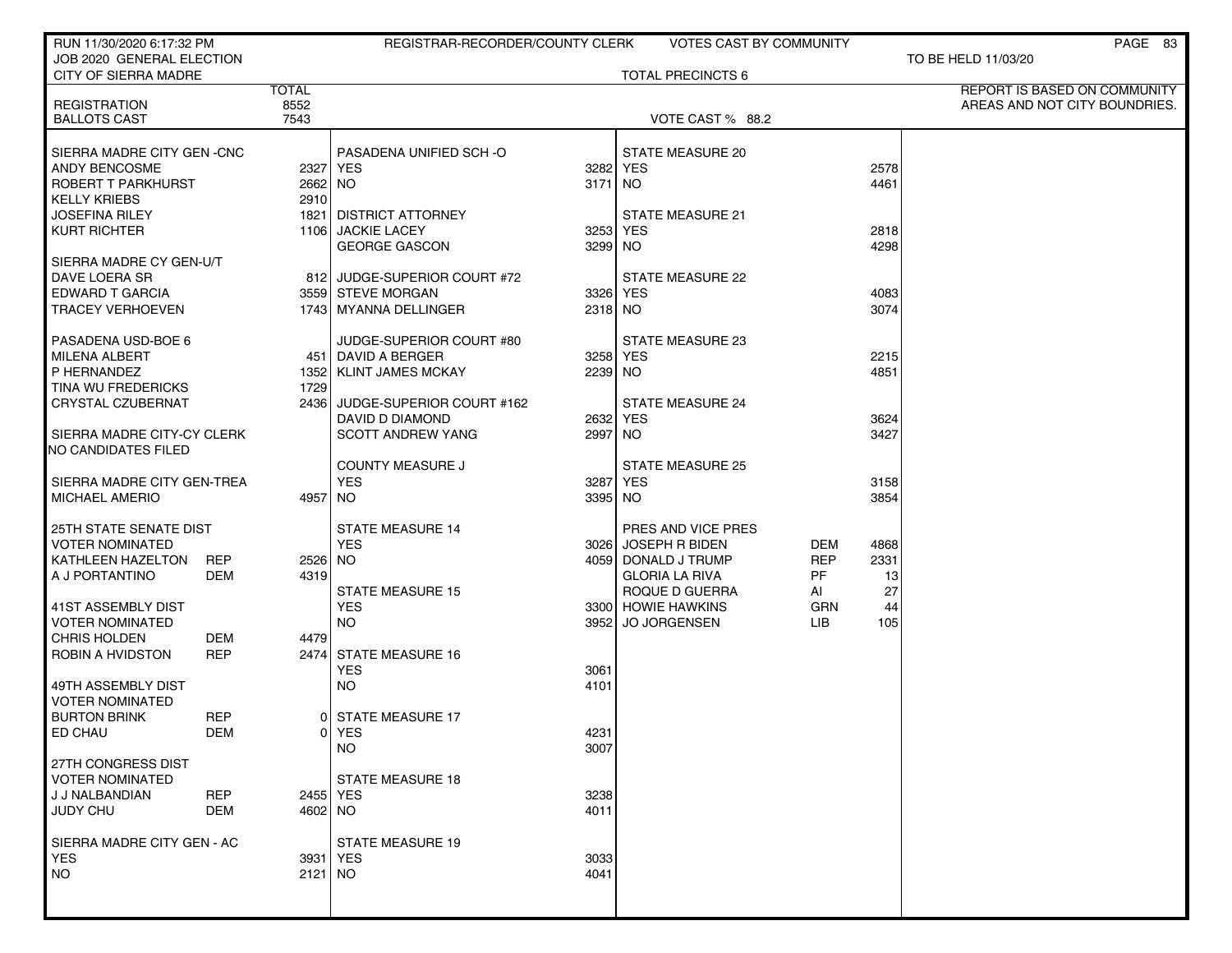RUN 11/30/2020 6:17:32 PM — REGISTRAR-RECORDER/COUNTY CLERK — VOTES CAST BY COMMUNITY

JOB 2020 GENERAL ELECTION — TO BE HELD 11/03/2020

CITY OF SIERRA MADRE — TOTAL PRECINCTS 6

REPORT IS BASED ON COMMUNITY AREAS AND NOT CITY BOUNDRIES.

| | TOTAL |
|---|---|
| REGISTRATION | 8552 |
| BALLOTS CAST | 7543 |

VOTE CAST % 88.2

**SIERRA MADRE CITY GEN -CNC**

| | | |
|---|---|---|
| ANDY BENCOSME | | 2327 |
| ROBERT T PARKHURST | | 2662 |
| KELLY KRIEBS | | 2910 |
| JOSEFINA RILEY | | 1821 |
| KURT RICHTER | | 1106 |

**SIERRA MADRE CY GEN-U/T**

| | | |
|---|---|---|
| DAVE LOERA SR | | 812 |
| EDWARD T GARCIA | | 3559 |
| TRACEY VERHOEVEN | | 1743 |

**PASADENA USD-BOE 6**

| | | |
|---|---|---|
| MILENA ALBERT | | 451 |
| P HERNANDEZ | | 1352 |
| TINA WU FREDERICKS | | 1729 |
| CRYSTAL CZUBERNAT | | 2436 |

**SIERRA MADRE CITY-CY CLERK**

NO CANDIDATES FILED

**SIERRA MADRE CITY GEN-TREA**

| | | |
|---|---|---|
| MICHAEL AMERIO | | 4957 |

**25TH STATE SENATE DIST**
VOTER NOMINATED

| | | |
|---|---|---|
| KATHLEEN HAZELTON | REP | 2526 |
| A J PORTANTINO | DEM | 4319 |

**41ST ASSEMBLY DIST**
VOTER NOMINATED

| | | |
|---|---|---|
| CHRIS HOLDEN | DEM | 4479 |
| ROBIN A HVIDSTON | REP | 2474 |

**49TH ASSEMBLY DIST**
VOTER NOMINATED

| | | |
|---|---|---|
| BURTON BRINK | REP | 0 |
| ED CHAU | DEM | 0 |

**27TH CONGRESS DIST**
VOTER NOMINATED

| | | |
|---|---|---|
| J J NALBANDIAN | REP | 2455 |
| JUDY CHU | DEM | 4602 |

**SIERRA MADRE CITY GEN - AC**

| | |
|---|---|
| YES | 3931 |
| NO | 2121 |

**PASADENA UNIFIED SCH -O**

| | |
|---|---|
| YES | 3282 |
| NO | 3171 |

**DISTRICT ATTORNEY**

| | |
|---|---|
| JACKIE LACEY | 3253 |
| GEORGE GASCON | 3299 |

**JUDGE-SUPERIOR COURT #72**

| | |
|---|---|
| STEVE MORGAN | 3326 |
| MYANNA DELLINGER | 2318 |

**JUDGE-SUPERIOR COURT #80**

| | |
|---|---|
| DAVID A BERGER | 3258 |
| KLINT JAMES MCKAY | 2239 |

**JUDGE-SUPERIOR COURT #162**

| | |
|---|---|
| DAVID D DIAMOND | 2632 |
| SCOTT ANDREW YANG | 2997 |

**COUNTY MEASURE J**

| | |
|---|---|
| YES | 3287 |
| NO | 3395 |

**STATE MEASURE 14**

| | |
|---|---|
| YES | 3026 |
| NO | 4059 |

**STATE MEASURE 15**

| | |
|---|---|
| YES | 3300 |
| NO | 3952 |

**STATE MEASURE 16**

| | |
|---|---|
| YES | 3061 |
| NO | 4101 |

**STATE MEASURE 17**

| | |
|---|---|
| YES | 4231 |
| NO | 3007 |

**STATE MEASURE 18**

| | |
|---|---|
| YES | 3238 |
| NO | 4011 |

**STATE MEASURE 19**

| | |
|---|---|
| YES | 3033 |
| NO | 4041 |

**STATE MEASURE 20**

| | |
|---|---|
| YES | 2578 |
| NO | 4461 |

**STATE MEASURE 21**

| | |
|---|---|
| YES | 2818 |
| NO | 4298 |

**STATE MEASURE 22**

| | |
|---|---|
| YES | 4083 |
| NO | 3074 |

**STATE MEASURE 23**

| | |
|---|---|
| YES | 2215 |
| NO | 4851 |

**STATE MEASURE 24**

| | |
|---|---|
| YES | 3624 |
| NO | 3427 |

**STATE MEASURE 25**

| | |
|---|---|
| YES | 3158 |
| NO | 3854 |

**PRES AND VICE PRES**

| | | |
|---|---|---|
| JOSEPH R BIDEN | DEM | 4868 |
| DONALD J TRUMP | REP | 2331 |
| GLORIA LA RIVA | PF | 13 |
| ROQUE D GUERRA | AI | 27 |
| HOWIE HAWKINS | GRN | 44 |
| JO JORGENSEN | LIB | 105 |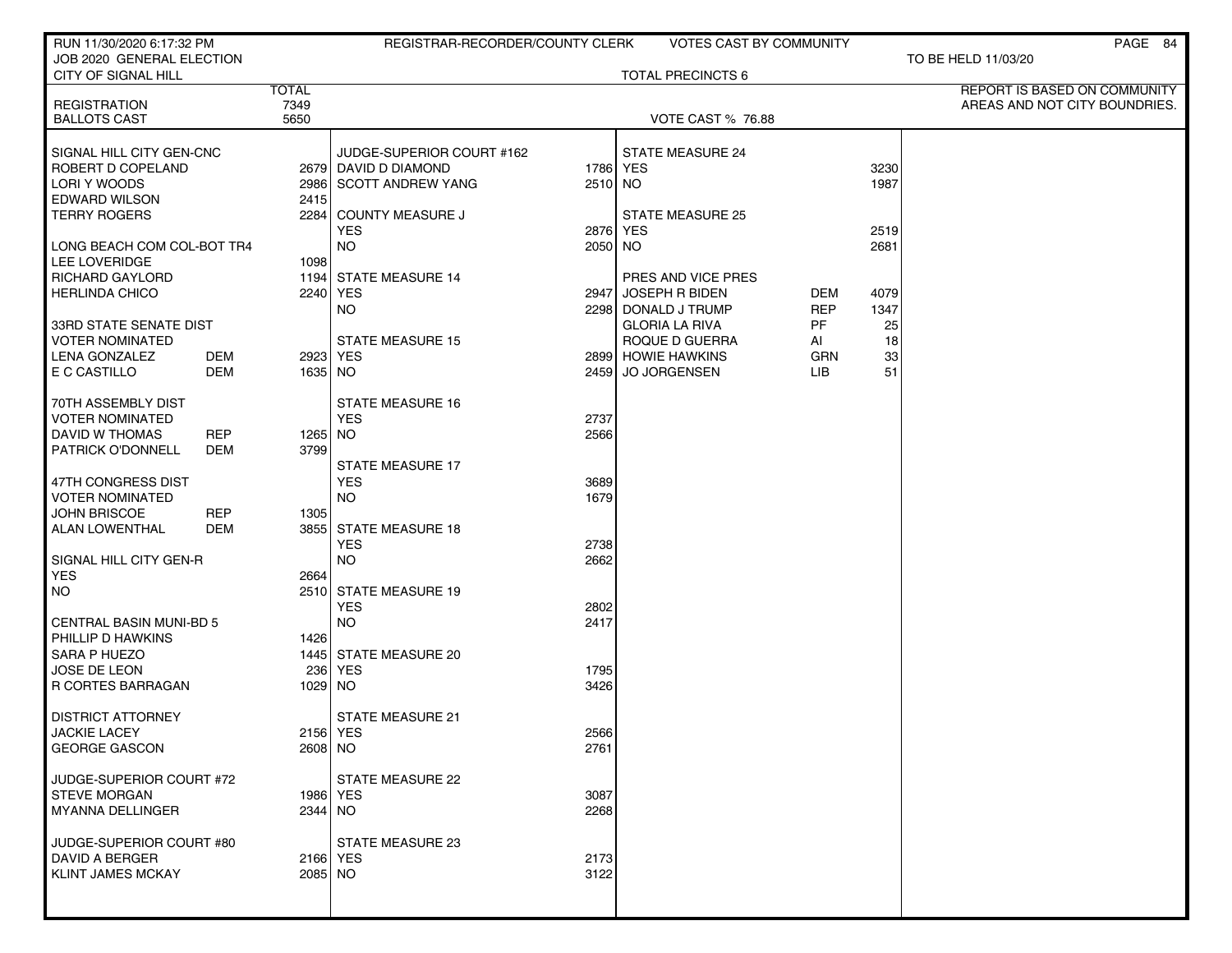RUN 11/30/2020 6:17:32 PM — REGISTRAR-RECORDER/COUNTY CLERK — VOTES CAST BY COMMUNITY

JOB 2020 GENERAL ELECTION — TO BE HELD 11/03/20

CITY OF SIGNAL HILL — TOTAL PRECINCTS 6

REPORT IS BASED ON COMMUNITY AREAS AND NOT CITY BOUNDRIES.

| | TOTAL |
|---|---|
| REGISTRATION | 7349 |
| BALLOTS CAST | 5650 |

VOTE CAST % 76.88

**SIGNAL HILL CITY GEN-CNC**

| | | |
|---|---|---|
| ROBERT D COPELAND | | 2679 |
| LORI Y WOODS | | 2986 |
| EDWARD WILSON | | 2415 |
| TERRY ROGERS | | 2284 |

**LONG BEACH COM COL-BOT TR4**

| | | |
|---|---|---|
| LEE LOVERIDGE | | 1098 |
| RICHARD GAYLORD | | 1194 |
| HERLINDA CHICO | | 2240 |

**33RD STATE SENATE DIST**
VOTER NOMINATED

| | | |
|---|---|---|
| LENA GONZALEZ | DEM | 2923 |
| E C CASTILLO | DEM | 1635 |

**70TH ASSEMBLY DIST**
VOTER NOMINATED

| | | |
|---|---|---|
| DAVID W THOMAS | REP | 1265 |
| PATRICK O'DONNELL | DEM | 3799 |

**47TH CONGRESS DIST**
VOTER NOMINATED

| | | |
|---|---|---|
| JOHN BRISCOE | REP | 1305 |
| ALAN LOWENTHAL | DEM | 3855 |

**SIGNAL HILL CITY GEN-R**

| | | |
|---|---|---|
| YES | | 2664 |
| NO | | 2510 |

**CENTRAL BASIN MUNI-BD 5**

| | | |
|---|---|---|
| PHILLIP D HAWKINS | | 1426 |
| SARA P HUEZO | | 1445 |
| JOSE DE LEON | | 236 |
| R CORTES BARRAGAN | | 1029 |

**DISTRICT ATTORNEY**

| | | |
|---|---|---|
| JACKIE LACEY | | 2156 |
| GEORGE GASCON | | 2608 |

**JUDGE-SUPERIOR COURT #72**

| | | |
|---|---|---|
| STEVE MORGAN | | 1986 |
| MYANNA DELLINGER | | 2344 |

**JUDGE-SUPERIOR COURT #80**

| | | |
|---|---|---|
| DAVID A BERGER | | 2166 |
| KLINT JAMES MCKAY | | 2085 |

**JUDGE-SUPERIOR COURT #162**

| | |
|---|---|
| DAVID D DIAMOND | 1786 |
| SCOTT ANDREW YANG | 2510 |

**COUNTY MEASURE J**

| | |
|---|---|
| YES | 2876 |
| NO | 2050 |

**STATE MEASURE 14**

| | |
|---|---|
| YES | 2947 |
| NO | 2298 |

**STATE MEASURE 15**

| | |
|---|---|
| YES | 2899 |
| NO | 2459 |

**STATE MEASURE 16**

| | |
|---|---|
| YES | 2737 |
| NO | 2566 |

**STATE MEASURE 17**

| | |
|---|---|
| YES | 3689 |
| NO | 1679 |

**STATE MEASURE 18**

| | |
|---|---|
| YES | 2738 |
| NO | 2662 |

**STATE MEASURE 19**

| | |
|---|---|
| YES | 2802 |
| NO | 2417 |

**STATE MEASURE 20**

| | |
|---|---|
| YES | 1795 |
| NO | 3426 |

**STATE MEASURE 21**

| | |
|---|---|
| YES | 2566 |
| NO | 2761 |

**STATE MEASURE 22**

| | |
|---|---|
| YES | 3087 |
| NO | 2268 |

**STATE MEASURE 23**

| | |
|---|---|
| YES | 2173 |
| NO | 3122 |

**STATE MEASURE 24**

| | |
|---|---|
| YES | 3230 |
| NO | 1987 |

**STATE MEASURE 25**

| | |
|---|---|
| YES | 2519 |
| NO | 2681 |

**PRES AND VICE PRES**

| | | |
|---|---|---|
| JOSEPH R BIDEN | DEM | 4079 |
| DONALD J TRUMP | REP | 1347 |
| GLORIA LA RIVA | PF | 25 |
| ROQUE D GUERRA | AI | 18 |
| HOWIE HAWKINS | GRN | 33 |
| JO JORGENSEN | LIB | 51 |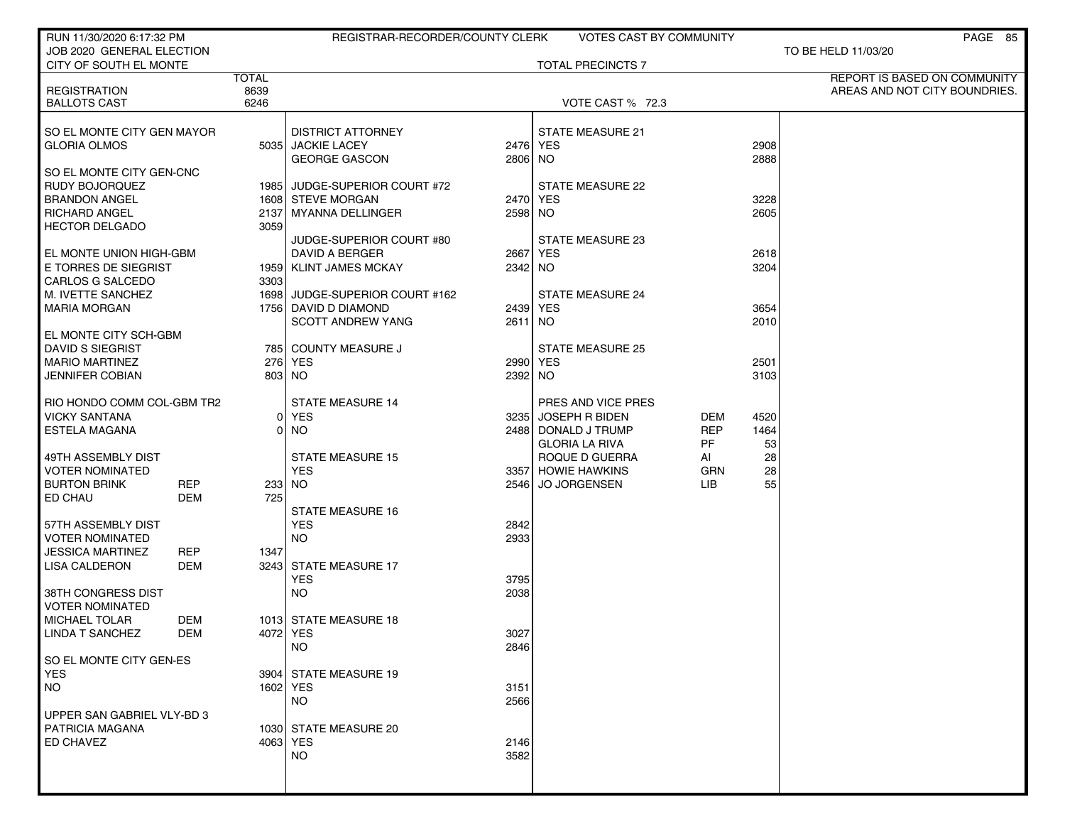RUN 11/30/2020 6:17:32 PM — REGISTRAR-RECORDER/COUNTY CLERK — VOTES CAST BY COMMUNITY

JOB 2020 GENERAL ELECTION — TO BE HELD 11/03/20

CITY OF SOUTH EL MONTE — TOTAL PRECINCTS 7

| | TOTAL |
|---|---|
| REGISTRATION | 8639 |
| BALLOTS CAST | 6246 |

VOTE CAST % 72.3

REPORT IS BASED ON COMMUNITY AREAS AND NOT CITY BOUNDRIES.

| Contest / Candidate | Party | Votes |
|---|---|---|
| **SO EL MONTE CITY GEN MAYOR** | | |
| GLORIA OLMOS | | 5035 |
| **SO EL MONTE CITY GEN-CNC** | | |
| RUDY BOJORQUEZ | | 1985 |
| BRANDON ANGEL | | 1608 |
| RICHARD ANGEL | | 2137 |
| HECTOR DELGADO | | 3059 |
| **EL MONTE UNION HIGH-GBM** | | |
| E TORRES DE SIEGRIST | | 1959 |
| CARLOS G SALCEDO | | 3303 |
| M. IVETTE SANCHEZ | | 1698 |
| MARIA MORGAN | | 1756 |
| **EL MONTE CITY SCH-GBM** | | |
| DAVID S SIEGRIST | | 785 |
| MARIO MARTINEZ | | 276 |
| JENNIFER COBIAN | | 803 |
| **RIO HONDO COMM COL-GBM TR2** | | |
| VICKY SANTANA | | 0 |
| ESTELA MAGANA | | 0 |
| **49TH ASSEMBLY DIST VOTER NOMINATED** | | |
| BURTON BRINK | REP | 233 |
| ED CHAU | DEM | 725 |
| **57TH ASSEMBLY DIST VOTER NOMINATED** | | |
| JESSICA MARTINEZ | REP | 1347 |
| LISA CALDERON | DEM | 3243 |
| **38TH CONGRESS DIST VOTER NOMINATED** | | |
| MICHAEL TOLAR | DEM | 1013 |
| LINDA T SANCHEZ | DEM | 4072 |
| **SO EL MONTE CITY GEN-ES** | | |
| YES | | 3904 |
| NO | | 1602 |
| **UPPER SAN GABRIEL VLY-BD 3** | | |
| PATRICIA MAGANA | | 1030 |
| ED CHAVEZ | | 4063 |
| **DISTRICT ATTORNEY** | | |
| JACKIE LACEY | | 2476 |
| GEORGE GASCON | | 2806 |
| **JUDGE-SUPERIOR COURT #72** | | |
| STEVE MORGAN | | 2470 |
| MYANNA DELLINGER | | 2598 |
| **JUDGE-SUPERIOR COURT #80** | | |
| DAVID A BERGER | | 2667 |
| KLINT JAMES MCKAY | | 2342 |
| **JUDGE-SUPERIOR COURT #162** | | |
| DAVID D DIAMOND | | 2439 |
| SCOTT ANDREW YANG | | 2611 |
| **COUNTY MEASURE J** | | |
| YES | | 2990 |
| NO | | 2392 |
| **STATE MEASURE 14** | | |
| YES | | 3235 |
| NO | | 2488 |
| **STATE MEASURE 15** | | |
| YES | | 3357 |
| NO | | 2546 |
| **STATE MEASURE 16** | | |
| YES | | 2842 |
| NO | | 2933 |
| **STATE MEASURE 17** | | |
| YES | | 3795 |
| NO | | 2038 |
| **STATE MEASURE 18** | | |
| YES | | 3027 |
| NO | | 2846 |
| **STATE MEASURE 19** | | |
| YES | | 3151 |
| NO | | 2566 |
| **STATE MEASURE 20** | | |
| YES | | 2146 |
| NO | | 3582 |
| **STATE MEASURE 21** | | |
| YES | | 2908 |
| NO | | 2888 |
| **STATE MEASURE 22** | | |
| YES | | 3228 |
| NO | | 2605 |
| **STATE MEASURE 23** | | |
| YES | | 2618 |
| NO | | 3204 |
| **STATE MEASURE 24** | | |
| YES | | 3654 |
| NO | | 2010 |
| **STATE MEASURE 25** | | |
| YES | | 2501 |
| NO | | 3103 |
| **PRES AND VICE PRES** | | |
| JOSEPH R BIDEN | DEM | 4520 |
| DONALD J TRUMP | REP | 1464 |
| GLORIA LA RIVA | PF | 53 |
| ROQUE D GUERRA | AI | 28 |
| HOWIE HAWKINS | GRN | 28 |
| JO JORGENSEN | LIB | 55 |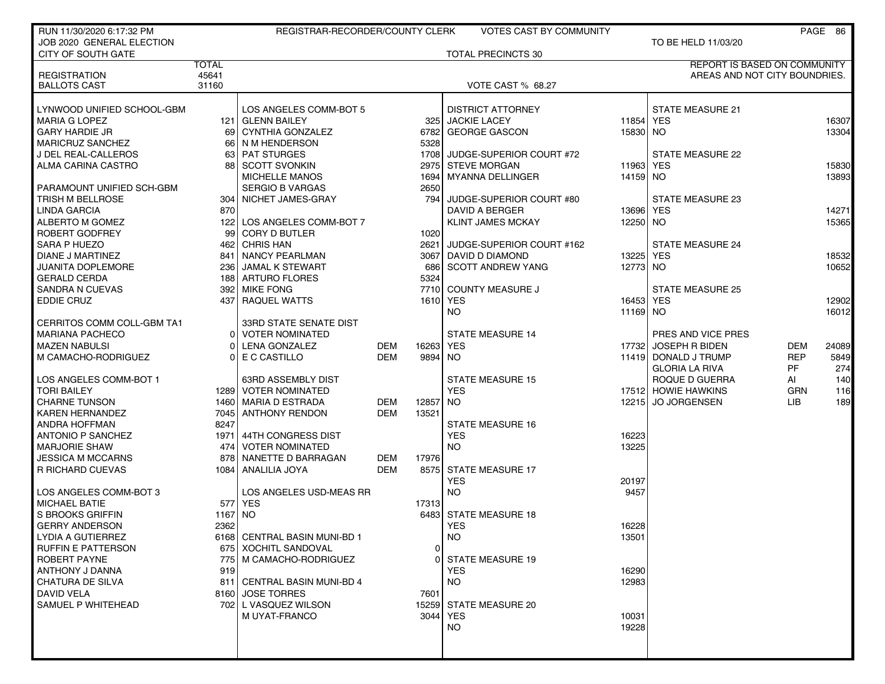RUN 11/30/2020 6:17:32 PM — REGISTRAR-RECORDER/COUNTY CLERK — VOTES CAST BY COMMUNITY

JOB 2020 GENERAL ELECTION — TO BE HELD 11/03/20

CITY OF SOUTH GATE — TOTAL PRECINCTS 30

REPORT IS BASED ON COMMUNITY AREAS AND NOT CITY BOUNDRIES.

| | TOTAL |
|---|---|
| REGISTRATION | 45641 |
| BALLOTS CAST | 31160 |

VOTE CAST % 68.27

### LYNWOOD UNIFIED SCHOOL-GBM

| Candidate | Votes |
|---|---|
| MARIA G LOPEZ | 121 |
| GARY HARDIE JR | 69 |
| MARICRUZ SANCHEZ | 66 |
| J DEL REAL-CALLEROS | 63 |
| ALMA CARINA CASTRO | 88 |

### PARAMOUNT UNIFIED SCH-GBM

| Candidate | Votes |
|---|---|
| TRISH M BELLROSE | 304 |
| LINDA GARCIA | 870 |
| ALBERTO M GOMEZ | 122 |
| ROBERT GODFREY | 99 |
| SARA P HUEZO | 462 |
| DIANE J MARTINEZ | 841 |
| JUANITA DOPLEMORE | 236 |
| GERALD CERDA | 188 |
| SANDRA N CUEVAS | 392 |
| EDDIE CRUZ | 437 |

### CERRITOS COMM COLL-GBM TA1

| Candidate | Votes |
|---|---|
| MARIANA PACHECO | 0 |
| MAZEN NABULSI | 0 |
| M CAMACHO-RODRIGUEZ | 0 |

### LOS ANGELES COMM-BOT 1

| Candidate | Votes |
|---|---|
| TORI BAILEY | 1289 |
| CHARNE TUNSON | 1460 |
| KAREN HERNANDEZ | 7045 |
| ANDRA HOFFMAN | 8247 |
| ANTONIO P SANCHEZ | 1971 |
| MARJORIE SHAW | 474 |
| JESSICA M MCCARNS | 878 |
| R RICHARD CUEVAS | 1084 |

### LOS ANGELES COMM-BOT 3

| Candidate | Votes |
|---|---|
| MICHAEL BATIE | 577 |
| S BROOKS GRIFFIN | 1167 |
| GERRY ANDERSON | 2362 |
| LYDIA A GUTIERREZ | 6168 |
| RUFFIN E PATTERSON | 675 |
| ROBERT PAYNE | 775 |
| ANTHONY J DANNA | 919 |
| CHATURA DE SILVA | 811 |
| DAVID VELA | 8160 |
| SAMUEL P WHITEHEAD | 702 |

### LOS ANGELES COMM-BOT 5

| Candidate | Votes |
|---|---|
| GLENN BAILEY | 325 |
| CYNTHIA GONZALEZ | 6782 |
| N M HENDERSON | 5328 |
| PAT STURGES | 1708 |
| SCOTT SVONKIN | 2975 |
| MICHELLE MANOS | 1694 |
| SERGIO B VARGAS | 2650 |
| NICHET JAMES-GRAY | 794 |

### LOS ANGELES COMM-BOT 7

| Candidate | Votes |
|---|---|
| CORY D BUTLER | 1020 |
| CHRIS HAN | 2621 |
| NANCY PEARLMAN | 3067 |
| JAMAL K STEWART | 686 |
| ARTURO FLORES | 5324 |
| MIKE FONG | 7710 |
| RAQUEL WATTS | 1610 |

### 33RD STATE SENATE DIST

VOTER NOMINATED

| Candidate | Party | Votes |
|---|---|---|
| LENA GONZALEZ | DEM | 16263 |
| E C CASTILLO | DEM | 9894 |

### 63RD ASSEMBLY DIST

VOTER NOMINATED

| Candidate | Party | Votes |
|---|---|---|
| MARIA D ESTRADA | DEM | 12857 |
| ANTHONY RENDON | DEM | 13521 |

### 44TH CONGRESS DIST

VOTER NOMINATED

| Candidate | Party | Votes |
|---|---|---|
| NANETTE D BARRAGAN | DEM | 17976 |
| ANALILIA JOYA | DEM | 8575 |

### LOS ANGELES USD-MEAS RR

| | Votes |
|---|---|
| YES | 17313 |
| NO | 6483 |

### CENTRAL BASIN MUNI-BD 1

| Candidate | Votes |
|---|---|
| XOCHITL SANDOVAL | 0 |
| M CAMACHO-RODRIGUEZ | 0 |

### CENTRAL BASIN MUNI-BD 4

| Candidate | Votes |
|---|---|
| JOSE TORRES | 7601 |
| L VASQUEZ WILSON | 15259 |
| M UYAT-FRANCO | 3044 |

### DISTRICT ATTORNEY

| Candidate | Votes |
|---|---|
| JACKIE LACEY | 11854 |
| GEORGE GASCON | 15830 |

### JUDGE-SUPERIOR COURT #72

| Candidate | Votes |
|---|---|
| STEVE MORGAN | 11963 |
| MYANNA DELLINGER | 14159 |

### JUDGE-SUPERIOR COURT #80

| Candidate | Votes |
|---|---|
| DAVID A BERGER | 13696 |
| KLINT JAMES MCKAY | 12250 |

### JUDGE-SUPERIOR COURT #162

| Candidate | Votes |
|---|---|
| DAVID D DIAMOND | 13225 |
| SCOTT ANDREW YANG | 12773 |

### COUNTY MEASURE J

| | Votes |
|---|---|
| YES | 16453 |
| NO | 11169 |

### STATE MEASURE 14

| | Votes |
|---|---|
| YES | 17732 |
| NO | 11419 |

### STATE MEASURE 15

| | Votes |
|---|---|
| YES | 17512 |
| NO | 12215 |

### STATE MEASURE 16

| | Votes |
|---|---|
| YES | 16223 |
| NO | 13225 |

### STATE MEASURE 17

| | Votes |
|---|---|
| YES | 20197 |
| NO | 9457 |

### STATE MEASURE 18

| | Votes |
|---|---|
| YES | 16228 |
| NO | 13501 |

### STATE MEASURE 19

| | Votes |
|---|---|
| YES | 16290 |
| NO | 12983 |

### STATE MEASURE 20

| | Votes |
|---|---|
| YES | 10031 |
| NO | 19228 |

### STATE MEASURE 21

| | Votes |
|---|---|
| YES | 16307 |
| NO | 13304 |

### STATE MEASURE 22

| | Votes |
|---|---|
| YES | 15830 |
| NO | 13893 |

### STATE MEASURE 23

| | Votes |
|---|---|
| YES | 14271 |
| NO | 15365 |

### STATE MEASURE 24

| | Votes |
|---|---|
| YES | 18532 |
| NO | 10652 |

### STATE MEASURE 25

| | Votes |
|---|---|
| YES | 12902 |
| NO | 16012 |

### PRES AND VICE PRES

| Candidate | Party | Votes |
|---|---|---|
| JOSEPH R BIDEN | DEM | 24089 |
| DONALD J TRUMP | REP | 5849 |
| GLORIA LA RIVA | PF | 274 |
| ROQUE D GUERRA | AI | 140 |
| HOWIE HAWKINS | GRN | 116 |
| JO JORGENSEN | LIB | 189 |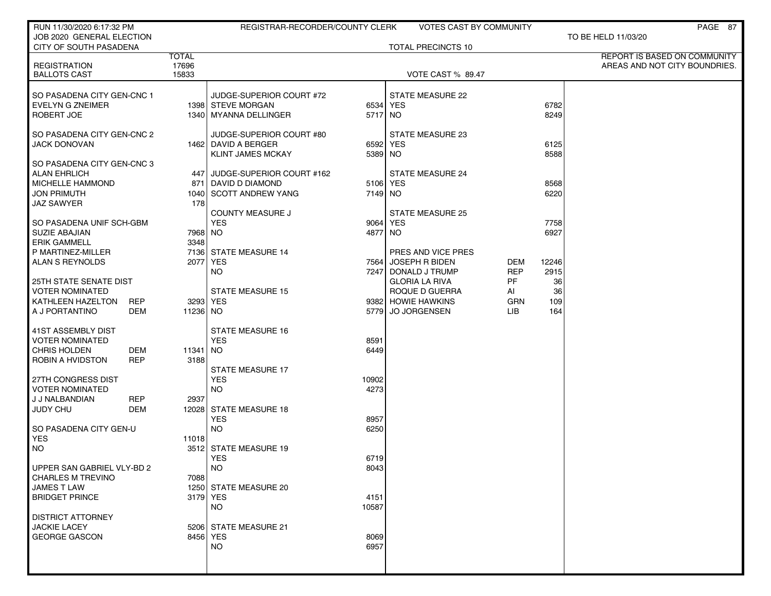RUN 11/30/2020 6:17:32 PM — REGISTRAR-RECORDER/COUNTY CLERK — VOTES CAST BY COMMUNITY

JOB 2020 GENERAL ELECTION — TO BE HELD 11/03/20

# CITY OF SOUTH PASADENA

TOTAL PRECINCTS 10

REPORT IS BASED ON COMMUNITY AREAS AND NOT CITY BOUNDRIES.

| | TOTAL |
|---|---|
| REGISTRATION | 17696 |
| BALLOTS CAST | 15833 |

VOTE CAST % 89.47

| Contest / Candidate | Party | Votes |
|---|---|---|
| **SO PASADENA CITY GEN-CNC 1** | | |
| EVELYN G ZNEIMER | | 1398 |
| ROBERT JOE | | 1340 |
| **SO PASADENA CITY GEN-CNC 2** | | |
| JACK DONOVAN | | 1462 |
| **SO PASADENA CITY GEN-CNC 3** | | |
| ALAN EHRLICH | | 447 |
| MICHELLE HAMMOND | | 871 |
| JON PRIMUTH | | 1040 |
| JAZ SAWYER | | 178 |
| **SO PASADENA UNIF SCH-GBM** | | |
| SUZIE ABAJIAN | | 7968 |
| ERIK GAMMELL | | 3348 |
| P MARTINEZ-MILLER | | 7136 |
| ALAN S REYNOLDS | | 2077 |
| **25TH STATE SENATE DIST VOTER NOMINATED** | | |
| KATHLEEN HAZELTON | REP | 3293 |
| A J PORTANTINO | DEM | 11236 |
| **41ST ASSEMBLY DIST VOTER NOMINATED** | | |
| CHRIS HOLDEN | DEM | 11341 |
| ROBIN A HVIDSTON | REP | 3188 |
| **27TH CONGRESS DIST VOTER NOMINATED** | | |
| J J NALBANDIAN | REP | 2937 |
| JUDY CHU | DEM | 12028 |
| **SO PASADENA CITY GEN-U** | | |
| YES | | 11018 |
| NO | | 3512 |
| **UPPER SAN GABRIEL VLY-BD 2** | | |
| CHARLES M TREVINO | | 7088 |
| JAMES T LAW | | 1250 |
| BRIDGET PRINCE | | 3179 |
| **DISTRICT ATTORNEY** | | |
| JACKIE LACEY | | 5206 |
| GEORGE GASCON | | 8456 |
| **JUDGE-SUPERIOR COURT #72** | | |
| STEVE MORGAN | | 6534 |
| MYANNA DELLINGER | | 5717 |
| **JUDGE-SUPERIOR COURT #80** | | |
| DAVID A BERGER | | 6592 |
| KLINT JAMES MCKAY | | 5389 |
| **JUDGE-SUPERIOR COURT #162** | | |
| DAVID D DIAMOND | | 5106 |
| SCOTT ANDREW YANG | | 7149 |
| **COUNTY MEASURE J** | | |
| YES | | 9064 |
| NO | | 4877 |
| **STATE MEASURE 14** | | |
| YES | | 7564 |
| NO | | 7247 |
| **STATE MEASURE 15** | | |
| YES | | 9382 |
| NO | | 5779 |
| **STATE MEASURE 16** | | |
| YES | | 8591 |
| NO | | 6449 |
| **STATE MEASURE 17** | | |
| YES | | 10902 |
| NO | | 4273 |
| **STATE MEASURE 18** | | |
| YES | | 8957 |
| NO | | 6250 |
| **STATE MEASURE 19** | | |
| YES | | 6719 |
| NO | | 8043 |
| **STATE MEASURE 20** | | |
| YES | | 4151 |
| NO | | 10587 |
| **STATE MEASURE 21** | | |
| YES | | 8069 |
| NO | | 6957 |
| **STATE MEASURE 22** | | |
| YES | | 6782 |
| NO | | 8249 |
| **STATE MEASURE 23** | | |
| YES | | 6125 |
| NO | | 8588 |
| **STATE MEASURE 24** | | |
| YES | | 8568 |
| NO | | 6220 |
| **STATE MEASURE 25** | | |
| YES | | 7758 |
| NO | | 6927 |
| **PRES AND VICE PRES** | | |
| JOSEPH R BIDEN | DEM | 12246 |
| DONALD J TRUMP | REP | 2915 |
| GLORIA LA RIVA | PF | 36 |
| ROQUE D GUERRA | AI | 36 |
| HOWIE HAWKINS | GRN | 109 |
| JO JORGENSEN | LIB | 164 |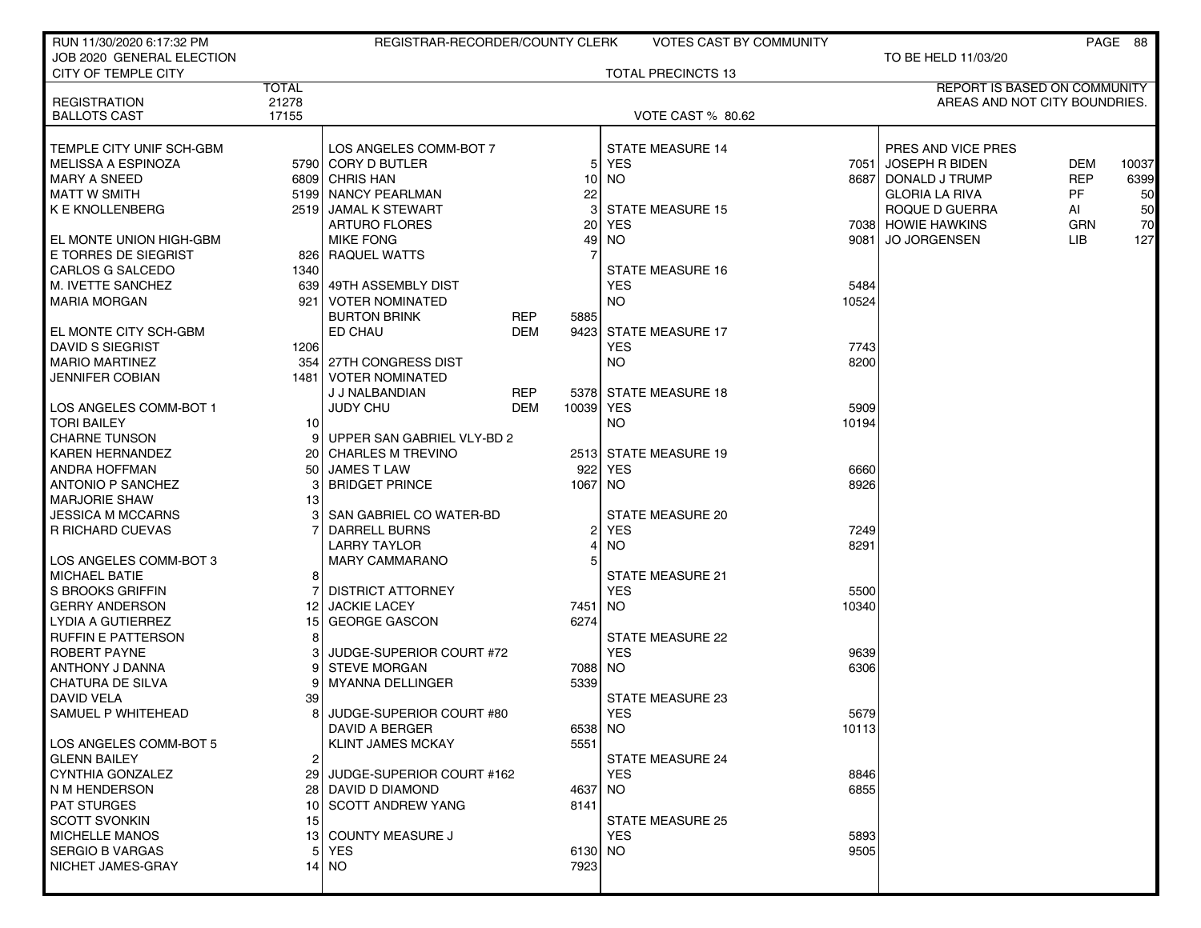RUN 11/30/2020 6:17:32 PM — REGISTRAR-RECORDER/COUNTY CLERK — VOTES CAST BY COMMUNITY

JOB 2020 GENERAL ELECTION — TO BE HELD 11/03/20

CITY OF TEMPLE CITY — TOTAL PRECINCTS 13

REPORT IS BASED ON COMMUNITY AREAS AND NOT CITY BOUNDRIES.

| | TOTAL |
|---|---|
| REGISTRATION | 21278 |
| BALLOTS CAST | 17155 |

VOTE CAST % 80.62

**TEMPLE CITY UNIF SCH-GBM**

| Candidate | Votes |
|---|---|
| MELISSA A ESPINOZA | 5790 |
| MARY A SNEED | 6809 |
| MATT W SMITH | 5199 |
| K E KNOLLENBERG | 2519 |

**EL MONTE UNION HIGH-GBM**

| Candidate | Votes |
|---|---|
| E TORRES DE SIEGRIST | 826 |
| CARLOS G SALCEDO | 1340 |
| M. IVETTE SANCHEZ | 639 |
| MARIA MORGAN | 921 |

**EL MONTE CITY SCH-GBM**

| Candidate | Votes |
|---|---|
| DAVID S SIEGRIST | 1206 |
| MARIO MARTINEZ | 354 |
| JENNIFER COBIAN | 1481 |

**LOS ANGELES COMM-BOT 1**

| Candidate | Votes |
|---|---|
| TORI BAILEY | 10 |
| CHARNE TUNSON | 9 |
| KAREN HERNANDEZ | 20 |
| ANDRA HOFFMAN | 50 |
| ANTONIO P SANCHEZ | 3 |
| MARJORIE SHAW | 13 |
| JESSICA M MCCARNS | 3 |
| R RICHARD CUEVAS | 7 |

**LOS ANGELES COMM-BOT 3**

| Candidate | Votes |
|---|---|
| MICHAEL BATIE | 8 |
| S BROOKS GRIFFIN | 7 |
| GERRY ANDERSON | 12 |
| LYDIA A GUTIERREZ | 15 |
| RUFFIN E PATTERSON | 8 |
| ROBERT PAYNE | 3 |
| ANTHONY J DANNA | 9 |
| CHATURA DE SILVA | 9 |
| DAVID VELA | 39 |
| SAMUEL P WHITEHEAD | 8 |

**LOS ANGELES COMM-BOT 5**

| Candidate | Votes |
|---|---|
| GLENN BAILEY | 2 |
| CYNTHIA GONZALEZ | 29 |
| N M HENDERSON | 28 |
| PAT STURGES | 10 |
| SCOTT SVONKIN | 15 |
| MICHELLE MANOS | 13 |
| SERGIO B VARGAS | 5 |
| NICHET JAMES-GRAY | 14 |

**LOS ANGELES COMM-BOT 7**

| Candidate | Votes |
|---|---|
| CORY D BUTLER | 5 |
| CHRIS HAN | 10 |
| NANCY PEARLMAN | 22 |
| JAMAL K STEWART | 3 |
| ARTURO FLORES | 20 |
| MIKE FONG | 49 |
| RAQUEL WATTS | 7 |

**49TH ASSEMBLY DIST — VOTER NOMINATED**

| Candidate | Party | Votes |
|---|---|---|
| BURTON BRINK | REP | 5885 |
| ED CHAU | DEM | 9423 |

**27TH CONGRESS DIST — VOTER NOMINATED**

| Candidate | Party | Votes |
|---|---|---|
| J J NALBANDIAN | REP | 5378 |
| JUDY CHU | DEM | 10039 |

**UPPER SAN GABRIEL VLY-BD 2**

| Candidate | Votes |
|---|---|
| CHARLES M TREVINO | 2513 |
| JAMES T LAW | 922 |
| BRIDGET PRINCE | 1067 |

**SAN GABRIEL CO WATER-BD**

| Candidate | Votes |
|---|---|
| DARRELL BURNS | 2 |
| LARRY TAYLOR | 4 |
| MARY CAMMARANO | 5 |

**DISTRICT ATTORNEY**

| Candidate | Votes |
|---|---|
| JACKIE LACEY | 7451 |
| GEORGE GASCON | 6274 |

**JUDGE-SUPERIOR COURT #72**

| Candidate | Votes |
|---|---|
| STEVE MORGAN | 7088 |
| MYANNA DELLINGER | 5339 |

**JUDGE-SUPERIOR COURT #80**

| Candidate | Votes |
|---|---|
| DAVID A BERGER | 6538 |
| KLINT JAMES MCKAY | 5551 |

**JUDGE-SUPERIOR COURT #162**

| Candidate | Votes |
|---|---|
| DAVID D DIAMOND | 4637 |
| SCOTT ANDREW YANG | 8141 |

**COUNTY MEASURE J**

| | Votes |
|---|---|
| YES | 6130 |
| NO | 7923 |

**STATE MEASURES**

| Measure | YES | NO |
|---|---|---|
| STATE MEASURE 14 | 7051 | 8687 |
| STATE MEASURE 15 | 7038 | 9081 |
| STATE MEASURE 16 | 5484 | 10524 |
| STATE MEASURE 17 | 7743 | 8200 |
| STATE MEASURE 18 | 5909 | 10194 |
| STATE MEASURE 19 | 6660 | 8926 |
| STATE MEASURE 20 | 7249 | 8291 |
| STATE MEASURE 21 | 5500 | 10340 |
| STATE MEASURE 22 | 9639 | 6306 |
| STATE MEASURE 23 | 5679 | 10113 |
| STATE MEASURE 24 | 8846 | 6855 |
| STATE MEASURE 25 | 5893 | 9505 |

**PRES AND VICE PRES**

| Candidate | Party | Votes |
|---|---|---|
| JOSEPH R BIDEN | DEM | 10037 |
| DONALD J TRUMP | REP | 6399 |
| GLORIA LA RIVA | PF | 50 |
| ROQUE D GUERRA | AI | 50 |
| HOWIE HAWKINS | GRN | 70 |
| JO JORGENSEN | LIB | 127 |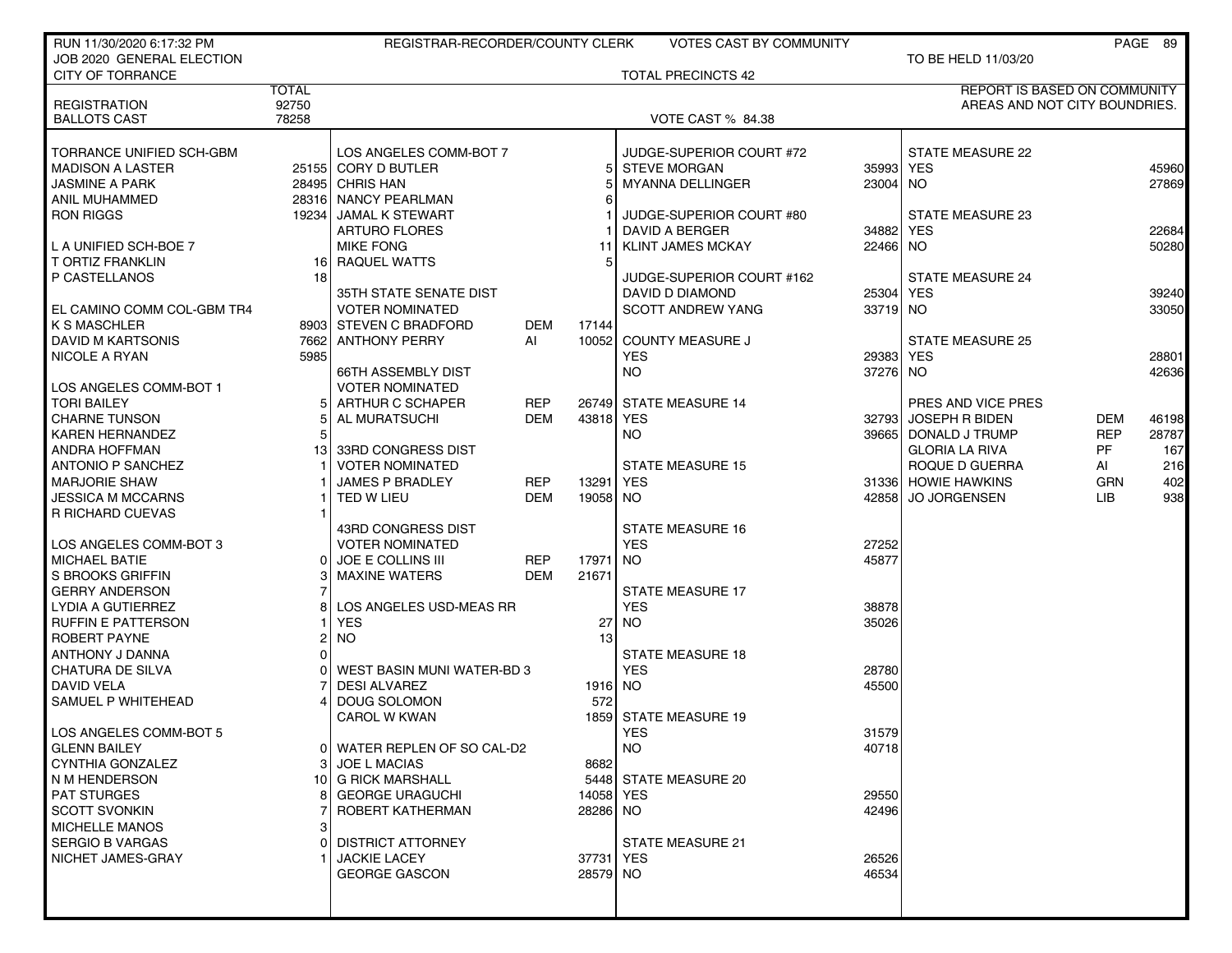RUN 11/30/2020 6:17:32 PM — REGISTRAR-RECORDER/COUNTY CLERK — VOTES CAST BY COMMUNITY

JOB 2020 GENERAL ELECTION — TO BE HELD 11/03/20

CITY OF TORRANCE — TOTAL PRECINCTS 42

| | TOTAL |
|---|---|
| REGISTRATION | 92750 |
| BALLOTS CAST | 78258 |

VOTE CAST % 84.38

REPORT IS BASED ON COMMUNITY AREAS AND NOT CITY BOUNDRIES.

| TORRANCE UNIFIED SCH-GBM | |
|---|---|
| MADISON A LASTER | 25155 |
| JASMINE A PARK | 28495 |
| ANIL MUHAMMED | 28316 |
| RON RIGGS | 19234 |

| L A UNIFIED SCH-BOE 7 | |
|---|---|
| T ORTIZ FRANKLIN | 16 |
| P CASTELLANOS | 18 |

| EL CAMINO COMM COL-GBM TR4 | |
|---|---|
| K S MASCHLER | 8903 |
| DAVID M KARTSONIS | 7662 |
| NICOLE A RYAN | 5985 |

| LOS ANGELES COMM-BOT 1 | |
|---|---|
| TORI BAILEY | 5 |
| CHARNE TUNSON | 5 |
| KAREN HERNANDEZ | 5 |
| ANDRA HOFFMAN | 13 |
| ANTONIO P SANCHEZ | 1 |
| MARJORIE SHAW | 1 |
| JESSICA M MCCARNS | 1 |
| R RICHARD CUEVAS | 1 |

| LOS ANGELES COMM-BOT 3 | |
|---|---|
| MICHAEL BATIE | 0 |
| S BROOKS GRIFFIN | 3 |
| GERRY ANDERSON | 7 |
| LYDIA A GUTIERREZ | 8 |
| RUFFIN E PATTERSON | 1 |
| ROBERT PAYNE | 2 |
| ANTHONY J DANNA | 0 |
| CHATURA DE SILVA | 0 |
| DAVID VELA | 7 |
| SAMUEL P WHITEHEAD | 4 |

| LOS ANGELES COMM-BOT 5 | |
|---|---|
| GLENN BAILEY | 0 |
| CYNTHIA GONZALEZ | 3 |
| N M HENDERSON | 10 |
| PAT STURGES | 8 |
| SCOTT SVONKIN | 7 |
| MICHELLE MANOS | 3 |
| SERGIO B VARGAS | 0 |
| NICHET JAMES-GRAY | 1 |

| LOS ANGELES COMM-BOT 7 | |
|---|---|
| CORY D BUTLER | 5 |
| CHRIS HAN | 5 |
| NANCY PEARLMAN | 6 |
| JAMAL K STEWART | 1 |
| ARTURO FLORES | 1 |
| MIKE FONG | 11 |
| RAQUEL WATTS | 5 |

| 35TH STATE SENATE DIST VOTER NOMINATED | | |
|---|---|---|
| STEVEN C BRADFORD | DEM | 17144 |
| ANTHONY PERRY | AI | 10052 |

| 66TH ASSEMBLY DIST VOTER NOMINATED | | |
|---|---|---|
| ARTHUR C SCHAPER | REP | 26749 |
| AL MURATSUCHI | DEM | 43818 |

| 33RD CONGRESS DIST VOTER NOMINATED | | |
|---|---|---|
| JAMES P BRADLEY | REP | 13291 |
| TED W LIEU | DEM | 19058 |

| 43RD CONGRESS DIST VOTER NOMINATED | | |
|---|---|---|
| JOE E COLLINS III | REP | 17971 |
| MAXINE WATERS | DEM | 21671 |

| LOS ANGELES USD-MEAS RR | |
|---|---|
| YES | 27 |
| NO | 13 |

| WEST BASIN MUNI WATER-BD 3 | |
|---|---|
| DESI ALVAREZ | 1916 |
| DOUG SOLOMON | 572 |
| CAROL W KWAN | 1859 |

| WATER REPLEN OF SO CAL-D2 | |
|---|---|
| JOE L MACIAS | 8682 |
| G RICK MARSHALL | 5448 |
| GEORGE URAGUCHI | 14058 |
| ROBERT KATHERMAN | 28286 |

| DISTRICT ATTORNEY | |
|---|---|
| JACKIE LACEY | 37731 |
| GEORGE GASCON | 28579 |

| JUDGE-SUPERIOR COURT #72 | |
|---|---|
| STEVE MORGAN | 35993 |
| MYANNA DELLINGER | 23004 |

| JUDGE-SUPERIOR COURT #80 | |
|---|---|
| DAVID A BERGER | 34882 |
| KLINT JAMES MCKAY | 22466 |

| JUDGE-SUPERIOR COURT #162 | |
|---|---|
| DAVID D DIAMOND | 25304 |
| SCOTT ANDREW YANG | 33719 |

| COUNTY MEASURE J | |
|---|---|
| YES | 29383 |
| NO | 37276 |

| STATE MEASURE 14 | |
|---|---|
| YES | 32793 |
| NO | 39665 |

| STATE MEASURE 15 | |
|---|---|
| YES | 31336 |
| NO | 42858 |

| STATE MEASURE 16 | |
|---|---|
| YES | 27252 |
| NO | 45877 |

| STATE MEASURE 17 | |
|---|---|
| YES | 38878 |
| NO | 35026 |

| STATE MEASURE 18 | |
|---|---|
| YES | 28780 |
| NO | 45500 |

| STATE MEASURE 19 | |
|---|---|
| YES | 31579 |
| NO | 40718 |

| STATE MEASURE 20 | |
|---|---|
| YES | 29550 |
| NO | 42496 |

| STATE MEASURE 21 | |
|---|---|
| YES | 26526 |
| NO | 46534 |

| STATE MEASURE 22 | |
|---|---|
| YES | 45960 |
| NO | 27869 |

| STATE MEASURE 23 | |
|---|---|
| YES | 22684 |
| NO | 50280 |

| STATE MEASURE 24 | |
|---|---|
| YES | 39240 |
| NO | 33050 |

| STATE MEASURE 25 | |
|---|---|
| YES | 28801 |
| NO | 42636 |

| PRES AND VICE PRES | | |
|---|---|---|
| JOSEPH R BIDEN | DEM | 46198 |
| DONALD J TRUMP | REP | 28787 |
| GLORIA LA RIVA | PF | 167 |
| ROQUE D GUERRA | AI | 216 |
| HOWIE HAWKINS | GRN | 402 |
| JO JORGENSEN | LIB | 938 |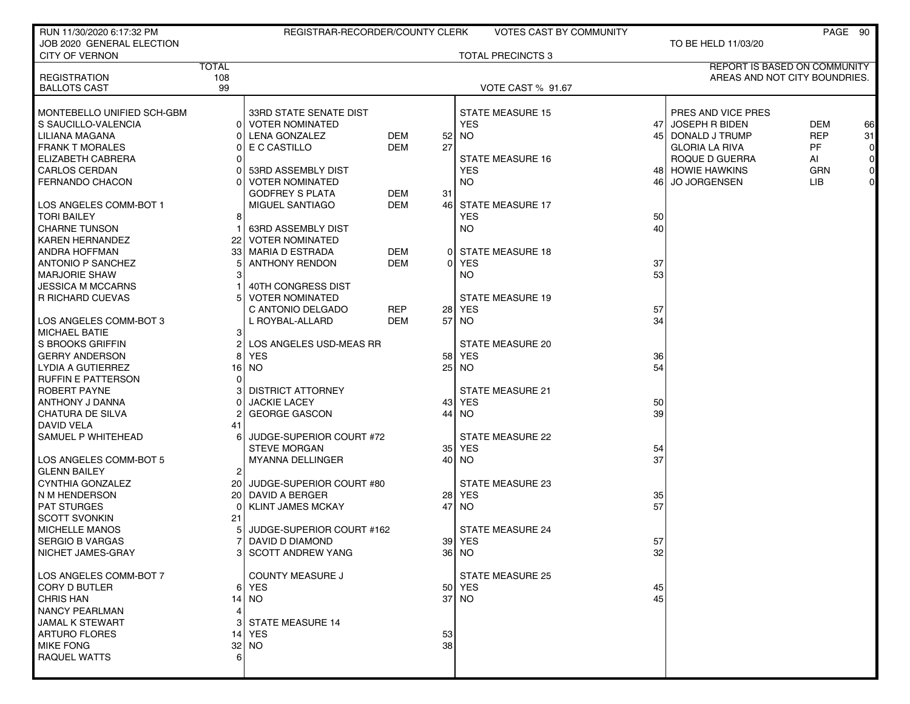RUN 11/30/2020 6:17:32 PM — REGISTRAR-RECORDER/COUNTY CLERK — VOTES CAST BY COMMUNITY

JOB 2020 GENERAL ELECTION — TO BE HELD 11/03/20

CITY OF VERNON — TOTAL PRECINCTS 3

REPORT IS BASED ON COMMUNITY AREAS AND NOT CITY BOUNDRIES.

| | TOTAL |
|---|---|
| REGISTRATION | 108 |
| BALLOTS CAST | 99 |

VOTE CAST % 91.67

### MONTEBELLO UNIFIED SCH-GBM

| Candidate | Votes |
|---|---|
| S SAUCILLO-VALENCIA | 0 |
| LILIANA MAGANA | 0 |
| FRANK T MORALES | 0 |
| ELIZABETH CABRERA | 0 |
| CARLOS CERDAN | 0 |
| FERNANDO CHACON | 0 |

### LOS ANGELES COMM-BOT 1

| Candidate | Votes |
|---|---|
| TORI BAILEY | 8 |
| CHARNE TUNSON | 1 |
| KAREN HERNANDEZ | 22 |
| ANDRA HOFFMAN | 33 |
| ANTONIO P SANCHEZ | 5 |
| MARJORIE SHAW | 3 |
| JESSICA M MCCARNS | 1 |
| R RICHARD CUEVAS | 5 |

### LOS ANGELES COMM-BOT 3

| Candidate | Votes |
|---|---|
| MICHAEL BATIE | 3 |
| S BROOKS GRIFFIN | 2 |
| GERRY ANDERSON | 8 |
| LYDIA A GUTIERREZ | 16 |
| RUFFIN E PATTERSON | 0 |
| ROBERT PAYNE | 3 |
| ANTHONY J DANNA | 0 |
| CHATURA DE SILVA | 2 |
| DAVID VELA | 41 |
| SAMUEL P WHITEHEAD | 6 |

### LOS ANGELES COMM-BOT 5

| Candidate | Votes |
|---|---|
| GLENN BAILEY | 2 |
| CYNTHIA GONZALEZ | 20 |
| N M HENDERSON | 20 |
| PAT STURGES | 0 |
| SCOTT SVONKIN | 21 |
| MICHELLE MANOS | 5 |
| SERGIO B VARGAS | 7 |
| NICHET JAMES-GRAY | 3 |

### LOS ANGELES COMM-BOT 7

| Candidate | Votes |
|---|---|
| CORY D BUTLER | 6 |
| CHRIS HAN | 14 |
| NANCY PEARLMAN | 4 |
| JAMAL K STEWART | 3 |
| ARTURO FLORES | 14 |
| MIKE FONG | 32 |
| RAQUEL WATTS | 6 |

### 33RD STATE SENATE DIST — VOTER NOMINATED

| Candidate | Party | Votes |
|---|---|---|
| LENA GONZALEZ | DEM | 52 |
| E C CASTILLO | DEM | 27 |

### 53RD ASSEMBLY DIST — VOTER NOMINATED

| Candidate | Party | Votes |
|---|---|---|
| GODFREY S PLATA | DEM | 31 |
| MIGUEL SANTIAGO | DEM | 46 |

### 63RD ASSEMBLY DIST — VOTER NOMINATED

| Candidate | Party | Votes |
|---|---|---|
| MARIA D ESTRADA | DEM | 0 |
| ANTHONY RENDON | DEM | 0 |

### 40TH CONGRESS DIST — VOTER NOMINATED

| Candidate | Party | Votes |
|---|---|---|
| C ANTONIO DELGADO | REP | 28 |
| L ROYBAL-ALLARD | DEM | 57 |

### LOS ANGELES USD-MEAS RR

| | Votes |
|---|---|
| YES | 58 |
| NO | 25 |

### DISTRICT ATTORNEY

| Candidate | Votes |
|---|---|
| JACKIE LACEY | 43 |
| GEORGE GASCON | 44 |

### JUDGE-SUPERIOR COURT #72

| Candidate | Votes |
|---|---|
| STEVE MORGAN | 35 |
| MYANNA DELLINGER | 40 |

### JUDGE-SUPERIOR COURT #80

| Candidate | Votes |
|---|---|
| DAVID A BERGER | 28 |
| KLINT JAMES MCKAY | 47 |

### JUDGE-SUPERIOR COURT #162

| Candidate | Votes |
|---|---|
| DAVID D DIAMOND | 39 |
| SCOTT ANDREW YANG | 36 |

### COUNTY MEASURE J

| | Votes |
|---|---|
| YES | 50 |
| NO | 37 |

### STATE MEASURES

| Measure | YES | NO |
|---|---|---|
| STATE MEASURE 14 | 53 | 38 |
| STATE MEASURE 15 | 47 | 45 |
| STATE MEASURE 16 | 48 | 46 |
| STATE MEASURE 17 | 50 | 40 |
| STATE MEASURE 18 | 37 | 53 |
| STATE MEASURE 19 | 57 | 34 |
| STATE MEASURE 20 | 36 | 54 |
| STATE MEASURE 21 | 50 | 39 |
| STATE MEASURE 22 | 54 | 37 |
| STATE MEASURE 23 | 35 | 57 |
| STATE MEASURE 24 | 57 | 32 |
| STATE MEASURE 25 | 45 | 45 |

### PRES AND VICE PRES

| Candidate | Party | Votes |
|---|---|---|
| JOSEPH R BIDEN | DEM | 66 |
| DONALD J TRUMP | REP | 31 |
| GLORIA LA RIVA | PF | 0 |
| ROQUE D GUERRA | AI | 0 |
| HOWIE HAWKINS | GRN | 0 |
| JO JORGENSEN | LIB | 0 |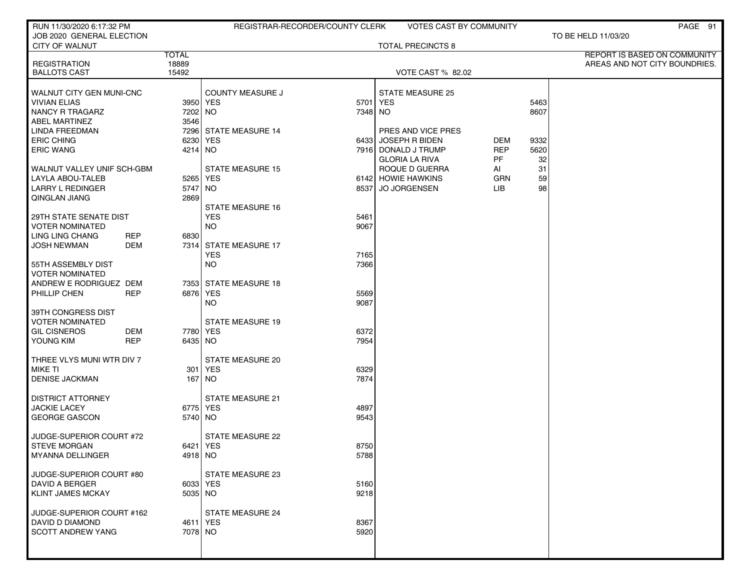RUN 11/30/2020 6:17:32 PM — REGISTRAR-RECORDER/COUNTY CLERK — VOTES CAST BY COMMUNITY

JOB 2020 GENERAL ELECTION — TO BE HELD 11/03/20

CITY OF WALNUT — TOTAL PRECINCTS 8

REPORT IS BASED ON COMMUNITY AREAS AND NOT CITY BOUNDRIES.

| | TOTAL |
|---|---|
| REGISTRATION | 18889 |
| BALLOTS CAST | 15492 |

VOTE CAST % 82.02

### WALNUT CITY GEN MUNI-CNC

| Candidate | Votes |
|---|---|
| VIVIAN ELIAS | 3950 |
| NANCY R TRAGARZ | 7202 |
| ABEL MARTINEZ | 3546 |
| LINDA FREEDMAN | 7296 |
| ERIC CHING | 6230 |
| ERIC WANG | 4214 |

### WALNUT VALLEY UNIF SCH-GBM

| Candidate | Votes |
|---|---|
| LAYLA ABOU-TALEB | 5265 |
| LARRY L REDINGER | 5747 |
| QINGLAN JIANG | 2869 |

### 29TH STATE SENATE DIST
VOTER NOMINATED

| Candidate | Party | Votes |
|---|---|---|
| LING LING CHANG | REP | 6830 |
| JOSH NEWMAN | DEM | 7314 |

### 55TH ASSEMBLY DIST
VOTER NOMINATED

| Candidate | Party | Votes |
|---|---|---|
| ANDREW E RODRIGUEZ | DEM | 7353 |
| PHILLIP CHEN | REP | 6876 |

### 39TH CONGRESS DIST
VOTER NOMINATED

| Candidate | Party | Votes |
|---|---|---|
| GIL CISNEROS | DEM | 7780 |
| YOUNG KIM | REP | 6435 |

### THREE VLYS MUNI WTR DIV 7

| Candidate | Votes |
|---|---|
| MIKE TI | 301 |
| DENISE JACKMAN | 167 |

### DISTRICT ATTORNEY

| Candidate | Votes |
|---|---|
| JACKIE LACEY | 6775 |
| GEORGE GASCON | 5740 |

### JUDGE-SUPERIOR COURT #72

| Candidate | Votes |
|---|---|
| STEVE MORGAN | 6421 |
| MYANNA DELLINGER | 4918 |

### JUDGE-SUPERIOR COURT #80

| Candidate | Votes |
|---|---|
| DAVID A BERGER | 6033 |
| KLINT JAMES MCKAY | 5035 |

### JUDGE-SUPERIOR COURT #162

| Candidate | Votes |
|---|---|
| DAVID D DIAMOND | 4611 |
| SCOTT ANDREW YANG | 7078 |

### COUNTY MEASURE J

| | Votes |
|---|---|
| YES | 5701 |
| NO | 7348 |

### STATE MEASURE 14

| | Votes |
|---|---|
| YES | 6433 |
| NO | 7916 |

### STATE MEASURE 15

| | Votes |
|---|---|
| YES | 6142 |
| NO | 8537 |

### STATE MEASURE 16

| | Votes |
|---|---|
| YES | 5461 |
| NO | 9067 |

### STATE MEASURE 17

| | Votes |
|---|---|
| YES | 7165 |
| NO | 7366 |

### STATE MEASURE 18

| | Votes |
|---|---|
| YES | 5569 |
| NO | 9087 |

### STATE MEASURE 19

| | Votes |
|---|---|
| YES | 6372 |
| NO | 7954 |

### STATE MEASURE 20

| | Votes |
|---|---|
| YES | 6329 |
| NO | 7874 |

### STATE MEASURE 21

| | Votes |
|---|---|
| YES | 4897 |
| NO | 9543 |

### STATE MEASURE 22

| | Votes |
|---|---|
| YES | 8750 |
| NO | 5788 |

### STATE MEASURE 23

| | Votes |
|---|---|
| YES | 5160 |
| NO | 9218 |

### STATE MEASURE 24

| | Votes |
|---|---|
| YES | 8367 |
| NO | 5920 |

### STATE MEASURE 25

| | Votes |
|---|---|
| YES | 5463 |
| NO | 8607 |

### PRES AND VICE PRES

| Candidate | Party | Votes |
|---|---|---|
| JOSEPH R BIDEN | DEM | 9332 |
| DONALD J TRUMP | REP | 5620 |
| GLORIA LA RIVA | PF | 32 |
| ROQUE D GUERRA | AI | 31 |
| HOWIE HAWKINS | GRN | 59 |
| JO JORGENSEN | LIB | 98 |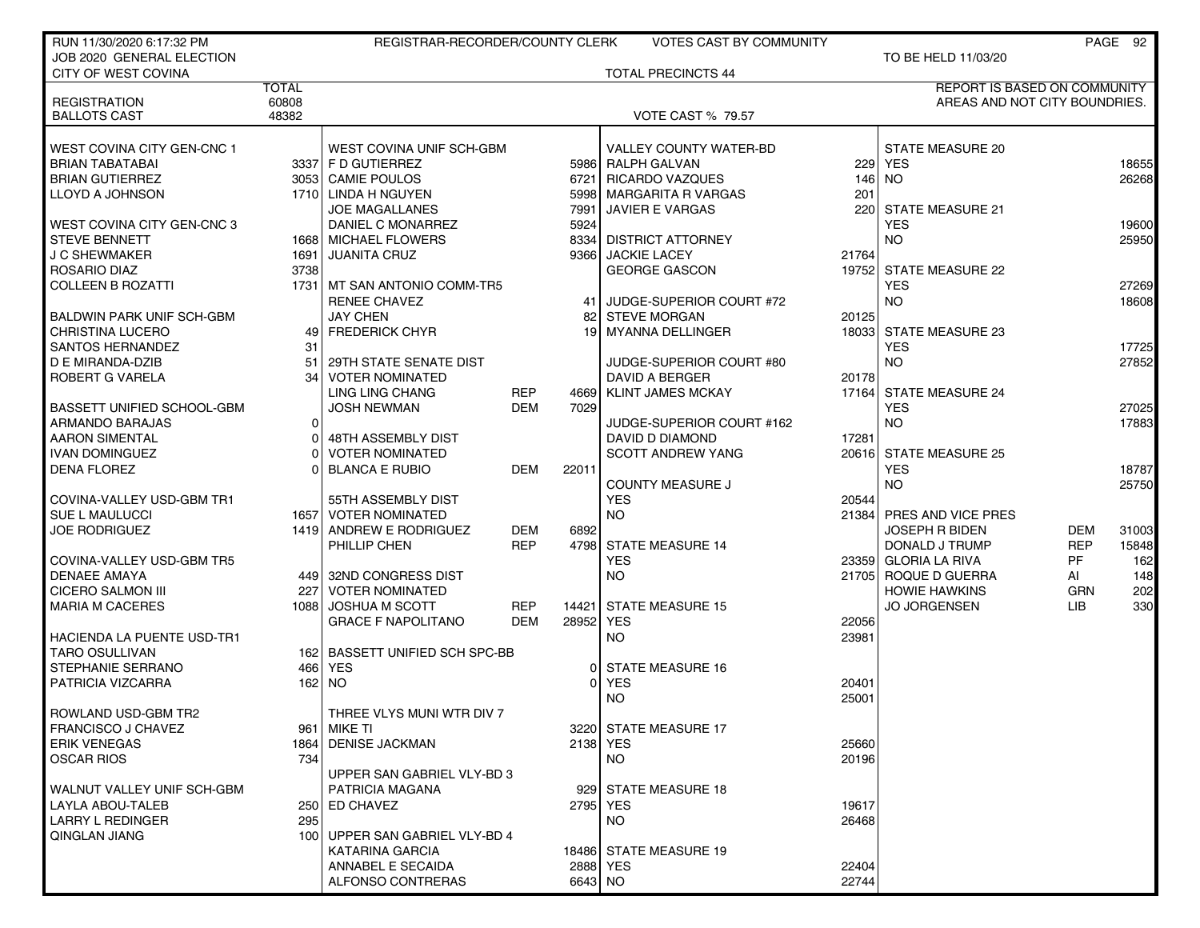RUN 11/30/2020 6:17:32 PM — REGISTRAR-RECORDER/COUNTY CLERK — VOTES CAST BY COMMUNITY

JOB 2020 GENERAL ELECTION — TO BE HELD 11/03/20

CITY OF WEST COVINA — TOTAL PRECINCTS 44

| | TOTAL |
|---|---|
| REGISTRATION | 60808 |
| BALLOTS CAST | 48382 |

VOTE CAST % 79.57

REPORT IS BASED ON COMMUNITY AREAS AND NOT CITY BOUNDRIES.

| Contest / Candidate | Party | Votes |
|---|---|---|
| **WEST COVINA CITY GEN-CNC 1** | | |
| BRIAN TABATABAI | | 3337 |
| BRIAN GUTIERREZ | | 3053 |
| LLOYD A JOHNSON | | 1710 |
| **WEST COVINA CITY GEN-CNC 3** | | |
| STEVE BENNETT | | 1668 |
| J C SHEWMAKER | | 1691 |
| ROSARIO DIAZ | | 3738 |
| COLLEEN B ROZATTI | | 1731 |
| **BALDWIN PARK UNIF SCH-GBM** | | |
| CHRISTINA LUCERO | | 49 |
| SANTOS HERNANDEZ | | 31 |
| D E MIRANDA-DZIB | | 51 |
| ROBERT G VARELA | | 34 |
| **BASSETT UNIFIED SCHOOL-GBM** | | |
| ARMANDO BARAJAS | | 0 |
| AARON SIMENTAL | | 0 |
| IVAN DOMINGUEZ | | 0 |
| DENA FLOREZ | | 0 |
| **COVINA-VALLEY USD-GBM TR1** | | |
| SUE L MAULUCCI | | 1657 |
| JOE RODRIGUEZ | | 1419 |
| **COVINA-VALLEY USD-GBM TR5** | | |
| DENAEE AMAYA | | 449 |
| CICERO SALMON III | | 227 |
| MARIA M CACERES | | 1088 |
| **HACIENDA LA PUENTE USD-TR1** | | |
| TARO OSULLIVAN | | 162 |
| STEPHANIE SERRANO | | 466 |
| PATRICIA VIZCARRA | | 162 |
| **ROWLAND USD-GBM TR2** | | |
| FRANCISCO J CHAVEZ | | 961 |
| ERIK VENEGAS | | 1864 |
| OSCAR RIOS | | 734 |
| **WALNUT VALLEY UNIF SCH-GBM** | | |
| LAYLA ABOU-TALEB | | 250 |
| LARRY L REDINGER | | 295 |
| QINGLAN JIANG | | 100 |
| **WEST COVINA UNIF SCH-GBM** | | |
| F D GUTIERREZ | | 5986 |
| CAMIE POULOS | | 6721 |
| LINDA H NGUYEN | | 5998 |
| JOE MAGALLANES | | 7991 |
| DANIEL C MONARREZ | | 5924 |
| MICHAEL FLOWERS | | 8334 |
| JUANITA CRUZ | | 9366 |
| **MT SAN ANTONIO COMM-TR5** | | |
| RENEE CHAVEZ | | 41 |
| JAY CHEN | | 82 |
| FREDERICK CHYR | | 19 |
| **29TH STATE SENATE DIST** | | |
| VOTER NOMINATED | | |
| LING LING CHANG | REP | 4669 |
| JOSH NEWMAN | DEM | 7029 |
| **48TH ASSEMBLY DIST** | | |
| VOTER NOMINATED | | |
| BLANCA E RUBIO | DEM | 22011 |
| **55TH ASSEMBLY DIST** | | |
| VOTER NOMINATED | | |
| ANDREW E RODRIGUEZ | DEM | 6892 |
| PHILLIP CHEN | REP | 4798 |
| **32ND CONGRESS DIST** | | |
| VOTER NOMINATED | | |
| JOSHUA M SCOTT | REP | 14421 |
| GRACE F NAPOLITANO | DEM | 28952 |
| **BASSETT UNIFIED SCH SPC-BB** | | |
| YES | | 0 |
| NO | | 0 |
| **THREE VLYS MUNI WTR DIV 7** | | |
| MIKE TI | | 3220 |
| DENISE JACKMAN | | 2138 |
| **UPPER SAN GABRIEL VLY-BD 3** | | |
| PATRICIA MAGANA | | 929 |
| ED CHAVEZ | | 2795 |
| **UPPER SAN GABRIEL VLY-BD 4** | | |
| KATARINA GARCIA | | 18486 |
| ANNABEL E SECAIDA | | 2888 |
| ALFONSO CONTRERAS | | 6643 |
| **VALLEY COUNTY WATER-BD** | | |
| RALPH GALVAN | | 229 |
| RICARDO VAZQUES | | 146 |
| MARGARITA R VARGAS | | 201 |
| JAVIER E VARGAS | | 220 |
| **DISTRICT ATTORNEY** | | |
| JACKIE LACEY | | 21764 |
| GEORGE GASCON | | 19752 |
| **JUDGE-SUPERIOR COURT #72** | | |
| STEVE MORGAN | | 20125 |
| MYANNA DELLINGER | | 18033 |
| **JUDGE-SUPERIOR COURT #80** | | |
| DAVID A BERGER | | 20178 |
| KLINT JAMES MCKAY | | 17164 |
| **JUDGE-SUPERIOR COURT #162** | | |
| DAVID D DIAMOND | | 17281 |
| SCOTT ANDREW YANG | | 20616 |
| **COUNTY MEASURE J** | | |
| YES | | 20544 |
| NO | | 21384 |
| **STATE MEASURE 14** | | |
| YES | | 23359 |
| NO | | 21705 |
| **STATE MEASURE 15** | | |
| YES | | 22056 |
| NO | | 23981 |
| **STATE MEASURE 16** | | |
| YES | | 20401 |
| NO | | 25001 |
| **STATE MEASURE 17** | | |
| YES | | 25660 |
| NO | | 20196 |
| **STATE MEASURE 18** | | |
| YES | | 19617 |
| NO | | 26468 |
| **STATE MEASURE 19** | | |
| YES | | 22404 |
| NO | | 22744 |
| **STATE MEASURE 20** | | |
| YES | | 18655 |
| NO | | 26268 |
| **STATE MEASURE 21** | | |
| YES | | 19600 |
| NO | | 25950 |
| **STATE MEASURE 22** | | |
| YES | | 27269 |
| NO | | 18608 |
| **STATE MEASURE 23** | | |
| YES | | 17725 |
| NO | | 27852 |
| **STATE MEASURE 24** | | |
| YES | | 27025 |
| NO | | 17883 |
| **STATE MEASURE 25** | | |
| YES | | 18787 |
| NO | | 25750 |
| **PRES AND VICE PRES** | | |
| JOSEPH R BIDEN | DEM | 31003 |
| DONALD J TRUMP | REP | 15848 |
| GLORIA LA RIVA | PF | 162 |
| ROQUE D GUERRA | AI | 148 |
| HOWIE HAWKINS | GRN | 202 |
| JO JORGENSEN | LIB | 330 |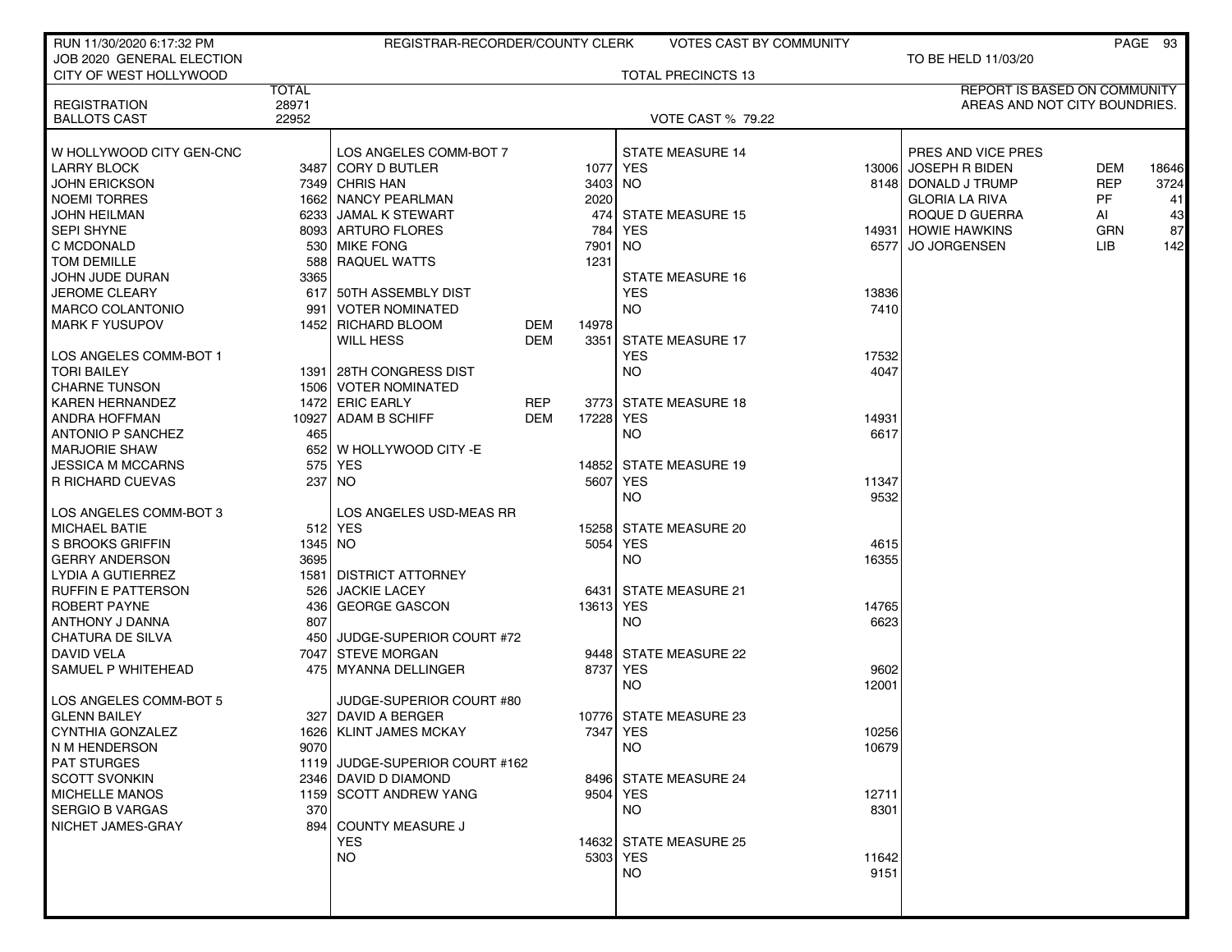RUN 11/30/2020 6:17:32 PM — REGISTRAR-RECORDER/COUNTY CLERK — VOTES CAST BY COMMUNITY

JOB 2020 GENERAL ELECTION — TO BE HELD 11/03/20

CITY OF WEST HOLLYWOOD — TOTAL PRECINCTS 13

REPORT IS BASED ON COMMUNITY AREAS AND NOT CITY BOUNDRIES.

| | TOTAL |
|---|---|
| REGISTRATION | 28971 |
| BALLOTS CAST | 22952 |

VOTE CAST % 79.22

| W HOLLYWOOD CITY GEN-CNC | |
|---|---|
| LARRY BLOCK | 3487 |
| JOHN ERICKSON | 7349 |
| NOEMI TORRES | 1662 |
| JOHN HEILMAN | 6233 |
| SEPI SHYNE | 8093 |
| C MCDONALD | 530 |
| TOM DEMILLE | 588 |
| JOHN JUDE DURAN | 3365 |
| JEROME CLEARY | 617 |
| MARCO COLANTONIO | 991 |
| MARK F YUSUPOV | 1452 |

| LOS ANGELES COMM-BOT 1 | |
|---|---|
| TORI BAILEY | 1391 |
| CHARNE TUNSON | 1506 |
| KAREN HERNANDEZ | 1472 |
| ANDRA HOFFMAN | 10927 |
| ANTONIO P SANCHEZ | 465 |
| MARJORIE SHAW | 652 |
| JESSICA M MCCARNS | 575 |
| R RICHARD CUEVAS | 237 |

| LOS ANGELES COMM-BOT 3 | |
|---|---|
| MICHAEL BATIE | 512 |
| S BROOKS GRIFFIN | 1345 |
| GERRY ANDERSON | 3695 |
| LYDIA A GUTIERREZ | 1581 |
| RUFFIN E PATTERSON | 526 |
| ROBERT PAYNE | 436 |
| ANTHONY J DANNA | 807 |
| CHATURA DE SILVA | 450 |
| DAVID VELA | 7047 |
| SAMUEL P WHITEHEAD | 475 |

| LOS ANGELES COMM-BOT 5 | |
|---|---|
| GLENN BAILEY | 327 |
| CYNTHIA GONZALEZ | 1626 |
| N M HENDERSON | 9070 |
| PAT STURGES | 1119 |
| SCOTT SVONKIN | 2346 |
| MICHELLE MANOS | 1159 |
| SERGIO B VARGAS | 370 |
| NICHET JAMES-GRAY | 894 |

| LOS ANGELES COMM-BOT 7 | | |
|---|---|---|
| CORY D BUTLER | | 1077 |
| CHRIS HAN | | 3403 |
| NANCY PEARLMAN | | 2020 |
| JAMAL K STEWART | | 474 |
| ARTURO FLORES | | 784 |
| MIKE FONG | | 7901 |
| RAQUEL WATTS | | 1231 |

| 50TH ASSEMBLY DIST VOTER NOMINATED | | |
|---|---|---|
| RICHARD BLOOM | DEM | 14978 |
| WILL HESS | DEM | 3351 |

| 28TH CONGRESS DIST VOTER NOMINATED | | |
|---|---|---|
| ERIC EARLY | REP | 3773 |
| ADAM B SCHIFF | DEM | 17228 |

| W HOLLYWOOD CITY -E | |
|---|---|
| YES | 14852 |
| NO | 5607 |

| LOS ANGELES USD-MEAS RR | |
|---|---|
| YES | 15258 |
| NO | 5054 |

| DISTRICT ATTORNEY | |
|---|---|
| JACKIE LACEY | 6431 |
| GEORGE GASCON | 13613 |

| JUDGE-SUPERIOR COURT #72 | |
|---|---|
| STEVE MORGAN | 9448 |
| MYANNA DELLINGER | 8737 |

| JUDGE-SUPERIOR COURT #80 | |
|---|---|
| DAVID A BERGER | 10776 |
| KLINT JAMES MCKAY | 7347 |

| JUDGE-SUPERIOR COURT #162 | |
|---|---|
| DAVID D DIAMOND | 8496 |
| SCOTT ANDREW YANG | 9504 |

| COUNTY MEASURE J | |
|---|---|
| YES | 14632 |
| NO | 5303 |

| MEASURE | YES | NO |
|---|---|---|
| STATE MEASURE 14 | 13006 | 8148 |
| STATE MEASURE 15 | 14931 | 6577 |
| STATE MEASURE 16 | 13836 | 7410 |
| STATE MEASURE 17 | 17532 | 4047 |
| STATE MEASURE 18 | 14931 | 6617 |
| STATE MEASURE 19 | 11347 | 9532 |
| STATE MEASURE 20 | 4615 | 16355 |
| STATE MEASURE 21 | 14765 | 6623 |
| STATE MEASURE 22 | 9602 | 12001 |
| STATE MEASURE 23 | 10256 | 10679 |
| STATE MEASURE 24 | 12711 | 8301 |
| STATE MEASURE 25 | 11642 | 9151 |

| PRES AND VICE PRES | | |
|---|---|---|
| JOSEPH R BIDEN | DEM | 18646 |
| DONALD J TRUMP | REP | 3724 |
| GLORIA LA RIVA | PF | 41 |
| ROQUE D GUERRA | AI | 43 |
| HOWIE HAWKINS | GRN | 87 |
| JO JORGENSEN | LIB | 142 |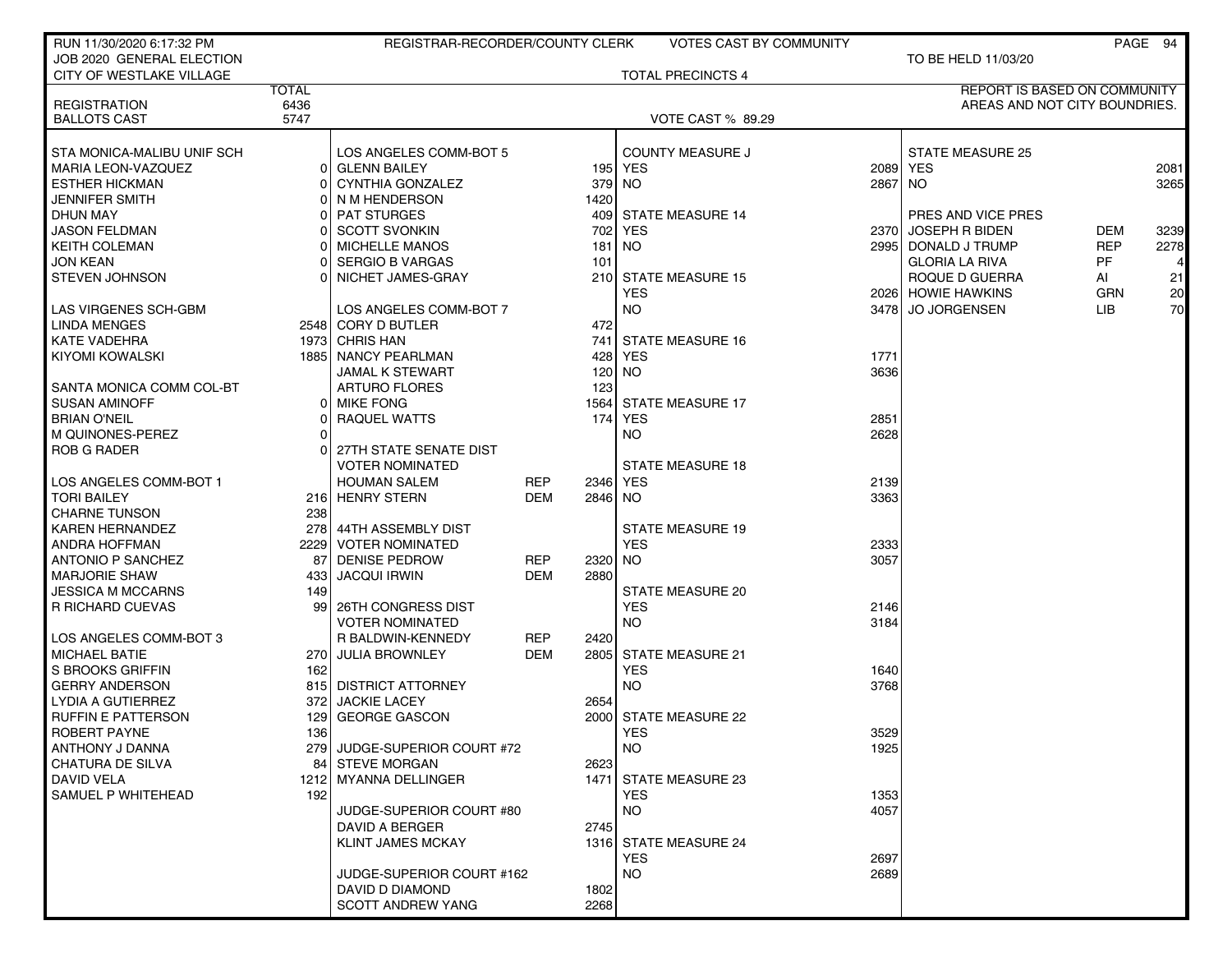RUN 11/30/2020 6:17:32 PM — REGISTRAR-RECORDER/COUNTY CLERK — VOTES CAST BY COMMUNITY

JOB 2020 GENERAL ELECTION — TO BE HELD 11/03/20

CITY OF WESTLAKE VILLAGE — TOTAL PRECINCTS 4

REPORT IS BASED ON COMMUNITY AREAS AND NOT CITY BOUNDRIES.

| | TOTAL |
|---|---|
| REGISTRATION | 6436 |
| BALLOTS CAST | 5747 |

VOTE CAST % 89.29

| STA MONICA-MALIBU UNIF SCH | |
|---|---|
| MARIA LEON-VAZQUEZ | 0 |
| ESTHER HICKMAN | 0 |
| JENNIFER SMITH | 0 |
| DHUN MAY | 0 |
| JASON FELDMAN | 0 |
| KEITH COLEMAN | 0 |
| JON KEAN | 0 |
| STEVEN JOHNSON | 0 |

| LAS VIRGENES SCH-GBM | |
|---|---|
| LINDA MENGES | 2548 |
| KATE VADEHRA | 1973 |
| KIYOMI KOWALSKI | 1885 |

| SANTA MONICA COMM COL-BT | |
|---|---|
| SUSAN AMINOFF | 0 |
| BRIAN O'NEIL | 0 |
| M QUINONES-PEREZ | 0 |
| ROB G RADER | 0 |

| LOS ANGELES COMM-BOT 1 | |
|---|---|
| TORI BAILEY | 216 |
| CHARNE TUNSON | 238 |
| KAREN HERNANDEZ | 278 |
| ANDRA HOFFMAN | 2229 |
| ANTONIO P SANCHEZ | 87 |
| MARJORIE SHAW | 433 |
| JESSICA M MCCARNS | 149 |
| R RICHARD CUEVAS | 99 |

| LOS ANGELES COMM-BOT 3 | |
|---|---|
| MICHAEL BATIE | 270 |
| S BROOKS GRIFFIN | 162 |
| GERRY ANDERSON | 815 |
| LYDIA A GUTIERREZ | 372 |
| RUFFIN E PATTERSON | 129 |
| ROBERT PAYNE | 136 |
| ANTHONY J DANNA | 279 |
| CHATURA DE SILVA | 84 |
| DAVID VELA | 1212 |
| SAMUEL P WHITEHEAD | 192 |

| LOS ANGELES COMM-BOT 5 | |
|---|---|
| GLENN BAILEY | 195 |
| CYNTHIA GONZALEZ | 379 |
| N M HENDERSON | 1420 |
| PAT STURGES | 409 |
| SCOTT SVONKIN | 702 |
| MICHELLE MANOS | 181 |
| SERGIO B VARGAS | 101 |
| NICHET JAMES-GRAY | 210 |

| LOS ANGELES COMM-BOT 7 | |
|---|---|
| CORY D BUTLER | 472 |
| CHRIS HAN | 741 |
| NANCY PEARLMAN | 428 |
| JAMAL K STEWART | 120 |
| ARTURO FLORES | 123 |
| MIKE FONG | 1564 |
| RAQUEL WATTS | 174 |

| 27TH STATE SENATE DIST VOTER NOMINATED | | |
|---|---|---|
| HOUMAN SALEM | REP | 2346 |
| HENRY STERN | DEM | 2846 |

| 44TH ASSEMBLY DIST VOTER NOMINATED | | |
|---|---|---|
| DENISE PEDROW | REP | 2320 |
| JACQUI IRWIN | DEM | 2880 |

| 26TH CONGRESS DIST VOTER NOMINATED | | |
|---|---|---|
| R BALDWIN-KENNEDY | REP | 2420 |
| JULIA BROWNLEY | DEM | 2805 |

| DISTRICT ATTORNEY | |
|---|---|
| JACKIE LACEY | 2654 |
| GEORGE GASCON | 2000 |

| JUDGE-SUPERIOR COURT #72 | |
|---|---|
| STEVE MORGAN | 2623 |
| MYANNA DELLINGER | 1471 |

| JUDGE-SUPERIOR COURT #80 | |
|---|---|
| DAVID A BERGER | 2745 |
| KLINT JAMES MCKAY | 1316 |

| JUDGE-SUPERIOR COURT #162 | |
|---|---|
| DAVID D DIAMOND | 1802 |
| SCOTT ANDREW YANG | 2268 |

| MEASURE | YES | NO |
|---|---|---|
| COUNTY MEASURE J | 2089 | 2867 |
| STATE MEASURE 14 | 2370 | 2995 |
| STATE MEASURE 15 | 2026 | 3478 |
| STATE MEASURE 16 | 1771 | 3636 |
| STATE MEASURE 17 | 2851 | 2628 |
| STATE MEASURE 18 | 2139 | 3363 |
| STATE MEASURE 19 | 2333 | 3057 |
| STATE MEASURE 20 | 2146 | 3184 |
| STATE MEASURE 21 | 1640 | 3768 |
| STATE MEASURE 22 | 3529 | 1925 |
| STATE MEASURE 23 | 1353 | 4057 |
| STATE MEASURE 24 | 2697 | 2689 |
| STATE MEASURE 25 | 2081 | 3265 |

| PRES AND VICE PRES | | |
|---|---|---|
| JOSEPH R BIDEN | DEM | 3239 |
| DONALD J TRUMP | REP | 2278 |
| GLORIA LA RIVA | PF | 4 |
| ROQUE D GUERRA | AI | 21 |
| HOWIE HAWKINS | GRN | 20 |
| JO JORGENSEN | LIB | 70 |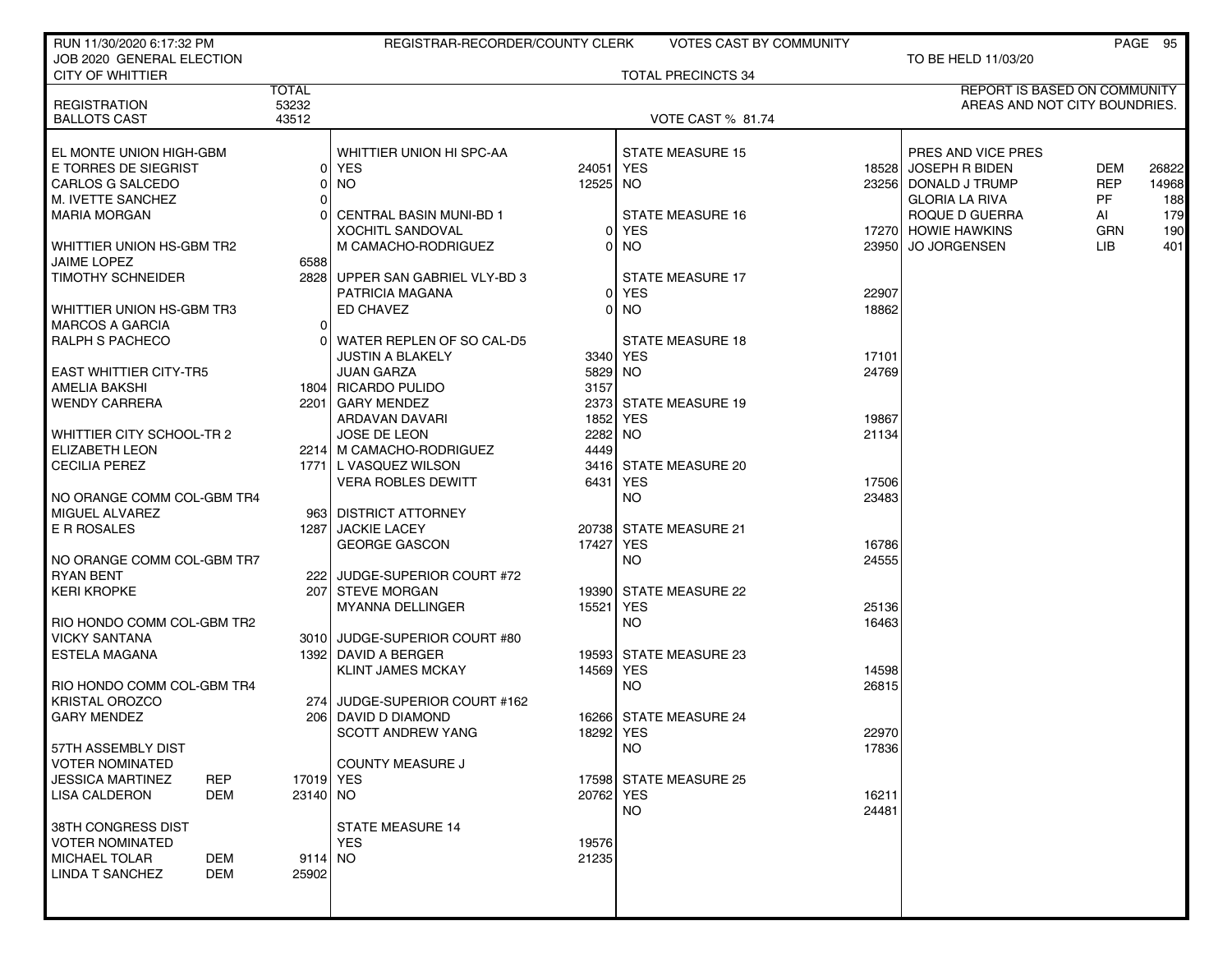RUN 11/30/2020 6:17:32 PM — REGISTRAR-RECORDER/COUNTY CLERK — VOTES CAST BY COMMUNITY

JOB 2020 GENERAL ELECTION — TO BE HELD 11/03/20

CITY OF WHITTIER — TOTAL PRECINCTS 34

REPORT IS BASED ON COMMUNITY AREAS AND NOT CITY BOUNDRIES.

| | TOTAL |
|---|---|
| REGISTRATION | 53232 |
| BALLOTS CAST | 43512 |

VOTE CAST % 81.74

| Contest / Candidate | Party | Votes |
|---|---|---|
| **EL MONTE UNION HIGH-GBM** | | |
| E TORRES DE SIEGRIST | | 0 |
| CARLOS G SALCEDO | | 0 |
| M. IVETTE SANCHEZ | | 0 |
| MARIA MORGAN | | 0 |
| **WHITTIER UNION HS-GBM TR2** | | |
| JAIME LOPEZ | | 6588 |
| TIMOTHY SCHNEIDER | | 2828 |
| **WHITTIER UNION HS-GBM TR3** | | |
| MARCOS A GARCIA | | 0 |
| RALPH S PACHECO | | 0 |
| **EAST WHITTIER CITY-TR5** | | |
| AMELIA BAKSHI | | 1804 |
| WENDY CARRERA | | 2201 |
| **WHITTIER CITY SCHOOL-TR 2** | | |
| ELIZABETH LEON | | 2214 |
| CECILIA PEREZ | | 1771 |
| **NO ORANGE COMM COL-GBM TR4** | | |
| MIGUEL ALVAREZ | | 963 |
| E R ROSALES | | 1287 |
| **NO ORANGE COMM COL-GBM TR7** | | |
| RYAN BENT | | 222 |
| KERI KROPKE | | 207 |
| **RIO HONDO COMM COL-GBM TR2** | | |
| VICKY SANTANA | | 3010 |
| ESTELA MAGANA | | 1392 |
| **RIO HONDO COMM COL-GBM TR4** | | |
| KRISTAL OROZCO | | 274 |
| GARY MENDEZ | | 206 |
| **57TH ASSEMBLY DIST VOTER NOMINATED** | | |
| JESSICA MARTINEZ | REP | 17019 |
| LISA CALDERON | DEM | 23140 |
| **38TH CONGRESS DIST VOTER NOMINATED** | | |
| MICHAEL TOLAR | DEM | 9114 |
| LINDA T SANCHEZ | DEM | 25902 |
| **WHITTIER UNION HI SPC-AA** | | |
| YES | | 24051 |
| NO | | 12525 |
| **CENTRAL BASIN MUNI-BD 1** | | |
| XOCHITL SANDOVAL | | 0 |
| M CAMACHO-RODRIGUEZ | | 0 |
| **UPPER SAN GABRIEL VLY-BD 3** | | |
| PATRICIA MAGANA | | 0 |
| ED CHAVEZ | | 0 |
| **WATER REPLEN OF SO CAL-D5** | | |
| JUSTIN A BLAKELY | | 3340 |
| JUAN GARZA | | 5829 |
| RICARDO PULIDO | | 3157 |
| GARY MENDEZ | | 2373 |
| ARDAVAN DAVARI | | 1852 |
| JOSE DE LEON | | 2282 |
| M CAMACHO-RODRIGUEZ | | 4449 |
| L VASQUEZ WILSON | | 3416 |
| VERA ROBLES DEWITT | | 6431 |
| **DISTRICT ATTORNEY** | | |
| JACKIE LACEY | | 20738 |
| GEORGE GASCON | | 17427 |
| **JUDGE-SUPERIOR COURT #72** | | |
| STEVE MORGAN | | 19390 |
| MYANNA DELLINGER | | 15521 |
| **JUDGE-SUPERIOR COURT #80** | | |
| DAVID A BERGER | | 19593 |
| KLINT JAMES MCKAY | | 14569 |
| **JUDGE-SUPERIOR COURT #162** | | |
| DAVID D DIAMOND | | 16266 |
| SCOTT ANDREW YANG | | 18292 |
| **COUNTY MEASURE J** | | |
| YES | | 17598 |
| NO | | 20762 |
| **STATE MEASURE 14** | | |
| YES | | 19576 |
| NO | | 21235 |
| **STATE MEASURE 15** | | |
| YES | | 18528 |
| NO | | 23256 |
| **STATE MEASURE 16** | | |
| YES | | 17270 |
| NO | | 23950 |
| **STATE MEASURE 17** | | |
| YES | | 22907 |
| NO | | 18862 |
| **STATE MEASURE 18** | | |
| YES | | 17101 |
| NO | | 24769 |
| **STATE MEASURE 19** | | |
| YES | | 19867 |
| NO | | 21134 |
| **STATE MEASURE 20** | | |
| YES | | 17506 |
| NO | | 23483 |
| **STATE MEASURE 21** | | |
| YES | | 16786 |
| NO | | 24555 |
| **STATE MEASURE 22** | | |
| YES | | 25136 |
| NO | | 16463 |
| **STATE MEASURE 23** | | |
| YES | | 14598 |
| NO | | 26815 |
| **STATE MEASURE 24** | | |
| YES | | 22970 |
| NO | | 17836 |
| **STATE MEASURE 25** | | |
| YES | | 16211 |
| NO | | 24481 |
| **PRES AND VICE PRES** | | |
| JOSEPH R BIDEN | DEM | 26822 |
| DONALD J TRUMP | REP | 14968 |
| GLORIA LA RIVA | PF | 188 |
| ROQUE D GUERRA | AI | 179 |
| HOWIE HAWKINS | GRN | 190 |
| JO JORGENSEN | LIB | 401 |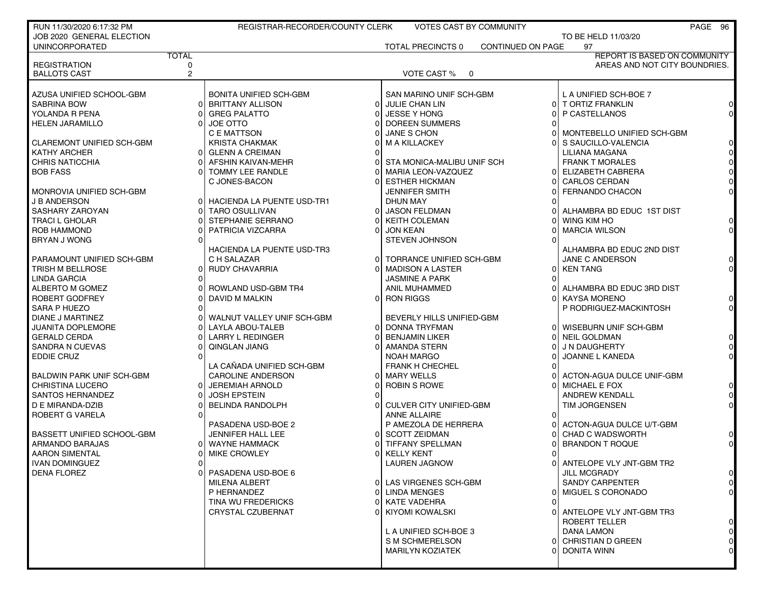RUN 11/30/2020 6:17:32 PM — REGISTRAR-RECORDER/COUNTY CLERK — VOTES CAST BY COMMUNITY

JOB 2020 GENERAL ELECTION — TO BE HELD 11/03/20

UNINCORPORATED — TOTAL PRECINCTS 0 — CONTINUED ON PAGE 97

| | TOTAL |
|---|---|
| REGISTRATION | 0 |
| BALLOTS CAST | 2 |

VOTE CAST % 0

REPORT IS BASED ON COMMUNITY AREAS AND NOT CITY BOUNDRIES.

| AZUSA UNIFIED SCHOOL-GBM | |
|---|---|
| SABRINA BOW | 0 |
| YOLANDA R PENA | 0 |
| HELEN JARAMILLO | 0 |

| CLAREMONT UNIFIED SCH-GBM | |
|---|---|
| KATHY ARCHER | 0 |
| CHRIS NATICCHIA | 0 |
| BOB FASS | 0 |

| MONROVIA UNIFIED SCH-GBM | |
|---|---|
| J B ANDERSON | 0 |
| SASHARY ZAROYAN | 0 |
| TRACI L GHOLAR | 0 |
| ROB HAMMOND | 0 |
| BRYAN J WONG | 0 |

| PARAMOUNT UNIFIED SCH-GBM | |
|---|---|
| TRISH M BELLROSE | 0 |
| LINDA GARCIA | 0 |
| ALBERTO M GOMEZ | 0 |
| ROBERT GODFREY | 0 |
| SARA P HUEZO | 0 |
| DIANE J MARTINEZ | 0 |
| JUANITA DOPLEMORE | 0 |
| GERALD CERDA | 0 |
| SANDRA N CUEVAS | 0 |
| EDDIE CRUZ | 0 |

| BALDWIN PARK UNIF SCH-GBM | |
|---|---|
| CHRISTINA LUCERO | 0 |
| SANTOS HERNANDEZ | 0 |
| D E MIRANDA-DZIB | 0 |
| ROBERT G VARELA | 0 |

| BASSETT UNIFIED SCHOOL-GBM | |
|---|---|
| ARMANDO BARAJAS | 0 |
| AARON SIMENTAL | 0 |
| IVAN DOMINGUEZ | 0 |
| DENA FLOREZ | 0 |

| BONITA UNIFIED SCH-GBM | |
|---|---|
| BRITTANY ALLISON | 0 |
| GREG PALATTO | 0 |
| JOE OTTO | 0 |
| C E MATTSON | 0 |
| KRISTA CHAKMAK | 0 |
| GLENN A CREIMAN | 0 |
| AFSHIN KAIVAN-MEHR | 0 |
| TOMMY LEE RANDLE | 0 |
| C JONES-BACON | 0 |

| HACIENDA LA PUENTE USD-TR1 | |
|---|---|
| TARO OSULLIVAN | 0 |
| STEPHANIE SERRANO | 0 |
| PATRICIA VIZCARRA | 0 |

| HACIENDA LA PUENTE USD-TR3 | |
|---|---|
| C H SALAZAR | 0 |
| RUDY CHAVARRIA | 0 |

| ROWLAND USD-GBM TR4 | |
|---|---|
| DAVID M MALKIN | 0 |

| WALNUT VALLEY UNIF SCH-GBM | |
|---|---|
| LAYLA ABOU-TALEB | 0 |
| LARRY L REDINGER | 0 |
| QINGLAN JIANG | 0 |

| LA CAÑADA UNIFIED SCH-GBM | |
|---|---|
| CAROLINE ANDERSON | 0 |
| JEREMIAH ARNOLD | 0 |
| JOSH EPSTEIN | 0 |
| BELINDA RANDOLPH | 0 |

| PASADENA USD-BOE 2 | |
|---|---|
| JENNIFER HALL LEE | 0 |
| WAYNE HAMMACK | 0 |
| MIKE CROWLEY | 0 |

| PASADENA USD-BOE 6 | |
|---|---|
| MILENA ALBERT | 0 |
| P HERNANDEZ | 0 |
| TINA WU FREDERICKS | 0 |
| CRYSTAL CZUBERNAT | 0 |

| SAN MARINO UNIF SCH-GBM | |
|---|---|
| JULIE CHAN LIN | 0 |
| JESSE Y HONG | 0 |
| DOREEN SUMMERS | 0 |
| JANE S CHON | 0 |
| M A KILLACKEY | 0 |

| STA MONICA-MALIBU UNIF SCH | |
|---|---|
| MARIA LEON-VAZQUEZ | 0 |
| ESTHER HICKMAN | 0 |
| JENNIFER SMITH | 0 |
| DHUN MAY | 0 |
| JASON FELDMAN | 0 |
| KEITH COLEMAN | 0 |
| JON KEAN | 0 |
| STEVEN JOHNSON | 0 |

| TORRANCE UNIFIED SCH-GBM | |
|---|---|
| MADISON A LASTER | 0 |
| JASMINE A PARK | 0 |
| ANIL MUHAMMED | 0 |
| RON RIGGS | 0 |

| BEVERLY HILLS UNIFIED-GBM | |
|---|---|
| DONNA TRYFMAN | 0 |
| BENJAMIN LIKER | 0 |
| AMANDA STERN | 0 |
| NOAH MARGO | 0 |
| FRANK H CHECHEL | 0 |
| MARY WELLS | 0 |
| ROBIN S ROWE | 0 |

| CULVER CITY UNIFIED-GBM | |
|---|---|
| ANNE ALLAIRE | 0 |
| P AMEZOLA DE HERRERA | 0 |
| SCOTT ZEIDMAN | 0 |
| TIFFANY SPELLMAN | 0 |
| KELLY KENT | 0 |
| LAUREN JAGNOW | 0 |

| LAS VIRGENES SCH-GBM | |
|---|---|
| LINDA MENGES | 0 |
| KATE VADEHRA | 0 |
| KIYOMI KOWALSKI | 0 |

| L A UNIFIED SCH-BOE 3 | |
|---|---|
| S M SCHMERELSON | 0 |
| MARILYN KOZIATEK | 0 |

| L A UNIFIED SCH-BOE 7 | |
|---|---|
| T ORTIZ FRANKLIN | 0 |
| P CASTELLANOS | 0 |

| MONTEBELLO UNIFIED SCH-GBM | |
|---|---|
| S SAUCILLO-VALENCIA | 0 |
| LILIANA MAGANA | 0 |
| FRANK T MORALES | 0 |
| ELIZABETH CABRERA | 0 |
| CARLOS CERDAN | 0 |
| FERNANDO CHACON | 0 |

| ALHAMBRA BD EDUC 1ST DIST | |
|---|---|
| WING KIM HO | 0 |
| MARCIA WILSON | 0 |

| ALHAMBRA BD EDUC 2ND DIST | |
|---|---|
| JANE C ANDERSON | 0 |
| KEN TANG | 0 |

| ALHAMBRA BD EDUC 3RD DIST | |
|---|---|
| KAYSA MORENO | 0 |
| P RODRIGUEZ-MACKINTOSH | 0 |

| WISEBURN UNIF SCH-GBM | |
|---|---|
| NEIL GOLDMAN | 0 |
| J N DAUGHERTY | 0 |
| JOANNE L KANEDA | 0 |

| ACTON-AGUA DULCE UNIF-GBM | |
|---|---|
| MICHAEL E FOX | 0 |
| ANDREW KENDALL | 0 |
| TIM JORGENSEN | 0 |

| ACTON-AGUA DULCE U/T-GBM | |
|---|---|
| CHAD C WADSWORTH | 0 |
| BRANDON T ROQUE | 0 |

| ANTELOPE VLY JNT-GBM TR2 | |
|---|---|
| JILL MCGRADY | 0 |
| SANDY CARPENTER | 0 |
| MIGUEL S CORONADO | 0 |

| ANTELOPE VLY JNT-GBM TR3 | |
|---|---|
| ROBERT TELLER | 0 |
| DANA LAMON | 0 |
| CHRISTIAN D GREEN | 0 |
| DONITA WINN | 0 |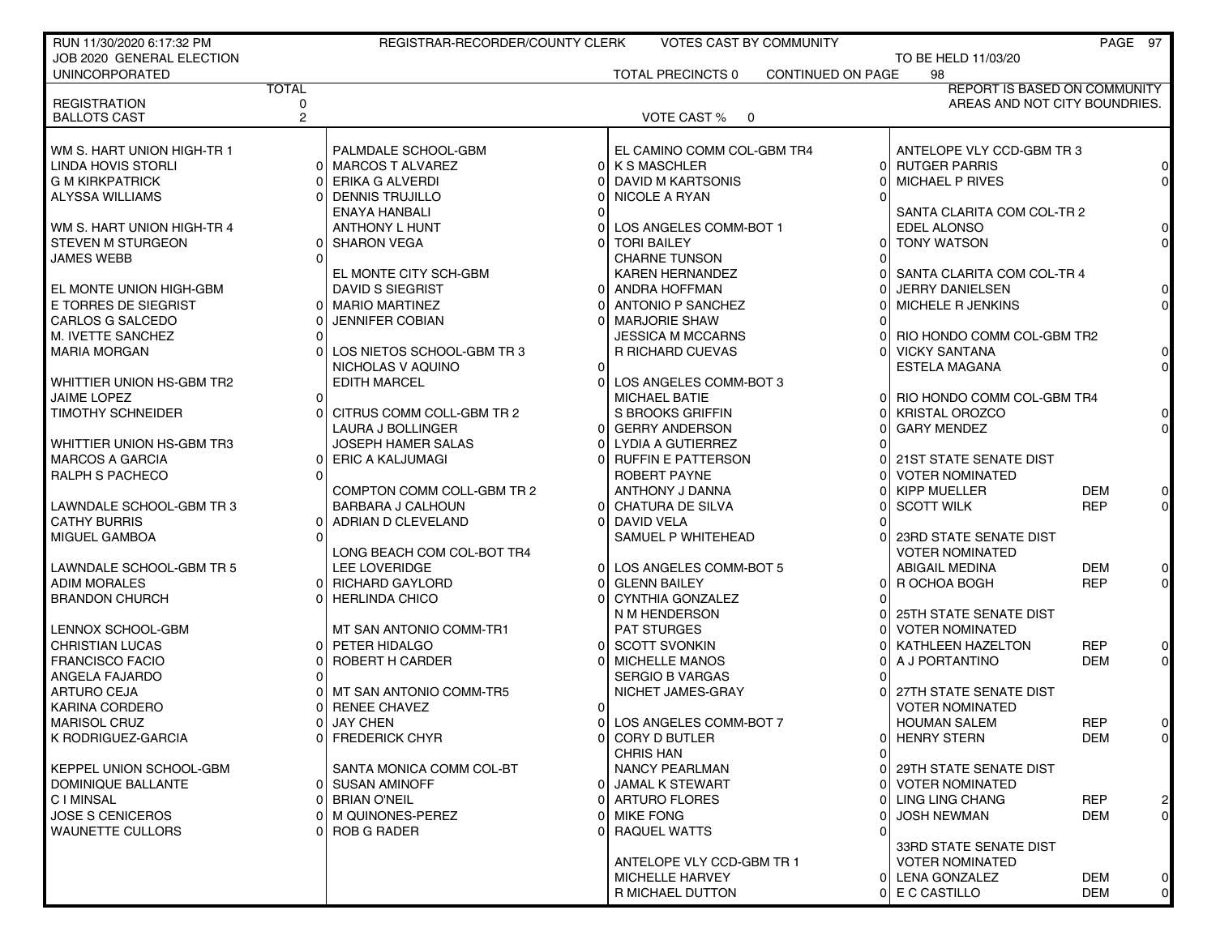RUN 11/30/2020 6:17:32 PM — REGISTRAR-RECORDER/COUNTY CLERK — VOTES CAST BY COMMUNITY

JOB 2020 GENERAL ELECTION — TO BE HELD 11/03/20

UNINCORPORATED — TOTAL PRECINCTS 0 — CONTINUED ON PAGE 98

REPORT IS BASED ON COMMUNITY AREAS AND NOT CITY BOUNDRIES.

| | TOTAL |
|---|---|
| REGISTRATION | 0 |
| BALLOTS CAST | 2 |

VOTE CAST % 0

**WM S. HART UNION HIGH-TR 1**

| Candidate | Votes |
|---|---|
| LINDA HOVIS STORLI | 0 |
| G M KIRKPATRICK | 0 |
| ALYSSA WILLIAMS | 0 |

**WM S. HART UNION HIGH-TR 4**

| Candidate | Votes |
|---|---|
| STEVEN M STURGEON | 0 |
| JAMES WEBB | 0 |

**EL MONTE UNION HIGH-GBM**

| Candidate | Votes |
|---|---|
| E TORRES DE SIEGRIST | 0 |
| CARLOS G SALCEDO | 0 |
| M. IVETTE SANCHEZ | 0 |
| MARIA MORGAN | 0 |

**WHITTIER UNION HS-GBM TR2**

| Candidate | Votes |
|---|---|
| JAIME LOPEZ | 0 |
| TIMOTHY SCHNEIDER | 0 |

**WHITTIER UNION HS-GBM TR3**

| Candidate | Votes |
|---|---|
| MARCOS A GARCIA | 0 |
| RALPH S PACHECO | 0 |

**LAWNDALE SCHOOL-GBM TR 3**

| Candidate | Votes |
|---|---|
| CATHY BURRIS | 0 |
| MIGUEL GAMBOA | 0 |

**LAWNDALE SCHOOL-GBM TR 5**

| Candidate | Votes |
|---|---|
| ADIM MORALES | 0 |
| BRANDON CHURCH | 0 |

**LENNOX SCHOOL-GBM**

| Candidate | Votes |
|---|---|
| CHRISTIAN LUCAS | 0 |
| FRANCISCO FACIO | 0 |
| ANGELA FAJARDO | 0 |
| ARTURO CEJA | 0 |
| KARINA CORDERO | 0 |
| MARISOL CRUZ | 0 |
| K RODRIGUEZ-GARCIA | 0 |

**KEPPEL UNION SCHOOL-GBM**

| Candidate | Votes |
|---|---|
| DOMINIQUE BALLANTE | 0 |
| C I MINSAL | 0 |
| JOSE S CENICEROS | 0 |
| WAUNETTE CULLORS | 0 |

**PALMDALE SCHOOL-GBM**

| Candidate | Votes |
|---|---|
| MARCOS T ALVAREZ | 0 |
| ERIKA G ALVERDI | 0 |
| DENNIS TRUJILLO | 0 |
| ENAYA HANBALI | 0 |
| ANTHONY L HUNT | 0 |
| SHARON VEGA | 0 |

**EL MONTE CITY SCH-GBM**

| Candidate | Votes |
|---|---|
| DAVID S SIEGRIST | 0 |
| MARIO MARTINEZ | 0 |
| JENNIFER COBIAN | 0 |

**LOS NIETOS SCHOOL-GBM TR 3**

| Candidate | Votes |
|---|---|
| NICHOLAS V AQUINO | 0 |
| EDITH MARCEL | 0 |

**CITRUS COMM COLL-GBM TR 2**

| Candidate | Votes |
|---|---|
| LAURA J BOLLINGER | 0 |
| JOSEPH HAMER SALAS | 0 |
| ERIC A KALJUMAGI | 0 |

**COMPTON COMM COLL-GBM TR 2**

| Candidate | Votes |
|---|---|
| BARBARA J CALHOUN | 0 |
| ADRIAN D CLEVELAND | 0 |

**LONG BEACH COM COL-BOT TR4**

| Candidate | Votes |
|---|---|
| LEE LOVERIDGE | 0 |
| RICHARD GAYLORD | 0 |
| HERLINDA CHICO | 0 |

**MT SAN ANTONIO COMM-TR1**

| Candidate | Votes |
|---|---|
| PETER HIDALGO | 0 |
| ROBERT H CARDER | 0 |

**MT SAN ANTONIO COMM-TR5**

| Candidate | Votes |
|---|---|
| RENEE CHAVEZ | 0 |
| JAY CHEN | 0 |
| FREDERICK CHYR | 0 |

**SANTA MONICA COMM COL-BT**

| Candidate | Votes |
|---|---|
| SUSAN AMINOFF | 0 |
| BRIAN O'NEIL | 0 |
| M QUINONES-PEREZ | 0 |
| ROB G RADER | 0 |

**EL CAMINO COMM COL-GBM TR4**

| Candidate | Votes |
|---|---|
| K S MASCHLER | 0 |
| DAVID M KARTSONIS | 0 |
| NICOLE A RYAN | 0 |

**LOS ANGELES COMM-BOT 1**

| Candidate | Votes |
|---|---|
| TORI BAILEY | 0 |
| CHARNE TUNSON | 0 |
| KAREN HERNANDEZ | 0 |
| ANDRA HOFFMAN | 0 |
| ANTONIO P SANCHEZ | 0 |
| MARJORIE SHAW | 0 |
| JESSICA M MCCARNS | 0 |
| R RICHARD CUEVAS | 0 |

**LOS ANGELES COMM-BOT 3**

| Candidate | Votes |
|---|---|
| MICHAEL BATIE | 0 |
| S BROOKS GRIFFIN | 0 |
| GERRY ANDERSON | 0 |
| LYDIA A GUTIERREZ | 0 |
| RUFFIN E PATTERSON | 0 |
| ROBERT PAYNE | 0 |
| ANTHONY J DANNA | 0 |
| CHATURA DE SILVA | 0 |
| DAVID VELA | 0 |
| SAMUEL P WHITEHEAD | 0 |

**LOS ANGELES COMM-BOT 5**

| Candidate | Votes |
|---|---|
| GLENN BAILEY | 0 |
| CYNTHIA GONZALEZ | 0 |
| N M HENDERSON | 0 |
| PAT STURGES | 0 |
| SCOTT SVONKIN | 0 |
| MICHELLE MANOS | 0 |
| SERGIO B VARGAS | 0 |
| NICHET JAMES-GRAY | 0 |

**LOS ANGELES COMM-BOT 7**

| Candidate | Votes |
|---|---|
| CORY D BUTLER | 0 |
| CHRIS HAN | 0 |
| NANCY PEARLMAN | 0 |
| JAMAL K STEWART | 0 |
| ARTURO FLORES | 0 |
| MIKE FONG | 0 |
| RAQUEL WATTS | 0 |

**ANTELOPE VLY CCD-GBM TR 1**

| Candidate | Votes |
|---|---|
| MICHELLE HARVEY | 0 |
| R MICHAEL DUTTON | 0 |

**ANTELOPE VLY CCD-GBM TR 3**

| Candidate | Votes |
|---|---|
| RUTGER PARRIS | 0 |
| MICHAEL P RIVES | 0 |

**SANTA CLARITA COM COL-TR 2**

| Candidate | Votes |
|---|---|
| EDEL ALONSO | 0 |
| TONY WATSON | 0 |

**SANTA CLARITA COM COL-TR 4**

| Candidate | Votes |
|---|---|
| JERRY DANIELSEN | 0 |
| MICHELE R JENKINS | 0 |

**RIO HONDO COMM COL-GBM TR2**

| Candidate | Votes |
|---|---|
| VICKY SANTANA | 0 |
| ESTELA MAGANA | 0 |

**RIO HONDO COMM COL-GBM TR4**

| Candidate | Votes |
|---|---|
| KRISTAL OROZCO | 0 |
| GARY MENDEZ | 0 |

**21ST STATE SENATE DIST — VOTER NOMINATED**

| Candidate | Party | Votes |
|---|---|---|
| KIPP MUELLER | DEM | 0 |
| SCOTT WILK | REP | 0 |

**23RD STATE SENATE DIST — VOTER NOMINATED**

| Candidate | Party | Votes |
|---|---|---|
| ABIGAIL MEDINA | DEM | 0 |
| R OCHOA BOGH | REP | 0 |

**25TH STATE SENATE DIST — VOTER NOMINATED**

| Candidate | Party | Votes |
|---|---|---|
| KATHLEEN HAZELTON | REP | 0 |
| A J PORTANTINO | DEM | 0 |

**27TH STATE SENATE DIST — VOTER NOMINATED**

| Candidate | Party | Votes |
|---|---|---|
| HOUMAN SALEM | REP | 0 |
| HENRY STERN | DEM | 0 |

**29TH STATE SENATE DIST — VOTER NOMINATED**

| Candidate | Party | Votes |
|---|---|---|
| LING LING CHANG | REP | 2 |
| JOSH NEWMAN | DEM | 0 |

**33RD STATE SENATE DIST — VOTER NOMINATED**

| Candidate | Party | Votes |
|---|---|---|
| LENA GONZALEZ | DEM | 0 |
| E C CASTILLO | DEM | 0 |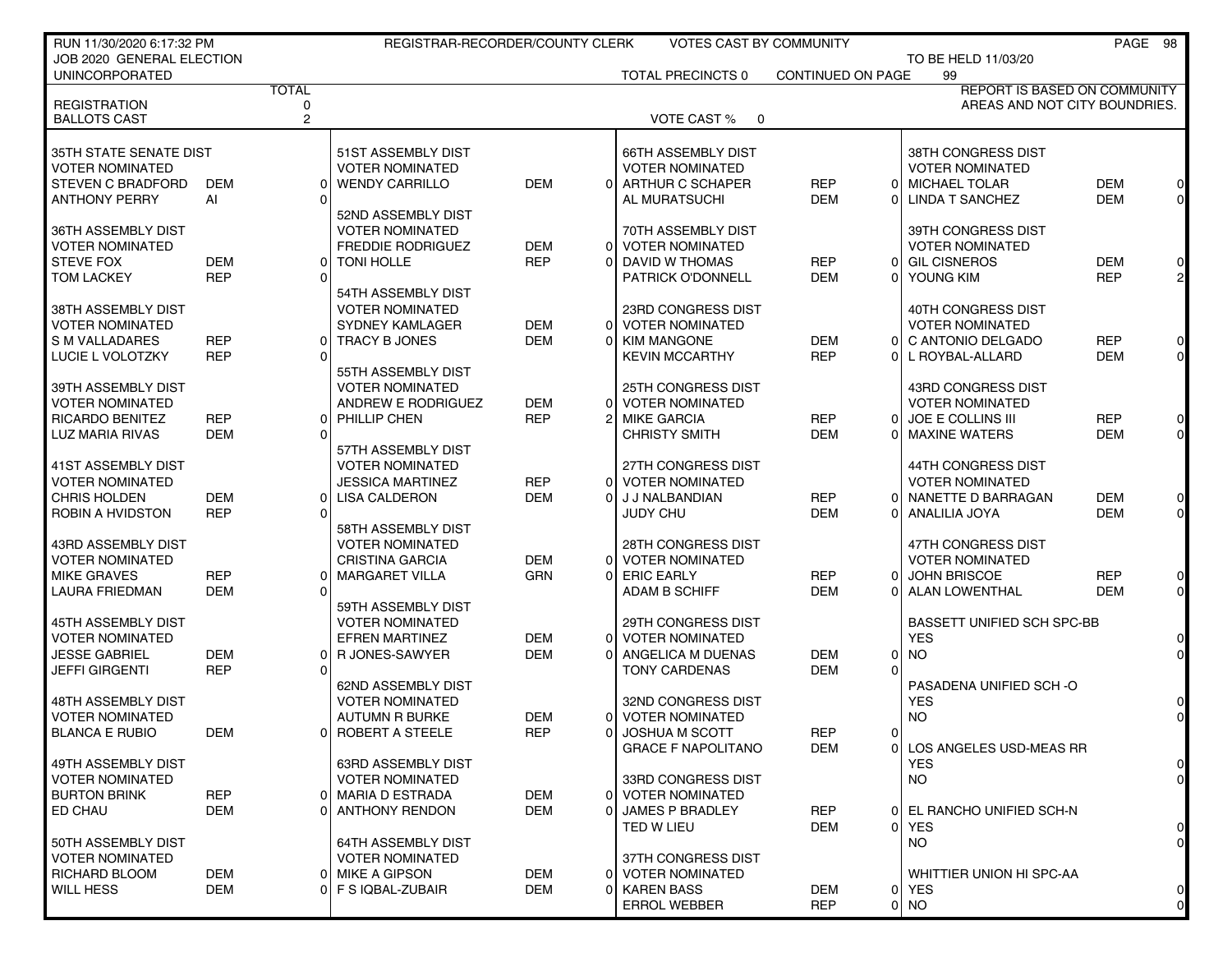RUN 11/30/2020 6:17:32 PM — REGISTRAR-RECORDER/COUNTY CLERK — VOTES CAST BY COMMUNITY

JOB 2020 GENERAL ELECTION — TO BE HELD 11/03/20

UNINCORPORATED — TOTAL PRECINCTS 0 — CONTINUED ON PAGE 99

REPORT IS BASED ON COMMUNITY AREAS AND NOT CITY BOUNDRIES.

| | TOTAL |
|---|---|
| REGISTRATION | 0 |
| BALLOTS CAST | 2 |

VOTE CAST % 0

| Contest / Candidate | Party | Votes |
|---|---|---|
| **35TH STATE SENATE DIST** | | |
| VOTER NOMINATED | | |
| STEVEN C BRADFORD | DEM | 0 |
| ANTHONY PERRY | AI | 0 |
| **36TH ASSEMBLY DIST** | | |
| VOTER NOMINATED | | |
| STEVE FOX | DEM | 0 |
| TOM LACKEY | REP | 0 |
| **38TH ASSEMBLY DIST** | | |
| VOTER NOMINATED | | |
| S M VALLADARES | REP | 0 |
| LUCIE L VOLOTZKY | REP | 0 |
| **39TH ASSEMBLY DIST** | | |
| VOTER NOMINATED | | |
| RICARDO BENITEZ | REP | 0 |
| LUZ MARIA RIVAS | DEM | 0 |
| **41ST ASSEMBLY DIST** | | |
| VOTER NOMINATED | | |
| CHRIS HOLDEN | DEM | 0 |
| ROBIN A HVIDSTON | REP | 0 |
| **43RD ASSEMBLY DIST** | | |
| VOTER NOMINATED | | |
| MIKE GRAVES | REP | 0 |
| LAURA FRIEDMAN | DEM | 0 |
| **45TH ASSEMBLY DIST** | | |
| VOTER NOMINATED | | |
| JESSE GABRIEL | DEM | 0 |
| JEFFI GIRGENTI | REP | 0 |
| **48TH ASSEMBLY DIST** | | |
| VOTER NOMINATED | | |
| BLANCA E RUBIO | DEM | 0 |
| **49TH ASSEMBLY DIST** | | |
| VOTER NOMINATED | | |
| BURTON BRINK | REP | 0 |
| ED CHAU | DEM | 0 |
| **50TH ASSEMBLY DIST** | | |
| VOTER NOMINATED | | |
| RICHARD BLOOM | DEM | 0 |
| WILL HESS | DEM | 0 |
| **51ST ASSEMBLY DIST** | | |
| VOTER NOMINATED | | |
| WENDY CARRILLO | DEM | 0 |
| **52ND ASSEMBLY DIST** | | |
| VOTER NOMINATED | | |
| FREDDIE RODRIGUEZ | DEM | 0 |
| TONI HOLLE | REP | 0 |
| **54TH ASSEMBLY DIST** | | |
| VOTER NOMINATED | | |
| SYDNEY KAMLAGER | DEM | 0 |
| TRACY B JONES | DEM | 0 |
| **55TH ASSEMBLY DIST** | | |
| VOTER NOMINATED | | |
| ANDREW E RODRIGUEZ | DEM | 0 |
| PHILLIP CHEN | REP | 2 |
| **57TH ASSEMBLY DIST** | | |
| VOTER NOMINATED | | |
| JESSICA MARTINEZ | REP | 0 |
| LISA CALDERON | DEM | 0 |
| **58TH ASSEMBLY DIST** | | |
| VOTER NOMINATED | | |
| CRISTINA GARCIA | DEM | 0 |
| MARGARET VILLA | GRN | 0 |
| **59TH ASSEMBLY DIST** | | |
| VOTER NOMINATED | | |
| EFREN MARTINEZ | DEM | 0 |
| R JONES-SAWYER | DEM | 0 |
| **62ND ASSEMBLY DIST** | | |
| VOTER NOMINATED | | |
| AUTUMN R BURKE | DEM | 0 |
| ROBERT A STEELE | REP | 0 |
| **63RD ASSEMBLY DIST** | | |
| VOTER NOMINATED | | |
| MARIA D ESTRADA | DEM | 0 |
| ANTHONY RENDON | DEM | 0 |
| **64TH ASSEMBLY DIST** | | |
| VOTER NOMINATED | | |
| MIKE A GIPSON | DEM | 0 |
| F S IQBAL-ZUBAIR | DEM | 0 |
| **66TH ASSEMBLY DIST** | | |
| VOTER NOMINATED | | |
| ARTHUR C SCHAPER | REP | 0 |
| AL MURATSUCHI | DEM | 0 |
| **70TH ASSEMBLY DIST** | | |
| VOTER NOMINATED | | |
| DAVID W THOMAS | REP | 0 |
| PATRICK O'DONNELL | DEM | 0 |
| **23RD CONGRESS DIST** | | |
| VOTER NOMINATED | | |
| KIM MANGONE | DEM | 0 |
| KEVIN MCCARTHY | REP | 0 |
| **25TH CONGRESS DIST** | | |
| VOTER NOMINATED | | |
| MIKE GARCIA | REP | 0 |
| CHRISTY SMITH | DEM | 0 |
| **27TH CONGRESS DIST** | | |
| VOTER NOMINATED | | |
| J J NALBANDIAN | REP | 0 |
| JUDY CHU | DEM | 0 |
| **28TH CONGRESS DIST** | | |
| VOTER NOMINATED | | |
| ERIC EARLY | REP | 0 |
| ADAM B SCHIFF | DEM | 0 |
| **29TH CONGRESS DIST** | | |
| VOTER NOMINATED | | |
| ANGELICA M DUENAS | DEM | 0 |
| TONY CARDENAS | DEM | 0 |
| **32ND CONGRESS DIST** | | |
| VOTER NOMINATED | | |
| JOSHUA M SCOTT | REP | 0 |
| GRACE F NAPOLITANO | DEM | 0 |
| **33RD CONGRESS DIST** | | |
| VOTER NOMINATED | | |
| JAMES P BRADLEY | REP | 0 |
| TED W LIEU | DEM | 0 |
| **37TH CONGRESS DIST** | | |
| VOTER NOMINATED | | |
| KAREN BASS | DEM | 0 |
| ERROL WEBBER | REP | 0 |
| **38TH CONGRESS DIST** | | |
| VOTER NOMINATED | | |
| MICHAEL TOLAR | DEM | 0 |
| LINDA T SANCHEZ | DEM | 0 |
| **39TH CONGRESS DIST** | | |
| VOTER NOMINATED | | |
| GIL CISNEROS | DEM | 0 |
| YOUNG KIM | REP | 2 |
| **40TH CONGRESS DIST** | | |
| VOTER NOMINATED | | |
| C ANTONIO DELGADO | REP | 0 |
| L ROYBAL-ALLARD | DEM | 0 |
| **43RD CONGRESS DIST** | | |
| VOTER NOMINATED | | |
| JOE E COLLINS III | REP | 0 |
| MAXINE WATERS | DEM | 0 |
| **44TH CONGRESS DIST** | | |
| VOTER NOMINATED | | |
| NANETTE D BARRAGAN | DEM | 0 |
| ANALILIA JOYA | DEM | 0 |
| **47TH CONGRESS DIST** | | |
| VOTER NOMINATED | | |
| JOHN BRISCOE | REP | 0 |
| ALAN LOWENTHAL | DEM | 0 |
| **BASSETT UNIFIED SCH SPC-BB** | | |
| YES | | 0 |
| NO | | 0 |
| **PASADENA UNIFIED SCH -O** | | |
| YES | | 0 |
| NO | | 0 |
| **LOS ANGELES USD-MEAS RR** | | |
| YES | | 0 |
| NO | | 0 |
| **EL RANCHO UNIFIED SCH-N** | | |
| YES | | 0 |
| NO | | 0 |
| **WHITTIER UNION HI SPC-AA** | | |
| YES | | 0 |
| NO | | 0 |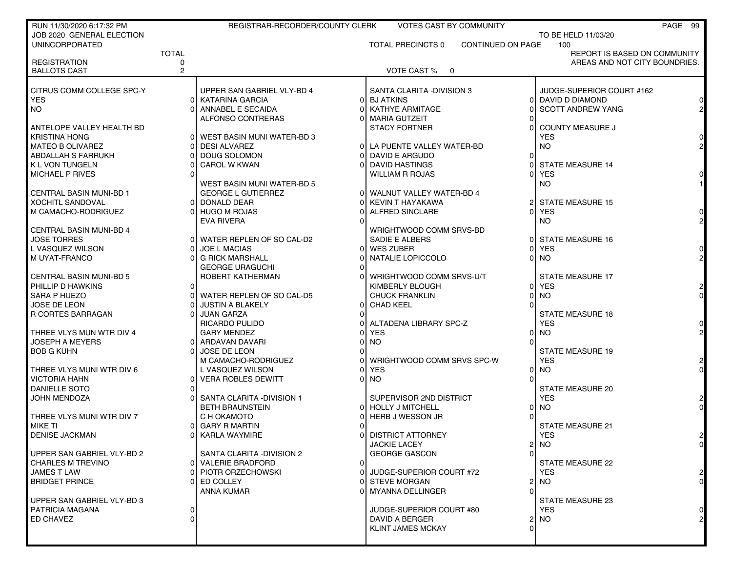RUN 11/30/2020 6:17:32 PM — REGISTRAR-RECORDER/COUNTY CLERK — VOTES CAST BY COMMUNITY

JOB 2020 GENERAL ELECTION — TO BE HELD 11/03/20

UNINCORPORATED — TOTAL PRECINCTS 0 — CONTINUED ON PAGE 100

REPORT IS BASED ON COMMUNITY AREAS AND NOT CITY BOUNDRIES.

| | TOTAL |
|---|---|
| REGISTRATION | 0 |
| BALLOTS CAST | 2 |
| VOTE CAST % | 0 |

| Contest / Candidate | Votes |
|---|---|
| **CITRUS COMM COLLEGE SPC-Y** | |
| YES | 0 |
| NO | 0 |
| **ANTELOPE VALLEY HEALTH BD** | |
| KRISTINA HONG | 0 |
| MATEO B OLIVAREZ | 0 |
| ABDALLAH S FARRUKH | 0 |
| K L VON TUNGELN | 0 |
| MICHAEL P RIVES | 0 |
| **CENTRAL BASIN MUNI-BD 1** | |
| XOCHITL SANDOVAL | 0 |
| M CAMACHO-RODRIGUEZ | 0 |
| **CENTRAL BASIN MUNI-BD 4** | |
| JOSE TORRES | 0 |
| L VASQUEZ WILSON | 0 |
| M UYAT-FRANCO | 0 |
| **CENTRAL BASIN MUNI-BD 5** | |
| PHILLIP D HAWKINS | 0 |
| SARA P HUEZO | 0 |
| JOSE DE LEON | 0 |
| R CORTES BARRAGAN | 0 |
| **THREE VLYS MUN WTR DIV 4** | |
| JOSEPH A MEYERS | 0 |
| BOB G KUHN | 0 |
| **THREE VLYS MUNI WTR DIV 6** | |
| VICTORIA HAHN | 0 |
| DANIELLE SOTO | 0 |
| JOHN MENDOZA | 0 |
| **THREE VLYS MUNI WTR DIV 7** | |
| MIKE TI | 0 |
| DENISE JACKMAN | 0 |
| **UPPER SAN GABRIEL VLY-BD 2** | |
| CHARLES M TREVINO | 0 |
| JAMES T LAW | 0 |
| BRIDGET PRINCE | 0 |
| **UPPER SAN GABRIEL VLY-BD 3** | |
| PATRICIA MAGANA | 0 |
| ED CHAVEZ | 0 |
| **UPPER SAN GABRIEL VLY-BD 4** | |
| KATARINA GARCIA | 0 |
| ANNABEL E SECAIDA | 0 |
| ALFONSO CONTRERAS | 0 |
| **WEST BASIN MUNI WATER-BD 3** | |
| DESI ALVAREZ | 0 |
| DOUG SOLOMON | 0 |
| CAROL W KWAN | 0 |
| **WEST BASIN MUNI WATER-BD 5** | |
| GEORGE L GUTIERREZ | 0 |
| DONALD DEAR | 0 |
| HUGO M ROJAS | 0 |
| EVA RIVERA | 0 |
| **WATER REPLEN OF SO CAL-D2** | |
| JOE L MACIAS | 0 |
| G RICK MARSHALL | 0 |
| GEORGE URAGUCHI | 0 |
| ROBERT KATHERMAN | 0 |
| **WATER REPLEN OF SO CAL-D5** | |
| JUSTIN A BLAKELY | 0 |
| JUAN GARZA | 0 |
| RICARDO PULIDO | 0 |
| GARY MENDEZ | 0 |
| ARDAVAN DAVARI | 0 |
| JOSE DE LEON | 0 |
| M CAMACHO-RODRIGUEZ | 0 |
| L VASQUEZ WILSON | 0 |
| VERA ROBLES DEWITT | 0 |
| **SANTA CLARITA -DIVISION 1** | |
| BETH BRAUNSTEIN | 0 |
| C H OKAMOTO | 0 |
| GARY R MARTIN | 0 |
| KARLA WAYMIRE | 0 |
| **SANTA CLARITA -DIVISION 2** | |
| VALERIE BRADFORD | 0 |
| PIOTR ORZECHOWSKI | 0 |
| ED COLLEY | 0 |
| ANNA KUMAR | 0 |
| **SANTA CLARITA -DIVISION 3** | |
| BJ ATKINS | 0 |
| KATHYE ARMITAGE | 0 |
| MARIA GUTZEIT | 0 |
| STACY FORTNER | 0 |
| **LA PUENTE VALLEY WATER-BD** | |
| DAVID E ARGUDO | 0 |
| DAVID HASTINGS | 0 |
| WILLIAM R ROJAS | 0 |
| **WALNUT VALLEY WATER-BD 4** | |
| KEVIN T HAYAKAWA | 2 |
| ALFRED SINCLARE | 0 |
| **WRIGHTWOOD COMM SRVS-BD** | |
| SADIE E ALBERS | 0 |
| WES ZUBER | 0 |
| NATALIE LOPICCOLO | 0 |
| **WRIGHTWOOD COMM SRVS-U/T** | |
| KIMBERLY BLOUGH | 0 |
| CHUCK FRANKLIN | 0 |
| CHAD KEEL | 0 |
| **ALTADENA LIBRARY SPC-Z** | |
| YES | 0 |
| NO | 0 |
| **WRIGHTWOOD COMM SRVS SPC-W** | |
| YES | 0 |
| NO | 0 |
| **SUPERVISOR 2ND DISTRICT** | |
| HOLLY J MITCHELL | 0 |
| HERB J WESSON JR | 0 |
| **DISTRICT ATTORNEY** | |
| JACKIE LACEY | 2 |
| GEORGE GASCON | 0 |
| **JUDGE-SUPERIOR COURT #72** | |
| STEVE MORGAN | 2 |
| MYANNA DELLINGER | 0 |
| **JUDGE-SUPERIOR COURT #80** | |
| DAVID A BERGER | 2 |
| KLINT JAMES MCKAY | 0 |
| **JUDGE-SUPERIOR COURT #162** | |
| DAVID D DIAMOND | 0 |
| SCOTT ANDREW YANG | 2 |
| **COUNTY MEASURE J** | |
| YES | 0 |
| NO | 2 |
| **STATE MEASURE 14** | |
| YES | 0 |
| NO | 1 |
| **STATE MEASURE 15** | |
| YES | 0 |
| NO | 2 |
| **STATE MEASURE 16** | |
| YES | 0 |
| NO | 2 |
| **STATE MEASURE 17** | |
| YES | 2 |
| NO | 0 |
| **STATE MEASURE 18** | |
| YES | 0 |
| NO | 2 |
| **STATE MEASURE 19** | |
| YES | 2 |
| NO | 0 |
| **STATE MEASURE 20** | |
| YES | 2 |
| NO | 0 |
| **STATE MEASURE 21** | |
| YES | 2 |
| NO | 0 |
| **STATE MEASURE 22** | |
| YES | 2 |
| NO | 0 |
| **STATE MEASURE 23** | |
| YES | 0 |
| NO | 2 |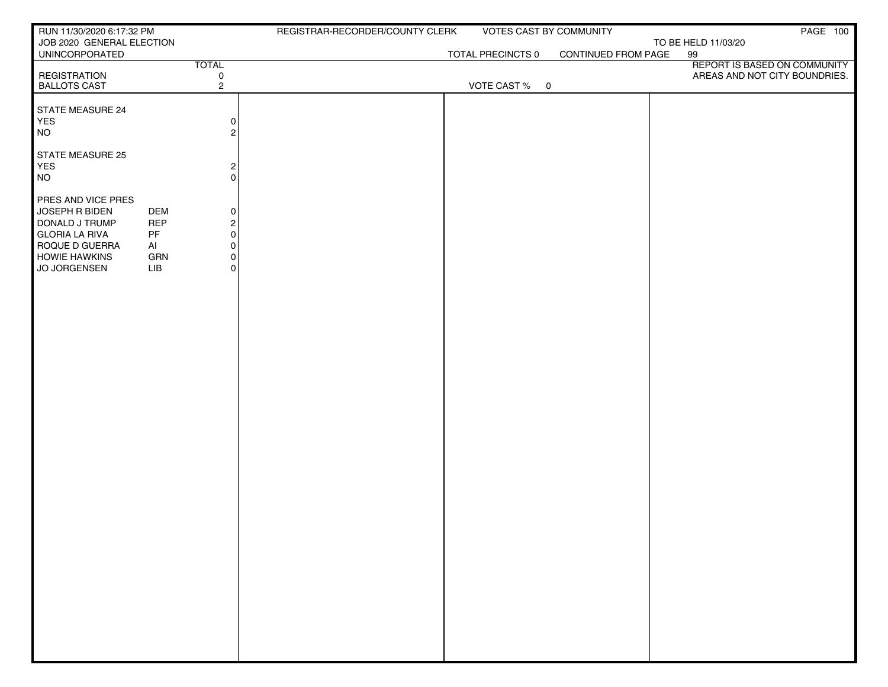RUN 11/30/2020 6:17:32 PM | REGISTRAR-RECORDER/COUNTY CLERK | VOTES CAST BY COMMUNITY

JOB 2020 GENERAL ELECTION | TO BE HELD 11/03/20

UNINCORPORATED | TOTAL PRECINCTS 0 | CONTINUED FROM PAGE 99

REPORT IS BASED ON COMMUNITY AREAS AND NOT CITY BOUNDRIES.

| | | TOTAL |
|---|---|---|
| REGISTRATION | | 0 |
| BALLOTS CAST | | 2 |

VOTE CAST % 0

| | | TOTAL |
|---|---|---|
| **STATE MEASURE 24** | | |
| YES | | 0 |
| NO | | 2 |
| **STATE MEASURE 25** | | |
| YES | | 2 |
| NO | | 0 |
| **PRES AND VICE PRES** | | |
| JOSEPH R BIDEN | DEM | 0 |
| DONALD J TRUMP | REP | 2 |
| GLORIA LA RIVA | PF | 0 |
| ROQUE D GUERRA | AI | 0 |
| HOWIE HAWKINS | GRN | 0 |
| JO JORGENSEN | LIB | 0 |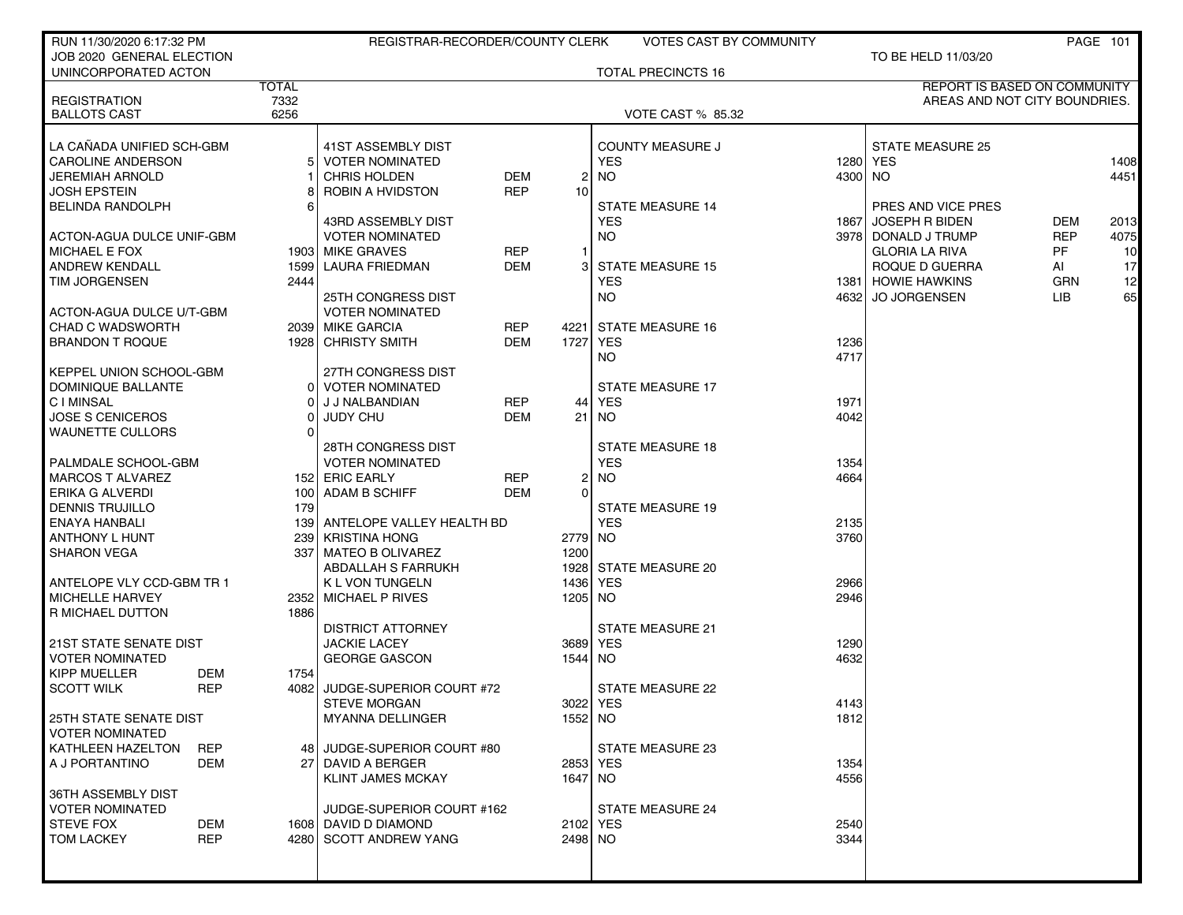RUN 11/30/2020 6:17:32 PM — REGISTRAR-RECORDER/COUNTY CLERK — VOTES CAST BY COMMUNITY

JOB 2020 GENERAL ELECTION — TO BE HELD 11/03/20

UNINCORPORATED ACTON — TOTAL PRECINCTS 16

REPORT IS BASED ON COMMUNITY AREAS AND NOT CITY BOUNDRIES.

| | TOTAL |
|---|---|
| REGISTRATION | 7332 |
| BALLOTS CAST | 6256 |

VOTE CAST % 85.32

| LA CAÑADA UNIFIED SCH-GBM | | |
|---|---|---|
| CAROLINE ANDERSON | | 5 |
| JEREMIAH ARNOLD | | 1 |
| JOSH EPSTEIN | | 8 |
| BELINDA RANDOLPH | | 6 |
| **ACTON-AGUA DULCE UNIF-GBM** | | |
| MICHAEL E FOX | | 1903 |
| ANDREW KENDALL | | 1599 |
| TIM JORGENSEN | | 2444 |
| **ACTON-AGUA DULCE U/T-GBM** | | |
| CHAD C WADSWORTH | | 2039 |
| BRANDON T ROQUE | | 1928 |
| **KEPPEL UNION SCHOOL-GBM** | | |
| DOMINIQUE BALLANTE | | 0 |
| C I MINSAL | | 0 |
| JOSE S CENICEROS | | 0 |
| WAUNETTE CULLORS | | 0 |
| **PALMDALE SCHOOL-GBM** | | |
| MARCOS T ALVAREZ | | 152 |
| ERIKA G ALVERDI | | 100 |
| DENNIS TRUJILLO | | 179 |
| ENAYA HANBALI | | 139 |
| ANTHONY L HUNT | | 239 |
| SHARON VEGA | | 337 |
| **ANTELOPE VLY CCD-GBM TR 1** | | |
| MICHELLE HARVEY | | 2352 |
| R MICHAEL DUTTON | | 1886 |
| **21ST STATE SENATE DIST** | | |
| VOTER NOMINATED | | |
| KIPP MUELLER | DEM | 1754 |
| SCOTT WILK | REP | 4082 |
| **25TH STATE SENATE DIST** | | |
| VOTER NOMINATED | | |
| KATHLEEN HAZELTON | REP | 48 |
| A J PORTANTINO | DEM | 27 |
| **36TH ASSEMBLY DIST** | | |
| VOTER NOMINATED | | |
| STEVE FOX | DEM | 1608 |
| TOM LACKEY | REP | 4280 |
| **41ST ASSEMBLY DIST** | | |
| VOTER NOMINATED | | |
| CHRIS HOLDEN | DEM | 2 |
| ROBIN A HVIDSTON | REP | 10 |
| **43RD ASSEMBLY DIST** | | |
| VOTER NOMINATED | | |
| MIKE GRAVES | REP | 1 |
| LAURA FRIEDMAN | DEM | 3 |
| **25TH CONGRESS DIST** | | |
| VOTER NOMINATED | | |
| MIKE GARCIA | REP | 4221 |
| CHRISTY SMITH | DEM | 1727 |
| **27TH CONGRESS DIST** | | |
| VOTER NOMINATED | | |
| J J NALBANDIAN | REP | 44 |
| JUDY CHU | DEM | 21 |
| **28TH CONGRESS DIST** | | |
| VOTER NOMINATED | | |
| ERIC EARLY | REP | 2 |
| ADAM B SCHIFF | DEM | 0 |
| **ANTELOPE VALLEY HEALTH BD** | | |
| KRISTINA HONG | | 2779 |
| MATEO B OLIVAREZ | | 1200 |
| ABDALLAH S FARRUKH | | 1928 |
| K L VON TUNGELN | | 1436 |
| MICHAEL P RIVES | | 1205 |
| **DISTRICT ATTORNEY** | | |
| JACKIE LACEY | | 3689 |
| GEORGE GASCON | | 1544 |
| **JUDGE-SUPERIOR COURT #72** | | |
| STEVE MORGAN | | 3022 |
| MYANNA DELLINGER | | 1552 |
| **JUDGE-SUPERIOR COURT #80** | | |
| DAVID A BERGER | | 2853 |
| KLINT JAMES MCKAY | | 1647 |
| **JUDGE-SUPERIOR COURT #162** | | |
| DAVID D DIAMOND | | 2102 |
| SCOTT ANDREW YANG | | 2498 |
| **COUNTY MEASURE J** | | |
| YES | | 1280 |
| NO | | 4300 |
| **STATE MEASURE 14** | | |
| YES | | 1867 |
| NO | | 3978 |
| **STATE MEASURE 15** | | |
| YES | | 1381 |
| NO | | 4632 |
| **STATE MEASURE 16** | | |
| YES | | 1236 |
| NO | | 4717 |
| **STATE MEASURE 17** | | |
| YES | | 1971 |
| NO | | 4042 |
| **STATE MEASURE 18** | | |
| YES | | 1354 |
| NO | | 4664 |
| **STATE MEASURE 19** | | |
| YES | | 2135 |
| NO | | 3760 |
| **STATE MEASURE 20** | | |
| YES | | 2966 |
| NO | | 2946 |
| **STATE MEASURE 21** | | |
| YES | | 1290 |
| NO | | 4632 |
| **STATE MEASURE 22** | | |
| YES | | 4143 |
| NO | | 1812 |
| **STATE MEASURE 23** | | |
| YES | | 1354 |
| NO | | 4556 |
| **STATE MEASURE 24** | | |
| YES | | 2540 |
| NO | | 3344 |
| **STATE MEASURE 25** | | |
| YES | | 1408 |
| NO | | 4451 |
| **PRES AND VICE PRES** | | |
| JOSEPH R BIDEN | DEM | 2013 |
| DONALD J TRUMP | REP | 4075 |
| GLORIA LA RIVA | PF | 10 |
| ROQUE D GUERRA | AI | 17 |
| HOWIE HAWKINS | GRN | 12 |
| JO JORGENSEN | LIB | 65 |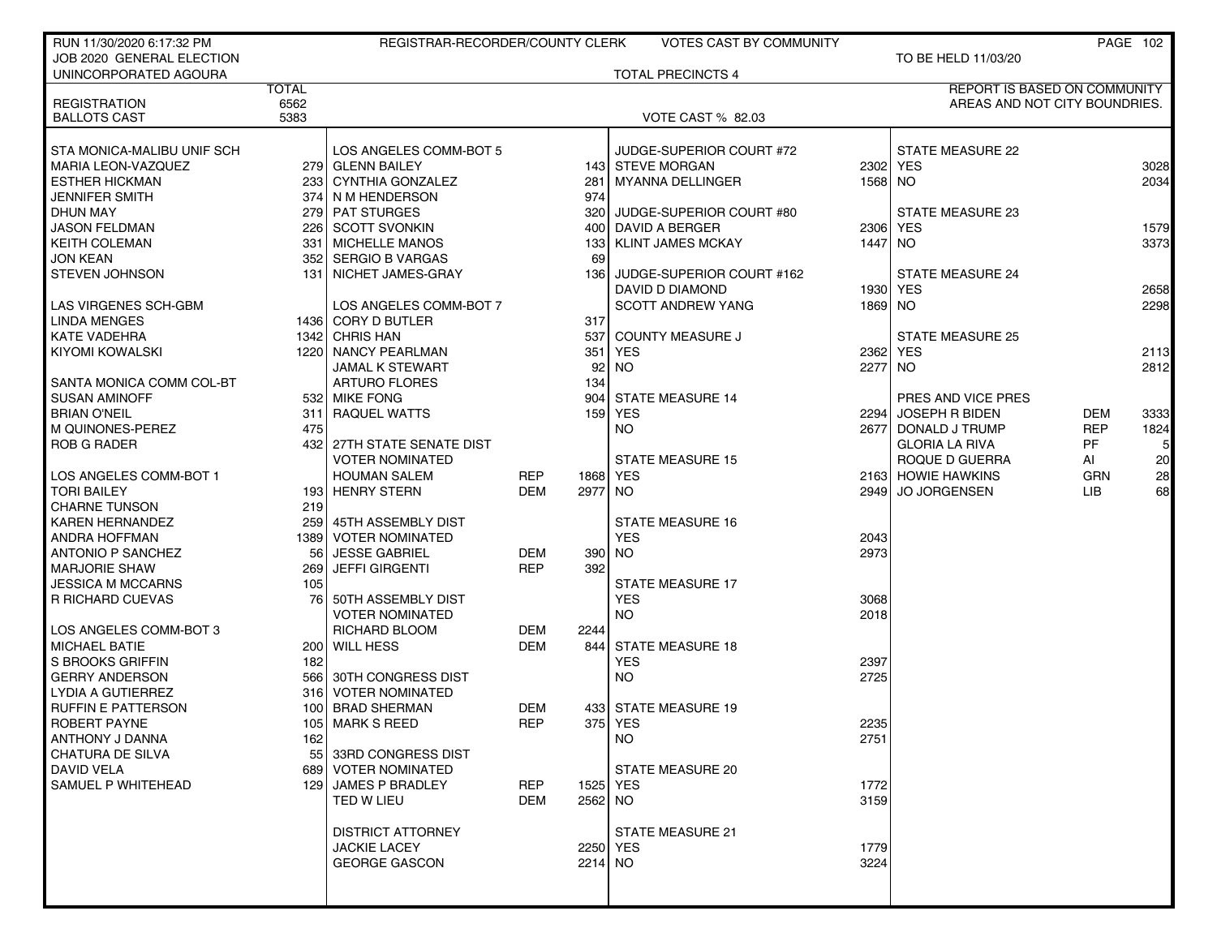RUN 11/30/2020 6:17:32 PM — REGISTRAR-RECORDER/COUNTY CLERK — VOTES CAST BY COMMUNITY

JOB 2020 GENERAL ELECTION — TO BE HELD 11/03/20

UNINCORPORATED AGOURA — TOTAL PRECINCTS 4

REPORT IS BASED ON COMMUNITY AREAS AND NOT CITY BOUNDRIES.

| | TOTAL |
|---|---|
| REGISTRATION | 6562 |
| BALLOTS CAST | 5383 |

VOTE CAST % 82.03

| STA MONICA-MALIBU UNIF SCH | |
|---|---|
| MARIA LEON-VAZQUEZ | 279 |
| ESTHER HICKMAN | 233 |
| JENNIFER SMITH | 374 |
| DHUN MAY | 279 |
| JASON FELDMAN | 226 |
| KEITH COLEMAN | 331 |
| JON KEAN | 352 |
| STEVEN JOHNSON | 131 |

| LAS VIRGENES SCH-GBM | |
|---|---|
| LINDA MENGES | 1436 |
| KATE VADEHRA | 1342 |
| KIYOMI KOWALSKI | 1220 |

| SANTA MONICA COMM COL-BT | |
|---|---|
| SUSAN AMINOFF | 532 |
| BRIAN O'NEIL | 311 |
| M QUINONES-PEREZ | 475 |
| ROB G RADER | 432 |

| LOS ANGELES COMM-BOT 1 | |
|---|---|
| TORI BAILEY | 193 |
| CHARNE TUNSON | 219 |
| KAREN HERNANDEZ | 259 |
| ANDRA HOFFMAN | 1389 |
| ANTONIO P SANCHEZ | 56 |
| MARJORIE SHAW | 269 |
| JESSICA M MCCARNS | 105 |
| R RICHARD CUEVAS | 76 |

| LOS ANGELES COMM-BOT 3 | |
|---|---|
| MICHAEL BATIE | 200 |
| S BROOKS GRIFFIN | 182 |
| GERRY ANDERSON | 566 |
| LYDIA A GUTIERREZ | 316 |
| RUFFIN E PATTERSON | 100 |
| ROBERT PAYNE | 105 |
| ANTHONY J DANNA | 162 |
| CHATURA DE SILVA | 55 |
| DAVID VELA | 689 |
| SAMUEL P WHITEHEAD | 129 |

| LOS ANGELES COMM-BOT 5 | |
|---|---|
| GLENN BAILEY | 143 |
| CYNTHIA GONZALEZ | 281 |
| N M HENDERSON | 974 |
| PAT STURGES | 320 |
| SCOTT SVONKIN | 400 |
| MICHELLE MANOS | 133 |
| SERGIO B VARGAS | 69 |
| NICHET JAMES-GRAY | 136 |

| LOS ANGELES COMM-BOT 7 | |
|---|---|
| CORY D BUTLER | 317 |
| CHRIS HAN | 537 |
| NANCY PEARLMAN | 351 |
| JAMAL K STEWART | 92 |
| ARTURO FLORES | 134 |
| MIKE FONG | 904 |
| RAQUEL WATTS | 159 |

| 27TH STATE SENATE DIST VOTER NOMINATED | | |
|---|---|---|
| HOUMAN SALEM | REP | 1868 |
| HENRY STERN | DEM | 2977 |

| 45TH ASSEMBLY DIST VOTER NOMINATED | | |
|---|---|---|
| JESSE GABRIEL | DEM | 390 |
| JEFFI GIRGENTI | REP | 392 |

| 50TH ASSEMBLY DIST VOTER NOMINATED | | |
|---|---|---|
| RICHARD BLOOM | DEM | 2244 |
| WILL HESS | DEM | 844 |

| 30TH CONGRESS DIST VOTER NOMINATED | | |
|---|---|---|
| BRAD SHERMAN | DEM | 433 |
| MARK S REED | REP | 375 |

| 33RD CONGRESS DIST VOTER NOMINATED | | |
|---|---|---|
| JAMES P BRADLEY | REP | 1525 |
| TED W LIEU | DEM | 2562 |

| DISTRICT ATTORNEY | |
|---|---|
| JACKIE LACEY | 2250 |
| GEORGE GASCON | 2214 |

| JUDGE-SUPERIOR COURT #72 | |
|---|---|
| STEVE MORGAN | 2302 |
| MYANNA DELLINGER | 1568 |

| JUDGE-SUPERIOR COURT #80 | |
|---|---|
| DAVID A BERGER | 2306 |
| KLINT JAMES MCKAY | 1447 |

| JUDGE-SUPERIOR COURT #162 | |
|---|---|
| DAVID D DIAMOND | 1930 |
| SCOTT ANDREW YANG | 1869 |

| COUNTY MEASURE J | |
|---|---|
| YES | 2362 |
| NO | 2277 |

| STATE MEASURE 14 | |
|---|---|
| YES | 2294 |
| NO | 2677 |

| STATE MEASURE 15 | |
|---|---|
| YES | 2163 |
| NO | 2949 |

| STATE MEASURE 16 | |
|---|---|
| YES | 2043 |
| NO | 2973 |

| STATE MEASURE 17 | |
|---|---|
| YES | 3068 |
| NO | 2018 |

| STATE MEASURE 18 | |
|---|---|
| YES | 2397 |
| NO | 2725 |

| STATE MEASURE 19 | |
|---|---|
| YES | 2235 |
| NO | 2751 |

| STATE MEASURE 20 | |
|---|---|
| YES | 1772 |
| NO | 3159 |

| STATE MEASURE 21 | |
|---|---|
| YES | 1779 |
| NO | 3224 |

| STATE MEASURE 22 | |
|---|---|
| YES | 3028 |
| NO | 2034 |

| STATE MEASURE 23 | |
|---|---|
| YES | 1579 |
| NO | 3373 |

| STATE MEASURE 24 | |
|---|---|
| YES | 2658 |
| NO | 2298 |

| STATE MEASURE 25 | |
|---|---|
| YES | 2113 |
| NO | 2812 |

| PRES AND VICE PRES | | |
|---|---|---|
| JOSEPH R BIDEN | DEM | 3333 |
| DONALD J TRUMP | REP | 1824 |
| GLORIA LA RIVA | PF | 5 |
| ROQUE D GUERRA | AI | 20 |
| HOWIE HAWKINS | GRN | 28 |
| JO JORGENSEN | LIB | 68 |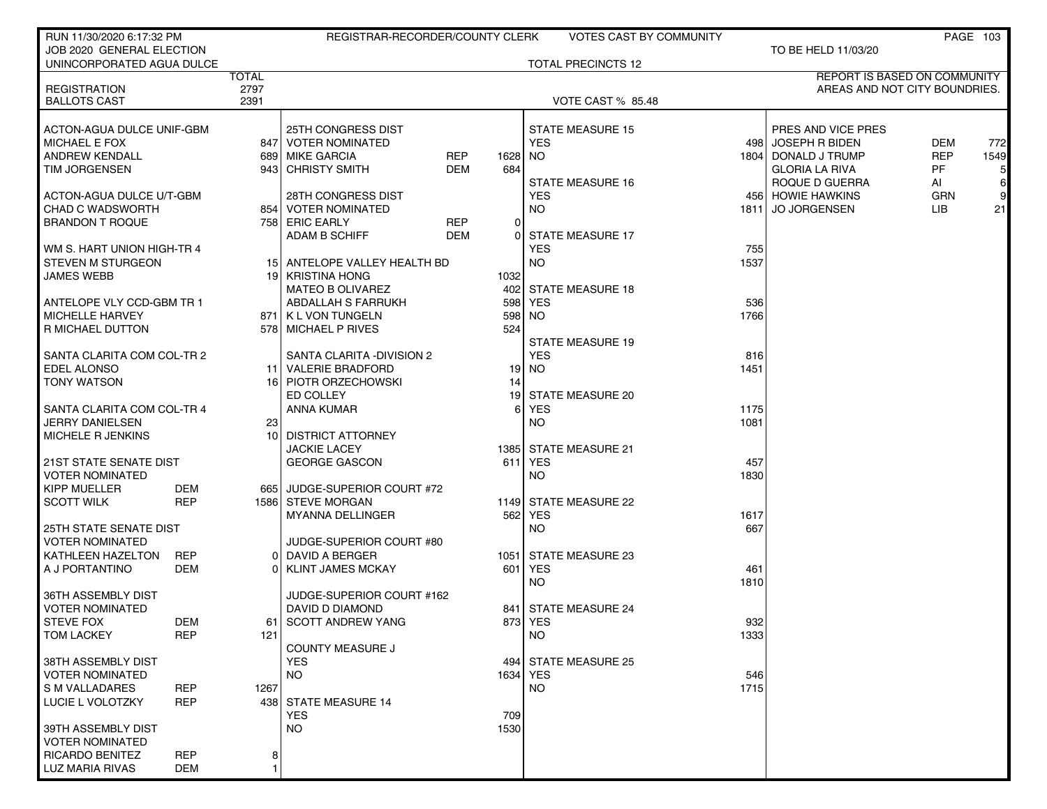RUN 11/30/2020 6:17:32 PM — REGISTRAR-RECORDER/COUNTY CLERK — VOTES CAST BY COMMUNITY

JOB 2020 GENERAL ELECTION — TO BE HELD 11/03/20

UNINCORPORATED AGUA DULCE — TOTAL PRECINCTS 12

REPORT IS BASED ON COMMUNITY AREAS AND NOT CITY BOUNDRIES.

| | TOTAL |
|---|---|
| REGISTRATION | 2797 |
| BALLOTS CAST | 2391 |

VOTE CAST % 85.48

| Contest / Candidate | Party | Votes |
|---|---|---|
| **ACTON-AGUA DULCE UNIF-GBM** | | |
| MICHAEL E FOX | | 847 |
| ANDREW KENDALL | | 689 |
| TIM JORGENSEN | | 943 |
| **ACTON-AGUA DULCE U/T-GBM** | | |
| CHAD C WADSWORTH | | 854 |
| BRANDON T ROQUE | | 758 |
| **WM S. HART UNION HIGH-TR 4** | | |
| STEVEN M STURGEON | | 15 |
| JAMES WEBB | | 19 |
| **ANTELOPE VLY CCD-GBM TR 1** | | |
| MICHELLE HARVEY | | 871 |
| R MICHAEL DUTTON | | 578 |
| **SANTA CLARITA COM COL-TR 2** | | |
| EDEL ALONSO | | 11 |
| TONY WATSON | | 16 |
| **SANTA CLARITA COM COL-TR 4** | | |
| JERRY DANIELSEN | | 23 |
| MICHELE R JENKINS | | 10 |
| **21ST STATE SENATE DIST** | | |
| VOTER NOMINATED | | |
| KIPP MUELLER | DEM | 665 |
| SCOTT WILK | REP | 1586 |
| **25TH STATE SENATE DIST** | | |
| VOTER NOMINATED | | |
| KATHLEEN HAZELTON | REP | 0 |
| A J PORTANTINO | DEM | 0 |
| **36TH ASSEMBLY DIST** | | |
| VOTER NOMINATED | | |
| STEVE FOX | DEM | 61 |
| TOM LACKEY | REP | 121 |
| **38TH ASSEMBLY DIST** | | |
| VOTER NOMINATED | | |
| S M VALLADARES | REP | 1267 |
| LUCIE L VOLOTZKY | REP | 438 |
| **39TH ASSEMBLY DIST** | | |
| VOTER NOMINATED | | |
| RICARDO BENITEZ | REP | 8 |
| LUZ MARIA RIVAS | DEM | 1 |
| **25TH CONGRESS DIST** | | |
| VOTER NOMINATED | | |
| MIKE GARCIA | REP | 1628 |
| CHRISTY SMITH | DEM | 684 |
| **28TH CONGRESS DIST** | | |
| VOTER NOMINATED | | |
| ERIC EARLY | REP | 0 |
| ADAM B SCHIFF | DEM | 0 |
| **ANTELOPE VALLEY HEALTH BD** | | |
| KRISTINA HONG | | 1032 |
| MATEO B OLIVAREZ | | 402 |
| ABDALLAH S FARRUKH | | 598 |
| K L VON TUNGELN | | 598 |
| MICHAEL P RIVES | | 524 |
| **SANTA CLARITA -DIVISION 2** | | |
| VALERIE BRADFORD | | 19 |
| PIOTR ORZECHOWSKI | | 14 |
| ED COLLEY | | 19 |
| ANNA KUMAR | | 6 |
| **DISTRICT ATTORNEY** | | |
| JACKIE LACEY | | 1385 |
| GEORGE GASCON | | 611 |
| **JUDGE-SUPERIOR COURT #72** | | |
| STEVE MORGAN | | 1149 |
| MYANNA DELLINGER | | 562 |
| **JUDGE-SUPERIOR COURT #80** | | |
| DAVID A BERGER | | 1051 |
| KLINT JAMES MCKAY | | 601 |
| **JUDGE-SUPERIOR COURT #162** | | |
| DAVID D DIAMOND | | 841 |
| SCOTT ANDREW YANG | | 873 |
| **COUNTY MEASURE J** | | |
| YES | | 494 |
| NO | | 1634 |
| **STATE MEASURE 14** | | |
| YES | | 709 |
| NO | | 1530 |
| **STATE MEASURE 15** | | |
| YES | | 498 |
| NO | | 1804 |
| **STATE MEASURE 16** | | |
| YES | | 456 |
| NO | | 1811 |
| **STATE MEASURE 17** | | |
| YES | | 755 |
| NO | | 1537 |
| **STATE MEASURE 18** | | |
| YES | | 536 |
| NO | | 1766 |
| **STATE MEASURE 19** | | |
| YES | | 816 |
| NO | | 1451 |
| **STATE MEASURE 20** | | |
| YES | | 1175 |
| NO | | 1081 |
| **STATE MEASURE 21** | | |
| YES | | 457 |
| NO | | 1830 |
| **STATE MEASURE 22** | | |
| YES | | 1617 |
| NO | | 667 |
| **STATE MEASURE 23** | | |
| YES | | 461 |
| NO | | 1810 |
| **STATE MEASURE 24** | | |
| YES | | 932 |
| NO | | 1333 |
| **STATE MEASURE 25** | | |
| YES | | 546 |
| NO | | 1715 |
| **PRES AND VICE PRES** | | |
| JOSEPH R BIDEN | DEM | 772 |
| DONALD J TRUMP | REP | 1549 |
| GLORIA LA RIVA | PF | 5 |
| ROQUE D GUERRA | AI | 6 |
| HOWIE HAWKINS | GRN | 9 |
| JO JORGENSEN | LIB | 21 |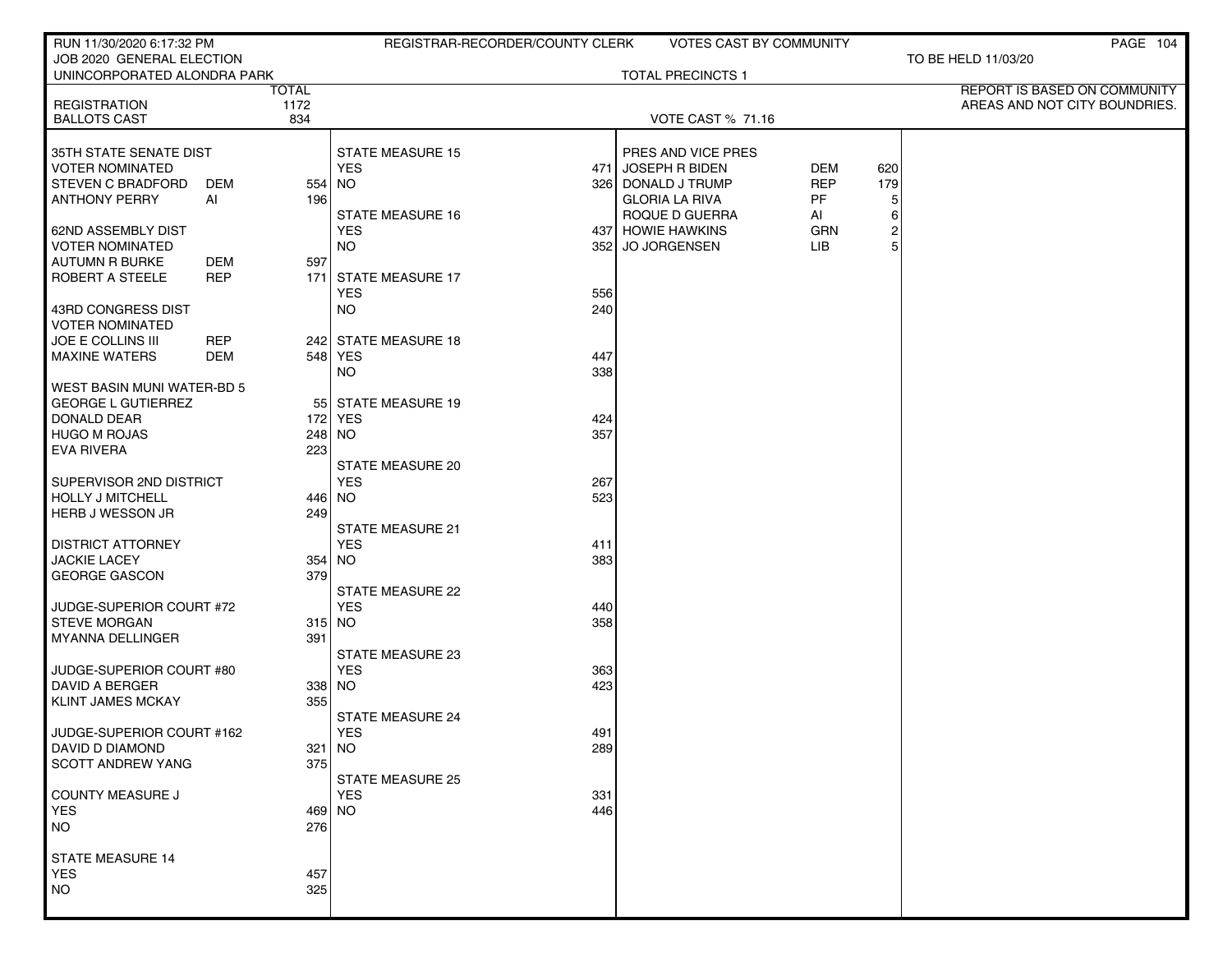RUN 11/30/2020 6:17:32 PM — REGISTRAR-RECORDER/COUNTY CLERK — VOTES CAST BY COMMUNITY

JOB 2020 GENERAL ELECTION — TO BE HELD 11/03/20

UNINCORPORATED ALONDRA PARK — TOTAL PRECINCTS 1

REPORT IS BASED ON COMMUNITY AREAS AND NOT CITY BOUNDRIES.

| | | TOTAL |
|---|---|---|
| REGISTRATION | | 1172 |
| BALLOTS CAST | | 834 |

VOTE CAST % 71.16

| Contest / Candidate | Party | Votes |
|---|---|---|
| **35TH STATE SENATE DIST** | | |
| VOTER NOMINATED | | |
| STEVEN C BRADFORD | DEM | 554 |
| ANTHONY PERRY | AI | 196 |
| **62ND ASSEMBLY DIST** | | |
| VOTER NOMINATED | | |
| AUTUMN R BURKE | DEM | 597 |
| ROBERT A STEELE | REP | 171 |
| **43RD CONGRESS DIST** | | |
| VOTER NOMINATED | | |
| JOE E COLLINS III | REP | 242 |
| MAXINE WATERS | DEM | 548 |
| **WEST BASIN MUNI WATER-BD 5** | | |
| GEORGE L GUTIERREZ | | 55 |
| DONALD DEAR | | 172 |
| HUGO M ROJAS | | 248 |
| EVA RIVERA | | 223 |
| **SUPERVISOR 2ND DISTRICT** | | |
| HOLLY J MITCHELL | | 446 |
| HERB J WESSON JR | | 249 |
| **DISTRICT ATTORNEY** | | |
| JACKIE LACEY | | 354 |
| GEORGE GASCON | | 379 |
| **JUDGE-SUPERIOR COURT #72** | | |
| STEVE MORGAN | | 315 |
| MYANNA DELLINGER | | 391 |
| **JUDGE-SUPERIOR COURT #80** | | |
| DAVID A BERGER | | 338 |
| KLINT JAMES MCKAY | | 355 |
| **JUDGE-SUPERIOR COURT #162** | | |
| DAVID D DIAMOND | | 321 |
| SCOTT ANDREW YANG | | 375 |
| **COUNTY MEASURE J** | | |
| YES | | 469 |
| NO | | 276 |
| **STATE MEASURE 14** | | |
| YES | | 457 |
| NO | | 325 |
| **STATE MEASURE 15** | | |
| YES | | 471 |
| NO | | 326 |
| **STATE MEASURE 16** | | |
| YES | | 437 |
| NO | | 352 |
| **STATE MEASURE 17** | | |
| YES | | 556 |
| NO | | 240 |
| **STATE MEASURE 18** | | |
| YES | | 447 |
| NO | | 338 |
| **STATE MEASURE 19** | | |
| YES | | 424 |
| NO | | 357 |
| **STATE MEASURE 20** | | |
| YES | | 267 |
| NO | | 523 |
| **STATE MEASURE 21** | | |
| YES | | 411 |
| NO | | 383 |
| **STATE MEASURE 22** | | |
| YES | | 440 |
| NO | | 358 |
| **STATE MEASURE 23** | | |
| YES | | 363 |
| NO | | 423 |
| **STATE MEASURE 24** | | |
| YES | | 491 |
| NO | | 289 |
| **STATE MEASURE 25** | | |
| YES | | 331 |
| NO | | 446 |
| **PRES AND VICE PRES** | | |
| JOSEPH R BIDEN | DEM | 620 |
| DONALD J TRUMP | REP | 179 |
| GLORIA LA RIVA | PF | 5 |
| ROQUE D GUERRA | AI | 6 |
| HOWIE HAWKINS | GRN | 2 |
| JO JORGENSEN | LIB | 5 |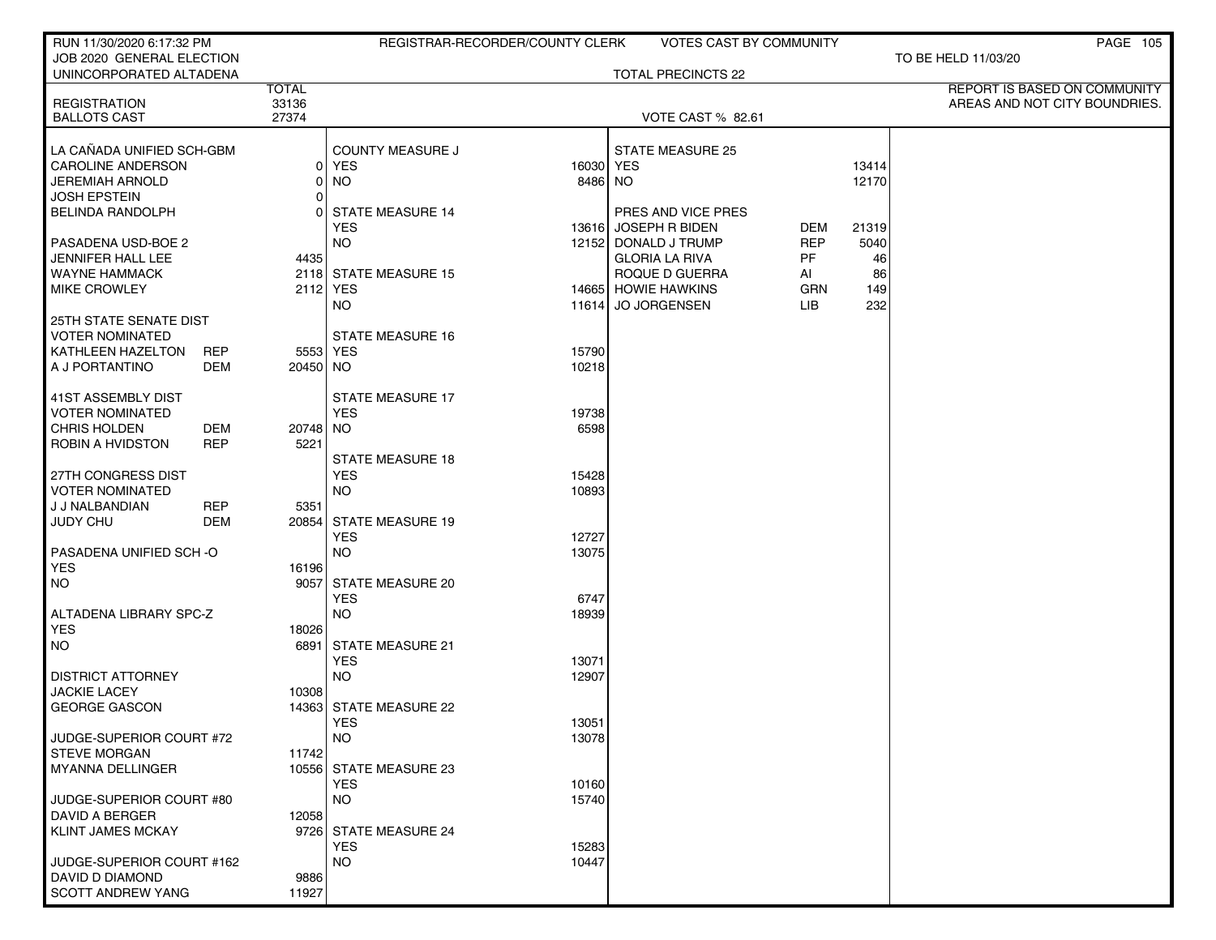RUN 11/30/2020 6:17:32 PM — REGISTRAR-RECORDER/COUNTY CLERK — VOTES CAST BY COMMUNITY

JOB 2020 GENERAL ELECTION — TO BE HELD 11/03/20

UNINCORPORATED ALTADENA — TOTAL PRECINCTS 22

REPORT IS BASED ON COMMUNITY AREAS AND NOT CITY BOUNDRIES.

| | TOTAL |
|---|---|
| REGISTRATION | 33136 |
| BALLOTS CAST | 27374 |

VOTE CAST % 82.61

| LA CAÑADA UNIFIED SCH-GBM | | |
|---|---|---|
| CAROLINE ANDERSON | | 0 |
| JEREMIAH ARNOLD | | 0 |
| JOSH EPSTEIN | | 0 |
| BELINDA RANDOLPH | | 0 |

| PASADENA USD-BOE 2 | | |
|---|---|---|
| JENNIFER HALL LEE | | 4435 |
| WAYNE HAMMACK | | 2118 |
| MIKE CROWLEY | | 2112 |

| 25TH STATE SENATE DIST VOTER NOMINATED | | |
|---|---|---|
| KATHLEEN HAZELTON | REP | 5553 |
| A J PORTANTINO | DEM | 20450 |

| 41ST ASSEMBLY DIST VOTER NOMINATED | | |
|---|---|---|
| CHRIS HOLDEN | DEM | 20748 |
| ROBIN A HVIDSTON | REP | 5221 |

| 27TH CONGRESS DIST VOTER NOMINATED | | |
|---|---|---|
| J J NALBANDIAN | REP | 5351 |
| JUDY CHU | DEM | 20854 |

| PASADENA UNIFIED SCH -O | |
|---|---|
| YES | 16196 |
| NO | 9057 |

| ALTADENA LIBRARY SPC-Z | |
|---|---|
| YES | 18026 |
| NO | 6891 |

| DISTRICT ATTORNEY | |
|---|---|
| JACKIE LACEY | 10308 |
| GEORGE GASCON | 14363 |

| JUDGE-SUPERIOR COURT #72 | |
|---|---|
| STEVE MORGAN | 11742 |
| MYANNA DELLINGER | 10556 |

| JUDGE-SUPERIOR COURT #80 | |
|---|---|
| DAVID A BERGER | 12058 |
| KLINT JAMES MCKAY | 9726 |

| JUDGE-SUPERIOR COURT #162 | |
|---|---|
| DAVID D DIAMOND | 9886 |
| SCOTT ANDREW YANG | 11927 |

| MEASURE | YES | NO |
|---|---|---|
| COUNTY MEASURE J | 16030 | 8486 |
| STATE MEASURE 14 | 13616 | 12152 |
| STATE MEASURE 15 | 14665 | 11614 |
| STATE MEASURE 16 | 15790 | 10218 |
| STATE MEASURE 17 | 19738 | 6598 |
| STATE MEASURE 18 | 15428 | 10893 |
| STATE MEASURE 19 | 12727 | 13075 |
| STATE MEASURE 20 | 6747 | 18939 |
| STATE MEASURE 21 | 13071 | 12907 |
| STATE MEASURE 22 | 13051 | 13078 |
| STATE MEASURE 23 | 10160 | 15740 |
| STATE MEASURE 24 | 15283 | 10447 |
| STATE MEASURE 25 | 13414 | 12170 |

| PRES AND VICE PRES | | |
|---|---|---|
| JOSEPH R BIDEN | DEM | 21319 |
| DONALD J TRUMP | REP | 5040 |
| GLORIA LA RIVA | PF | 46 |
| ROQUE D GUERRA | AI | 86 |
| HOWIE HAWKINS | GRN | 149 |
| JO JORGENSEN | LIB | 232 |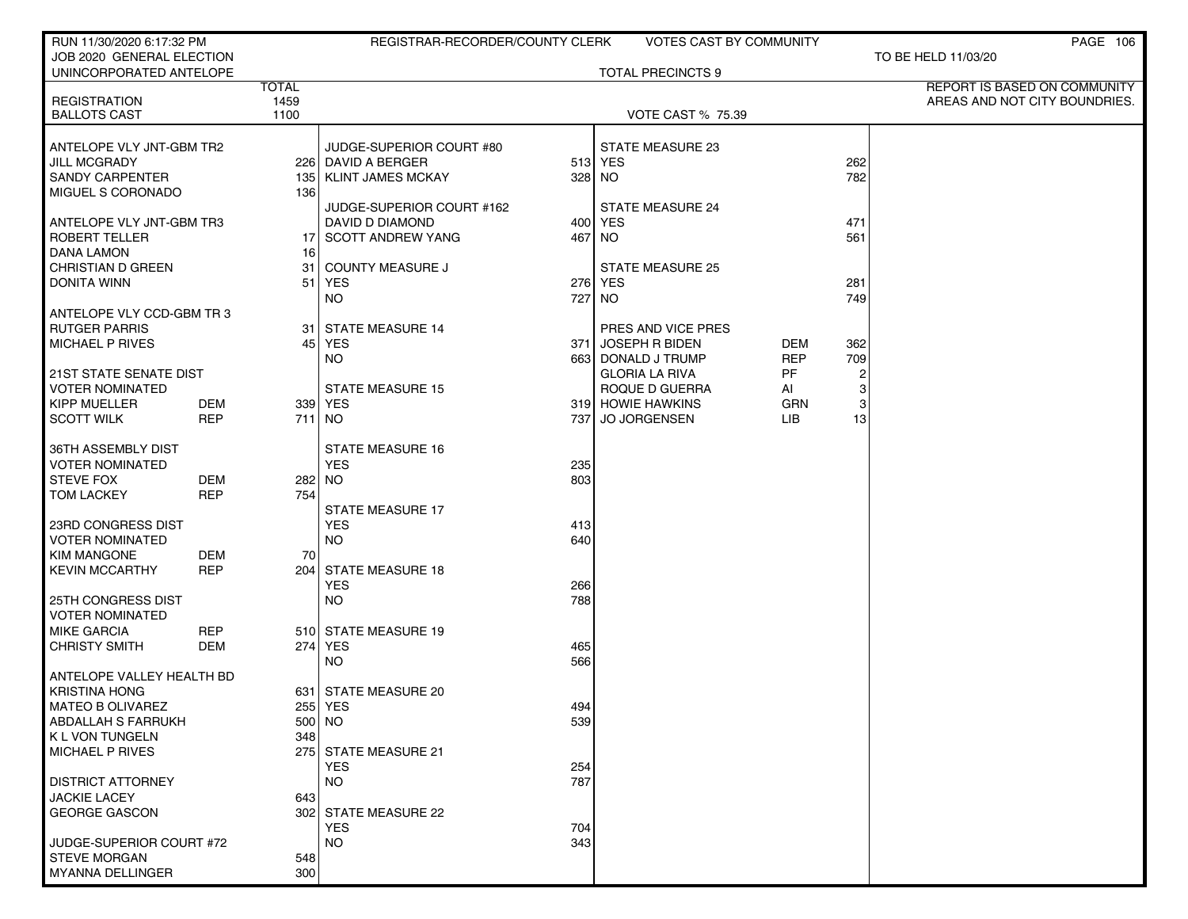RUN 11/30/2020 6:17:32 PM — REGISTRAR-RECORDER/COUNTY CLERK — VOTES CAST BY COMMUNITY

JOB 2020 GENERAL ELECTION — TO BE HELD 11/03/20

UNINCORPORATED ANTELOPE — TOTAL PRECINCTS 9

REPORT IS BASED ON COMMUNITY AREAS AND NOT CITY BOUNDRIES.

| | | TOTAL |
|---|---|---|
| REGISTRATION | | 1459 |
| BALLOTS CAST | | 1100 |

VOTE CAST % 75.39

| Contest / Candidate | Party | Votes |
|---|---|---|
| **ANTELOPE VLY JNT-GBM TR2** | | |
| JILL MCGRADY | | 226 |
| SANDY CARPENTER | | 135 |
| MIGUEL S CORONADO | | 136 |
| **ANTELOPE VLY JNT-GBM TR3** | | |
| ROBERT TELLER | | 17 |
| DANA LAMON | | 16 |
| CHRISTIAN D GREEN | | 31 |
| DONITA WINN | | 51 |
| **ANTELOPE VLY CCD-GBM TR 3** | | |
| RUTGER PARRIS | | 31 |
| MICHAEL P RIVES | | 45 |
| **21ST STATE SENATE DIST** | | |
| VOTER NOMINATED | | |
| KIPP MUELLER | DEM | 339 |
| SCOTT WILK | REP | 711 |
| **36TH ASSEMBLY DIST** | | |
| VOTER NOMINATED | | |
| STEVE FOX | DEM | 282 |
| TOM LACKEY | REP | 754 |
| **23RD CONGRESS DIST** | | |
| VOTER NOMINATED | | |
| KIM MANGONE | DEM | 70 |
| KEVIN MCCARTHY | REP | 204 |
| **25TH CONGRESS DIST** | | |
| VOTER NOMINATED | | |
| MIKE GARCIA | REP | 510 |
| CHRISTY SMITH | DEM | 274 |
| **ANTELOPE VALLEY HEALTH BD** | | |
| KRISTINA HONG | | 631 |
| MATEO B OLIVAREZ | | 255 |
| ABDALLAH S FARRUKH | | 500 |
| K L VON TUNGELN | | 348 |
| MICHAEL P RIVES | | 275 |
| **DISTRICT ATTORNEY** | | |
| JACKIE LACEY | | 643 |
| GEORGE GASCON | | 302 |
| **JUDGE-SUPERIOR COURT #72** | | |
| STEVE MORGAN | | 548 |
| MYANNA DELLINGER | | 300 |
| **JUDGE-SUPERIOR COURT #80** | | |
| DAVID A BERGER | | 513 |
| KLINT JAMES MCKAY | | 328 |
| **JUDGE-SUPERIOR COURT #162** | | |
| DAVID D DIAMOND | | 400 |
| SCOTT ANDREW YANG | | 467 |
| **COUNTY MEASURE J** | | |
| YES | | 276 |
| NO | | 727 |
| **STATE MEASURE 14** | | |
| YES | | 371 |
| NO | | 663 |
| **STATE MEASURE 15** | | |
| YES | | 319 |
| NO | | 737 |
| **STATE MEASURE 16** | | |
| YES | | 235 |
| NO | | 803 |
| **STATE MEASURE 17** | | |
| YES | | 413 |
| NO | | 640 |
| **STATE MEASURE 18** | | |
| YES | | 266 |
| NO | | 788 |
| **STATE MEASURE 19** | | |
| YES | | 465 |
| NO | | 566 |
| **STATE MEASURE 20** | | |
| YES | | 494 |
| NO | | 539 |
| **STATE MEASURE 21** | | |
| YES | | 254 |
| NO | | 787 |
| **STATE MEASURE 22** | | |
| YES | | 704 |
| NO | | 343 |
| **STATE MEASURE 23** | | |
| YES | | 262 |
| NO | | 782 |
| **STATE MEASURE 24** | | |
| YES | | 471 |
| NO | | 561 |
| **STATE MEASURE 25** | | |
| YES | | 281 |
| NO | | 749 |
| **PRES AND VICE PRES** | | |
| JOSEPH R BIDEN | DEM | 362 |
| DONALD J TRUMP | REP | 709 |
| GLORIA LA RIVA | PF | 2 |
| ROQUE D GUERRA | AI | 3 |
| HOWIE HAWKINS | GRN | 3 |
| JO JORGENSEN | LIB | 13 |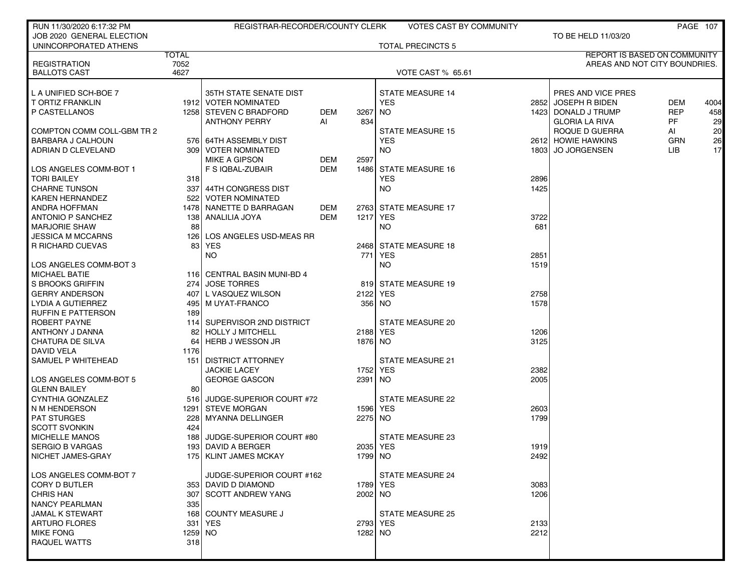RUN 11/30/2020 6:17:32 PM — REGISTRAR-RECORDER/COUNTY CLERK — VOTES CAST BY COMMUNITY

JOB 2020 GENERAL ELECTION — TO BE HELD 11/03/20

UNINCORPORATED ATHENS — TOTAL PRECINCTS 5

REPORT IS BASED ON COMMUNITY AREAS AND NOT CITY BOUNDRIES.

| | TOTAL |
|---|---|
| REGISTRATION | 7052 |
| BALLOTS CAST | 4627 |

VOTE CAST % 65.61

| L A UNIFIED SCH-BOE 7 | |
|---|---|
| T ORTIZ FRANKLIN | 1912 |
| P CASTELLANOS | 1258 |

| COMPTON COMM COLL-GBM TR 2 | |
|---|---|
| BARBARA J CALHOUN | 576 |
| ADRIAN D CLEVELAND | 309 |

| LOS ANGELES COMM-BOT 1 | |
|---|---|
| TORI BAILEY | 318 |
| CHARNE TUNSON | 337 |
| KAREN HERNANDEZ | 522 |
| ANDRA HOFFMAN | 1478 |
| ANTONIO P SANCHEZ | 138 |
| MARJORIE SHAW | 88 |
| JESSICA M MCCARNS | 126 |
| R RICHARD CUEVAS | 83 |

| LOS ANGELES COMM-BOT 3 | |
|---|---|
| MICHAEL BATIE | 116 |
| S BROOKS GRIFFIN | 274 |
| GERRY ANDERSON | 407 |
| LYDIA A GUTIERREZ | 495 |
| RUFFIN E PATTERSON | 189 |
| ROBERT PAYNE | 114 |
| ANTHONY J DANNA | 82 |
| CHATURA DE SILVA | 64 |
| DAVID VELA | 1176 |
| SAMUEL P WHITEHEAD | 151 |

| LOS ANGELES COMM-BOT 5 | |
|---|---|
| GLENN BAILEY | 80 |
| CYNTHIA GONZALEZ | 516 |
| N M HENDERSON | 1291 |
| PAT STURGES | 228 |
| SCOTT SVONKIN | 424 |
| MICHELLE MANOS | 188 |
| SERGIO B VARGAS | 193 |
| NICHET JAMES-GRAY | 175 |

| LOS ANGELES COMM-BOT 7 | |
|---|---|
| CORY D BUTLER | 353 |
| CHRIS HAN | 307 |
| NANCY PEARLMAN | 335 |
| JAMAL K STEWART | 168 |
| ARTURO FLORES | 331 |
| MIKE FONG | 1259 |
| RAQUEL WATTS | 318 |

| 35TH STATE SENATE DIST VOTER NOMINATED | | |
|---|---|---|
| STEVEN C BRADFORD | DEM | 3267 |
| ANTHONY PERRY | AI | 834 |

| 64TH ASSEMBLY DIST VOTER NOMINATED | | |
|---|---|---|
| MIKE A GIPSON | DEM | 2597 |
| F S IQBAL-ZUBAIR | DEM | 1486 |

| 44TH CONGRESS DIST VOTER NOMINATED | | |
|---|---|---|
| NANETTE D BARRAGAN | DEM | 2763 |
| ANALILIA JOYA | DEM | 1217 |

| LOS ANGELES USD-MEAS RR | |
|---|---|
| YES | 2468 |
| NO | 771 |

| CENTRAL BASIN MUNI-BD 4 | |
|---|---|
| JOSE TORRES | 819 |
| L VASQUEZ WILSON | 2122 |
| M UYAT-FRANCO | 356 |

| SUPERVISOR 2ND DISTRICT | |
|---|---|
| HOLLY J MITCHELL | 2188 |
| HERB J WESSON JR | 1876 |

| DISTRICT ATTORNEY | |
|---|---|
| JACKIE LACEY | 1752 |
| GEORGE GASCON | 2391 |

| JUDGE-SUPERIOR COURT #72 | |
|---|---|
| STEVE MORGAN | 1596 |
| MYANNA DELLINGER | 2275 |

| JUDGE-SUPERIOR COURT #80 | |
|---|---|
| DAVID A BERGER | 2035 |
| KLINT JAMES MCKAY | 1799 |

| JUDGE-SUPERIOR COURT #162 | |
|---|---|
| DAVID D DIAMOND | 1789 |
| SCOTT ANDREW YANG | 2002 |

| COUNTY MEASURE J | |
|---|---|
| YES | 2793 |
| NO | 1282 |

| STATE MEASURE | YES | NO |
|---|---|---|
| STATE MEASURE 14 | 2852 | 1423 |
| STATE MEASURE 15 | 2612 | 1803 |
| STATE MEASURE 16 | 2896 | 1425 |
| STATE MEASURE 17 | 3722 | 681 |
| STATE MEASURE 18 | 2851 | 1519 |
| STATE MEASURE 19 | 2758 | 1578 |
| STATE MEASURE 20 | 1206 | 3125 |
| STATE MEASURE 21 | 2382 | 2005 |
| STATE MEASURE 22 | 2603 | 1799 |
| STATE MEASURE 23 | 1919 | 2492 |
| STATE MEASURE 24 | 3083 | 1206 |
| STATE MEASURE 25 | 2133 | 2212 |

| PRES AND VICE PRES | | |
|---|---|---|
| JOSEPH R BIDEN | DEM | 4004 |
| DONALD J TRUMP | REP | 458 |
| GLORIA LA RIVA | PF | 29 |
| ROQUE D GUERRA | AI | 20 |
| HOWIE HAWKINS | GRN | 26 |
| JO JORGENSEN | LIB | 17 |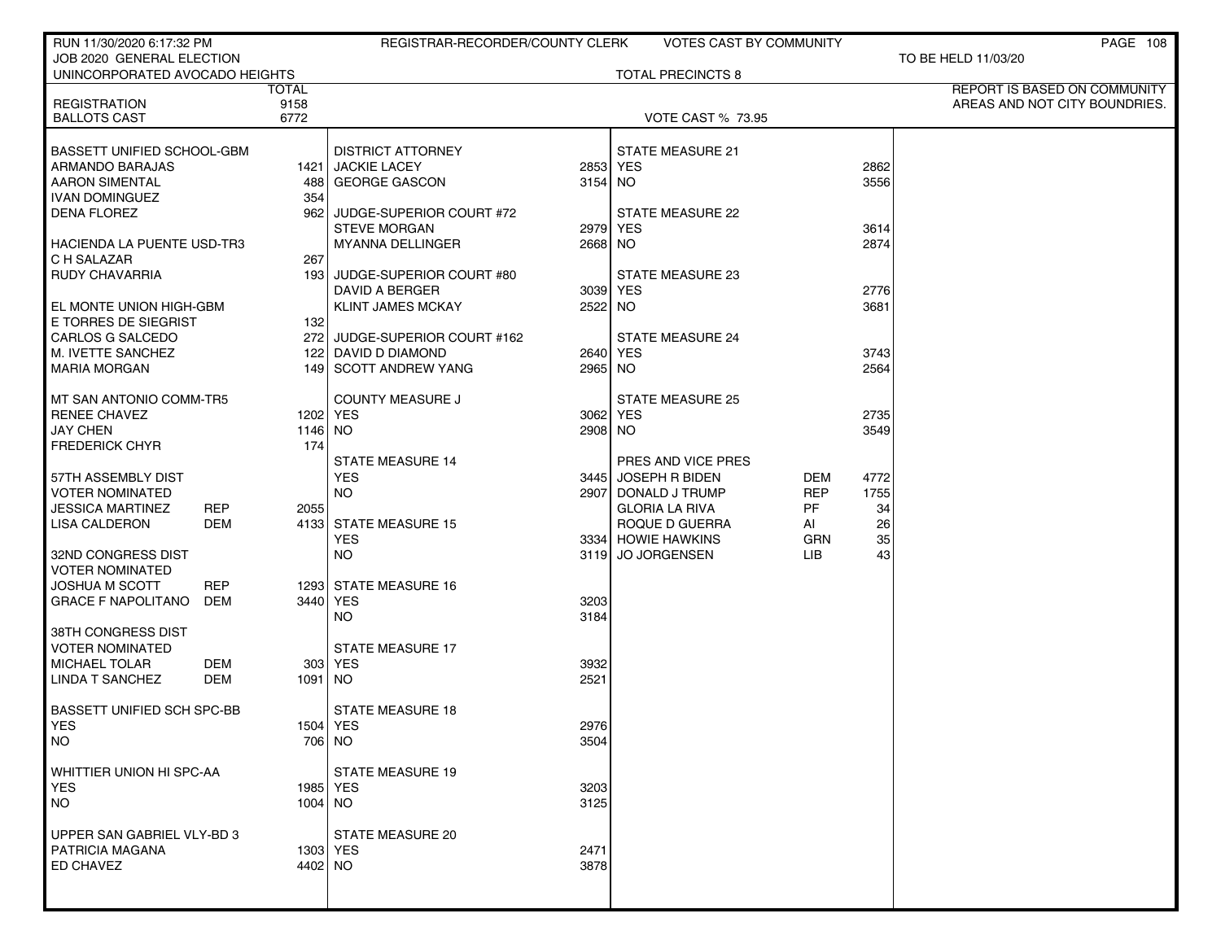RUN 11/30/2020 6:17:32 PM — REGISTRAR-RECORDER/COUNTY CLERK — VOTES CAST BY COMMUNITY

JOB 2020 GENERAL ELECTION — TO BE HELD 11/03/20

UNINCORPORATED AVOCADO HEIGHTS — TOTAL PRECINCTS 8

REPORT IS BASED ON COMMUNITY AREAS AND NOT CITY BOUNDRIES.

| | TOTAL |
|---|---|
| REGISTRATION | 9158 |
| BALLOTS CAST | 6772 |

VOTE CAST % 73.95

| Contest / Candidate | Party | Votes |
|---|---|---|
| **BASSETT UNIFIED SCHOOL-GBM** | | |
| ARMANDO BARAJAS | | 1421 |
| AARON SIMENTAL | | 488 |
| IVAN DOMINGUEZ | | 354 |
| DENA FLOREZ | | 962 |
| **HACIENDA LA PUENTE USD-TR3** | | |
| C H SALAZAR | | 267 |
| RUDY CHAVARRIA | | 193 |
| **EL MONTE UNION HIGH-GBM** | | |
| E TORRES DE SIEGRIST | | 132 |
| CARLOS G SALCEDO | | 272 |
| M. IVETTE SANCHEZ | | 122 |
| MARIA MORGAN | | 149 |
| **MT SAN ANTONIO COMM-TR5** | | |
| RENEE CHAVEZ | | 1202 |
| JAY CHEN | | 1146 |
| FREDERICK CHYR | | 174 |
| **57TH ASSEMBLY DIST VOTER NOMINATED** | | |
| JESSICA MARTINEZ | REP | 2055 |
| LISA CALDERON | DEM | 4133 |
| **32ND CONGRESS DIST VOTER NOMINATED** | | |
| JOSHUA M SCOTT | REP | 1293 |
| GRACE F NAPOLITANO | DEM | 3440 |
| **38TH CONGRESS DIST VOTER NOMINATED** | | |
| MICHAEL TOLAR | DEM | 303 |
| LINDA T SANCHEZ | DEM | 1091 |
| **BASSETT UNIFIED SCH SPC-BB** | | |
| YES | | 1504 |
| NO | | 706 |
| **WHITTIER UNION HI SPC-AA** | | |
| YES | | 1985 |
| NO | | 1004 |
| **UPPER SAN GABRIEL VLY-BD 3** | | |
| PATRICIA MAGANA | | 1303 |
| ED CHAVEZ | | 4402 |
| **DISTRICT ATTORNEY** | | |
| JACKIE LACEY | | 2853 |
| GEORGE GASCON | | 3154 |
| **JUDGE-SUPERIOR COURT #72** | | |
| STEVE MORGAN | | 2979 |
| MYANNA DELLINGER | | 2668 |
| **JUDGE-SUPERIOR COURT #80** | | |
| DAVID A BERGER | | 3039 |
| KLINT JAMES MCKAY | | 2522 |
| **JUDGE-SUPERIOR COURT #162** | | |
| DAVID D DIAMOND | | 2640 |
| SCOTT ANDREW YANG | | 2965 |
| **COUNTY MEASURE J** | | |
| YES | | 3062 |
| NO | | 2908 |
| **STATE MEASURE 14** | | |
| YES | | 3445 |
| NO | | 2907 |
| **STATE MEASURE 15** | | |
| YES | | 3334 |
| NO | | 3119 |
| **STATE MEASURE 16** | | |
| YES | | 3203 |
| NO | | 3184 |
| **STATE MEASURE 17** | | |
| YES | | 3932 |
| NO | | 2521 |
| **STATE MEASURE 18** | | |
| YES | | 2976 |
| NO | | 3504 |
| **STATE MEASURE 19** | | |
| YES | | 3203 |
| NO | | 3125 |
| **STATE MEASURE 20** | | |
| YES | | 2471 |
| NO | | 3878 |
| **STATE MEASURE 21** | | |
| YES | | 2862 |
| NO | | 3556 |
| **STATE MEASURE 22** | | |
| YES | | 3614 |
| NO | | 2874 |
| **STATE MEASURE 23** | | |
| YES | | 2776 |
| NO | | 3681 |
| **STATE MEASURE 24** | | |
| YES | | 3743 |
| NO | | 2564 |
| **STATE MEASURE 25** | | |
| YES | | 2735 |
| NO | | 3549 |
| **PRES AND VICE PRES** | | |
| JOSEPH R BIDEN | DEM | 4772 |
| DONALD J TRUMP | REP | 1755 |
| GLORIA LA RIVA | PF | 34 |
| ROQUE D GUERRA | AI | 26 |
| HOWIE HAWKINS | GRN | 35 |
| JO JORGENSEN | LIB | 43 |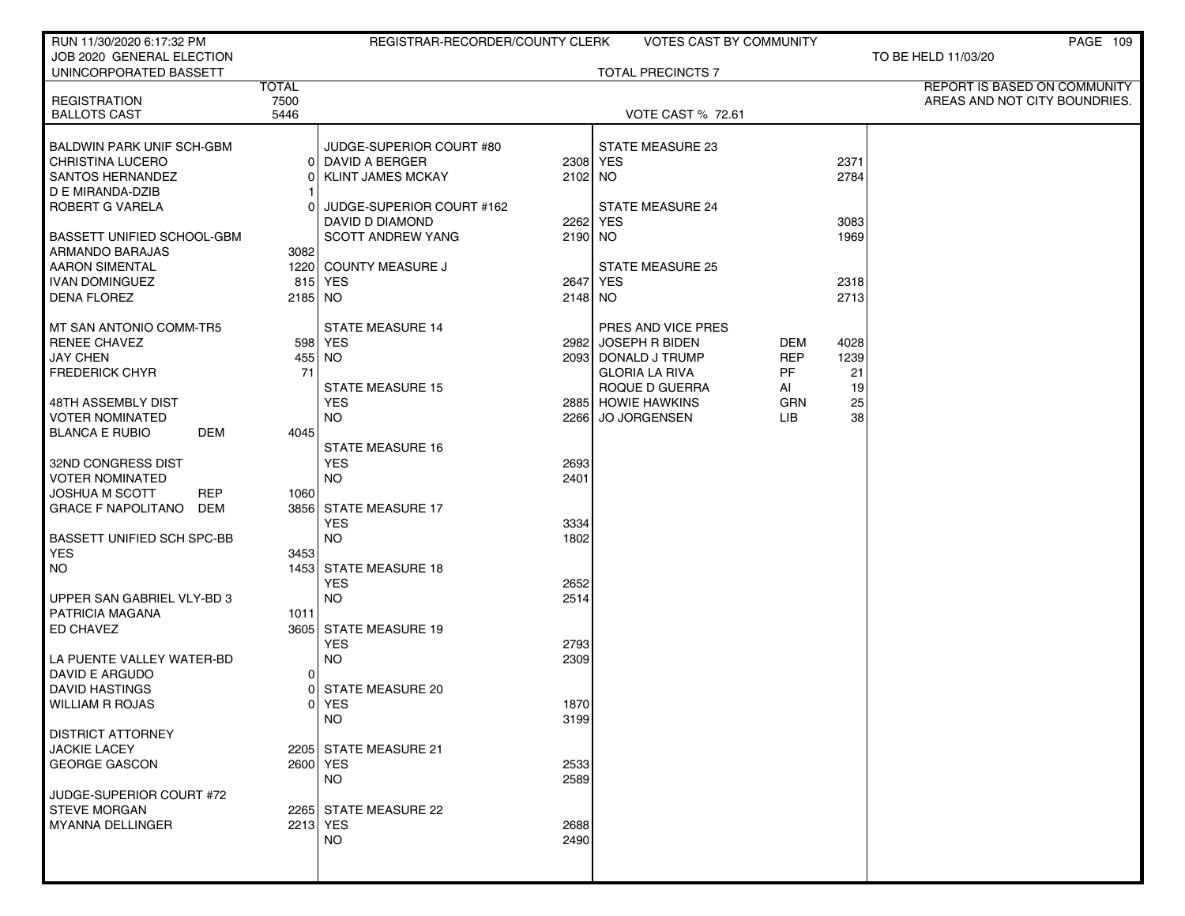RUN 11/30/2020 6:17:32 PM — REGISTRAR-RECORDER/COUNTY CLERK — VOTES CAST BY COMMUNITY

JOB 2020 GENERAL ELECTION — TO BE HELD 11/03/20

UNINCORPORATED BASSETT — TOTAL PRECINCTS 7

REPORT IS BASED ON COMMUNITY AREAS AND NOT CITY BOUNDRIES.

| | TOTAL |
|---|---|
| REGISTRATION | 7500 |
| BALLOTS CAST | 5446 |

VOTE CAST % 72.61

| BALDWIN PARK UNIF SCH-GBM | |
|---|---|
| CHRISTINA LUCERO | 0 |
| SANTOS HERNANDEZ | 0 |
| D E MIRANDA-DZIB | 1 |
| ROBERT G VARELA | 0 |

| BASSETT UNIFIED SCHOOL-GBM | |
|---|---|
| ARMANDO BARAJAS | 3082 |
| AARON SIMENTAL | 1220 |
| IVAN DOMINGUEZ | 815 |
| DENA FLOREZ | 2185 |

| MT SAN ANTONIO COMM-TR5 | |
|---|---|
| RENEE CHAVEZ | 598 |
| JAY CHEN | 455 |
| FREDERICK CHYR | 71 |

| 48TH ASSEMBLY DIST VOTER NOMINATED | | |
|---|---|---|
| BLANCA E RUBIO | DEM | 4045 |

| 32ND CONGRESS DIST VOTER NOMINATED | | |
|---|---|---|
| JOSHUA M SCOTT | REP | 1060 |
| GRACE F NAPOLITANO | DEM | 3856 |

| BASSETT UNIFIED SCH SPC-BB | |
|---|---|
| YES | 3453 |
| NO | 1453 |

| UPPER SAN GABRIEL VLY-BD 3 | |
|---|---|
| PATRICIA MAGANA | 1011 |
| ED CHAVEZ | 3605 |

| LA PUENTE VALLEY WATER-BD | |
|---|---|
| DAVID E ARGUDO | 0 |
| DAVID HASTINGS | 0 |
| WILLIAM R ROJAS | 0 |

| DISTRICT ATTORNEY | |
|---|---|
| JACKIE LACEY | 2205 |
| GEORGE GASCON | 2600 |

| JUDGE-SUPERIOR COURT #72 | |
|---|---|
| STEVE MORGAN | 2265 |
| MYANNA DELLINGER | 2213 |

| JUDGE-SUPERIOR COURT #80 | |
|---|---|
| DAVID A BERGER | 2308 |
| KLINT JAMES MCKAY | 2102 |

| JUDGE-SUPERIOR COURT #162 | |
|---|---|
| DAVID D DIAMOND | 2262 |
| SCOTT ANDREW YANG | 2190 |

| COUNTY MEASURE J | |
|---|---|
| YES | 2647 |
| NO | 2148 |

| STATE MEASURE 14 | |
|---|---|
| YES | 2982 |
| NO | 2093 |

| STATE MEASURE 15 | |
|---|---|
| YES | 2885 |
| NO | 2266 |

| STATE MEASURE 16 | |
|---|---|
| YES | 2693 |
| NO | 2401 |

| STATE MEASURE 17 | |
|---|---|
| YES | 3334 |
| NO | 1802 |

| STATE MEASURE 18 | |
|---|---|
| YES | 2652 |
| NO | 2514 |

| STATE MEASURE 19 | |
|---|---|
| YES | 2793 |
| NO | 2309 |

| STATE MEASURE 20 | |
|---|---|
| YES | 1870 |
| NO | 3199 |

| STATE MEASURE 21 | |
|---|---|
| YES | 2533 |
| NO | 2589 |

| STATE MEASURE 22 | |
|---|---|
| YES | 2688 |
| NO | 2490 |

| STATE MEASURE 23 | |
|---|---|
| YES | 2371 |
| NO | 2784 |

| STATE MEASURE 24 | |
|---|---|
| YES | 3083 |
| NO | 1969 |

| STATE MEASURE 25 | |
|---|---|
| YES | 2318 |
| NO | 2713 |

| PRES AND VICE PRES | | |
|---|---|---|
| JOSEPH R BIDEN | DEM | 4028 |
| DONALD J TRUMP | REP | 1239 |
| GLORIA LA RIVA | PF | 21 |
| ROQUE D GUERRA | AI | 19 |
| HOWIE HAWKINS | GRN | 25 |
| JO JORGENSEN | LIB | 38 |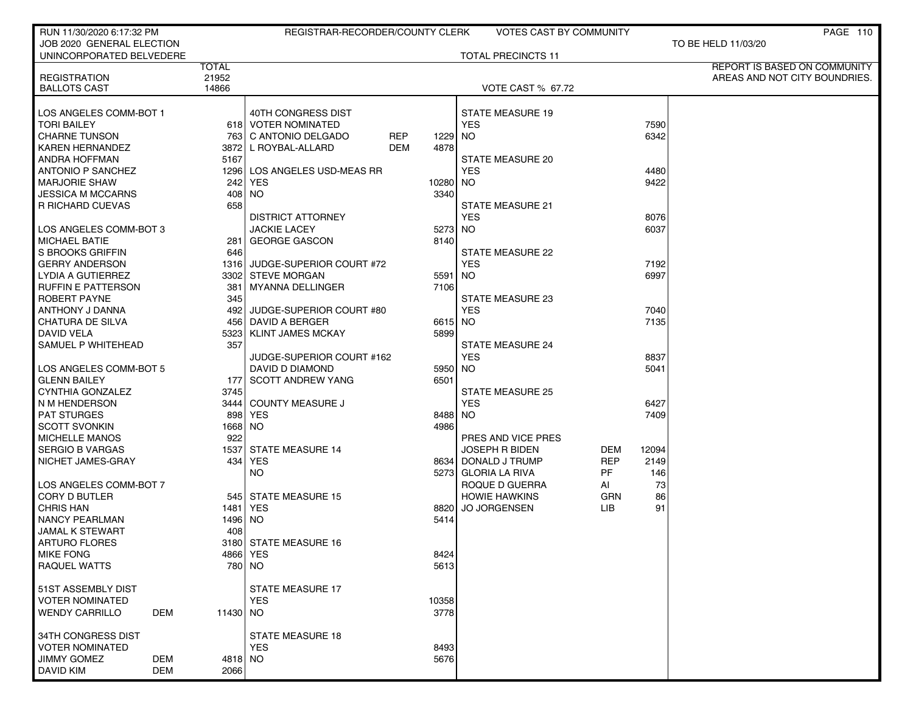RUN 11/30/2020 6:17:32 PM — REGISTRAR-RECORDER/COUNTY CLERK — VOTES CAST BY COMMUNITY

JOB 2020 GENERAL ELECTION — TO BE HELD 11/03/20

UNINCORPORATED BELVEDERE — TOTAL PRECINCTS 11

REPORT IS BASED ON COMMUNITY AREAS AND NOT CITY BOUNDRIES.

| | | TOTAL |
|---|---|---|
| REGISTRATION | | 21952 |
| BALLOTS CAST | | 14866 |

VOTE CAST % 67.72

| LOS ANGELES COMM-BOT 1 | | |
|---|---|---|
| TORI BAILEY | | 618 |
| CHARNE TUNSON | | 763 |
| KAREN HERNANDEZ | | 3872 |
| ANDRA HOFFMAN | | 5167 |
| ANTONIO P SANCHEZ | | 1296 |
| MARJORIE SHAW | | 242 |
| JESSICA M MCCARNS | | 408 |
| R RICHARD CUEVAS | | 658 |
| **LOS ANGELES COMM-BOT 3** | | |
| MICHAEL BATIE | | 281 |
| S BROOKS GRIFFIN | | 646 |
| GERRY ANDERSON | | 1316 |
| LYDIA A GUTIERREZ | | 3302 |
| RUFFIN E PATTERSON | | 381 |
| ROBERT PAYNE | | 345 |
| ANTHONY J DANNA | | 492 |
| CHATURA DE SILVA | | 456 |
| DAVID VELA | | 5323 |
| SAMUEL P WHITEHEAD | | 357 |
| **LOS ANGELES COMM-BOT 5** | | |
| GLENN BAILEY | | 177 |
| CYNTHIA GONZALEZ | | 3745 |
| N M HENDERSON | | 3444 |
| PAT STURGES | | 898 |
| SCOTT SVONKIN | | 1668 |
| MICHELLE MANOS | | 922 |
| SERGIO B VARGAS | | 1537 |
| NICHET JAMES-GRAY | | 434 |
| **LOS ANGELES COMM-BOT 7** | | |
| CORY D BUTLER | | 545 |
| CHRIS HAN | | 1481 |
| NANCY PEARLMAN | | 1496 |
| JAMAL K STEWART | | 408 |
| ARTURO FLORES | | 3180 |
| MIKE FONG | | 4866 |
| RAQUEL WATTS | | 780 |
| **51ST ASSEMBLY DIST** | | |
| VOTER NOMINATED | | |
| WENDY CARRILLO | DEM | 11430 |
| **34TH CONGRESS DIST** | | |
| VOTER NOMINATED | | |
| JIMMY GOMEZ | DEM | 4818 |
| DAVID KIM | DEM | 2066 |

| 40TH CONGRESS DIST | | |
|---|---|---|
| VOTER NOMINATED | | |
| C ANTONIO DELGADO | REP | 1229 |
| L ROYBAL-ALLARD | DEM | 4878 |
| **LOS ANGELES USD-MEAS RR** | | |
| YES | | 10280 |
| NO | | 3340 |
| **DISTRICT ATTORNEY** | | |
| JACKIE LACEY | | 5273 |
| GEORGE GASCON | | 8140 |
| **JUDGE-SUPERIOR COURT #72** | | |
| STEVE MORGAN | | 5591 |
| MYANNA DELLINGER | | 7106 |
| **JUDGE-SUPERIOR COURT #80** | | |
| DAVID A BERGER | | 6615 |
| KLINT JAMES MCKAY | | 5899 |
| **JUDGE-SUPERIOR COURT #162** | | |
| DAVID D DIAMOND | | 5950 |
| SCOTT ANDREW YANG | | 6501 |
| **COUNTY MEASURE J** | | |
| YES | | 8488 |
| NO | | 4986 |
| **STATE MEASURE 14** | | |
| YES | | 8634 |
| NO | | 5273 |
| **STATE MEASURE 15** | | |
| YES | | 8820 |
| NO | | 5414 |
| **STATE MEASURE 16** | | |
| YES | | 8424 |
| NO | | 5613 |
| **STATE MEASURE 17** | | |
| YES | | 10358 |
| NO | | 3778 |
| **STATE MEASURE 18** | | |
| YES | | 8493 |
| NO | | 5676 |

| STATE MEASURE 19 | | |
|---|---|---|
| YES | | 7590 |
| NO | | 6342 |
| **STATE MEASURE 20** | | |
| YES | | 4480 |
| NO | | 9422 |
| **STATE MEASURE 21** | | |
| YES | | 8076 |
| NO | | 6037 |
| **STATE MEASURE 22** | | |
| YES | | 7192 |
| NO | | 6997 |
| **STATE MEASURE 23** | | |
| YES | | 7040 |
| NO | | 7135 |
| **STATE MEASURE 24** | | |
| YES | | 8837 |
| NO | | 5041 |
| **STATE MEASURE 25** | | |
| YES | | 6427 |
| NO | | 7409 |
| **PRES AND VICE PRES** | | |
| JOSEPH R BIDEN | DEM | 12094 |
| DONALD J TRUMP | REP | 2149 |
| GLORIA LA RIVA | PF | 146 |
| ROQUE D GUERRA | AI | 73 |
| HOWIE HAWKINS | GRN | 86 |
| JO JORGENSEN | LIB | 91 |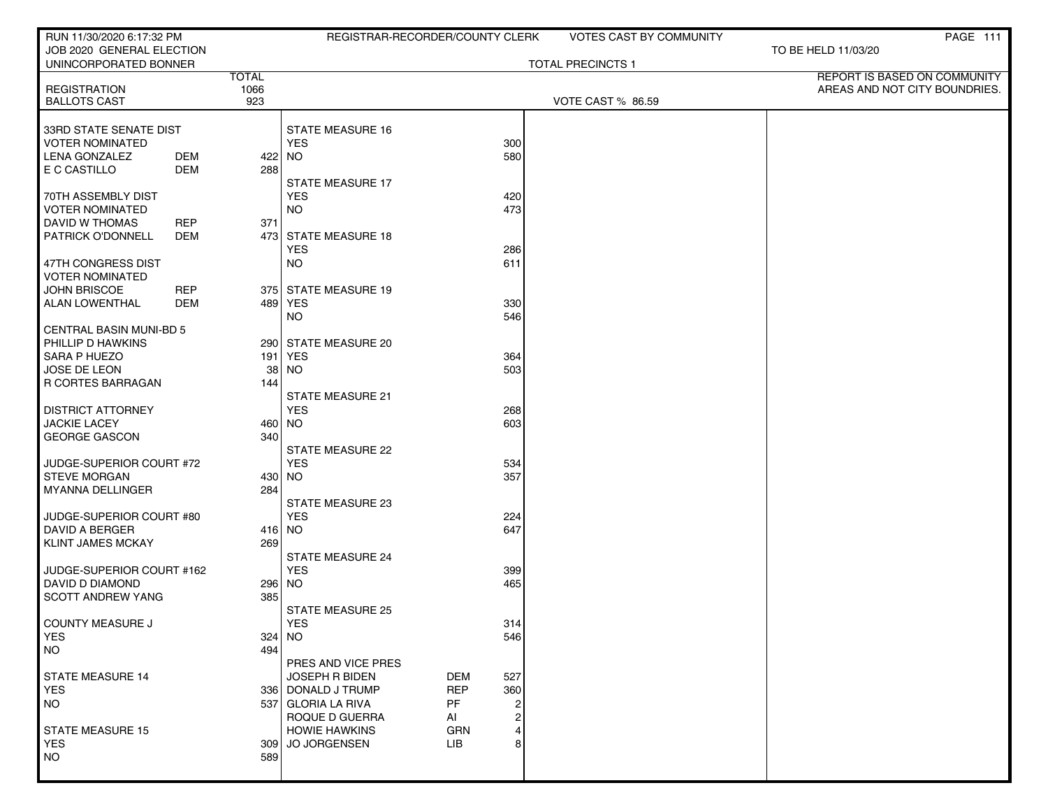RUN 11/30/2020 6:17:32 PM — REGISTRAR-RECORDER/COUNTY CLERK — VOTES CAST BY COMMUNITY

JOB 2020 GENERAL ELECTION — TO BE HELD 11/03/20

UNINCORPORATED BONNER — TOTAL PRECINCTS 1

REPORT IS BASED ON COMMUNITY AREAS AND NOT CITY BOUNDRIES.

| | TOTAL |
|---|---|
| REGISTRATION | 1066 |
| BALLOTS CAST | 923 |

VOTE CAST % 86.59

| Contest / Candidate | Party | Votes |
|---|---|---|
| **33RD STATE SENATE DIST** | | |
| VOTER NOMINATED | | |
| LENA GONZALEZ | DEM | 422 |
| E C CASTILLO | DEM | 288 |
| **70TH ASSEMBLY DIST** | | |
| VOTER NOMINATED | | |
| DAVID W THOMAS | REP | 371 |
| PATRICK O'DONNELL | DEM | 473 |
| **47TH CONGRESS DIST** | | |
| VOTER NOMINATED | | |
| JOHN BRISCOE | REP | 375 |
| ALAN LOWENTHAL | DEM | 489 |
| **CENTRAL BASIN MUNI-BD 5** | | |
| PHILLIP D HAWKINS | | 290 |
| SARA P HUEZO | | 191 |
| JOSE DE LEON | | 38 |
| R CORTES BARRAGAN | | 144 |
| **DISTRICT ATTORNEY** | | |
| JACKIE LACEY | | 460 |
| GEORGE GASCON | | 340 |
| **JUDGE-SUPERIOR COURT #72** | | |
| STEVE MORGAN | | 430 |
| MYANNA DELLINGER | | 284 |
| **JUDGE-SUPERIOR COURT #80** | | |
| DAVID A BERGER | | 416 |
| KLINT JAMES MCKAY | | 269 |
| **JUDGE-SUPERIOR COURT #162** | | |
| DAVID D DIAMOND | | 296 |
| SCOTT ANDREW YANG | | 385 |
| **COUNTY MEASURE J** | | |
| YES | | 324 |
| NO | | 494 |
| **STATE MEASURE 14** | | |
| YES | | 336 |
| NO | | 537 |
| **STATE MEASURE 15** | | |
| YES | | 309 |
| NO | | 589 |
| **STATE MEASURE 16** | | |
| YES | | 300 |
| NO | | 580 |
| **STATE MEASURE 17** | | |
| YES | | 420 |
| NO | | 473 |
| **STATE MEASURE 18** | | |
| YES | | 286 |
| NO | | 611 |
| **STATE MEASURE 19** | | |
| YES | | 330 |
| NO | | 546 |
| **STATE MEASURE 20** | | |
| YES | | 364 |
| NO | | 503 |
| **STATE MEASURE 21** | | |
| YES | | 268 |
| NO | | 603 |
| **STATE MEASURE 22** | | |
| YES | | 534 |
| NO | | 357 |
| **STATE MEASURE 23** | | |
| YES | | 224 |
| NO | | 647 |
| **STATE MEASURE 24** | | |
| YES | | 399 |
| NO | | 465 |
| **STATE MEASURE 25** | | |
| YES | | 314 |
| NO | | 546 |
| **PRES AND VICE PRES** | | |
| JOSEPH R BIDEN | DEM | 527 |
| DONALD J TRUMP | REP | 360 |
| GLORIA LA RIVA | PF | 2 |
| ROQUE D GUERRA | AI | 2 |
| HOWIE HAWKINS | GRN | 4 |
| JO JORGENSEN | LIB | 8 |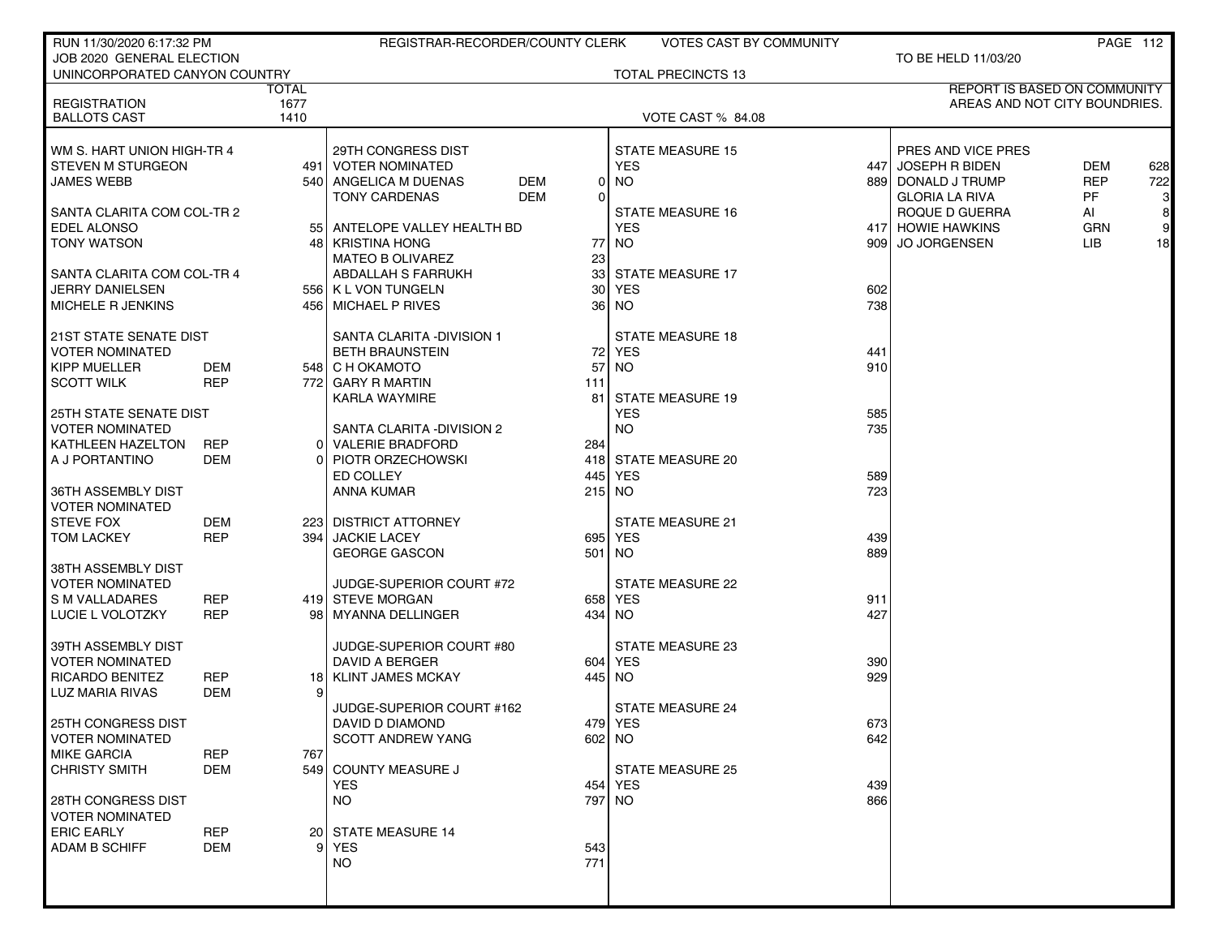RUN 11/30/2020 6:17:32 PM — REGISTRAR-RECORDER/COUNTY CLERK — VOTES CAST BY COMMUNITY

JOB 2020 GENERAL ELECTION — TO BE HELD 11/03/20

UNINCORPORATED CANYON COUNTRY — TOTAL PRECINCTS 13

REPORT IS BASED ON COMMUNITY AREAS AND NOT CITY BOUNDRIES.

| | TOTAL |
|---|---|
| REGISTRATION | 1677 |
| BALLOTS CAST | 1410 |

VOTE CAST % 84.08

**WM S. HART UNION HIGH-TR 4**

| Candidate | Votes |
|---|---|
| STEVEN M STURGEON | 491 |
| JAMES WEBB | 540 |

**SANTA CLARITA COM COL-TR 2**

| Candidate | Votes |
|---|---|
| EDEL ALONSO | 55 |
| TONY WATSON | 48 |

**SANTA CLARITA COM COL-TR 4**

| Candidate | Votes |
|---|---|
| JERRY DANIELSEN | 556 |
| MICHELE R JENKINS | 456 |

**21ST STATE SENATE DIST**
VOTER NOMINATED

| Candidate | Party | Votes |
|---|---|---|
| KIPP MUELLER | DEM | 548 |
| SCOTT WILK | REP | 772 |

**25TH STATE SENATE DIST**
VOTER NOMINATED

| Candidate | Party | Votes |
|---|---|---|
| KATHLEEN HAZELTON | REP | 0 |
| A J PORTANTINO | DEM | 0 |

**36TH ASSEMBLY DIST**
VOTER NOMINATED

| Candidate | Party | Votes |
|---|---|---|
| STEVE FOX | DEM | 223 |
| TOM LACKEY | REP | 394 |

**38TH ASSEMBLY DIST**
VOTER NOMINATED

| Candidate | Party | Votes |
|---|---|---|
| S M VALLADARES | REP | 419 |
| LUCIE L VOLOTZKY | REP | 98 |

**39TH ASSEMBLY DIST**
VOTER NOMINATED

| Candidate | Party | Votes |
|---|---|---|
| RICARDO BENITEZ | REP | 18 |
| LUZ MARIA RIVAS | DEM | 9 |

**25TH CONGRESS DIST**
VOTER NOMINATED

| Candidate | Party | Votes |
|---|---|---|
| MIKE GARCIA | REP | 767 |
| CHRISTY SMITH | DEM | 549 |

**28TH CONGRESS DIST**
VOTER NOMINATED

| Candidate | Party | Votes |
|---|---|---|
| ERIC EARLY | REP | 20 |
| ADAM B SCHIFF | DEM | 9 |

**29TH CONGRESS DIST**
VOTER NOMINATED

| Candidate | Party | Votes |
|---|---|---|
| ANGELICA M DUENAS | DEM | 0 |
| TONY CARDENAS | DEM | 0 |

**ANTELOPE VALLEY HEALTH BD**

| Candidate | Votes |
|---|---|
| KRISTINA HONG | 77 |
| MATEO B OLIVAREZ | 23 |
| ABDALLAH S FARRUKH | 33 |
| K L VON TUNGELN | 30 |
| MICHAEL P RIVES | 36 |

**SANTA CLARITA -DIVISION 1**

| Candidate | Votes |
|---|---|
| BETH BRAUNSTEIN | 72 |
| C H OKAMOTO | 57 |
| GARY R MARTIN | 111 |
| KARLA WAYMIRE | 81 |

**SANTA CLARITA -DIVISION 2**

| Candidate | Votes |
|---|---|
| VALERIE BRADFORD | 284 |
| PIOTR ORZECHOWSKI | 418 |
| ED COLLEY | 445 |
| ANNA KUMAR | 215 |

**DISTRICT ATTORNEY**

| Candidate | Votes |
|---|---|
| JACKIE LACEY | 695 |
| GEORGE GASCON | 501 |

**JUDGE-SUPERIOR COURT #72**

| Candidate | Votes |
|---|---|
| STEVE MORGAN | 658 |
| MYANNA DELLINGER | 434 |

**JUDGE-SUPERIOR COURT #80**

| Candidate | Votes |
|---|---|
| DAVID A BERGER | 604 |
| KLINT JAMES MCKAY | 445 |

**JUDGE-SUPERIOR COURT #162**

| Candidate | Votes |
|---|---|
| DAVID D DIAMOND | 479 |
| SCOTT ANDREW YANG | 602 |

**COUNTY MEASURE J**

| | Votes |
|---|---|
| YES | 454 |
| NO | 797 |

**STATE MEASURES**

| Measure | YES | NO |
|---|---|---|
| STATE MEASURE 14 | 543 | 771 |
| STATE MEASURE 15 | 447 | 889 |
| STATE MEASURE 16 | 417 | 909 |
| STATE MEASURE 17 | 602 | 738 |
| STATE MEASURE 18 | 441 | 910 |
| STATE MEASURE 19 | 585 | 735 |
| STATE MEASURE 20 | 589 | 723 |
| STATE MEASURE 21 | 439 | 889 |
| STATE MEASURE 22 | 911 | 427 |
| STATE MEASURE 23 | 390 | 929 |
| STATE MEASURE 24 | 673 | 642 |
| STATE MEASURE 25 | 439 | 866 |

**PRES AND VICE PRES**

| Candidate | Party | Votes |
|---|---|---|
| JOSEPH R BIDEN | DEM | 628 |
| DONALD J TRUMP | REP | 722 |
| GLORIA LA RIVA | PF | 3 |
| ROQUE D GUERRA | AI | 8 |
| HOWIE HAWKINS | GRN | 9 |
| JO JORGENSEN | LIB | 18 |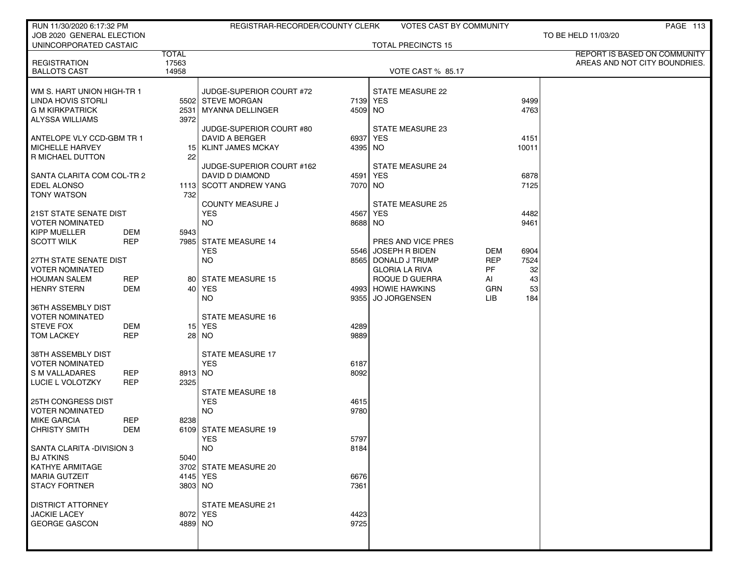RUN 11/30/2020 6:17:32 PM — REGISTRAR-RECORDER/COUNTY CLERK — VOTES CAST BY COMMUNITY

JOB 2020 GENERAL ELECTION — TO BE HELD 11/03/20

UNINCORPORATED CASTAIC — TOTAL PRECINCTS 15

REPORT IS BASED ON COMMUNITY AREAS AND NOT CITY BOUNDRIES.

| | | TOTAL |
|---|---|---|
| REGISTRATION | | 17563 |
| BALLOTS CAST | | 14958 |

VOTE CAST % 85.17

| Contest / Candidate | Party | Votes |
|---|---|---|
| **WM S. HART UNION HIGH-TR 1** | | |
| LINDA HOVIS STORLI | | 5502 |
| G M KIRKPATRICK | | 2531 |
| ALYSSA WILLIAMS | | 3972 |
| **ANTELOPE VLY CCD-GBM TR 1** | | |
| MICHELLE HARVEY | | 15 |
| R MICHAEL DUTTON | | 22 |
| **SANTA CLARITA COM COL-TR 2** | | |
| EDEL ALONSO | | 1113 |
| TONY WATSON | | 732 |
| **21ST STATE SENATE DIST VOTER NOMINATED** | | |
| KIPP MUELLER | DEM | 5943 |
| SCOTT WILK | REP | 7985 |
| **27TH STATE SENATE DIST VOTER NOMINATED** | | |
| HOUMAN SALEM | REP | 80 |
| HENRY STERN | DEM | 40 |
| **36TH ASSEMBLY DIST VOTER NOMINATED** | | |
| STEVE FOX | DEM | 15 |
| TOM LACKEY | REP | 28 |
| **38TH ASSEMBLY DIST VOTER NOMINATED** | | |
| S M VALLADARES | REP | 8913 |
| LUCIE L VOLOTZKY | REP | 2325 |
| **25TH CONGRESS DIST VOTER NOMINATED** | | |
| MIKE GARCIA | REP | 8238 |
| CHRISTY SMITH | DEM | 6109 |
| **SANTA CLARITA -DIVISION 3** | | |
| BJ ATKINS | | 5040 |
| KATHYE ARMITAGE | | 3702 |
| MARIA GUTZEIT | | 4145 |
| STACY FORTNER | | 3803 |
| **DISTRICT ATTORNEY** | | |
| JACKIE LACEY | | 8072 |
| GEORGE GASCON | | 4889 |

| Contest / Candidate | Votes |
|---|---|
| **JUDGE-SUPERIOR COURT #72** | |
| STEVE MORGAN | 7139 |
| MYANNA DELLINGER | 4509 |
| **JUDGE-SUPERIOR COURT #80** | |
| DAVID A BERGER | 6937 |
| KLINT JAMES MCKAY | 4395 |
| **JUDGE-SUPERIOR COURT #162** | |
| DAVID D DIAMOND | 4591 |
| SCOTT ANDREW YANG | 7070 |
| **COUNTY MEASURE J** | |
| YES | 4567 |
| NO | 8688 |
| **STATE MEASURE 14** | |
| YES | 5546 |
| NO | 8565 |
| **STATE MEASURE 15** | |
| YES | 4993 |
| NO | 9355 |
| **STATE MEASURE 16** | |
| YES | 4289 |
| NO | 9889 |
| **STATE MEASURE 17** | |
| YES | 6187 |
| NO | 8092 |
| **STATE MEASURE 18** | |
| YES | 4615 |
| NO | 9780 |
| **STATE MEASURE 19** | |
| YES | 5797 |
| NO | 8184 |
| **STATE MEASURE 20** | |
| YES | 6676 |
| NO | 7361 |
| **STATE MEASURE 21** | |
| YES | 4423 |
| NO | 9725 |

| Contest / Candidate | Party | Votes |
|---|---|---|
| **STATE MEASURE 22** | | |
| YES | | 9499 |
| NO | | 4763 |
| **STATE MEASURE 23** | | |
| YES | | 4151 |
| NO | | 10011 |
| **STATE MEASURE 24** | | |
| YES | | 6878 |
| NO | | 7125 |
| **STATE MEASURE 25** | | |
| YES | | 4482 |
| NO | | 9461 |
| **PRES AND VICE PRES** | | |
| JOSEPH R BIDEN | DEM | 6904 |
| DONALD J TRUMP | REP | 7524 |
| GLORIA LA RIVA | PF | 32 |
| ROQUE D GUERRA | AI | 43 |
| HOWIE HAWKINS | GRN | 53 |
| JO JORGENSEN | LIB | 184 |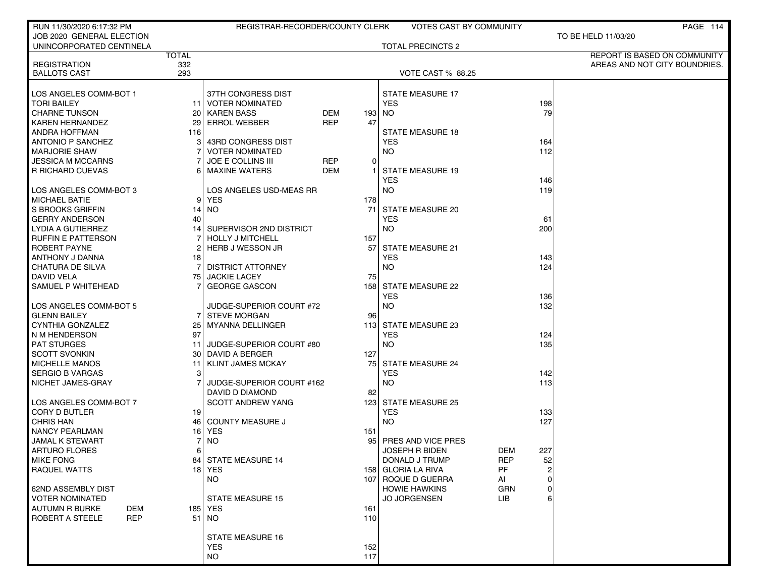RUN 11/30/2020 6:17:32 PM — REGISTRAR-RECORDER/COUNTY CLERK — VOTES CAST BY COMMUNITY

JOB 2020 GENERAL ELECTION — TO BE HELD 11/03/20

UNINCORPORATED CENTINELA — TOTAL PRECINCTS 2

REPORT IS BASED ON COMMUNITY AREAS AND NOT CITY BOUNDRIES.

| | TOTAL |
|---|---|
| REGISTRATION | 332 |
| BALLOTS CAST | 293 |

VOTE CAST % 88.25

| LOS ANGELES COMM-BOT 1 | | |
|---|---|---|
| TORI BAILEY | | 11 |
| CHARNE TUNSON | | 20 |
| KAREN HERNANDEZ | | 29 |
| ANDRA HOFFMAN | | 116 |
| ANTONIO P SANCHEZ | | 3 |
| MARJORIE SHAW | | 7 |
| JESSICA M MCCARNS | | 7 |
| R RICHARD CUEVAS | | 6 |
| **LOS ANGELES COMM-BOT 3** | | |
| MICHAEL BATIE | | 9 |
| S BROOKS GRIFFIN | | 14 |
| GERRY ANDERSON | | 40 |
| LYDIA A GUTIERREZ | | 14 |
| RUFFIN E PATTERSON | | 7 |
| ROBERT PAYNE | | 2 |
| ANTHONY J DANNA | | 18 |
| CHATURA DE SILVA | | 7 |
| DAVID VELA | | 75 |
| SAMUEL P WHITEHEAD | | 7 |
| **LOS ANGELES COMM-BOT 5** | | |
| GLENN BAILEY | | 7 |
| CYNTHIA GONZALEZ | | 25 |
| N M HENDERSON | | 97 |
| PAT STURGES | | 11 |
| SCOTT SVONKIN | | 30 |
| MICHELLE MANOS | | 11 |
| SERGIO B VARGAS | | 3 |
| NICHET JAMES-GRAY | | 7 |
| **LOS ANGELES COMM-BOT 7** | | |
| CORY D BUTLER | | 19 |
| CHRIS HAN | | 46 |
| NANCY PEARLMAN | | 16 |
| JAMAL K STEWART | | 7 |
| ARTURO FLORES | | 6 |
| MIKE FONG | | 84 |
| RAQUEL WATTS | | 18 |
| **62ND ASSEMBLY DIST** | | |
| VOTER NOMINATED | | |
| AUTUMN R BURKE | DEM | 185 |
| ROBERT A STEELE | REP | 51 |
| **37TH CONGRESS DIST** | | |
| VOTER NOMINATED | | |
| KAREN BASS | DEM | 193 |
| ERROL WEBBER | REP | 47 |
| **43RD CONGRESS DIST** | | |
| VOTER NOMINATED | | |
| JOE E COLLINS III | REP | 0 |
| MAXINE WATERS | DEM | 1 |
| **LOS ANGELES USD-MEAS RR** | | |
| YES | | 178 |
| NO | | 71 |
| **SUPERVISOR 2ND DISTRICT** | | |
| HOLLY J MITCHELL | | 157 |
| HERB J WESSON JR | | 57 |
| **DISTRICT ATTORNEY** | | |
| JACKIE LACEY | | 75 |
| GEORGE GASCON | | 158 |
| **JUDGE-SUPERIOR COURT #72** | | |
| STEVE MORGAN | | 96 |
| MYANNA DELLINGER | | 113 |
| **JUDGE-SUPERIOR COURT #80** | | |
| DAVID A BERGER | | 127 |
| KLINT JAMES MCKAY | | 75 |
| **JUDGE-SUPERIOR COURT #162** | | |
| DAVID D DIAMOND | | 82 |
| SCOTT ANDREW YANG | | 123 |
| **COUNTY MEASURE J** | | |
| YES | | 151 |
| NO | | 95 |
| **STATE MEASURE 14** | | |
| YES | | 158 |
| NO | | 107 |
| **STATE MEASURE 15** | | |
| YES | | 161 |
| NO | | 110 |
| **STATE MEASURE 16** | | |
| YES | | 152 |
| NO | | 117 |
| **STATE MEASURE 17** | | |
| YES | | 198 |
| NO | | 79 |
| **STATE MEASURE 18** | | |
| YES | | 164 |
| NO | | 112 |
| **STATE MEASURE 19** | | |
| YES | | 146 |
| NO | | 119 |
| **STATE MEASURE 20** | | |
| YES | | 61 |
| NO | | 200 |
| **STATE MEASURE 21** | | |
| YES | | 143 |
| NO | | 124 |
| **STATE MEASURE 22** | | |
| YES | | 136 |
| NO | | 132 |
| **STATE MEASURE 23** | | |
| YES | | 124 |
| NO | | 135 |
| **STATE MEASURE 24** | | |
| YES | | 142 |
| NO | | 113 |
| **STATE MEASURE 25** | | |
| YES | | 133 |
| NO | | 127 |
| **PRES AND VICE PRES** | | |
| JOSEPH R BIDEN | DEM | 227 |
| DONALD J TRUMP | REP | 52 |
| GLORIA LA RIVA | PF | 2 |
| ROQUE D GUERRA | AI | 0 |
| HOWIE HAWKINS | GRN | 0 |
| JO JORGENSEN | LIB | 6 |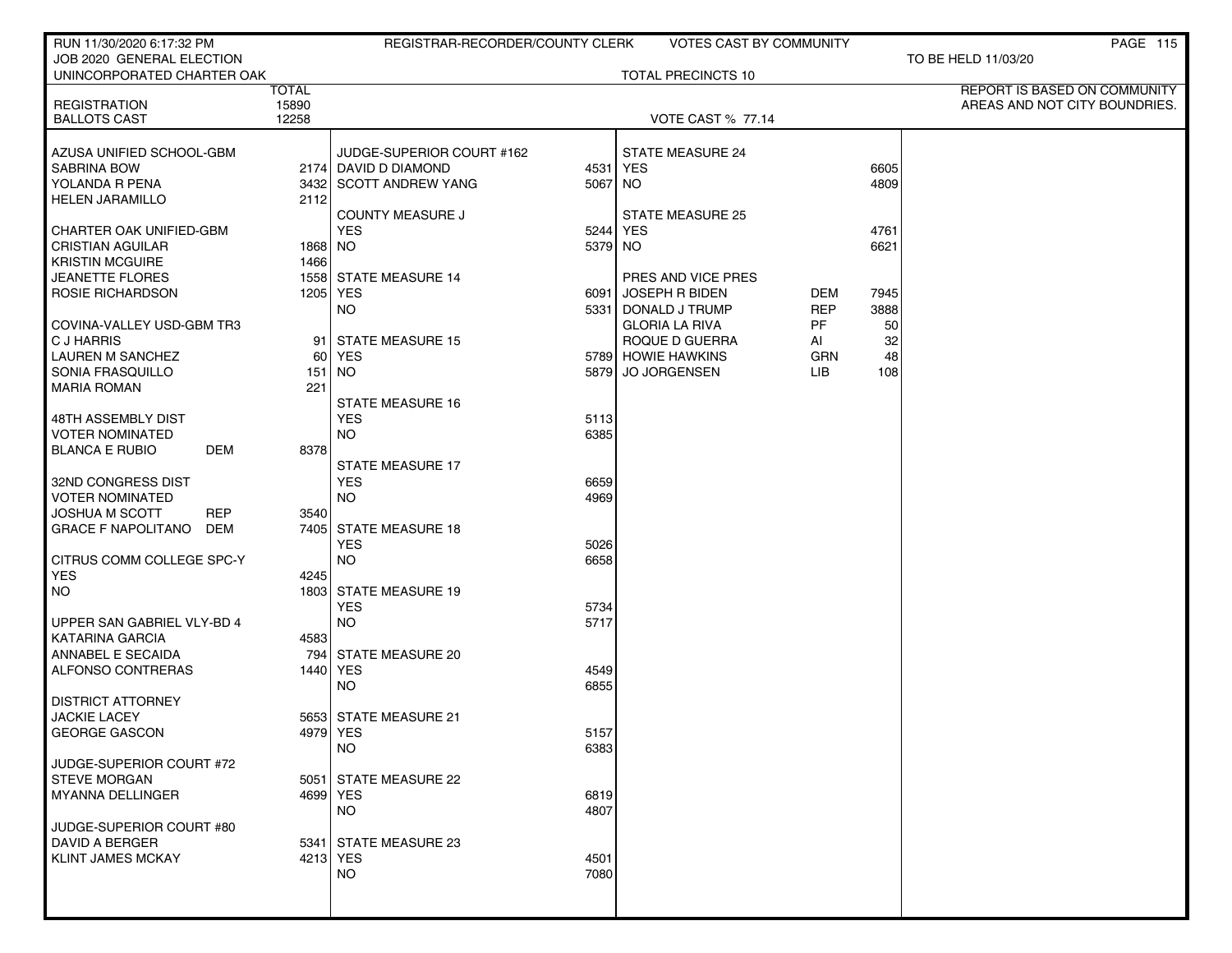RUN 11/30/2020 6:17:32 PM — REGISTRAR-RECORDER/COUNTY CLERK — VOTES CAST BY COMMUNITY

JOB 2020 GENERAL ELECTION — TO BE HELD 11/03/20

UNINCORPORATED CHARTER OAK — TOTAL PRECINCTS 10

REPORT IS BASED ON COMMUNITY AREAS AND NOT CITY BOUNDRIES.

| | TOTAL |
|---|---|
| REGISTRATION | 15890 |
| BALLOTS CAST | 12258 |

VOTE CAST % 77.14

| AZUSA UNIFIED SCHOOL-GBM | |
|---|---|
| SABRINA BOW | 2174 |
| YOLANDA R PENA | 3432 |
| HELEN JARAMILLO | 2112 |

| CHARTER OAK UNIFIED-GBM | |
|---|---|
| CRISTIAN AGUILAR | 1868 |
| KRISTIN MCGUIRE | 1466 |
| JEANETTE FLORES | 1558 |
| ROSIE RICHARDSON | 1205 |

| COVINA-VALLEY USD-GBM TR3 | |
|---|---|
| C J HARRIS | 91 |
| LAUREN M SANCHEZ | 60 |
| SONIA FRASQUILLO | 151 |
| MARIA ROMAN | 221 |

| 48TH ASSEMBLY DIST VOTER NOMINATED | | |
|---|---|---|
| BLANCA E RUBIO | DEM | 8378 |

| 32ND CONGRESS DIST VOTER NOMINATED | | |
|---|---|---|
| JOSHUA M SCOTT | REP | 3540 |
| GRACE F NAPOLITANO | DEM | 7405 |

| CITRUS COMM COLLEGE SPC-Y | |
|---|---|
| YES | 4245 |
| NO | 1803 |

| UPPER SAN GABRIEL VLY-BD 4 | |
|---|---|
| KATARINA GARCIA | 4583 |
| ANNABEL E SECAIDA | 794 |
| ALFONSO CONTRERAS | 1440 |

| DISTRICT ATTORNEY | |
|---|---|
| JACKIE LACEY | 5653 |
| GEORGE GASCON | 4979 |

| JUDGE-SUPERIOR COURT #72 | |
|---|---|
| STEVE MORGAN | 5051 |
| MYANNA DELLINGER | 4699 |

| JUDGE-SUPERIOR COURT #80 | |
|---|---|
| DAVID A BERGER | 5341 |
| KLINT JAMES MCKAY | 4213 |

| JUDGE-SUPERIOR COURT #162 | |
|---|---|
| DAVID D DIAMOND | 4531 |
| SCOTT ANDREW YANG | 5067 |

| COUNTY MEASURE J | |
|---|---|
| YES | 5244 |
| NO | 5379 |

| STATE MEASURE 14 | |
|---|---|
| YES | 6091 |
| NO | 5331 |

| STATE MEASURE 15 | |
|---|---|
| YES | 5789 |
| NO | 5879 |

| STATE MEASURE 16 | |
|---|---|
| YES | 5113 |
| NO | 6385 |

| STATE MEASURE 17 | |
|---|---|
| YES | 6659 |
| NO | 4969 |

| STATE MEASURE 18 | |
|---|---|
| YES | 5026 |
| NO | 6658 |

| STATE MEASURE 19 | |
|---|---|
| YES | 5734 |
| NO | 5717 |

| STATE MEASURE 20 | |
|---|---|
| YES | 4549 |
| NO | 6855 |

| STATE MEASURE 21 | |
|---|---|
| YES | 5157 |
| NO | 6383 |

| STATE MEASURE 22 | |
|---|---|
| YES | 6819 |
| NO | 4807 |

| STATE MEASURE 23 | |
|---|---|
| YES | 4501 |
| NO | 7080 |

| STATE MEASURE 24 | |
|---|---|
| YES | 6605 |
| NO | 4809 |

| STATE MEASURE 25 | |
|---|---|
| YES | 4761 |
| NO | 6621 |

| PRES AND VICE PRES | | |
|---|---|---|
| JOSEPH R BIDEN | DEM | 7945 |
| DONALD J TRUMP | REP | 3888 |
| GLORIA LA RIVA | PF | 50 |
| ROQUE D GUERRA | AI | 32 |
| HOWIE HAWKINS | GRN | 48 |
| JO JORGENSEN | LIB | 108 |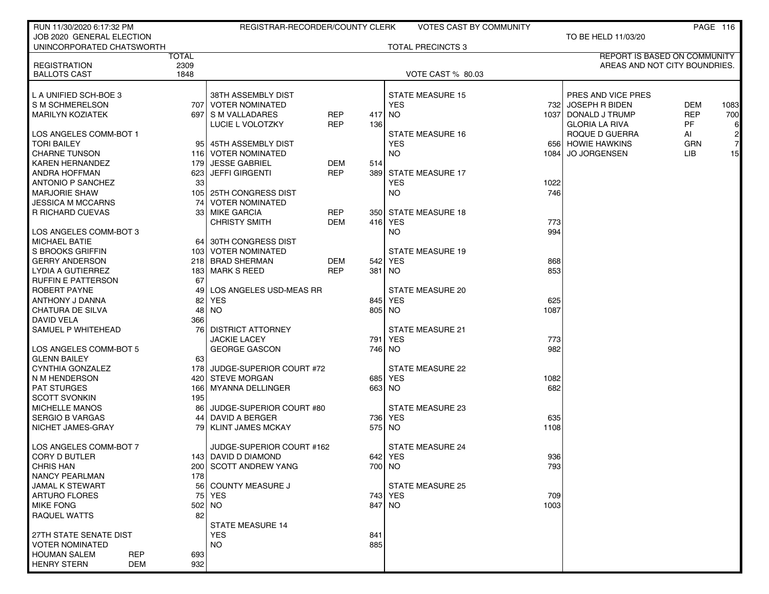RUN 11/30/2020 6:17:32 PM — REGISTRAR-RECORDER/COUNTY CLERK — VOTES CAST BY COMMUNITY

JOB 2020 GENERAL ELECTION — TO BE HELD 11/03/20

UNINCORPORATED CHATSWORTH — TOTAL PRECINCTS 3

REPORT IS BASED ON COMMUNITY AREAS AND NOT CITY BOUNDRIES.

| | TOTAL |
|---|---|
| REGISTRATION | 2309 |
| BALLOTS CAST | 1848 |

VOTE CAST % 80.03

| L A UNIFIED SCH-BOE 3 | | |
|---|---|---|
| S M SCHMERELSON | | 707 |
| MARILYN KOZIATEK | | 697 |

| LOS ANGELES COMM-BOT 1 | | |
|---|---|---|
| TORI BAILEY | | 95 |
| CHARNE TUNSON | | 116 |
| KAREN HERNANDEZ | | 179 |
| ANDRA HOFFMAN | | 623 |
| ANTONIO P SANCHEZ | | 33 |
| MARJORIE SHAW | | 105 |
| JESSICA M MCCARNS | | 74 |
| R RICHARD CUEVAS | | 33 |

| LOS ANGELES COMM-BOT 3 | | |
|---|---|---|
| MICHAEL BATIE | | 64 |
| S BROOKS GRIFFIN | | 103 |
| GERRY ANDERSON | | 218 |
| LYDIA A GUTIERREZ | | 183 |
| RUFFIN E PATTERSON | | 67 |
| ROBERT PAYNE | | 49 |
| ANTHONY J DANNA | | 82 |
| CHATURA DE SILVA | | 48 |
| DAVID VELA | | 366 |
| SAMUEL P WHITEHEAD | | 76 |

| LOS ANGELES COMM-BOT 5 | | |
|---|---|---|
| GLENN BAILEY | | 63 |
| CYNTHIA GONZALEZ | | 178 |
| N M HENDERSON | | 420 |
| PAT STURGES | | 166 |
| SCOTT SVONKIN | | 195 |
| MICHELLE MANOS | | 86 |
| SERGIO B VARGAS | | 44 |
| NICHET JAMES-GRAY | | 79 |

| LOS ANGELES COMM-BOT 7 | | |
|---|---|---|
| CORY D BUTLER | | 143 |
| CHRIS HAN | | 200 |
| NANCY PEARLMAN | | 178 |
| JAMAL K STEWART | | 56 |
| ARTURO FLORES | | 75 |
| MIKE FONG | | 502 |
| RAQUEL WATTS | | 82 |

| 27TH STATE SENATE DIST VOTER NOMINATED | | |
|---|---|---|
| HOUMAN SALEM | REP | 693 |
| HENRY STERN | DEM | 932 |

| 38TH ASSEMBLY DIST VOTER NOMINATED | | |
|---|---|---|
| S M VALLADARES | REP | 417 |
| LUCIE L VOLOTZKY | REP | 136 |

| 45TH ASSEMBLY DIST VOTER NOMINATED | | |
|---|---|---|
| JESSE GABRIEL | DEM | 514 |
| JEFFI GIRGENTI | REP | 389 |

| 25TH CONGRESS DIST VOTER NOMINATED | | |
|---|---|---|
| MIKE GARCIA | REP | 350 |
| CHRISTY SMITH | DEM | 416 |

| 30TH CONGRESS DIST VOTER NOMINATED | | |
|---|---|---|
| BRAD SHERMAN | DEM | 542 |
| MARK S REED | REP | 381 |

| LOS ANGELES USD-MEAS RR | |
|---|---|
| YES | 845 |
| NO | 805 |

| DISTRICT ATTORNEY | |
|---|---|
| JACKIE LACEY | 791 |
| GEORGE GASCON | 746 |

| JUDGE-SUPERIOR COURT #72 | |
|---|---|
| STEVE MORGAN | 685 |
| MYANNA DELLINGER | 663 |

| JUDGE-SUPERIOR COURT #80 | |
|---|---|
| DAVID A BERGER | 736 |
| KLINT JAMES MCKAY | 575 |

| JUDGE-SUPERIOR COURT #162 | |
|---|---|
| DAVID D DIAMOND | 642 |
| SCOTT ANDREW YANG | 700 |

| COUNTY MEASURE J | |
|---|---|
| YES | 743 |
| NO | 847 |

| MEASURE | YES | NO |
|---|---|---|
| STATE MEASURE 14 | 841 | 885 |
| STATE MEASURE 15 | 732 | 1037 |
| STATE MEASURE 16 | 656 | 1084 |
| STATE MEASURE 17 | 1022 | 746 |
| STATE MEASURE 18 | 773 | 994 |
| STATE MEASURE 19 | 868 | 853 |
| STATE MEASURE 20 | 625 | 1087 |
| STATE MEASURE 21 | 773 | 982 |
| STATE MEASURE 22 | 1082 | 682 |
| STATE MEASURE 23 | 635 | 1108 |
| STATE MEASURE 24 | 936 | 793 |
| STATE MEASURE 25 | 709 | 1003 |

| PRES AND VICE PRES | | |
|---|---|---|
| JOSEPH R BIDEN | DEM | 1083 |
| DONALD J TRUMP | REP | 700 |
| GLORIA LA RIVA | PF | 6 |
| ROQUE D GUERRA | AI | 2 |
| HOWIE HAWKINS | GRN | 7 |
| JO JORGENSEN | LIB | 15 |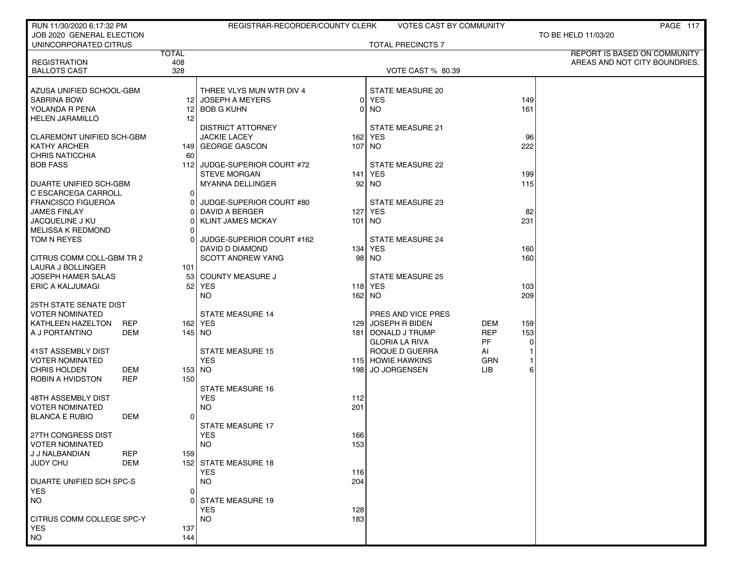RUN 11/30/2020 6:17:32 PM — REGISTRAR-RECORDER/COUNTY CLERK — VOTES CAST BY COMMUNITY

JOB 2020 GENERAL ELECTION — TO BE HELD 11/03/20

UNINCORPORATED CITRUS — TOTAL PRECINCTS 7

REPORT IS BASED ON COMMUNITY AREAS AND NOT CITY BOUNDRIES.

| | TOTAL |
|---|---|
| REGISTRATION | 408 |
| BALLOTS CAST | 328 |

VOTE CAST % 80.39

| AZUSA UNIFIED SCHOOL-GBM | | |
|---|---|---|
| SABRINA BOW | | 12 |
| YOLANDA R PENA | | 12 |
| HELEN JARAMILLO | | 12 |

| CLAREMONT UNIFIED SCH-GBM | | |
|---|---|---|
| KATHY ARCHER | | 149 |
| CHRIS NATICCHIA | | 60 |
| BOB FASS | | 112 |

| DUARTE UNIFIED SCH-GBM | | |
|---|---|---|
| C ESCARCEGA CARROLL | | 0 |
| FRANCISCO FIGUEROA | | 0 |
| JAMES FINLAY | | 0 |
| JACQUELINE J KU | | 0 |
| MELISSA K REDMOND | | 0 |
| TOM N REYES | | 0 |

| CITRUS COMM COLL-GBM TR 2 | | |
|---|---|---|
| LAURA J BOLLINGER | | 101 |
| JOSEPH HAMER SALAS | | 53 |
| ERIC A KALJUMAGI | | 52 |

| 25TH STATE SENATE DIST VOTER NOMINATED | | |
|---|---|---|
| KATHLEEN HAZELTON | REP | 162 |
| A J PORTANTINO | DEM | 145 |

| 41ST ASSEMBLY DIST VOTER NOMINATED | | |
|---|---|---|
| CHRIS HOLDEN | DEM | 153 |
| ROBIN A HVIDSTON | REP | 150 |

| 48TH ASSEMBLY DIST VOTER NOMINATED | | |
|---|---|---|
| BLANCA E RUBIO | DEM | 0 |

| 27TH CONGRESS DIST VOTER NOMINATED | | |
|---|---|---|
| J J NALBANDIAN | REP | 159 |
| JUDY CHU | DEM | 152 |

| DUARTE UNIFIED SCH SPC-S | |
|---|---|
| YES | 0 |
| NO | 0 |

| CITRUS COMM COLLEGE SPC-Y | |
|---|---|
| YES | 137 |
| NO | 144 |

| THREE VLYS MUN WTR DIV 4 | |
|---|---|
| JOSEPH A MEYERS | 0 |
| BOB G KUHN | 0 |

| DISTRICT ATTORNEY | |
|---|---|
| JACKIE LACEY | 162 |
| GEORGE GASCON | 107 |

| JUDGE-SUPERIOR COURT #72 | |
|---|---|
| STEVE MORGAN | 141 |
| MYANNA DELLINGER | 92 |

| JUDGE-SUPERIOR COURT #80 | |
|---|---|
| DAVID A BERGER | 127 |
| KLINT JAMES MCKAY | 101 |

| JUDGE-SUPERIOR COURT #162 | |
|---|---|
| DAVID D DIAMOND | 134 |
| SCOTT ANDREW YANG | 98 |

| COUNTY MEASURE J | |
|---|---|
| YES | 118 |
| NO | 162 |

| STATE MEASURE 14 | |
|---|---|
| YES | 129 |
| NO | 181 |

| STATE MEASURE 15 | |
|---|---|
| YES | 115 |
| NO | 198 |

| STATE MEASURE 16 | |
|---|---|
| YES | 112 |
| NO | 201 |

| STATE MEASURE 17 | |
|---|---|
| YES | 166 |
| NO | 153 |

| STATE MEASURE 18 | |
|---|---|
| YES | 116 |
| NO | 204 |

| STATE MEASURE 19 | |
|---|---|
| YES | 128 |
| NO | 183 |

| STATE MEASURE 20 | |
|---|---|
| YES | 149 |
| NO | 161 |

| STATE MEASURE 21 | |
|---|---|
| YES | 96 |
| NO | 222 |

| STATE MEASURE 22 | |
|---|---|
| YES | 199 |
| NO | 115 |

| STATE MEASURE 23 | |
|---|---|
| YES | 82 |
| NO | 231 |

| STATE MEASURE 24 | |
|---|---|
| YES | 160 |
| NO | 160 |

| STATE MEASURE 25 | |
|---|---|
| YES | 103 |
| NO | 209 |

| PRES AND VICE PRES | | |
|---|---|---|
| JOSEPH R BIDEN | DEM | 159 |
| DONALD J TRUMP | REP | 153 |
| GLORIA LA RIVA | PF | 0 |
| ROQUE D GUERRA | AI | 1 |
| HOWIE HAWKINS | GRN | 1 |
| JO JORGENSEN | LIB | 6 |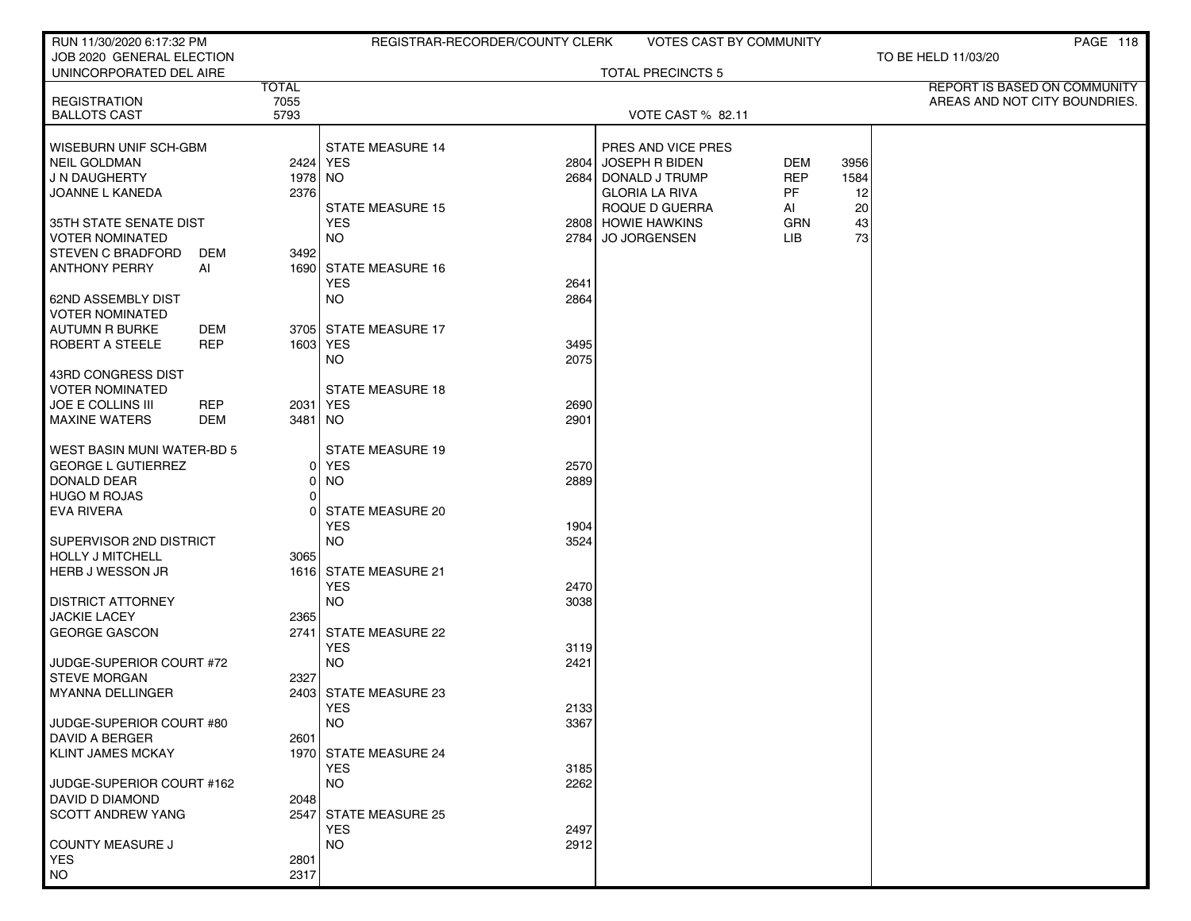RUN 11/30/2020 6:17:32 PM — REGISTRAR-RECORDER/COUNTY CLERK — VOTES CAST BY COMMUNITY

JOB 2020 GENERAL ELECTION — TO BE HELD 11/03/20

UNINCORPORATED DEL AIRE — TOTAL PRECINCTS 5

REPORT IS BASED ON COMMUNITY AREAS AND NOT CITY BOUNDRIES.

| | TOTAL |
|---|---|
| REGISTRATION | 7055 |
| BALLOTS CAST | 5793 |

VOTE CAST % 82.11

| Contest / Candidate | Party | Votes |
|---|---|---|
| **WISEBURN UNIF SCH-GBM** | | |
| NEIL GOLDMAN | | 2424 |
| J N DAUGHERTY | | 1978 |
| JOANNE L KANEDA | | 2376 |
| **35TH STATE SENATE DIST VOTER NOMINATED** | | |
| STEVEN C BRADFORD | DEM | 3492 |
| ANTHONY PERRY | AI | 1690 |
| **62ND ASSEMBLY DIST VOTER NOMINATED** | | |
| AUTUMN R BURKE | DEM | 3705 |
| ROBERT A STEELE | REP | 1603 |
| **43RD CONGRESS DIST VOTER NOMINATED** | | |
| JOE E COLLINS III | REP | 2031 |
| MAXINE WATERS | DEM | 3481 |
| **WEST BASIN MUNI WATER-BD 5** | | |
| GEORGE L GUTIERREZ | | 0 |
| DONALD DEAR | | 0 |
| HUGO M ROJAS | | 0 |
| EVA RIVERA | | 0 |
| **SUPERVISOR 2ND DISTRICT** | | |
| HOLLY J MITCHELL | | 3065 |
| HERB J WESSON JR | | 1616 |
| **DISTRICT ATTORNEY** | | |
| JACKIE LACEY | | 2365 |
| GEORGE GASCON | | 2741 |
| **JUDGE-SUPERIOR COURT #72** | | |
| STEVE MORGAN | | 2327 |
| MYANNA DELLINGER | | 2403 |
| **JUDGE-SUPERIOR COURT #80** | | |
| DAVID A BERGER | | 2601 |
| KLINT JAMES MCKAY | | 1970 |
| **JUDGE-SUPERIOR COURT #162** | | |
| DAVID D DIAMOND | | 2048 |
| SCOTT ANDREW YANG | | 2547 |
| **COUNTY MEASURE J** | | |
| YES | | 2801 |
| NO | | 2317 |

| Measure | YES | NO |
|---|---|---|
| STATE MEASURE 14 | 2804 | 2684 |
| STATE MEASURE 15 | 2808 | 2784 |
| STATE MEASURE 16 | 2641 | 2864 |
| STATE MEASURE 17 | 3495 | 2075 |
| STATE MEASURE 18 | 2690 | 2901 |
| STATE MEASURE 19 | 2570 | 2889 |
| STATE MEASURE 20 | 1904 | 3524 |
| STATE MEASURE 21 | 2470 | 3038 |
| STATE MEASURE 22 | 3119 | 2421 |
| STATE MEASURE 23 | 2133 | 3367 |
| STATE MEASURE 24 | 3185 | 2262 |
| STATE MEASURE 25 | 2497 | 2912 |

| PRES AND VICE PRES | Party | Votes |
|---|---|---|
| JOSEPH R BIDEN | DEM | 3956 |
| DONALD J TRUMP | REP | 1584 |
| GLORIA LA RIVA | PF | 12 |
| ROQUE D GUERRA | AI | 20 |
| HOWIE HAWKINS | GRN | 43 |
| JO JORGENSEN | LIB | 73 |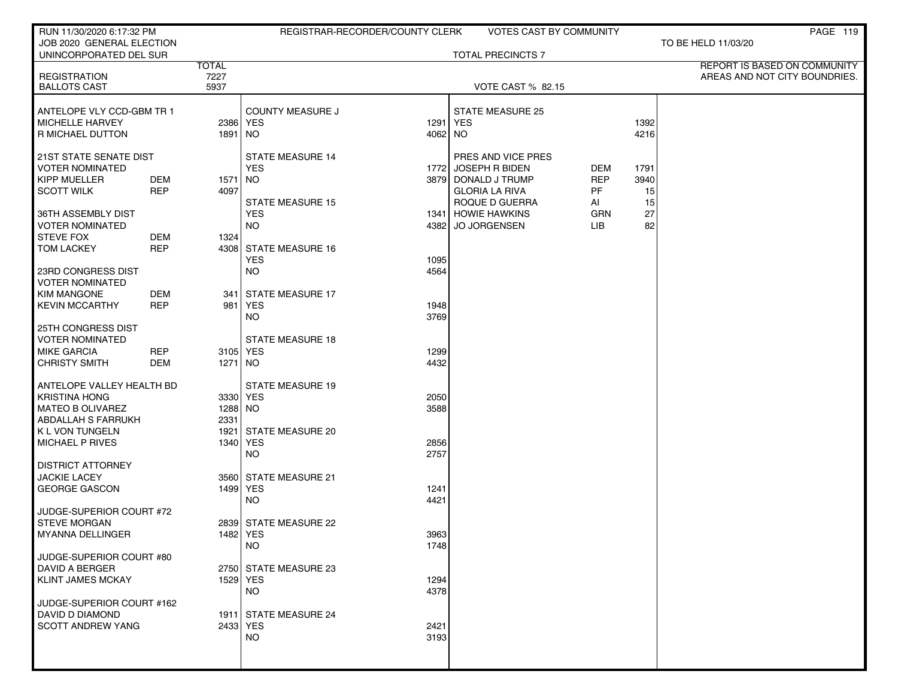RUN 11/30/2020 6:17:32 PM — REGISTRAR-RECORDER/COUNTY CLERK — VOTES CAST BY COMMUNITY

JOB 2020 GENERAL ELECTION — TO BE HELD 11/03/20

UNINCORPORATED DEL SUR — TOTAL PRECINCTS 7

REPORT IS BASED ON COMMUNITY AREAS AND NOT CITY BOUNDRIES.

| | TOTAL |
|---|---|
| REGISTRATION | 7227 |
| BALLOTS CAST | 5937 |

VOTE CAST % 82.15

| ANTELOPE VLY CCD-GBM TR 1 | | |
|---|---|---|
| MICHELLE HARVEY | | 2386 |
| R MICHAEL DUTTON | | 1891 |

| 21ST STATE SENATE DIST VOTER NOMINATED | | |
|---|---|---|
| KIPP MUELLER | DEM | 1571 |
| SCOTT WILK | REP | 4097 |

| 36TH ASSEMBLY DIST VOTER NOMINATED | | |
|---|---|---|
| STEVE FOX | DEM | 1324 |
| TOM LACKEY | REP | 4308 |

| 23RD CONGRESS DIST VOTER NOMINATED | | |
|---|---|---|
| KIM MANGONE | DEM | 341 |
| KEVIN MCCARTHY | REP | 981 |

| 25TH CONGRESS DIST VOTER NOMINATED | | |
|---|---|---|
| MIKE GARCIA | REP | 3105 |
| CHRISTY SMITH | DEM | 1271 |

| ANTELOPE VALLEY HEALTH BD | |
|---|---|
| KRISTINA HONG | 3330 |
| MATEO B OLIVAREZ | 1288 |
| ABDALLAH S FARRUKH | 2331 |
| K L VON TUNGELN | 1921 |
| MICHAEL P RIVES | 1340 |

| DISTRICT ATTORNEY | |
|---|---|
| JACKIE LACEY | 3560 |
| GEORGE GASCON | 1499 |

| JUDGE-SUPERIOR COURT #72 | |
|---|---|
| STEVE MORGAN | 2839 |
| MYANNA DELLINGER | 1482 |

| JUDGE-SUPERIOR COURT #80 | |
|---|---|
| DAVID A BERGER | 2750 |
| KLINT JAMES MCKAY | 1529 |

| JUDGE-SUPERIOR COURT #162 | |
|---|---|
| DAVID D DIAMOND | 1911 |
| SCOTT ANDREW YANG | 2433 |

| MEASURE | YES | NO |
|---|---|---|
| COUNTY MEASURE J | 1291 | 4062 |
| STATE MEASURE 14 | 1772 | 3879 |
| STATE MEASURE 15 | 1341 | 4382 |
| STATE MEASURE 16 | 1095 | 4564 |
| STATE MEASURE 17 | 1948 | 3769 |
| STATE MEASURE 18 | 1299 | 4432 |
| STATE MEASURE 19 | 2050 | 3588 |
| STATE MEASURE 20 | 2856 | 2757 |
| STATE MEASURE 21 | 1241 | 4421 |
| STATE MEASURE 22 | 3963 | 1748 |
| STATE MEASURE 23 | 1294 | 4378 |
| STATE MEASURE 24 | 2421 | 3193 |
| STATE MEASURE 25 | 1392 | 4216 |

| PRES AND VICE PRES | | |
|---|---|---|
| JOSEPH R BIDEN | DEM | 1791 |
| DONALD J TRUMP | REP | 3940 |
| GLORIA LA RIVA | PF | 15 |
| ROQUE D GUERRA | AI | 15 |
| HOWIE HAWKINS | GRN | 27 |
| JO JORGENSEN | LIB | 82 |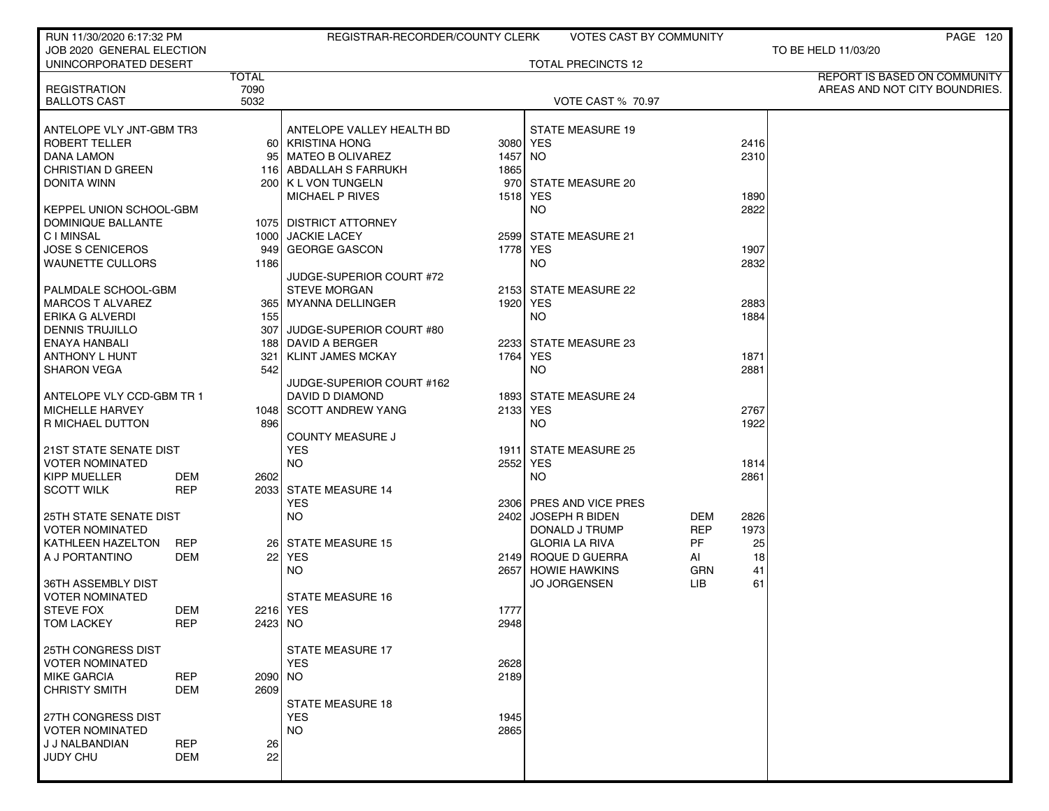RUN 11/30/2020 6:17:32 PM — REGISTRAR-RECORDER/COUNTY CLERK — VOTES CAST BY COMMUNITY

JOB 2020 GENERAL ELECTION — TO BE HELD 11/03/20

UNINCORPORATED DESERT — TOTAL PRECINCTS 12

REPORT IS BASED ON COMMUNITY AREAS AND NOT CITY BOUNDRIES.

| | | TOTAL |
|---|---|---|
| REGISTRATION | | 7090 |
| BALLOTS CAST | | 5032 |

VOTE CAST % 70.97

| ANTELOPE VLY JNT-GBM TR3 | | |
|---|---|---|
| ROBERT TELLER | | 60 |
| DANA LAMON | | 95 |
| CHRISTIAN D GREEN | | 116 |
| DONITA WINN | | 200 |

| KEPPEL UNION SCHOOL-GBM | | |
|---|---|---|
| DOMINIQUE BALLANTE | | 1075 |
| C I MINSAL | | 1000 |
| JOSE S CENICEROS | | 949 |
| WAUNETTE CULLORS | | 1186 |

| PALMDALE SCHOOL-GBM | | |
|---|---|---|
| MARCOS T ALVAREZ | | 365 |
| ERIKA G ALVERDI | | 155 |
| DENNIS TRUJILLO | | 307 |
| ENAYA HANBALI | | 188 |
| ANTHONY L HUNT | | 321 |
| SHARON VEGA | | 542 |

| ANTELOPE VLY CCD-GBM TR 1 | | |
|---|---|---|
| MICHELLE HARVEY | | 1048 |
| R MICHAEL DUTTON | | 896 |

| 21ST STATE SENATE DIST VOTER NOMINATED | | |
|---|---|---|
| KIPP MUELLER | DEM | 2602 |
| SCOTT WILK | REP | 2033 |

| 25TH STATE SENATE DIST VOTER NOMINATED | | |
|---|---|---|
| KATHLEEN HAZELTON | REP | 26 |
| A J PORTANTINO | DEM | 22 |

| 36TH ASSEMBLY DIST VOTER NOMINATED | | |
|---|---|---|
| STEVE FOX | DEM | 2216 |
| TOM LACKEY | REP | 2423 |

| 25TH CONGRESS DIST VOTER NOMINATED | | |
|---|---|---|
| MIKE GARCIA | REP | 2090 |
| CHRISTY SMITH | DEM | 2609 |

| 27TH CONGRESS DIST VOTER NOMINATED | | |
|---|---|---|
| J J NALBANDIAN | REP | 26 |
| JUDY CHU | DEM | 22 |

| ANTELOPE VALLEY HEALTH BD | |
|---|---|
| KRISTINA HONG | 3080 |
| MATEO B OLIVAREZ | 1457 |
| ABDALLAH S FARRUKH | 1865 |
| K L VON TUNGELN | 970 |
| MICHAEL P RIVES | 1518 |

| DISTRICT ATTORNEY | |
|---|---|
| JACKIE LACEY | 2599 |
| GEORGE GASCON | 1778 |

| JUDGE-SUPERIOR COURT #72 | |
|---|---|
| STEVE MORGAN | 2153 |
| MYANNA DELLINGER | 1920 |

| JUDGE-SUPERIOR COURT #80 | |
|---|---|
| DAVID A BERGER | 2233 |
| KLINT JAMES MCKAY | 1764 |

| JUDGE-SUPERIOR COURT #162 | |
|---|---|
| DAVID D DIAMOND | 1893 |
| SCOTT ANDREW YANG | 2133 |

| COUNTY MEASURE J | |
|---|---|
| YES | 1911 |
| NO | 2552 |

| STATE MEASURE 14 | |
|---|---|
| YES | 2306 |
| NO | 2402 |

| STATE MEASURE 15 | |
|---|---|
| YES | 2149 |
| NO | 2657 |

| STATE MEASURE 16 | |
|---|---|
| YES | 1777 |
| NO | 2948 |

| STATE MEASURE 17 | |
|---|---|
| YES | 2628 |
| NO | 2189 |

| STATE MEASURE 18 | |
|---|---|
| YES | 1945 |
| NO | 2865 |

| STATE MEASURE 19 | |
|---|---|
| YES | 2416 |
| NO | 2310 |

| STATE MEASURE 20 | |
|---|---|
| YES | 1890 |
| NO | 2822 |

| STATE MEASURE 21 | |
|---|---|
| YES | 1907 |
| NO | 2832 |

| STATE MEASURE 22 | |
|---|---|
| YES | 2883 |
| NO | 1884 |

| STATE MEASURE 23 | |
|---|---|
| YES | 1871 |
| NO | 2881 |

| STATE MEASURE 24 | |
|---|---|
| YES | 2767 |
| NO | 1922 |

| STATE MEASURE 25 | |
|---|---|
| YES | 1814 |
| NO | 2861 |

| PRES AND VICE PRES | | |
|---|---|---|
| JOSEPH R BIDEN | DEM | 2826 |
| DONALD J TRUMP | REP | 1973 |
| GLORIA LA RIVA | PF | 25 |
| ROQUE D GUERRA | AI | 18 |
| HOWIE HAWKINS | GRN | 41 |
| JO JORGENSEN | LIB | 61 |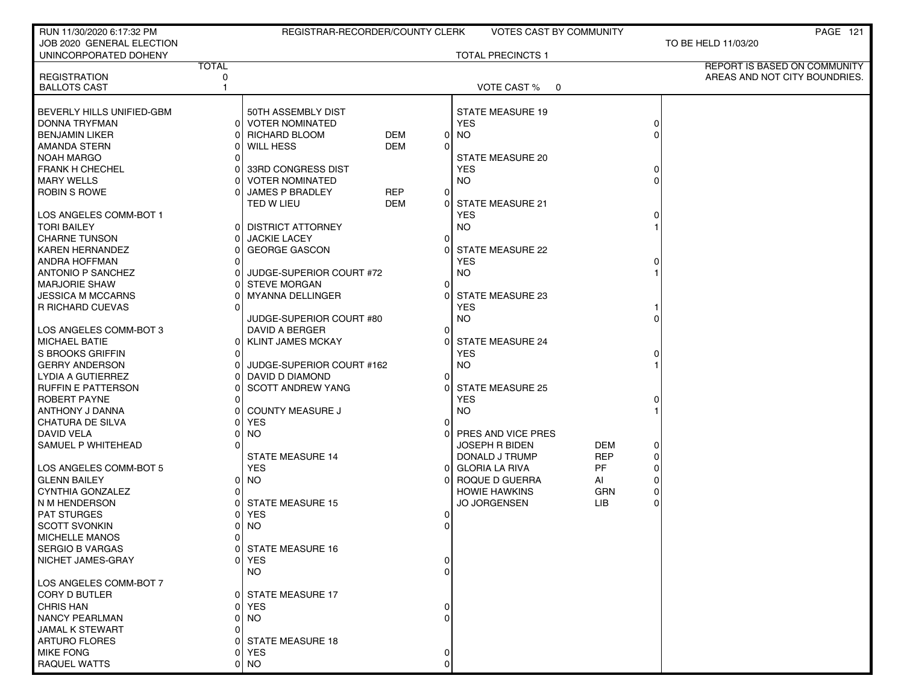RUN 11/30/2020 6:17:32 PM — REGISTRAR-RECORDER/COUNTY CLERK — VOTES CAST BY COMMUNITY

JOB 2020 GENERAL ELECTION — TO BE HELD 11/03/20

UNINCORPORATED DOHENY — TOTAL PRECINCTS 1

REPORT IS BASED ON COMMUNITY AREAS AND NOT CITY BOUNDRIES.

| | TOTAL |
|---|---|
| REGISTRATION | 0 |
| BALLOTS CAST | 1 |

VOTE CAST % 0

| BEVERLY HILLS UNIFIED-GBM | |
|---|---|
| DONNA TRYFMAN | 0 |
| BENJAMIN LIKER | 0 |
| AMANDA STERN | 0 |
| NOAH MARGO | 0 |
| FRANK H CHECHEL | 0 |
| MARY WELLS | 0 |
| ROBIN S ROWE | 0 |

| LOS ANGELES COMM-BOT 1 | |
|---|---|
| TORI BAILEY | 0 |
| CHARNE TUNSON | 0 |
| KAREN HERNANDEZ | 0 |
| ANDRA HOFFMAN | 0 |
| ANTONIO P SANCHEZ | 0 |
| MARJORIE SHAW | 0 |
| JESSICA M MCCARNS | 0 |
| R RICHARD CUEVAS | 0 |

| LOS ANGELES COMM-BOT 3 | |
|---|---|
| MICHAEL BATIE | 0 |
| S BROOKS GRIFFIN | 0 |
| GERRY ANDERSON | 0 |
| LYDIA A GUTIERREZ | 0 |
| RUFFIN E PATTERSON | 0 |
| ROBERT PAYNE | 0 |
| ANTHONY J DANNA | 0 |
| CHATURA DE SILVA | 0 |
| DAVID VELA | 0 |
| SAMUEL P WHITEHEAD | 0 |

| LOS ANGELES COMM-BOT 5 | |
|---|---|
| GLENN BAILEY | 0 |
| CYNTHIA GONZALEZ | 0 |
| N M HENDERSON | 0 |
| PAT STURGES | 0 |
| SCOTT SVONKIN | 0 |
| MICHELLE MANOS | 0 |
| SERGIO B VARGAS | 0 |
| NICHET JAMES-GRAY | 0 |

| LOS ANGELES COMM-BOT 7 | |
|---|---|
| CORY D BUTLER | 0 |
| CHRIS HAN | 0 |
| NANCY PEARLMAN | 0 |
| JAMAL K STEWART | 0 |
| ARTURO FLORES | 0 |
| MIKE FONG | 0 |
| RAQUEL WATTS | 0 |

| 50TH ASSEMBLY DIST VOTER NOMINATED | | |
|---|---|---|
| RICHARD BLOOM | DEM | 0 |
| WILL HESS | DEM | 0 |

| 33RD CONGRESS DIST VOTER NOMINATED | | |
|---|---|---|
| JAMES P BRADLEY | REP | 0 |
| TED W LIEU | DEM | 0 |

| DISTRICT ATTORNEY | |
|---|---|
| JACKIE LACEY | 0 |
| GEORGE GASCON | 0 |

| JUDGE-SUPERIOR COURT #72 | |
|---|---|
| STEVE MORGAN | 0 |
| MYANNA DELLINGER | 0 |

| JUDGE-SUPERIOR COURT #80 | |
|---|---|
| DAVID A BERGER | 0 |
| KLINT JAMES MCKAY | 0 |

| JUDGE-SUPERIOR COURT #162 | |
|---|---|
| DAVID D DIAMOND | 0 |
| SCOTT ANDREW YANG | 0 |

| COUNTY MEASURE J | |
|---|---|
| YES | 0 |
| NO | 0 |

| STATE MEASURE 14 | |
|---|---|
| YES | 0 |
| NO | 0 |

| STATE MEASURE 15 | |
|---|---|
| YES | 0 |
| NO | 0 |

| STATE MEASURE 16 | |
|---|---|
| YES | 0 |
| NO | 0 |

| STATE MEASURE 17 | |
|---|---|
| YES | 0 |
| NO | 0 |

| STATE MEASURE 18 | |
|---|---|
| YES | 0 |
| NO | 0 |

| STATE MEASURE 19 | |
|---|---|
| YES | 0 |
| NO | 0 |

| STATE MEASURE 20 | |
|---|---|
| YES | 0 |
| NO | 0 |

| STATE MEASURE 21 | |
|---|---|
| YES | 0 |
| NO | 1 |

| STATE MEASURE 22 | |
|---|---|
| YES | 0 |
| NO | 1 |

| STATE MEASURE 23 | |
|---|---|
| YES | 1 |
| NO | 0 |

| STATE MEASURE 24 | |
|---|---|
| YES | 0 |
| NO | 1 |

| STATE MEASURE 25 | |
|---|---|
| YES | 0 |
| NO | 1 |

| PRES AND VICE PRES | | |
|---|---|---|
| JOSEPH R BIDEN | DEM | 0 |
| DONALD J TRUMP | REP | 0 |
| GLORIA LA RIVA | PF | 0 |
| ROQUE D GUERRA | AI | 0 |
| HOWIE HAWKINS | GRN | 0 |
| JO JORGENSEN | LIB | 0 |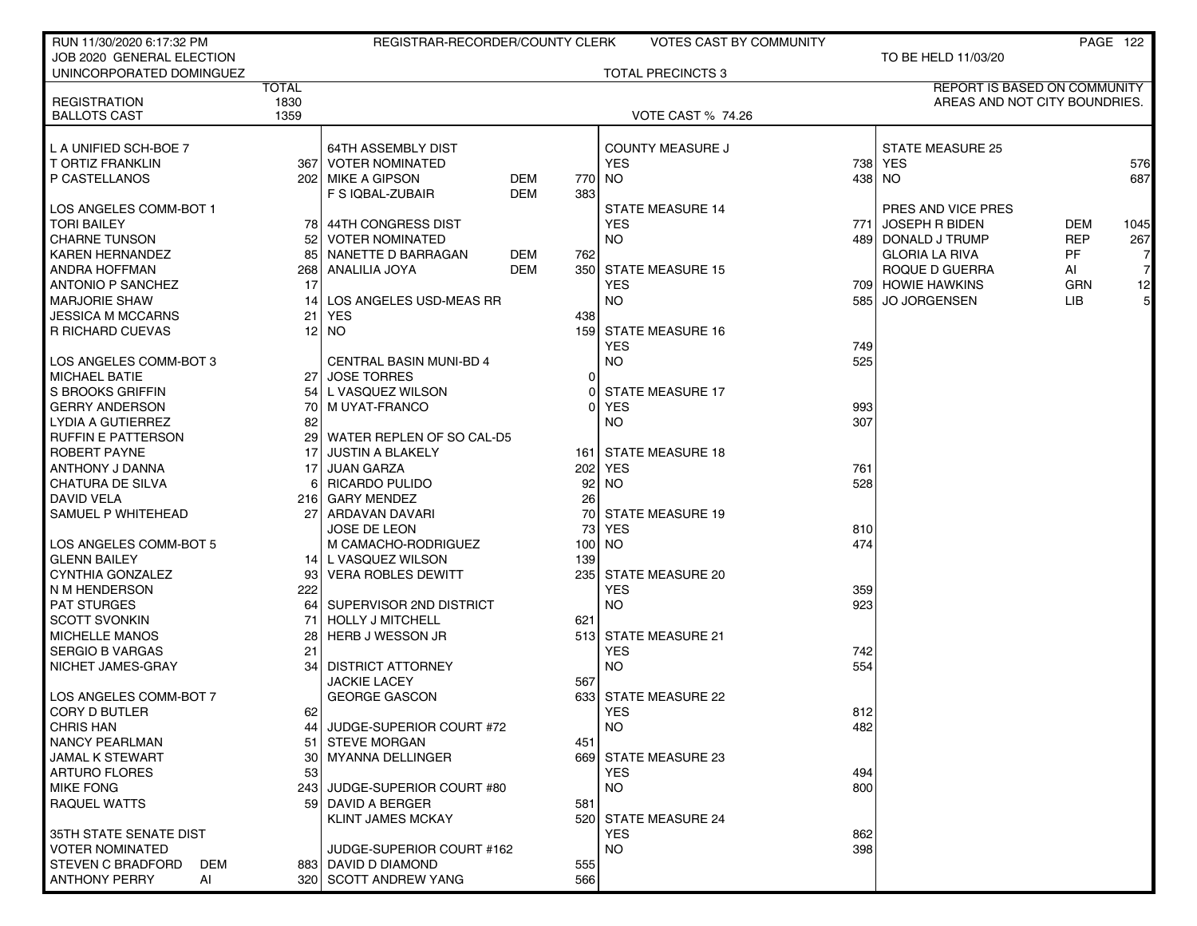RUN 11/30/2020 6:17:32 PM — REGISTRAR-RECORDER/COUNTY CLERK — VOTES CAST BY COMMUNITY

JOB 2020 GENERAL ELECTION — TO BE HELD 11/03/20

UNINCORPORATED DOMINGUEZ — TOTAL PRECINCTS 3

REPORT IS BASED ON COMMUNITY AREAS AND NOT CITY BOUNDRIES.

| | TOTAL |
|---|---|
| REGISTRATION | 1830 |
| BALLOTS CAST | 1359 |

VOTE CAST % 74.26

| L A UNIFIED SCH-BOE 7 | |
|---|---|
| T ORTIZ FRANKLIN | 367 |
| P CASTELLANOS | 202 |

| LOS ANGELES COMM-BOT 1 | |
|---|---|
| TORI BAILEY | 78 |
| CHARNE TUNSON | 52 |
| KAREN HERNANDEZ | 85 |
| ANDRA HOFFMAN | 268 |
| ANTONIO P SANCHEZ | 17 |
| MARJORIE SHAW | 14 |
| JESSICA M MCCARNS | 21 |
| R RICHARD CUEVAS | 12 |

| LOS ANGELES COMM-BOT 3 | |
|---|---|
| MICHAEL BATIE | 27 |
| S BROOKS GRIFFIN | 54 |
| GERRY ANDERSON | 70 |
| LYDIA A GUTIERREZ | 82 |
| RUFFIN E PATTERSON | 29 |
| ROBERT PAYNE | 17 |
| ANTHONY J DANNA | 17 |
| CHATURA DE SILVA | 6 |
| DAVID VELA | 216 |
| SAMUEL P WHITEHEAD | 27 |

| LOS ANGELES COMM-BOT 5 | |
|---|---|
| GLENN BAILEY | 14 |
| CYNTHIA GONZALEZ | 93 |
| N M HENDERSON | 222 |
| PAT STURGES | 64 |
| SCOTT SVONKIN | 71 |
| MICHELLE MANOS | 28 |
| SERGIO B VARGAS | 21 |
| NICHET JAMES-GRAY | 34 |

| LOS ANGELES COMM-BOT 7 | |
|---|---|
| CORY D BUTLER | 62 |
| CHRIS HAN | 44 |
| NANCY PEARLMAN | 51 |
| JAMAL K STEWART | 30 |
| ARTURO FLORES | 53 |
| MIKE FONG | 243 |
| RAQUEL WATTS | 59 |

| 35TH STATE SENATE DIST VOTER NOMINATED | | |
|---|---|---|
| STEVEN C BRADFORD | DEM | 883 |
| ANTHONY PERRY | AI | 320 |

| 64TH ASSEMBLY DIST VOTER NOMINATED | | |
|---|---|---|
| MIKE A GIPSON | DEM | 770 |
| F S IQBAL-ZUBAIR | DEM | 383 |

| 44TH CONGRESS DIST VOTER NOMINATED | | |
|---|---|---|
| NANETTE D BARRAGAN | DEM | 762 |
| ANALILIA JOYA | DEM | 350 |

| LOS ANGELES USD-MEAS RR | |
|---|---|
| YES | 438 |
| NO | 159 |

| CENTRAL BASIN MUNI-BD 4 | |
|---|---|
| JOSE TORRES | 0 |
| L VASQUEZ WILSON | 0 |
| M UYAT-FRANCO | 0 |

| WATER REPLEN OF SO CAL-D5 | |
|---|---|
| JUSTIN A BLAKELY | 161 |
| JUAN GARZA | 202 |
| RICARDO PULIDO | 92 |
| GARY MENDEZ | 26 |
| ARDAVAN DAVARI | 70 |
| JOSE DE LEON | 73 |
| M CAMACHO-RODRIGUEZ | 100 |
| L VASQUEZ WILSON | 139 |
| VERA ROBLES DEWITT | 235 |

| SUPERVISOR 2ND DISTRICT | |
|---|---|
| HOLLY J MITCHELL | 621 |
| HERB J WESSON JR | 513 |

| DISTRICT ATTORNEY | |
|---|---|
| JACKIE LACEY | 567 |
| GEORGE GASCON | 633 |

| JUDGE-SUPERIOR COURT #72 | |
|---|---|
| STEVE MORGAN | 451 |
| MYANNA DELLINGER | 669 |

| JUDGE-SUPERIOR COURT #80 | |
|---|---|
| DAVID A BERGER | 581 |
| KLINT JAMES MCKAY | 520 |

| JUDGE-SUPERIOR COURT #162 | |
|---|---|
| DAVID D DIAMOND | 555 |
| SCOTT ANDREW YANG | 566 |

| COUNTY MEASURE J | |
|---|---|
| YES | 738 |
| NO | 438 |

| STATE MEASURE 14 | |
|---|---|
| YES | 771 |
| NO | 489 |

| STATE MEASURE 15 | |
|---|---|
| YES | 709 |
| NO | 585 |

| STATE MEASURE 16 | |
|---|---|
| YES | 749 |
| NO | 525 |

| STATE MEASURE 17 | |
|---|---|
| YES | 993 |
| NO | 307 |

| STATE MEASURE 18 | |
|---|---|
| YES | 761 |
| NO | 528 |

| STATE MEASURE 19 | |
|---|---|
| YES | 810 |
| NO | 474 |

| STATE MEASURE 20 | |
|---|---|
| YES | 359 |
| NO | 923 |

| STATE MEASURE 21 | |
|---|---|
| YES | 742 |
| NO | 554 |

| STATE MEASURE 22 | |
|---|---|
| YES | 812 |
| NO | 482 |

| STATE MEASURE 23 | |
|---|---|
| YES | 494 |
| NO | 800 |

| STATE MEASURE 24 | |
|---|---|
| YES | 862 |
| NO | 398 |

| STATE MEASURE 25 | |
|---|---|
| YES | 576 |
| NO | 687 |

| PRES AND VICE PRES | | |
|---|---|---|
| JOSEPH R BIDEN | DEM | 1045 |
| DONALD J TRUMP | REP | 267 |
| GLORIA LA RIVA | PF | 7 |
| ROQUE D GUERRA | AI | 7 |
| HOWIE HAWKINS | GRN | 12 |
| JO JORGENSEN | LIB | 5 |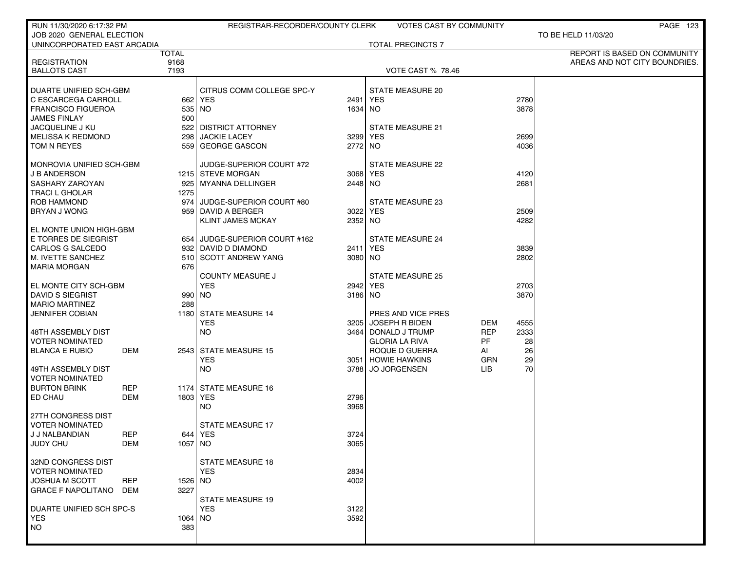RUN 11/30/2020 6:17:32 PM — REGISTRAR-RECORDER/COUNTY CLERK — VOTES CAST BY COMMUNITY

JOB 2020 GENERAL ELECTION — TO BE HELD 11/03/20

UNINCORPORATED EAST ARCADIA — TOTAL PRECINCTS 7

REPORT IS BASED ON COMMUNITY AREAS AND NOT CITY BOUNDRIES.

| | TOTAL |
|---|---|
| REGISTRATION | 9168 |
| BALLOTS CAST | 7193 |

VOTE CAST % 78.46

**DUARTE UNIFIED SCH-GBM**

| Candidate | Votes |
|---|---|
| C ESCARCEGA CARROLL | 662 |
| FRANCISCO FIGUEROA | 535 |
| JAMES FINLAY | 500 |
| JACQUELINE J KU | 522 |
| MELISSA K REDMOND | 298 |
| TOM N REYES | 559 |

**MONROVIA UNIFIED SCH-GBM**

| Candidate | Votes |
|---|---|
| J B ANDERSON | 1215 |
| SASHARY ZAROYAN | 925 |
| TRACI L GHOLAR | 1275 |
| ROB HAMMOND | 974 |
| BRYAN J WONG | 959 |

**EL MONTE UNION HIGH-GBM**

| Candidate | Votes |
|---|---|
| E TORRES DE SIEGRIST | 654 |
| CARLOS G SALCEDO | 932 |
| M. IVETTE SANCHEZ | 510 |
| MARIA MORGAN | 676 |

**EL MONTE CITY SCH-GBM**

| Candidate | Votes |
|---|---|
| DAVID S SIEGRIST | 990 |
| MARIO MARTINEZ | 288 |
| JENNIFER COBIAN | 1180 |

**48TH ASSEMBLY DIST VOTER NOMINATED**

| Candidate | Party | Votes |
|---|---|---|
| BLANCA E RUBIO | DEM | 2543 |

**49TH ASSEMBLY DIST VOTER NOMINATED**

| Candidate | Party | Votes |
|---|---|---|
| BURTON BRINK | REP | 1174 |
| ED CHAU | DEM | 1803 |

**27TH CONGRESS DIST VOTER NOMINATED**

| Candidate | Party | Votes |
|---|---|---|
| J J NALBANDIAN | REP | 644 |
| JUDY CHU | DEM | 1057 |

**32ND CONGRESS DIST VOTER NOMINATED**

| Candidate | Party | Votes |
|---|---|---|
| JOSHUA M SCOTT | REP | 1526 |
| GRACE F NAPOLITANO | DEM | 3227 |

**DUARTE UNIFIED SCH SPC-S**

| Choice | Votes |
|---|---|
| YES | 1064 |
| NO | 383 |

**CITRUS COMM COLLEGE SPC-Y**

| Choice | Votes |
|---|---|
| YES | 2491 |
| NO | 1634 |

**DISTRICT ATTORNEY**

| Candidate | Votes |
|---|---|
| JACKIE LACEY | 3299 |
| GEORGE GASCON | 2772 |

**JUDGE-SUPERIOR COURT #72**

| Candidate | Votes |
|---|---|
| STEVE MORGAN | 3068 |
| MYANNA DELLINGER | 2448 |

**JUDGE-SUPERIOR COURT #80**

| Candidate | Votes |
|---|---|
| DAVID A BERGER | 3022 |
| KLINT JAMES MCKAY | 2352 |

**JUDGE-SUPERIOR COURT #162**

| Candidate | Votes |
|---|---|
| DAVID D DIAMOND | 2411 |
| SCOTT ANDREW YANG | 3080 |

**COUNTY MEASURE J**

| Choice | Votes |
|---|---|
| YES | 2942 |
| NO | 3186 |

**STATE MEASURE 14**

| Choice | Votes |
|---|---|
| YES | 3205 |
| NO | 3464 |

**STATE MEASURE 15**

| Choice | Votes |
|---|---|
| YES | 3051 |
| NO | 3788 |

**STATE MEASURE 16**

| Choice | Votes |
|---|---|
| YES | 2796 |
| NO | 3968 |

**STATE MEASURE 17**

| Choice | Votes |
|---|---|
| YES | 3724 |
| NO | 3065 |

**STATE MEASURE 18**

| Choice | Votes |
|---|---|
| YES | 2834 |
| NO | 4002 |

**STATE MEASURE 19**

| Choice | Votes |
|---|---|
| YES | 3122 |
| NO | 3592 |

**STATE MEASURE 20**

| Choice | Votes |
|---|---|
| YES | 2780 |
| NO | 3878 |

**STATE MEASURE 21**

| Choice | Votes |
|---|---|
| YES | 2699 |
| NO | 4036 |

**STATE MEASURE 22**

| Choice | Votes |
|---|---|
| YES | 4120 |
| NO | 2681 |

**STATE MEASURE 23**

| Choice | Votes |
|---|---|
| YES | 2509 |
| NO | 4282 |

**STATE MEASURE 24**

| Choice | Votes |
|---|---|
| YES | 3839 |
| NO | 2802 |

**STATE MEASURE 25**

| Choice | Votes |
|---|---|
| YES | 2703 |
| NO | 3870 |

**PRES AND VICE PRES**

| Candidate | Party | Votes |
|---|---|---|
| JOSEPH R BIDEN | DEM | 4555 |
| DONALD J TRUMP | REP | 2333 |
| GLORIA LA RIVA | PF | 28 |
| ROQUE D GUERRA | AI | 26 |
| HOWIE HAWKINS | GRN | 29 |
| JO JORGENSEN | LIB | 70 |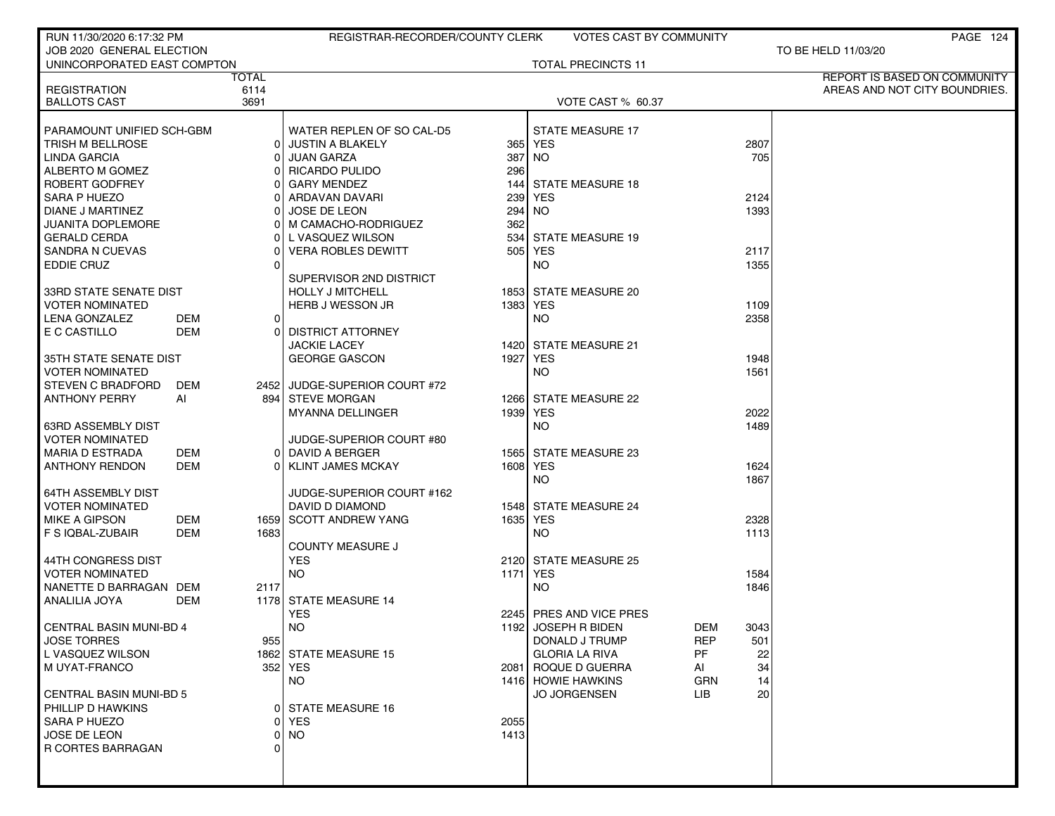RUN 11/30/2020 6:17:32 PM — REGISTRAR-RECORDER/COUNTY CLERK — VOTES CAST BY COMMUNITY

JOB 2020 GENERAL ELECTION — TO BE HELD 11/03/20

UNINCORPORATED EAST COMPTON — TOTAL PRECINCTS 11

REPORT IS BASED ON COMMUNITY AREAS AND NOT CITY BOUNDRIES.

| | | TOTAL |
|---|---|---|
| REGISTRATION | | 6114 |
| BALLOTS CAST | | 3691 |

VOTE CAST % 60.37

| Contest / Candidate | Party | Votes |
|---|---|---|
| **PARAMOUNT UNIFIED SCH-GBM** | | |
| TRISH M BELLROSE | | 0 |
| LINDA GARCIA | | 0 |
| ALBERTO M GOMEZ | | 0 |
| ROBERT GODFREY | | 0 |
| SARA P HUEZO | | 0 |
| DIANE J MARTINEZ | | 0 |
| JUANITA DOPLEMORE | | 0 |
| GERALD CERDA | | 0 |
| SANDRA N CUEVAS | | 0 |
| EDDIE CRUZ | | 0 |
| **33RD STATE SENATE DIST VOTER NOMINATED** | | |
| LENA GONZALEZ | DEM | 0 |
| E C CASTILLO | DEM | 0 |
| **35TH STATE SENATE DIST VOTER NOMINATED** | | |
| STEVEN C BRADFORD | DEM | 2452 |
| ANTHONY PERRY | AI | 894 |
| **63RD ASSEMBLY DIST VOTER NOMINATED** | | |
| MARIA D ESTRADA | DEM | 0 |
| ANTHONY RENDON | DEM | 0 |
| **64TH ASSEMBLY DIST VOTER NOMINATED** | | |
| MIKE A GIPSON | DEM | 1659 |
| F S IQBAL-ZUBAIR | DEM | 1683 |
| **44TH CONGRESS DIST VOTER NOMINATED** | | |
| NANETTE D BARRAGAN | DEM | 2117 |
| ANALILIA JOYA | DEM | 1178 |
| **CENTRAL BASIN MUNI-BD 4** | | |
| JOSE TORRES | | 955 |
| L VASQUEZ WILSON | | 1862 |
| M UYAT-FRANCO | | 352 |
| **CENTRAL BASIN MUNI-BD 5** | | |
| PHILLIP D HAWKINS | | 0 |
| SARA P HUEZO | | 0 |
| JOSE DE LEON | | 0 |
| R CORTES BARRAGAN | | 0 |
| **WATER REPLEN OF SO CAL-D5** | | |
| JUSTIN A BLAKELY | | 365 |
| JUAN GARZA | | 387 |
| RICARDO PULIDO | | 296 |
| GARY MENDEZ | | 144 |
| ARDAVAN DAVARI | | 239 |
| JOSE DE LEON | | 294 |
| M CAMACHO-RODRIGUEZ | | 362 |
| L VASQUEZ WILSON | | 534 |
| VERA ROBLES DEWITT | | 505 |
| **SUPERVISOR 2ND DISTRICT** | | |
| HOLLY J MITCHELL | | 1853 |
| HERB J WESSON JR | | 1383 |
| **DISTRICT ATTORNEY** | | |
| JACKIE LACEY | | 1420 |
| GEORGE GASCON | | 1927 |
| **JUDGE-SUPERIOR COURT #72** | | |
| STEVE MORGAN | | 1266 |
| MYANNA DELLINGER | | 1939 |
| **JUDGE-SUPERIOR COURT #80** | | |
| DAVID A BERGER | | 1565 |
| KLINT JAMES MCKAY | | 1608 |
| **JUDGE-SUPERIOR COURT #162** | | |
| DAVID D DIAMOND | | 1548 |
| SCOTT ANDREW YANG | | 1635 |
| **COUNTY MEASURE J** | | |
| YES | | 2120 |
| NO | | 1171 |
| **STATE MEASURE 14** | | |
| YES | | 2245 |
| NO | | 1192 |
| **STATE MEASURE 15** | | |
| YES | | 2081 |
| NO | | 1416 |
| **STATE MEASURE 16** | | |
| YES | | 2055 |
| NO | | 1413 |
| **STATE MEASURE 17** | | |
| YES | | 2807 |
| NO | | 705 |
| **STATE MEASURE 18** | | |
| YES | | 2124 |
| NO | | 1393 |
| **STATE MEASURE 19** | | |
| YES | | 2117 |
| NO | | 1355 |
| **STATE MEASURE 20** | | |
| YES | | 1109 |
| NO | | 2358 |
| **STATE MEASURE 21** | | |
| YES | | 1948 |
| NO | | 1561 |
| **STATE MEASURE 22** | | |
| YES | | 2022 |
| NO | | 1489 |
| **STATE MEASURE 23** | | |
| YES | | 1624 |
| NO | | 1867 |
| **STATE MEASURE 24** | | |
| YES | | 2328 |
| NO | | 1113 |
| **STATE MEASURE 25** | | |
| YES | | 1584 |
| NO | | 1846 |
| **PRES AND VICE PRES** | | |
| JOSEPH R BIDEN | DEM | 3043 |
| DONALD J TRUMP | REP | 501 |
| GLORIA LA RIVA | PF | 22 |
| ROQUE D GUERRA | AI | 34 |
| HOWIE HAWKINS | GRN | 14 |
| JO JORGENSEN | LIB | 20 |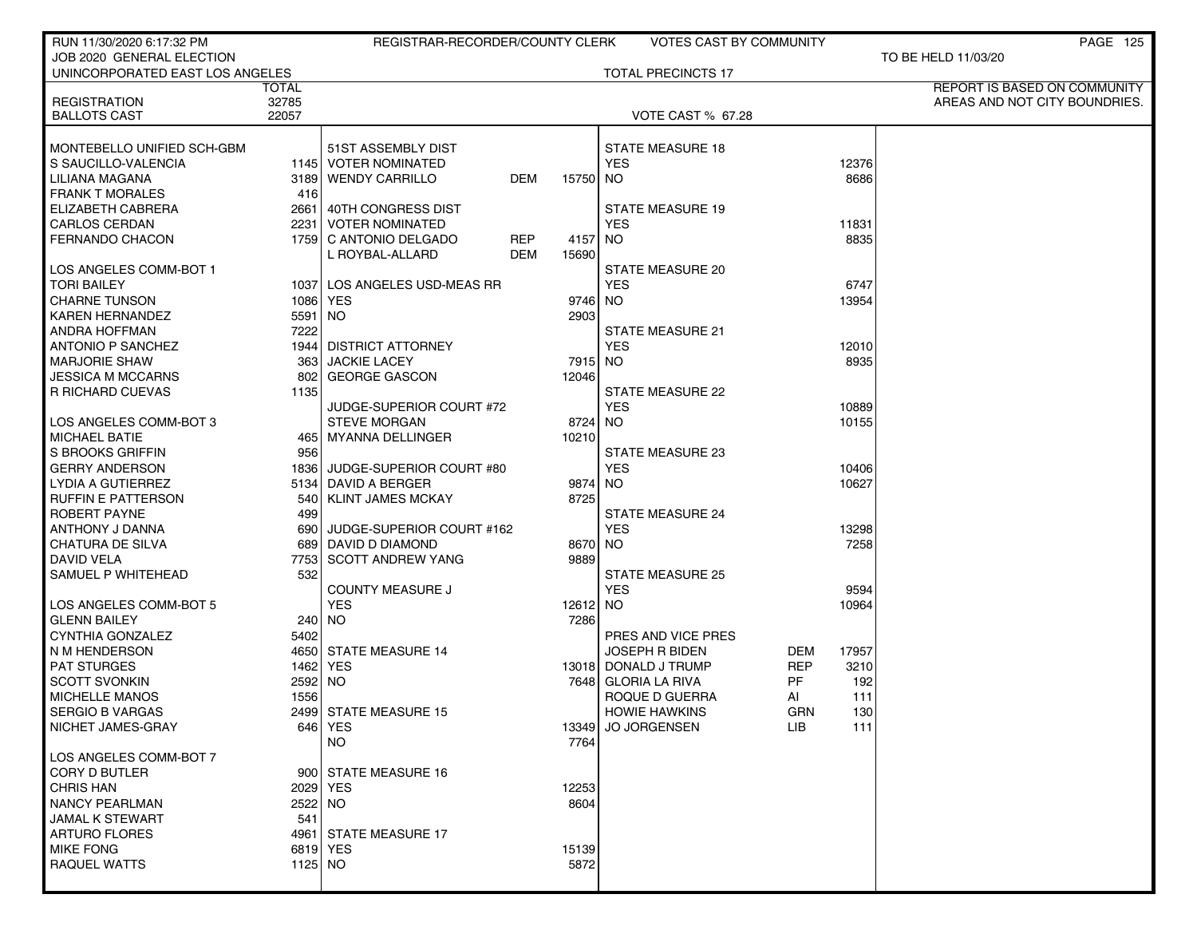RUN 11/30/2020 6:17:32 PM — REGISTRAR-RECORDER/COUNTY CLERK — VOTES CAST BY COMMUNITY

JOB 2020 GENERAL ELECTION — TO BE HELD 11/03/20

UNINCORPORATED EAST LOS ANGELES — TOTAL PRECINCTS 17

REPORT IS BASED ON COMMUNITY AREAS AND NOT CITY BOUNDRIES.

| | TOTAL |
|---|---|
| REGISTRATION | 32785 |
| BALLOTS CAST | 22057 |

VOTE CAST % 67.28

| MONTEBELLO UNIFIED SCH-GBM | |
|---|---|
| S SAUCILLO-VALENCIA | 1145 |
| LILIANA MAGANA | 3189 |
| FRANK T MORALES | 416 |
| ELIZABETH CABRERA | 2661 |
| CARLOS CERDAN | 2231 |
| FERNANDO CHACON | 1759 |

| LOS ANGELES COMM-BOT 1 | |
|---|---|
| TORI BAILEY | 1037 |
| CHARNE TUNSON | 1086 |
| KAREN HERNANDEZ | 5591 |
| ANDRA HOFFMAN | 7222 |
| ANTONIO P SANCHEZ | 1944 |
| MARJORIE SHAW | 363 |
| JESSICA M MCCARNS | 802 |
| R RICHARD CUEVAS | 1135 |

| LOS ANGELES COMM-BOT 3 | |
|---|---|
| MICHAEL BATIE | 465 |
| S BROOKS GRIFFIN | 956 |
| GERRY ANDERSON | 1836 |
| LYDIA A GUTIERREZ | 5134 |
| RUFFIN E PATTERSON | 540 |
| ROBERT PAYNE | 499 |
| ANTHONY J DANNA | 690 |
| CHATURA DE SILVA | 689 |
| DAVID VELA | 7753 |
| SAMUEL P WHITEHEAD | 532 |

| LOS ANGELES COMM-BOT 5 | |
|---|---|
| GLENN BAILEY | 240 |
| CYNTHIA GONZALEZ | 5402 |
| N M HENDERSON | 4650 |
| PAT STURGES | 1462 |
| SCOTT SVONKIN | 2592 |
| MICHELLE MANOS | 1556 |
| SERGIO B VARGAS | 2499 |
| NICHET JAMES-GRAY | 646 |

| LOS ANGELES COMM-BOT 7 | |
|---|---|
| CORY D BUTLER | 900 |
| CHRIS HAN | 2029 |
| NANCY PEARLMAN | 2522 |
| JAMAL K STEWART | 541 |
| ARTURO FLORES | 4961 |
| MIKE FONG | 6819 |
| RAQUEL WATTS | 1125 |

| 51ST ASSEMBLY DIST VOTER NOMINATED | | |
|---|---|---|
| WENDY CARRILLO | DEM | 15750 |

| 40TH CONGRESS DIST VOTER NOMINATED | | |
|---|---|---|
| C ANTONIO DELGADO | REP | 4157 |
| L ROYBAL-ALLARD | DEM | 15690 |

| LOS ANGELES USD-MEAS RR | |
|---|---|
| YES | 9746 |
| NO | 2903 |

| DISTRICT ATTORNEY | |
|---|---|
| JACKIE LACEY | 7915 |
| GEORGE GASCON | 12046 |

| JUDGE-SUPERIOR COURT #72 | |
|---|---|
| STEVE MORGAN | 8724 |
| MYANNA DELLINGER | 10210 |

| JUDGE-SUPERIOR COURT #80 | |
|---|---|
| DAVID A BERGER | 9874 |
| KLINT JAMES MCKAY | 8725 |

| JUDGE-SUPERIOR COURT #162 | |
|---|---|
| DAVID D DIAMOND | 8670 |
| SCOTT ANDREW YANG | 9889 |

| COUNTY MEASURE J | |
|---|---|
| YES | 12612 |
| NO | 7286 |

| STATE MEASURE 14 | |
|---|---|
| YES | 13018 |
| NO | 7648 |

| STATE MEASURE 15 | |
|---|---|
| YES | 13349 |
| NO | 7764 |

| STATE MEASURE 16 | |
|---|---|
| YES | 12253 |
| NO | 8604 |

| STATE MEASURE 17 | |
|---|---|
| YES | 15139 |
| NO | 5872 |

| STATE MEASURE 18 | |
|---|---|
| YES | 12376 |
| NO | 8686 |

| STATE MEASURE 19 | |
|---|---|
| YES | 11831 |
| NO | 8835 |

| STATE MEASURE 20 | |
|---|---|
| YES | 6747 |
| NO | 13954 |

| STATE MEASURE 21 | |
|---|---|
| YES | 12010 |
| NO | 8935 |

| STATE MEASURE 22 | |
|---|---|
| YES | 10889 |
| NO | 10155 |

| STATE MEASURE 23 | |
|---|---|
| YES | 10406 |
| NO | 10627 |

| STATE MEASURE 24 | |
|---|---|
| YES | 13298 |
| NO | 7258 |

| STATE MEASURE 25 | |
|---|---|
| YES | 9594 |
| NO | 10964 |

| PRES AND VICE PRES | | |
|---|---|---|
| JOSEPH R BIDEN | DEM | 17957 |
| DONALD J TRUMP | REP | 3210 |
| GLORIA LA RIVA | PF | 192 |
| ROQUE D GUERRA | AI | 111 |
| HOWIE HAWKINS | GRN | 130 |
| JO JORGENSEN | LIB | 111 |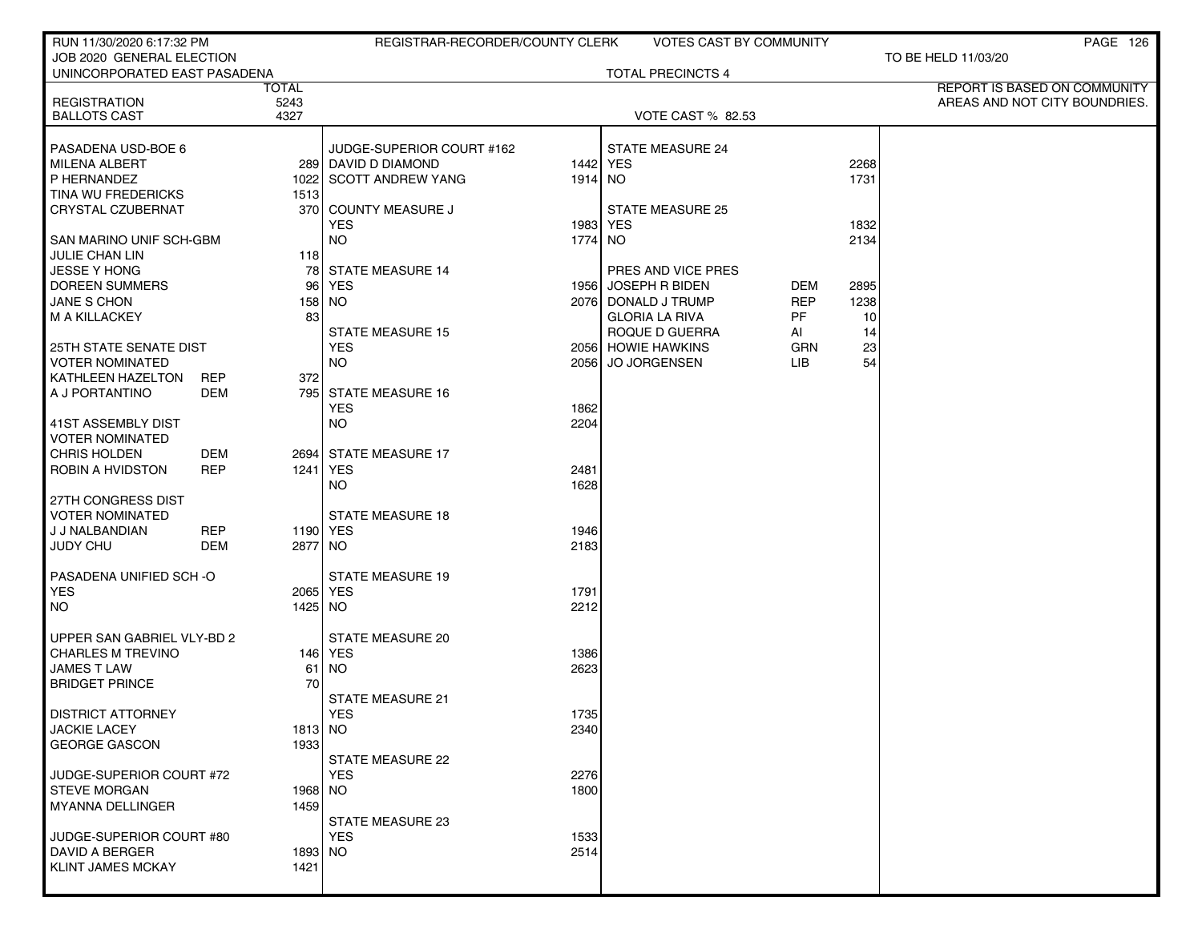RUN 11/30/2020 6:17:32 PM — REGISTRAR-RECORDER/COUNTY CLERK — VOTES CAST BY COMMUNITY

JOB 2020 GENERAL ELECTION — TO BE HELD 11/03/20

UNINCORPORATED EAST PASADENA — TOTAL PRECINCTS 4

REPORT IS BASED ON COMMUNITY AREAS AND NOT CITY BOUNDRIES.

| | | TOTAL |
|---|---|---|
| REGISTRATION | | 5243 |
| BALLOTS CAST | | 4327 |

VOTE CAST % 82.53

| Contest / Candidate | Party | Votes |
|---|---|---|
| **PASADENA USD-BOE 6** | | |
| MILENA ALBERT | | 289 |
| P HERNANDEZ | | 1022 |
| TINA WU FREDERICKS | | 1513 |
| CRYSTAL CZUBERNAT | | 370 |
| **SAN MARINO UNIF SCH-GBM** | | |
| JULIE CHAN LIN | | 118 |
| JESSE Y HONG | | 78 |
| DOREEN SUMMERS | | 96 |
| JANE S CHON | | 158 |
| M A KILLACKEY | | 83 |
| **25TH STATE SENATE DIST** | | |
| VOTER NOMINATED | | |
| KATHLEEN HAZELTON | REP | 372 |
| A J PORTANTINO | DEM | 795 |
| **41ST ASSEMBLY DIST** | | |
| VOTER NOMINATED | | |
| CHRIS HOLDEN | DEM | 2694 |
| ROBIN A HVIDSTON | REP | 1241 |
| **27TH CONGRESS DIST** | | |
| VOTER NOMINATED | | |
| J J NALBANDIAN | REP | 1190 |
| JUDY CHU | DEM | 2877 |
| **PASADENA UNIFIED SCH -O** | | |
| YES | | 2065 |
| NO | | 1425 |
| **UPPER SAN GABRIEL VLY-BD 2** | | |
| CHARLES M TREVINO | | 146 |
| JAMES T LAW | | 61 |
| BRIDGET PRINCE | | 70 |
| **DISTRICT ATTORNEY** | | |
| JACKIE LACEY | | 1813 |
| GEORGE GASCON | | 1933 |
| **JUDGE-SUPERIOR COURT #72** | | |
| STEVE MORGAN | | 1968 |
| MYANNA DELLINGER | | 1459 |
| **JUDGE-SUPERIOR COURT #80** | | |
| DAVID A BERGER | | 1893 |
| KLINT JAMES MCKAY | | 1421 |
| **JUDGE-SUPERIOR COURT #162** | | |
| DAVID D DIAMOND | | 1442 |
| SCOTT ANDREW YANG | | 1914 |
| **COUNTY MEASURE J** | | |
| YES | | 1983 |
| NO | | 1774 |
| **STATE MEASURE 14** | | |
| YES | | 1956 |
| NO | | 2076 |
| **STATE MEASURE 15** | | |
| YES | | 2056 |
| NO | | 2056 |
| **STATE MEASURE 16** | | |
| YES | | 1862 |
| NO | | 2204 |
| **STATE MEASURE 17** | | |
| YES | | 2481 |
| NO | | 1628 |
| **STATE MEASURE 18** | | |
| YES | | 1946 |
| NO | | 2183 |
| **STATE MEASURE 19** | | |
| YES | | 1791 |
| NO | | 2212 |
| **STATE MEASURE 20** | | |
| YES | | 1386 |
| NO | | 2623 |
| **STATE MEASURE 21** | | |
| YES | | 1735 |
| NO | | 2340 |
| **STATE MEASURE 22** | | |
| YES | | 2276 |
| NO | | 1800 |
| **STATE MEASURE 23** | | |
| YES | | 1533 |
| NO | | 2514 |
| **STATE MEASURE 24** | | |
| YES | | 2268 |
| NO | | 1731 |
| **STATE MEASURE 25** | | |
| YES | | 1832 |
| NO | | 2134 |
| **PRES AND VICE PRES** | | |
| JOSEPH R BIDEN | DEM | 2895 |
| DONALD J TRUMP | REP | 1238 |
| GLORIA LA RIVA | PF | 10 |
| ROQUE D GUERRA | AI | 14 |
| HOWIE HAWKINS | GRN | 23 |
| JO JORGENSEN | LIB | 54 |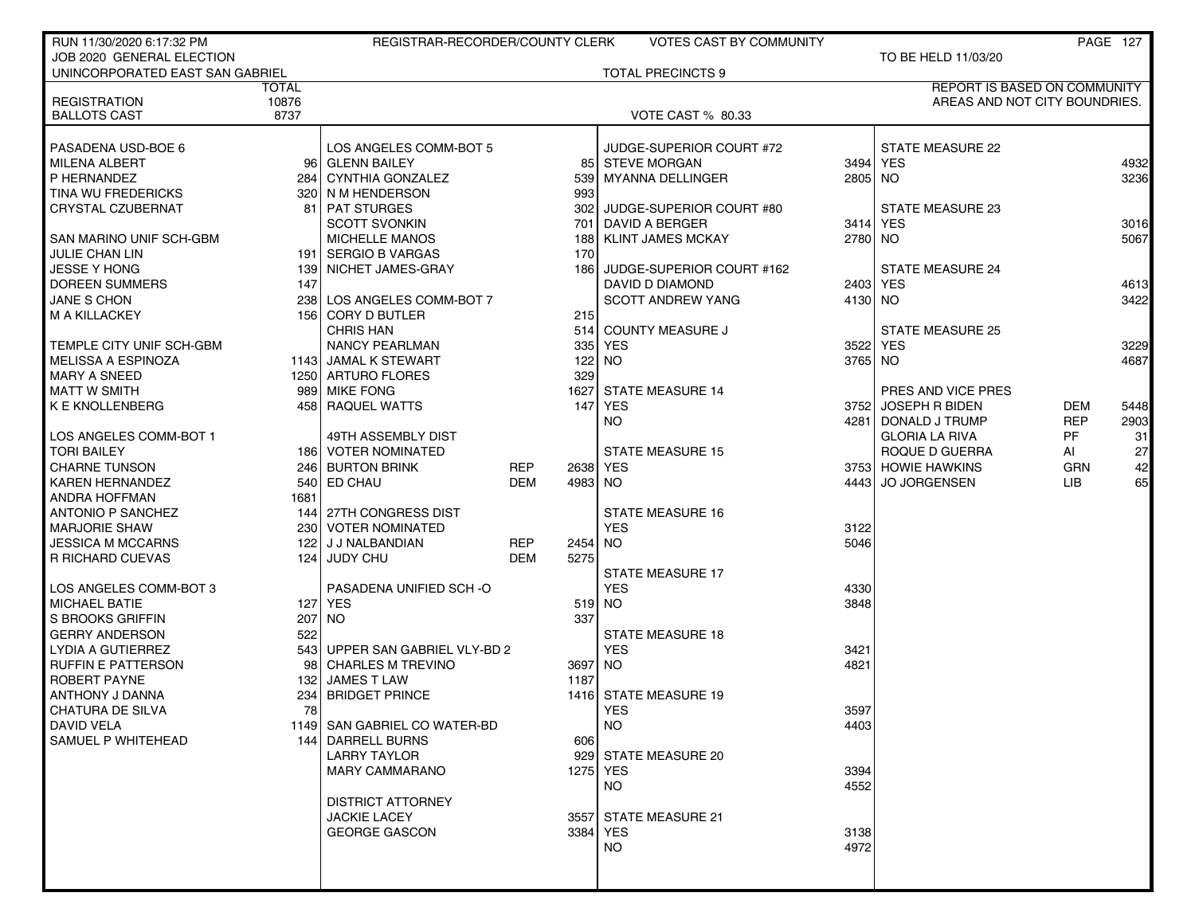RUN 11/30/2020 6:17:32 PM — REGISTRAR-RECORDER/COUNTY CLERK — VOTES CAST BY COMMUNITY

JOB 2020 GENERAL ELECTION — TO BE HELD 11/03/20

UNINCORPORATED EAST SAN GABRIEL — TOTAL PRECINCTS 9

REPORT IS BASED ON COMMUNITY AREAS AND NOT CITY BOUNDRIES.

| | TOTAL |
|---|---|
| REGISTRATION | 10876 |
| BALLOTS CAST | 8737 |

VOTE CAST % 80.33

**PASADENA USD-BOE 6**

| | |
|---|---|
| MILENA ALBERT | 96 |
| P HERNANDEZ | 284 |
| TINA WU FREDERICKS | 320 |
| CRYSTAL CZUBERNAT | 81 |

**SAN MARINO UNIF SCH-GBM**

| | |
|---|---|
| JULIE CHAN LIN | 191 |
| JESSE Y HONG | 139 |
| DOREEN SUMMERS | 147 |
| JANE S CHON | 238 |
| M A KILLACKEY | 156 |

**TEMPLE CITY UNIF SCH-GBM**

| | |
|---|---|
| MELISSA A ESPINOZA | 1143 |
| MARY A SNEED | 1250 |
| MATT W SMITH | 989 |
| K E KNOLLENBERG | 458 |

**LOS ANGELES COMM-BOT 1**

| | |
|---|---|
| TORI BAILEY | 186 |
| CHARNE TUNSON | 246 |
| KAREN HERNANDEZ | 540 |
| ANDRA HOFFMAN | 1681 |
| ANTONIO P SANCHEZ | 144 |
| MARJORIE SHAW | 230 |
| JESSICA M MCCARNS | 122 |
| R RICHARD CUEVAS | 124 |

**LOS ANGELES COMM-BOT 3**

| | |
|---|---|
| MICHAEL BATIE | 127 |
| S BROOKS GRIFFIN | 207 |
| GERRY ANDERSON | 522 |
| LYDIA A GUTIERREZ | 543 |
| RUFFIN E PATTERSON | 98 |
| ROBERT PAYNE | 132 |
| ANTHONY J DANNA | 234 |
| CHATURA DE SILVA | 78 |
| DAVID VELA | 1149 |
| SAMUEL P WHITEHEAD | 144 |

**LOS ANGELES COMM-BOT 5**

| | |
|---|---|
| GLENN BAILEY | 85 |
| CYNTHIA GONZALEZ | 539 |
| N M HENDERSON | 993 |
| PAT STURGES | 302 |
| SCOTT SVONKIN | 701 |
| MICHELLE MANOS | 188 |
| SERGIO B VARGAS | 170 |
| NICHET JAMES-GRAY | 186 |

**LOS ANGELES COMM-BOT 7**

| | |
|---|---|
| CORY D BUTLER | 215 |
| CHRIS HAN | 514 |
| NANCY PEARLMAN | 335 |
| JAMAL K STEWART | 122 |
| ARTURO FLORES | 329 |
| MIKE FONG | 1627 |
| RAQUEL WATTS | 147 |

**49TH ASSEMBLY DIST — VOTER NOMINATED**

| | | |
|---|---|---|
| BURTON BRINK | REP | 2638 |
| ED CHAU | DEM | 4983 |

**27TH CONGRESS DIST — VOTER NOMINATED**

| | | |
|---|---|---|
| J J NALBANDIAN | REP | 2454 |
| JUDY CHU | DEM | 5275 |

**PASADENA UNIFIED SCH -O**

| | |
|---|---|
| YES | 519 |
| NO | 337 |

**UPPER SAN GABRIEL VLY-BD 2**

| | |
|---|---|
| CHARLES M TREVINO | 3697 |
| JAMES T LAW | 1187 |
| BRIDGET PRINCE | 1416 |

**SAN GABRIEL CO WATER-BD**

| | |
|---|---|
| DARRELL BURNS | 606 |
| LARRY TAYLOR | 929 |
| MARY CAMMARANO | 1275 |

**DISTRICT ATTORNEY**

| | |
|---|---|
| JACKIE LACEY | 3557 |
| GEORGE GASCON | 3384 |

**JUDGE-SUPERIOR COURT #72**

| | |
|---|---|
| STEVE MORGAN | 3494 |
| MYANNA DELLINGER | 2805 |

**JUDGE-SUPERIOR COURT #80**

| | |
|---|---|
| DAVID A BERGER | 3414 |
| KLINT JAMES MCKAY | 2780 |

**JUDGE-SUPERIOR COURT #162**

| | |
|---|---|
| DAVID D DIAMOND | 2403 |
| SCOTT ANDREW YANG | 4130 |

**COUNTY MEASURE J**

| | |
|---|---|
| YES | 3522 |
| NO | 3765 |

**STATE MEASURE 14**

| | |
|---|---|
| YES | 3752 |
| NO | 4281 |

**STATE MEASURE 15**

| | |
|---|---|
| YES | 3753 |
| NO | 4443 |

**STATE MEASURE 16**

| | |
|---|---|
| YES | 3122 |
| NO | 5046 |

**STATE MEASURE 17**

| | |
|---|---|
| YES | 4330 |
| NO | 3848 |

**STATE MEASURE 18**

| | |
|---|---|
| YES | 3421 |
| NO | 4821 |

**STATE MEASURE 19**

| | |
|---|---|
| YES | 3597 |
| NO | 4403 |

**STATE MEASURE 20**

| | |
|---|---|
| YES | 3394 |
| NO | 4552 |

**STATE MEASURE 21**

| | |
|---|---|
| YES | 3138 |
| NO | 4972 |

**STATE MEASURE 22**

| | |
|---|---|
| YES | 4932 |
| NO | 3236 |

**STATE MEASURE 23**

| | |
|---|---|
| YES | 3016 |
| NO | 5067 |

**STATE MEASURE 24**

| | |
|---|---|
| YES | 4613 |
| NO | 3422 |

**STATE MEASURE 25**

| | |
|---|---|
| YES | 3229 |
| NO | 4687 |

**PRES AND VICE PRES**

| | | |
|---|---|---|
| JOSEPH R BIDEN | DEM | 5448 |
| DONALD J TRUMP | REP | 2903 |
| GLORIA LA RIVA | PF | 31 |
| ROQUE D GUERRA | AI | 27 |
| HOWIE HAWKINS | GRN | 42 |
| JO JORGENSEN | LIB | 65 |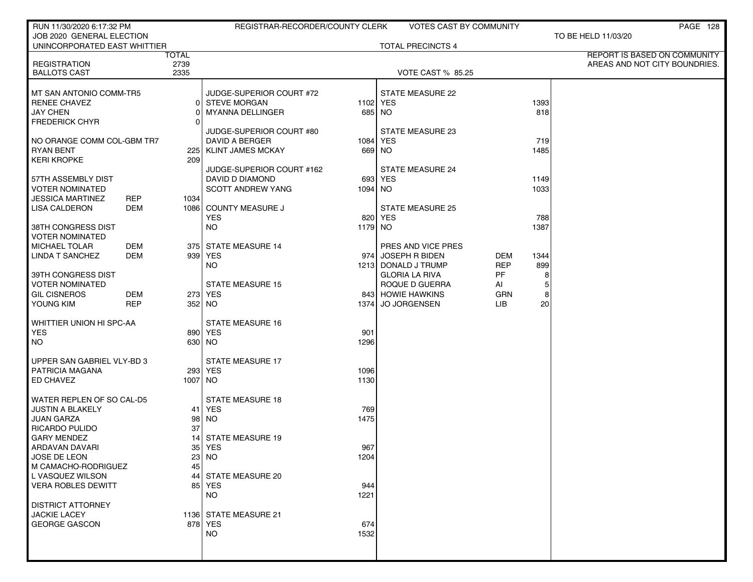RUN 11/30/2020 6:17:32 PM REGISTRAR-RECORDER/COUNTY CLERK VOTES CAST BY COMMUNITY

JOB 2020 GENERAL ELECTION TO BE HELD 11/03/20

UNINCORPORATED EAST WHITTIER TOTAL PRECINCTS 4

REPORT IS BASED ON COMMUNITY AREAS AND NOT CITY BOUNDRIES.

| | | TOTAL |
|---|---|---|
| REGISTRATION | | 2739 |
| BALLOTS CAST | | 2335 |

VOTE CAST % 85.25

| Contest / Candidate | Party | Votes |
|---|---|---|
| **MT SAN ANTONIO COMM-TR5** | | |
| RENEE CHAVEZ | | 0 |
| JAY CHEN | | 0 |
| FREDERICK CHYR | | 0 |
| **NO ORANGE COMM COL-GBM TR7** | | |
| RYAN BENT | | 225 |
| KERI KROPKE | | 209 |
| **57TH ASSEMBLY DIST VOTER NOMINATED** | | |
| JESSICA MARTINEZ | REP | 1034 |
| LISA CALDERON | DEM | 1086 |
| **38TH CONGRESS DIST VOTER NOMINATED** | | |
| MICHAEL TOLAR | DEM | 375 |
| LINDA T SANCHEZ | DEM | 939 |
| **39TH CONGRESS DIST VOTER NOMINATED** | | |
| GIL CISNEROS | DEM | 273 |
| YOUNG KIM | REP | 352 |
| **WHITTIER UNION HI SPC-AA** | | |
| YES | | 890 |
| NO | | 630 |
| **UPPER SAN GABRIEL VLY-BD 3** | | |
| PATRICIA MAGANA | | 293 |
| ED CHAVEZ | | 1007 |
| **WATER REPLEN OF SO CAL-D5** | | |
| JUSTIN A BLAKELY | | 41 |
| JUAN GARZA | | 98 |
| RICARDO PULIDO | | 37 |
| GARY MENDEZ | | 14 |
| ARDAVAN DAVARI | | 35 |
| JOSE DE LEON | | 23 |
| M CAMACHO-RODRIGUEZ | | 45 |
| L VASQUEZ WILSON | | 44 |
| VERA ROBLES DEWITT | | 85 |
| **DISTRICT ATTORNEY** | | |
| JACKIE LACEY | | 1136 |
| GEORGE GASCON | | 878 |
| **JUDGE-SUPERIOR COURT #72** | | |
| STEVE MORGAN | | 1102 |
| MYANNA DELLINGER | | 685 |
| **JUDGE-SUPERIOR COURT #80** | | |
| DAVID A BERGER | | 1084 |
| KLINT JAMES MCKAY | | 669 |
| **JUDGE-SUPERIOR COURT #162** | | |
| DAVID D DIAMOND | | 693 |
| SCOTT ANDREW YANG | | 1094 |
| **COUNTY MEASURE J** | | |
| YES | | 820 |
| NO | | 1179 |
| **STATE MEASURE 14** | | |
| YES | | 974 |
| NO | | 1213 |
| **STATE MEASURE 15** | | |
| YES | | 843 |
| NO | | 1374 |
| **STATE MEASURE 16** | | |
| YES | | 901 |
| NO | | 1296 |
| **STATE MEASURE 17** | | |
| YES | | 1096 |
| NO | | 1130 |
| **STATE MEASURE 18** | | |
| YES | | 769 |
| NO | | 1475 |
| **STATE MEASURE 19** | | |
| YES | | 967 |
| NO | | 1204 |
| **STATE MEASURE 20** | | |
| YES | | 944 |
| NO | | 1221 |
| **STATE MEASURE 21** | | |
| YES | | 674 |
| NO | | 1532 |
| **STATE MEASURE 22** | | |
| YES | | 1393 |
| NO | | 818 |
| **STATE MEASURE 23** | | |
| YES | | 719 |
| NO | | 1485 |
| **STATE MEASURE 24** | | |
| YES | | 1149 |
| NO | | 1033 |
| **STATE MEASURE 25** | | |
| YES | | 788 |
| NO | | 1387 |
| **PRES AND VICE PRES** | | |
| JOSEPH R BIDEN | DEM | 1344 |
| DONALD J TRUMP | REP | 899 |
| GLORIA LA RIVA | PF | 8 |
| ROQUE D GUERRA | AI | 5 |
| HOWIE HAWKINS | GRN | 8 |
| JO JORGENSEN | LIB | 20 |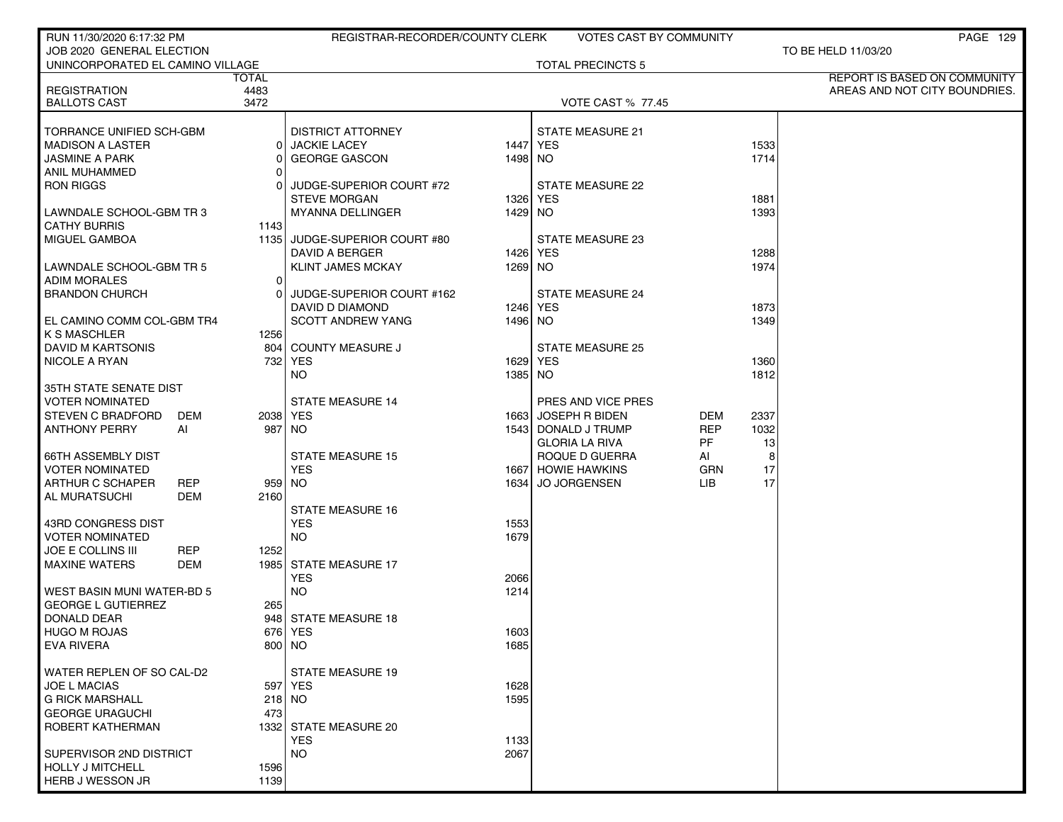RUN 11/30/2020 6:17:32 PM — REGISTRAR-RECORDER/COUNTY CLERK — VOTES CAST BY COMMUNITY

JOB 2020 GENERAL ELECTION — TO BE HELD 11/03/20

UNINCORPORATED EL CAMINO VILLAGE — TOTAL PRECINCTS 5

REPORT IS BASED ON COMMUNITY AREAS AND NOT CITY BOUNDRIES.

| | TOTAL |
|---|---|
| REGISTRATION | 4483 |
| BALLOTS CAST | 3472 |

VOTE CAST % 77.45

| TORRANCE UNIFIED SCH-GBM | | |
|---|---|---|
| MADISON A LASTER | | 0 |
| JASMINE A PARK | | 0 |
| ANIL MUHAMMED | | 0 |
| RON RIGGS | | 0 |
| **LAWNDALE SCHOOL-GBM TR 3** | | |
| CATHY BURRIS | | 1143 |
| MIGUEL GAMBOA | | 1135 |
| **LAWNDALE SCHOOL-GBM TR 5** | | |
| ADIM MORALES | | 0 |
| BRANDON CHURCH | | 0 |
| **EL CAMINO COMM COL-GBM TR4** | | |
| K S MASCHLER | | 1256 |
| DAVID M KARTSONIS | | 804 |
| NICOLE A RYAN | | 732 |
| **35TH STATE SENATE DIST VOTER NOMINATED** | | |
| STEVEN C BRADFORD | DEM | 2038 |
| ANTHONY PERRY | AI | 987 |
| **66TH ASSEMBLY DIST VOTER NOMINATED** | | |
| ARTHUR C SCHAPER | REP | 959 |
| AL MURATSUCHI | DEM | 2160 |
| **43RD CONGRESS DIST VOTER NOMINATED** | | |
| JOE E COLLINS III | REP | 1252 |
| MAXINE WATERS | DEM | 1985 |
| **WEST BASIN MUNI WATER-BD 5** | | |
| GEORGE L GUTIERREZ | | 265 |
| DONALD DEAR | | 948 |
| HUGO M ROJAS | | 676 |
| EVA RIVERA | | 800 |
| **WATER REPLEN OF SO CAL-D2** | | |
| JOE L MACIAS | | 597 |
| G RICK MARSHALL | | 218 |
| GEORGE URAGUCHI | | 473 |
| ROBERT KATHERMAN | | 1332 |
| **SUPERVISOR 2ND DISTRICT** | | |
| HOLLY J MITCHELL | | 1596 |
| HERB J WESSON JR | | 1139 |

| DISTRICT ATTORNEY | |
|---|---|
| JACKIE LACEY | 1447 |
| GEORGE GASCON | 1498 |
| **JUDGE-SUPERIOR COURT #72** | |
| STEVE MORGAN | 1326 |
| MYANNA DELLINGER | 1429 |
| **JUDGE-SUPERIOR COURT #80** | |
| DAVID A BERGER | 1426 |
| KLINT JAMES MCKAY | 1269 |
| **JUDGE-SUPERIOR COURT #162** | |
| DAVID D DIAMOND | 1246 |
| SCOTT ANDREW YANG | 1496 |
| **COUNTY MEASURE J** | |
| YES | 1629 |
| NO | 1385 |
| **STATE MEASURE 14** | |
| YES | 1663 |
| NO | 1543 |
| **STATE MEASURE 15** | |
| YES | 1667 |
| NO | 1634 |
| **STATE MEASURE 16** | |
| YES | 1553 |
| NO | 1679 |
| **STATE MEASURE 17** | |
| YES | 2066 |
| NO | 1214 |
| **STATE MEASURE 18** | |
| YES | 1603 |
| NO | 1685 |
| **STATE MEASURE 19** | |
| YES | 1628 |
| NO | 1595 |
| **STATE MEASURE 20** | |
| YES | 1133 |
| NO | 2067 |

| STATE MEASURE 21 | | |
|---|---|---|
| YES | | 1533 |
| NO | | 1714 |
| **STATE MEASURE 22** | | |
| YES | | 1881 |
| NO | | 1393 |
| **STATE MEASURE 23** | | |
| YES | | 1288 |
| NO | | 1974 |
| **STATE MEASURE 24** | | |
| YES | | 1873 |
| NO | | 1349 |
| **STATE MEASURE 25** | | |
| YES | | 1360 |
| NO | | 1812 |
| **PRES AND VICE PRES** | | |
| JOSEPH R BIDEN | DEM | 2337 |
| DONALD J TRUMP | REP | 1032 |
| GLORIA LA RIVA | PF | 13 |
| ROQUE D GUERRA | AI | 8 |
| HOWIE HAWKINS | GRN | 17 |
| JO JORGENSEN | LIB | 17 |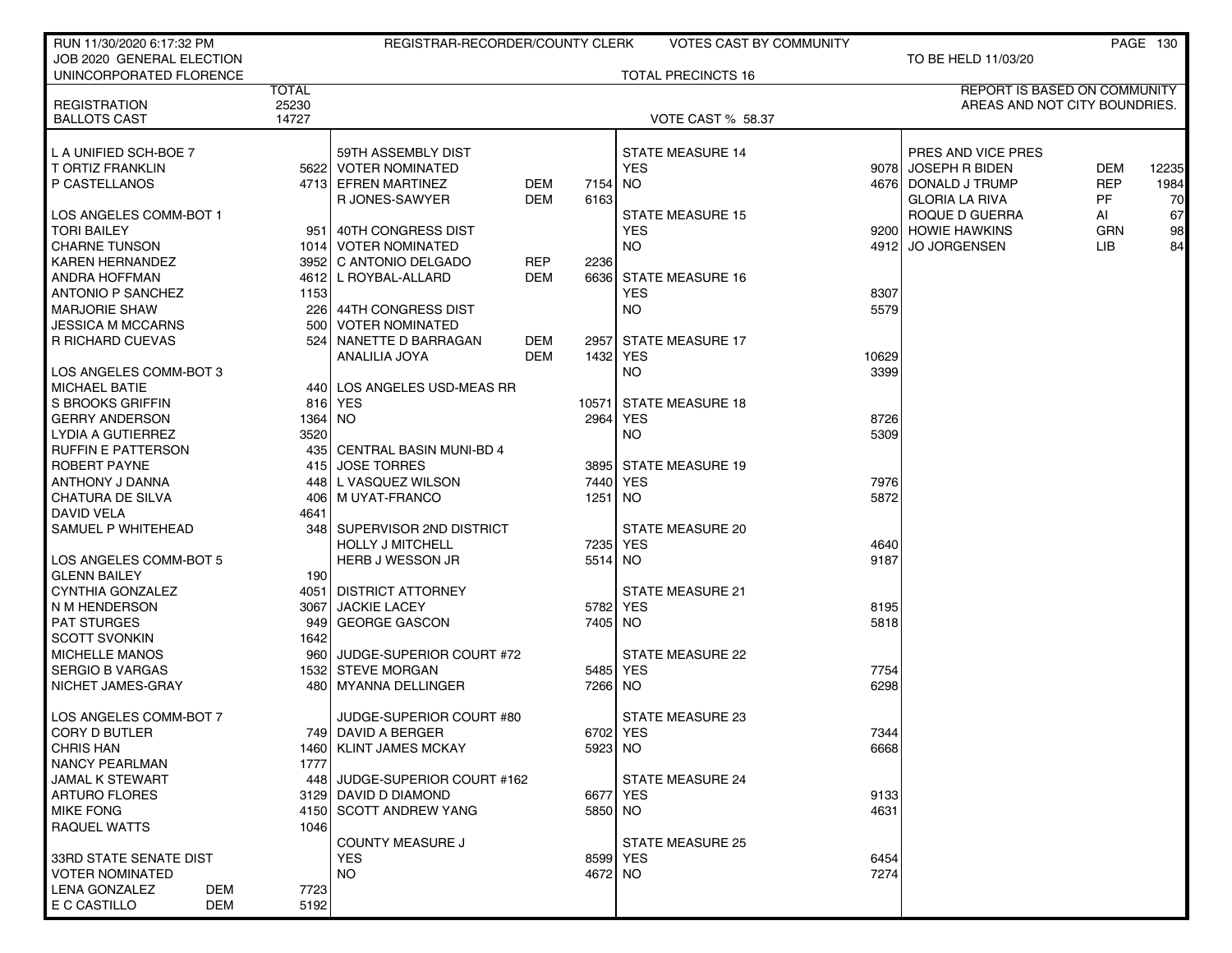RUN 11/30/2020 6:17:32 PM — REGISTRAR-RECORDER/COUNTY CLERK — VOTES CAST BY COMMUNITY

JOB 2020 GENERAL ELECTION — TO BE HELD 11/03/20

UNINCORPORATED FLORENCE — TOTAL PRECINCTS 16

| | TOTAL |
|---|---|
| REGISTRATION | 25230 |
| BALLOTS CAST | 14727 |

VOTE CAST % 58.37

REPORT IS BASED ON COMMUNITY AREAS AND NOT CITY BOUNDRIES.

**L A UNIFIED SCH-BOE 7**

| | |
|---|---|
| T ORTIZ FRANKLIN | 5622 |
| P CASTELLANOS | 4713 |

**LOS ANGELES COMM-BOT 1**

| | |
|---|---|
| TORI BAILEY | 951 |
| CHARNE TUNSON | 1014 |
| KAREN HERNANDEZ | 3952 |
| ANDRA HOFFMAN | 4612 |
| ANTONIO P SANCHEZ | 1153 |
| MARJORIE SHAW | 226 |
| JESSICA M MCCARNS | 500 |
| R RICHARD CUEVAS | 524 |

**LOS ANGELES COMM-BOT 3**

| | |
|---|---|
| MICHAEL BATIE | 440 |
| S BROOKS GRIFFIN | 816 |
| GERRY ANDERSON | 1364 |
| LYDIA A GUTIERREZ | 3520 |
| RUFFIN E PATTERSON | 435 |
| ROBERT PAYNE | 415 |
| ANTHONY J DANNA | 448 |
| CHATURA DE SILVA | 406 |
| DAVID VELA | 4641 |
| SAMUEL P WHITEHEAD | 348 |

**LOS ANGELES COMM-BOT 5**

| | |
|---|---|
| GLENN BAILEY | 190 |
| CYNTHIA GONZALEZ | 4051 |
| N M HENDERSON | 3067 |
| PAT STURGES | 949 |
| SCOTT SVONKIN | 1642 |
| MICHELLE MANOS | 960 |
| SERGIO B VARGAS | 1532 |
| NICHET JAMES-GRAY | 480 |

**LOS ANGELES COMM-BOT 7**

| | |
|---|---|
| CORY D BUTLER | 749 |
| CHRIS HAN | 1460 |
| NANCY PEARLMAN | 1777 |
| JAMAL K STEWART | 448 |
| ARTURO FLORES | 3129 |
| MIKE FONG | 4150 |
| RAQUEL WATTS | 1046 |

**33RD STATE SENATE DIST — VOTER NOMINATED**

| | | |
|---|---|---|
| LENA GONZALEZ | DEM | 7723 |
| E C CASTILLO | DEM | 5192 |

**59TH ASSEMBLY DIST — VOTER NOMINATED**

| | | |
|---|---|---|
| EFREN MARTINEZ | DEM | 7154 |
| R JONES-SAWYER | DEM | 6163 |

**40TH CONGRESS DIST — VOTER NOMINATED**

| | | |
|---|---|---|
| C ANTONIO DELGADO | REP | 2236 |
| L ROYBAL-ALLARD | DEM | 6636 |

**44TH CONGRESS DIST — VOTER NOMINATED**

| | | |
|---|---|---|
| NANETTE D BARRAGAN | DEM | 2957 |
| ANALILIA JOYA | DEM | 1432 |

**LOS ANGELES USD-MEAS RR**

| | |
|---|---|
| YES | 10571 |
| NO | 2964 |

**CENTRAL BASIN MUNI-BD 4**

| | |
|---|---|
| JOSE TORRES | 3895 |
| L VASQUEZ WILSON | 7440 |
| M UYAT-FRANCO | 1251 |

**SUPERVISOR 2ND DISTRICT**

| | |
|---|---|
| HOLLY J MITCHELL | 7235 |
| HERB J WESSON JR | 5514 |

**DISTRICT ATTORNEY**

| | |
|---|---|
| JACKIE LACEY | 5782 |
| GEORGE GASCON | 7405 |

**JUDGE-SUPERIOR COURT #72**

| | |
|---|---|
| STEVE MORGAN | 5485 |
| MYANNA DELLINGER | 7266 |

**JUDGE-SUPERIOR COURT #80**

| | |
|---|---|
| DAVID A BERGER | 6702 |
| KLINT JAMES MCKAY | 5923 |

**JUDGE-SUPERIOR COURT #162**

| | |
|---|---|
| DAVID D DIAMOND | 6677 |
| SCOTT ANDREW YANG | 5850 |

**COUNTY MEASURE J**

| | |
|---|---|
| YES | 8599 |
| NO | 4672 |

**STATE MEASURES**

| Measure | YES | NO |
|---|---|---|
| STATE MEASURE 14 | 9078 | 4676 |
| STATE MEASURE 15 | 9200 | 4912 |
| STATE MEASURE 16 | 8307 | 5579 |
| STATE MEASURE 17 | 10629 | 3399 |
| STATE MEASURE 18 | 8726 | 5309 |
| STATE MEASURE 19 | 7976 | 5872 |
| STATE MEASURE 20 | 4640 | 9187 |
| STATE MEASURE 21 | 8195 | 5818 |
| STATE MEASURE 22 | 7754 | 6298 |
| STATE MEASURE 23 | 7344 | 6668 |
| STATE MEASURE 24 | 9133 | 4631 |
| STATE MEASURE 25 | 6454 | 7274 |

**PRES AND VICE PRES**

| | | |
|---|---|---|
| JOSEPH R BIDEN | DEM | 12235 |
| DONALD J TRUMP | REP | 1984 |
| GLORIA LA RIVA | PF | 70 |
| ROQUE D GUERRA | AI | 67 |
| HOWIE HAWKINS | GRN | 98 |
| JO JORGENSEN | LIB | 84 |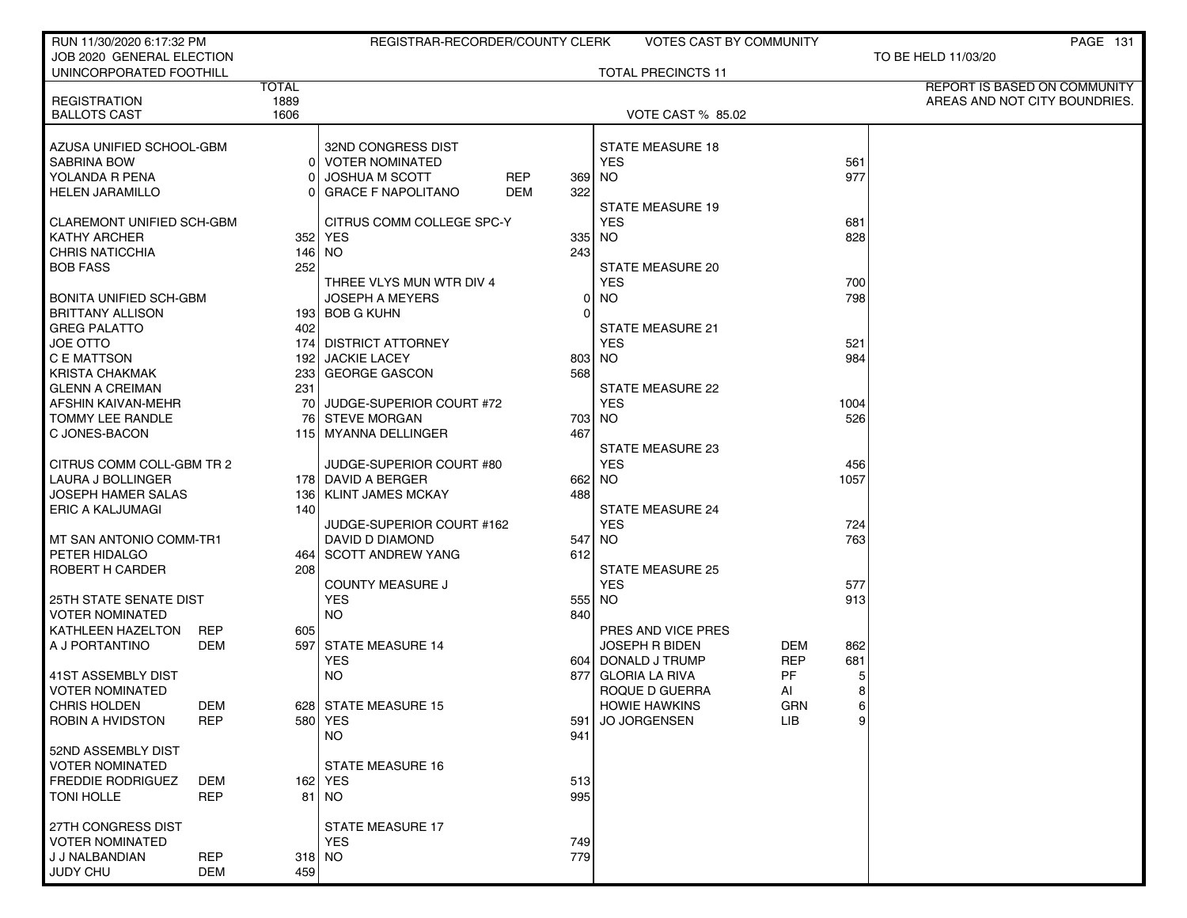RUN 11/30/2020 6:17:32 PM — REGISTRAR-RECORDER/COUNTY CLERK — VOTES CAST BY COMMUNITY

JOB 2020 GENERAL ELECTION — TO BE HELD 11/03/20

UNINCORPORATED FOOTHILL — TOTAL PRECINCTS 11

REPORT IS BASED ON COMMUNITY AREAS AND NOT CITY BOUNDRIES.

| | TOTAL |
|---|---|
| REGISTRATION | 1889 |
| BALLOTS CAST | 1606 |

VOTE CAST % 85.02

| AZUSA UNIFIED SCHOOL-GBM | | |
|---|---|---|
| SABRINA BOW | | 0 |
| YOLANDA R PENA | | 0 |
| HELEN JARAMILLO | | 0 |

| CLAREMONT UNIFIED SCH-GBM | | |
|---|---|---|
| KATHY ARCHER | | 352 |
| CHRIS NATICCHIA | | 146 |
| BOB FASS | | 252 |

| BONITA UNIFIED SCH-GBM | | |
|---|---|---|
| BRITTANY ALLISON | | 193 |
| GREG PALATTO | | 402 |
| JOE OTTO | | 174 |
| C E MATTSON | | 192 |
| KRISTA CHAKMAK | | 233 |
| GLENN A CREIMAN | | 231 |
| AFSHIN KAIVAN-MEHR | | 70 |
| TOMMY LEE RANDLE | | 76 |
| C JONES-BACON | | 115 |

| CITRUS COMM COLL-GBM TR 2 | | |
|---|---|---|
| LAURA J BOLLINGER | | 178 |
| JOSEPH HAMER SALAS | | 136 |
| ERIC A KALJUMAGI | | 140 |

| MT SAN ANTONIO COMM-TR1 | | |
|---|---|---|
| PETER HIDALGO | | 464 |
| ROBERT H CARDER | | 208 |

| 25TH STATE SENATE DIST | | |
|---|---|---|
| VOTER NOMINATED | | |
| KATHLEEN HAZELTON | REP | 605 |
| A J PORTANTINO | DEM | 597 |

| 41ST ASSEMBLY DIST | | |
|---|---|---|
| VOTER NOMINATED | | |
| CHRIS HOLDEN | DEM | 628 |
| ROBIN A HVIDSTON | REP | 580 |

| 52ND ASSEMBLY DIST | | |
|---|---|---|
| VOTER NOMINATED | | |
| FREDDIE RODRIGUEZ | DEM | 162 |
| TONI HOLLE | REP | 81 |

| 27TH CONGRESS DIST | | |
|---|---|---|
| VOTER NOMINATED | | |
| J J NALBANDIAN | REP | 318 |
| JUDY CHU | DEM | 459 |

| 32ND CONGRESS DIST | | |
|---|---|---|
| VOTER NOMINATED | | |
| JOSHUA M SCOTT | REP | 369 |
| GRACE F NAPOLITANO | DEM | 322 |

| CITRUS COMM COLLEGE SPC-Y | |
|---|---|
| YES | 335 |
| NO | 243 |

| THREE VLYS MUN WTR DIV 4 | |
|---|---|
| JOSEPH A MEYERS | 0 |
| BOB G KUHN | 0 |

| DISTRICT ATTORNEY | |
|---|---|
| JACKIE LACEY | 803 |
| GEORGE GASCON | 568 |

| JUDGE-SUPERIOR COURT #72 | |
|---|---|
| STEVE MORGAN | 703 |
| MYANNA DELLINGER | 467 |

| JUDGE-SUPERIOR COURT #80 | |
|---|---|
| DAVID A BERGER | 662 |
| KLINT JAMES MCKAY | 488 |

| JUDGE-SUPERIOR COURT #162 | |
|---|---|
| DAVID D DIAMOND | 547 |
| SCOTT ANDREW YANG | 612 |

| COUNTY MEASURE J | |
|---|---|
| YES | 555 |
| NO | 840 |

| STATE MEASURE 14 | |
|---|---|
| YES | 604 |
| NO | 877 |

| STATE MEASURE 15 | |
|---|---|
| YES | 591 |
| NO | 941 |

| STATE MEASURE 16 | |
|---|---|
| YES | 513 |
| NO | 995 |

| STATE MEASURE 17 | |
|---|---|
| YES | 749 |
| NO | 779 |

| STATE MEASURE 18 | |
|---|---|
| YES | 561 |
| NO | 977 |

| STATE MEASURE 19 | |
|---|---|
| YES | 681 |
| NO | 828 |

| STATE MEASURE 20 | |
|---|---|
| YES | 700 |
| NO | 798 |

| STATE MEASURE 21 | |
|---|---|
| YES | 521 |
| NO | 984 |

| STATE MEASURE 22 | |
|---|---|
| YES | 1004 |
| NO | 526 |

| STATE MEASURE 23 | |
|---|---|
| YES | 456 |
| NO | 1057 |

| STATE MEASURE 24 | |
|---|---|
| YES | 724 |
| NO | 763 |

| STATE MEASURE 25 | |
|---|---|
| YES | 577 |
| NO | 913 |

| PRES AND VICE PRES | | |
|---|---|---|
| JOSEPH R BIDEN | DEM | 862 |
| DONALD J TRUMP | REP | 681 |
| GLORIA LA RIVA | PF | 5 |
| ROQUE D GUERRA | AI | 8 |
| HOWIE HAWKINS | GRN | 6 |
| JO JORGENSEN | LIB | 9 |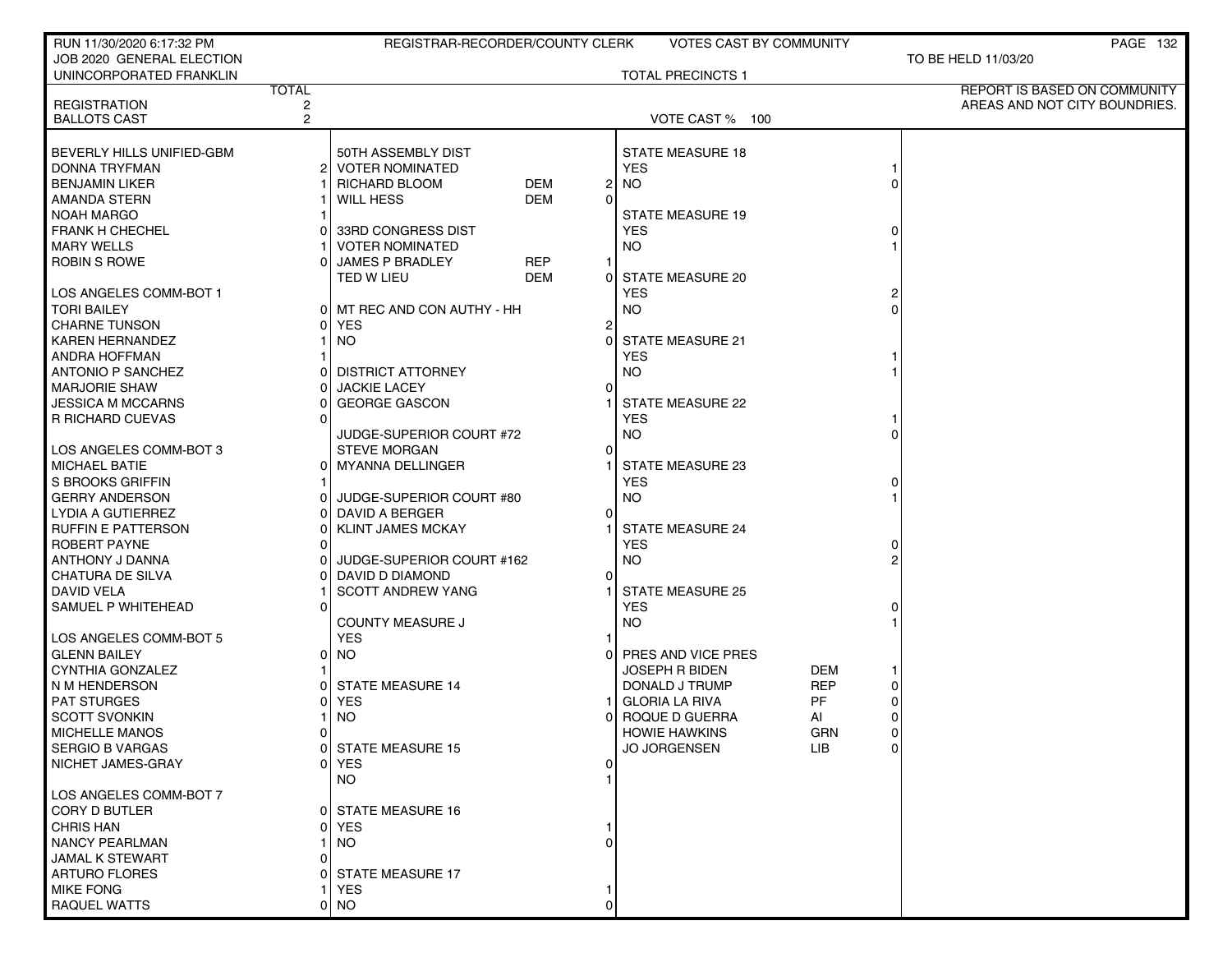RUN 11/30/2020 6:17:32 PM — REGISTRAR-RECORDER/COUNTY CLERK — VOTES CAST BY COMMUNITY

JOB 2020 GENERAL ELECTION — TO BE HELD 11/03/20

UNINCORPORATED FRANKLIN — TOTAL PRECINCTS 1

REPORT IS BASED ON COMMUNITY AREAS AND NOT CITY BOUNDRIES.

| | TOTAL |
|---|---|
| REGISTRATION | 2 |
| BALLOTS CAST | 2 |

VOTE CAST % 100

| BEVERLY HILLS UNIFIED-GBM | |
|---|---|
| DONNA TRYFMAN | 2 |
| BENJAMIN LIKER | 1 |
| AMANDA STERN | 1 |
| NOAH MARGO | 1 |
| FRANK H CHECHEL | 0 |
| MARY WELLS | 1 |
| ROBIN S ROWE | 0 |

| LOS ANGELES COMM-BOT 1 | |
|---|---|
| TORI BAILEY | 0 |
| CHARNE TUNSON | 0 |
| KAREN HERNANDEZ | 1 |
| ANDRA HOFFMAN | 1 |
| ANTONIO P SANCHEZ | 0 |
| MARJORIE SHAW | 0 |
| JESSICA M MCCARNS | 0 |
| R RICHARD CUEVAS | 0 |

| LOS ANGELES COMM-BOT 3 | |
|---|---|
| MICHAEL BATIE | 0 |
| S BROOKS GRIFFIN | 1 |
| GERRY ANDERSON | 0 |
| LYDIA A GUTIERREZ | 0 |
| RUFFIN E PATTERSON | 0 |
| ROBERT PAYNE | 0 |
| ANTHONY J DANNA | 0 |
| CHATURA DE SILVA | 0 |
| DAVID VELA | 1 |
| SAMUEL P WHITEHEAD | 0 |

| LOS ANGELES COMM-BOT 5 | |
|---|---|
| GLENN BAILEY | 0 |
| CYNTHIA GONZALEZ | 1 |
| N M HENDERSON | 0 |
| PAT STURGES | 0 |
| SCOTT SVONKIN | 1 |
| MICHELLE MANOS | 0 |
| SERGIO B VARGAS | 0 |
| NICHET JAMES-GRAY | 0 |

| LOS ANGELES COMM-BOT 7 | |
|---|---|
| CORY D BUTLER | 0 |
| CHRIS HAN | 0 |
| NANCY PEARLMAN | 1 |
| JAMAL K STEWART | 0 |
| ARTURO FLORES | 0 |
| MIKE FONG | 1 |
| RAQUEL WATTS | 0 |

| 50TH ASSEMBLY DIST VOTER NOMINATED | | |
|---|---|---|
| RICHARD BLOOM | DEM | 2 |
| WILL HESS | DEM | 0 |

| 33RD CONGRESS DIST VOTER NOMINATED | | |
|---|---|---|
| JAMES P BRADLEY | REP | 1 |
| TED W LIEU | DEM | 0 |

| MT REC AND CON AUTHY - HH | |
|---|---|
| YES | 2 |
| NO | 0 |

| DISTRICT ATTORNEY | |
|---|---|
| JACKIE LACEY | 0 |
| GEORGE GASCON | 1 |

| JUDGE-SUPERIOR COURT #72 | |
|---|---|
| STEVE MORGAN | 0 |
| MYANNA DELLINGER | 1 |

| JUDGE-SUPERIOR COURT #80 | |
|---|---|
| DAVID A BERGER | 0 |
| KLINT JAMES MCKAY | 1 |

| JUDGE-SUPERIOR COURT #162 | |
|---|---|
| DAVID D DIAMOND | 0 |
| SCOTT ANDREW YANG | 1 |

| COUNTY MEASURE J | |
|---|---|
| YES | 1 |
| NO | 0 |

| MEASURE | YES | NO |
|---|---|---|
| STATE MEASURE 14 | 1 | 0 |
| STATE MEASURE 15 | 0 | 1 |
| STATE MEASURE 16 | 1 | 0 |
| STATE MEASURE 17 | 1 | 0 |
| STATE MEASURE 18 | 1 | 0 |
| STATE MEASURE 19 | 0 | 1 |
| STATE MEASURE 20 | 2 | 0 |
| STATE MEASURE 21 | 1 | 1 |
| STATE MEASURE 22 | 1 | 0 |
| STATE MEASURE 23 | 0 | 1 |
| STATE MEASURE 24 | 0 | 2 |
| STATE MEASURE 25 | 0 | 1 |

| PRES AND VICE PRES | | |
|---|---|---|
| JOSEPH R BIDEN | DEM | 1 |
| DONALD J TRUMP | REP | 0 |
| GLORIA LA RIVA | PF | 0 |
| ROQUE D GUERRA | AI | 0 |
| HOWIE HAWKINS | GRN | 0 |
| JO JORGENSEN | LIB | 0 |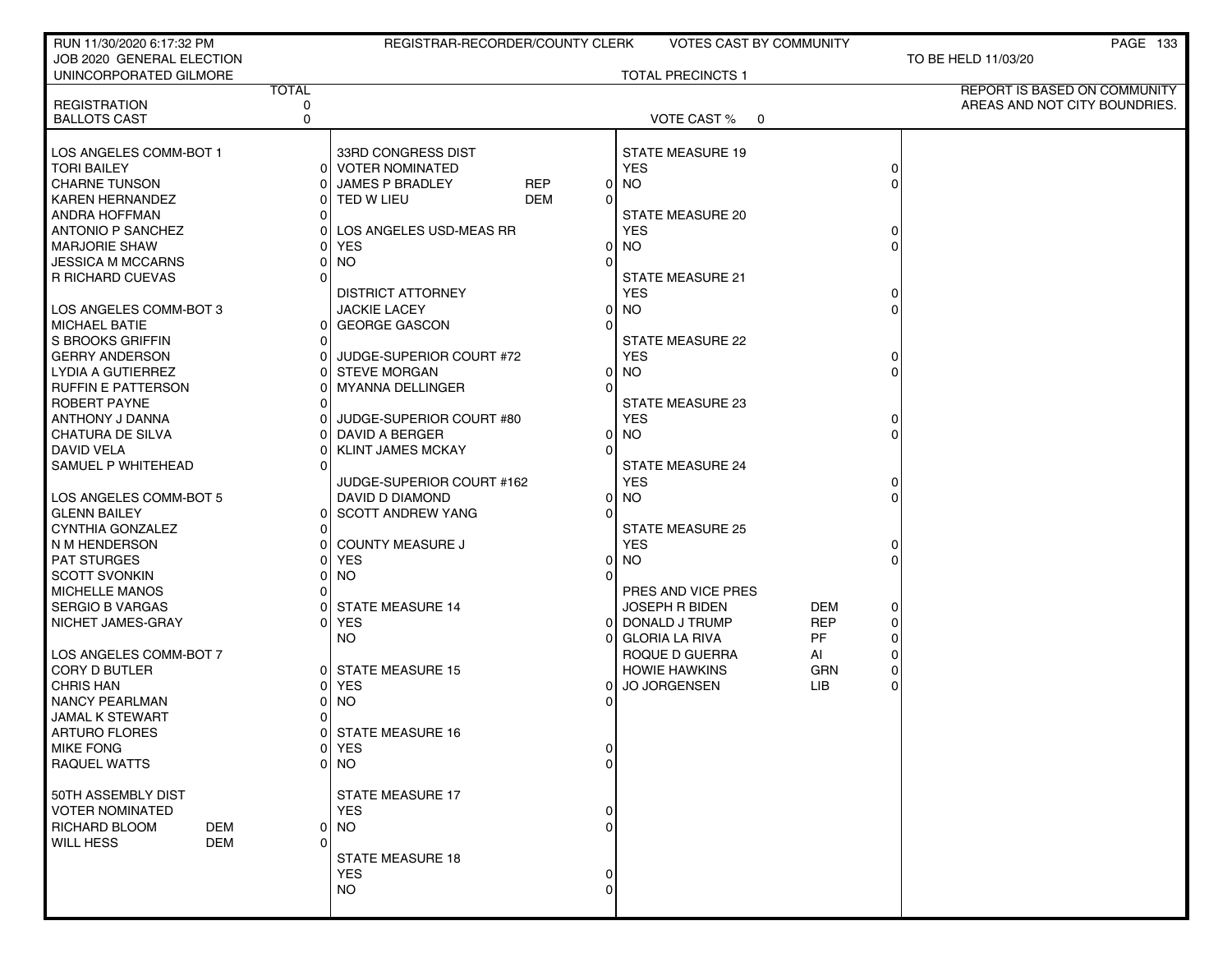RUN 11/30/2020 6:17:32 PM — REGISTRAR-RECORDER/COUNTY CLERK — VOTES CAST BY COMMUNITY

JOB 2020 GENERAL ELECTION — TO BE HELD 11/03/20

UNINCORPORATED GILMORE — TOTAL PRECINCTS 1

REPORT IS BASED ON COMMUNITY AREAS AND NOT CITY BOUNDRIES.

| | TOTAL |
|---|---|
| REGISTRATION | 0 |
| BALLOTS CAST | 0 |

VOTE CAST % 0

**LOS ANGELES COMM-BOT 1**

| Candidate | Votes |
|---|---|
| TORI BAILEY | 0 |
| CHARNE TUNSON | 0 |
| KAREN HERNANDEZ | 0 |
| ANDRA HOFFMAN | 0 |
| ANTONIO P SANCHEZ | 0 |
| MARJORIE SHAW | 0 |
| JESSICA M MCCARNS | 0 |
| R RICHARD CUEVAS | 0 |

**LOS ANGELES COMM-BOT 3**

| Candidate | Votes |
|---|---|
| MICHAEL BATIE | 0 |
| S BROOKS GRIFFIN | 0 |
| GERRY ANDERSON | 0 |
| LYDIA A GUTIERREZ | 0 |
| RUFFIN E PATTERSON | 0 |
| ROBERT PAYNE | 0 |
| ANTHONY J DANNA | 0 |
| CHATURA DE SILVA | 0 |
| DAVID VELA | 0 |
| SAMUEL P WHITEHEAD | 0 |

**LOS ANGELES COMM-BOT 5**

| Candidate | Votes |
|---|---|
| GLENN BAILEY | 0 |
| CYNTHIA GONZALEZ | 0 |
| N M HENDERSON | 0 |
| PAT STURGES | 0 |
| SCOTT SVONKIN | 0 |
| MICHELLE MANOS | 0 |
| SERGIO B VARGAS | 0 |
| NICHET JAMES-GRAY | 0 |

**LOS ANGELES COMM-BOT 7**

| Candidate | Votes |
|---|---|
| CORY D BUTLER | 0 |
| CHRIS HAN | 0 |
| NANCY PEARLMAN | 0 |
| JAMAL K STEWART | 0 |
| ARTURO FLORES | 0 |
| MIKE FONG | 0 |
| RAQUEL WATTS | 0 |

**50TH ASSEMBLY DIST — VOTER NOMINATED**

| Candidate | Party | Votes |
|---|---|---|
| RICHARD BLOOM | DEM | 0 |
| WILL HESS | DEM | 0 |

**33RD CONGRESS DIST — VOTER NOMINATED**

| Candidate | Party | Votes |
|---|---|---|
| JAMES P BRADLEY | REP | 0 |
| TED W LIEU | DEM | 0 |

**LOS ANGELES USD-MEAS RR**

| | Votes |
|---|---|
| YES | 0 |
| NO | 0 |

**DISTRICT ATTORNEY**

| Candidate | Votes |
|---|---|
| JACKIE LACEY | 0 |
| GEORGE GASCON | 0 |

**JUDGE-SUPERIOR COURT #72**

| Candidate | Votes |
|---|---|
| STEVE MORGAN | 0 |
| MYANNA DELLINGER | 0 |

**JUDGE-SUPERIOR COURT #80**

| Candidate | Votes |
|---|---|
| DAVID A BERGER | 0 |
| KLINT JAMES MCKAY | 0 |

**JUDGE-SUPERIOR COURT #162**

| Candidate | Votes |
|---|---|
| DAVID D DIAMOND | 0 |
| SCOTT ANDREW YANG | 0 |

**COUNTY MEASURE J**

| | Votes |
|---|---|
| YES | 0 |
| NO | 0 |

**STATE MEASURES**

| Measure | YES | NO |
|---|---|---|
| STATE MEASURE 14 | 0 | 0 |
| STATE MEASURE 15 | 0 | 0 |
| STATE MEASURE 16 | 0 | 0 |
| STATE MEASURE 17 | 0 | 0 |
| STATE MEASURE 18 | 0 | 0 |
| STATE MEASURE 19 | 0 | 0 |
| STATE MEASURE 20 | 0 | 0 |
| STATE MEASURE 21 | 0 | 0 |
| STATE MEASURE 22 | 0 | 0 |
| STATE MEASURE 23 | 0 | 0 |
| STATE MEASURE 24 | 0 | 0 |
| STATE MEASURE 25 | 0 | 0 |

**PRES AND VICE PRES**

| Candidate | Party | Votes |
|---|---|---|
| JOSEPH R BIDEN | DEM | 0 |
| DONALD J TRUMP | REP | 0 |
| GLORIA LA RIVA | PF | 0 |
| ROQUE D GUERRA | AI | 0 |
| HOWIE HAWKINS | GRN | 0 |
| JO JORGENSEN | LIB | 0 |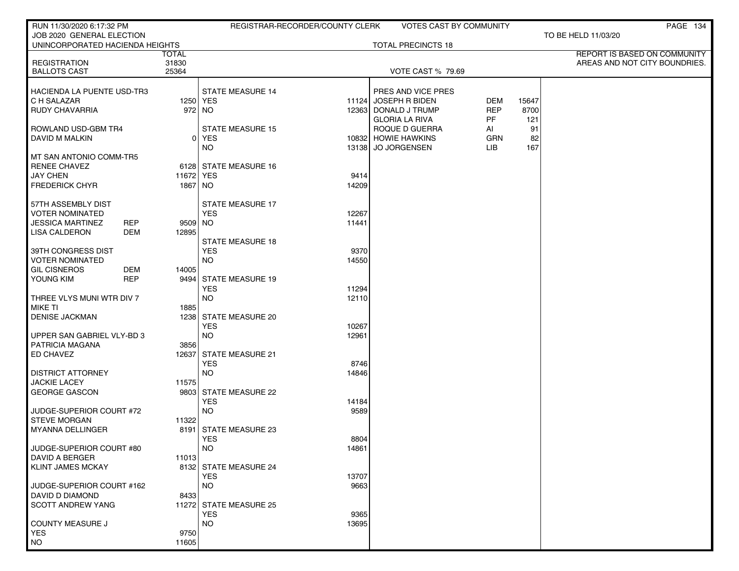RUN 11/30/2020 6:17:32 PM — REGISTRAR-RECORDER/COUNTY CLERK — VOTES CAST BY COMMUNITY

JOB 2020 GENERAL ELECTION — TO BE HELD 11/03/20

UNINCORPORATED HACIENDA HEIGHTS — TOTAL PRECINCTS 18

REPORT IS BASED ON COMMUNITY AREAS AND NOT CITY BOUNDRIES.

| | | TOTAL |
|---|---|---|
| REGISTRATION | | 31830 |
| BALLOTS CAST | | 25364 |

VOTE CAST % 79.69

| Contest / Candidate | Party | Votes |
|---|---|---|
| **HACIENDA LA PUENTE USD-TR3** | | |
| C H SALAZAR | | 1250 |
| RUDY CHAVARRIA | | 972 |
| **ROWLAND USD-GBM TR4** | | |
| DAVID M MALKIN | | 0 |
| **MT SAN ANTONIO COMM-TR5** | | |
| RENEE CHAVEZ | | 6128 |
| JAY CHEN | | 11672 |
| FREDERICK CHYR | | 1867 |
| **57TH ASSEMBLY DIST VOTER NOMINATED** | | |
| JESSICA MARTINEZ | REP | 9509 |
| LISA CALDERON | DEM | 12895 |
| **39TH CONGRESS DIST VOTER NOMINATED** | | |
| GIL CISNEROS | DEM | 14005 |
| YOUNG KIM | REP | 9494 |
| **THREE VLYS MUNI WTR DIV 7** | | |
| MIKE TI | | 1885 |
| DENISE JACKMAN | | 1238 |
| **UPPER SAN GABRIEL VLY-BD 3** | | |
| PATRICIA MAGANA | | 3856 |
| ED CHAVEZ | | 12637 |
| **DISTRICT ATTORNEY** | | |
| JACKIE LACEY | | 11575 |
| GEORGE GASCON | | 9803 |
| **JUDGE-SUPERIOR COURT #72** | | |
| STEVE MORGAN | | 11322 |
| MYANNA DELLINGER | | 8191 |
| **JUDGE-SUPERIOR COURT #80** | | |
| DAVID A BERGER | | 11013 |
| KLINT JAMES MCKAY | | 8132 |
| **JUDGE-SUPERIOR COURT #162** | | |
| DAVID D DIAMOND | | 8433 |
| SCOTT ANDREW YANG | | 11272 |
| **COUNTY MEASURE J** | | |
| YES | | 9750 |
| NO | | 11605 |

| Measure | YES | NO |
|---|---|---|
| STATE MEASURE 14 | 11124 | 12363 |
| STATE MEASURE 15 | 10832 | 13138 |
| STATE MEASURE 16 | 9414 | 14209 |
| STATE MEASURE 17 | 12267 | 11441 |
| STATE MEASURE 18 | 9370 | 14550 |
| STATE MEASURE 19 | 11294 | 12110 |
| STATE MEASURE 20 | 10267 | 12961 |
| STATE MEASURE 21 | 8746 | 14846 |
| STATE MEASURE 22 | 14184 | 9589 |
| STATE MEASURE 23 | 8804 | 14861 |
| STATE MEASURE 24 | 13707 | 9663 |
| STATE MEASURE 25 | 9365 | 13695 |

| PRES AND VICE PRES | Party | Votes |
|---|---|---|
| JOSEPH R BIDEN | DEM | 15647 |
| DONALD J TRUMP | REP | 8700 |
| GLORIA LA RIVA | PF | 121 |
| ROQUE D GUERRA | AI | 91 |
| HOWIE HAWKINS | GRN | 82 |
| JO JORGENSEN | LIB | 167 |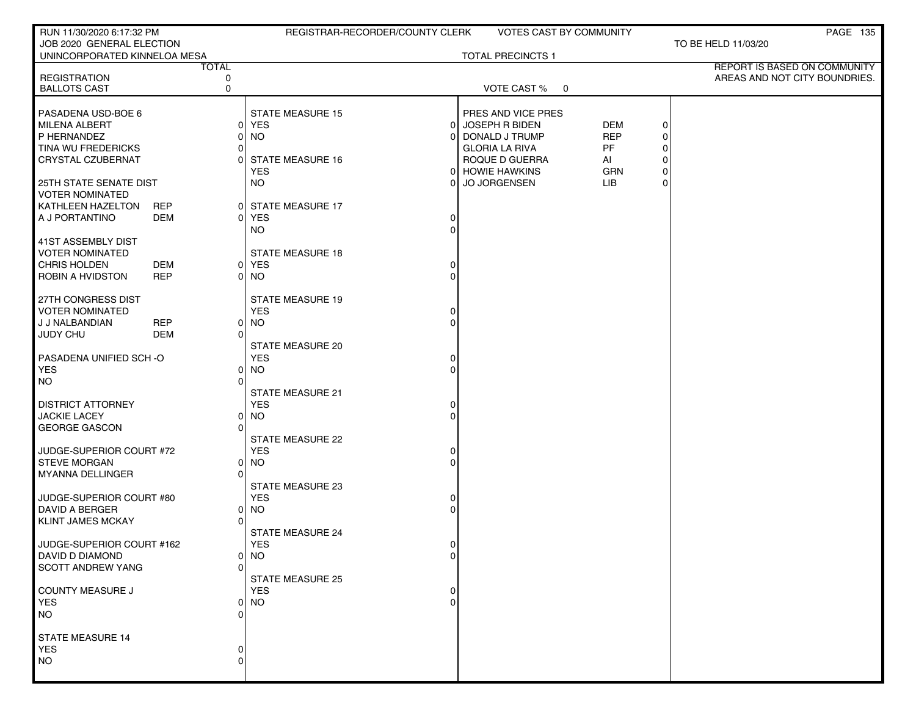RUN 11/30/2020 6:17:32 PM — REGISTRAR-RECORDER/COUNTY CLERK — VOTES CAST BY COMMUNITY

JOB 2020 GENERAL ELECTION — TO BE HELD 11/03/20

UNINCORPORATED KINNELOA MESA — TOTAL PRECINCTS 1

REPORT IS BASED ON COMMUNITY AREAS AND NOT CITY BOUNDRIES.

| | TOTAL |
|---|---|
| REGISTRATION | 0 |
| BALLOTS CAST | 0 |

VOTE CAST % 0

| PASADENA USD-BOE 6 | | |
|---|---|---|
| MILENA ALBERT | | 0 |
| P HERNANDEZ | | 0 |
| TINA WU FREDERICKS | | 0 |
| CRYSTAL CZUBERNAT | | 0 |

| 25TH STATE SENATE DIST VOTER NOMINATED | | |
|---|---|---|
| KATHLEEN HAZELTON | REP | 0 |
| A J PORTANTINO | DEM | 0 |

| 41ST ASSEMBLY DIST VOTER NOMINATED | | |
|---|---|---|
| CHRIS HOLDEN | DEM | 0 |
| ROBIN A HVIDSTON | REP | 0 |

| 27TH CONGRESS DIST VOTER NOMINATED | | |
|---|---|---|
| J J NALBANDIAN | REP | 0 |
| JUDY CHU | DEM | 0 |

| PASADENA UNIFIED SCH -O | |
|---|---|
| YES | 0 |
| NO | 0 |

| DISTRICT ATTORNEY | |
|---|---|
| JACKIE LACEY | 0 |
| GEORGE GASCON | 0 |

| JUDGE-SUPERIOR COURT #72 | |
|---|---|
| STEVE MORGAN | 0 |
| MYANNA DELLINGER | 0 |

| JUDGE-SUPERIOR COURT #80 | |
|---|---|
| DAVID A BERGER | 0 |
| KLINT JAMES MCKAY | 0 |

| JUDGE-SUPERIOR COURT #162 | |
|---|---|
| DAVID D DIAMOND | 0 |
| SCOTT ANDREW YANG | 0 |

| COUNTY MEASURE J | |
|---|---|
| YES | 0 |
| NO | 0 |

| STATE MEASURE 14 | |
|---|---|
| YES | 0 |
| NO | 0 |

| STATE MEASURE 15 | |
|---|---|
| YES | 0 |
| NO | 0 |

| STATE MEASURE 16 | |
|---|---|
| YES | 0 |
| NO | 0 |

| STATE MEASURE 17 | |
|---|---|
| YES | 0 |
| NO | 0 |

| STATE MEASURE 18 | |
|---|---|
| YES | 0 |
| NO | 0 |

| STATE MEASURE 19 | |
|---|---|
| YES | 0 |
| NO | 0 |

| STATE MEASURE 20 | |
|---|---|
| YES | 0 |
| NO | 0 |

| STATE MEASURE 21 | |
|---|---|
| YES | 0 |
| NO | 0 |

| STATE MEASURE 22 | |
|---|---|
| YES | 0 |
| NO | 0 |

| STATE MEASURE 23 | |
|---|---|
| YES | 0 |
| NO | 0 |

| STATE MEASURE 24 | |
|---|---|
| YES | 0 |
| NO | 0 |

| STATE MEASURE 25 | |
|---|---|
| YES | 0 |
| NO | 0 |

| PRES AND VICE PRES | | |
|---|---|---|
| JOSEPH R BIDEN | DEM | 0 |
| DONALD J TRUMP | REP | 0 |
| GLORIA LA RIVA | PF | 0 |
| ROQUE D GUERRA | AI | 0 |
| HOWIE HAWKINS | GRN | 0 |
| JO JORGENSEN | LIB | 0 |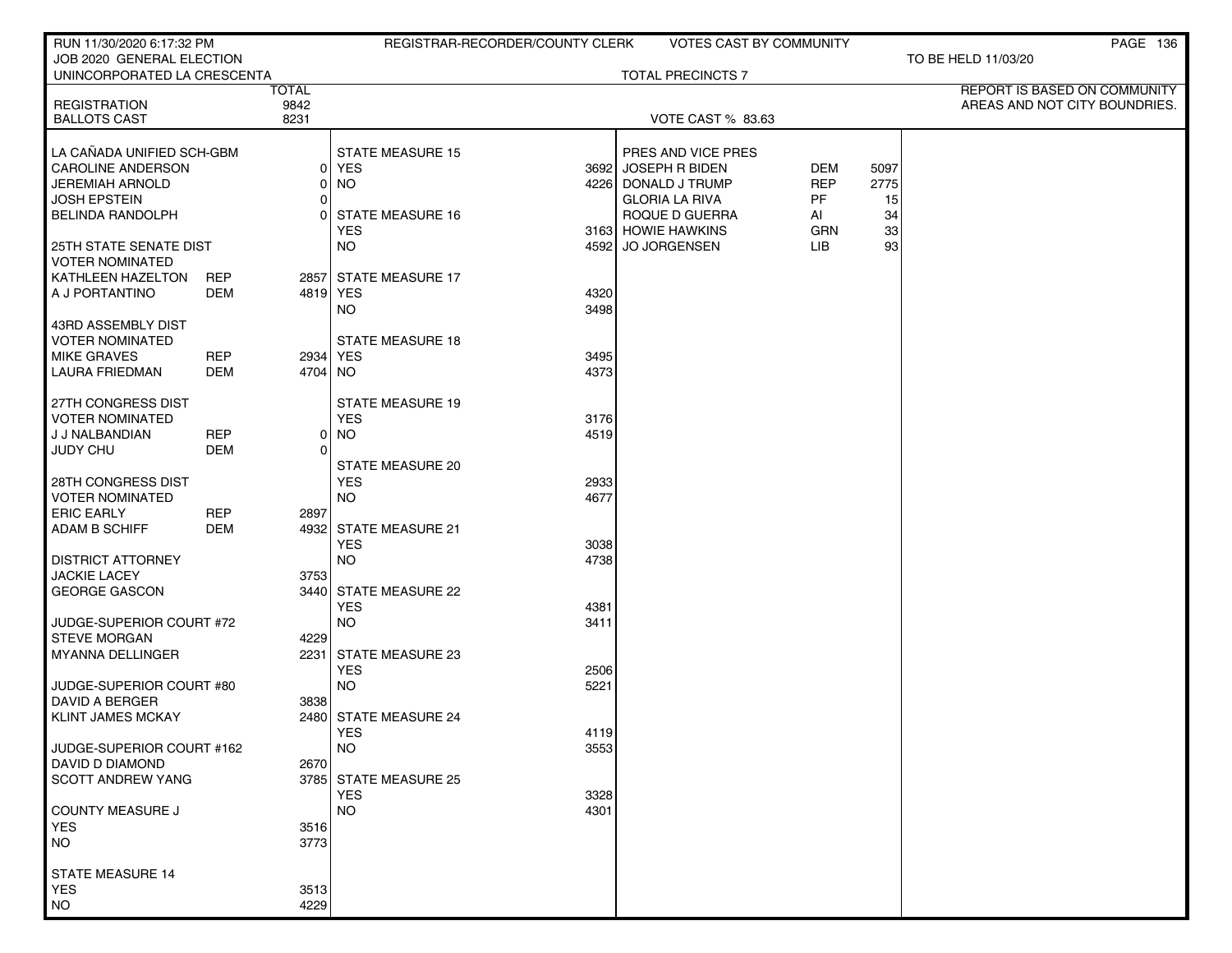RUN 11/30/2020 6:17:32 PM — REGISTRAR-RECORDER/COUNTY CLERK — VOTES CAST BY COMMUNITY

JOB 2020 GENERAL ELECTION — TO BE HELD 11/03/20

UNINCORPORATED LA CRESCENTA — TOTAL PRECINCTS 7

REPORT IS BASED ON COMMUNITY AREAS AND NOT CITY BOUNDRIES.

| | TOTAL |
|---|---|
| REGISTRATION | 9842 |
| BALLOTS CAST | 8231 |

VOTE CAST % 83.63

| LA CAÑADA UNIFIED SCH-GBM | | |
|---|---|---|
| CAROLINE ANDERSON | | 0 |
| JEREMIAH ARNOLD | | 0 |
| JOSH EPSTEIN | | 0 |
| BELINDA RANDOLPH | | 0 |

| 25TH STATE SENATE DIST VOTER NOMINATED | | |
|---|---|---|
| KATHLEEN HAZELTON | REP | 2857 |
| A J PORTANTINO | DEM | 4819 |

| 43RD ASSEMBLY DIST VOTER NOMINATED | | |
|---|---|---|
| MIKE GRAVES | REP | 2934 |
| LAURA FRIEDMAN | DEM | 4704 |

| 27TH CONGRESS DIST VOTER NOMINATED | | |
|---|---|---|
| J J NALBANDIAN | REP | 0 |
| JUDY CHU | DEM | 0 |

| 28TH CONGRESS DIST VOTER NOMINATED | | |
|---|---|---|
| ERIC EARLY | REP | 2897 |
| ADAM B SCHIFF | DEM | 4932 |

| DISTRICT ATTORNEY | |
|---|---|
| JACKIE LACEY | 3753 |
| GEORGE GASCON | 3440 |

| JUDGE-SUPERIOR COURT #72 | |
|---|---|
| STEVE MORGAN | 4229 |
| MYANNA DELLINGER | 2231 |

| JUDGE-SUPERIOR COURT #80 | |
|---|---|
| DAVID A BERGER | 3838 |
| KLINT JAMES MCKAY | 2480 |

| JUDGE-SUPERIOR COURT #162 | |
|---|---|
| DAVID D DIAMOND | 2670 |
| SCOTT ANDREW YANG | 3785 |

| COUNTY MEASURE J | |
|---|---|
| YES | 3516 |
| NO | 3773 |

| MEASURE | YES | NO |
|---|---|---|
| STATE MEASURE 14 | 3513 | 4229 |
| STATE MEASURE 15 | 3692 | 4226 |
| STATE MEASURE 16 | 3163 | 4592 |
| STATE MEASURE 17 | 4320 | 3498 |
| STATE MEASURE 18 | 3495 | 4373 |
| STATE MEASURE 19 | 3176 | 4519 |
| STATE MEASURE 20 | 2933 | 4677 |
| STATE MEASURE 21 | 3038 | 4738 |
| STATE MEASURE 22 | 4381 | 3411 |
| STATE MEASURE 23 | 2506 | 5221 |
| STATE MEASURE 24 | 4119 | 3553 |
| STATE MEASURE 25 | 3328 | 4301 |

| PRES AND VICE PRES | | |
|---|---|---|
| JOSEPH R BIDEN | DEM | 5097 |
| DONALD J TRUMP | REP | 2775 |
| GLORIA LA RIVA | PF | 15 |
| ROQUE D GUERRA | AI | 34 |
| HOWIE HAWKINS | GRN | 33 |
| JO JORGENSEN | LIB | 93 |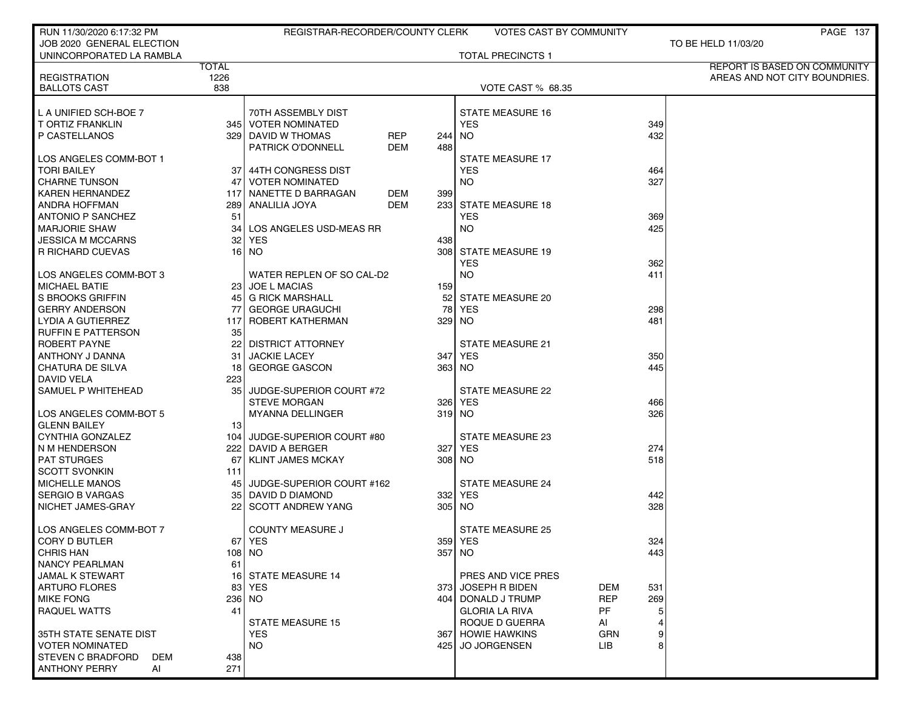RUN 11/30/2020 6:17:32 PM — REGISTRAR-RECORDER/COUNTY CLERK — VOTES CAST BY COMMUNITY

JOB 2020 GENERAL ELECTION — TO BE HELD 11/03/20

UNINCORPORATED LA RAMBLA — TOTAL PRECINCTS 1

REPORT IS BASED ON COMMUNITY AREAS AND NOT CITY BOUNDRIES.

| | TOTAL |
|---|---|
| REGISTRATION | 1226 |
| BALLOTS CAST | 838 |

VOTE CAST % 68.35

**L A UNIFIED SCH-BOE 7**

| Candidate | Votes |
|---|---|
| T ORTIZ FRANKLIN | 345 |
| P CASTELLANOS | 329 |

**LOS ANGELES COMM-BOT 1**

| Candidate | Votes |
|---|---|
| TORI BAILEY | 37 |
| CHARNE TUNSON | 47 |
| KAREN HERNANDEZ | 117 |
| ANDRA HOFFMAN | 289 |
| ANTONIO P SANCHEZ | 51 |
| MARJORIE SHAW | 34 |
| JESSICA M MCCARNS | 32 |
| R RICHARD CUEVAS | 16 |

**LOS ANGELES COMM-BOT 3**

| Candidate | Votes |
|---|---|
| MICHAEL BATIE | 23 |
| S BROOKS GRIFFIN | 45 |
| GERRY ANDERSON | 77 |
| LYDIA A GUTIERREZ | 117 |
| RUFFIN E PATTERSON | 35 |
| ROBERT PAYNE | 22 |
| ANTHONY J DANNA | 31 |
| CHATURA DE SILVA | 18 |
| DAVID VELA | 223 |
| SAMUEL P WHITEHEAD | 35 |

**LOS ANGELES COMM-BOT 5**

| Candidate | Votes |
|---|---|
| GLENN BAILEY | 13 |
| CYNTHIA GONZALEZ | 104 |
| N M HENDERSON | 222 |
| PAT STURGES | 67 |
| SCOTT SVONKIN | 111 |
| MICHELLE MANOS | 45 |
| SERGIO B VARGAS | 35 |
| NICHET JAMES-GRAY | 22 |

**LOS ANGELES COMM-BOT 7**

| Candidate | Votes |
|---|---|
| CORY D BUTLER | 67 |
| CHRIS HAN | 108 |
| NANCY PEARLMAN | 61 |
| JAMAL K STEWART | 16 |
| ARTURO FLORES | 83 |
| MIKE FONG | 236 |
| RAQUEL WATTS | 41 |

**35TH STATE SENATE DIST**
VOTER NOMINATED

| Candidate | Party | Votes |
|---|---|---|
| STEVEN C BRADFORD | DEM | 438 |
| ANTHONY PERRY | AI | 271 |

**70TH ASSEMBLY DIST**
VOTER NOMINATED

| Candidate | Party | Votes |
|---|---|---|
| DAVID W THOMAS | REP | 244 |
| PATRICK O'DONNELL | DEM | 488 |

**44TH CONGRESS DIST**
VOTER NOMINATED

| Candidate | Party | Votes |
|---|---|---|
| NANETTE D BARRAGAN | DEM | 399 |
| ANALILIA JOYA | DEM | 233 |

**LOS ANGELES USD-MEAS RR**

| | Votes |
|---|---|
| YES | 438 |
| NO | 308 |

**WATER REPLEN OF SO CAL-D2**

| Candidate | Votes |
|---|---|
| JOE L MACIAS | 159 |
| G RICK MARSHALL | 52 |
| GEORGE URAGUCHI | 78 |
| ROBERT KATHERMAN | 329 |

**DISTRICT ATTORNEY**

| Candidate | Votes |
|---|---|
| JACKIE LACEY | 347 |
| GEORGE GASCON | 363 |

**JUDGE-SUPERIOR COURT #72**

| Candidate | Votes |
|---|---|
| STEVE MORGAN | 326 |
| MYANNA DELLINGER | 319 |

**JUDGE-SUPERIOR COURT #80**

| Candidate | Votes |
|---|---|
| DAVID A BERGER | 327 |
| KLINT JAMES MCKAY | 308 |

**JUDGE-SUPERIOR COURT #162**

| Candidate | Votes |
|---|---|
| DAVID D DIAMOND | 332 |
| SCOTT ANDREW YANG | 305 |

**COUNTY MEASURE J**

| | Votes |
|---|---|
| YES | 359 |
| NO | 357 |

**STATE MEASURE 14**

| | Votes |
|---|---|
| YES | 373 |
| NO | 404 |

**STATE MEASURE 15**

| | Votes |
|---|---|
| YES | 367 |
| NO | 425 |

**STATE MEASURE 16**

| | Votes |
|---|---|
| YES | 349 |
| NO | 432 |

**STATE MEASURE 17**

| | Votes |
|---|---|
| YES | 464 |
| NO | 327 |

**STATE MEASURE 18**

| | Votes |
|---|---|
| YES | 369 |
| NO | 425 |

**STATE MEASURE 19**

| | Votes |
|---|---|
| YES | 362 |
| NO | 411 |

**STATE MEASURE 20**

| | Votes |
|---|---|
| YES | 298 |
| NO | 481 |

**STATE MEASURE 21**

| | Votes |
|---|---|
| YES | 350 |
| NO | 445 |

**STATE MEASURE 22**

| | Votes |
|---|---|
| YES | 466 |
| NO | 326 |

**STATE MEASURE 23**

| | Votes |
|---|---|
| YES | 274 |
| NO | 518 |

**STATE MEASURE 24**

| | Votes |
|---|---|
| YES | 442 |
| NO | 328 |

**STATE MEASURE 25**

| | Votes |
|---|---|
| YES | 324 |
| NO | 443 |

**PRES AND VICE PRES**

| Candidate | Party | Votes |
|---|---|---|
| JOSEPH R BIDEN | DEM | 531 |
| DONALD J TRUMP | REP | 269 |
| GLORIA LA RIVA | PF | 5 |
| ROQUE D GUERRA | AI | 4 |
| HOWIE HAWKINS | GRN | 9 |
| JO JORGENSEN | LIB | 8 |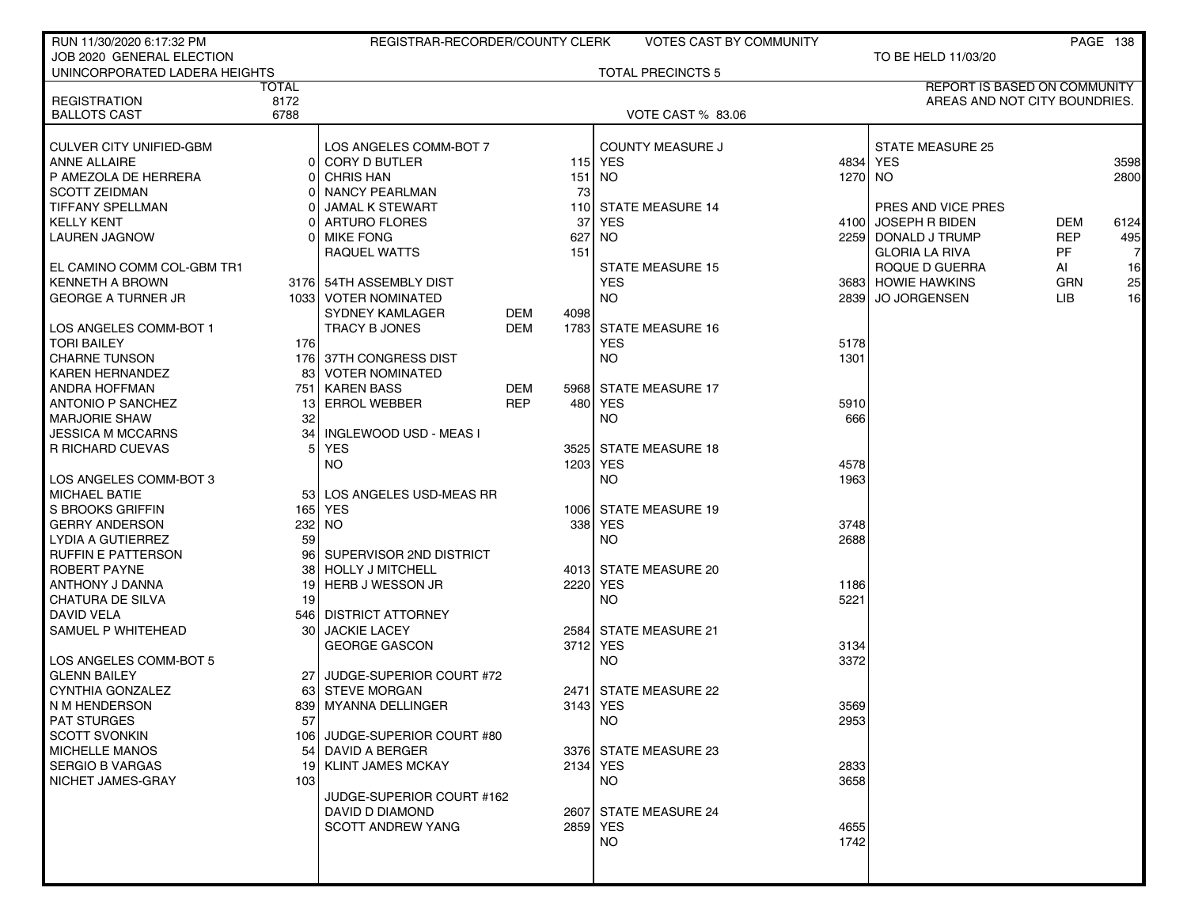RUN 11/30/2020 6:17:32 PM | REGISTRAR-RECORDER/COUNTY CLERK | VOTES CAST BY COMMUNITY

JOB 2020 GENERAL ELECTION — TO BE HELD 11/03/20

UNINCORPORATED LADERA HEIGHTS — TOTAL PRECINCTS 5

REPORT IS BASED ON COMMUNITY AREAS AND NOT CITY BOUNDRIES.

| | TOTAL |
|---|---|
| REGISTRATION | 8172 |
| BALLOTS CAST | 6788 |

VOTE CAST % 83.06

| CULVER CITY UNIFIED-GBM | |
|---|---|
| ANNE ALLAIRE | 0 |
| P AMEZOLA DE HERRERA | 0 |
| SCOTT ZEIDMAN | 0 |
| TIFFANY SPELLMAN | 0 |
| KELLY KENT | 0 |
| LAUREN JAGNOW | 0 |

| EL CAMINO COMM COL-GBM TR1 | |
|---|---|
| KENNETH A BROWN | 3176 |
| GEORGE A TURNER JR | 1033 |

| LOS ANGELES COMM-BOT 1 | |
|---|---|
| TORI BAILEY | 176 |
| CHARNE TUNSON | 176 |
| KAREN HERNANDEZ | 83 |
| ANDRA HOFFMAN | 751 |
| ANTONIO P SANCHEZ | 13 |
| MARJORIE SHAW | 32 |
| JESSICA M MCCARNS | 34 |
| R RICHARD CUEVAS | 5 |

| LOS ANGELES COMM-BOT 3 | |
|---|---|
| MICHAEL BATIE | 53 |
| S BROOKS GRIFFIN | 165 |
| GERRY ANDERSON | 232 |
| LYDIA A GUTIERREZ | 59 |
| RUFFIN E PATTERSON | 96 |
| ROBERT PAYNE | 38 |
| ANTHONY J DANNA | 19 |
| CHATURA DE SILVA | 19 |
| DAVID VELA | 546 |
| SAMUEL P WHITEHEAD | 30 |

| LOS ANGELES COMM-BOT 5 | |
|---|---|
| GLENN BAILEY | 27 |
| CYNTHIA GONZALEZ | 63 |
| N M HENDERSON | 839 |
| PAT STURGES | 57 |
| SCOTT SVONKIN | 106 |
| MICHELLE MANOS | 54 |
| SERGIO B VARGAS | 19 |
| NICHET JAMES-GRAY | 103 |

| LOS ANGELES COMM-BOT 7 | |
|---|---|
| CORY D BUTLER | 115 |
| CHRIS HAN | 151 |
| NANCY PEARLMAN | 73 |
| JAMAL K STEWART | 110 |
| ARTURO FLORES | 37 |
| MIKE FONG | 627 |
| RAQUEL WATTS | 151 |

| 54TH ASSEMBLY DIST VOTER NOMINATED | | |
|---|---|---|
| SYDNEY KAMLAGER | DEM | 4098 |
| TRACY B JONES | DEM | 1783 |

| 37TH CONGRESS DIST VOTER NOMINATED | | |
|---|---|---|
| KAREN BASS | DEM | 5968 |
| ERROL WEBBER | REP | 480 |

| INGLEWOOD USD - MEAS I | |
|---|---|
| YES | 3525 |
| NO | 1203 |

| LOS ANGELES USD-MEAS RR | |
|---|---|
| YES | 1006 |
| NO | 338 |

| SUPERVISOR 2ND DISTRICT | |
|---|---|
| HOLLY J MITCHELL | 4013 |
| HERB J WESSON JR | 2220 |

| DISTRICT ATTORNEY | |
|---|---|
| JACKIE LACEY | 2584 |
| GEORGE GASCON | 3712 |

| JUDGE-SUPERIOR COURT #72 | |
|---|---|
| STEVE MORGAN | 2471 |
| MYANNA DELLINGER | 3143 |

| JUDGE-SUPERIOR COURT #80 | |
|---|---|
| DAVID A BERGER | 3376 |
| KLINT JAMES MCKAY | 2134 |

| JUDGE-SUPERIOR COURT #162 | |
|---|---|
| DAVID D DIAMOND | 2607 |
| SCOTT ANDREW YANG | 2859 |

| MEASURE | YES | NO |
|---|---|---|
| COUNTY MEASURE J | 4834 | 1270 |
| STATE MEASURE 14 | 4100 | 2259 |
| STATE MEASURE 15 | 3683 | 2839 |
| STATE MEASURE 16 | 5178 | 1301 |
| STATE MEASURE 17 | 5910 | 666 |
| STATE MEASURE 18 | 4578 | 1963 |
| STATE MEASURE 19 | 3748 | 2688 |
| STATE MEASURE 20 | 1186 | 5221 |
| STATE MEASURE 21 | 3134 | 3372 |
| STATE MEASURE 22 | 3569 | 2953 |
| STATE MEASURE 23 | 2833 | 3658 |
| STATE MEASURE 24 | 4655 | 1742 |
| STATE MEASURE 25 | 3598 | 2800 |

| PRES AND VICE PRES | | |
|---|---|---|
| JOSEPH R BIDEN | DEM | 6124 |
| DONALD J TRUMP | REP | 495 |
| GLORIA LA RIVA | PF | 7 |
| ROQUE D GUERRA | AI | 16 |
| HOWIE HAWKINS | GRN | 25 |
| JO JORGENSEN | LIB | 16 |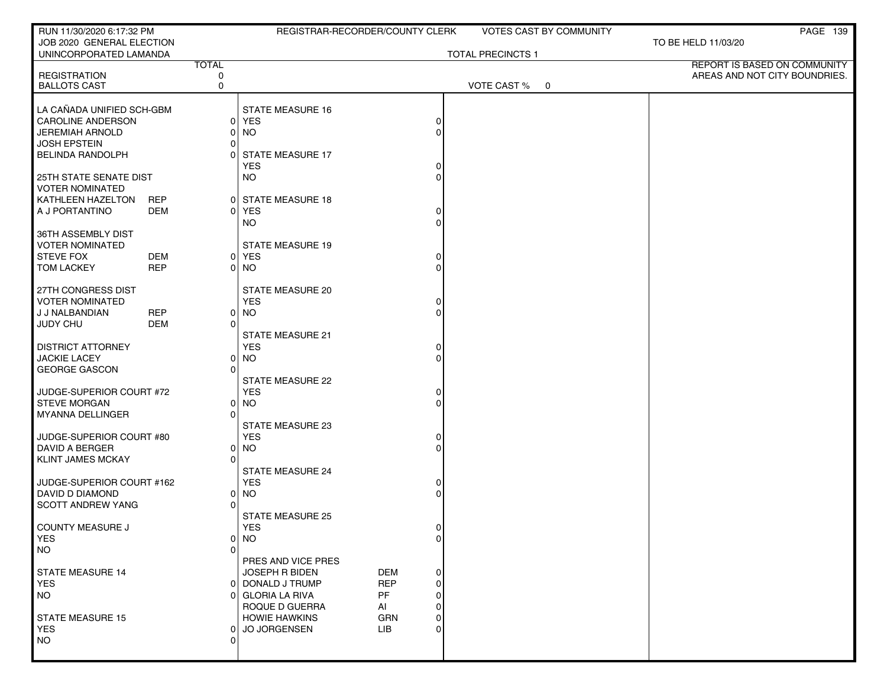RUN 11/30/2020 6:17:32 PM — REGISTRAR-RECORDER/COUNTY CLERK — VOTES CAST BY COMMUNITY

JOB 2020 GENERAL ELECTION — TO BE HELD 11/03/20

UNINCORPORATED LAMANDA — TOTAL PRECINCTS 1

REPORT IS BASED ON COMMUNITY AREAS AND NOT CITY BOUNDRIES.

| | TOTAL |
|---|---|
| REGISTRATION | 0 |
| BALLOTS CAST | 0 |

VOTE CAST % 0

| Contest / Candidate | Party | Total |
|---|---|---|
| **LA CAÑADA UNIFIED SCH-GBM** | | |
| CAROLINE ANDERSON | | 0 |
| JEREMIAH ARNOLD | | 0 |
| JOSH EPSTEIN | | 0 |
| BELINDA RANDOLPH | | 0 |
| **25TH STATE SENATE DIST VOTER NOMINATED** | | |
| KATHLEEN HAZELTON | REP | 0 |
| A J PORTANTINO | DEM | 0 |
| **36TH ASSEMBLY DIST VOTER NOMINATED** | | |
| STEVE FOX | DEM | 0 |
| TOM LACKEY | REP | 0 |
| **27TH CONGRESS DIST VOTER NOMINATED** | | |
| J J NALBANDIAN | REP | 0 |
| JUDY CHU | DEM | 0 |
| **DISTRICT ATTORNEY** | | |
| JACKIE LACEY | | 0 |
| GEORGE GASCON | | 0 |
| **JUDGE-SUPERIOR COURT #72** | | |
| STEVE MORGAN | | 0 |
| MYANNA DELLINGER | | 0 |
| **JUDGE-SUPERIOR COURT #80** | | |
| DAVID A BERGER | | 0 |
| KLINT JAMES MCKAY | | 0 |
| **JUDGE-SUPERIOR COURT #162** | | |
| DAVID D DIAMOND | | 0 |
| SCOTT ANDREW YANG | | 0 |
| **COUNTY MEASURE J** | | |
| YES | | 0 |
| NO | | 0 |
| **STATE MEASURE 14** | | |
| YES | | 0 |
| NO | | 0 |
| **STATE MEASURE 15** | | |
| YES | | 0 |
| NO | | 0 |
| **STATE MEASURE 16** | | |
| YES | | 0 |
| NO | | 0 |
| **STATE MEASURE 17** | | |
| YES | | 0 |
| NO | | 0 |
| **STATE MEASURE 18** | | |
| YES | | 0 |
| NO | | 0 |
| **STATE MEASURE 19** | | |
| YES | | 0 |
| NO | | 0 |
| **STATE MEASURE 20** | | |
| YES | | 0 |
| NO | | 0 |
| **STATE MEASURE 21** | | |
| YES | | 0 |
| NO | | 0 |
| **STATE MEASURE 22** | | |
| YES | | 0 |
| NO | | 0 |
| **STATE MEASURE 23** | | |
| YES | | 0 |
| NO | | 0 |
| **STATE MEASURE 24** | | |
| YES | | 0 |
| NO | | 0 |
| **STATE MEASURE 25** | | |
| YES | | 0 |
| NO | | 0 |
| **PRES AND VICE PRES** | | |
| JOSEPH R BIDEN | DEM | 0 |
| DONALD J TRUMP | REP | 0 |
| GLORIA LA RIVA | PF | 0 |
| ROQUE D GUERRA | AI | 0 |
| HOWIE HAWKINS | GRN | 0 |
| JO JORGENSEN | LIB | 0 |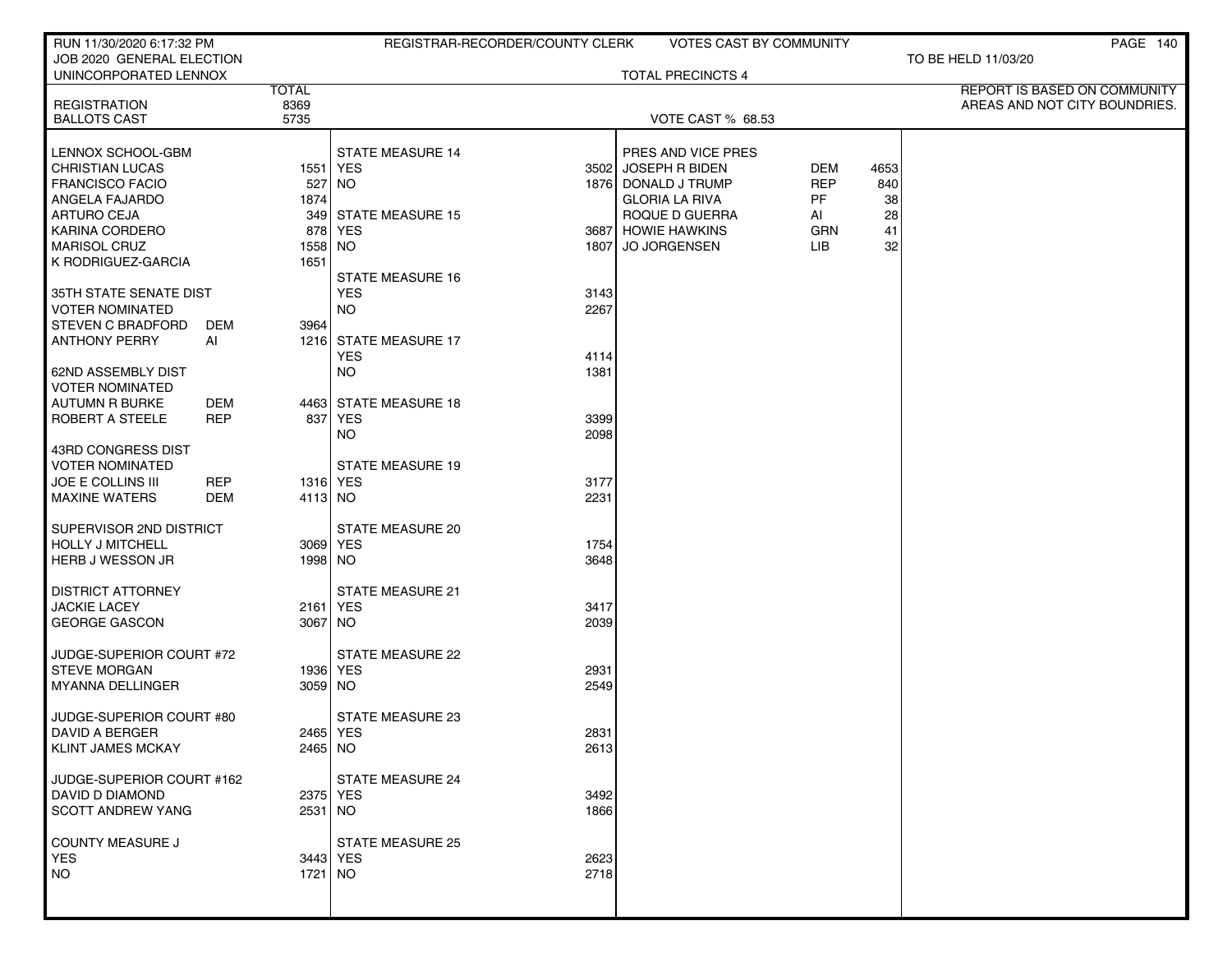RUN 11/30/2020 6:17:32 PM — REGISTRAR-RECORDER/COUNTY CLERK — VOTES CAST BY COMMUNITY

JOB 2020 GENERAL ELECTION — TO BE HELD 11/03/20

UNINCORPORATED LENNOX — TOTAL PRECINCTS 4

REPORT IS BASED ON COMMUNITY AREAS AND NOT CITY BOUNDRIES.

| | TOTAL |
|---|---|
| REGISTRATION | 8369 |
| BALLOTS CAST | 5735 |

VOTE CAST % 68.53

**LENNOX SCHOOL-GBM**

| Candidate | Votes |
|---|---|
| CHRISTIAN LUCAS | 1551 |
| FRANCISCO FACIO | 527 |
| ANGELA FAJARDO | 1874 |
| ARTURO CEJA | 349 |
| KARINA CORDERO | 878 |
| MARISOL CRUZ | 1558 |
| K RODRIGUEZ-GARCIA | 1651 |

**35TH STATE SENATE DIST VOTER NOMINATED**

| Candidate | Party | Votes |
|---|---|---|
| STEVEN C BRADFORD | DEM | 3964 |
| ANTHONY PERRY | AI | 1216 |

**62ND ASSEMBLY DIST VOTER NOMINATED**

| Candidate | Party | Votes |
|---|---|---|
| AUTUMN R BURKE | DEM | 4463 |
| ROBERT A STEELE | REP | 837 |

**43RD CONGRESS DIST VOTER NOMINATED**

| Candidate | Party | Votes |
|---|---|---|
| JOE E COLLINS III | REP | 1316 |
| MAXINE WATERS | DEM | 4113 |

**SUPERVISOR 2ND DISTRICT**

| Candidate | Votes |
|---|---|
| HOLLY J MITCHELL | 3069 |
| HERB J WESSON JR | 1998 |

**DISTRICT ATTORNEY**

| Candidate | Votes |
|---|---|
| JACKIE LACEY | 2161 |
| GEORGE GASCON | 3067 |

**JUDGE-SUPERIOR COURT #72**

| Candidate | Votes |
|---|---|
| STEVE MORGAN | 1936 |
| MYANNA DELLINGER | 3059 |

**JUDGE-SUPERIOR COURT #80**

| Candidate | Votes |
|---|---|
| DAVID A BERGER | 2465 |
| KLINT JAMES MCKAY | 2465 |

**JUDGE-SUPERIOR COURT #162**

| Candidate | Votes |
|---|---|
| DAVID D DIAMOND | 2375 |
| SCOTT ANDREW YANG | 2531 |

**COUNTY MEASURE J**

| | Votes |
|---|---|
| YES | 3443 |
| NO | 1721 |

**STATE MEASURES**

| Measure | YES | NO |
|---|---|---|
| STATE MEASURE 14 | 3502 | 1876 |
| STATE MEASURE 15 | 3687 | 1807 |
| STATE MEASURE 16 | 3143 | 2267 |
| STATE MEASURE 17 | 4114 | 1381 |
| STATE MEASURE 18 | 3399 | 2098 |
| STATE MEASURE 19 | 3177 | 2231 |
| STATE MEASURE 20 | 1754 | 3648 |
| STATE MEASURE 21 | 3417 | 2039 |
| STATE MEASURE 22 | 2931 | 2549 |
| STATE MEASURE 23 | 2831 | 2613 |
| STATE MEASURE 24 | 3492 | 1866 |
| STATE MEASURE 25 | 2623 | 2718 |

**PRES AND VICE PRES**

| Candidate | Party | Votes |
|---|---|---|
| JOSEPH R BIDEN | DEM | 4653 |
| DONALD J TRUMP | REP | 840 |
| GLORIA LA RIVA | PF | 38 |
| ROQUE D GUERRA | AI | 28 |
| HOWIE HAWKINS | GRN | 41 |
| JO JORGENSEN | LIB | 32 |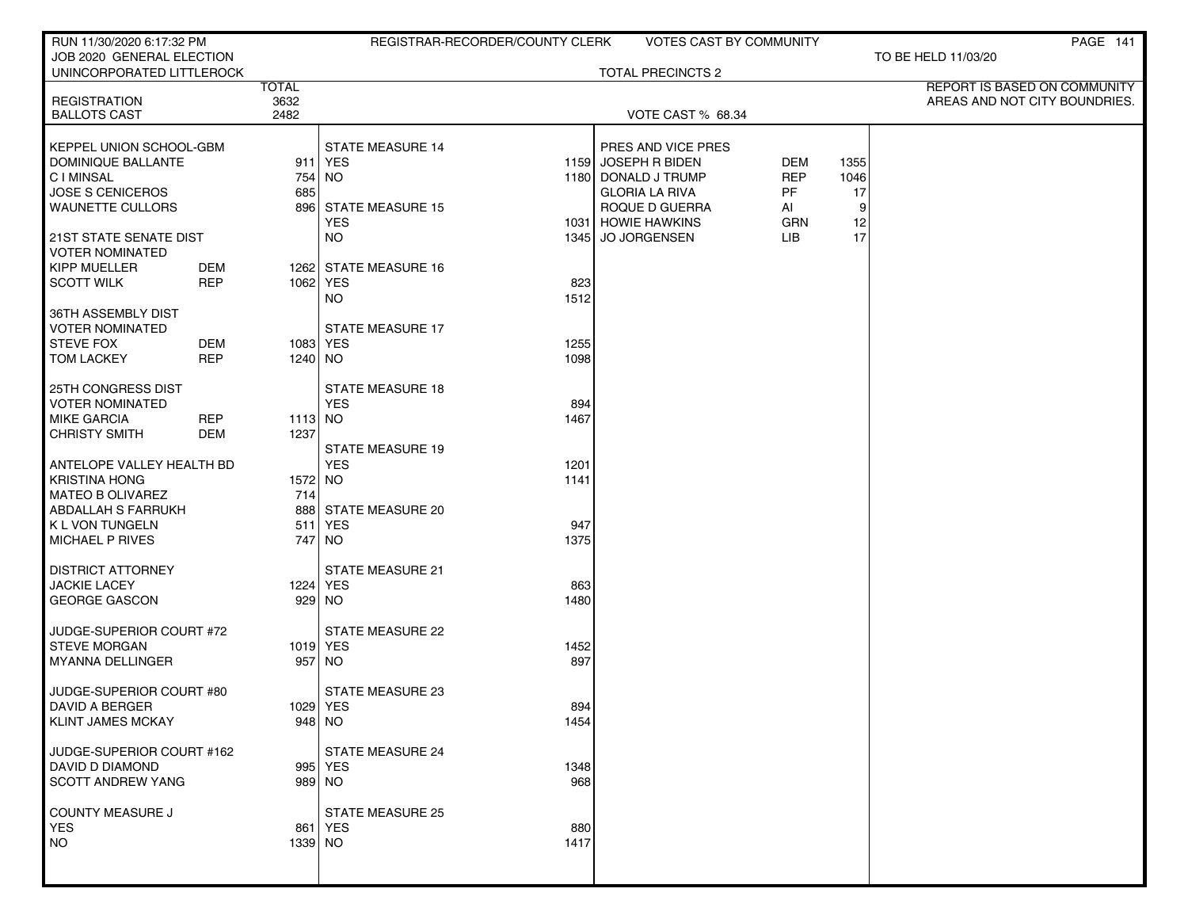RUN 11/30/2020 6:17:32 PM — REGISTRAR-RECORDER/COUNTY CLERK — VOTES CAST BY COMMUNITY

JOB 2020 GENERAL ELECTION — TO BE HELD 11/03/20

UNINCORPORATED LITTLEROCK — TOTAL PRECINCTS 2

REPORT IS BASED ON COMMUNITY AREAS AND NOT CITY BOUNDRIES.

| | TOTAL |
|---|---|
| REGISTRATION | 3632 |
| BALLOTS CAST | 2482 |

VOTE CAST % 68.34

**KEPPEL UNION SCHOOL-GBM**

| Candidate | Votes |
|---|---|
| DOMINIQUE BALLANTE | 911 |
| C I MINSAL | 754 |
| JOSE S CENICEROS | 685 |
| WAUNETTE CULLORS | 896 |

**21ST STATE SENATE DIST — VOTER NOMINATED**

| Candidate | Party | Votes |
|---|---|---|
| KIPP MUELLER | DEM | 1262 |
| SCOTT WILK | REP | 1062 |

**36TH ASSEMBLY DIST — VOTER NOMINATED**

| Candidate | Party | Votes |
|---|---|---|
| STEVE FOX | DEM | 1083 |
| TOM LACKEY | REP | 1240 |

**25TH CONGRESS DIST — VOTER NOMINATED**

| Candidate | Party | Votes |
|---|---|---|
| MIKE GARCIA | REP | 1113 |
| CHRISTY SMITH | DEM | 1237 |

**ANTELOPE VALLEY HEALTH BD**

| Candidate | Votes |
|---|---|
| KRISTINA HONG | 1572 |
| MATEO B OLIVAREZ | 714 |
| ABDALLAH S FARRUKH | 888 |
| K L VON TUNGELN | 511 |
| MICHAEL P RIVES | 747 |

**DISTRICT ATTORNEY**

| Candidate | Votes |
|---|---|
| JACKIE LACEY | 1224 |
| GEORGE GASCON | 929 |

**JUDGE-SUPERIOR COURT #72**

| Candidate | Votes |
|---|---|
| STEVE MORGAN | 1019 |
| MYANNA DELLINGER | 957 |

**JUDGE-SUPERIOR COURT #80**

| Candidate | Votes |
|---|---|
| DAVID A BERGER | 1029 |
| KLINT JAMES MCKAY | 948 |

**JUDGE-SUPERIOR COURT #162**

| Candidate | Votes |
|---|---|
| DAVID D DIAMOND | 995 |
| SCOTT ANDREW YANG | 989 |

**COUNTY MEASURE J**

| | Votes |
|---|---|
| YES | 861 |
| NO | 1339 |

**STATE MEASURES**

| Measure | YES | NO |
|---|---|---|
| STATE MEASURE 14 | 1159 | 1180 |
| STATE MEASURE 15 | 1031 | 1345 |
| STATE MEASURE 16 | 823 | 1512 |
| STATE MEASURE 17 | 1255 | 1098 |
| STATE MEASURE 18 | 894 | 1467 |
| STATE MEASURE 19 | 1201 | 1141 |
| STATE MEASURE 20 | 947 | 1375 |
| STATE MEASURE 21 | 863 | 1480 |
| STATE MEASURE 22 | 1452 | 897 |
| STATE MEASURE 23 | 894 | 1454 |
| STATE MEASURE 24 | 1348 | 968 |
| STATE MEASURE 25 | 880 | 1417 |

**PRES AND VICE PRES**

| Candidate | Party | Votes |
|---|---|---|
| JOSEPH R BIDEN | DEM | 1355 |
| DONALD J TRUMP | REP | 1046 |
| GLORIA LA RIVA | PF | 17 |
| ROQUE D GUERRA | AI | 9 |
| HOWIE HAWKINS | GRN | 12 |
| JO JORGENSEN | LIB | 17 |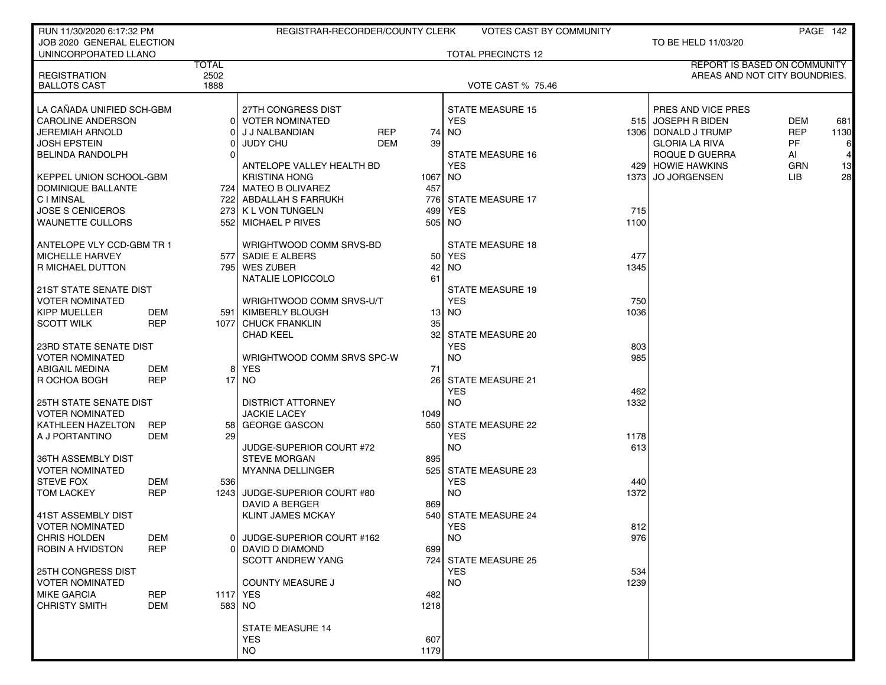RUN 11/30/2020 6:17:32 PM — REGISTRAR-RECORDER/COUNTY CLERK — VOTES CAST BY COMMUNITY

JOB 2020 GENERAL ELECTION — TO BE HELD 11/03/20

UNINCORPORATED LLANO — TOTAL PRECINCTS 12

REPORT IS BASED ON COMMUNITY AREAS AND NOT CITY BOUNDRIES.

| | TOTAL |
|---|---|
| REGISTRATION | 2502 |
| BALLOTS CAST | 1888 |

VOTE CAST % 75.46

| LA CAÑADA UNIFIED SCH-GBM | | |
|---|---|---|
| CAROLINE ANDERSON | | 0 |
| JEREMIAH ARNOLD | | 0 |
| JOSH EPSTEIN | | 0 |
| BELINDA RANDOLPH | | 0 |
| **KEPPEL UNION SCHOOL-GBM** | | |
| DOMINIQUE BALLANTE | | 724 |
| C I MINSAL | | 722 |
| JOSE S CENICEROS | | 273 |
| WAUNETTE CULLORS | | 552 |
| **ANTELOPE VLY CCD-GBM TR 1** | | |
| MICHELLE HARVEY | | 577 |
| R MICHAEL DUTTON | | 795 |
| **21ST STATE SENATE DIST** | | |
| VOTER NOMINATED | | |
| KIPP MUELLER | DEM | 591 |
| SCOTT WILK | REP | 1077 |
| **23RD STATE SENATE DIST** | | |
| VOTER NOMINATED | | |
| ABIGAIL MEDINA | DEM | 8 |
| R OCHOA BOGH | REP | 17 |
| **25TH STATE SENATE DIST** | | |
| VOTER NOMINATED | | |
| KATHLEEN HAZELTON | REP | 58 |
| A J PORTANTINO | DEM | 29 |
| **36TH ASSEMBLY DIST** | | |
| VOTER NOMINATED | | |
| STEVE FOX | DEM | 536 |
| TOM LACKEY | REP | 1243 |
| **41ST ASSEMBLY DIST** | | |
| VOTER NOMINATED | | |
| CHRIS HOLDEN | DEM | 0 |
| ROBIN A HVIDSTON | REP | 0 |
| **25TH CONGRESS DIST** | | |
| VOTER NOMINATED | | |
| MIKE GARCIA | REP | 1117 |
| CHRISTY SMITH | DEM | 583 |

| 27TH CONGRESS DIST | | |
|---|---|---|
| VOTER NOMINATED | | |
| J J NALBANDIAN | REP | 74 |
| JUDY CHU | DEM | 39 |
| **ANTELOPE VALLEY HEALTH BD** | | |
| KRISTINA HONG | | 1067 |
| MATEO B OLIVAREZ | | 457 |
| ABDALLAH S FARRUKH | | 776 |
| K L VON TUNGELN | | 499 |
| MICHAEL P RIVES | | 505 |
| **WRIGHTWOOD COMM SRVS-BD** | | |
| SADIE E ALBERS | | 50 |
| WES ZUBER | | 42 |
| NATALIE LOPICCOLO | | 61 |
| **WRIGHTWOOD COMM SRVS-U/T** | | |
| KIMBERLY BLOUGH | | 13 |
| CHUCK FRANKLIN | | 35 |
| CHAD KEEL | | 32 |
| **WRIGHTWOOD COMM SRVS SPC-W** | | |
| YES | | 71 |
| NO | | 26 |
| **DISTRICT ATTORNEY** | | |
| JACKIE LACEY | | 1049 |
| GEORGE GASCON | | 550 |
| **JUDGE-SUPERIOR COURT #72** | | |
| STEVE MORGAN | | 895 |
| MYANNA DELLINGER | | 525 |
| **JUDGE-SUPERIOR COURT #80** | | |
| DAVID A BERGER | | 869 |
| KLINT JAMES MCKAY | | 540 |
| **JUDGE-SUPERIOR COURT #162** | | |
| DAVID D DIAMOND | | 699 |
| SCOTT ANDREW YANG | | 724 |
| **COUNTY MEASURE J** | | |
| YES | | 482 |
| NO | | 1218 |
| **STATE MEASURE 14** | | |
| YES | | 607 |
| NO | | 1179 |

| STATE MEASURE 15 | |
|---|---|
| YES | 515 |
| NO | 1306 |
| **STATE MEASURE 16** | |
| YES | 429 |
| NO | 1373 |
| **STATE MEASURE 17** | |
| YES | 715 |
| NO | 1100 |
| **STATE MEASURE 18** | |
| YES | 477 |
| NO | 1345 |
| **STATE MEASURE 19** | |
| YES | 750 |
| NO | 1036 |
| **STATE MEASURE 20** | |
| YES | 803 |
| NO | 985 |
| **STATE MEASURE 21** | |
| YES | 462 |
| NO | 1332 |
| **STATE MEASURE 22** | |
| YES | 1178 |
| NO | 613 |
| **STATE MEASURE 23** | |
| YES | 440 |
| NO | 1372 |
| **STATE MEASURE 24** | |
| YES | 812 |
| NO | 976 |
| **STATE MEASURE 25** | |
| YES | 534 |
| NO | 1239 |

| PRES AND VICE PRES | | |
|---|---|---|
| JOSEPH R BIDEN | DEM | 681 |
| DONALD J TRUMP | REP | 1130 |
| GLORIA LA RIVA | PF | 6 |
| ROQUE D GUERRA | AI | 4 |
| HOWIE HAWKINS | GRN | 13 |
| JO JORGENSEN | LIB | 28 |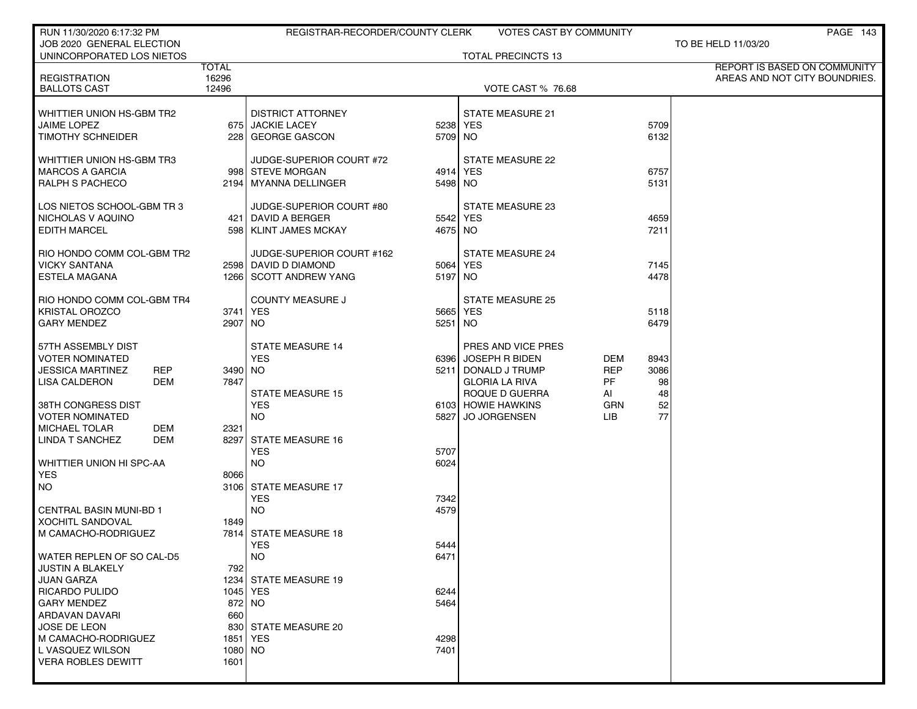RUN 11/30/2020 6:17:32 PM — REGISTRAR-RECORDER/COUNTY CLERK — VOTES CAST BY COMMUNITY

JOB 2020 GENERAL ELECTION — TO BE HELD 11/03/20

UNINCORPORATED LOS NIETOS — TOTAL PRECINCTS 13

REPORT IS BASED ON COMMUNITY AREAS AND NOT CITY BOUNDRIES.

| | TOTAL |
|---|---|
| REGISTRATION | 16296 |
| BALLOTS CAST | 12496 |

VOTE CAST % 76.68

| WHITTIER UNION HS-GBM TR2 | |
|---|---|
| JAIME LOPEZ | 675 |
| TIMOTHY SCHNEIDER | 228 |

| WHITTIER UNION HS-GBM TR3 | |
|---|---|
| MARCOS A GARCIA | 998 |
| RALPH S PACHECO | 2194 |

| LOS NIETOS SCHOOL-GBM TR 3 | |
|---|---|
| NICHOLAS V AQUINO | 421 |
| EDITH MARCEL | 598 |

| RIO HONDO COMM COL-GBM TR2 | |
|---|---|
| VICKY SANTANA | 2598 |
| ESTELA MAGANA | 1266 |

| RIO HONDO COMM COL-GBM TR4 | |
|---|---|
| KRISTAL OROZCO | 3741 |
| GARY MENDEZ | 2907 |

| 57TH ASSEMBLY DIST VOTER NOMINATED | | |
|---|---|---|
| JESSICA MARTINEZ | REP | 3490 |
| LISA CALDERON | DEM | 7847 |

| 38TH CONGRESS DIST VOTER NOMINATED | | |
|---|---|---|
| MICHAEL TOLAR | DEM | 2321 |
| LINDA T SANCHEZ | DEM | 8297 |

| WHITTIER UNION HI SPC-AA | |
|---|---|
| YES | 8066 |
| NO | 3106 |

| CENTRAL BASIN MUNI-BD 1 | |
|---|---|
| XOCHITL SANDOVAL | 1849 |
| M CAMACHO-RODRIGUEZ | 7814 |

| WATER REPLEN OF SO CAL-D5 | |
|---|---|
| JUSTIN A BLAKELY | 792 |
| JUAN GARZA | 1234 |
| RICARDO PULIDO | 1045 |
| GARY MENDEZ | 872 |
| ARDAVAN DAVARI | 660 |
| JOSE DE LEON | 830 |
| M CAMACHO-RODRIGUEZ | 1851 |
| L VASQUEZ WILSON | 1080 |
| VERA ROBLES DEWITT | 1601 |

| DISTRICT ATTORNEY | |
|---|---|
| JACKIE LACEY | 5238 |
| GEORGE GASCON | 5709 |

| JUDGE-SUPERIOR COURT #72 | |
|---|---|
| STEVE MORGAN | 4914 |
| MYANNA DELLINGER | 5498 |

| JUDGE-SUPERIOR COURT #80 | |
|---|---|
| DAVID A BERGER | 5542 |
| KLINT JAMES MCKAY | 4675 |

| JUDGE-SUPERIOR COURT #162 | |
|---|---|
| DAVID D DIAMOND | 5064 |
| SCOTT ANDREW YANG | 5197 |

| COUNTY MEASURE J | |
|---|---|
| YES | 5665 |
| NO | 5251 |

| STATE MEASURE 14 | |
|---|---|
| YES | 6396 |
| NO | 5211 |

| STATE MEASURE 15 | |
|---|---|
| YES | 6103 |
| NO | 5827 |

| STATE MEASURE 16 | |
|---|---|
| YES | 5707 |
| NO | 6024 |

| STATE MEASURE 17 | |
|---|---|
| YES | 7342 |
| NO | 4579 |

| STATE MEASURE 18 | |
|---|---|
| YES | 5444 |
| NO | 6471 |

| STATE MEASURE 19 | |
|---|---|
| YES | 6244 |
| NO | 5464 |

| STATE MEASURE 20 | |
|---|---|
| YES | 4298 |
| NO | 7401 |

| STATE MEASURE 21 | |
|---|---|
| YES | 5709 |
| NO | 6132 |

| STATE MEASURE 22 | |
|---|---|
| YES | 6757 |
| NO | 5131 |

| STATE MEASURE 23 | |
|---|---|
| YES | 4659 |
| NO | 7211 |

| STATE MEASURE 24 | |
|---|---|
| YES | 7145 |
| NO | 4478 |

| STATE MEASURE 25 | |
|---|---|
| YES | 5118 |
| NO | 6479 |

| PRES AND VICE PRES | | |
|---|---|---|
| JOSEPH R BIDEN | DEM | 8943 |
| DONALD J TRUMP | REP | 3086 |
| GLORIA LA RIVA | PF | 98 |
| ROQUE D GUERRA | AI | 48 |
| HOWIE HAWKINS | GRN | 52 |
| JO JORGENSEN | LIB | 77 |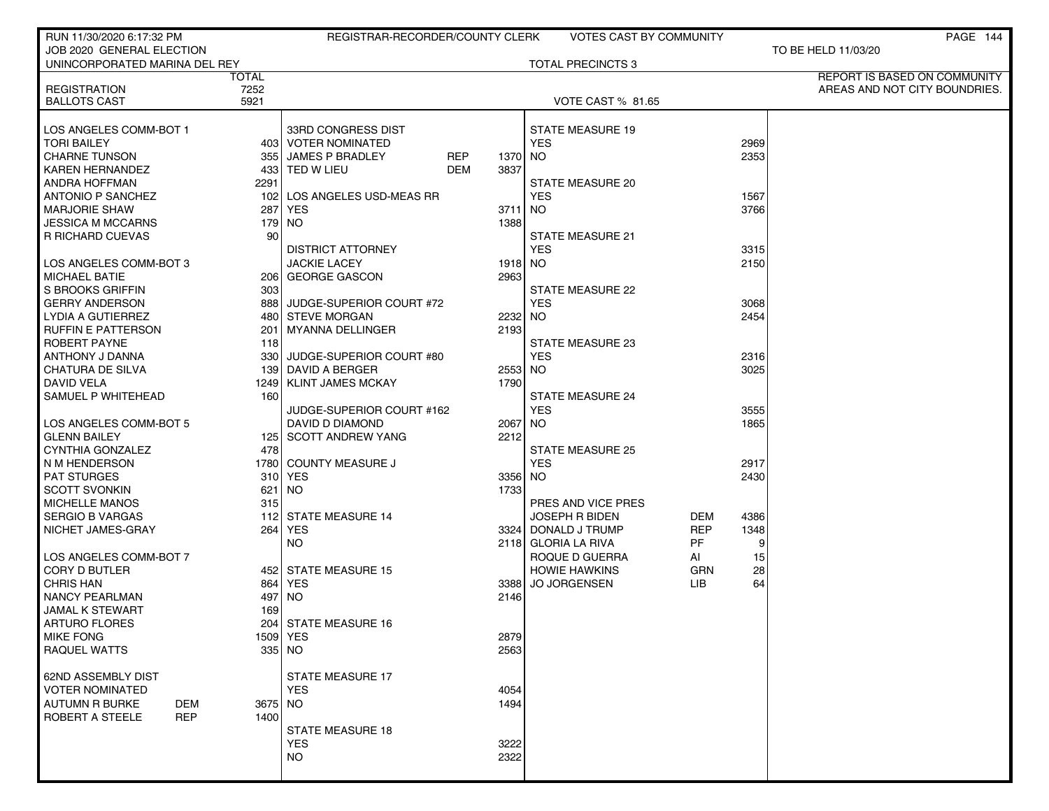RUN 11/30/2020 6:17:32 PM — REGISTRAR-RECORDER/COUNTY CLERK — VOTES CAST BY COMMUNITY

JOB 2020 GENERAL ELECTION — TO BE HELD 11/03/20

UNINCORPORATED MARINA DEL REY — TOTAL PRECINCTS 3

REPORT IS BASED ON COMMUNITY AREAS AND NOT CITY BOUNDRIES.

| | TOTAL |
|---|---|
| REGISTRATION | 7252 |
| BALLOTS CAST | 5921 |

VOTE CAST % 81.65

| LOS ANGELES COMM-BOT 1 | | |
|---|---|---|
| TORI BAILEY | | 403 |
| CHARNE TUNSON | | 355 |
| KAREN HERNANDEZ | | 433 |
| ANDRA HOFFMAN | | 2291 |
| ANTONIO P SANCHEZ | | 102 |
| MARJORIE SHAW | | 287 |
| JESSICA M MCCARNS | | 179 |
| R RICHARD CUEVAS | | 90 |
| **LOS ANGELES COMM-BOT 3** | | |
| MICHAEL BATIE | | 206 |
| S BROOKS GRIFFIN | | 303 |
| GERRY ANDERSON | | 888 |
| LYDIA A GUTIERREZ | | 480 |
| RUFFIN E PATTERSON | | 201 |
| ROBERT PAYNE | | 118 |
| ANTHONY J DANNA | | 330 |
| CHATURA DE SILVA | | 139 |
| DAVID VELA | | 1249 |
| SAMUEL P WHITEHEAD | | 160 |
| **LOS ANGELES COMM-BOT 5** | | |
| GLENN BAILEY | | 125 |
| CYNTHIA GONZALEZ | | 478 |
| N M HENDERSON | | 1780 |
| PAT STURGES | | 310 |
| SCOTT SVONKIN | | 621 |
| MICHELLE MANOS | | 315 |
| SERGIO B VARGAS | | 112 |
| NICHET JAMES-GRAY | | 264 |
| **LOS ANGELES COMM-BOT 7** | | |
| CORY D BUTLER | | 452 |
| CHRIS HAN | | 864 |
| NANCY PEARLMAN | | 497 |
| JAMAL K STEWART | | 169 |
| ARTURO FLORES | | 204 |
| MIKE FONG | | 1509 |
| RAQUEL WATTS | | 335 |
| **62ND ASSEMBLY DIST** | | |
| VOTER NOMINATED | | |
| AUTUMN R BURKE | DEM | 3675 |
| ROBERT A STEELE | REP | 1400 |

| 33RD CONGRESS DIST | | |
|---|---|---|
| VOTER NOMINATED | | |
| JAMES P BRADLEY | REP | 1370 |
| TED W LIEU | DEM | 3837 |
| **LOS ANGELES USD-MEAS RR** | | |
| YES | | 3711 |
| NO | | 1388 |
| **DISTRICT ATTORNEY** | | |
| JACKIE LACEY | | 1918 |
| GEORGE GASCON | | 2963 |
| **JUDGE-SUPERIOR COURT #72** | | |
| STEVE MORGAN | | 2232 |
| MYANNA DELLINGER | | 2193 |
| **JUDGE-SUPERIOR COURT #80** | | |
| DAVID A BERGER | | 2553 |
| KLINT JAMES MCKAY | | 1790 |
| **JUDGE-SUPERIOR COURT #162** | | |
| DAVID D DIAMOND | | 2067 |
| SCOTT ANDREW YANG | | 2212 |
| **COUNTY MEASURE J** | | |
| YES | | 3356 |
| NO | | 1733 |
| **STATE MEASURE 14** | | |
| YES | | 3324 |
| NO | | 2118 |
| **STATE MEASURE 15** | | |
| YES | | 3388 |
| NO | | 2146 |
| **STATE MEASURE 16** | | |
| YES | | 2879 |
| NO | | 2563 |
| **STATE MEASURE 17** | | |
| YES | | 4054 |
| NO | | 1494 |
| **STATE MEASURE 18** | | |
| YES | | 3222 |
| NO | | 2322 |

| STATE MEASURE 19 | | |
|---|---|---|
| YES | | 2969 |
| NO | | 2353 |
| **STATE MEASURE 20** | | |
| YES | | 1567 |
| NO | | 3766 |
| **STATE MEASURE 21** | | |
| YES | | 3315 |
| NO | | 2150 |
| **STATE MEASURE 22** | | |
| YES | | 3068 |
| NO | | 2454 |
| **STATE MEASURE 23** | | |
| YES | | 2316 |
| NO | | 3025 |
| **STATE MEASURE 24** | | |
| YES | | 3555 |
| NO | | 1865 |
| **STATE MEASURE 25** | | |
| YES | | 2917 |
| NO | | 2430 |
| **PRES AND VICE PRES** | | |
| JOSEPH R BIDEN | DEM | 4386 |
| DONALD J TRUMP | REP | 1348 |
| GLORIA LA RIVA | PF | 9 |
| ROQUE D GUERRA | AI | 15 |
| HOWIE HAWKINS | GRN | 28 |
| JO JORGENSEN | LIB | 64 |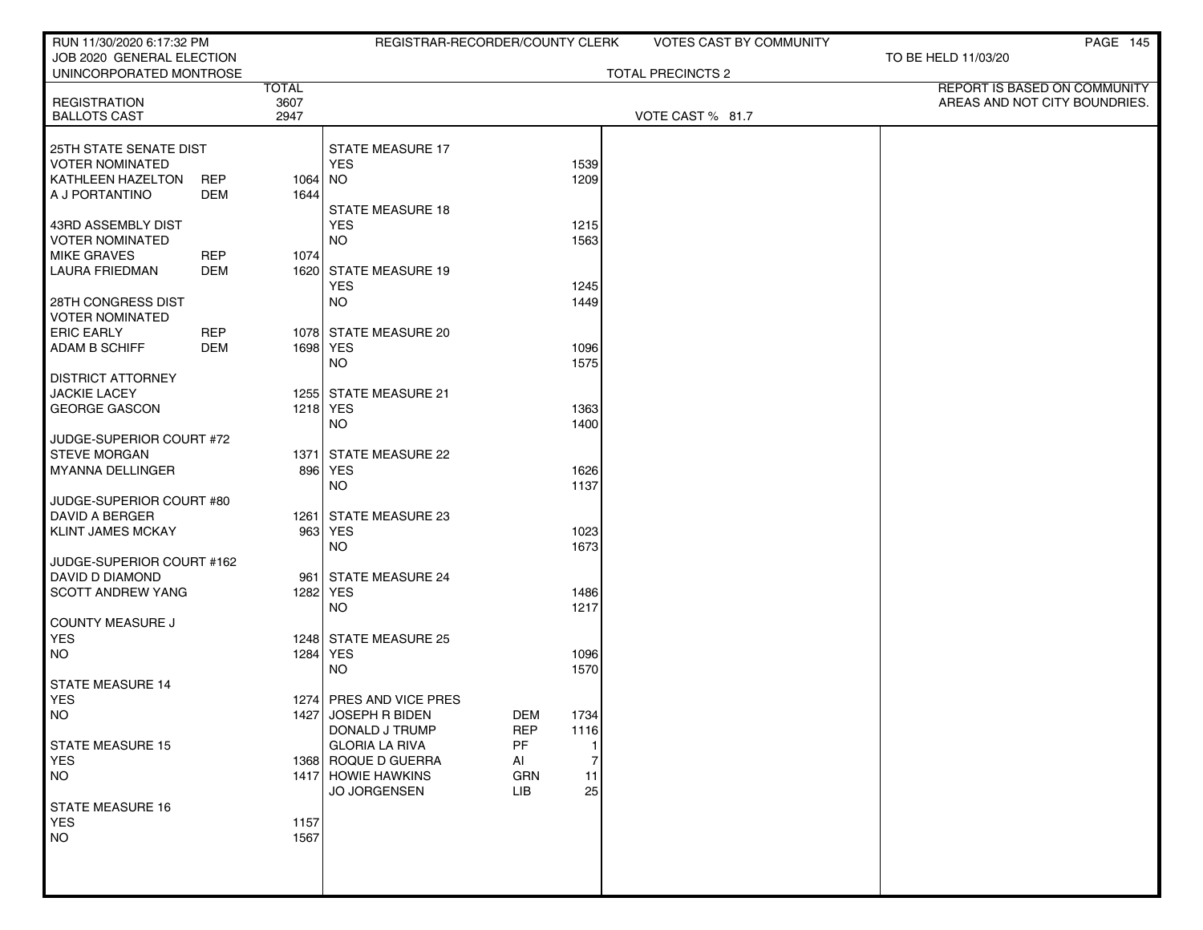RUN 11/30/2020 6:17:32 PM — REGISTRAR-RECORDER/COUNTY CLERK — VOTES CAST BY COMMUNITY

JOB 2020 GENERAL ELECTION — TO BE HELD 11/03/20

UNINCORPORATED MONTROSE — TOTAL PRECINCTS 2

REPORT IS BASED ON COMMUNITY AREAS AND NOT CITY BOUNDRIES.

| | TOTAL |
|---|---|
| REGISTRATION | 3607 |
| BALLOTS CAST | 2947 |

VOTE CAST % 81.7

| Contest / Choice | Party | Total |
|---|---|---|
| **25TH STATE SENATE DIST** | | |
| VOTER NOMINATED | | |
| KATHLEEN HAZELTON | REP | 1064 |
| A J PORTANTINO | DEM | 1644 |
| **43RD ASSEMBLY DIST** | | |
| VOTER NOMINATED | | |
| MIKE GRAVES | REP | 1074 |
| LAURA FRIEDMAN | DEM | 1620 |
| **28TH CONGRESS DIST** | | |
| VOTER NOMINATED | | |
| ERIC EARLY | REP | 1078 |
| ADAM B SCHIFF | DEM | 1698 |
| **DISTRICT ATTORNEY** | | |
| JACKIE LACEY | | 1255 |
| GEORGE GASCON | | 1218 |
| **JUDGE-SUPERIOR COURT #72** | | |
| STEVE MORGAN | | 1371 |
| MYANNA DELLINGER | | 896 |
| **JUDGE-SUPERIOR COURT #80** | | |
| DAVID A BERGER | | 1261 |
| KLINT JAMES MCKAY | | 963 |
| **JUDGE-SUPERIOR COURT #162** | | |
| DAVID D DIAMOND | | 961 |
| SCOTT ANDREW YANG | | 1282 |
| **COUNTY MEASURE J** | | |
| YES | | 1248 |
| NO | | 1284 |
| **STATE MEASURE 14** | | |
| YES | | 1274 |
| NO | | 1427 |
| **STATE MEASURE 15** | | |
| YES | | 1368 |
| NO | | 1417 |
| **STATE MEASURE 16** | | |
| YES | | 1157 |
| NO | | 1567 |
| **STATE MEASURE 17** | | |
| YES | | 1539 |
| NO | | 1209 |
| **STATE MEASURE 18** | | |
| YES | | 1215 |
| NO | | 1563 |
| **STATE MEASURE 19** | | |
| YES | | 1245 |
| NO | | 1449 |
| **STATE MEASURE 20** | | |
| YES | | 1096 |
| NO | | 1575 |
| **STATE MEASURE 21** | | |
| YES | | 1363 |
| NO | | 1400 |
| **STATE MEASURE 22** | | |
| YES | | 1626 |
| NO | | 1137 |
| **STATE MEASURE 23** | | |
| YES | | 1023 |
| NO | | 1673 |
| **STATE MEASURE 24** | | |
| YES | | 1486 |
| NO | | 1217 |
| **STATE MEASURE 25** | | |
| YES | | 1096 |
| NO | | 1570 |
| **PRES AND VICE PRES** | | |
| JOSEPH R BIDEN | DEM | 1734 |
| DONALD J TRUMP | REP | 1116 |
| GLORIA LA RIVA | PF | 1 |
| ROQUE D GUERRA | AI | 7 |
| HOWIE HAWKINS | GRN | 11 |
| JO JORGENSEN | LIB | 25 |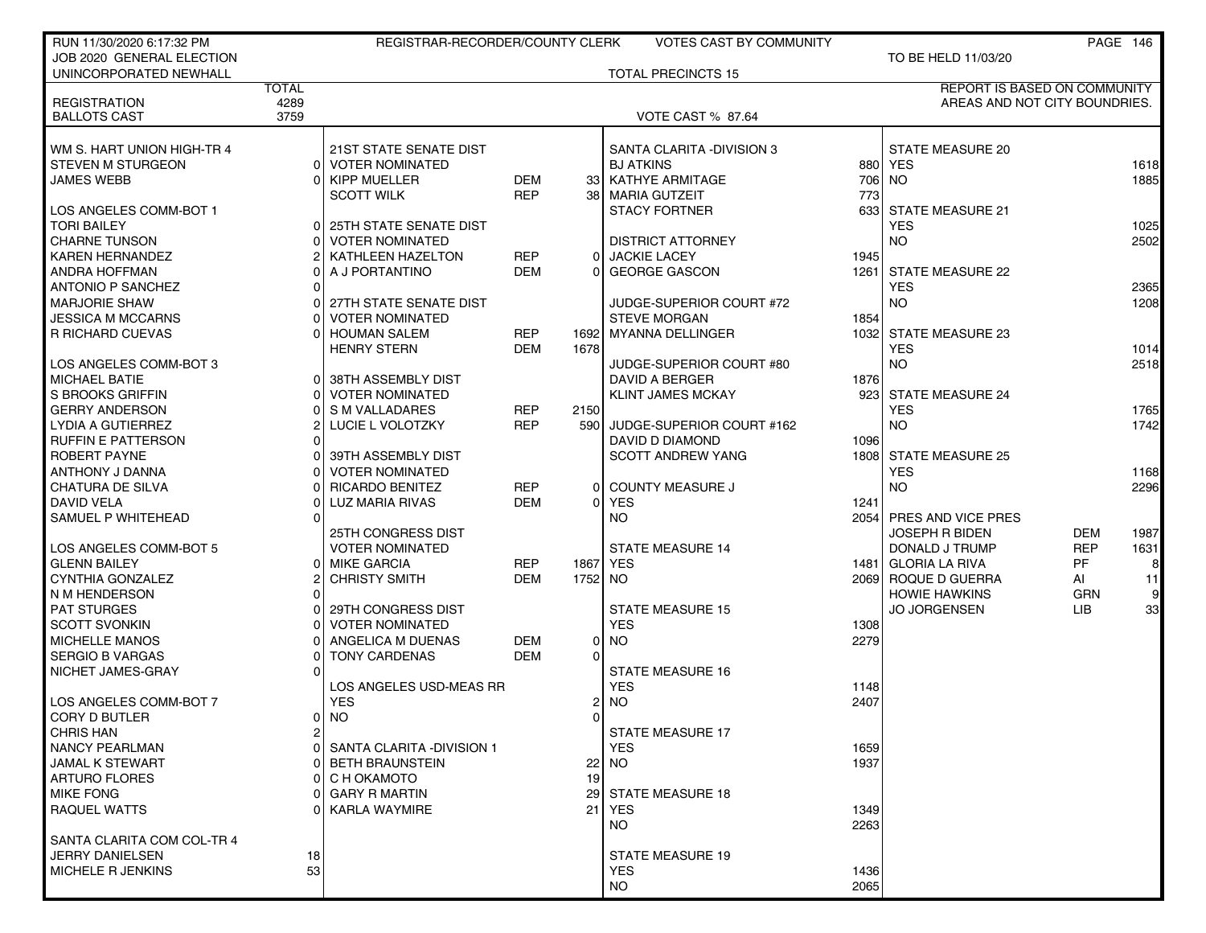RUN 11/30/2020 6:17:32 PM — REGISTRAR-RECORDER/COUNTY CLERK — VOTES CAST BY COMMUNITY

JOB 2020 GENERAL ELECTION — TO BE HELD 11/03/20

UNINCORPORATED NEWHALL — TOTAL PRECINCTS 15

REPORT IS BASED ON COMMUNITY AREAS AND NOT CITY BOUNDRIES.

| | TOTAL |
|---|---|
| REGISTRATION | 4289 |
| BALLOTS CAST | 3759 |

VOTE CAST % 87.64

### WM S. HART UNION HIGH-TR 4

| Candidate | Votes |
|---|---|
| STEVEN M STURGEON | 0 |
| JAMES WEBB | 0 |

### LOS ANGELES COMM-BOT 1

| Candidate | Votes |
|---|---|
| TORI BAILEY | 0 |
| CHARNE TUNSON | 0 |
| KAREN HERNANDEZ | 2 |
| ANDRA HOFFMAN | 0 |
| ANTONIO P SANCHEZ | 0 |
| MARJORIE SHAW | 0 |
| JESSICA M MCCARNS | 0 |
| R RICHARD CUEVAS | 0 |

### LOS ANGELES COMM-BOT 3

| Candidate | Votes |
|---|---|
| MICHAEL BATIE | 0 |
| S BROOKS GRIFFIN | 0 |
| GERRY ANDERSON | 0 |
| LYDIA A GUTIERREZ | 2 |
| RUFFIN E PATTERSON | 0 |
| ROBERT PAYNE | 0 |
| ANTHONY J DANNA | 0 |
| CHATURA DE SILVA | 0 |
| DAVID VELA | 0 |
| SAMUEL P WHITEHEAD | 0 |

### LOS ANGELES COMM-BOT 5

| Candidate | Votes |
|---|---|
| GLENN BAILEY | 0 |
| CYNTHIA GONZALEZ | 2 |
| N M HENDERSON | 0 |
| PAT STURGES | 0 |
| SCOTT SVONKIN | 0 |
| MICHELLE MANOS | 0 |
| SERGIO B VARGAS | 0 |
| NICHET JAMES-GRAY | 0 |

### LOS ANGELES COMM-BOT 7

| Candidate | Votes |
|---|---|
| CORY D BUTLER | 0 |
| CHRIS HAN | 2 |
| NANCY PEARLMAN | 0 |
| JAMAL K STEWART | 0 |
| ARTURO FLORES | 0 |
| MIKE FONG | 0 |
| RAQUEL WATTS | 0 |

### SANTA CLARITA COM COL-TR 4

| Candidate | Votes |
|---|---|
| JERRY DANIELSEN | 18 |
| MICHELE R JENKINS | 53 |

### 21ST STATE SENATE DIST — VOTER NOMINATED

| Candidate | Party | Votes |
|---|---|---|
| KIPP MUELLER | DEM | 33 |
| SCOTT WILK | REP | 38 |

### 25TH STATE SENATE DIST — VOTER NOMINATED

| Candidate | Party | Votes |
|---|---|---|
| KATHLEEN HAZELTON | REP | 0 |
| A J PORTANTINO | DEM | 0 |

### 27TH STATE SENATE DIST — VOTER NOMINATED

| Candidate | Party | Votes |
|---|---|---|
| HOUMAN SALEM | REP | 1692 |
| HENRY STERN | DEM | 1678 |

### 38TH ASSEMBLY DIST — VOTER NOMINATED

| Candidate | Party | Votes |
|---|---|---|
| S M VALLADARES | REP | 2150 |
| LUCIE L VOLOTZKY | REP | 590 |

### 39TH ASSEMBLY DIST — VOTER NOMINATED

| Candidate | Party | Votes |
|---|---|---|
| RICARDO BENITEZ | REP | 0 |
| LUZ MARIA RIVAS | DEM | 0 |

### 25TH CONGRESS DIST — VOTER NOMINATED

| Candidate | Party | Votes |
|---|---|---|
| MIKE GARCIA | REP | 1867 |
| CHRISTY SMITH | DEM | 1752 |

### 29TH CONGRESS DIST — VOTER NOMINATED

| Candidate | Party | Votes |
|---|---|---|
| ANGELICA M DUENAS | DEM | 0 |
| TONY CARDENAS | DEM | 0 |

### LOS ANGELES USD-MEAS RR

| Choice | Votes |
|---|---|
| YES | 2 |
| NO | 0 |

### SANTA CLARITA -DIVISION 1

| Candidate | Votes |
|---|---|
| BETH BRAUNSTEIN | 22 |
| C H OKAMOTO | 19 |
| GARY R MARTIN | 29 |
| KARLA WAYMIRE | 21 |

### SANTA CLARITA -DIVISION 3

| Candidate | Votes |
|---|---|
| BJ ATKINS | 880 |
| KATHYE ARMITAGE | 706 |
| MARIA GUTZEIT | 773 |
| STACY FORTNER | 633 |

### DISTRICT ATTORNEY

| Candidate | Votes |
|---|---|
| JACKIE LACEY | 1945 |
| GEORGE GASCON | 1261 |

### JUDGE-SUPERIOR COURT #72

| Candidate | Votes |
|---|---|
| STEVE MORGAN | 1854 |
| MYANNA DELLINGER | 1032 |

### JUDGE-SUPERIOR COURT #80

| Candidate | Votes |
|---|---|
| DAVID A BERGER | 1876 |
| KLINT JAMES MCKAY | 923 |

### JUDGE-SUPERIOR COURT #162

| Candidate | Votes |
|---|---|
| DAVID D DIAMOND | 1096 |
| SCOTT ANDREW YANG | 1808 |

### COUNTY MEASURE J

| Choice | Votes |
|---|---|
| YES | 1241 |
| NO | 2054 |

### STATE MEASURE 14

| Choice | Votes |
|---|---|
| YES | 1481 |
| NO | 2069 |

### STATE MEASURE 15

| Choice | Votes |
|---|---|
| YES | 1308 |
| NO | 2279 |

### STATE MEASURE 16

| Choice | Votes |
|---|---|
| YES | 1148 |
| NO | 2407 |

### STATE MEASURE 17

| Choice | Votes |
|---|---|
| YES | 1659 |
| NO | 1937 |

### STATE MEASURE 18

| Choice | Votes |
|---|---|
| YES | 1349 |
| NO | 2263 |

### STATE MEASURE 19

| Choice | Votes |
|---|---|
| YES | 1436 |
| NO | 2065 |

### STATE MEASURE 20

| Choice | Votes |
|---|---|
| YES | 1618 |
| NO | 1885 |

### STATE MEASURE 21

| Choice | Votes |
|---|---|
| YES | 1025 |
| NO | 2502 |

### STATE MEASURE 22

| Choice | Votes |
|---|---|
| YES | 2365 |
| NO | 1208 |

### STATE MEASURE 23

| Choice | Votes |
|---|---|
| YES | 1014 |
| NO | 2518 |

### STATE MEASURE 24

| Choice | Votes |
|---|---|
| YES | 1765 |
| NO | 1742 |

### STATE MEASURE 25

| Choice | Votes |
|---|---|
| YES | 1168 |
| NO | 2296 |

### PRES AND VICE PRES

| Candidate | Party | Votes |
|---|---|---|
| JOSEPH R BIDEN | DEM | 1987 |
| DONALD J TRUMP | REP | 1631 |
| GLORIA LA RIVA | PF | 8 |
| ROQUE D GUERRA | AI | 11 |
| HOWIE HAWKINS | GRN | 9 |
| JO JORGENSEN | LIB | 33 |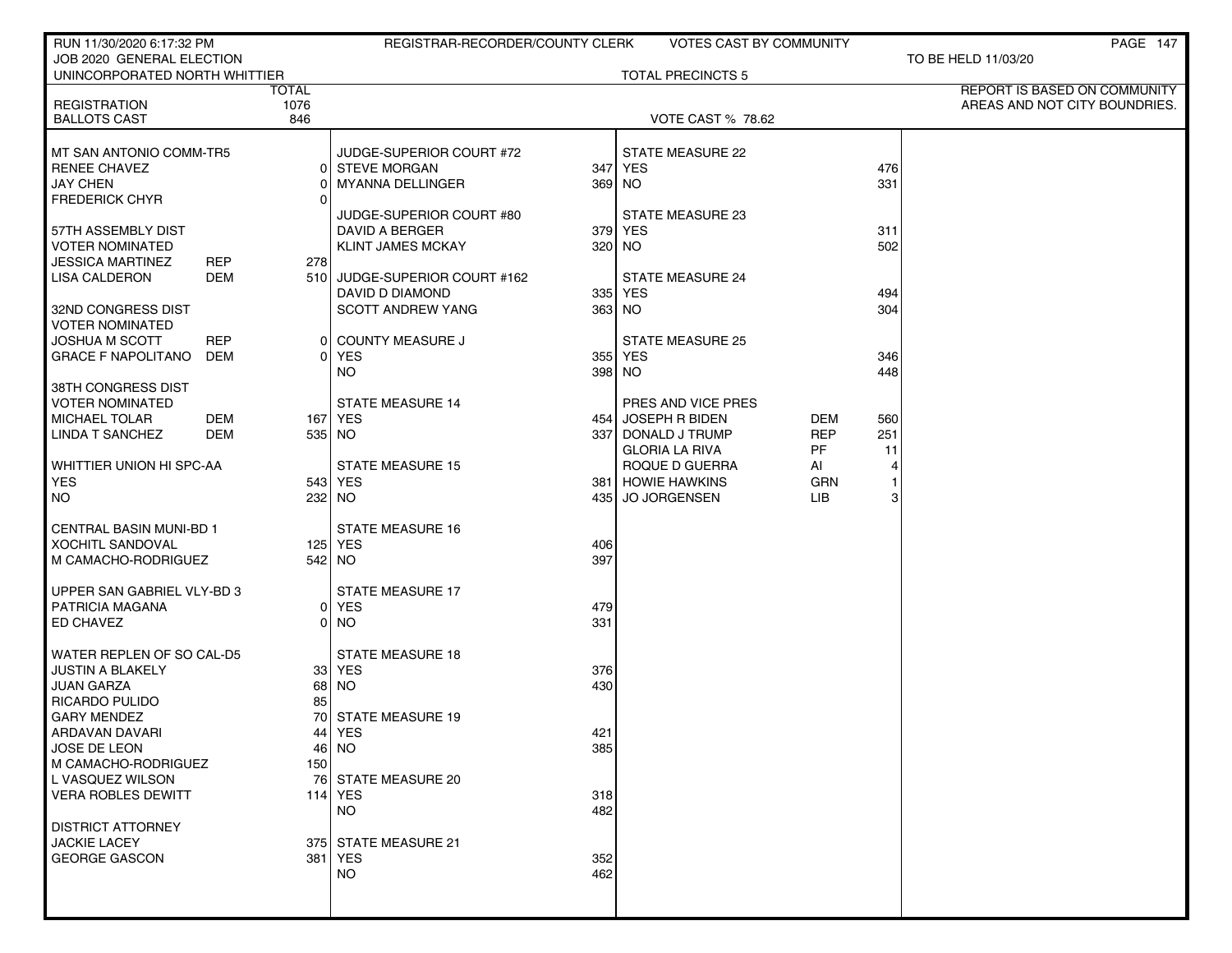RUN 11/30/2020 6:17:32 PM — REGISTRAR-RECORDER/COUNTY CLERK — VOTES CAST BY COMMUNITY

JOB 2020 GENERAL ELECTION — TO BE HELD 11/03/20

UNINCORPORATED NORTH WHITTIER — TOTAL PRECINCTS 5

REPORT IS BASED ON COMMUNITY AREAS AND NOT CITY BOUNDRIES.

| | TOTAL |
|---|---|
| REGISTRATION | 1076 |
| BALLOTS CAST | 846 |

VOTE CAST % 78.62

**MT SAN ANTONIO COMM-TR5**

| | | |
|---|---|---|
| RENEE CHAVEZ | | 0 |
| JAY CHEN | | 0 |
| FREDERICK CHYR | | 0 |

**57TH ASSEMBLY DIST**
VOTER NOMINATED

| | | |
|---|---|---|
| JESSICA MARTINEZ | REP | 278 |
| LISA CALDERON | DEM | 510 |

**32ND CONGRESS DIST**
VOTER NOMINATED

| | | |
|---|---|---|
| JOSHUA M SCOTT | REP | 0 |
| GRACE F NAPOLITANO | DEM | 0 |

**38TH CONGRESS DIST**
VOTER NOMINATED

| | | |
|---|---|---|
| MICHAEL TOLAR | DEM | 167 |
| LINDA T SANCHEZ | DEM | 535 |

**WHITTIER UNION HI SPC-AA**

| | |
|---|---|
| YES | 543 |
| NO | 232 |

**CENTRAL BASIN MUNI-BD 1**

| | |
|---|---|
| XOCHITL SANDOVAL | 125 |
| M CAMACHO-RODRIGUEZ | 542 |

**UPPER SAN GABRIEL VLY-BD 3**

| | |
|---|---|
| PATRICIA MAGANA | 0 |
| ED CHAVEZ | 0 |

**WATER REPLEN OF SO CAL-D5**

| | |
|---|---|
| JUSTIN A BLAKELY | 33 |
| JUAN GARZA | 68 |
| RICARDO PULIDO | 85 |
| GARY MENDEZ | 70 |
| ARDAVAN DAVARI | 44 |
| JOSE DE LEON | 46 |
| M CAMACHO-RODRIGUEZ | 150 |
| L VASQUEZ WILSON | 76 |
| VERA ROBLES DEWITT | 114 |

**DISTRICT ATTORNEY**

| | |
|---|---|
| JACKIE LACEY | 375 |
| GEORGE GASCON | 381 |

**JUDGE-SUPERIOR COURT #72**

| | |
|---|---|
| STEVE MORGAN | 347 |
| MYANNA DELLINGER | 369 |

**JUDGE-SUPERIOR COURT #80**

| | |
|---|---|
| DAVID A BERGER | 379 |
| KLINT JAMES MCKAY | 320 |

**JUDGE-SUPERIOR COURT #162**

| | |
|---|---|
| DAVID D DIAMOND | 335 |
| SCOTT ANDREW YANG | 363 |

**COUNTY MEASURE J**

| | |
|---|---|
| YES | 355 |
| NO | 398 |

**STATE MEASURE 14**

| | |
|---|---|
| YES | 454 |
| NO | 337 |

**STATE MEASURE 15**

| | |
|---|---|
| YES | 381 |
| NO | 435 |

**STATE MEASURE 16**

| | |
|---|---|
| YES | 406 |
| NO | 397 |

**STATE MEASURE 17**

| | |
|---|---|
| YES | 479 |
| NO | 331 |

**STATE MEASURE 18**

| | |
|---|---|
| YES | 376 |
| NO | 430 |

**STATE MEASURE 19**

| | |
|---|---|
| YES | 421 |
| NO | 385 |

**STATE MEASURE 20**

| | |
|---|---|
| YES | 318 |
| NO | 482 |

**STATE MEASURE 21**

| | |
|---|---|
| YES | 352 |
| NO | 462 |

**STATE MEASURE 22**

| | |
|---|---|
| YES | 476 |
| NO | 331 |

**STATE MEASURE 23**

| | |
|---|---|
| YES | 311 |
| NO | 502 |

**STATE MEASURE 24**

| | |
|---|---|
| YES | 494 |
| NO | 304 |

**STATE MEASURE 25**

| | |
|---|---|
| YES | 346 |
| NO | 448 |

**PRES AND VICE PRES**

| | | |
|---|---|---|
| JOSEPH R BIDEN | DEM | 560 |
| DONALD J TRUMP | REP | 251 |
| GLORIA LA RIVA | PF | 11 |
| ROQUE D GUERRA | AI | 4 |
| HOWIE HAWKINS | GRN | 1 |
| JO JORGENSEN | LIB | 3 |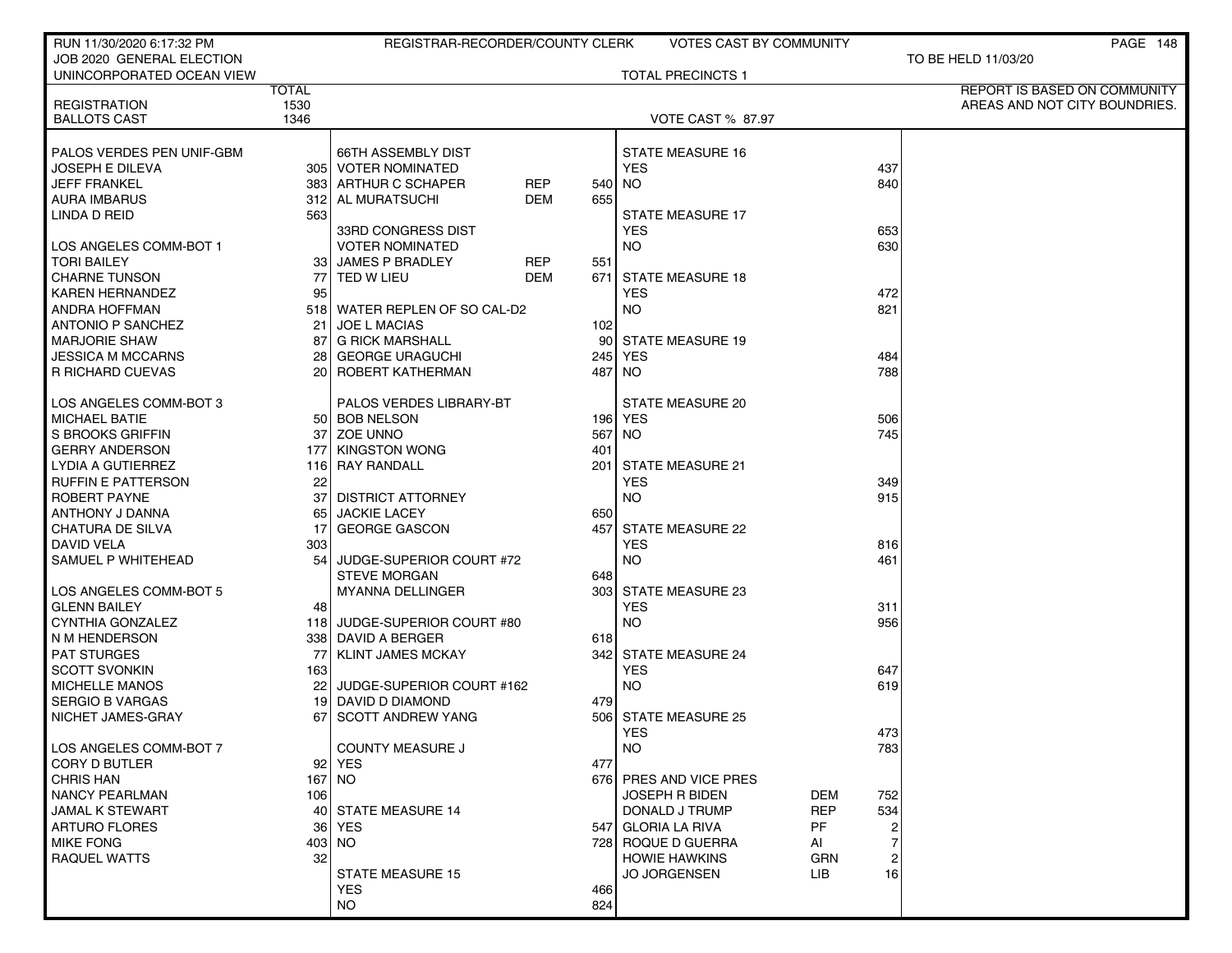RUN 11/30/2020 6:17:32 PM — REGISTRAR-RECORDER/COUNTY CLERK — VOTES CAST BY COMMUNITY

JOB 2020 GENERAL ELECTION — TO BE HELD 11/03/20

UNINCORPORATED OCEAN VIEW — TOTAL PRECINCTS 1

REPORT IS BASED ON COMMUNITY AREAS AND NOT CITY BOUNDRIES.

| | TOTAL |
|---|---|
| REGISTRATION | 1530 |
| BALLOTS CAST | 1346 |

VOTE CAST % 87.97

| PALOS VERDES PEN UNIF-GBM | |
|---|---|
| JOSEPH E DILEVA | 305 |
| JEFF FRANKEL | 383 |
| AURA IMBARUS | 312 |
| LINDA D REID | 563 |

| LOS ANGELES COMM-BOT 1 | |
|---|---|
| TORI BAILEY | 33 |
| CHARNE TUNSON | 77 |
| KAREN HERNANDEZ | 95 |
| ANDRA HOFFMAN | 518 |
| ANTONIO P SANCHEZ | 21 |
| MARJORIE SHAW | 87 |
| JESSICA M MCCARNS | 28 |
| R RICHARD CUEVAS | 20 |

| LOS ANGELES COMM-BOT 3 | |
|---|---|
| MICHAEL BATIE | 50 |
| S BROOKS GRIFFIN | 37 |
| GERRY ANDERSON | 177 |
| LYDIA A GUTIERREZ | 116 |
| RUFFIN E PATTERSON | 22 |
| ROBERT PAYNE | 37 |
| ANTHONY J DANNA | 65 |
| CHATURA DE SILVA | 17 |
| DAVID VELA | 303 |
| SAMUEL P WHITEHEAD | 54 |

| LOS ANGELES COMM-BOT 5 | |
|---|---|
| GLENN BAILEY | 48 |
| CYNTHIA GONZALEZ | 118 |
| N M HENDERSON | 338 |
| PAT STURGES | 77 |
| SCOTT SVONKIN | 163 |
| MICHELLE MANOS | 22 |
| SERGIO B VARGAS | 19 |
| NICHET JAMES-GRAY | 67 |

| LOS ANGELES COMM-BOT 7 | |
|---|---|
| CORY D BUTLER | 92 |
| CHRIS HAN | 167 |
| NANCY PEARLMAN | 106 |
| JAMAL K STEWART | 40 |
| ARTURO FLORES | 36 |
| MIKE FONG | 403 |
| RAQUEL WATTS | 32 |

| 66TH ASSEMBLY DIST VOTER NOMINATED | | |
|---|---|---|
| ARTHUR C SCHAPER | REP | 540 |
| AL MURATSUCHI | DEM | 655 |

| 33RD CONGRESS DIST VOTER NOMINATED | | |
|---|---|---|
| JAMES P BRADLEY | REP | 551 |
| TED W LIEU | DEM | 671 |

| WATER REPLEN OF SO CAL-D2 | |
|---|---|
| JOE L MACIAS | 102 |
| G RICK MARSHALL | 90 |
| GEORGE URAGUCHI | 245 |
| ROBERT KATHERMAN | 487 |

| PALOS VERDES LIBRARY-BT | |
|---|---|
| BOB NELSON | 196 |
| ZOE UNNO | 567 |
| KINGSTON WONG | 401 |
| RAY RANDALL | 201 |

| DISTRICT ATTORNEY | |
|---|---|
| JACKIE LACEY | 650 |
| GEORGE GASCON | 457 |

| JUDGE-SUPERIOR COURT #72 | |
|---|---|
| STEVE MORGAN | 648 |
| MYANNA DELLINGER | 303 |

| JUDGE-SUPERIOR COURT #80 | |
|---|---|
| DAVID A BERGER | 618 |
| KLINT JAMES MCKAY | 342 |

| JUDGE-SUPERIOR COURT #162 | |
|---|---|
| DAVID D DIAMOND | 479 |
| SCOTT ANDREW YANG | 506 |

| COUNTY MEASURE J | |
|---|---|
| YES | 477 |
| NO | 676 |

| STATE MEASURE 14 | |
|---|---|
| YES | 547 |
| NO | 728 |

| STATE MEASURE 15 | |
|---|---|
| YES | 466 |
| NO | 824 |

| STATE MEASURE 16 | |
|---|---|
| YES | 437 |
| NO | 840 |

| STATE MEASURE 17 | |
|---|---|
| YES | 653 |
| NO | 630 |

| STATE MEASURE 18 | |
|---|---|
| YES | 472 |
| NO | 821 |

| STATE MEASURE 19 | |
|---|---|
| YES | 484 |
| NO | 788 |

| STATE MEASURE 20 | |
|---|---|
| YES | 506 |
| NO | 745 |

| STATE MEASURE 21 | |
|---|---|
| YES | 349 |
| NO | 915 |

| STATE MEASURE 22 | |
|---|---|
| YES | 816 |
| NO | 461 |

| STATE MEASURE 23 | |
|---|---|
| YES | 311 |
| NO | 956 |

| STATE MEASURE 24 | |
|---|---|
| YES | 647 |
| NO | 619 |

| STATE MEASURE 25 | |
|---|---|
| YES | 473 |
| NO | 783 |

| PRES AND VICE PRES | | |
|---|---|---|
| JOSEPH R BIDEN | DEM | 752 |
| DONALD J TRUMP | REP | 534 |
| GLORIA LA RIVA | PF | 2 |
| ROQUE D GUERRA | AI | 7 |
| HOWIE HAWKINS | GRN | 2 |
| JO JORGENSEN | LIB | 16 |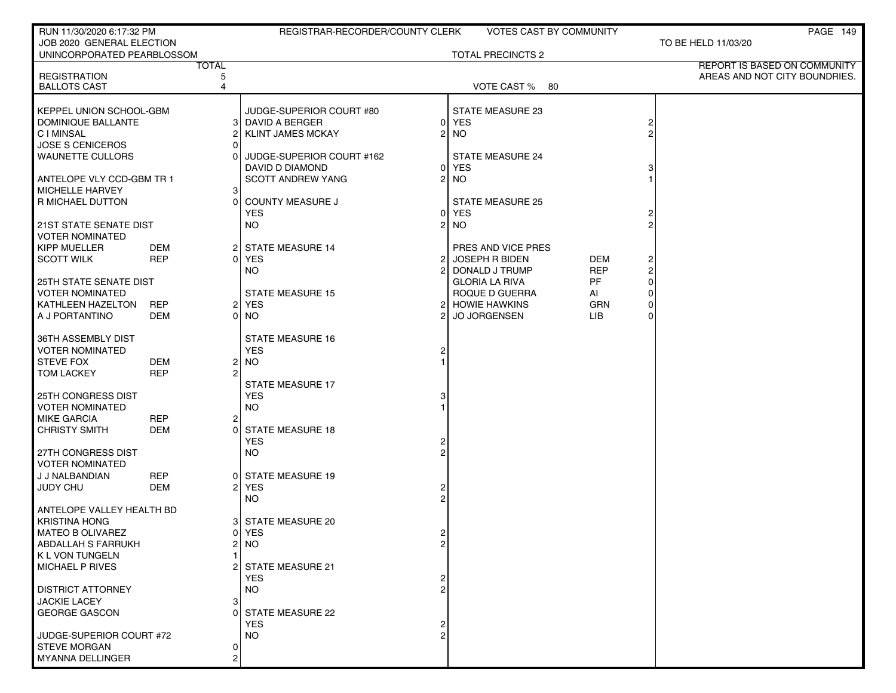RUN 11/30/2020 6:17:32 PM — REGISTRAR-RECORDER/COUNTY CLERK — VOTES CAST BY COMMUNITY

JOB 2020 GENERAL ELECTION — TO BE HELD 11/03/20

UNINCORPORATED PEARBLOSSOM — TOTAL PRECINCTS 2

REPORT IS BASED ON COMMUNITY AREAS AND NOT CITY BOUNDRIES.

| | TOTAL |
|---|---|
| REGISTRATION | 5 |
| BALLOTS CAST | 4 |

VOTE CAST % 80

**KEPPEL UNION SCHOOL-GBM**

| | | |
|---|---|---|
| DOMINIQUE BALLANTE | | 3 |
| C I MINSAL | | 2 |
| JOSE S CENICEROS | | 0 |
| WAUNETTE CULLORS | | 0 |

**ANTELOPE VLY CCD-GBM TR 1**

| | | |
|---|---|---|
| MICHELLE HARVEY | | 3 |
| R MICHAEL DUTTON | | 0 |

**21ST STATE SENATE DIST**
VOTER NOMINATED

| | | |
|---|---|---|
| KIPP MUELLER | DEM | 2 |
| SCOTT WILK | REP | 0 |

**25TH STATE SENATE DIST**
VOTER NOMINATED

| | | |
|---|---|---|
| KATHLEEN HAZELTON | REP | 2 |
| A J PORTANTINO | DEM | 0 |

**36TH ASSEMBLY DIST**
VOTER NOMINATED

| | | |
|---|---|---|
| STEVE FOX | DEM | 2 |
| TOM LACKEY | REP | 2 |

**25TH CONGRESS DIST**
VOTER NOMINATED

| | | |
|---|---|---|
| MIKE GARCIA | REP | 2 |
| CHRISTY SMITH | DEM | 0 |

**27TH CONGRESS DIST**
VOTER NOMINATED

| | | |
|---|---|---|
| J J NALBANDIAN | REP | 0 |
| JUDY CHU | DEM | 2 |

**ANTELOPE VALLEY HEALTH BD**

| | | |
|---|---|---|
| KRISTINA HONG | | 3 |
| MATEO B OLIVAREZ | | 0 |
| ABDALLAH S FARRUKH | | 2 |
| K L VON TUNGELN | | 1 |
| MICHAEL P RIVES | | 2 |

**DISTRICT ATTORNEY**

| | | |
|---|---|---|
| JACKIE LACEY | | 3 |
| GEORGE GASCON | | 0 |

**JUDGE-SUPERIOR COURT #72**

| | | |
|---|---|---|
| STEVE MORGAN | | 0 |
| MYANNA DELLINGER | | 2 |

**JUDGE-SUPERIOR COURT #80**

| | |
|---|---|
| DAVID A BERGER | 0 |
| KLINT JAMES MCKAY | 2 |

**JUDGE-SUPERIOR COURT #162**

| | |
|---|---|
| DAVID D DIAMOND | 0 |
| SCOTT ANDREW YANG | 2 |

**COUNTY MEASURE J**

| | |
|---|---|
| YES | 0 |
| NO | 2 |

**STATE MEASURE 14**

| | |
|---|---|
| YES | 2 |
| NO | 2 |

**STATE MEASURE 15**

| | |
|---|---|
| YES | 2 |
| NO | 2 |

**STATE MEASURE 16**

| | |
|---|---|
| YES | 2 |
| NO | 1 |

**STATE MEASURE 17**

| | |
|---|---|
| YES | 3 |
| NO | 1 |

**STATE MEASURE 18**

| | |
|---|---|
| YES | 2 |
| NO | 2 |

**STATE MEASURE 19**

| | |
|---|---|
| YES | 2 |
| NO | 2 |

**STATE MEASURE 20**

| | |
|---|---|
| YES | 2 |
| NO | 2 |

**STATE MEASURE 21**

| | |
|---|---|
| YES | 2 |
| NO | 2 |

**STATE MEASURE 22**

| | |
|---|---|
| YES | 2 |
| NO | 2 |

**STATE MEASURE 23**

| | |
|---|---|
| YES | 2 |
| NO | 2 |

**STATE MEASURE 24**

| | |
|---|---|
| YES | 3 |
| NO | 1 |

**STATE MEASURE 25**

| | |
|---|---|
| YES | 2 |
| NO | 2 |

**PRES AND VICE PRES**

| | | |
|---|---|---|
| JOSEPH R BIDEN | DEM | 2 |
| DONALD J TRUMP | REP | 2 |
| GLORIA LA RIVA | PF | 0 |
| ROQUE D GUERRA | AI | 0 |
| HOWIE HAWKINS | GRN | 0 |
| JO JORGENSEN | LIB | 0 |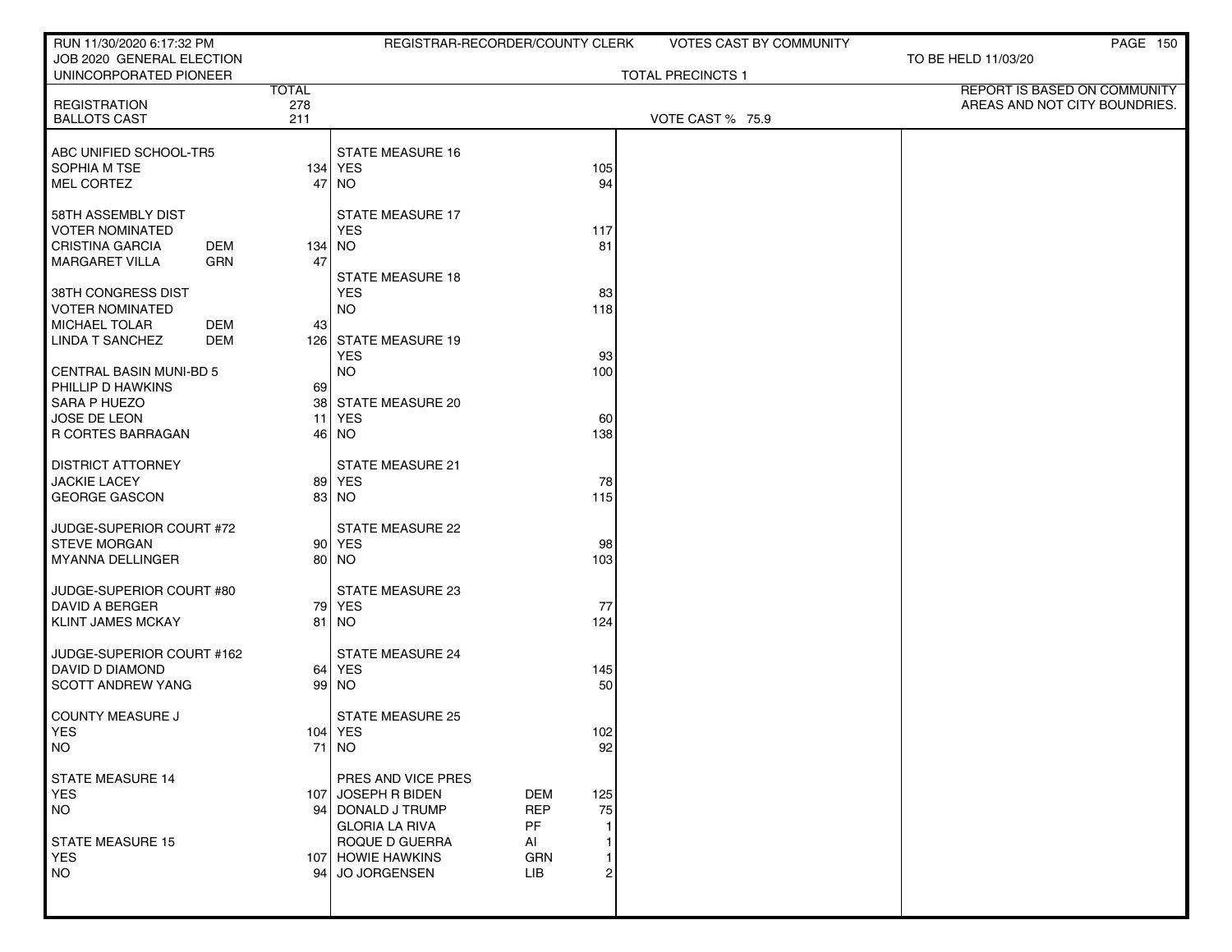RUN 11/30/2020 6:17:32 PM — REGISTRAR-RECORDER/COUNTY CLERK — VOTES CAST BY COMMUNITY

JOB 2020 GENERAL ELECTION — TO BE HELD 11/03/20

UNINCORPORATED PIONEER — TOTAL PRECINCTS 1

REPORT IS BASED ON COMMUNITY AREAS AND NOT CITY BOUNDRIES.

| | | TOTAL |
|---|---|---|
| REGISTRATION | | 278 |
| BALLOTS CAST | | 211 |

VOTE CAST % 75.9

| Contest / Candidate | Party | Total |
|---|---|---|
| **ABC UNIFIED SCHOOL-TR5** | | |
| SOPHIA M TSE | | 134 |
| MEL CORTEZ | | 47 |
| **58TH ASSEMBLY DIST VOTER NOMINATED** | | |
| CRISTINA GARCIA | DEM | 134 |
| MARGARET VILLA | GRN | 47 |
| **38TH CONGRESS DIST VOTER NOMINATED** | | |
| MICHAEL TOLAR | DEM | 43 |
| LINDA T SANCHEZ | DEM | 126 |
| **CENTRAL BASIN MUNI-BD 5** | | |
| PHILLIP D HAWKINS | | 69 |
| SARA P HUEZO | | 38 |
| JOSE DE LEON | | 11 |
| R CORTES BARRAGAN | | 46 |
| **DISTRICT ATTORNEY** | | |
| JACKIE LACEY | | 89 |
| GEORGE GASCON | | 83 |
| **JUDGE-SUPERIOR COURT #72** | | |
| STEVE MORGAN | | 90 |
| MYANNA DELLINGER | | 80 |
| **JUDGE-SUPERIOR COURT #80** | | |
| DAVID A BERGER | | 79 |
| KLINT JAMES MCKAY | | 81 |
| **JUDGE-SUPERIOR COURT #162** | | |
| DAVID D DIAMOND | | 64 |
| SCOTT ANDREW YANG | | 99 |
| **COUNTY MEASURE J** | | |
| YES | | 104 |
| NO | | 71 |
| **STATE MEASURE 14** | | |
| YES | | 107 |
| NO | | 94 |
| **STATE MEASURE 15** | | |
| YES | | 107 |
| NO | | 94 |
| **STATE MEASURE 16** | | |
| YES | | 105 |
| NO | | 94 |
| **STATE MEASURE 17** | | |
| YES | | 117 |
| NO | | 81 |
| **STATE MEASURE 18** | | |
| YES | | 83 |
| NO | | 118 |
| **STATE MEASURE 19** | | |
| YES | | 93 |
| NO | | 100 |
| **STATE MEASURE 20** | | |
| YES | | 60 |
| NO | | 138 |
| **STATE MEASURE 21** | | |
| YES | | 78 |
| NO | | 115 |
| **STATE MEASURE 22** | | |
| YES | | 98 |
| NO | | 103 |
| **STATE MEASURE 23** | | |
| YES | | 77 |
| NO | | 124 |
| **STATE MEASURE 24** | | |
| YES | | 145 |
| NO | | 50 |
| **STATE MEASURE 25** | | |
| YES | | 102 |
| NO | | 92 |
| **PRES AND VICE PRES** | | |
| JOSEPH R BIDEN | DEM | 125 |
| DONALD J TRUMP | REP | 75 |
| GLORIA LA RIVA | PF | 1 |
| ROQUE D GUERRA | AI | 1 |
| HOWIE HAWKINS | GRN | 1 |
| JO JORGENSEN | LIB | 2 |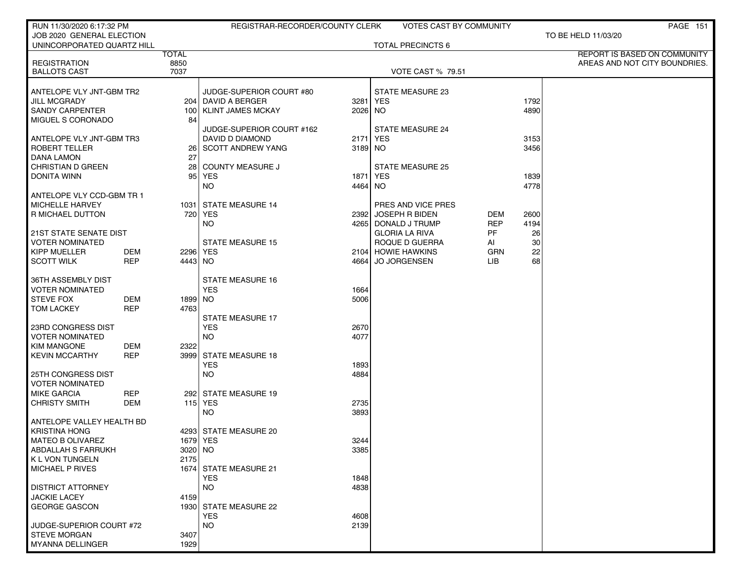RUN 11/30/2020 6:17:32 PM — REGISTRAR-RECORDER/COUNTY CLERK — VOTES CAST BY COMMUNITY

JOB 2020 GENERAL ELECTION — TO BE HELD 11/03/20

UNINCORPORATED QUARTZ HILL — TOTAL PRECINCTS 6

REPORT IS BASED ON COMMUNITY AREAS AND NOT CITY BOUNDRIES.

| | | TOTAL |
|---|---|---|
| REGISTRATION | | 8850 |
| BALLOTS CAST | | 7037 |

VOTE CAST % 79.51

| ANTELOPE VLY JNT-GBM TR2 | | |
|---|---|---|
| JILL MCGRADY | | 204 |
| SANDY CARPENTER | | 100 |
| MIGUEL S CORONADO | | 84 |

| ANTELOPE VLY JNT-GBM TR3 | | |
|---|---|---|
| ROBERT TELLER | | 26 |
| DANA LAMON | | 27 |
| CHRISTIAN D GREEN | | 28 |
| DONITA WINN | | 95 |

| ANTELOPE VLY CCD-GBM TR 1 | | |
|---|---|---|
| MICHELLE HARVEY | | 1031 |
| R MICHAEL DUTTON | | 720 |

| 21ST STATE SENATE DIST VOTER NOMINATED | | |
|---|---|---|
| KIPP MUELLER | DEM | 2296 |
| SCOTT WILK | REP | 4443 |

| 36TH ASSEMBLY DIST VOTER NOMINATED | | |
|---|---|---|
| STEVE FOX | DEM | 1899 |
| TOM LACKEY | REP | 4763 |

| 23RD CONGRESS DIST VOTER NOMINATED | | |
|---|---|---|
| KIM MANGONE | DEM | 2322 |
| KEVIN MCCARTHY | REP | 3999 |

| 25TH CONGRESS DIST VOTER NOMINATED | | |
|---|---|---|
| MIKE GARCIA | REP | 292 |
| CHRISTY SMITH | DEM | 115 |

| ANTELOPE VALLEY HEALTH BD | | |
|---|---|---|
| KRISTINA HONG | | 4293 |
| MATEO B OLIVAREZ | | 1679 |
| ABDALLAH S FARRUKH | | 3020 |
| K L VON TUNGELN | | 2175 |
| MICHAEL P RIVES | | 1674 |

| DISTRICT ATTORNEY | | |
|---|---|---|
| JACKIE LACEY | | 4159 |
| GEORGE GASCON | | 1930 |

| JUDGE-SUPERIOR COURT #72 | | |
|---|---|---|
| STEVE MORGAN | | 3407 |
| MYANNA DELLINGER | | 1929 |

| JUDGE-SUPERIOR COURT #80 | |
|---|---|
| DAVID A BERGER | 3281 |
| KLINT JAMES MCKAY | 2026 |

| JUDGE-SUPERIOR COURT #162 | |
|---|---|
| DAVID D DIAMOND | 2171 |
| SCOTT ANDREW YANG | 3189 |

| COUNTY MEASURE J | |
|---|---|
| YES | 1871 |
| NO | 4464 |

| STATE MEASURE 14 | |
|---|---|
| YES | 2392 |
| NO | 4265 |

| STATE MEASURE 15 | |
|---|---|
| YES | 2104 |
| NO | 4664 |

| STATE MEASURE 16 | |
|---|---|
| YES | 1664 |
| NO | 5006 |

| STATE MEASURE 17 | |
|---|---|
| YES | 2670 |
| NO | 4077 |

| STATE MEASURE 18 | |
|---|---|
| YES | 1893 |
| NO | 4884 |

| STATE MEASURE 19 | |
|---|---|
| YES | 2735 |
| NO | 3893 |

| STATE MEASURE 20 | |
|---|---|
| YES | 3244 |
| NO | 3385 |

| STATE MEASURE 21 | |
|---|---|
| YES | 1848 |
| NO | 4838 |

| STATE MEASURE 22 | |
|---|---|
| YES | 4608 |
| NO | 2139 |

| STATE MEASURE 23 | |
|---|---|
| YES | 1792 |
| NO | 4890 |

| STATE MEASURE 24 | |
|---|---|
| YES | 3153 |
| NO | 3456 |

| STATE MEASURE 25 | |
|---|---|
| YES | 1839 |
| NO | 4778 |

| PRES AND VICE PRES | | |
|---|---|---|
| JOSEPH R BIDEN | DEM | 2600 |
| DONALD J TRUMP | REP | 4194 |
| GLORIA LA RIVA | PF | 26 |
| ROQUE D GUERRA | AI | 30 |
| HOWIE HAWKINS | GRN | 22 |
| JO JORGENSEN | LIB | 68 |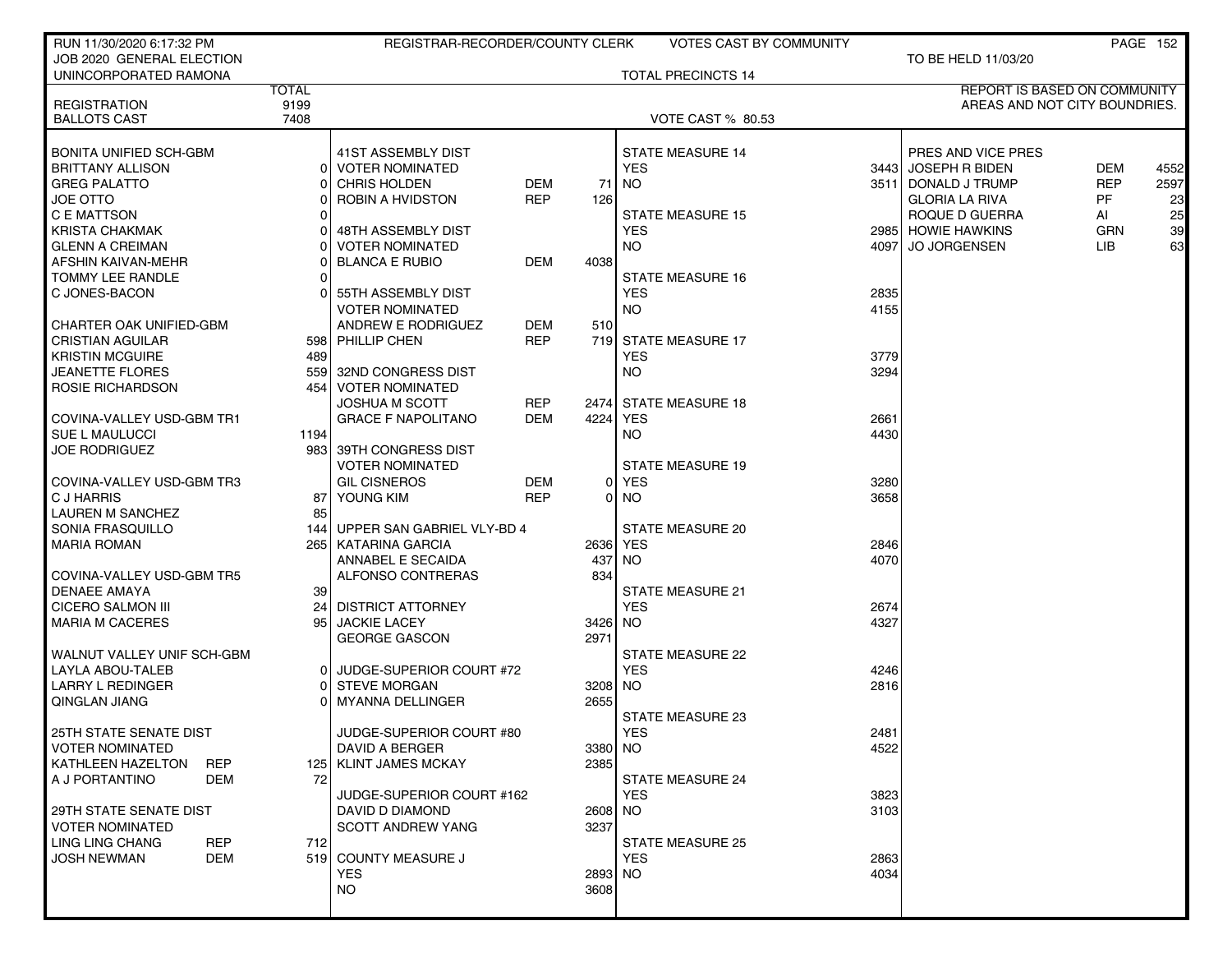RUN 11/30/2020 6:17:32 PM — REGISTRAR-RECORDER/COUNTY CLERK — VOTES CAST BY COMMUNITY

JOB 2020 GENERAL ELECTION — TO BE HELD 11/03/20

UNINCORPORATED RAMONA — TOTAL PRECINCTS 14

REPORT IS BASED ON COMMUNITY AREAS AND NOT CITY BOUNDRIES.

| | TOTAL |
|---|---|
| REGISTRATION | 9199 |
| BALLOTS CAST | 7408 |

VOTE CAST % 80.53

| BONITA UNIFIED SCH-GBM | | |
|---|---|---|
| BRITTANY ALLISON | | 0 |
| GREG PALATTO | | 0 |
| JOE OTTO | | 0 |
| C E MATTSON | | 0 |
| KRISTA CHAKMAK | | 0 |
| GLENN A CREIMAN | | 0 |
| AFSHIN KAIVAN-MEHR | | 0 |
| TOMMY LEE RANDLE | | 0 |
| C JONES-BACON | | 0 |

| CHARTER OAK UNIFIED-GBM | | |
|---|---|---|
| CRISTIAN AGUILAR | | 598 |
| KRISTIN MCGUIRE | | 489 |
| JEANETTE FLORES | | 559 |
| ROSIE RICHARDSON | | 454 |

| COVINA-VALLEY USD-GBM TR1 | | |
|---|---|---|
| SUE L MAULUCCI | | 1194 |
| JOE RODRIGUEZ | | 983 |

| COVINA-VALLEY USD-GBM TR3 | | |
|---|---|---|
| C J HARRIS | | 87 |
| LAUREN M SANCHEZ | | 85 |
| SONIA FRASQUILLO | | 144 |
| MARIA ROMAN | | 265 |

| COVINA-VALLEY USD-GBM TR5 | | |
|---|---|---|
| DENAEE AMAYA | | 39 |
| CICERO SALMON III | | 24 |
| MARIA M CACERES | | 95 |

| WALNUT VALLEY UNIF SCH-GBM | | |
|---|---|---|
| LAYLA ABOU-TALEB | | 0 |
| LARRY L REDINGER | | 0 |
| QINGLAN JIANG | | 0 |

| 25TH STATE SENATE DIST VOTER NOMINATED | | |
|---|---|---|
| KATHLEEN HAZELTON | REP | 125 |
| A J PORTANTINO | DEM | 72 |

| 29TH STATE SENATE DIST VOTER NOMINATED | | |
|---|---|---|
| LING LING CHANG | REP | 712 |
| JOSH NEWMAN | DEM | 519 |

| 41ST ASSEMBLY DIST VOTER NOMINATED | | |
|---|---|---|
| CHRIS HOLDEN | DEM | 71 |
| ROBIN A HVIDSTON | REP | 126 |

| 48TH ASSEMBLY DIST VOTER NOMINATED | | |
|---|---|---|
| BLANCA E RUBIO | DEM | 4038 |

| 55TH ASSEMBLY DIST VOTER NOMINATED | | |
|---|---|---|
| ANDREW E RODRIGUEZ | DEM | 510 |
| PHILLIP CHEN | REP | 719 |

| 32ND CONGRESS DIST VOTER NOMINATED | | |
|---|---|---|
| JOSHUA M SCOTT | REP | 2474 |
| GRACE F NAPOLITANO | DEM | 4224 |

| 39TH CONGRESS DIST VOTER NOMINATED | | |
|---|---|---|
| GIL CISNEROS | DEM | 0 |
| YOUNG KIM | REP | 0 |

| UPPER SAN GABRIEL VLY-BD 4 | |
|---|---|
| KATARINA GARCIA | 2636 |
| ANNABEL E SECAIDA | 437 |
| ALFONSO CONTRERAS | 834 |

| DISTRICT ATTORNEY | |
|---|---|
| JACKIE LACEY | 3426 |
| GEORGE GASCON | 2971 |

| JUDGE-SUPERIOR COURT #72 | |
|---|---|
| STEVE MORGAN | 3208 |
| MYANNA DELLINGER | 2655 |

| JUDGE-SUPERIOR COURT #80 | |
|---|---|
| DAVID A BERGER | 3380 |
| KLINT JAMES MCKAY | 2385 |

| JUDGE-SUPERIOR COURT #162 | |
|---|---|
| DAVID D DIAMOND | 2608 |
| SCOTT ANDREW YANG | 3237 |

| COUNTY MEASURE J | |
|---|---|
| YES | 2893 |
| NO | 3608 |

| MEASURE | YES | NO |
|---|---|---|
| STATE MEASURE 14 | 3443 | 3511 |
| STATE MEASURE 15 | 2985 | 4097 |
| STATE MEASURE 16 | 2835 | 4155 |
| STATE MEASURE 17 | 3779 | 3294 |
| STATE MEASURE 18 | 2661 | 4430 |
| STATE MEASURE 19 | 3280 | 3658 |
| STATE MEASURE 20 | 2846 | 4070 |
| STATE MEASURE 21 | 2674 | 4327 |
| STATE MEASURE 22 | 4246 | 2816 |
| STATE MEASURE 23 | 2481 | 4522 |
| STATE MEASURE 24 | 3823 | 3103 |
| STATE MEASURE 25 | 2863 | 4034 |

| PRES AND VICE PRES | | |
|---|---|---|
| JOSEPH R BIDEN | DEM | 4552 |
| DONALD J TRUMP | REP | 2597 |
| GLORIA LA RIVA | PF | 23 |
| ROQUE D GUERRA | AI | 25 |
| HOWIE HAWKINS | GRN | 39 |
| JO JORGENSEN | LIB | 63 |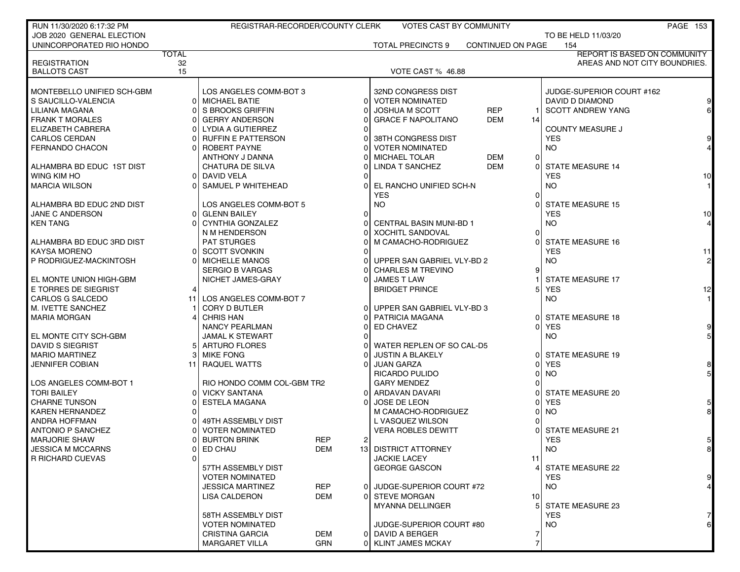RUN 11/30/2020 6:17:32 PM — REGISTRAR-RECORDER/COUNTY CLERK — VOTES CAST BY COMMUNITY

JOB 2020 GENERAL ELECTION — TO BE HELD 11/03/20

UNINCORPORATED RIO HONDO — TOTAL PRECINCTS 9 — CONTINUED ON PAGE 154

REPORT IS BASED ON COMMUNITY AREAS AND NOT CITY BOUNDRIES.

| | TOTAL |
|---|---|
| REGISTRATION | 32 |
| BALLOTS CAST | 15 |

VOTE CAST % 46.88

| MONTEBELLO UNIFIED SCH-GBM | |
|---|---|
| S SAUCILLO-VALENCIA | 0 |
| LILIANA MAGANA | 0 |
| FRANK T MORALES | 0 |
| ELIZABETH CABRERA | 0 |
| CARLOS CERDAN | 0 |
| FERNANDO CHACON | 0 |

| ALHAMBRA BD EDUC 1ST DIST | |
|---|---|
| WING KIM HO | 0 |
| MARCIA WILSON | 0 |

| ALHAMBRA BD EDUC 2ND DIST | |
|---|---|
| JANE C ANDERSON | 0 |
| KEN TANG | 0 |

| ALHAMBRA BD EDUC 3RD DIST | |
|---|---|
| KAYSA MORENO | 0 |
| P RODRIGUEZ-MACKINTOSH | 0 |

| EL MONTE UNION HIGH-GBM | |
|---|---|
| E TORRES DE SIEGRIST | 4 |
| CARLOS G SALCEDO | 11 |
| M. IVETTE SANCHEZ | 1 |
| MARIA MORGAN | 4 |

| EL MONTE CITY SCH-GBM | |
|---|---|
| DAVID S SIEGRIST | 5 |
| MARIO MARTINEZ | 3 |
| JENNIFER COBIAN | 11 |

| LOS ANGELES COMM-BOT 1 | |
|---|---|
| TORI BAILEY | 0 |
| CHARNE TUNSON | 0 |
| KAREN HERNANDEZ | 0 |
| ANDRA HOFFMAN | 0 |
| ANTONIO P SANCHEZ | 0 |
| MARJORIE SHAW | 0 |
| JESSICA M MCCARNS | 0 |
| R RICHARD CUEVAS | 0 |

| LOS ANGELES COMM-BOT 3 | |
|---|---|
| MICHAEL BATIE | 0 |
| S BROOKS GRIFFIN | 0 |
| GERRY ANDERSON | 0 |
| LYDIA A GUTIERREZ | 0 |
| RUFFIN E PATTERSON | 0 |
| ROBERT PAYNE | 0 |
| ANTHONY J DANNA | 0 |
| CHATURA DE SILVA | 0 |
| DAVID VELA | 0 |
| SAMUEL P WHITEHEAD | 0 |

| LOS ANGELES COMM-BOT 5 | |
|---|---|
| GLENN BAILEY | 0 |
| CYNTHIA GONZALEZ | 0 |
| N M HENDERSON | 0 |
| PAT STURGES | 0 |
| SCOTT SVONKIN | 0 |
| MICHELLE MANOS | 0 |
| SERGIO B VARGAS | 0 |
| NICHET JAMES-GRAY | 0 |

| LOS ANGELES COMM-BOT 7 | |
|---|---|
| CORY D BUTLER | 0 |
| CHRIS HAN | 0 |
| NANCY PEARLMAN | 0 |
| JAMAL K STEWART | 0 |
| ARTURO FLORES | 0 |
| MIKE FONG | 0 |
| RAQUEL WATTS | 0 |

| RIO HONDO COMM COL-GBM TR2 | |
|---|---|
| VICKY SANTANA | 0 |
| ESTELA MAGANA | 0 |

| 49TH ASSEMBLY DIST VOTER NOMINATED | | |
|---|---|---|
| BURTON BRINK | REP | 2 |
| ED CHAU | DEM | 13 |

| 57TH ASSEMBLY DIST VOTER NOMINATED | | |
|---|---|---|
| JESSICA MARTINEZ | REP | 0 |
| LISA CALDERON | DEM | 0 |

| 58TH ASSEMBLY DIST VOTER NOMINATED | | |
|---|---|---|
| CRISTINA GARCIA | DEM | 0 |
| MARGARET VILLA | GRN | 0 |

| 32ND CONGRESS DIST VOTER NOMINATED | | |
|---|---|---|
| JOSHUA M SCOTT | REP | 1 |
| GRACE F NAPOLITANO | DEM | 14 |

| 38TH CONGRESS DIST VOTER NOMINATED | | |
|---|---|---|
| MICHAEL TOLAR | DEM | 0 |
| LINDA T SANCHEZ | DEM | 0 |

| EL RANCHO UNIFIED SCH-N | |
|---|---|
| YES | 0 |
| NO | 0 |

| CENTRAL BASIN MUNI-BD 1 | |
|---|---|
| XOCHITL SANDOVAL | 0 |
| M CAMACHO-RODRIGUEZ | 0 |

| UPPER SAN GABRIEL VLY-BD 2 | |
|---|---|
| CHARLES M TREVINO | 9 |
| JAMES T LAW | 1 |
| BRIDGET PRINCE | 5 |

| UPPER SAN GABRIEL VLY-BD 3 | |
|---|---|
| PATRICIA MAGANA | 0 |
| ED CHAVEZ | 0 |

| WATER REPLEN OF SO CAL-D5 | |
|---|---|
| JUSTIN A BLAKELY | 0 |
| JUAN GARZA | 0 |
| RICARDO PULIDO | 0 |
| GARY MENDEZ | 0 |
| ARDAVAN DAVARI | 0 |
| JOSE DE LEON | 0 |
| M CAMACHO-RODRIGUEZ | 0 |
| L VASQUEZ WILSON | 0 |
| VERA ROBLES DEWITT | 0 |

| DISTRICT ATTORNEY | |
|---|---|
| JACKIE LACEY | 11 |
| GEORGE GASCON | 4 |

| JUDGE-SUPERIOR COURT #72 | |
|---|---|
| STEVE MORGAN | 10 |
| MYANNA DELLINGER | 5 |

| JUDGE-SUPERIOR COURT #80 | |
|---|---|
| DAVID A BERGER | 7 |
| KLINT JAMES MCKAY | 7 |

| JUDGE-SUPERIOR COURT #162 | |
|---|---|
| DAVID D DIAMOND | 9 |
| SCOTT ANDREW YANG | 6 |

| COUNTY MEASURE J | |
|---|---|
| YES | 9 |
| NO | 4 |

| STATE MEASURE 14 | |
|---|---|
| YES | 10 |
| NO | 1 |

| STATE MEASURE 15 | |
|---|---|
| YES | 10 |
| NO | 4 |

| STATE MEASURE 16 | |
|---|---|
| YES | 11 |
| NO | 2 |

| STATE MEASURE 17 | |
|---|---|
| YES | 12 |
| NO | 1 |

| STATE MEASURE 18 | |
|---|---|
| YES | 9 |
| NO | 5 |

| STATE MEASURE 19 | |
|---|---|
| YES | 8 |
| NO | 5 |

| STATE MEASURE 20 | |
|---|---|
| YES | 5 |
| NO | 8 |

| STATE MEASURE 21 | |
|---|---|
| YES | 5 |
| NO | 8 |

| STATE MEASURE 22 | |
|---|---|
| YES | 9 |
| NO | 4 |

| STATE MEASURE 23 | |
|---|---|
| YES | 7 |
| NO | 6 |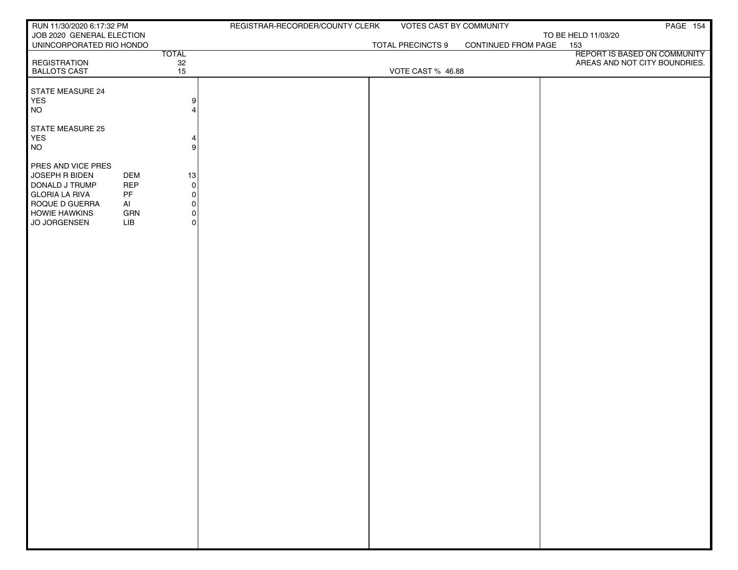RUN 11/30/2020 6:17:32 PM — REGISTRAR-RECORDER/COUNTY CLERK — VOTES CAST BY COMMUNITY

JOB 2020 GENERAL ELECTION — TO BE HELD 11/03/20

UNINCORPORATED RIO HONDO — TOTAL PRECINCTS 9 — CONTINUED FROM PAGE 153

REPORT IS BASED ON COMMUNITY AREAS AND NOT CITY BOUNDRIES.

| | | TOTAL |
|---|---|---|
| REGISTRATION | | 32 |
| BALLOTS CAST | | 15 |

VOTE CAST % 46.88

| | | |
|---|---|---|
| **STATE MEASURE 24** | | |
| YES | | 9 |
| NO | | 4 |
| **STATE MEASURE 25** | | |
| YES | | 4 |
| NO | | 9 |
| **PRES AND VICE PRES** | | |
| JOSEPH R BIDEN | DEM | 13 |
| DONALD J TRUMP | REP | 0 |
| GLORIA LA RIVA | PF | 0 |
| ROQUE D GUERRA | AI | 0 |
| HOWIE HAWKINS | GRN | 0 |
| JO JORGENSEN | LIB | 0 |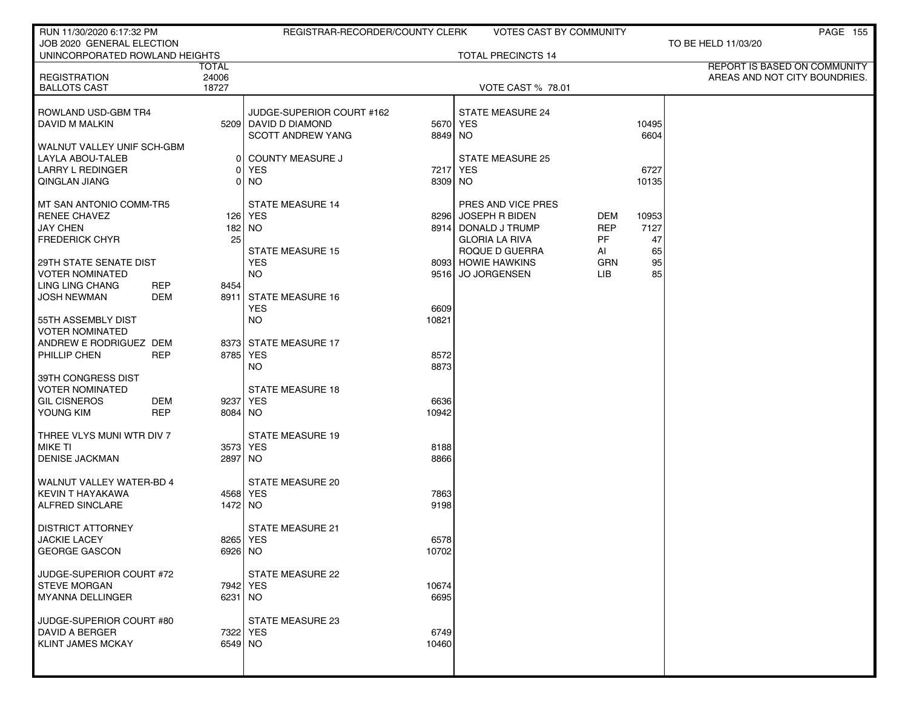RUN 11/30/2020 6:17:32 PM — REGISTRAR-RECORDER/COUNTY CLERK — VOTES CAST BY COMMUNITY

JOB 2020 GENERAL ELECTION — TO BE HELD 11/03/20

UNINCORPORATED ROWLAND HEIGHTS — TOTAL PRECINCTS 14

REPORT IS BASED ON COMMUNITY AREAS AND NOT CITY BOUNDRIES.

| | TOTAL |
|---|---|
| REGISTRATION | 24006 |
| BALLOTS CAST | 18727 |

VOTE CAST % 78.01

**ROWLAND USD-GBM TR4**

| Candidate | | Votes |
|---|---|---|
| DAVID M MALKIN | | 5209 |

**WALNUT VALLEY UNIF SCH-GBM**

| Candidate | | Votes |
|---|---|---|
| LAYLA ABOU-TALEB | | 0 |
| LARRY L REDINGER | | 0 |
| QINGLAN JIANG | | 0 |

**MT SAN ANTONIO COMM-TR5**

| Candidate | | Votes |
|---|---|---|
| RENEE CHAVEZ | | 126 |
| JAY CHEN | | 182 |
| FREDERICK CHYR | | 25 |

**29TH STATE SENATE DIST**
VOTER NOMINATED

| Candidate | Party | Votes |
|---|---|---|
| LING LING CHANG | REP | 8454 |
| JOSH NEWMAN | DEM | 8911 |

**55TH ASSEMBLY DIST**
VOTER NOMINATED

| Candidate | Party | Votes |
|---|---|---|
| ANDREW E RODRIGUEZ | DEM | 8373 |
| PHILLIP CHEN | REP | 8785 |

**39TH CONGRESS DIST**
VOTER NOMINATED

| Candidate | Party | Votes |
|---|---|---|
| GIL CISNEROS | DEM | 9237 |
| YOUNG KIM | REP | 8084 |

**THREE VLYS MUNI WTR DIV 7**

| Candidate | | Votes |
|---|---|---|
| MIKE TI | | 3573 |
| DENISE JACKMAN | | 2897 |

**WALNUT VALLEY WATER-BD 4**

| Candidate | | Votes |
|---|---|---|
| KEVIN T HAYAKAWA | | 4568 |
| ALFRED SINCLARE | | 1472 |

**DISTRICT ATTORNEY**

| Candidate | | Votes |
|---|---|---|
| JACKIE LACEY | | 8265 |
| GEORGE GASCON | | 6926 |

**JUDGE-SUPERIOR COURT #72**

| Candidate | | Votes |
|---|---|---|
| STEVE MORGAN | | 7942 |
| MYANNA DELLINGER | | 6231 |

**JUDGE-SUPERIOR COURT #80**

| Candidate | | Votes |
|---|---|---|
| DAVID A BERGER | | 7322 |
| KLINT JAMES MCKAY | | 6549 |

**JUDGE-SUPERIOR COURT #162**

| Candidate | Votes |
|---|---|
| DAVID D DIAMOND | 5670 |
| SCOTT ANDREW YANG | 8849 |

**COUNTY MEASURE J**

| | Votes |
|---|---|
| YES | 7217 |
| NO | 8309 |

**STATE MEASURE 14**

| | Votes |
|---|---|
| YES | 8296 |
| NO | 8914 |

**STATE MEASURE 15**

| | Votes |
|---|---|
| YES | 8093 |
| NO | 9516 |

**STATE MEASURE 16**

| | Votes |
|---|---|
| YES | 6609 |
| NO | 10821 |

**STATE MEASURE 17**

| | Votes |
|---|---|
| YES | 8572 |
| NO | 8873 |

**STATE MEASURE 18**

| | Votes |
|---|---|
| YES | 6636 |
| NO | 10942 |

**STATE MEASURE 19**

| | Votes |
|---|---|
| YES | 8188 |
| NO | 8866 |

**STATE MEASURE 20**

| | Votes |
|---|---|
| YES | 7863 |
| NO | 9198 |

**STATE MEASURE 21**

| | Votes |
|---|---|
| YES | 6578 |
| NO | 10702 |

**STATE MEASURE 22**

| | Votes |
|---|---|
| YES | 10674 |
| NO | 6695 |

**STATE MEASURE 23**

| | Votes |
|---|---|
| YES | 6749 |
| NO | 10460 |

**STATE MEASURE 24**

| | Votes |
|---|---|
| YES | 10495 |
| NO | 6604 |

**STATE MEASURE 25**

| | Votes |
|---|---|
| YES | 6727 |
| NO | 10135 |

**PRES AND VICE PRES**

| Candidate | Party | Votes |
|---|---|---|
| JOSEPH R BIDEN | DEM | 10953 |
| DONALD J TRUMP | REP | 7127 |
| GLORIA LA RIVA | PF | 47 |
| ROQUE D GUERRA | AI | 65 |
| HOWIE HAWKINS | GRN | 95 |
| JO JORGENSEN | LIB | 85 |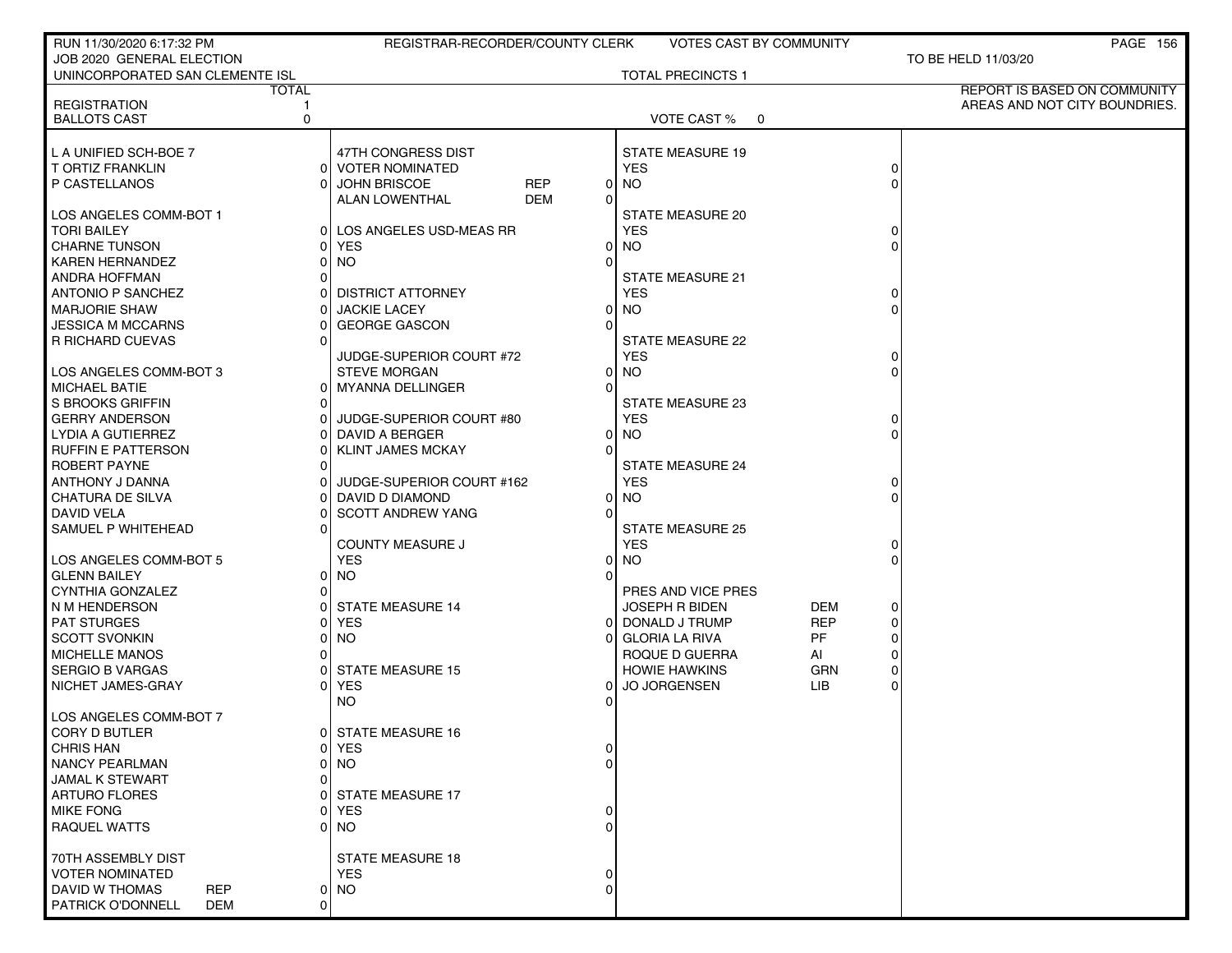RUN 11/30/2020 6:17:32 PM — REGISTRAR-RECORDER/COUNTY CLERK — VOTES CAST BY COMMUNITY

JOB 2020 GENERAL ELECTION — TO BE HELD 11/03/20

UNINCORPORATED SAN CLEMENTE ISL — TOTAL PRECINCTS 1

REPORT IS BASED ON COMMUNITY AREAS AND NOT CITY BOUNDRIES.

| | TOTAL |
|---|---|
| REGISTRATION | 1 |
| BALLOTS CAST | 0 |

VOTE CAST % 0

| L A UNIFIED SCH-BOE 7 | | |
|---|---|---|
| T ORTIZ FRANKLIN | | 0 |
| P CASTELLANOS | | 0 |

| LOS ANGELES COMM-BOT 1 | | |
|---|---|---|
| TORI BAILEY | | 0 |
| CHARNE TUNSON | | 0 |
| KAREN HERNANDEZ | | 0 |
| ANDRA HOFFMAN | | 0 |
| ANTONIO P SANCHEZ | | 0 |
| MARJORIE SHAW | | 0 |
| JESSICA M MCCARNS | | 0 |
| R RICHARD CUEVAS | | 0 |

| LOS ANGELES COMM-BOT 3 | | |
|---|---|---|
| MICHAEL BATIE | | 0 |
| S BROOKS GRIFFIN | | 0 |
| GERRY ANDERSON | | 0 |
| LYDIA A GUTIERREZ | | 0 |
| RUFFIN E PATTERSON | | 0 |
| ROBERT PAYNE | | 0 |
| ANTHONY J DANNA | | 0 |
| CHATURA DE SILVA | | 0 |
| DAVID VELA | | 0 |
| SAMUEL P WHITEHEAD | | 0 |

| LOS ANGELES COMM-BOT 5 | | |
|---|---|---|
| GLENN BAILEY | | 0 |
| CYNTHIA GONZALEZ | | 0 |
| N M HENDERSON | | 0 |
| PAT STURGES | | 0 |
| SCOTT SVONKIN | | 0 |
| MICHELLE MANOS | | 0 |
| SERGIO B VARGAS | | 0 |
| NICHET JAMES-GRAY | | 0 |

| LOS ANGELES COMM-BOT 7 | | |
|---|---|---|
| CORY D BUTLER | | 0 |
| CHRIS HAN | | 0 |
| NANCY PEARLMAN | | 0 |
| JAMAL K STEWART | | 0 |
| ARTURO FLORES | | 0 |
| MIKE FONG | | 0 |
| RAQUEL WATTS | | 0 |

| 70TH ASSEMBLY DIST VOTER NOMINATED | | |
|---|---|---|
| DAVID W THOMAS | REP | 0 |
| PATRICK O'DONNELL | DEM | 0 |

| 47TH CONGRESS DIST VOTER NOMINATED | | |
|---|---|---|
| JOHN BRISCOE | REP | 0 |
| ALAN LOWENTHAL | DEM | 0 |

| LOS ANGELES USD-MEAS RR | | |
|---|---|---|
| YES | | 0 |
| NO | | 0 |

| DISTRICT ATTORNEY | | |
|---|---|---|
| JACKIE LACEY | | 0 |
| GEORGE GASCON | | 0 |

| JUDGE-SUPERIOR COURT #72 | | |
|---|---|---|
| STEVE MORGAN | | 0 |
| MYANNA DELLINGER | | 0 |

| JUDGE-SUPERIOR COURT #80 | | |
|---|---|---|
| DAVID A BERGER | | 0 |
| KLINT JAMES MCKAY | | 0 |

| JUDGE-SUPERIOR COURT #162 | | |
|---|---|---|
| DAVID D DIAMOND | | 0 |
| SCOTT ANDREW YANG | | 0 |

| COUNTY MEASURE J | | |
|---|---|---|
| YES | | 0 |
| NO | | 0 |

| STATE MEASURE 14 | | |
|---|---|---|
| YES | | 0 |
| NO | | 0 |

| STATE MEASURE 15 | | |
|---|---|---|
| YES | | 0 |
| NO | | 0 |

| STATE MEASURE 16 | | |
|---|---|---|
| YES | | 0 |
| NO | | 0 |

| STATE MEASURE 17 | | |
|---|---|---|
| YES | | 0 |
| NO | | 0 |

| STATE MEASURE 18 | | |
|---|---|---|
| YES | | 0 |
| NO | | 0 |

| STATE MEASURE 19 | | |
|---|---|---|
| YES | | 0 |
| NO | | 0 |

| STATE MEASURE 20 | | |
|---|---|---|
| YES | | 0 |
| NO | | 0 |

| STATE MEASURE 21 | | |
|---|---|---|
| YES | | 0 |
| NO | | 0 |

| STATE MEASURE 22 | | |
|---|---|---|
| YES | | 0 |
| NO | | 0 |

| STATE MEASURE 23 | | |
|---|---|---|
| YES | | 0 |
| NO | | 0 |

| STATE MEASURE 24 | | |
|---|---|---|
| YES | | 0 |
| NO | | 0 |

| STATE MEASURE 25 | | |
|---|---|---|
| YES | | 0 |
| NO | | 0 |

| PRES AND VICE PRES | | |
|---|---|---|
| JOSEPH R BIDEN | DEM | 0 |
| DONALD J TRUMP | REP | 0 |
| GLORIA LA RIVA | PF | 0 |
| ROQUE D GUERRA | AI | 0 |
| HOWIE HAWKINS | GRN | 0 |
| JO JORGENSEN | LIB | 0 |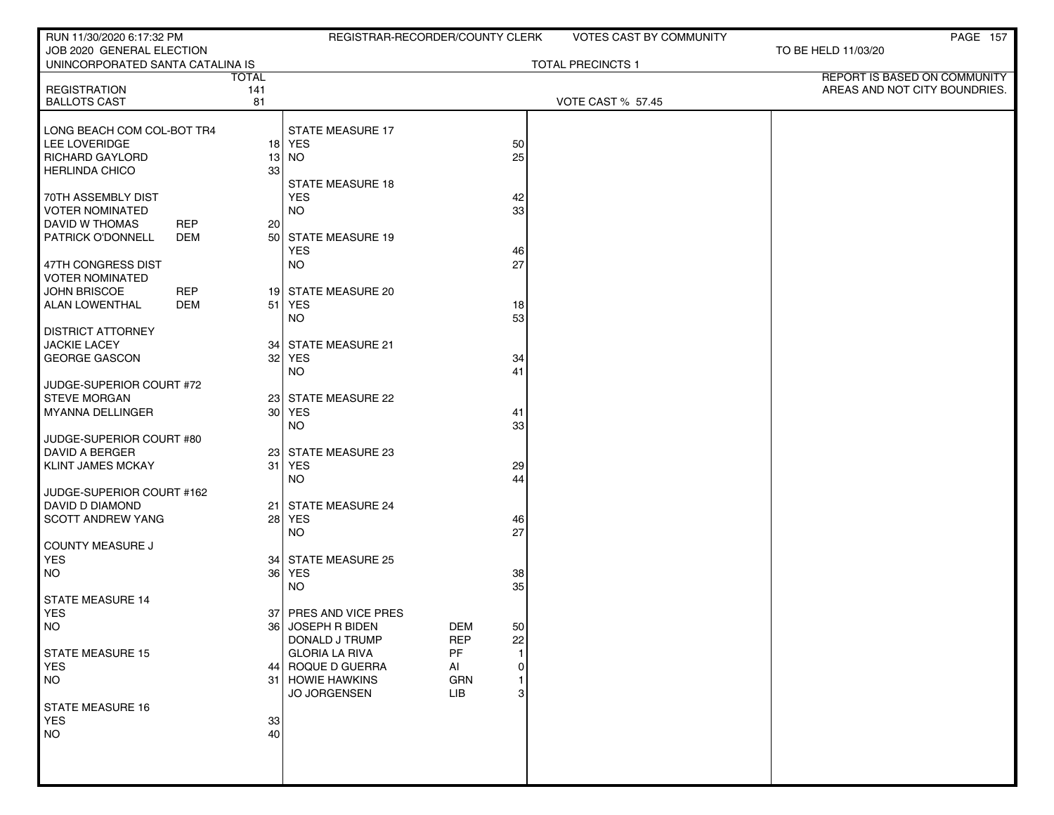RUN 11/30/2020 6:17:32 PM — REGISTRAR-RECORDER/COUNTY CLERK — VOTES CAST BY COMMUNITY

JOB 2020 GENERAL ELECTION — TO BE HELD 11/03/20

UNINCORPORATED SANTA CATALINA IS — TOTAL PRECINCTS 1

REPORT IS BASED ON COMMUNITY AREAS AND NOT CITY BOUNDRIES.

| | TOTAL |
|---|---|
| REGISTRATION | 141 |
| BALLOTS CAST | 81 |

VOTE CAST % 57.45

| LONG BEACH COM COL-BOT TR4 | | |
|---|---|---|
| LEE LOVERIDGE | | 18 |
| RICHARD GAYLORD | | 13 |
| HERLINDA CHICO | | 33 |
| **70TH ASSEMBLY DIST** | | |
| VOTER NOMINATED | | |
| DAVID W THOMAS | REP | 20 |
| PATRICK O'DONNELL | DEM | 50 |
| **47TH CONGRESS DIST** | | |
| VOTER NOMINATED | | |
| JOHN BRISCOE | REP | 19 |
| ALAN LOWENTHAL | DEM | 51 |
| **DISTRICT ATTORNEY** | | |
| JACKIE LACEY | | 34 |
| GEORGE GASCON | | 32 |
| **JUDGE-SUPERIOR COURT #72** | | |
| STEVE MORGAN | | 23 |
| MYANNA DELLINGER | | 30 |
| **JUDGE-SUPERIOR COURT #80** | | |
| DAVID A BERGER | | 23 |
| KLINT JAMES MCKAY | | 31 |
| **JUDGE-SUPERIOR COURT #162** | | |
| DAVID D DIAMOND | | 21 |
| SCOTT ANDREW YANG | | 28 |
| **COUNTY MEASURE J** | | |
| YES | | 34 |
| NO | | 36 |
| **STATE MEASURE 14** | | |
| YES | | 37 |
| NO | | 36 |
| **STATE MEASURE 15** | | |
| YES | | 44 |
| NO | | 31 |
| **STATE MEASURE 16** | | |
| YES | | 33 |
| NO | | 40 |
| **STATE MEASURE 17** | | |
| YES | | 50 |
| NO | | 25 |
| **STATE MEASURE 18** | | |
| YES | | 42 |
| NO | | 33 |
| **STATE MEASURE 19** | | |
| YES | | 46 |
| NO | | 27 |
| **STATE MEASURE 20** | | |
| YES | | 18 |
| NO | | 53 |
| **STATE MEASURE 21** | | |
| YES | | 34 |
| NO | | 41 |
| **STATE MEASURE 22** | | |
| YES | | 41 |
| NO | | 33 |
| **STATE MEASURE 23** | | |
| YES | | 29 |
| NO | | 44 |
| **STATE MEASURE 24** | | |
| YES | | 46 |
| NO | | 27 |
| **STATE MEASURE 25** | | |
| YES | | 38 |
| NO | | 35 |
| **PRES AND VICE PRES** | | |
| JOSEPH R BIDEN | DEM | 50 |
| DONALD J TRUMP | REP | 22 |
| GLORIA LA RIVA | PF | 1 |
| ROQUE D GUERRA | AI | 0 |
| HOWIE HAWKINS | GRN | 1 |
| JO JORGENSEN | LIB | 3 |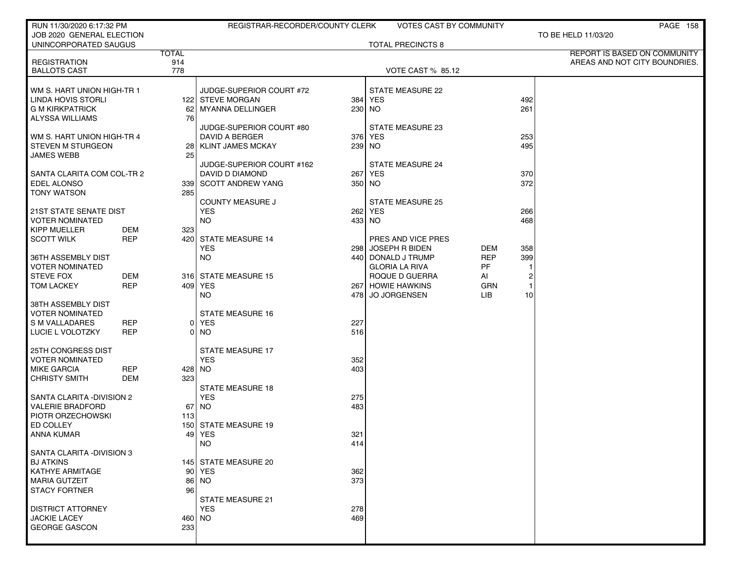RUN 11/30/2020 6:17:32 PM — REGISTRAR-RECORDER/COUNTY CLERK — VOTES CAST BY COMMUNITY

JOB 2020 GENERAL ELECTION — TO BE HELD 11/03/20

UNINCORPORATED SAUGUS — TOTAL PRECINCTS 8

REPORT IS BASED ON COMMUNITY AREAS AND NOT CITY BOUNDRIES.

| | | TOTAL |
|---|---|---|
| REGISTRATION | | 914 |
| BALLOTS CAST | | 778 |

VOTE CAST % 85.12

| Contest / Candidate | Party | Votes |
|---|---|---|
| **WM S. HART UNION HIGH-TR 1** | | |
| LINDA HOVIS STORLI | | 122 |
| G M KIRKPATRICK | | 62 |
| ALYSSA WILLIAMS | | 76 |
| **WM S. HART UNION HIGH-TR 4** | | |
| STEVEN M STURGEON | | 28 |
| JAMES WEBB | | 25 |
| **SANTA CLARITA COM COL-TR 2** | | |
| EDEL ALONSO | | 339 |
| TONY WATSON | | 285 |
| **21ST STATE SENATE DIST VOTER NOMINATED** | | |
| KIPP MUELLER | DEM | 323 |
| SCOTT WILK | REP | 420 |
| **36TH ASSEMBLY DIST VOTER NOMINATED** | | |
| STEVE FOX | DEM | 316 |
| TOM LACKEY | REP | 409 |
| **38TH ASSEMBLY DIST VOTER NOMINATED** | | |
| S M VALLADARES | REP | 0 |
| LUCIE L VOLOTZKY | REP | 0 |
| **25TH CONGRESS DIST VOTER NOMINATED** | | |
| MIKE GARCIA | REP | 428 |
| CHRISTY SMITH | DEM | 323 |
| **SANTA CLARITA -DIVISION 2** | | |
| VALERIE BRADFORD | | 67 |
| PIOTR ORZECHOWSKI | | 113 |
| ED COLLEY | | 150 |
| ANNA KUMAR | | 49 |
| **SANTA CLARITA -DIVISION 3** | | |
| BJ ATKINS | | 145 |
| KATHYE ARMITAGE | | 90 |
| MARIA GUTZEIT | | 86 |
| STACY FORTNER | | 96 |
| **DISTRICT ATTORNEY** | | |
| JACKIE LACEY | | 460 |
| GEORGE GASCON | | 233 |
| **JUDGE-SUPERIOR COURT #72** | | |
| STEVE MORGAN | | 384 |
| MYANNA DELLINGER | | 230 |
| **JUDGE-SUPERIOR COURT #80** | | |
| DAVID A BERGER | | 376 |
| KLINT JAMES MCKAY | | 239 |
| **JUDGE-SUPERIOR COURT #162** | | |
| DAVID D DIAMOND | | 267 |
| SCOTT ANDREW YANG | | 350 |
| **COUNTY MEASURE J** | | |
| YES | | 262 |
| NO | | 433 |
| **STATE MEASURE 14** | | |
| YES | | 298 |
| NO | | 440 |
| **STATE MEASURE 15** | | |
| YES | | 267 |
| NO | | 478 |
| **STATE MEASURE 16** | | |
| YES | | 227 |
| NO | | 516 |
| **STATE MEASURE 17** | | |
| YES | | 352 |
| NO | | 403 |
| **STATE MEASURE 18** | | |
| YES | | 275 |
| NO | | 483 |
| **STATE MEASURE 19** | | |
| YES | | 321 |
| NO | | 414 |
| **STATE MEASURE 20** | | |
| YES | | 362 |
| NO | | 373 |
| **STATE MEASURE 21** | | |
| YES | | 278 |
| NO | | 469 |
| **STATE MEASURE 22** | | |
| YES | | 492 |
| NO | | 261 |
| **STATE MEASURE 23** | | |
| YES | | 253 |
| NO | | 495 |
| **STATE MEASURE 24** | | |
| YES | | 370 |
| NO | | 372 |
| **STATE MEASURE 25** | | |
| YES | | 266 |
| NO | | 468 |
| **PRES AND VICE PRES** | | |
| JOSEPH R BIDEN | DEM | 358 |
| DONALD J TRUMP | REP | 399 |
| GLORIA LA RIVA | PF | 1 |
| ROQUE D GUERRA | AI | 2 |
| HOWIE HAWKINS | GRN | 1 |
| JO JORGENSEN | LIB | 10 |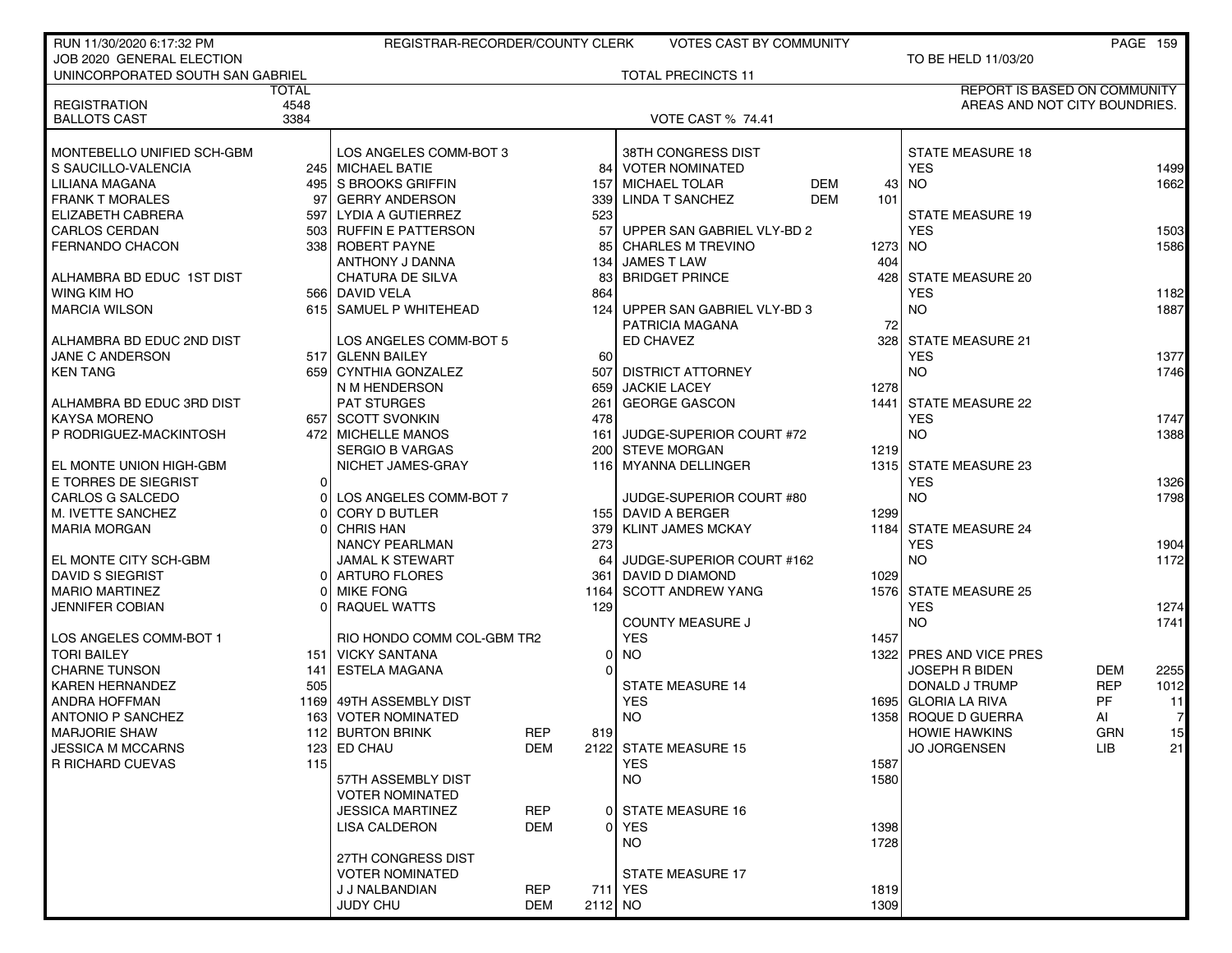RUN 11/30/2020 6:17:32 PM — REGISTRAR-RECORDER/COUNTY CLERK — VOTES CAST BY COMMUNITY

JOB 2020 GENERAL ELECTION — TO BE HELD 11/03/20

UNINCORPORATED SOUTH SAN GABRIEL — TOTAL PRECINCTS 11

REPORT IS BASED ON COMMUNITY AREAS AND NOT CITY BOUNDRIES.

| | TOTAL |
|---|---|
| REGISTRATION | 4548 |
| BALLOTS CAST | 3384 |

VOTE CAST % 74.41

| MONTEBELLO UNIFIED SCH-GBM | |
|---|---|
| S SAUCILLO-VALENCIA | 245 |
| LILIANA MAGANA | 495 |
| FRANK T MORALES | 97 |
| ELIZABETH CABRERA | 597 |
| CARLOS CERDAN | 503 |
| FERNANDO CHACON | 338 |

| ALHAMBRA BD EDUC 1ST DIST | |
|---|---|
| WING KIM HO | 566 |
| MARCIA WILSON | 615 |

| ALHAMBRA BD EDUC 2ND DIST | |
|---|---|
| JANE C ANDERSON | 517 |
| KEN TANG | 659 |

| ALHAMBRA BD EDUC 3RD DIST | |
|---|---|
| KAYSA MORENO | 657 |
| P RODRIGUEZ-MACKINTOSH | 472 |

| EL MONTE UNION HIGH-GBM | |
|---|---|
| E TORRES DE SIEGRIST | 0 |
| CARLOS G SALCEDO | 0 |
| M. IVETTE SANCHEZ | 0 |
| MARIA MORGAN | 0 |

| EL MONTE CITY SCH-GBM | |
|---|---|
| DAVID S SIEGRIST | 0 |
| MARIO MARTINEZ | 0 |
| JENNIFER COBIAN | 0 |

| LOS ANGELES COMM-BOT 1 | |
|---|---|
| TORI BAILEY | 151 |
| CHARNE TUNSON | 141 |
| KAREN HERNANDEZ | 505 |
| ANDRA HOFFMAN | 1169 |
| ANTONIO P SANCHEZ | 163 |
| MARJORIE SHAW | 112 |
| JESSICA M MCCARNS | 123 |
| R RICHARD CUEVAS | 115 |

| LOS ANGELES COMM-BOT 3 | |
|---|---|
| MICHAEL BATIE | 84 |
| S BROOKS GRIFFIN | 157 |
| GERRY ANDERSON | 339 |
| LYDIA A GUTIERREZ | 523 |
| RUFFIN E PATTERSON | 57 |
| ROBERT PAYNE | 85 |
| ANTHONY J DANNA | 134 |
| CHATURA DE SILVA | 83 |
| DAVID VELA | 864 |
| SAMUEL P WHITEHEAD | 124 |

| LOS ANGELES COMM-BOT 5 | |
|---|---|
| GLENN BAILEY | 60 |
| CYNTHIA GONZALEZ | 507 |
| N M HENDERSON | 659 |
| PAT STURGES | 261 |
| SCOTT SVONKIN | 478 |
| MICHELLE MANOS | 161 |
| SERGIO B VARGAS | 200 |
| NICHET JAMES-GRAY | 116 |

| LOS ANGELES COMM-BOT 7 | |
|---|---|
| CORY D BUTLER | 155 |
| CHRIS HAN | 379 |
| NANCY PEARLMAN | 273 |
| JAMAL K STEWART | 64 |
| ARTURO FLORES | 361 |
| MIKE FONG | 1164 |
| RAQUEL WATTS | 129 |

| RIO HONDO COMM COL-GBM TR2 | |
|---|---|
| VICKY SANTANA | 0 |
| ESTELA MAGANA | 0 |

| 49TH ASSEMBLY DIST VOTER NOMINATED | | |
|---|---|---|
| BURTON BRINK | REP | 819 |
| ED CHAU | DEM | 2122 |

| 57TH ASSEMBLY DIST VOTER NOMINATED | | |
|---|---|---|
| JESSICA MARTINEZ | REP | 0 |
| LISA CALDERON | DEM | 0 |

| 27TH CONGRESS DIST VOTER NOMINATED | | |
|---|---|---|
| J J NALBANDIAN | REP | 711 |
| JUDY CHU | DEM | 2112 |

| 38TH CONGRESS DIST VOTER NOMINATED | | |
|---|---|---|
| MICHAEL TOLAR | DEM | 43 |
| LINDA T SANCHEZ | DEM | 101 |

| UPPER SAN GABRIEL VLY-BD 2 | |
|---|---|
| CHARLES M TREVINO | 1273 |
| JAMES T LAW | 404 |
| BRIDGET PRINCE | 428 |

| UPPER SAN GABRIEL VLY-BD 3 | |
|---|---|
| PATRICIA MAGANA | 72 |
| ED CHAVEZ | 328 |

| DISTRICT ATTORNEY | |
|---|---|
| JACKIE LACEY | 1278 |
| GEORGE GASCON | 1441 |

| JUDGE-SUPERIOR COURT #72 | |
|---|---|
| STEVE MORGAN | 1219 |
| MYANNA DELLINGER | 1315 |

| JUDGE-SUPERIOR COURT #80 | |
|---|---|
| DAVID A BERGER | 1299 |
| KLINT JAMES MCKAY | 1184 |

| JUDGE-SUPERIOR COURT #162 | |
|---|---|
| DAVID D DIAMOND | 1029 |
| SCOTT ANDREW YANG | 1576 |

| COUNTY MEASURE J | |
|---|---|
| YES | 1457 |
| NO | 1322 |

| STATE MEASURE 14 | |
|---|---|
| YES | 1695 |
| NO | 1358 |

| STATE MEASURE 15 | |
|---|---|
| YES | 1587 |
| NO | 1580 |

| STATE MEASURE 16 | |
|---|---|
| YES | 1398 |
| NO | 1728 |

| STATE MEASURE 17 | |
|---|---|
| YES | 1819 |
| NO | 1309 |

| STATE MEASURE 18 | |
|---|---|
| YES | 1499 |
| NO | 1662 |

| STATE MEASURE 19 | |
|---|---|
| YES | 1503 |
| NO | 1586 |

| STATE MEASURE 20 | |
|---|---|
| YES | 1182 |
| NO | 1887 |

| STATE MEASURE 21 | |
|---|---|
| YES | 1377 |
| NO | 1746 |

| STATE MEASURE 22 | |
|---|---|
| YES | 1747 |
| NO | 1388 |

| STATE MEASURE 23 | |
|---|---|
| YES | 1326 |
| NO | 1798 |

| STATE MEASURE 24 | |
|---|---|
| YES | 1904 |
| NO | 1172 |

| STATE MEASURE 25 | |
|---|---|
| YES | 1274 |
| NO | 1741 |

| PRES AND VICE PRES | | |
|---|---|---|
| JOSEPH R BIDEN | DEM | 2255 |
| DONALD J TRUMP | REP | 1012 |
| GLORIA LA RIVA | PF | 11 |
| ROQUE D GUERRA | AI | 7 |
| HOWIE HAWKINS | GRN | 15 |
| JO JORGENSEN | LIB | 21 |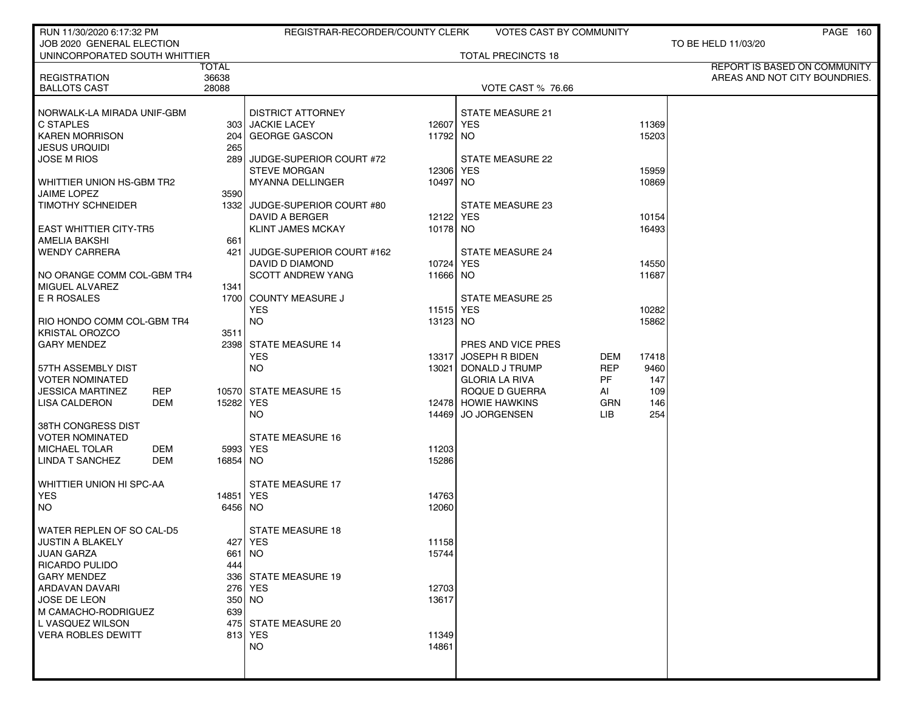RUN 11/30/2020 6:17:32 PM — REGISTRAR-RECORDER/COUNTY CLERK — VOTES CAST BY COMMUNITY

JOB 2020 GENERAL ELECTION — TO BE HELD 11/03/20

UNINCORPORATED SOUTH WHITTIER — TOTAL PRECINCTS 18

REPORT IS BASED ON COMMUNITY AREAS AND NOT CITY BOUNDRIES.

| | TOTAL |
|---|---|
| REGISTRATION | 36638 |
| BALLOTS CAST | 28088 |

VOTE CAST % 76.66

| NORWALK-LA MIRADA UNIF-GBM | | |
|---|---|---|
| C STAPLES | | 303 |
| KAREN MORRISON | | 204 |
| JESUS URQUIDI | | 265 |
| JOSE M RIOS | | 289 |

| WHITTIER UNION HS-GBM TR2 | | |
|---|---|---|
| JAIME LOPEZ | | 3590 |
| TIMOTHY SCHNEIDER | | 1332 |

| EAST WHITTIER CITY-TR5 | | |
|---|---|---|
| AMELIA BAKSHI | | 661 |
| WENDY CARRERA | | 421 |

| NO ORANGE COMM COL-GBM TR4 | | |
|---|---|---|
| MIGUEL ALVAREZ | | 1341 |
| E R ROSALES | | 1700 |

| RIO HONDO COMM COL-GBM TR4 | | |
|---|---|---|
| KRISTAL OROZCO | | 3511 |
| GARY MENDEZ | | 2398 |

| 57TH ASSEMBLY DIST VOTER NOMINATED | | |
|---|---|---|
| JESSICA MARTINEZ | REP | 10570 |
| LISA CALDERON | DEM | 15282 |

| 38TH CONGRESS DIST VOTER NOMINATED | | |
|---|---|---|
| MICHAEL TOLAR | DEM | 5993 |
| LINDA T SANCHEZ | DEM | 16854 |

| WHITTIER UNION HI SPC-AA | | |
|---|---|---|
| YES | | 14851 |
| NO | | 6456 |

| WATER REPLEN OF SO CAL-D5 | | |
|---|---|---|
| JUSTIN A BLAKELY | | 427 |
| JUAN GARZA | | 661 |
| RICARDO PULIDO | | 444 |
| GARY MENDEZ | | 336 |
| ARDAVAN DAVARI | | 276 |
| JOSE DE LEON | | 350 |
| M CAMACHO-RODRIGUEZ | | 639 |
| L VASQUEZ WILSON | | 475 |
| VERA ROBLES DEWITT | | 813 |

| DISTRICT ATTORNEY | |
|---|---|
| JACKIE LACEY | 12607 |
| GEORGE GASCON | 11792 |

| JUDGE-SUPERIOR COURT #72 | |
|---|---|
| STEVE MORGAN | 12306 |
| MYANNA DELLINGER | 10497 |

| JUDGE-SUPERIOR COURT #80 | |
|---|---|
| DAVID A BERGER | 12122 |
| KLINT JAMES MCKAY | 10178 |

| JUDGE-SUPERIOR COURT #162 | |
|---|---|
| DAVID D DIAMOND | 10724 |
| SCOTT ANDREW YANG | 11666 |

| COUNTY MEASURE J | |
|---|---|
| YES | 11515 |
| NO | 13123 |

| STATE MEASURE 14 | |
|---|---|
| YES | 13317 |
| NO | 13021 |

| STATE MEASURE 15 | |
|---|---|
| YES | 12478 |
| NO | 14469 |

| STATE MEASURE 16 | |
|---|---|
| YES | 11203 |
| NO | 15286 |

| STATE MEASURE 17 | |
|---|---|
| YES | 14763 |
| NO | 12060 |

| STATE MEASURE 18 | |
|---|---|
| YES | 11158 |
| NO | 15744 |

| STATE MEASURE 19 | |
|---|---|
| YES | 12703 |
| NO | 13617 |

| STATE MEASURE 20 | |
|---|---|
| YES | 11349 |
| NO | 14861 |

| STATE MEASURE 21 | |
|---|---|
| YES | 11369 |
| NO | 15203 |

| STATE MEASURE 22 | |
|---|---|
| YES | 15959 |
| NO | 10869 |

| STATE MEASURE 23 | |
|---|---|
| YES | 10154 |
| NO | 16493 |

| STATE MEASURE 24 | |
|---|---|
| YES | 14550 |
| NO | 11687 |

| STATE MEASURE 25 | |
|---|---|
| YES | 10282 |
| NO | 15862 |

| PRES AND VICE PRES | | |
|---|---|---|
| JOSEPH R BIDEN | DEM | 17418 |
| DONALD J TRUMP | REP | 9460 |
| GLORIA LA RIVA | PF | 147 |
| ROQUE D GUERRA | AI | 109 |
| HOWIE HAWKINS | GRN | 146 |
| JO JORGENSEN | LIB | 254 |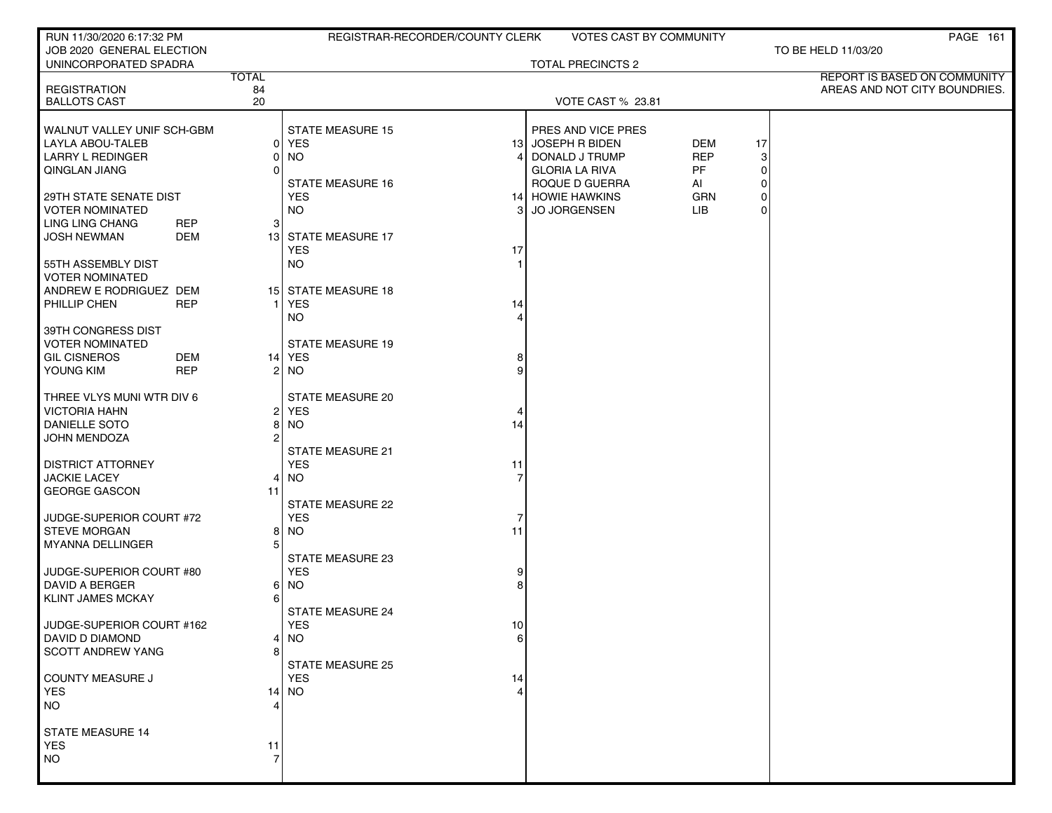RUN 11/30/2020 6:17:32 PM — REGISTRAR-RECORDER/COUNTY CLERK — VOTES CAST BY COMMUNITY

JOB 2020 GENERAL ELECTION — TO BE HELD 11/03/20

UNINCORPORATED SPADRA — TOTAL PRECINCTS 2

REPORT IS BASED ON COMMUNITY AREAS AND NOT CITY BOUNDRIES.

| | TOTAL |
|---|---|
| REGISTRATION | 84 |
| BALLOTS CAST | 20 |

VOTE CAST % 23.81

| WALNUT VALLEY UNIF SCH-GBM | | |
|---|---|---|
| LAYLA ABOU-TALEB | | 0 |
| LARRY L REDINGER | | 0 |
| QINGLAN JIANG | | 0 |

| 29TH STATE SENATE DIST VOTER NOMINATED | | |
|---|---|---|
| LING LING CHANG | REP | 3 |
| JOSH NEWMAN | DEM | 13 |

| 55TH ASSEMBLY DIST VOTER NOMINATED | | |
|---|---|---|
| ANDREW E RODRIGUEZ | DEM | 15 |
| PHILLIP CHEN | REP | 1 |

| 39TH CONGRESS DIST VOTER NOMINATED | | |
|---|---|---|
| GIL CISNEROS | DEM | 14 |
| YOUNG KIM | REP | 2 |

| THREE VLYS MUNI WTR DIV 6 | |
|---|---|
| VICTORIA HAHN | 2 |
| DANIELLE SOTO | 8 |
| JOHN MENDOZA | 2 |

| DISTRICT ATTORNEY | |
|---|---|
| JACKIE LACEY | 4 |
| GEORGE GASCON | 11 |

| JUDGE-SUPERIOR COURT #72 | |
|---|---|
| STEVE MORGAN | 8 |
| MYANNA DELLINGER | 5 |

| JUDGE-SUPERIOR COURT #80 | |
|---|---|
| DAVID A BERGER | 6 |
| KLINT JAMES MCKAY | 6 |

| JUDGE-SUPERIOR COURT #162 | |
|---|---|
| DAVID D DIAMOND | 4 |
| SCOTT ANDREW YANG | 8 |

| COUNTY MEASURE J | |
|---|---|
| YES | 14 |
| NO | 4 |

| STATE MEASURE 14 | |
|---|---|
| YES | 11 |
| NO | 7 |

| STATE MEASURE 15 | |
|---|---|
| YES | 13 |
| NO | 4 |

| STATE MEASURE 16 | |
|---|---|
| YES | 14 |
| NO | 3 |

| STATE MEASURE 17 | |
|---|---|
| YES | 17 |
| NO | 1 |

| STATE MEASURE 18 | |
|---|---|
| YES | 14 |
| NO | 4 |

| STATE MEASURE 19 | |
|---|---|
| YES | 8 |
| NO | 9 |

| STATE MEASURE 20 | |
|---|---|
| YES | 4 |
| NO | 14 |

| STATE MEASURE 21 | |
|---|---|
| YES | 11 |
| NO | 7 |

| STATE MEASURE 22 | |
|---|---|
| YES | 7 |
| NO | 11 |

| STATE MEASURE 23 | |
|---|---|
| YES | 9 |
| NO | 8 |

| STATE MEASURE 24 | |
|---|---|
| YES | 10 |
| NO | 6 |

| STATE MEASURE 25 | |
|---|---|
| YES | 14 |
| NO | 4 |

| PRES AND VICE PRES | | |
|---|---|---|
| JOSEPH R BIDEN | DEM | 17 |
| DONALD J TRUMP | REP | 3 |
| GLORIA LA RIVA | PF | 0 |
| ROQUE D GUERRA | AI | 0 |
| HOWIE HAWKINS | GRN | 0 |
| JO JORGENSEN | LIB | 0 |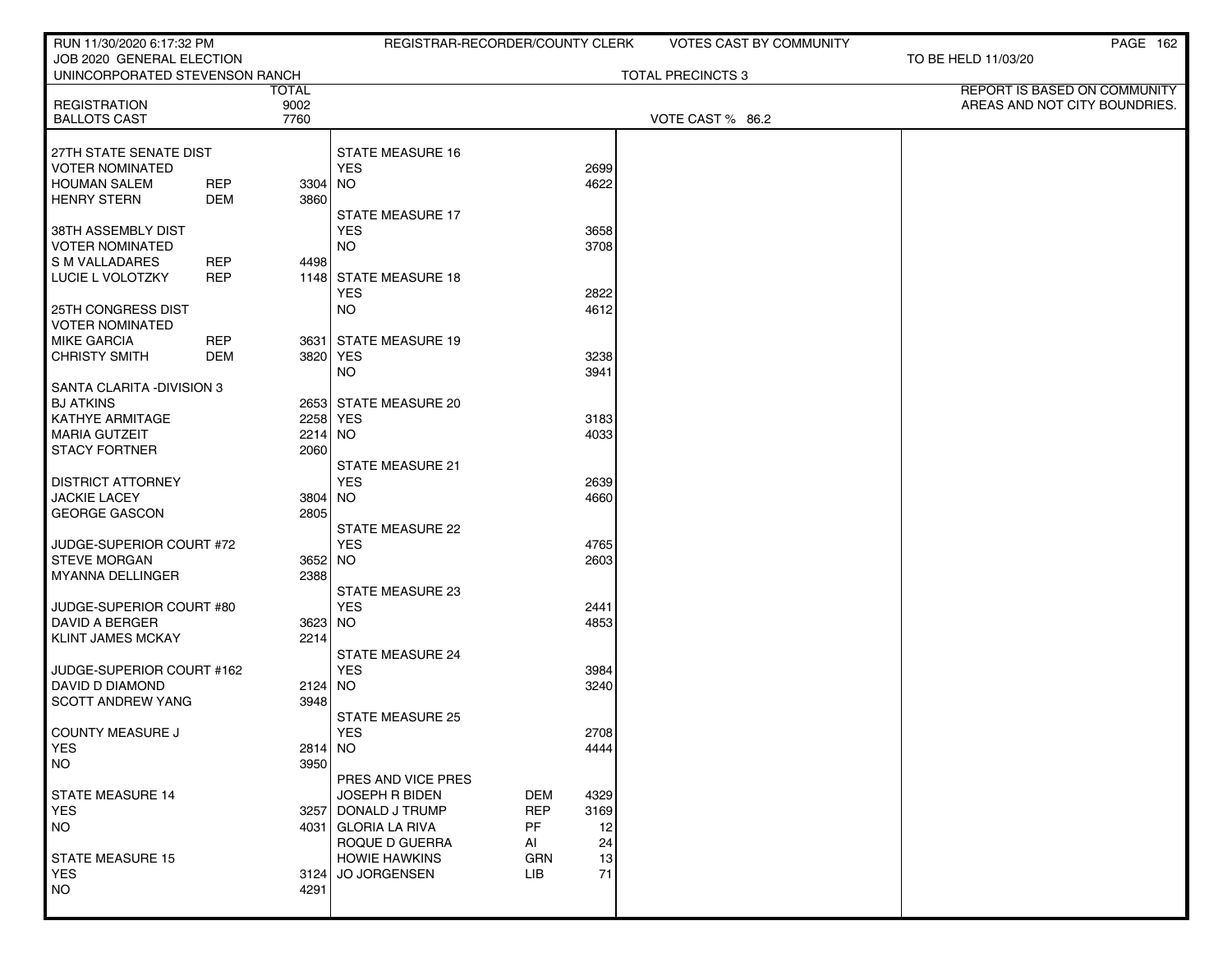RUN 11/30/2020 6:17:32 PM — REGISTRAR-RECORDER/COUNTY CLERK — VOTES CAST BY COMMUNITY

JOB 2020 GENERAL ELECTION — TO BE HELD 11/03/20

UNINCORPORATED STEVENSON RANCH — TOTAL PRECINCTS 3

REPORT IS BASED ON COMMUNITY AREAS AND NOT CITY BOUNDRIES.

| | | TOTAL |
|---|---|---|
| REGISTRATION | | 9002 |
| BALLOTS CAST | | 7760 |

VOTE CAST % 86.2

| Contest / Candidate | Party | Votes |
|---|---|---|
| **27TH STATE SENATE DIST** | | |
| VOTER NOMINATED | | |
| HOUMAN SALEM | REP | 3304 |
| HENRY STERN | DEM | 3860 |
| **38TH ASSEMBLY DIST** | | |
| VOTER NOMINATED | | |
| S M VALLADARES | REP | 4498 |
| LUCIE L VOLOTZKY | REP | 1148 |
| **25TH CONGRESS DIST** | | |
| VOTER NOMINATED | | |
| MIKE GARCIA | REP | 3631 |
| CHRISTY SMITH | DEM | 3820 |
| **SANTA CLARITA -DIVISION 3** | | |
| BJ ATKINS | | 2653 |
| KATHYE ARMITAGE | | 2258 |
| MARIA GUTZEIT | | 2214 |
| STACY FORTNER | | 2060 |
| **DISTRICT ATTORNEY** | | |
| JACKIE LACEY | | 3804 |
| GEORGE GASCON | | 2805 |
| **JUDGE-SUPERIOR COURT #72** | | |
| STEVE MORGAN | | 3652 |
| MYANNA DELLINGER | | 2388 |
| **JUDGE-SUPERIOR COURT #80** | | |
| DAVID A BERGER | | 3623 |
| KLINT JAMES MCKAY | | 2214 |
| **JUDGE-SUPERIOR COURT #162** | | |
| DAVID D DIAMOND | | 2124 |
| SCOTT ANDREW YANG | | 3948 |
| **COUNTY MEASURE J** | | |
| YES | | 2814 |
| NO | | 3950 |
| **STATE MEASURE 14** | | |
| YES | | 3257 |
| NO | | 4031 |
| **STATE MEASURE 15** | | |
| YES | | 3124 |
| NO | | 4291 |
| **STATE MEASURE 16** | | |
| YES | | 2699 |
| NO | | 4622 |
| **STATE MEASURE 17** | | |
| YES | | 3658 |
| NO | | 3708 |
| **STATE MEASURE 18** | | |
| YES | | 2822 |
| NO | | 4612 |
| **STATE MEASURE 19** | | |
| YES | | 3238 |
| NO | | 3941 |
| **STATE MEASURE 20** | | |
| YES | | 3183 |
| NO | | 4033 |
| **STATE MEASURE 21** | | |
| YES | | 2639 |
| NO | | 4660 |
| **STATE MEASURE 22** | | |
| YES | | 4765 |
| NO | | 2603 |
| **STATE MEASURE 23** | | |
| YES | | 2441 |
| NO | | 4853 |
| **STATE MEASURE 24** | | |
| YES | | 3984 |
| NO | | 3240 |
| **STATE MEASURE 25** | | |
| YES | | 2708 |
| NO | | 4444 |
| **PRES AND VICE PRES** | | |
| JOSEPH R BIDEN | DEM | 4329 |
| DONALD J TRUMP | REP | 3169 |
| GLORIA LA RIVA | PF | 12 |
| ROQUE D GUERRA | AI | 24 |
| HOWIE HAWKINS | GRN | 13 |
| JO JORGENSEN | LIB | 71 |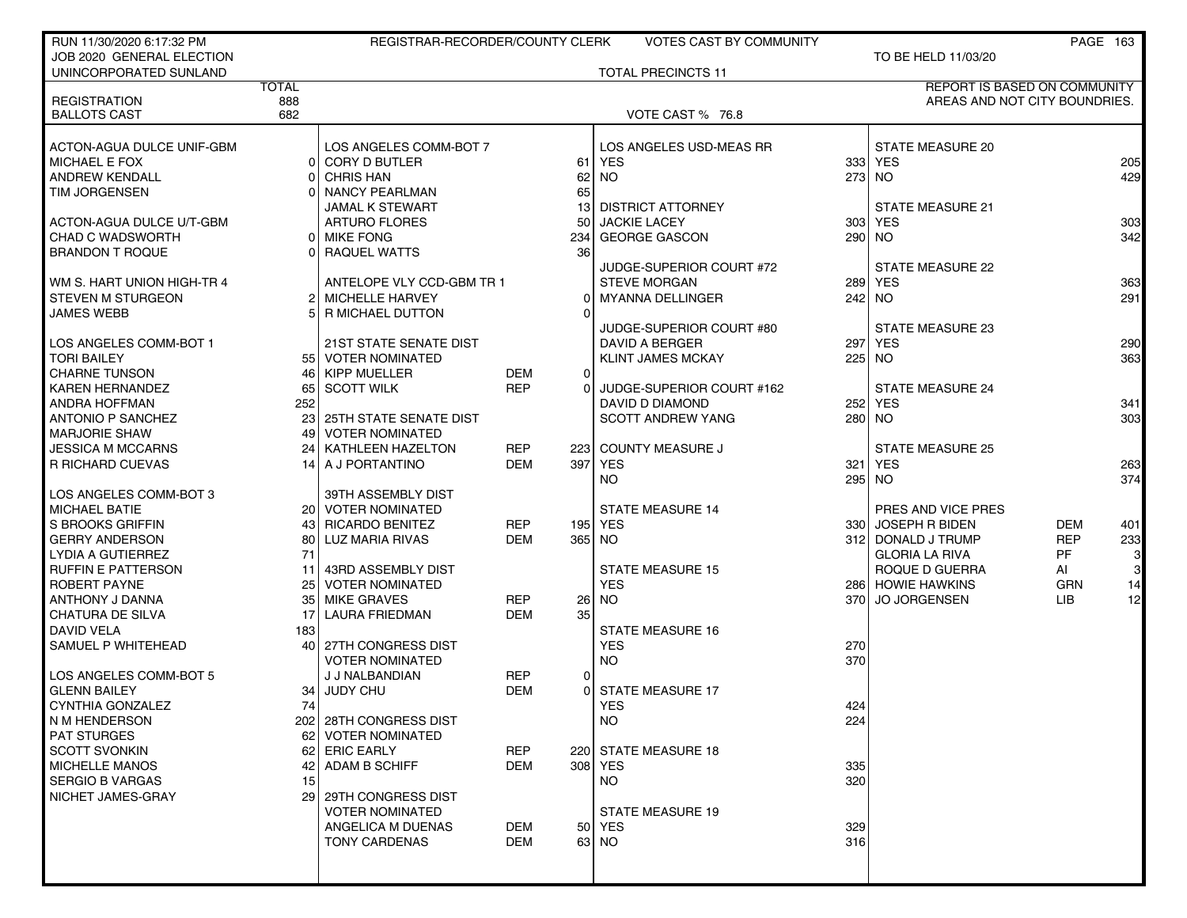RUN 11/30/2020 6:17:32 PM — REGISTRAR-RECORDER/COUNTY CLERK — VOTES CAST BY COMMUNITY

JOB 2020 GENERAL ELECTION — TO BE HELD 11/03/20

UNINCORPORATED SUNLAND — TOTAL PRECINCTS 11

REPORT IS BASED ON COMMUNITY AREAS AND NOT CITY BOUNDRIES.

| | TOTAL |
|---|---|
| REGISTRATION | 888 |
| BALLOTS CAST | 682 |

VOTE CAST % 76.8

**ACTON-AGUA DULCE UNIF-GBM**

| Candidate | Votes |
|---|---|
| MICHAEL E FOX | 0 |
| ANDREW KENDALL | 0 |
| TIM JORGENSEN | 0 |

**ACTON-AGUA DULCE U/T-GBM**

| Candidate | Votes |
|---|---|
| CHAD C WADSWORTH | 0 |
| BRANDON T ROQUE | 0 |

**WM S. HART UNION HIGH-TR 4**

| Candidate | Votes |
|---|---|
| STEVEN M STURGEON | 2 |
| JAMES WEBB | 5 |

**LOS ANGELES COMM-BOT 1**

| Candidate | Votes |
|---|---|
| TORI BAILEY | 55 |
| CHARNE TUNSON | 46 |
| KAREN HERNANDEZ | 65 |
| ANDRA HOFFMAN | 252 |
| ANTONIO P SANCHEZ | 23 |
| MARJORIE SHAW | 49 |
| JESSICA M MCCARNS | 24 |
| R RICHARD CUEVAS | 14 |

**LOS ANGELES COMM-BOT 3**

| Candidate | Votes |
|---|---|
| MICHAEL BATIE | 20 |
| S BROOKS GRIFFIN | 43 |
| GERRY ANDERSON | 80 |
| LYDIA A GUTIERREZ | 71 |
| RUFFIN E PATTERSON | 11 |
| ROBERT PAYNE | 25 |
| ANTHONY J DANNA | 35 |
| CHATURA DE SILVA | 17 |
| DAVID VELA | 183 |
| SAMUEL P WHITEHEAD | 40 |

**LOS ANGELES COMM-BOT 5**

| Candidate | Votes |
|---|---|
| GLENN BAILEY | 34 |
| CYNTHIA GONZALEZ | 74 |
| N M HENDERSON | 202 |
| PAT STURGES | 62 |
| SCOTT SVONKIN | 62 |
| MICHELLE MANOS | 42 |
| SERGIO B VARGAS | 15 |
| NICHET JAMES-GRAY | 29 |

**LOS ANGELES COMM-BOT 7**

| Candidate | Votes |
|---|---|
| CORY D BUTLER | 61 |
| CHRIS HAN | 62 |
| NANCY PEARLMAN | 65 |
| JAMAL K STEWART | 13 |
| ARTURO FLORES | 50 |
| MIKE FONG | 234 |
| RAQUEL WATTS | 36 |

**ANTELOPE VLY CCD-GBM TR 1**

| Candidate | Votes |
|---|---|
| MICHELLE HARVEY | 0 |
| R MICHAEL DUTTON | 0 |

**21ST STATE SENATE DIST** — VOTER NOMINATED

| Candidate | Party | Votes |
|---|---|---|
| KIPP MUELLER | DEM | 0 |
| SCOTT WILK | REP | 0 |

**25TH STATE SENATE DIST** — VOTER NOMINATED

| Candidate | Party | Votes |
|---|---|---|
| KATHLEEN HAZELTON | REP | 223 |
| A J PORTANTINO | DEM | 397 |

**39TH ASSEMBLY DIST** — VOTER NOMINATED

| Candidate | Party | Votes |
|---|---|---|
| RICARDO BENITEZ | REP | 195 |
| LUZ MARIA RIVAS | DEM | 365 |

**43RD ASSEMBLY DIST** — VOTER NOMINATED

| Candidate | Party | Votes |
|---|---|---|
| MIKE GRAVES | REP | 26 |
| LAURA FRIEDMAN | DEM | 35 |

**27TH CONGRESS DIST** — VOTER NOMINATED

| Candidate | Party | Votes |
|---|---|---|
| J J NALBANDIAN | REP | 0 |
| JUDY CHU | DEM | 0 |

**28TH CONGRESS DIST** — VOTER NOMINATED

| Candidate | Party | Votes |
|---|---|---|
| ERIC EARLY | REP | 220 |
| ADAM B SCHIFF | DEM | 308 |

**29TH CONGRESS DIST** — VOTER NOMINATED

| Candidate | Party | Votes |
|---|---|---|
| ANGELICA M DUENAS | DEM | 50 |
| TONY CARDENAS | DEM | 63 |

**LOS ANGELES USD-MEAS RR**

| Choice | Votes |
|---|---|
| YES | 333 |
| NO | 273 |

**DISTRICT ATTORNEY**

| Candidate | Votes |
|---|---|
| JACKIE LACEY | 303 |
| GEORGE GASCON | 290 |

**JUDGE-SUPERIOR COURT #72**

| Candidate | Votes |
|---|---|
| STEVE MORGAN | 289 |
| MYANNA DELLINGER | 242 |

**JUDGE-SUPERIOR COURT #80**

| Candidate | Votes |
|---|---|
| DAVID A BERGER | 297 |
| KLINT JAMES MCKAY | 225 |

**JUDGE-SUPERIOR COURT #162**

| Candidate | Votes |
|---|---|
| DAVID D DIAMOND | 252 |
| SCOTT ANDREW YANG | 280 |

**COUNTY MEASURE J**

| Choice | Votes |
|---|---|
| YES | 321 |
| NO | 295 |

**STATE MEASURE 14**

| Choice | Votes |
|---|---|
| YES | 330 |
| NO | 312 |

**STATE MEASURE 15**

| Choice | Votes |
|---|---|
| YES | 286 |
| NO | 370 |

**STATE MEASURE 16**

| Choice | Votes |
|---|---|
| YES | 270 |
| NO | 370 |

**STATE MEASURE 17**

| Choice | Votes |
|---|---|
| YES | 424 |
| NO | 224 |

**STATE MEASURE 18**

| Choice | Votes |
|---|---|
| YES | 335 |
| NO | 320 |

**STATE MEASURE 19**

| Choice | Votes |
|---|---|
| YES | 329 |
| NO | 316 |

**STATE MEASURE 20**

| Choice | Votes |
|---|---|
| YES | 205 |
| NO | 429 |

**STATE MEASURE 21**

| Choice | Votes |
|---|---|
| YES | 303 |
| NO | 342 |

**STATE MEASURE 22**

| Choice | Votes |
|---|---|
| YES | 363 |
| NO | 291 |

**STATE MEASURE 23**

| Choice | Votes |
|---|---|
| YES | 290 |
| NO | 363 |

**STATE MEASURE 24**

| Choice | Votes |
|---|---|
| YES | 341 |
| NO | 303 |

**STATE MEASURE 25**

| Choice | Votes |
|---|---|
| YES | 263 |
| NO | 374 |

**PRES AND VICE PRES**

| Candidate | Party | Votes |
|---|---|---|
| JOSEPH R BIDEN | DEM | 401 |
| DONALD J TRUMP | REP | 233 |
| GLORIA LA RIVA | PF | 3 |
| ROQUE D GUERRA | AI | 3 |
| HOWIE HAWKINS | GRN | 14 |
| JO JORGENSEN | LIB | 12 |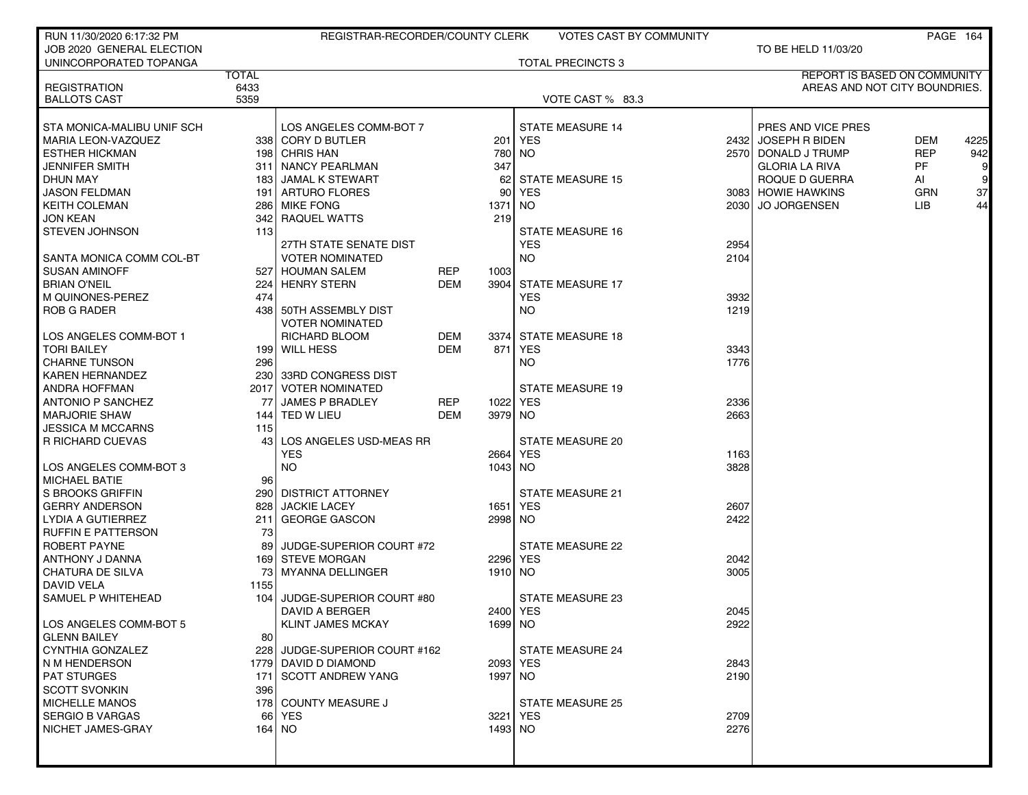RUN 11/30/2020 6:17:32 PM — REGISTRAR-RECORDER/COUNTY CLERK — VOTES CAST BY COMMUNITY

JOB 2020 GENERAL ELECTION — TO BE HELD 11/03/20

UNINCORPORATED TOPANGA — TOTAL PRECINCTS 3

REPORT IS BASED ON COMMUNITY AREAS AND NOT CITY BOUNDRIES.

| | TOTAL |
|---|---|
| REGISTRATION | 6433 |
| BALLOTS CAST | 5359 |

VOTE CAST % 83.3

| STA MONICA-MALIBU UNIF SCH | |
|---|---|
| MARIA LEON-VAZQUEZ | 338 |
| ESTHER HICKMAN | 198 |
| JENNIFER SMITH | 311 |
| DHUN MAY | 183 |
| JASON FELDMAN | 191 |
| KEITH COLEMAN | 286 |
| JON KEAN | 342 |
| STEVEN JOHNSON | 113 |

| SANTA MONICA COMM COL-BT | |
|---|---|
| SUSAN AMINOFF | 527 |
| BRIAN O'NEIL | 224 |
| M QUINONES-PEREZ | 474 |
| ROB G RADER | 438 |

| LOS ANGELES COMM-BOT 1 | |
|---|---|
| TORI BAILEY | 199 |
| CHARNE TUNSON | 296 |
| KAREN HERNANDEZ | 230 |
| ANDRA HOFFMAN | 2017 |
| ANTONIO P SANCHEZ | 77 |
| MARJORIE SHAW | 144 |
| JESSICA M MCCARNS | 115 |
| R RICHARD CUEVAS | 43 |

| LOS ANGELES COMM-BOT 3 | |
|---|---|
| MICHAEL BATIE | 96 |
| S BROOKS GRIFFIN | 290 |
| GERRY ANDERSON | 828 |
| LYDIA A GUTIERREZ | 211 |
| RUFFIN E PATTERSON | 73 |
| ROBERT PAYNE | 89 |
| ANTHONY J DANNA | 169 |
| CHATURA DE SILVA | 73 |
| DAVID VELA | 1155 |
| SAMUEL P WHITEHEAD | 104 |

| LOS ANGELES COMM-BOT 5 | |
|---|---|
| GLENN BAILEY | 80 |
| CYNTHIA GONZALEZ | 228 |
| N M HENDERSON | 1779 |
| PAT STURGES | 171 |
| SCOTT SVONKIN | 396 |
| MICHELLE MANOS | 178 |
| SERGIO B VARGAS | 66 |
| NICHET JAMES-GRAY | 164 |

| LOS ANGELES COMM-BOT 7 | | |
|---|---|---|
| CORY D BUTLER | | 201 |
| CHRIS HAN | | 780 |
| NANCY PEARLMAN | | 347 |
| JAMAL K STEWART | | 62 |
| ARTURO FLORES | | 90 |
| MIKE FONG | | 1371 |
| RAQUEL WATTS | | 219 |

| 27TH STATE SENATE DIST VOTER NOMINATED | | |
|---|---|---|
| HOUMAN SALEM | REP | 1003 |
| HENRY STERN | DEM | 3904 |

| 50TH ASSEMBLY DIST VOTER NOMINATED | | |
|---|---|---|
| RICHARD BLOOM | DEM | 3374 |
| WILL HESS | DEM | 871 |

| 33RD CONGRESS DIST VOTER NOMINATED | | |
|---|---|---|
| JAMES P BRADLEY | REP | 1022 |
| TED W LIEU | DEM | 3979 |

| LOS ANGELES USD-MEAS RR | |
|---|---|
| YES | 2664 |
| NO | 1043 |

| DISTRICT ATTORNEY | |
|---|---|
| JACKIE LACEY | 1651 |
| GEORGE GASCON | 2998 |

| JUDGE-SUPERIOR COURT #72 | |
|---|---|
| STEVE MORGAN | 2296 |
| MYANNA DELLINGER | 1910 |

| JUDGE-SUPERIOR COURT #80 | |
|---|---|
| DAVID A BERGER | 2400 |
| KLINT JAMES MCKAY | 1699 |

| JUDGE-SUPERIOR COURT #162 | |
|---|---|
| DAVID D DIAMOND | 2093 |
| SCOTT ANDREW YANG | 1997 |

| COUNTY MEASURE J | |
|---|---|
| YES | 3221 |
| NO | 1493 |

| STATE MEASURE | YES | NO |
|---|---|---|
| STATE MEASURE 14 | 2432 | 2570 |
| STATE MEASURE 15 | 3083 | 2030 |
| STATE MEASURE 16 | 2954 | 2104 |
| STATE MEASURE 17 | 3932 | 1219 |
| STATE MEASURE 18 | 3343 | 1776 |
| STATE MEASURE 19 | 2336 | 2663 |
| STATE MEASURE 20 | 1163 | 3828 |
| STATE MEASURE 21 | 2607 | 2422 |
| STATE MEASURE 22 | 2042 | 3005 |
| STATE MEASURE 23 | 2045 | 2922 |
| STATE MEASURE 24 | 2843 | 2190 |
| STATE MEASURE 25 | 2709 | 2276 |

| PRES AND VICE PRES | | |
|---|---|---|
| JOSEPH R BIDEN | DEM | 4225 |
| DONALD J TRUMP | REP | 942 |
| GLORIA LA RIVA | PF | 9 |
| ROQUE D GUERRA | AI | 9 |
| HOWIE HAWKINS | GRN | 37 |
| JO JORGENSEN | LIB | 44 |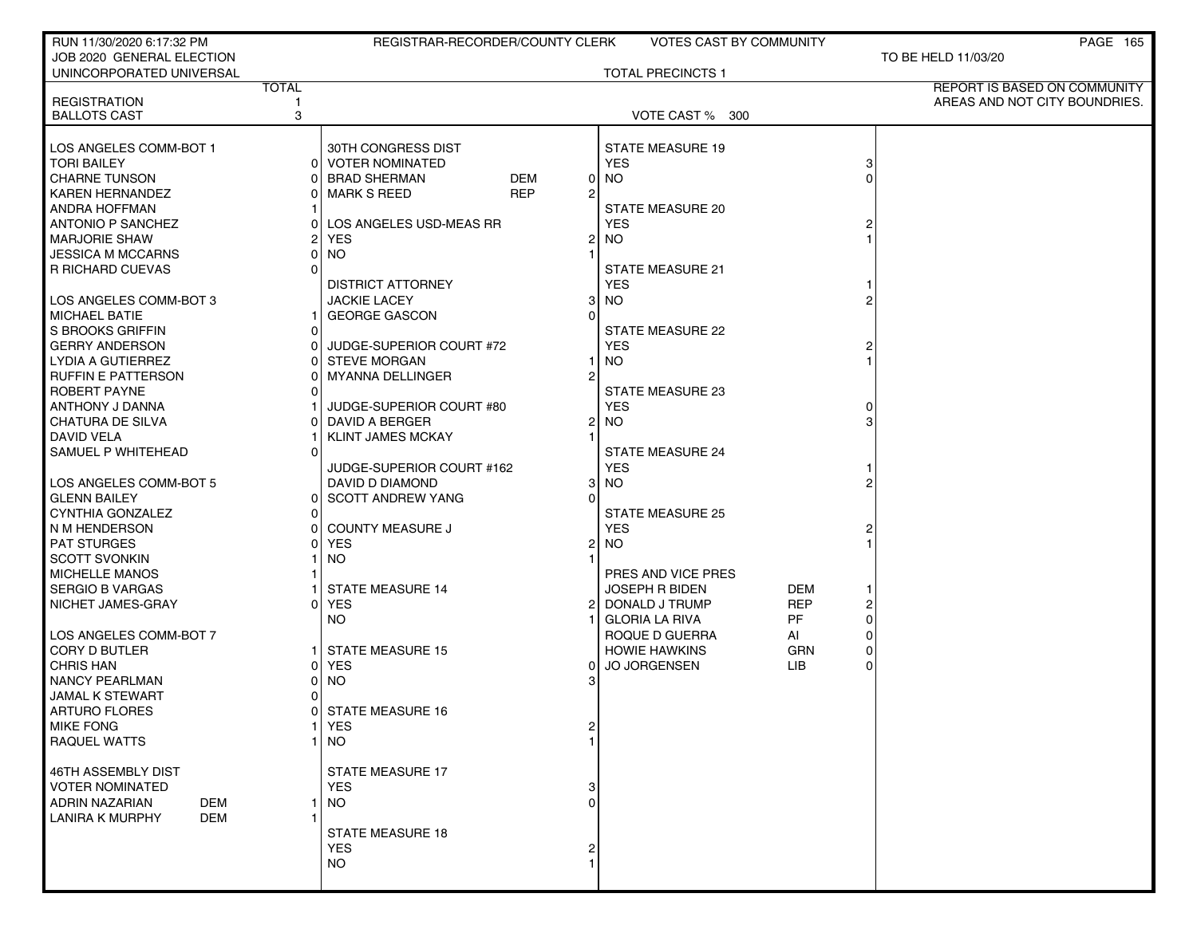RUN 11/30/2020 6:17:32 PM — REGISTRAR-RECORDER/COUNTY CLERK — VOTES CAST BY COMMUNITY

JOB 2020 GENERAL ELECTION — TO BE HELD 11/03/20

UNINCORPORATED UNIVERSAL — TOTAL PRECINCTS 1

REPORT IS BASED ON COMMUNITY AREAS AND NOT CITY BOUNDRIES.

| | TOTAL |
|---|---|
| REGISTRATION | 1 |
| BALLOTS CAST | 3 |

VOTE CAST % 300

| LOS ANGELES COMM-BOT 1 | |
|---|---|
| TORI BAILEY | 0 |
| CHARNE TUNSON | 0 |
| KAREN HERNANDEZ | 0 |
| ANDRA HOFFMAN | 1 |
| ANTONIO P SANCHEZ | 0 |
| MARJORIE SHAW | 2 |
| JESSICA M MCCARNS | 0 |
| R RICHARD CUEVAS | 0 |

| LOS ANGELES COMM-BOT 3 | |
|---|---|
| MICHAEL BATIE | 1 |
| S BROOKS GRIFFIN | 0 |
| GERRY ANDERSON | 0 |
| LYDIA A GUTIERREZ | 0 |
| RUFFIN E PATTERSON | 0 |
| ROBERT PAYNE | 0 |
| ANTHONY J DANNA | 1 |
| CHATURA DE SILVA | 0 |
| DAVID VELA | 1 |
| SAMUEL P WHITEHEAD | 0 |

| LOS ANGELES COMM-BOT 5 | |
|---|---|
| GLENN BAILEY | 0 |
| CYNTHIA GONZALEZ | 0 |
| N M HENDERSON | 0 |
| PAT STURGES | 0 |
| SCOTT SVONKIN | 1 |
| MICHELLE MANOS | 1 |
| SERGIO B VARGAS | 1 |
| NICHET JAMES-GRAY | 0 |

| LOS ANGELES COMM-BOT 7 | |
|---|---|
| CORY D BUTLER | 1 |
| CHRIS HAN | 0 |
| NANCY PEARLMAN | 0 |
| JAMAL K STEWART | 0 |
| ARTURO FLORES | 0 |
| MIKE FONG | 1 |
| RAQUEL WATTS | 1 |

| 46TH ASSEMBLY DIST VOTER NOMINATED | | |
|---|---|---|
| ADRIN NAZARIAN | DEM | 1 |
| LANIRA K MURPHY | DEM | 1 |

| 30TH CONGRESS DIST VOTER NOMINATED | | |
|---|---|---|
| BRAD SHERMAN | DEM | 0 |
| MARK S REED | REP | 2 |

| LOS ANGELES USD-MEAS RR | |
|---|---|
| YES | 2 |
| NO | 1 |

| DISTRICT ATTORNEY | |
|---|---|
| JACKIE LACEY | 3 |
| GEORGE GASCON | 0 |

| JUDGE-SUPERIOR COURT #72 | |
|---|---|
| STEVE MORGAN | 1 |
| MYANNA DELLINGER | 2 |

| JUDGE-SUPERIOR COURT #80 | |
|---|---|
| DAVID A BERGER | 2 |
| KLINT JAMES MCKAY | 1 |

| JUDGE-SUPERIOR COURT #162 | |
|---|---|
| DAVID D DIAMOND | 3 |
| SCOTT ANDREW YANG | 0 |

| COUNTY MEASURE J | |
|---|---|
| YES | 2 |
| NO | 1 |

| STATE MEASURE 14 | |
|---|---|
| YES | 2 |
| NO | 1 |

| STATE MEASURE 15 | |
|---|---|
| YES | 0 |
| NO | 3 |

| STATE MEASURE 16 | |
|---|---|
| YES | 2 |
| NO | 1 |

| STATE MEASURE 17 | |
|---|---|
| YES | 3 |
| NO | 0 |

| STATE MEASURE 18 | |
|---|---|
| YES | 2 |
| NO | 1 |

| STATE MEASURE 19 | |
|---|---|
| YES | 3 |
| NO | 0 |

| STATE MEASURE 20 | |
|---|---|
| YES | 2 |
| NO | 1 |

| STATE MEASURE 21 | |
|---|---|
| YES | 1 |
| NO | 2 |

| STATE MEASURE 22 | |
|---|---|
| YES | 2 |
| NO | 1 |

| STATE MEASURE 23 | |
|---|---|
| YES | 0 |
| NO | 3 |

| STATE MEASURE 24 | |
|---|---|
| YES | 1 |
| NO | 2 |

| STATE MEASURE 25 | |
|---|---|
| YES | 2 |
| NO | 1 |

| PRES AND VICE PRES | | |
|---|---|---|
| JOSEPH R BIDEN | DEM | 1 |
| DONALD J TRUMP | REP | 2 |
| GLORIA LA RIVA | PF | 0 |
| ROQUE D GUERRA | AI | 0 |
| HOWIE HAWKINS | GRN | 0 |
| JO JORGENSEN | LIB | 0 |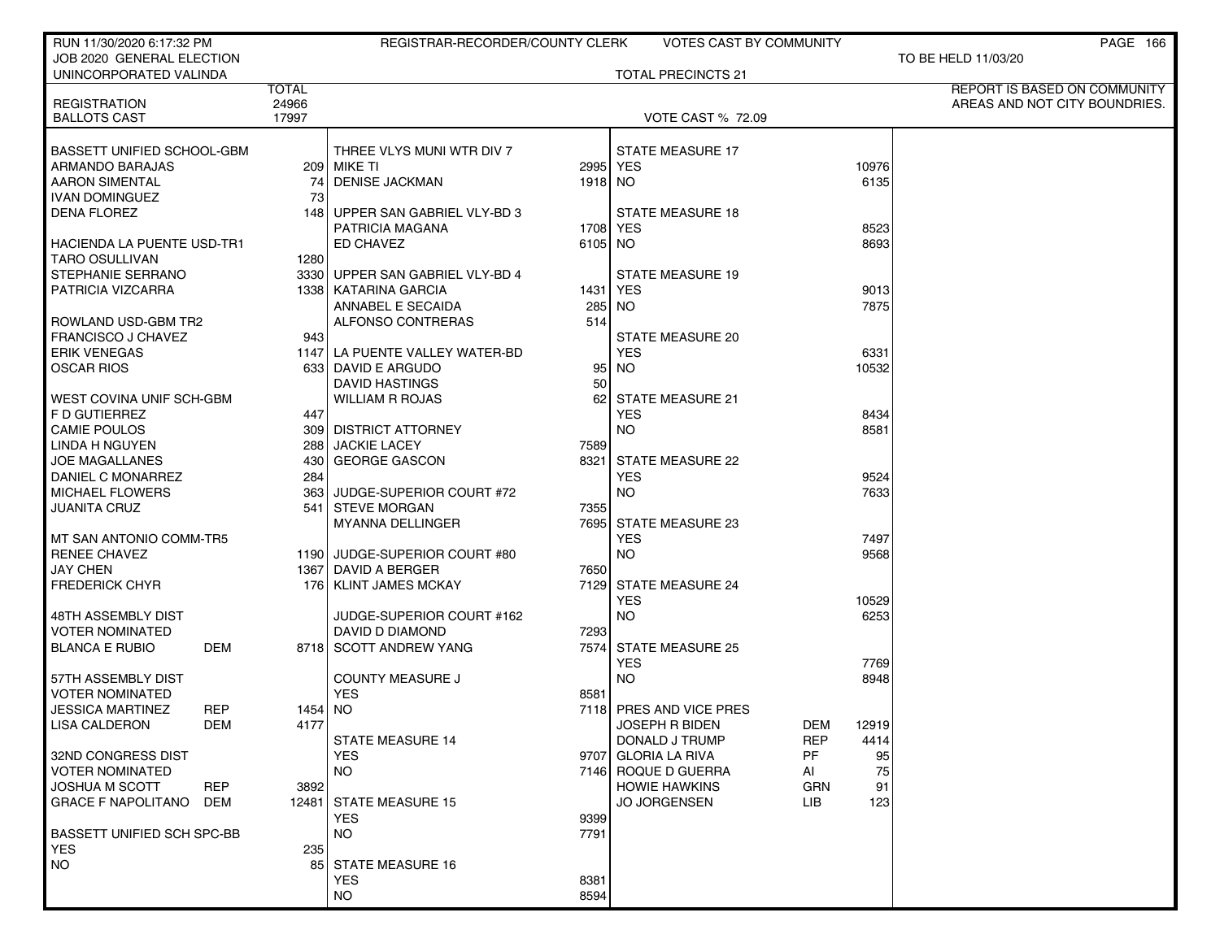RUN 11/30/2020 6:17:32 PM — REGISTRAR-RECORDER/COUNTY CLERK — VOTES CAST BY COMMUNITY

JOB 2020 GENERAL ELECTION — TO BE HELD 11/03/20

UNINCORPORATED VALINDA — TOTAL PRECINCTS 21

REPORT IS BASED ON COMMUNITY AREAS AND NOT CITY BOUNDRIES.

| | TOTAL |
|---|---|
| REGISTRATION | 24966 |
| BALLOTS CAST | 17997 |

VOTE CAST % 72.09

| BASSETT UNIFIED SCHOOL-GBM | |
|---|---|
| ARMANDO BARAJAS | 209 |
| AARON SIMENTAL | 74 |
| IVAN DOMINGUEZ | 73 |
| DENA FLOREZ | 148 |

| HACIENDA LA PUENTE USD-TR1 | |
|---|---|
| TARO OSULLIVAN | 1280 |
| STEPHANIE SERRANO | 3330 |
| PATRICIA VIZCARRA | 1338 |

| ROWLAND USD-GBM TR2 | |
|---|---|
| FRANCISCO J CHAVEZ | 943 |
| ERIK VENEGAS | 1147 |
| OSCAR RIOS | 633 |

| WEST COVINA UNIF SCH-GBM | |
|---|---|
| F D GUTIERREZ | 447 |
| CAMIE POULOS | 309 |
| LINDA H NGUYEN | 288 |
| JOE MAGALLANES | 430 |
| DANIEL C MONARREZ | 284 |
| MICHAEL FLOWERS | 363 |
| JUANITA CRUZ | 541 |

| MT SAN ANTONIO COMM-TR5 | |
|---|---|
| RENEE CHAVEZ | 1190 |
| JAY CHEN | 1367 |
| FREDERICK CHYR | 176 |

| 48TH ASSEMBLY DIST VOTER NOMINATED | | |
|---|---|---|
| BLANCA E RUBIO | DEM | 8718 |

| 57TH ASSEMBLY DIST VOTER NOMINATED | | |
|---|---|---|
| JESSICA MARTINEZ | REP | 1454 |
| LISA CALDERON | DEM | 4177 |

| 32ND CONGRESS DIST VOTER NOMINATED | | |
|---|---|---|
| JOSHUA M SCOTT | REP | 3892 |
| GRACE F NAPOLITANO | DEM | 12481 |

| BASSETT UNIFIED SCH SPC-BB | |
|---|---|
| YES | 235 |
| NO | 85 |

| THREE VLYS MUNI WTR DIV 7 | |
|---|---|
| MIKE TI | 2995 |
| DENISE JACKMAN | 1918 |

| UPPER SAN GABRIEL VLY-BD 3 | |
|---|---|
| PATRICIA MAGANA | 1708 |
| ED CHAVEZ | 6105 |

| UPPER SAN GABRIEL VLY-BD 4 | |
|---|---|
| KATARINA GARCIA | 1431 |
| ANNABEL E SECAIDA | 285 |
| ALFONSO CONTRERAS | 514 |

| LA PUENTE VALLEY WATER-BD | |
|---|---|
| DAVID E ARGUDO | 95 |
| DAVID HASTINGS | 50 |
| WILLIAM R ROJAS | 62 |

| DISTRICT ATTORNEY | |
|---|---|
| JACKIE LACEY | 7589 |
| GEORGE GASCON | 8321 |

| JUDGE-SUPERIOR COURT #72 | |
|---|---|
| STEVE MORGAN | 7355 |
| MYANNA DELLINGER | 7695 |

| JUDGE-SUPERIOR COURT #80 | |
|---|---|
| DAVID A BERGER | 7650 |
| KLINT JAMES MCKAY | 7129 |

| JUDGE-SUPERIOR COURT #162 | |
|---|---|
| DAVID D DIAMOND | 7293 |
| SCOTT ANDREW YANG | 7574 |

| COUNTY MEASURE J | |
|---|---|
| YES | 8581 |
| NO | 7118 |

| STATE MEASURE 14 | |
|---|---|
| YES | 9707 |
| NO | 7146 |

| STATE MEASURE 15 | |
|---|---|
| YES | 9399 |
| NO | 7791 |

| STATE MEASURE 16 | |
|---|---|
| YES | 8381 |
| NO | 8594 |

| STATE MEASURE 17 | |
|---|---|
| YES | 10976 |
| NO | 6135 |

| STATE MEASURE 18 | |
|---|---|
| YES | 8523 |
| NO | 8693 |

| STATE MEASURE 19 | |
|---|---|
| YES | 9013 |
| NO | 7875 |

| STATE MEASURE 20 | |
|---|---|
| YES | 6331 |
| NO | 10532 |

| STATE MEASURE 21 | |
|---|---|
| YES | 8434 |
| NO | 8581 |

| STATE MEASURE 22 | |
|---|---|
| YES | 9524 |
| NO | 7633 |

| STATE MEASURE 23 | |
|---|---|
| YES | 7497 |
| NO | 9568 |

| STATE MEASURE 24 | |
|---|---|
| YES | 10529 |
| NO | 6253 |

| STATE MEASURE 25 | |
|---|---|
| YES | 7769 |
| NO | 8948 |

| PRES AND VICE PRES | | |
|---|---|---|
| JOSEPH R BIDEN | DEM | 12919 |
| DONALD J TRUMP | REP | 4414 |
| GLORIA LA RIVA | PF | 95 |
| ROQUE D GUERRA | AI | 75 |
| HOWIE HAWKINS | GRN | 91 |
| JO JORGENSEN | LIB | 123 |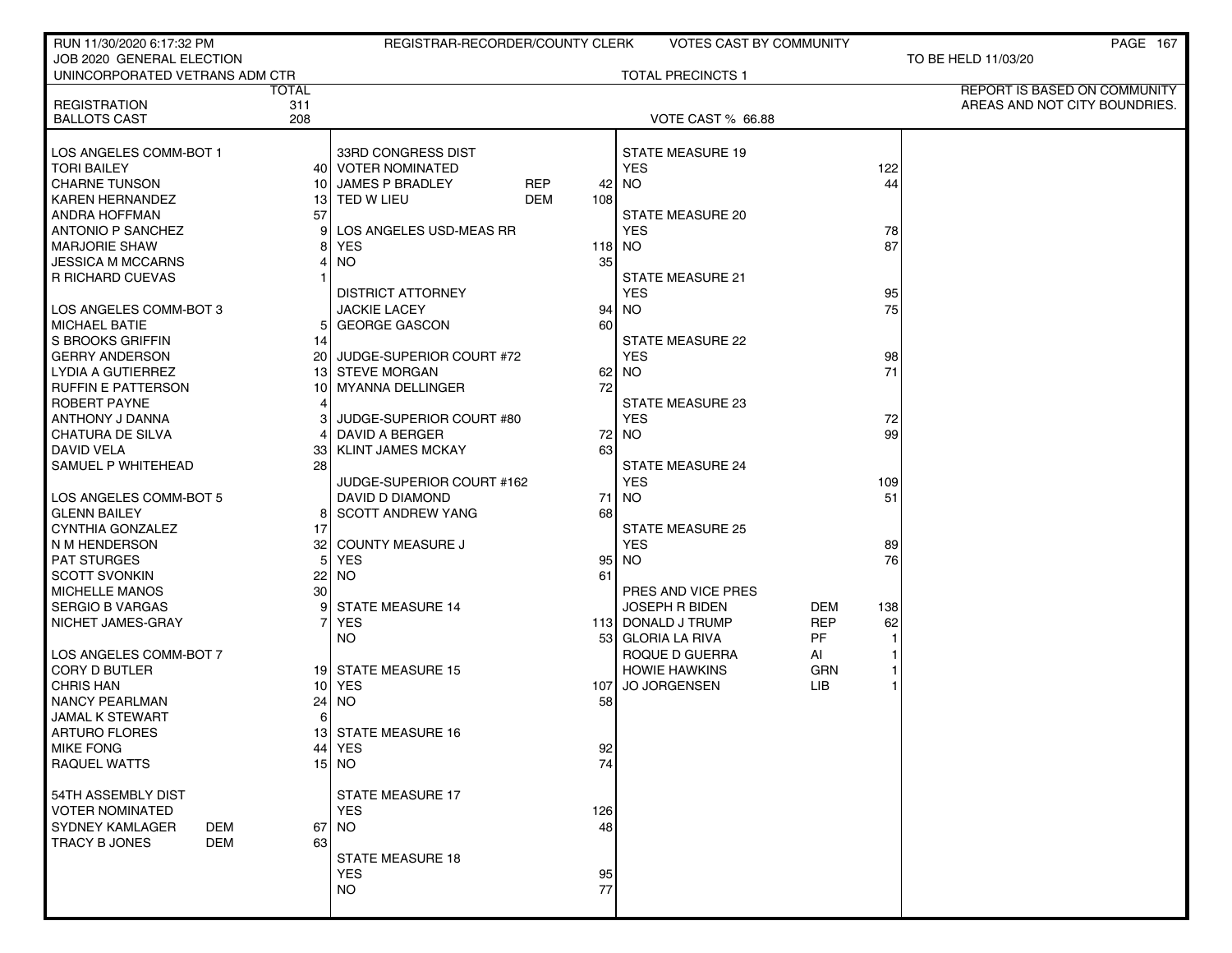RUN 11/30/2020 6:17:32 PM — REGISTRAR-RECORDER/COUNTY CLERK — VOTES CAST BY COMMUNITY

JOB 2020 GENERAL ELECTION — TO BE HELD 11/03/20

UNINCORPORATED VETRANS ADM CTR — TOTAL PRECINCTS 1

REPORT IS BASED ON COMMUNITY AREAS AND NOT CITY BOUNDRIES.

| | TOTAL |
|---|---|
| REGISTRATION | 311 |
| BALLOTS CAST | 208 |

VOTE CAST % 66.88

| LOS ANGELES COMM-BOT 1 | |
|---|---|
| TORI BAILEY | 40 |
| CHARNE TUNSON | 10 |
| KAREN HERNANDEZ | 13 |
| ANDRA HOFFMAN | 57 |
| ANTONIO P SANCHEZ | 9 |
| MARJORIE SHAW | 8 |
| JESSICA M MCCARNS | 4 |
| R RICHARD CUEVAS | 1 |

| LOS ANGELES COMM-BOT 3 | |
|---|---|
| MICHAEL BATIE | 5 |
| S BROOKS GRIFFIN | 14 |
| GERRY ANDERSON | 20 |
| LYDIA A GUTIERREZ | 13 |
| RUFFIN E PATTERSON | 10 |
| ROBERT PAYNE | 4 |
| ANTHONY J DANNA | 3 |
| CHATURA DE SILVA | 4 |
| DAVID VELA | 33 |
| SAMUEL P WHITEHEAD | 28 |

| LOS ANGELES COMM-BOT 5 | |
|---|---|
| GLENN BAILEY | 8 |
| CYNTHIA GONZALEZ | 17 |
| N M HENDERSON | 32 |
| PAT STURGES | 5 |
| SCOTT SVONKIN | 22 |
| MICHELLE MANOS | 30 |
| SERGIO B VARGAS | 9 |
| NICHET JAMES-GRAY | 7 |

| LOS ANGELES COMM-BOT 7 | |
|---|---|
| CORY D BUTLER | 19 |
| CHRIS HAN | 10 |
| NANCY PEARLMAN | 24 |
| JAMAL K STEWART | 6 |
| ARTURO FLORES | 13 |
| MIKE FONG | 44 |
| RAQUEL WATTS | 15 |

| 54TH ASSEMBLY DIST VOTER NOMINATED | | |
|---|---|---|
| SYDNEY KAMLAGER | DEM | 67 |
| TRACY B JONES | DEM | 63 |

| 33RD CONGRESS DIST VOTER NOMINATED | | |
|---|---|---|
| JAMES P BRADLEY | REP | 42 |
| TED W LIEU | DEM | 108 |

| LOS ANGELES USD-MEAS RR | |
|---|---|
| YES | 118 |
| NO | 35 |

| DISTRICT ATTORNEY | |
|---|---|
| JACKIE LACEY | 94 |
| GEORGE GASCON | 60 |

| JUDGE-SUPERIOR COURT #72 | |
|---|---|
| STEVE MORGAN | 62 |
| MYANNA DELLINGER | 72 |

| JUDGE-SUPERIOR COURT #80 | |
|---|---|
| DAVID A BERGER | 72 |
| KLINT JAMES MCKAY | 63 |

| JUDGE-SUPERIOR COURT #162 | |
|---|---|
| DAVID D DIAMOND | 71 |
| SCOTT ANDREW YANG | 68 |

| COUNTY MEASURE J | |
|---|---|
| YES | 95 |
| NO | 61 |

| STATE MEASURE 14 | |
|---|---|
| YES | 113 |
| NO | 53 |

| STATE MEASURE 15 | |
|---|---|
| YES | 107 |
| NO | 58 |

| STATE MEASURE 16 | |
|---|---|
| YES | 92 |
| NO | 74 |

| STATE MEASURE 17 | |
|---|---|
| YES | 126 |
| NO | 48 |

| STATE MEASURE 18 | |
|---|---|
| YES | 95 |
| NO | 77 |

| STATE MEASURE 19 | |
|---|---|
| YES | 122 |
| NO | 44 |

| STATE MEASURE 20 | |
|---|---|
| YES | 78 |
| NO | 87 |

| STATE MEASURE 21 | |
|---|---|
| YES | 95 |
| NO | 75 |

| STATE MEASURE 22 | |
|---|---|
| YES | 98 |
| NO | 71 |

| STATE MEASURE 23 | |
|---|---|
| YES | 72 |
| NO | 99 |

| STATE MEASURE 24 | |
|---|---|
| YES | 109 |
| NO | 51 |

| STATE MEASURE 25 | |
|---|---|
| YES | 89 |
| NO | 76 |

| PRES AND VICE PRES | | |
|---|---|---|
| JOSEPH R BIDEN | DEM | 138 |
| DONALD J TRUMP | REP | 62 |
| GLORIA LA RIVA | PF | 1 |
| ROQUE D GUERRA | AI | 1 |
| HOWIE HAWKINS | GRN | 1 |
| JO JORGENSEN | LIB | 1 |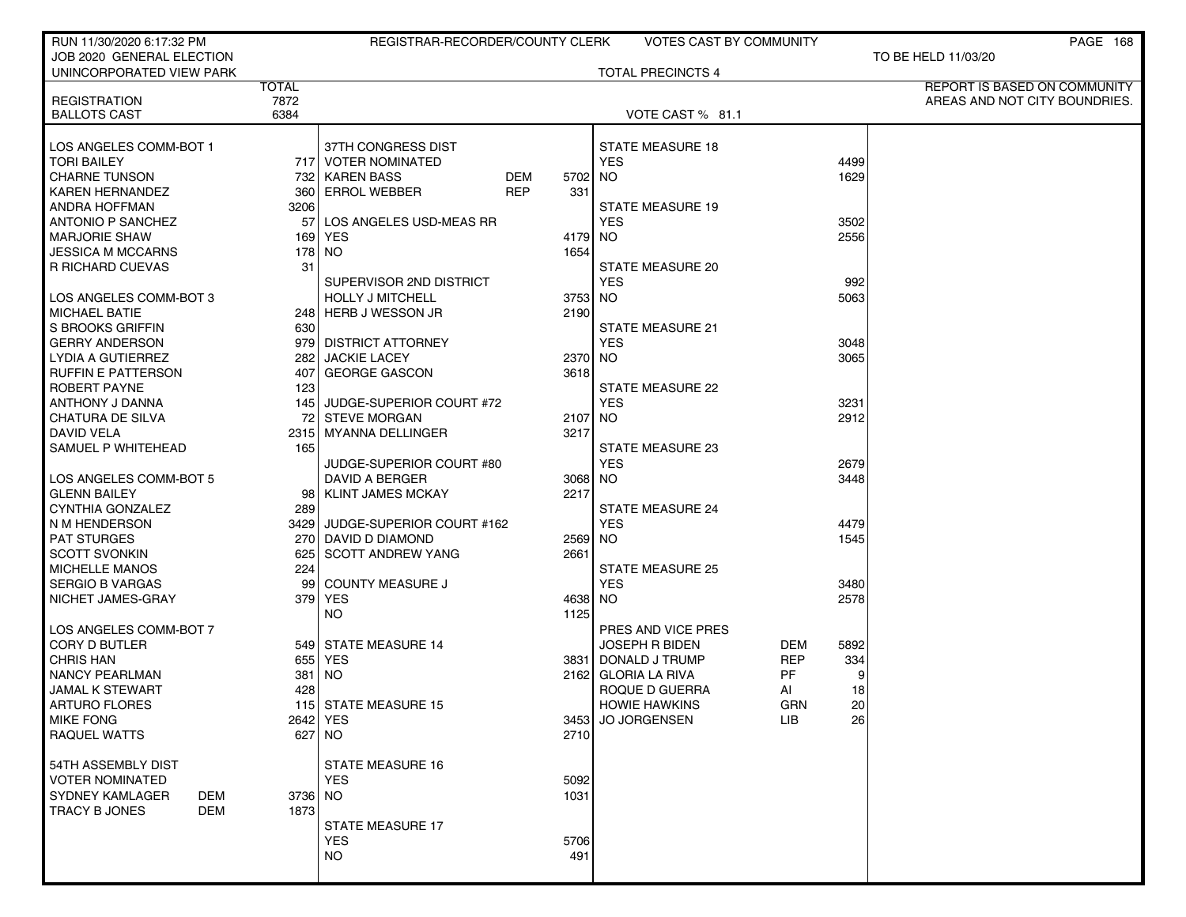RUN 11/30/2020 6:17:32 PM — REGISTRAR-RECORDER/COUNTY CLERK — VOTES CAST BY COMMUNITY

JOB 2020 GENERAL ELECTION — TO BE HELD 11/03/20

UNINCORPORATED VIEW PARK — TOTAL PRECINCTS 4

REPORT IS BASED ON COMMUNITY AREAS AND NOT CITY BOUNDRIES.

| | | TOTAL |
|---|---|---|
| REGISTRATION | | 7872 |
| BALLOTS CAST | | 6384 |

VOTE CAST % 81.1

| Contest / Candidate | Party | Votes |
|---|---|---|
| **LOS ANGELES COMM-BOT 1** | | |
| TORI BAILEY | | 717 |
| CHARNE TUNSON | | 732 |
| KAREN HERNANDEZ | | 360 |
| ANDRA HOFFMAN | | 3206 |
| ANTONIO P SANCHEZ | | 57 |
| MARJORIE SHAW | | 169 |
| JESSICA M MCCARNS | | 178 |
| R RICHARD CUEVAS | | 31 |
| **LOS ANGELES COMM-BOT 3** | | |
| MICHAEL BATIE | | 248 |
| S BROOKS GRIFFIN | | 630 |
| GERRY ANDERSON | | 979 |
| LYDIA A GUTIERREZ | | 282 |
| RUFFIN E PATTERSON | | 407 |
| ROBERT PAYNE | | 123 |
| ANTHONY J DANNA | | 145 |
| CHATURA DE SILVA | | 72 |
| DAVID VELA | | 2315 |
| SAMUEL P WHITEHEAD | | 165 |
| **LOS ANGELES COMM-BOT 5** | | |
| GLENN BAILEY | | 98 |
| CYNTHIA GONZALEZ | | 289 |
| N M HENDERSON | | 3429 |
| PAT STURGES | | 270 |
| SCOTT SVONKIN | | 625 |
| MICHELLE MANOS | | 224 |
| SERGIO B VARGAS | | 99 |
| NICHET JAMES-GRAY | | 379 |
| **LOS ANGELES COMM-BOT 7** | | |
| CORY D BUTLER | | 549 |
| CHRIS HAN | | 655 |
| NANCY PEARLMAN | | 381 |
| JAMAL K STEWART | | 428 |
| ARTURO FLORES | | 115 |
| MIKE FONG | | 2642 |
| RAQUEL WATTS | | 627 |
| **54TH ASSEMBLY DIST** | | |
| VOTER NOMINATED | | |
| SYDNEY KAMLAGER | DEM | 3736 |
| TRACY B JONES | DEM | 1873 |
| **37TH CONGRESS DIST** | | |
| VOTER NOMINATED | | |
| KAREN BASS | DEM | 5702 |
| ERROL WEBBER | REP | 331 |
| **LOS ANGELES USD-MEAS RR** | | |
| YES | | 4179 |
| NO | | 1654 |
| **SUPERVISOR 2ND DISTRICT** | | |
| HOLLY J MITCHELL | | 3753 |
| HERB J WESSON JR | | 2190 |
| **DISTRICT ATTORNEY** | | |
| JACKIE LACEY | | 2370 |
| GEORGE GASCON | | 3618 |
| **JUDGE-SUPERIOR COURT #72** | | |
| STEVE MORGAN | | 2107 |
| MYANNA DELLINGER | | 3217 |
| **JUDGE-SUPERIOR COURT #80** | | |
| DAVID A BERGER | | 3068 |
| KLINT JAMES MCKAY | | 2217 |
| **JUDGE-SUPERIOR COURT #162** | | |
| DAVID D DIAMOND | | 2569 |
| SCOTT ANDREW YANG | | 2661 |
| **COUNTY MEASURE J** | | |
| YES | | 4638 |
| NO | | 1125 |
| **STATE MEASURE 14** | | |
| YES | | 3831 |
| NO | | 2162 |
| **STATE MEASURE 15** | | |
| YES | | 3453 |
| NO | | 2710 |
| **STATE MEASURE 16** | | |
| YES | | 5092 |
| NO | | 1031 |
| **STATE MEASURE 17** | | |
| YES | | 5706 |
| NO | | 491 |
| **STATE MEASURE 18** | | |
| YES | | 4499 |
| NO | | 1629 |
| **STATE MEASURE 19** | | |
| YES | | 3502 |
| NO | | 2556 |
| **STATE MEASURE 20** | | |
| YES | | 992 |
| NO | | 5063 |
| **STATE MEASURE 21** | | |
| YES | | 3048 |
| NO | | 3065 |
| **STATE MEASURE 22** | | |
| YES | | 3231 |
| NO | | 2912 |
| **STATE MEASURE 23** | | |
| YES | | 2679 |
| NO | | 3448 |
| **STATE MEASURE 24** | | |
| YES | | 4479 |
| NO | | 1545 |
| **STATE MEASURE 25** | | |
| YES | | 3480 |
| NO | | 2578 |
| **PRES AND VICE PRES** | | |
| JOSEPH R BIDEN | DEM | 5892 |
| DONALD J TRUMP | REP | 334 |
| GLORIA LA RIVA | PF | 9 |
| ROQUE D GUERRA | AI | 18 |
| HOWIE HAWKINS | GRN | 20 |
| JO JORGENSEN | LIB | 26 |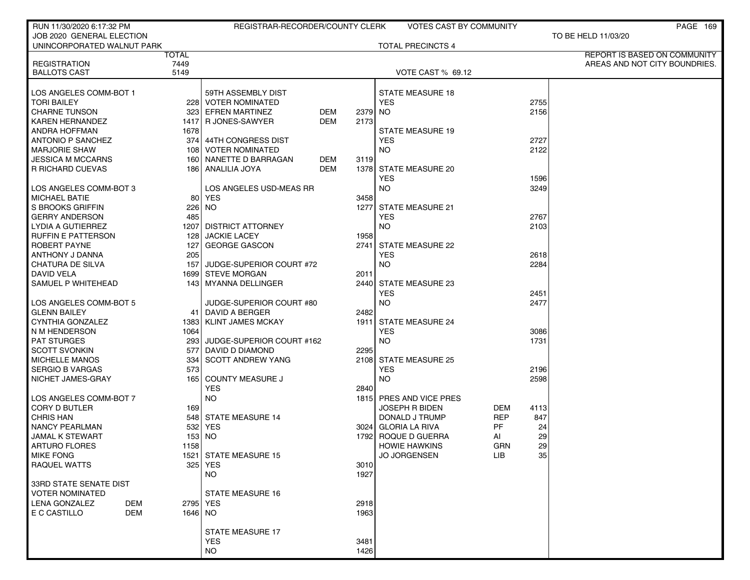RUN 11/30/2020 6:17:32 PM — REGISTRAR-RECORDER/COUNTY CLERK — VOTES CAST BY COMMUNITY

JOB 2020 GENERAL ELECTION — TO BE HELD 11/03/20

UNINCORPORATED WALNUT PARK — TOTAL PRECINCTS 4

REPORT IS BASED ON COMMUNITY AREAS AND NOT CITY BOUNDRIES.

| | TOTAL |
|---|---|
| REGISTRATION | 7449 |
| BALLOTS CAST | 5149 |

VOTE CAST % 69.12

| LOS ANGELES COMM-BOT 1 | | |
|---|---|---|
| TORI BAILEY | | 228 |
| CHARNE TUNSON | | 323 |
| KAREN HERNANDEZ | | 1417 |
| ANDRA HOFFMAN | | 1678 |
| ANTONIO P SANCHEZ | | 374 |
| MARJORIE SHAW | | 108 |
| JESSICA M MCCARNS | | 160 |
| R RICHARD CUEVAS | | 186 |
| **LOS ANGELES COMM-BOT 3** | | |
| MICHAEL BATIE | | 80 |
| S BROOKS GRIFFIN | | 226 |
| GERRY ANDERSON | | 485 |
| LYDIA A GUTIERREZ | | 1207 |
| RUFFIN E PATTERSON | | 128 |
| ROBERT PAYNE | | 127 |
| ANTHONY J DANNA | | 205 |
| CHATURA DE SILVA | | 157 |
| DAVID VELA | | 1699 |
| SAMUEL P WHITEHEAD | | 143 |
| **LOS ANGELES COMM-BOT 5** | | |
| GLENN BAILEY | | 41 |
| CYNTHIA GONZALEZ | | 1383 |
| N M HENDERSON | | 1064 |
| PAT STURGES | | 293 |
| SCOTT SVONKIN | | 577 |
| MICHELLE MANOS | | 334 |
| SERGIO B VARGAS | | 573 |
| NICHET JAMES-GRAY | | 165 |
| **LOS ANGELES COMM-BOT 7** | | |
| CORY D BUTLER | | 169 |
| CHRIS HAN | | 548 |
| NANCY PEARLMAN | | 532 |
| JAMAL K STEWART | | 153 |
| ARTURO FLORES | | 1158 |
| MIKE FONG | | 1521 |
| RAQUEL WATTS | | 325 |
| **33RD STATE SENATE DIST VOTER NOMINATED** | | |
| LENA GONZALEZ | DEM | 2795 |
| E C CASTILLO | DEM | 1646 |
| **59TH ASSEMBLY DIST VOTER NOMINATED** | | |
| EFREN MARTINEZ | DEM | 2379 |
| R JONES-SAWYER | DEM | 2173 |
| **44TH CONGRESS DIST VOTER NOMINATED** | | |
| NANETTE D BARRAGAN | DEM | 3119 |
| ANALILIA JOYA | DEM | 1378 |
| **LOS ANGELES USD-MEAS RR** | | |
| YES | | 3458 |
| NO | | 1277 |
| **DISTRICT ATTORNEY** | | |
| JACKIE LACEY | | 1958 |
| GEORGE GASCON | | 2741 |
| **JUDGE-SUPERIOR COURT #72** | | |
| STEVE MORGAN | | 2011 |
| MYANNA DELLINGER | | 2440 |
| **JUDGE-SUPERIOR COURT #80** | | |
| DAVID A BERGER | | 2482 |
| KLINT JAMES MCKAY | | 1911 |
| **JUDGE-SUPERIOR COURT #162** | | |
| DAVID D DIAMOND | | 2295 |
| SCOTT ANDREW YANG | | 2108 |
| **COUNTY MEASURE J** | | |
| YES | | 2840 |
| NO | | 1815 |
| **STATE MEASURE 14** | | |
| YES | | 3024 |
| NO | | 1792 |
| **STATE MEASURE 15** | | |
| YES | | 3010 |
| NO | | 1927 |
| **STATE MEASURE 16** | | |
| YES | | 2918 |
| NO | | 1963 |
| **STATE MEASURE 17** | | |
| YES | | 3481 |
| NO | | 1426 |
| **STATE MEASURE 18** | | |
| YES | | 2755 |
| NO | | 2156 |
| **STATE MEASURE 19** | | |
| YES | | 2727 |
| NO | | 2122 |
| **STATE MEASURE 20** | | |
| YES | | 1596 |
| NO | | 3249 |
| **STATE MEASURE 21** | | |
| YES | | 2767 |
| NO | | 2103 |
| **STATE MEASURE 22** | | |
| YES | | 2618 |
| NO | | 2284 |
| **STATE MEASURE 23** | | |
| YES | | 2451 |
| NO | | 2477 |
| **STATE MEASURE 24** | | |
| YES | | 3086 |
| NO | | 1731 |
| **STATE MEASURE 25** | | |
| YES | | 2196 |
| NO | | 2598 |
| **PRES AND VICE PRES** | | |
| JOSEPH R BIDEN | DEM | 4113 |
| DONALD J TRUMP | REP | 847 |
| GLORIA LA RIVA | PF | 24 |
| ROQUE D GUERRA | AI | 29 |
| HOWIE HAWKINS | GRN | 29 |
| JO JORGENSEN | LIB | 35 |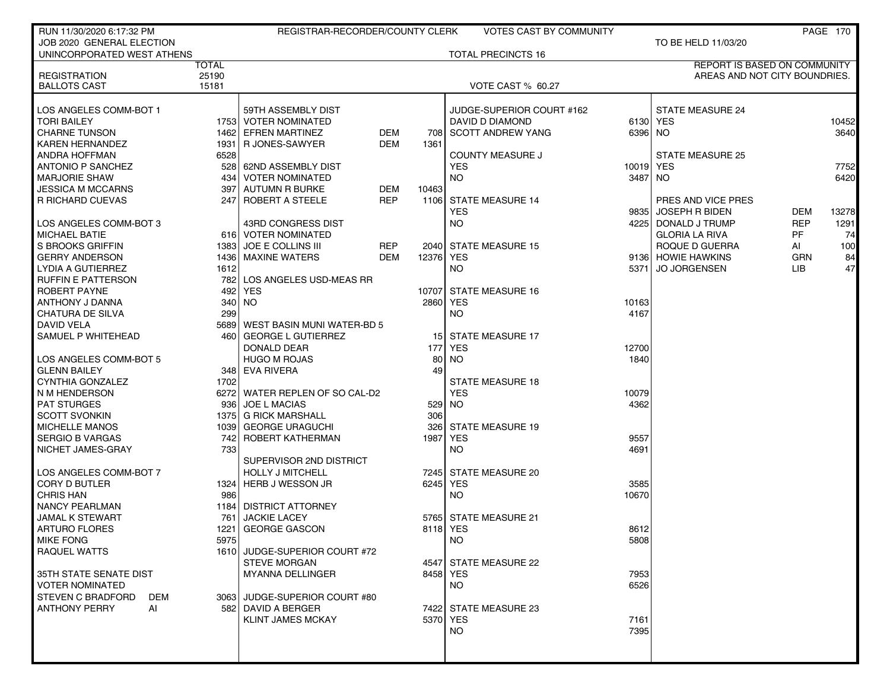RUN 11/30/2020 6:17:32 PM — REGISTRAR-RECORDER/COUNTY CLERK — VOTES CAST BY COMMUNITY

JOB 2020 GENERAL ELECTION — TO BE HELD 11/03/20

UNINCORPORATED WEST ATHENS — TOTAL PRECINCTS 16

| | TOTAL |
|---|---|
| REGISTRATION | 25190 |
| BALLOTS CAST | 15181 |

VOTE CAST % 60.27

REPORT IS BASED ON COMMUNITY AREAS AND NOT CITY BOUNDRIES.

| LOS ANGELES COMM-BOT 1 | |
|---|---|
| TORI BAILEY | 1753 |
| CHARNE TUNSON | 1462 |
| KAREN HERNANDEZ | 1931 |
| ANDRA HOFFMAN | 6528 |
| ANTONIO P SANCHEZ | 528 |
| MARJORIE SHAW | 434 |
| JESSICA M MCCARNS | 397 |
| R RICHARD CUEVAS | 247 |

| LOS ANGELES COMM-BOT 3 | |
|---|---|
| MICHAEL BATIE | 616 |
| S BROOKS GRIFFIN | 1383 |
| GERRY ANDERSON | 1436 |
| LYDIA A GUTIERREZ | 1612 |
| RUFFIN E PATTERSON | 782 |
| ROBERT PAYNE | 492 |
| ANTHONY J DANNA | 340 |
| CHATURA DE SILVA | 299 |
| DAVID VELA | 5689 |
| SAMUEL P WHITEHEAD | 460 |

| LOS ANGELES COMM-BOT 5 | |
|---|---|
| GLENN BAILEY | 348 |
| CYNTHIA GONZALEZ | 1702 |
| N M HENDERSON | 6272 |
| PAT STURGES | 936 |
| SCOTT SVONKIN | 1375 |
| MICHELLE MANOS | 1039 |
| SERGIO B VARGAS | 742 |
| NICHET JAMES-GRAY | 733 |

| LOS ANGELES COMM-BOT 7 | |
|---|---|
| CORY D BUTLER | 1324 |
| CHRIS HAN | 986 |
| NANCY PEARLMAN | 1184 |
| JAMAL K STEWART | 761 |
| ARTURO FLORES | 1221 |
| MIKE FONG | 5975 |
| RAQUEL WATTS | 1610 |

| 35TH STATE SENATE DIST VOTER NOMINATED | | |
|---|---|---|
| STEVEN C BRADFORD | DEM | 3063 |
| ANTHONY PERRY | AI | 582 |

| 59TH ASSEMBLY DIST VOTER NOMINATED | | |
|---|---|---|
| EFREN MARTINEZ | DEM | 708 |
| R JONES-SAWYER | DEM | 1361 |

| 62ND ASSEMBLY DIST VOTER NOMINATED | | |
|---|---|---|
| AUTUMN R BURKE | DEM | 10463 |
| ROBERT A STEELE | REP | 1106 |

| 43RD CONGRESS DIST VOTER NOMINATED | | |
|---|---|---|
| JOE E COLLINS III | REP | 2040 |
| MAXINE WATERS | DEM | 12376 |

| LOS ANGELES USD-MEAS RR | |
|---|---|
| YES | 10707 |
| NO | 2860 |

| WEST BASIN MUNI WATER-BD 5 | |
|---|---|
| GEORGE L GUTIERREZ | 15 |
| DONALD DEAR | 177 |
| HUGO M ROJAS | 80 |
| EVA RIVERA | 49 |

| WATER REPLEN OF SO CAL-D2 | |
|---|---|
| JOE L MACIAS | 529 |
| G RICK MARSHALL | 306 |
| GEORGE URAGUCHI | 326 |
| ROBERT KATHERMAN | 1987 |

| SUPERVISOR 2ND DISTRICT | |
|---|---|
| HOLLY J MITCHELL | 7245 |
| HERB J WESSON JR | 6245 |

| DISTRICT ATTORNEY | |
|---|---|
| JACKIE LACEY | 5765 |
| GEORGE GASCON | 8118 |

| JUDGE-SUPERIOR COURT #72 | |
|---|---|
| STEVE MORGAN | 4547 |
| MYANNA DELLINGER | 8458 |

| JUDGE-SUPERIOR COURT #80 | |
|---|---|
| DAVID A BERGER | 7422 |
| KLINT JAMES MCKAY | 5370 |

| JUDGE-SUPERIOR COURT #162 | |
|---|---|
| DAVID D DIAMOND | 6130 |
| SCOTT ANDREW YANG | 6396 |

| COUNTY MEASURE J | |
|---|---|
| YES | 10019 |
| NO | 3487 |

| STATE MEASURE 14 | |
|---|---|
| YES | 9835 |
| NO | 4225 |

| STATE MEASURE 15 | |
|---|---|
| YES | 9136 |
| NO | 5371 |

| STATE MEASURE 16 | |
|---|---|
| YES | 10163 |
| NO | 4167 |

| STATE MEASURE 17 | |
|---|---|
| YES | 12700 |
| NO | 1840 |

| STATE MEASURE 18 | |
|---|---|
| YES | 10079 |
| NO | 4362 |

| STATE MEASURE 19 | |
|---|---|
| YES | 9557 |
| NO | 4691 |

| STATE MEASURE 20 | |
|---|---|
| YES | 3585 |
| NO | 10670 |

| STATE MEASURE 21 | |
|---|---|
| YES | 8612 |
| NO | 5808 |

| STATE MEASURE 22 | |
|---|---|
| YES | 7953 |
| NO | 6526 |

| STATE MEASURE 23 | |
|---|---|
| YES | 7161 |
| NO | 7395 |

| STATE MEASURE 24 | |
|---|---|
| YES | 10452 |
| NO | 3640 |

| STATE MEASURE 25 | |
|---|---|
| YES | 7752 |
| NO | 6420 |

| PRES AND VICE PRES | | |
|---|---|---|
| JOSEPH R BIDEN | DEM | 13278 |
| DONALD J TRUMP | REP | 1291 |
| GLORIA LA RIVA | PF | 74 |
| ROQUE D GUERRA | AI | 100 |
| HOWIE HAWKINS | GRN | 84 |
| JO JORGENSEN | LIB | 47 |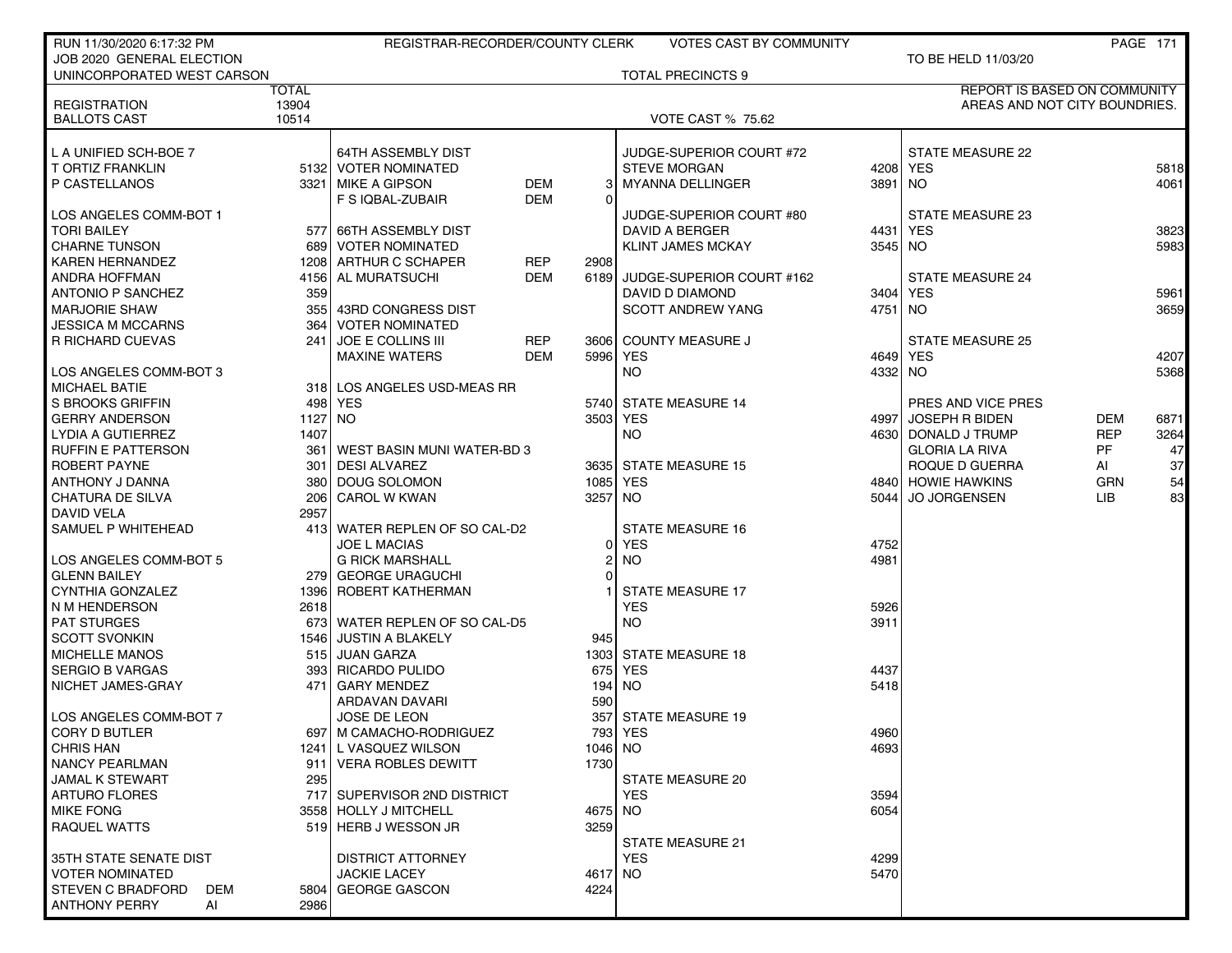RUN 11/30/2020 6:17:32 PM — REGISTRAR-RECORDER/COUNTY CLERK — VOTES CAST BY COMMUNITY

JOB 2020 GENERAL ELECTION — TO BE HELD 11/03/20

UNINCORPORATED WEST CARSON — TOTAL PRECINCTS 9

| | TOTAL |
|---|---|
| REGISTRATION | 13904 |
| BALLOTS CAST | 10514 |

VOTE CAST % 75.62

REPORT IS BASED ON COMMUNITY AREAS AND NOT CITY BOUNDRIES.

**L A UNIFIED SCH-BOE 7**

| Candidate | Votes |
|---|---|
| T ORTIZ FRANKLIN | 5132 |
| P CASTELLANOS | 3321 |

**LOS ANGELES COMM-BOT 1**

| Candidate | Votes |
|---|---|
| TORI BAILEY | 577 |
| CHARNE TUNSON | 689 |
| KAREN HERNANDEZ | 1208 |
| ANDRA HOFFMAN | 4156 |
| ANTONIO P SANCHEZ | 359 |
| MARJORIE SHAW | 355 |
| JESSICA M MCCARNS | 364 |
| R RICHARD CUEVAS | 241 |

**LOS ANGELES COMM-BOT 3**

| Candidate | Votes |
|---|---|
| MICHAEL BATIE | 318 |
| S BROOKS GRIFFIN | 498 |
| GERRY ANDERSON | 1127 |
| LYDIA A GUTIERREZ | 1407 |
| RUFFIN E PATTERSON | 361 |
| ROBERT PAYNE | 301 |
| ANTHONY J DANNA | 380 |
| CHATURA DE SILVA | 206 |
| DAVID VELA | 2957 |
| SAMUEL P WHITEHEAD | 413 |

**LOS ANGELES COMM-BOT 5**

| Candidate | Votes |
|---|---|
| GLENN BAILEY | 279 |
| CYNTHIA GONZALEZ | 1396 |
| N M HENDERSON | 2618 |
| PAT STURGES | 673 |
| SCOTT SVONKIN | 1546 |
| MICHELLE MANOS | 515 |
| SERGIO B VARGAS | 393 |
| NICHET JAMES-GRAY | 471 |

**LOS ANGELES COMM-BOT 7**

| Candidate | Votes |
|---|---|
| CORY D BUTLER | 697 |
| CHRIS HAN | 1241 |
| NANCY PEARLMAN | 911 |
| JAMAL K STEWART | 295 |
| ARTURO FLORES | 717 |
| MIKE FONG | 3558 |
| RAQUEL WATTS | 519 |

**35TH STATE SENATE DIST — VOTER NOMINATED**

| Candidate | Party | Votes |
|---|---|---|
| STEVEN C BRADFORD | DEM | 5804 |
| ANTHONY PERRY | AI | 2986 |

**64TH ASSEMBLY DIST — VOTER NOMINATED**

| Candidate | Party | Votes |
|---|---|---|
| MIKE A GIPSON | DEM | 3 |
| F S IQBAL-ZUBAIR | DEM | 0 |

**66TH ASSEMBLY DIST — VOTER NOMINATED**

| Candidate | Party | Votes |
|---|---|---|
| ARTHUR C SCHAPER | REP | 2908 |
| AL MURATSUCHI | DEM | 6189 |

**43RD CONGRESS DIST — VOTER NOMINATED**

| Candidate | Party | Votes |
|---|---|---|
| JOE E COLLINS III | REP | 3606 |
| MAXINE WATERS | DEM | 5996 |

**LOS ANGELES USD-MEAS RR**

| Choice | Votes |
|---|---|
| YES | 5740 |
| NO | 3503 |

**WEST BASIN MUNI WATER-BD 3**

| Candidate | Votes |
|---|---|
| DESI ALVAREZ | 3635 |
| DOUG SOLOMON | 1085 |
| CAROL W KWAN | 3257 |

**WATER REPLEN OF SO CAL-D2**

| Candidate | Votes |
|---|---|
| JOE L MACIAS | 0 |
| G RICK MARSHALL | 2 |
| GEORGE URAGUCHI | 0 |
| ROBERT KATHERMAN | 1 |

**WATER REPLEN OF SO CAL-D5**

| Candidate | Votes |
|---|---|
| JUSTIN A BLAKELY | 945 |
| JUAN GARZA | 1303 |
| RICARDO PULIDO | 675 |
| GARY MENDEZ | 194 |
| ARDAVAN DAVARI | 590 |
| JOSE DE LEON | 357 |
| M CAMACHO-RODRIGUEZ | 793 |
| L VASQUEZ WILSON | 1046 |
| VERA ROBLES DEWITT | 1730 |

**SUPERVISOR 2ND DISTRICT**

| Candidate | Votes |
|---|---|
| HOLLY J MITCHELL | 4675 |
| HERB J WESSON JR | 3259 |

**DISTRICT ATTORNEY**

| Candidate | Votes |
|---|---|
| JACKIE LACEY | 4617 |
| GEORGE GASCON | 4224 |

**JUDGE-SUPERIOR COURT #72**

| Candidate | Votes |
|---|---|
| STEVE MORGAN | 4208 |
| MYANNA DELLINGER | 3891 |

**JUDGE-SUPERIOR COURT #80**

| Candidate | Votes |
|---|---|
| DAVID A BERGER | 4431 |
| KLINT JAMES MCKAY | 3545 |

**JUDGE-SUPERIOR COURT #162**

| Candidate | Votes |
|---|---|
| DAVID D DIAMOND | 3404 |
| SCOTT ANDREW YANG | 4751 |

**COUNTY MEASURE J**

| Choice | Votes |
|---|---|
| YES | 4649 |
| NO | 4332 |

**STATE MEASURES**

| Measure | YES | NO |
|---|---|---|
| STATE MEASURE 14 | 4997 | 4630 |
| STATE MEASURE 15 | 4840 | 5044 |
| STATE MEASURE 16 | 4752 | 4981 |
| STATE MEASURE 17 | 5926 | 3911 |
| STATE MEASURE 18 | 4437 | 5418 |
| STATE MEASURE 19 | 4960 | 4693 |
| STATE MEASURE 20 | 3594 | 6054 |
| STATE MEASURE 21 | 4299 | 5470 |
| STATE MEASURE 22 | 5818 | 4061 |
| STATE MEASURE 23 | 3823 | 5983 |
| STATE MEASURE 24 | 5961 | 3659 |
| STATE MEASURE 25 | 4207 | 5368 |

**PRES AND VICE PRES**

| Candidate | Party | Votes |
|---|---|---|
| JOSEPH R BIDEN | DEM | 6871 |
| DONALD J TRUMP | REP | 3264 |
| GLORIA LA RIVA | PF | 47 |
| ROQUE D GUERRA | AI | 37 |
| HOWIE HAWKINS | GRN | 54 |
| JO JORGENSEN | LIB | 83 |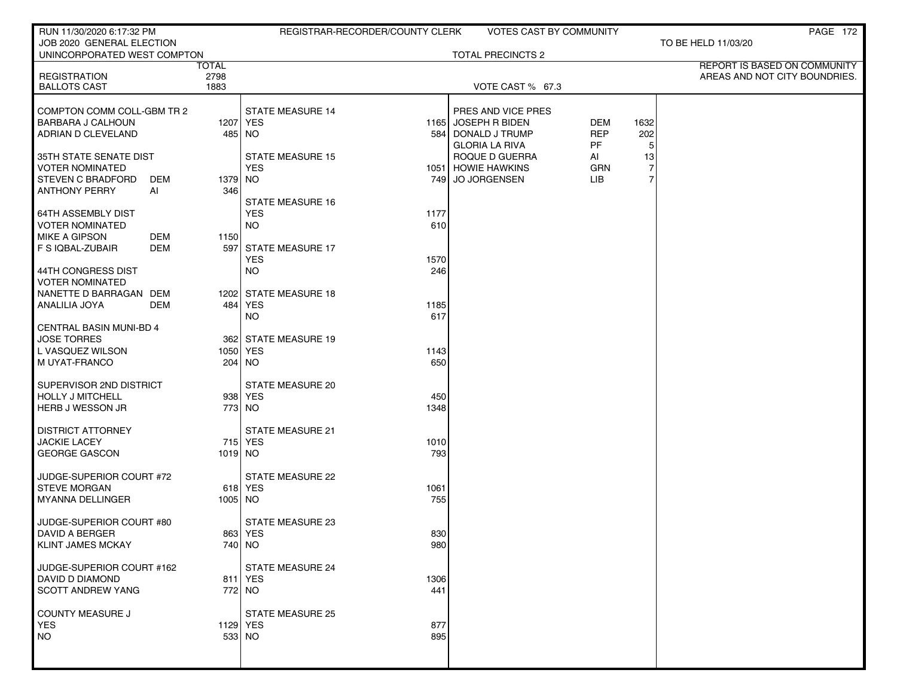RUN 11/30/2020 6:17:32 PM — REGISTRAR-RECORDER/COUNTY CLERK — VOTES CAST BY COMMUNITY

JOB 2020 GENERAL ELECTION — TO BE HELD 11/03/20

UNINCORPORATED WEST COMPTON — TOTAL PRECINCTS 2

REPORT IS BASED ON COMMUNITY AREAS AND NOT CITY BOUNDRIES.

| | TOTAL |
|---|---|
| REGISTRATION | 2798 |
| BALLOTS CAST | 1883 |

VOTE CAST % 67.3

**COMPTON COMM COLL-GBM TR 2**

| | | |
|---|---|---|
| BARBARA J CALHOUN | | 1207 |
| ADRIAN D CLEVELAND | | 485 |

**35TH STATE SENATE DIST**
VOTER NOMINATED

| | | |
|---|---|---|
| STEVEN C BRADFORD | DEM | 1379 |
| ANTHONY PERRY | AI | 346 |

**64TH ASSEMBLY DIST**
VOTER NOMINATED

| | | |
|---|---|---|
| MIKE A GIPSON | DEM | 1150 |
| F S IQBAL-ZUBAIR | DEM | 597 |

**44TH CONGRESS DIST**
VOTER NOMINATED

| | | |
|---|---|---|
| NANETTE D BARRAGAN | DEM | 1202 |
| ANALILIA JOYA | DEM | 484 |

**CENTRAL BASIN MUNI-BD 4**

| | |
|---|---|
| JOSE TORRES | 362 |
| L VASQUEZ WILSON | 1050 |
| M UYAT-FRANCO | 204 |

**SUPERVISOR 2ND DISTRICT**

| | |
|---|---|
| HOLLY J MITCHELL | 938 |
| HERB J WESSON JR | 773 |

**DISTRICT ATTORNEY**

| | |
|---|---|
| JACKIE LACEY | 715 |
| GEORGE GASCON | 1019 |

**JUDGE-SUPERIOR COURT #72**

| | |
|---|---|
| STEVE MORGAN | 618 |
| MYANNA DELLINGER | 1005 |

**JUDGE-SUPERIOR COURT #80**

| | |
|---|---|
| DAVID A BERGER | 863 |
| KLINT JAMES MCKAY | 740 |

**JUDGE-SUPERIOR COURT #162**

| | |
|---|---|
| DAVID D DIAMOND | 811 |
| SCOTT ANDREW YANG | 772 |

**COUNTY MEASURE J**

| | |
|---|---|
| YES | 1129 |
| NO | 533 |

| STATE MEASURE | YES | NO |
|---|---|---|
| STATE MEASURE 14 | 1165 | 584 |
| STATE MEASURE 15 | 1051 | 749 |
| STATE MEASURE 16 | 1177 | 610 |
| STATE MEASURE 17 | 1570 | 246 |
| STATE MEASURE 18 | 1185 | 617 |
| STATE MEASURE 19 | 1143 | 650 |
| STATE MEASURE 20 | 450 | 1348 |
| STATE MEASURE 21 | 1010 | 793 |
| STATE MEASURE 22 | 1061 | 755 |
| STATE MEASURE 23 | 830 | 980 |
| STATE MEASURE 24 | 1306 | 441 |
| STATE MEASURE 25 | 877 | 895 |

**PRES AND VICE PRES**

| | | |
|---|---|---|
| JOSEPH R BIDEN | DEM | 1632 |
| DONALD J TRUMP | REP | 202 |
| GLORIA LA RIVA | PF | 5 |
| ROQUE D GUERRA | AI | 13 |
| HOWIE HAWKINS | GRN | 7 |
| JO JORGENSEN | LIB | 7 |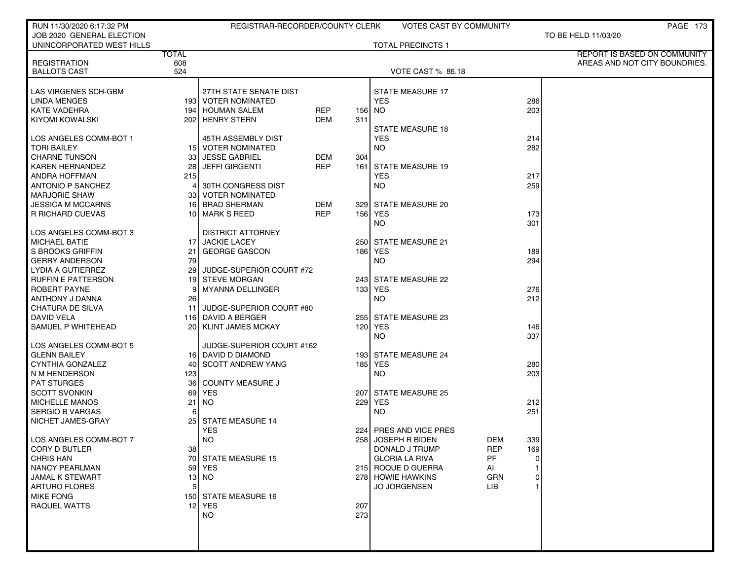RUN 11/30/2020 6:17:32 PM — REGISTRAR-RECORDER/COUNTY CLERK — VOTES CAST BY COMMUNITY

JOB 2020 GENERAL ELECTION — TO BE HELD 11/03/20

UNINCORPORATED WEST HILLS — TOTAL PRECINCTS 1

REPORT IS BASED ON COMMUNITY AREAS AND NOT CITY BOUNDRIES.

| | TOTAL |
|---|---|
| REGISTRATION | 608 |
| BALLOTS CAST | 524 |

VOTE CAST % 86.18

| LAS VIRGENES SCH-GBM | |
|---|---|
| LINDA MENGES | 193 |
| KATE VADEHRA | 194 |
| KIYOMI KOWALSKI | 202 |

| LOS ANGELES COMM-BOT 1 | |
|---|---|
| TORI BAILEY | 15 |
| CHARNE TUNSON | 33 |
| KAREN HERNANDEZ | 28 |
| ANDRA HOFFMAN | 215 |
| ANTONIO P SANCHEZ | 4 |
| MARJORIE SHAW | 33 |
| JESSICA M MCCARNS | 16 |
| R RICHARD CUEVAS | 10 |

| LOS ANGELES COMM-BOT 3 | |
|---|---|
| MICHAEL BATIE | 17 |
| S BROOKS GRIFFIN | 21 |
| GERRY ANDERSON | 79 |
| LYDIA A GUTIERREZ | 29 |
| RUFFIN E PATTERSON | 19 |
| ROBERT PAYNE | 9 |
| ANTHONY J DANNA | 26 |
| CHATURA DE SILVA | 11 |
| DAVID VELA | 116 |
| SAMUEL P WHITEHEAD | 20 |

| LOS ANGELES COMM-BOT 5 | |
|---|---|
| GLENN BAILEY | 16 |
| CYNTHIA GONZALEZ | 40 |
| N M HENDERSON | 123 |
| PAT STURGES | 36 |
| SCOTT SVONKIN | 69 |
| MICHELLE MANOS | 21 |
| SERGIO B VARGAS | 6 |
| NICHET JAMES-GRAY | 25 |

| LOS ANGELES COMM-BOT 7 | |
|---|---|
| CORY D BUTLER | 38 |
| CHRIS HAN | 70 |
| NANCY PEARLMAN | 59 |
| JAMAL K STEWART | 13 |
| ARTURO FLORES | 5 |
| MIKE FONG | 150 |
| RAQUEL WATTS | 12 |

| 27TH STATE SENATE DIST VOTER NOMINATED | | |
|---|---|---|
| HOUMAN SALEM | REP | 156 |
| HENRY STERN | DEM | 311 |

| 45TH ASSEMBLY DIST VOTER NOMINATED | | |
|---|---|---|
| JESSE GABRIEL | DEM | 304 |
| JEFFI GIRGENTI | REP | 161 |

| 30TH CONGRESS DIST VOTER NOMINATED | | |
|---|---|---|
| BRAD SHERMAN | DEM | 329 |
| MARK S REED | REP | 156 |

| DISTRICT ATTORNEY | |
|---|---|
| JACKIE LACEY | 250 |
| GEORGE GASCON | 186 |

| JUDGE-SUPERIOR COURT #72 | |
|---|---|
| STEVE MORGAN | 243 |
| MYANNA DELLINGER | 133 |

| JUDGE-SUPERIOR COURT #80 | |
|---|---|
| DAVID A BERGER | 255 |
| KLINT JAMES MCKAY | 120 |

| JUDGE-SUPERIOR COURT #162 | |
|---|---|
| DAVID D DIAMOND | 193 |
| SCOTT ANDREW YANG | 185 |

| COUNTY MEASURE J | |
|---|---|
| YES | 207 |
| NO | 229 |

| STATE MEASURE 14 | |
|---|---|
| YES | 224 |
| NO | 258 |

| STATE MEASURE 15 | |
|---|---|
| YES | 215 |
| NO | 278 |

| STATE MEASURE 16 | |
|---|---|
| YES | 207 |
| NO | 273 |

| STATE MEASURE 17 | |
|---|---|
| YES | 286 |
| NO | 203 |

| STATE MEASURE 18 | |
|---|---|
| YES | 214 |
| NO | 282 |

| STATE MEASURE 19 | |
|---|---|
| YES | 217 |
| NO | 259 |

| STATE MEASURE 20 | |
|---|---|
| YES | 173 |
| NO | 301 |

| STATE MEASURE 21 | |
|---|---|
| YES | 189 |
| NO | 294 |

| STATE MEASURE 22 | |
|---|---|
| YES | 276 |
| NO | 212 |

| STATE MEASURE 23 | |
|---|---|
| YES | 146 |
| NO | 337 |

| STATE MEASURE 24 | |
|---|---|
| YES | 280 |
| NO | 203 |

| STATE MEASURE 25 | |
|---|---|
| YES | 212 |
| NO | 251 |

| PRES AND VICE PRES | | |
|---|---|---|
| JOSEPH R BIDEN | DEM | 339 |
| DONALD J TRUMP | REP | 169 |
| GLORIA LA RIVA | PF | 0 |
| ROQUE D GUERRA | AI | 1 |
| HOWIE HAWKINS | GRN | 0 |
| JO JORGENSEN | LIB | 1 |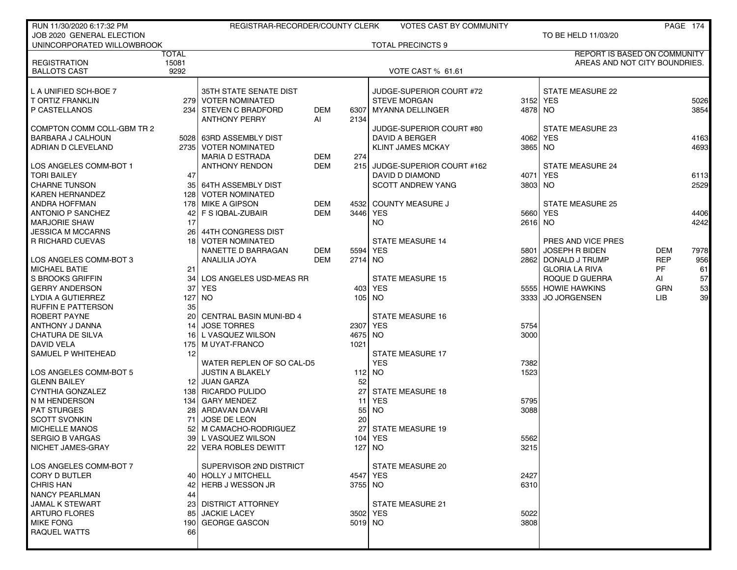RUN 11/30/2020 6:17:32 PM — REGISTRAR-RECORDER/COUNTY CLERK — VOTES CAST BY COMMUNITY

JOB 2020 GENERAL ELECTION — TO BE HELD 11/03/20

UNINCORPORATED WILLOWBROOK — TOTAL PRECINCTS 9

REPORT IS BASED ON COMMUNITY AREAS AND NOT CITY BOUNDRIES.

| | TOTAL |
|---|---|
| REGISTRATION | 15081 |
| BALLOTS CAST | 9292 |

VOTE CAST % 61.61

**L A UNIFIED SCH-BOE 7**

| Candidate | Votes |
|---|---|
| T ORTIZ FRANKLIN | 279 |
| P CASTELLANOS | 234 |

**COMPTON COMM COLL-GBM TR 2**

| Candidate | Votes |
|---|---|
| BARBARA J CALHOUN | 5028 |
| ADRIAN D CLEVELAND | 2735 |

**LOS ANGELES COMM-BOT 1**

| Candidate | Votes |
|---|---|
| TORI BAILEY | 47 |
| CHARNE TUNSON | 35 |
| KAREN HERNANDEZ | 128 |
| ANDRA HOFFMAN | 178 |
| ANTONIO P SANCHEZ | 42 |
| MARJORIE SHAW | 17 |
| JESSICA M MCCARNS | 26 |
| R RICHARD CUEVAS | 18 |

**LOS ANGELES COMM-BOT 3**

| Candidate | Votes |
|---|---|
| MICHAEL BATIE | 21 |
| S BROOKS GRIFFIN | 34 |
| GERRY ANDERSON | 37 |
| LYDIA A GUTIERREZ | 127 |
| RUFFIN E PATTERSON | 35 |
| ROBERT PAYNE | 20 |
| ANTHONY J DANNA | 14 |
| CHATURA DE SILVA | 16 |
| DAVID VELA | 175 |
| SAMUEL P WHITEHEAD | 12 |

**LOS ANGELES COMM-BOT 5**

| Candidate | Votes |
|---|---|
| GLENN BAILEY | 12 |
| CYNTHIA GONZALEZ | 138 |
| N M HENDERSON | 134 |
| PAT STURGES | 28 |
| SCOTT SVONKIN | 71 |
| MICHELLE MANOS | 52 |
| SERGIO B VARGAS | 39 |
| NICHET JAMES-GRAY | 22 |

**LOS ANGELES COMM-BOT 7**

| Candidate | Votes |
|---|---|
| CORY D BUTLER | 40 |
| CHRIS HAN | 42 |
| NANCY PEARLMAN | 44 |
| JAMAL K STEWART | 23 |
| ARTURO FLORES | 85 |
| MIKE FONG | 190 |
| RAQUEL WATTS | 66 |

**35TH STATE SENATE DIST — VOTER NOMINATED**

| Candidate | Party | Votes |
|---|---|---|
| STEVEN C BRADFORD | DEM | 6307 |
| ANTHONY PERRY | AI | 2134 |

**63RD ASSEMBLY DIST — VOTER NOMINATED**

| Candidate | Party | Votes |
|---|---|---|
| MARIA D ESTRADA | DEM | 274 |
| ANTHONY RENDON | DEM | 215 |

**64TH ASSEMBLY DIST — VOTER NOMINATED**

| Candidate | Party | Votes |
|---|---|---|
| MIKE A GIPSON | DEM | 4532 |
| F S IQBAL-ZUBAIR | DEM | 3446 |

**44TH CONGRESS DIST — VOTER NOMINATED**

| Candidate | Party | Votes |
|---|---|---|
| NANETTE D BARRAGAN | DEM | 5594 |
| ANALILIA JOYA | DEM | 2714 |

**LOS ANGELES USD-MEAS RR**

| | Votes |
|---|---|
| YES | 403 |
| NO | 105 |

**CENTRAL BASIN MUNI-BD 4**

| Candidate | Votes |
|---|---|
| JOSE TORRES | 2307 |
| L VASQUEZ WILSON | 4675 |
| M UYAT-FRANCO | 1021 |

**WATER REPLEN OF SO CAL-D5**

| Candidate | Votes |
|---|---|
| JUSTIN A BLAKELY | 112 |
| JUAN GARZA | 52 |
| RICARDO PULIDO | 27 |
| GARY MENDEZ | 11 |
| ARDAVAN DAVARI | 55 |
| JOSE DE LEON | 20 |
| M CAMACHO-RODRIGUEZ | 27 |
| L VASQUEZ WILSON | 104 |
| VERA ROBLES DEWITT | 127 |

**SUPERVISOR 2ND DISTRICT**

| Candidate | Votes |
|---|---|
| HOLLY J MITCHELL | 4547 |
| HERB J WESSON JR | 3755 |

**DISTRICT ATTORNEY**

| Candidate | Votes |
|---|---|
| JACKIE LACEY | 3502 |
| GEORGE GASCON | 5019 |

**JUDGE-SUPERIOR COURT #72**

| Candidate | Votes |
|---|---|
| STEVE MORGAN | 3152 |
| MYANNA DELLINGER | 4878 |

**JUDGE-SUPERIOR COURT #80**

| Candidate | Votes |
|---|---|
| DAVID A BERGER | 4062 |
| KLINT JAMES MCKAY | 3865 |

**JUDGE-SUPERIOR COURT #162**

| Candidate | Votes |
|---|---|
| DAVID D DIAMOND | 4071 |
| SCOTT ANDREW YANG | 3803 |

**COUNTY MEASURE J**

| | Votes |
|---|---|
| YES | 5660 |
| NO | 2616 |

**STATE MEASURE 14**

| | Votes |
|---|---|
| YES | 5801 |
| NO | 2862 |

**STATE MEASURE 15**

| | Votes |
|---|---|
| YES | 5555 |
| NO | 3333 |

**STATE MEASURE 16**

| | Votes |
|---|---|
| YES | 5754 |
| NO | 3000 |

**STATE MEASURE 17**

| | Votes |
|---|---|
| YES | 7382 |
| NO | 1523 |

**STATE MEASURE 18**

| | Votes |
|---|---|
| YES | 5795 |
| NO | 3088 |

**STATE MEASURE 19**

| | Votes |
|---|---|
| YES | 5562 |
| NO | 3215 |

**STATE MEASURE 20**

| | Votes |
|---|---|
| YES | 2427 |
| NO | 6310 |

**STATE MEASURE 21**

| | Votes |
|---|---|
| YES | 5022 |
| NO | 3808 |

**STATE MEASURE 22**

| | Votes |
|---|---|
| YES | 5026 |
| NO | 3854 |

**STATE MEASURE 23**

| | Votes |
|---|---|
| YES | 4163 |
| NO | 4693 |

**STATE MEASURE 24**

| | Votes |
|---|---|
| YES | 6113 |
| NO | 2529 |

**STATE MEASURE 25**

| | Votes |
|---|---|
| YES | 4406 |
| NO | 4242 |

**PRES AND VICE PRES**

| Candidate | Party | Votes |
|---|---|---|
| JOSEPH R BIDEN | DEM | 7978 |
| DONALD J TRUMP | REP | 956 |
| GLORIA LA RIVA | PF | 61 |
| ROQUE D GUERRA | AI | 57 |
| HOWIE HAWKINS | GRN | 53 |
| JO JORGENSEN | LIB | 39 |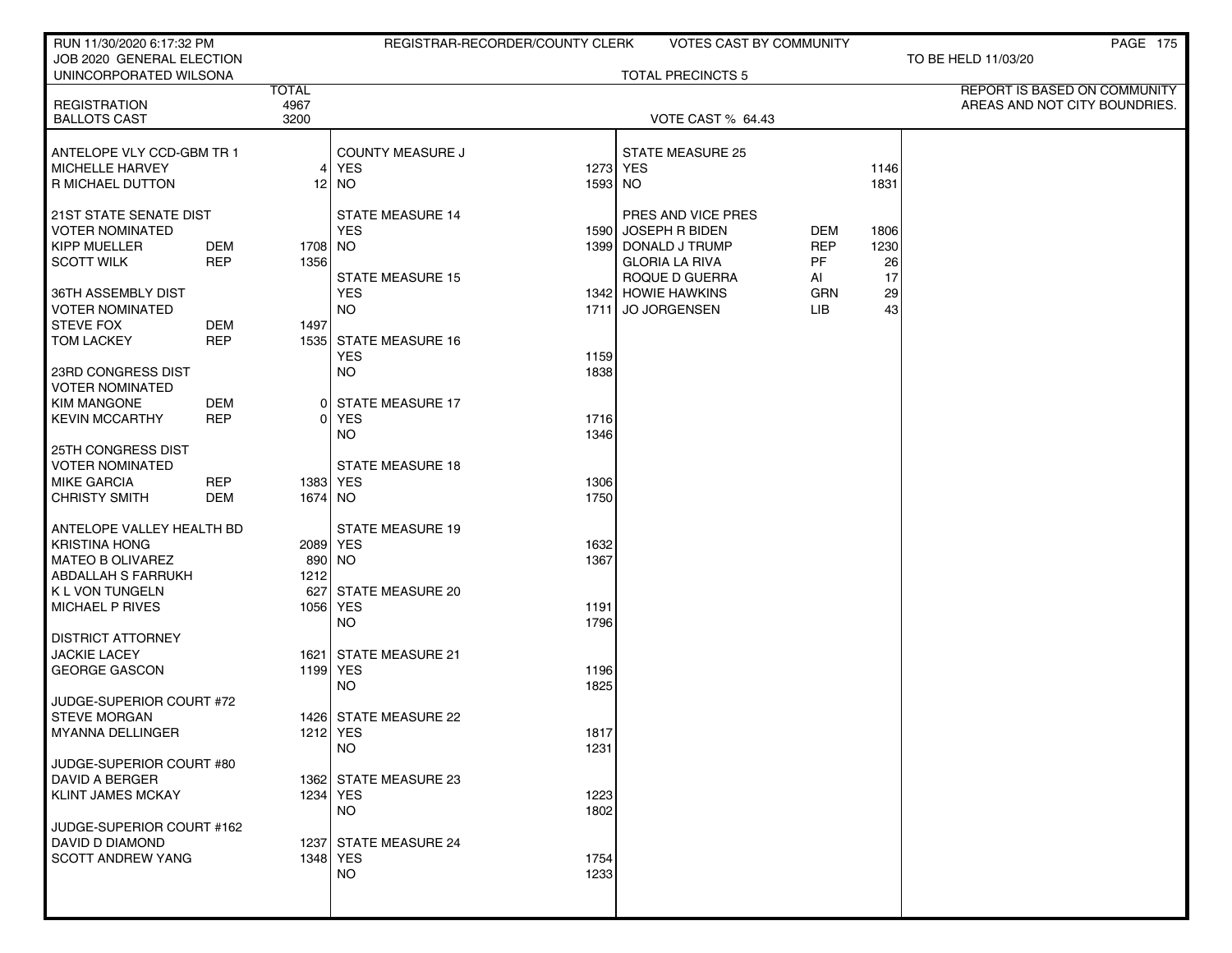RUN 11/30/2020 6:17:32 PM
JOB 2020 GENERAL ELECTION
UNINCORPORATED WILSONA

REGISTRAR-RECORDER/COUNTY CLERK — VOTES CAST BY COMMUNITY

TO BE HELD 11/03/20

TOTAL PRECINCTS 5

REPORT IS BASED ON COMMUNITY AREAS AND NOT CITY BOUNDRIES.

| | TOTAL |
|---|---|
| REGISTRATION | 4967 |
| BALLOTS CAST | 3200 |

VOTE CAST % 64.43

**ANTELOPE VLY CCD-GBM TR 1**

| | | |
|---|---|---|
| MICHELLE HARVEY | | 4 |
| R MICHAEL DUTTON | | 12 |

**21ST STATE SENATE DIST VOTER NOMINATED**

| | | |
|---|---|---|
| KIPP MUELLER | DEM | 1708 |
| SCOTT WILK | REP | 1356 |

**36TH ASSEMBLY DIST VOTER NOMINATED**

| | | |
|---|---|---|
| STEVE FOX | DEM | 1497 |
| TOM LACKEY | REP | 1535 |

**23RD CONGRESS DIST VOTER NOMINATED**

| | | |
|---|---|---|
| KIM MANGONE | DEM | 0 |
| KEVIN MCCARTHY | REP | 0 |

**25TH CONGRESS DIST VOTER NOMINATED**

| | | |
|---|---|---|
| MIKE GARCIA | REP | 1383 |
| CHRISTY SMITH | DEM | 1674 |

**ANTELOPE VALLEY HEALTH BD**

| | |
|---|---|
| KRISTINA HONG | 2089 |
| MATEO B OLIVAREZ | 890 |
| ABDALLAH S FARRUKH | 1212 |
| K L VON TUNGELN | 627 |
| MICHAEL P RIVES | 1056 |

**DISTRICT ATTORNEY**

| | |
|---|---|
| JACKIE LACEY | 1621 |
| GEORGE GASCON | 1199 |

**JUDGE-SUPERIOR COURT #72**

| | |
|---|---|
| STEVE MORGAN | 1426 |
| MYANNA DELLINGER | 1212 |

**JUDGE-SUPERIOR COURT #80**

| | |
|---|---|
| DAVID A BERGER | 1362 |
| KLINT JAMES MCKAY | 1234 |

**JUDGE-SUPERIOR COURT #162**

| | |
|---|---|
| DAVID D DIAMOND | 1237 |
| SCOTT ANDREW YANG | 1348 |

**COUNTY MEASURE J**

| | |
|---|---|
| YES | 1273 |
| NO | 1593 |

**STATE MEASURE 14**

| | |
|---|---|
| YES | 1590 |
| NO | 1399 |

**STATE MEASURE 15**

| | |
|---|---|
| YES | 1342 |
| NO | 1711 |

**STATE MEASURE 16**

| | |
|---|---|
| YES | 1159 |
| NO | 1838 |

**STATE MEASURE 17**

| | |
|---|---|
| YES | 1716 |
| NO | 1346 |

**STATE MEASURE 18**

| | |
|---|---|
| YES | 1306 |
| NO | 1750 |

**STATE MEASURE 19**

| | |
|---|---|
| YES | 1632 |
| NO | 1367 |

**STATE MEASURE 20**

| | |
|---|---|
| YES | 1191 |
| NO | 1796 |

**STATE MEASURE 21**

| | |
|---|---|
| YES | 1196 |
| NO | 1825 |

**STATE MEASURE 22**

| | |
|---|---|
| YES | 1817 |
| NO | 1231 |

**STATE MEASURE 23**

| | |
|---|---|
| YES | 1223 |
| NO | 1802 |

**STATE MEASURE 24**

| | |
|---|---|
| YES | 1754 |
| NO | 1233 |

**STATE MEASURE 25**

| | |
|---|---|
| YES | 1146 |
| NO | 1831 |

**PRES AND VICE PRES**

| | | |
|---|---|---|
| JOSEPH R BIDEN | DEM | 1806 |
| DONALD J TRUMP | REP | 1230 |
| GLORIA LA RIVA | PF | 26 |
| ROQUE D GUERRA | AI | 17 |
| HOWIE HAWKINS | GRN | 29 |
| JO JORGENSEN | LIB | 43 |